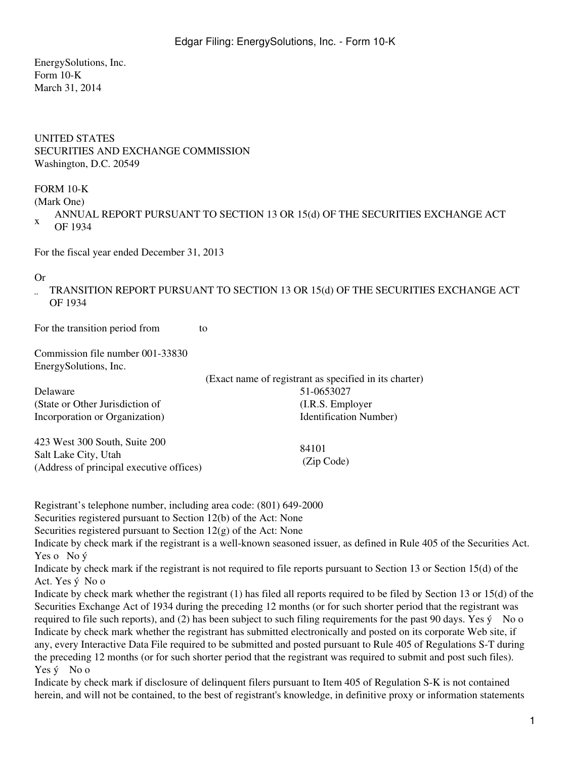EnergySolutions, Inc.
Form 10-K
March 31, 2014

UNITED STATES
SECURITIES AND EXCHANGE COMMISSION
Washington, D.C. 20549

FORM 10-K
(Mark One)

x ANNUAL REPORT PURSUANT TO SECTION 13 OR 15(d) OF THE SECURITIES EXCHANGE ACT OF 1934

For the fiscal year ended December 31, 2013

Or

.. TRANSITION REPORT PURSUANT TO SECTION 13 OR 15(d) OF THE SECURITIES EXCHANGE ACT OF 1934

For the transition period from to

Commission file number 001-33830

EnergySolutions, Inc.
(Exact name of registrant as specified in its charter)

| | |
|---|---|
| Delaware<br>(State or Other Jurisdiction of Incorporation or Organization) | 51-0653027<br>(I.R.S. Employer Identification Number) |
| 423 West 300 South, Suite 200<br>Salt Lake City, Utah<br>(Address of principal executive offices) | 84101<br>(Zip Code) |

Registrant's telephone number, including area code: (801) 649-2000

Securities registered pursuant to Section 12(b) of the Act: None

Securities registered pursuant to Section 12(g) of the Act: None

Indicate by check mark if the registrant is a well-known seasoned issuer, as defined in Rule 405 of the Securities Act. Yes o No ý

Indicate by check mark if the registrant is not required to file reports pursuant to Section 13 or Section 15(d) of the Act. Yes ý No o

Indicate by check mark whether the registrant (1) has filed all reports required to be filed by Section 13 or 15(d) of the Securities Exchange Act of 1934 during the preceding 12 months (or for such shorter period that the registrant was required to file such reports), and (2) has been subject to such filing requirements for the past 90 days. Yes ý No o

Indicate by check mark whether the registrant has submitted electronically and posted on its corporate Web site, if any, every Interactive Data File required to be submitted and posted pursuant to Rule 405 of Regulations S-T during the preceding 12 months (or for such shorter period that the registrant was required to submit and post such files). Yes ý No o

Indicate by check mark if disclosure of delinquent filers pursuant to Item 405 of Regulation S-K is not contained herein, and will not be contained, to the best of registrant's knowledge, in definitive proxy or information statements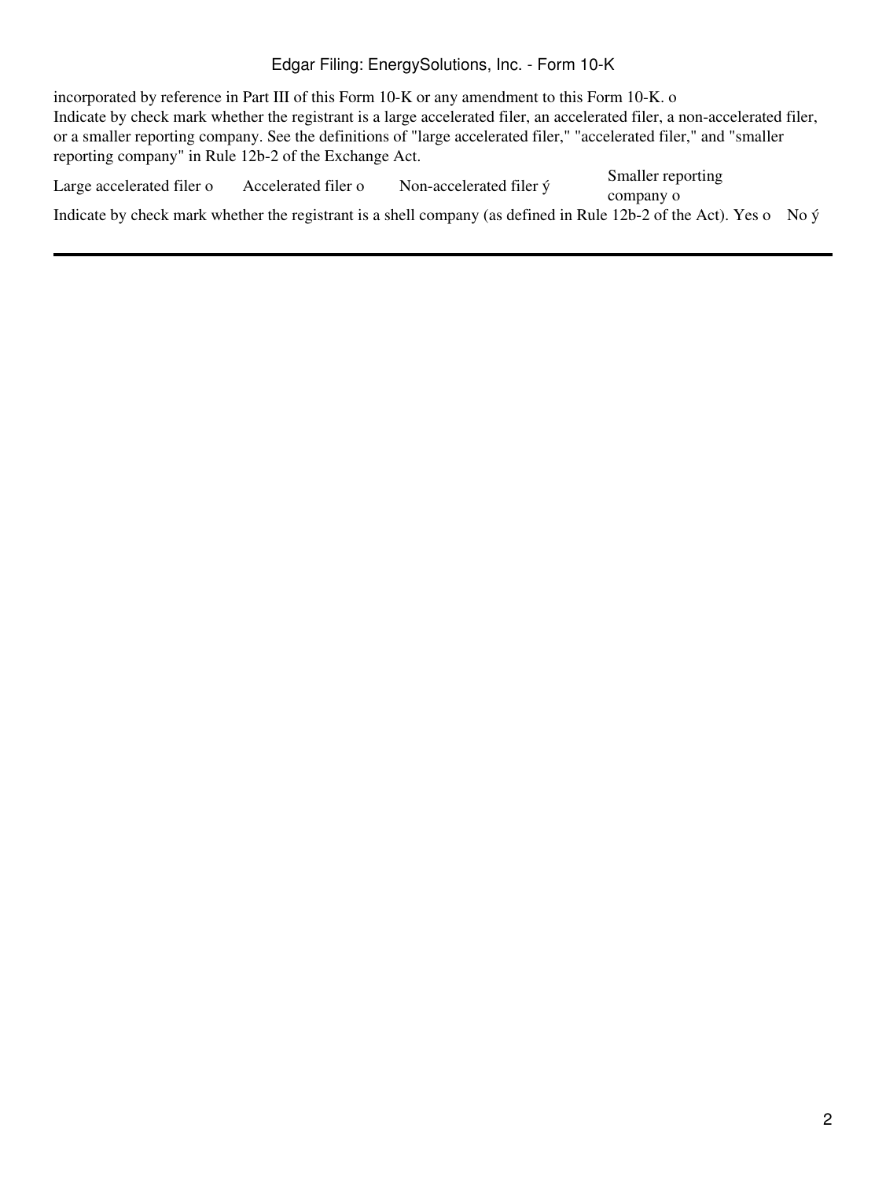incorporated by reference in Part III of this Form 10-K or any amendment to this Form 10-K. o
Indicate by check mark whether the registrant is a large accelerated filer, an accelerated filer, a non-accelerated filer, or a smaller reporting company. See the definitions of "large accelerated filer," "accelerated filer," and "smaller reporting company" in Rule 12b-2 of the Exchange Act.

| Large accelerated filer o | Accelerated filer o | Non-accelerated filer ý | Smaller reporting company o |
|---|---|---|---|

Indicate by check mark whether the registrant is a shell company (as defined in Rule 12b-2 of the Act). Yes o No ý

---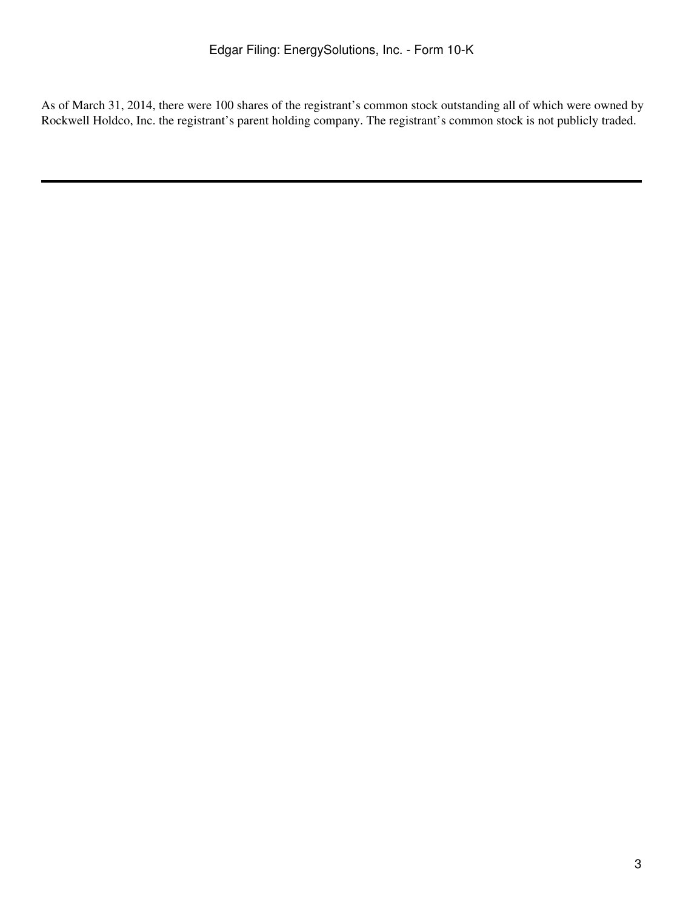As of March 31, 2014, there were 100 shares of the registrant's common stock outstanding all of which were owned by Rockwell Holdco, Inc. the registrant's parent holding company. The registrant's common stock is not publicly traded.

---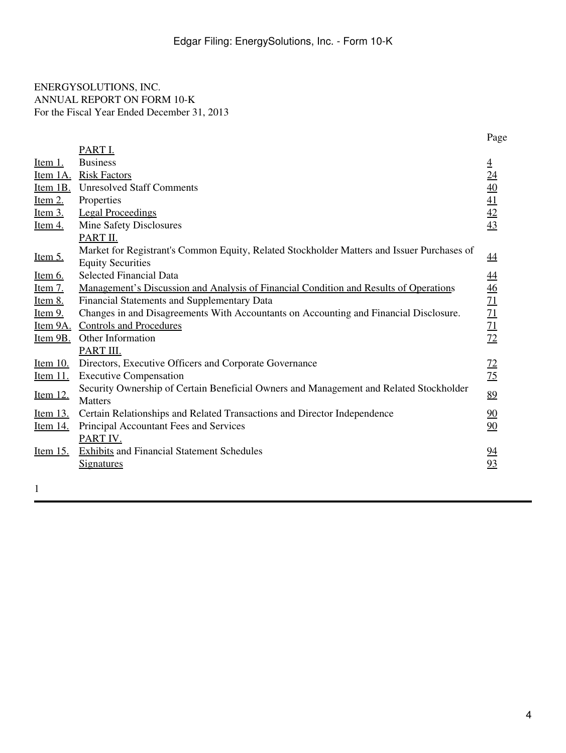ENERGYSOLUTIONS, INC.
ANNUAL REPORT ON FORM 10-K
For the Fiscal Year Ended December 31, 2013

| | | Page |
|---|---|---|
| | PART I. | |
| Item 1. | Business | 4 |
| Item 1A. | Risk Factors | 24 |
| Item 1B. | Unresolved Staff Comments | 40 |
| Item 2. | Properties | 41 |
| Item 3. | Legal Proceedings | 42 |
| Item 4. | Mine Safety Disclosures | 43 |
| | PART II. | |
| Item 5. | Market for Registrant's Common Equity, Related Stockholder Matters and Issuer Purchases of Equity Securities | 44 |
| Item 6. | Selected Financial Data | 44 |
| Item 7. | Management's Discussion and Analysis of Financial Condition and Results of Operations | 46 |
| Item 8. | Financial Statements and Supplementary Data | 71 |
| Item 9. | Changes in and Disagreements With Accountants on Accounting and Financial Disclosure. | 71 |
| Item 9A. | Controls and Procedures | 71 |
| Item 9B. | Other Information | 72 |
| | PART III. | |
| Item 10. | Directors, Executive Officers and Corporate Governance | 72 |
| Item 11. | Executive Compensation | 75 |
| Item 12. | Security Ownership of Certain Beneficial Owners and Management and Related Stockholder Matters | 89 |
| Item 13. | Certain Relationships and Related Transactions and Director Independence | 90 |
| Item 14. | Principal Accountant Fees and Services | 90 |
| | PART IV. | |
| Item 15. | Exhibits and Financial Statement Schedules | 94 |
| | Signatures | 93 |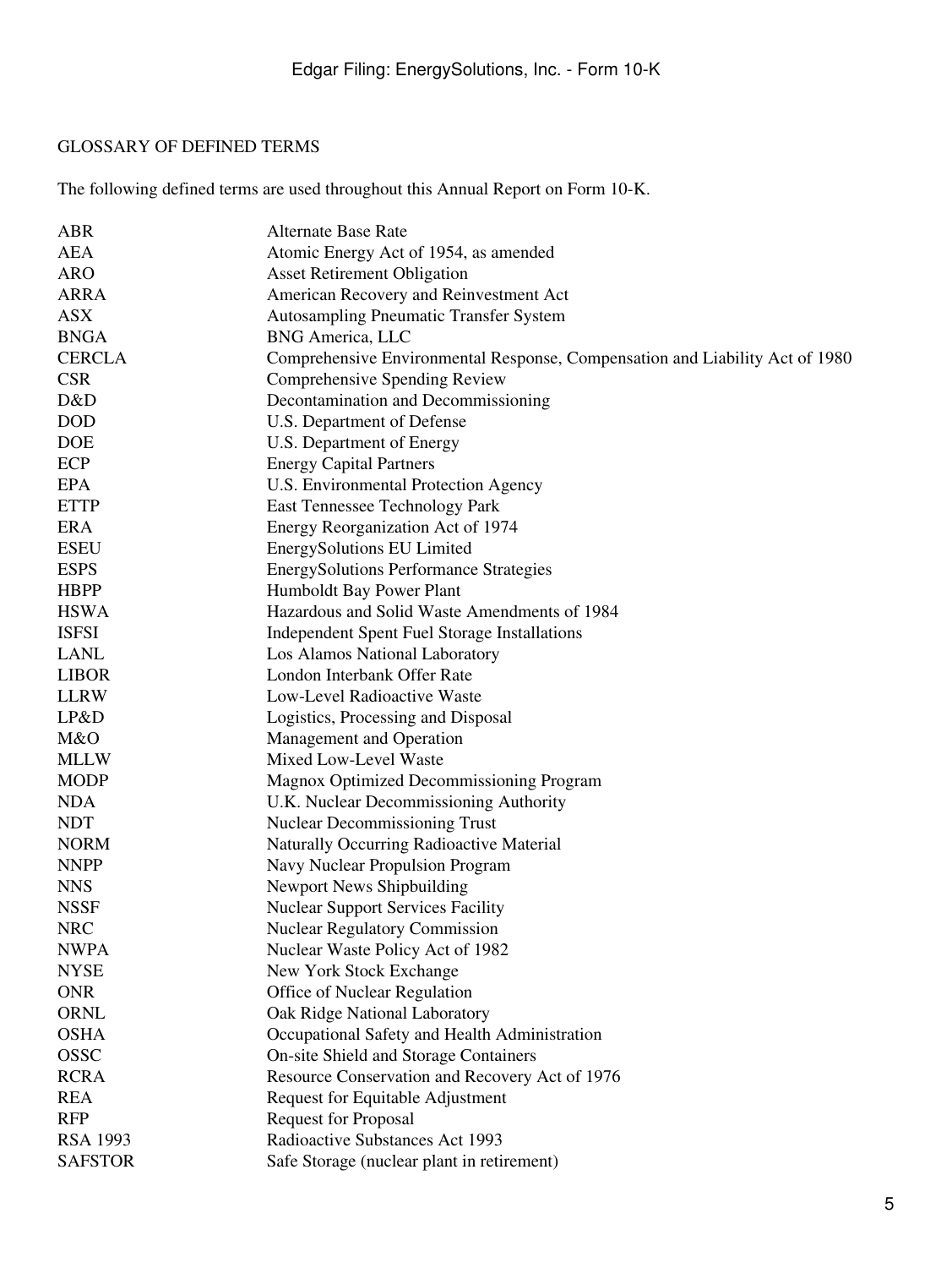## GLOSSARY OF DEFINED TERMS

The following defined terms are used throughout this Annual Report on Form 10-K.

| | |
|---|---|
| ABR | Alternate Base Rate |
| AEA | Atomic Energy Act of 1954, as amended |
| ARO | Asset Retirement Obligation |
| ARRA | American Recovery and Reinvestment Act |
| ASX | Autosampling Pneumatic Transfer System |
| BNGA | BNG America, LLC |
| CERCLA | Comprehensive Environmental Response, Compensation and Liability Act of 1980 |
| CSR | Comprehensive Spending Review |
| D&D | Decontamination and Decommissioning |
| DOD | U.S. Department of Defense |
| DOE | U.S. Department of Energy |
| ECP | Energy Capital Partners |
| EPA | U.S. Environmental Protection Agency |
| ETTP | East Tennessee Technology Park |
| ERA | Energy Reorganization Act of 1974 |
| ESEU | EnergySolutions EU Limited |
| ESPS | EnergySolutions Performance Strategies |
| HBPP | Humboldt Bay Power Plant |
| HSWA | Hazardous and Solid Waste Amendments of 1984 |
| ISFSI | Independent Spent Fuel Storage Installations |
| LANL | Los Alamos National Laboratory |
| LIBOR | London Interbank Offer Rate |
| LLRW | Low-Level Radioactive Waste |
| LP&D | Logistics, Processing and Disposal |
| M&O | Management and Operation |
| MLLW | Mixed Low-Level Waste |
| MODP | Magnox Optimized Decommissioning Program |
| NDA | U.K. Nuclear Decommissioning Authority |
| NDT | Nuclear Decommissioning Trust |
| NORM | Naturally Occurring Radioactive Material |
| NNPP | Navy Nuclear Propulsion Program |
| NNS | Newport News Shipbuilding |
| NSSF | Nuclear Support Services Facility |
| NRC | Nuclear Regulatory Commission |
| NWPA | Nuclear Waste Policy Act of 1982 |
| NYSE | New York Stock Exchange |
| ONR | Office of Nuclear Regulation |
| ORNL | Oak Ridge National Laboratory |
| OSHA | Occupational Safety and Health Administration |
| OSSC | On-site Shield and Storage Containers |
| RCRA | Resource Conservation and Recovery Act of 1976 |
| REA | Request for Equitable Adjustment |
| RFP | Request for Proposal |
| RSA 1993 | Radioactive Substances Act 1993 |
| SAFSTOR | Safe Storage (nuclear plant in retirement) |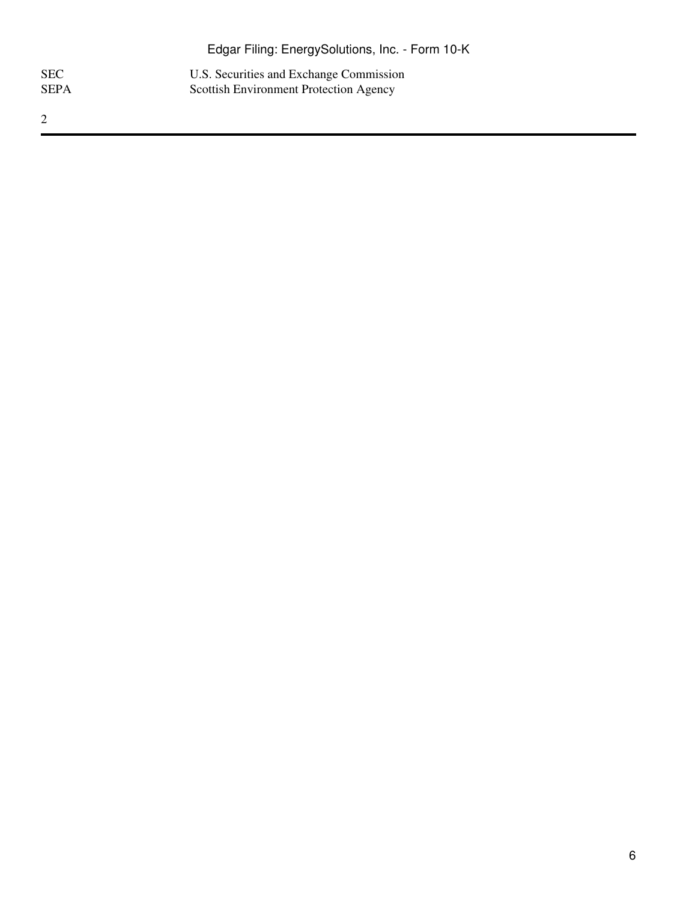| | |
|---|---|
| SEC | U.S. Securities and Exchange Commission |
| SEPA | Scottish Environment Protection Agency |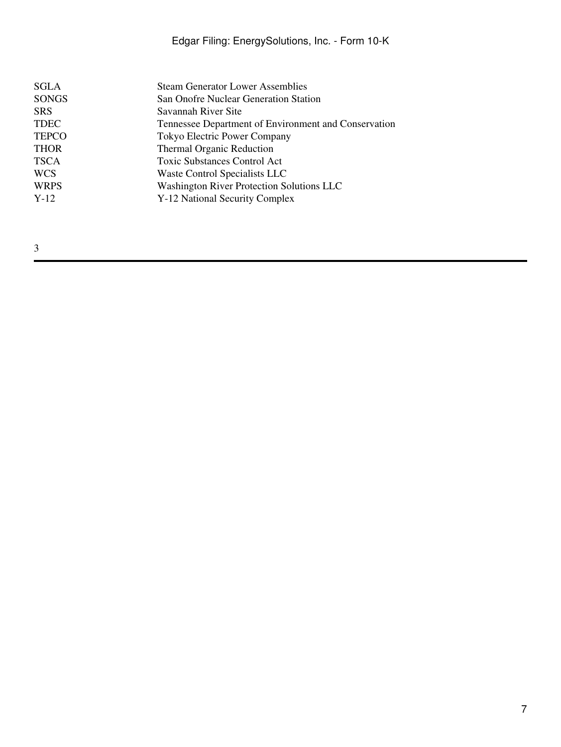| | |
|---|---|
| SGLA | Steam Generator Lower Assemblies |
| SONGS | San Onofre Nuclear Generation Station |
| SRS | Savannah River Site |
| TDEC | Tennessee Department of Environment and Conservation |
| TEPCO | Tokyo Electric Power Company |
| THOR | Thermal Organic Reduction |
| TSCA | Toxic Substances Control Act |
| WCS | Waste Control Specialists LLC |
| WRPS | Washington River Protection Solutions LLC |
| Y-12 | Y-12 National Security Complex |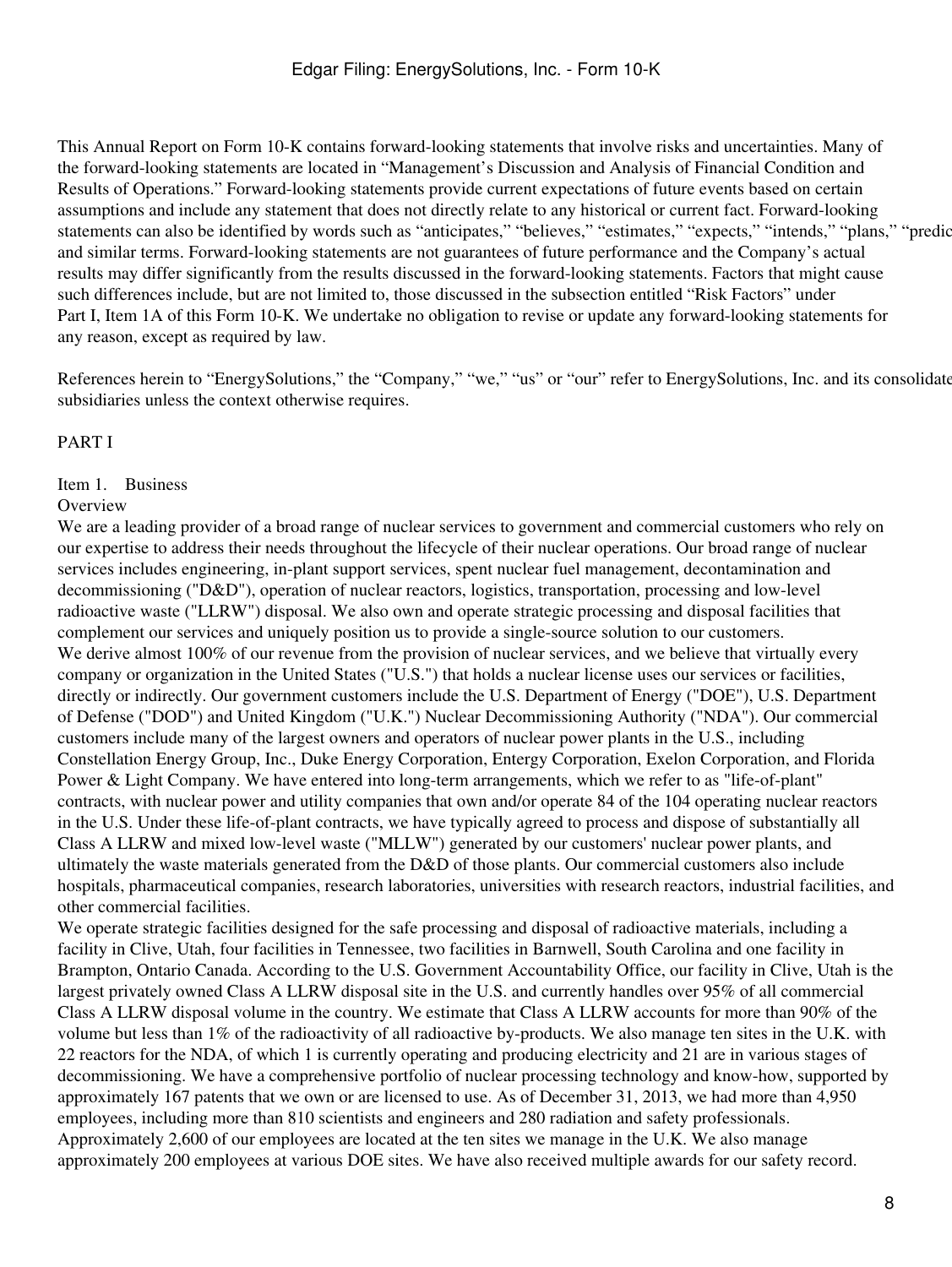This Annual Report on Form 10-K contains forward-looking statements that involve risks and uncertainties. Many of the forward-looking statements are located in "Management's Discussion and Analysis of Financial Condition and Results of Operations." Forward-looking statements provide current expectations of future events based on certain assumptions and include any statement that does not directly relate to any historical or current fact. Forward-looking statements can also be identified by words such as "anticipates," "believes," "estimates," "expects," "intends," "plans," "predic and similar terms. Forward-looking statements are not guarantees of future performance and the Company's actual results may differ significantly from the results discussed in the forward-looking statements. Factors that might cause such differences include, but are not limited to, those discussed in the subsection entitled "Risk Factors" under Part I, Item 1A of this Form 10-K. We undertake no obligation to revise or update any forward-looking statements for any reason, except as required by law.

References herein to "EnergySolutions," the "Company," "we," "us" or "our" refer to EnergySolutions, Inc. and its consolidate subsidiaries unless the context otherwise requires.

# PART I

## Item 1. Business

### Overview

We are a leading provider of a broad range of nuclear services to government and commercial customers who rely on our expertise to address their needs throughout the lifecycle of their nuclear operations. Our broad range of nuclear services includes engineering, in-plant support services, spent nuclear fuel management, decontamination and decommissioning ("D&D"), operation of nuclear reactors, logistics, transportation, processing and low-level radioactive waste ("LLRW") disposal. We also own and operate strategic processing and disposal facilities that complement our services and uniquely position us to provide a single-source solution to our customers.

We derive almost 100% of our revenue from the provision of nuclear services, and we believe that virtually every company or organization in the United States ("U.S.") that holds a nuclear license uses our services or facilities, directly or indirectly. Our government customers include the U.S. Department of Energy ("DOE"), U.S. Department of Defense ("DOD") and United Kingdom ("U.K.") Nuclear Decommissioning Authority ("NDA"). Our commercial customers include many of the largest owners and operators of nuclear power plants in the U.S., including Constellation Energy Group, Inc., Duke Energy Corporation, Entergy Corporation, Exelon Corporation, and Florida Power & Light Company. We have entered into long-term arrangements, which we refer to as "life-of-plant" contracts, with nuclear power and utility companies that own and/or operate 84 of the 104 operating nuclear reactors in the U.S. Under these life-of-plant contracts, we have typically agreed to process and dispose of substantially all Class A LLRW and mixed low-level waste ("MLLW") generated by our customers' nuclear power plants, and ultimately the waste materials generated from the D&D of those plants. Our commercial customers also include hospitals, pharmaceutical companies, research laboratories, universities with research reactors, industrial facilities, and other commercial facilities.

We operate strategic facilities designed for the safe processing and disposal of radioactive materials, including a facility in Clive, Utah, four facilities in Tennessee, two facilities in Barnwell, South Carolina and one facility in Brampton, Ontario Canada. According to the U.S. Government Accountability Office, our facility in Clive, Utah is the largest privately owned Class A LLRW disposal site in the U.S. and currently handles over 95% of all commercial Class A LLRW disposal volume in the country. We estimate that Class A LLRW accounts for more than 90% of the volume but less than 1% of the radioactivity of all radioactive by-products. We also manage ten sites in the U.K. with 22 reactors for the NDA, of which 1 is currently operating and producing electricity and 21 are in various stages of decommissioning. We have a comprehensive portfolio of nuclear processing technology and know-how, supported by approximately 167 patents that we own or are licensed to use. As of December 31, 2013, we had more than 4,950 employees, including more than 810 scientists and engineers and 280 radiation and safety professionals. Approximately 2,600 of our employees are located at the ten sites we manage in the U.K. We also manage approximately 200 employees at various DOE sites. We have also received multiple awards for our safety record.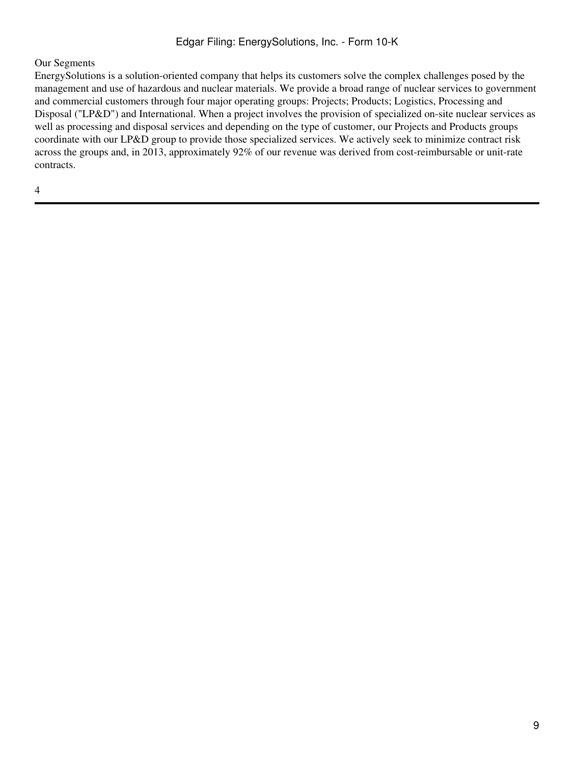## Our Segments

EnergySolutions is a solution-oriented company that helps its customers solve the complex challenges posed by the management and use of hazardous and nuclear materials. We provide a broad range of nuclear services to government and commercial customers through four major operating groups: Projects; Products; Logistics, Processing and Disposal ("LP&D") and International. When a project involves the provision of specialized on-site nuclear services as well as processing and disposal services and depending on the type of customer, our Projects and Products groups coordinate with our LP&D group to provide those specialized services. We actively seek to minimize contract risk across the groups and, in 2013, approximately 92% of our revenue was derived from cost-reimbursable or unit-rate contracts.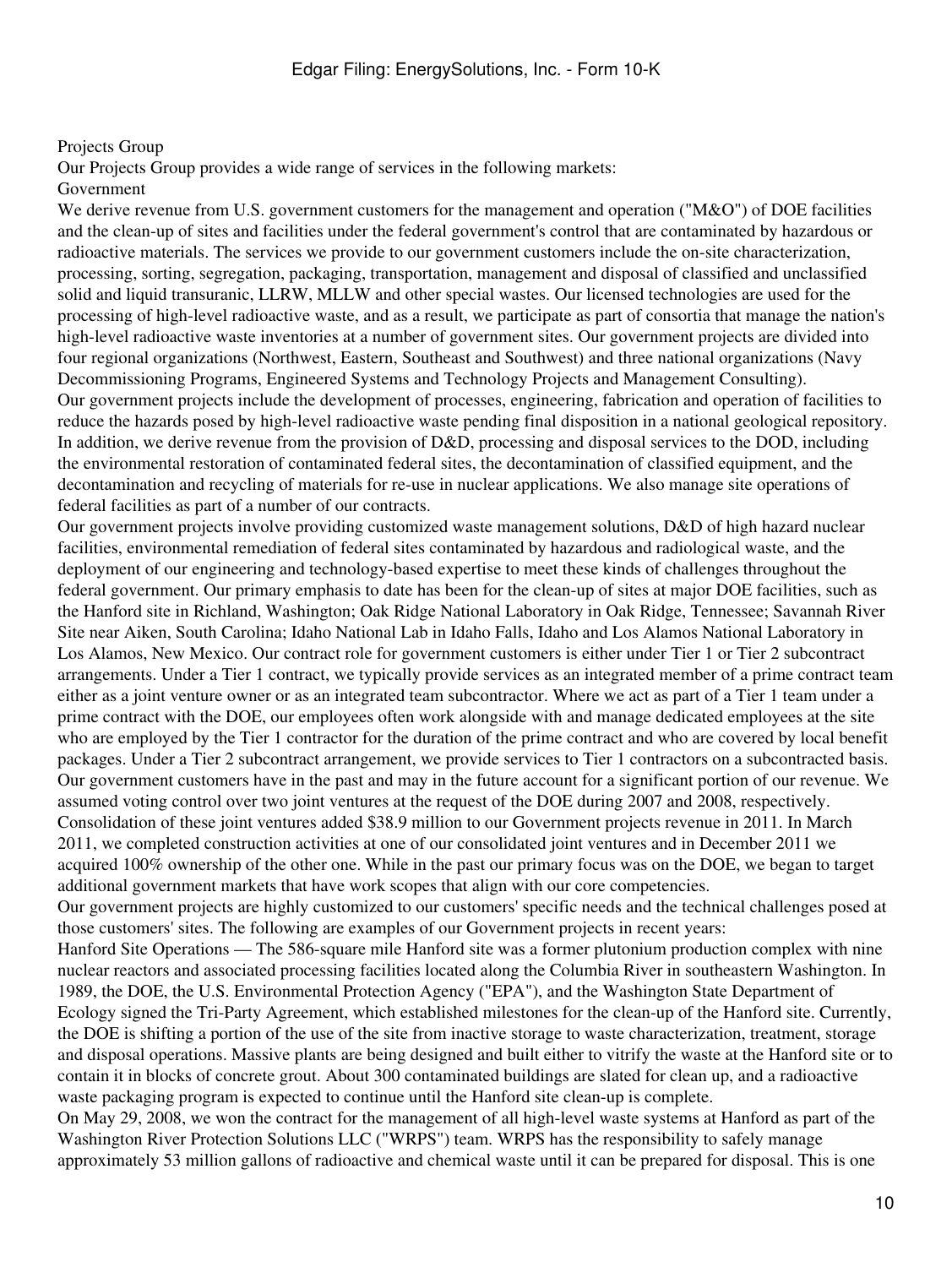## Projects Group

Our Projects Group provides a wide range of services in the following markets:

### Government

We derive revenue from U.S. government customers for the management and operation ("M&O") of DOE facilities and the clean-up of sites and facilities under the federal government's control that are contaminated by hazardous or radioactive materials. The services we provide to our government customers include the on-site characterization, processing, sorting, segregation, packaging, transportation, management and disposal of classified and unclassified solid and liquid transuranic, LLRW, MLLW and other special wastes. Our licensed technologies are used for the processing of high-level radioactive waste, and as a result, we participate as part of consortia that manage the nation's high-level radioactive waste inventories at a number of government sites. Our government projects are divided into four regional organizations (Northwest, Eastern, Southeast and Southwest) and three national organizations (Navy Decommissioning Programs, Engineered Systems and Technology Projects and Management Consulting).

Our government projects include the development of processes, engineering, fabrication and operation of facilities to reduce the hazards posed by high-level radioactive waste pending final disposition in a national geological repository. In addition, we derive revenue from the provision of D&D, processing and disposal services to the DOD, including the environmental restoration of contaminated federal sites, the decontamination of classified equipment, and the decontamination and recycling of materials for re-use in nuclear applications. We also manage site operations of federal facilities as part of a number of our contracts.

Our government projects involve providing customized waste management solutions, D&D of high hazard nuclear facilities, environmental remediation of federal sites contaminated by hazardous and radiological waste, and the deployment of our engineering and technology-based expertise to meet these kinds of challenges throughout the federal government. Our primary emphasis to date has been for the clean-up of sites at major DOE facilities, such as the Hanford site in Richland, Washington; Oak Ridge National Laboratory in Oak Ridge, Tennessee; Savannah River Site near Aiken, South Carolina; Idaho National Lab in Idaho Falls, Idaho and Los Alamos National Laboratory in Los Alamos, New Mexico. Our contract role for government customers is either under Tier 1 or Tier 2 subcontract arrangements. Under a Tier 1 contract, we typically provide services as an integrated member of a prime contract team either as a joint venture owner or as an integrated team subcontractor. Where we act as part of a Tier 1 team under a prime contract with the DOE, our employees often work alongside with and manage dedicated employees at the site who are employed by the Tier 1 contractor for the duration of the prime contract and who are covered by local benefit packages. Under a Tier 2 subcontract arrangement, we provide services to Tier 1 contractors on a subcontracted basis. Our government customers have in the past and may in the future account for a significant portion of our revenue. We assumed voting control over two joint ventures at the request of the DOE during 2007 and 2008, respectively. Consolidation of these joint ventures added $38.9 million to our Government projects revenue in 2011. In March 2011, we completed construction activities at one of our consolidated joint ventures and in December 2011 we acquired 100% ownership of the other one. While in the past our primary focus was on the DOE, we began to target additional government markets that have work scopes that align with our core competencies.

Our government projects are highly customized to our customers' specific needs and the technical challenges posed at those customers' sites. The following are examples of our Government projects in recent years:

Hanford Site Operations — The 586-square mile Hanford site was a former plutonium production complex with nine nuclear reactors and associated processing facilities located along the Columbia River in southeastern Washington. In 1989, the DOE, the U.S. Environmental Protection Agency ("EPA"), and the Washington State Department of Ecology signed the Tri-Party Agreement, which established milestones for the clean-up of the Hanford site. Currently, the DOE is shifting a portion of the use of the site from inactive storage to waste characterization, treatment, storage and disposal operations. Massive plants are being designed and built either to vitrify the waste at the Hanford site or to contain it in blocks of concrete grout. About 300 contaminated buildings are slated for clean up, and a radioactive waste packaging program is expected to continue until the Hanford site clean-up is complete.

On May 29, 2008, we won the contract for the management of all high-level waste systems at Hanford as part of the Washington River Protection Solutions LLC ("WRPS") team. WRPS has the responsibility to safely manage approximately 53 million gallons of radioactive and chemical waste until it can be prepared for disposal. This is one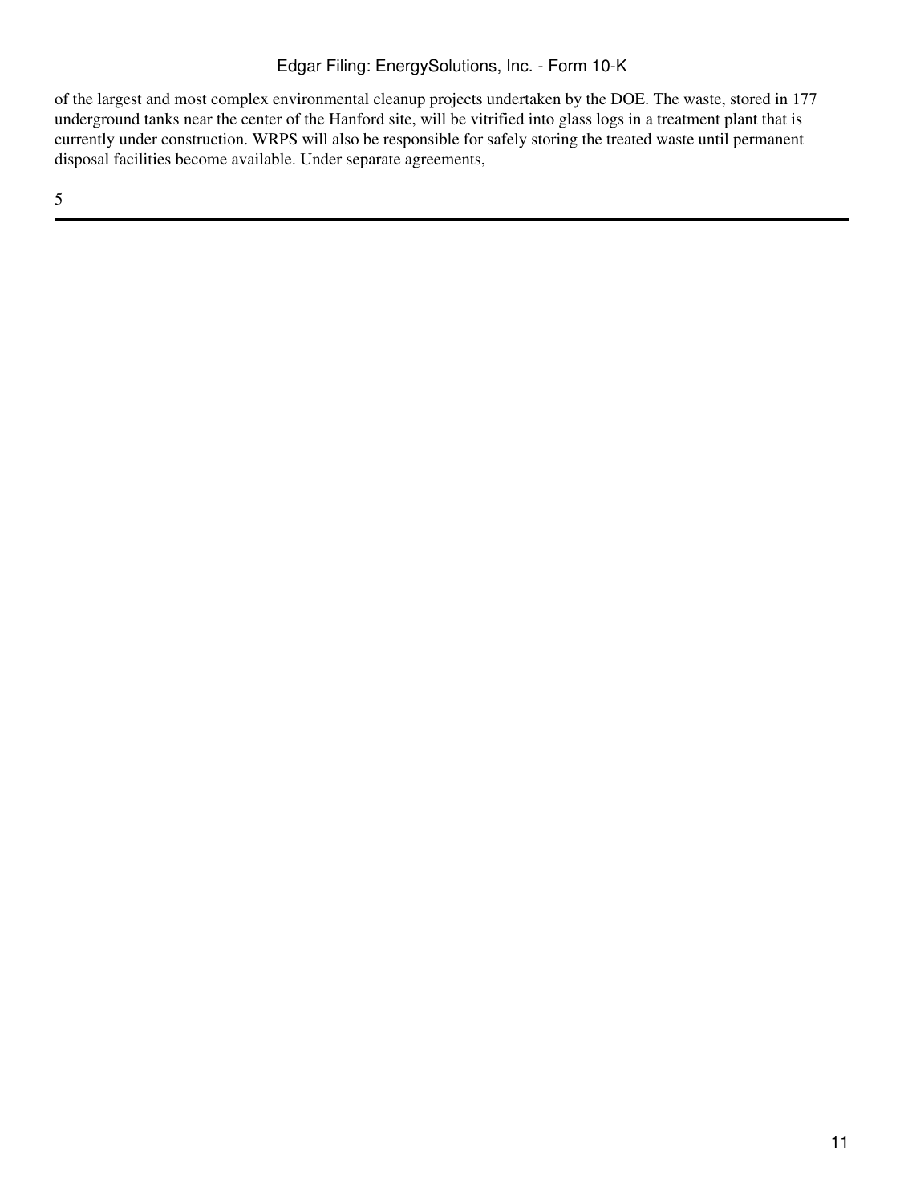of the largest and most complex environmental cleanup projects undertaken by the DOE. The waste, stored in 177 underground tanks near the center of the Hanford site, will be vitrified into glass logs in a treatment plant that is currently under construction. WRPS will also be responsible for safely storing the treated waste until permanent disposal facilities become available. Under separate agreements,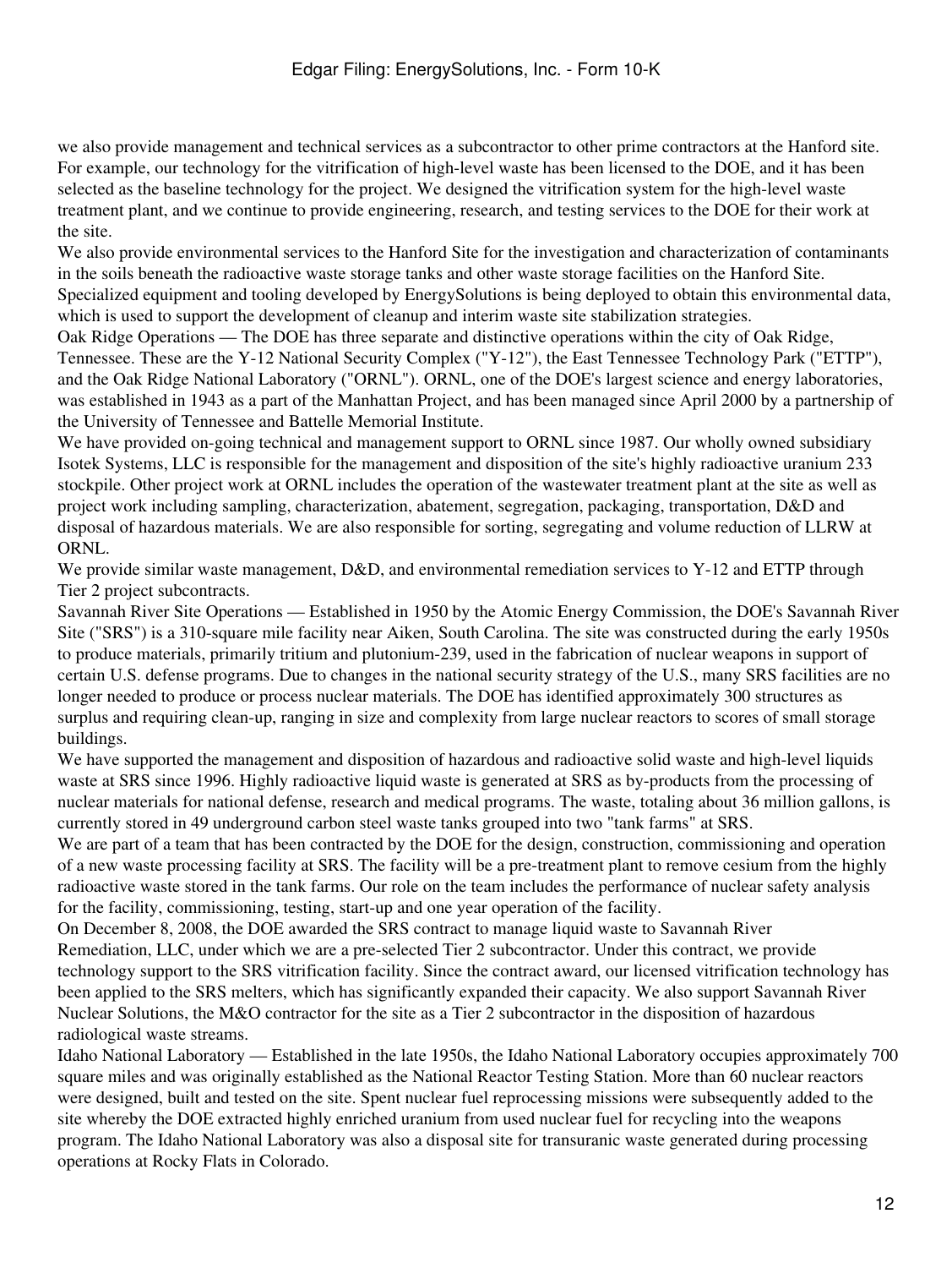we also provide management and technical services as a subcontractor to other prime contractors at the Hanford site. For example, our technology for the vitrification of high-level waste has been licensed to the DOE, and it has been selected as the baseline technology for the project. We designed the vitrification system for the high-level waste treatment plant, and we continue to provide engineering, research, and testing services to the DOE for their work at the site.

We also provide environmental services to the Hanford Site for the investigation and characterization of contaminants in the soils beneath the radioactive waste storage tanks and other waste storage facilities on the Hanford Site. Specialized equipment and tooling developed by EnergySolutions is being deployed to obtain this environmental data, which is used to support the development of cleanup and interim waste site stabilization strategies.

Oak Ridge Operations — The DOE has three separate and distinctive operations within the city of Oak Ridge, Tennessee. These are the Y-12 National Security Complex ("Y-12"), the East Tennessee Technology Park ("ETTP"), and the Oak Ridge National Laboratory ("ORNL"). ORNL, one of the DOE's largest science and energy laboratories, was established in 1943 as a part of the Manhattan Project, and has been managed since April 2000 by a partnership of the University of Tennessee and Battelle Memorial Institute.

We have provided on-going technical and management support to ORNL since 1987. Our wholly owned subsidiary Isotek Systems, LLC is responsible for the management and disposition of the site's highly radioactive uranium 233 stockpile. Other project work at ORNL includes the operation of the wastewater treatment plant at the site as well as project work including sampling, characterization, abatement, segregation, packaging, transportation, D&D and disposal of hazardous materials. We are also responsible for sorting, segregating and volume reduction of LLRW at ORNL.

We provide similar waste management, D&D, and environmental remediation services to Y-12 and ETTP through Tier 2 project subcontracts.

Savannah River Site Operations — Established in 1950 by the Atomic Energy Commission, the DOE's Savannah River Site ("SRS") is a 310-square mile facility near Aiken, South Carolina. The site was constructed during the early 1950s to produce materials, primarily tritium and plutonium-239, used in the fabrication of nuclear weapons in support of certain U.S. defense programs. Due to changes in the national security strategy of the U.S., many SRS facilities are no longer needed to produce or process nuclear materials. The DOE has identified approximately 300 structures as surplus and requiring clean-up, ranging in size and complexity from large nuclear reactors to scores of small storage buildings.

We have supported the management and disposition of hazardous and radioactive solid waste and high-level liquids waste at SRS since 1996. Highly radioactive liquid waste is generated at SRS as by-products from the processing of nuclear materials for national defense, research and medical programs. The waste, totaling about 36 million gallons, is currently stored in 49 underground carbon steel waste tanks grouped into two "tank farms" at SRS.

We are part of a team that has been contracted by the DOE for the design, construction, commissioning and operation of a new waste processing facility at SRS. The facility will be a pre-treatment plant to remove cesium from the highly radioactive waste stored in the tank farms. Our role on the team includes the performance of nuclear safety analysis for the facility, commissioning, testing, start-up and one year operation of the facility.

On December 8, 2008, the DOE awarded the SRS contract to manage liquid waste to Savannah River Remediation, LLC, under which we are a pre-selected Tier 2 subcontractor. Under this contract, we provide technology support to the SRS vitrification facility. Since the contract award, our licensed vitrification technology has been applied to the SRS melters, which has significantly expanded their capacity. We also support Savannah River Nuclear Solutions, the M&O contractor for the site as a Tier 2 subcontractor in the disposition of hazardous radiological waste streams.

Idaho National Laboratory — Established in the late 1950s, the Idaho National Laboratory occupies approximately 700 square miles and was originally established as the National Reactor Testing Station. More than 60 nuclear reactors were designed, built and tested on the site. Spent nuclear fuel reprocessing missions were subsequently added to the site whereby the DOE extracted highly enriched uranium from used nuclear fuel for recycling into the weapons program. The Idaho National Laboratory was also a disposal site for transuranic waste generated during processing operations at Rocky Flats in Colorado.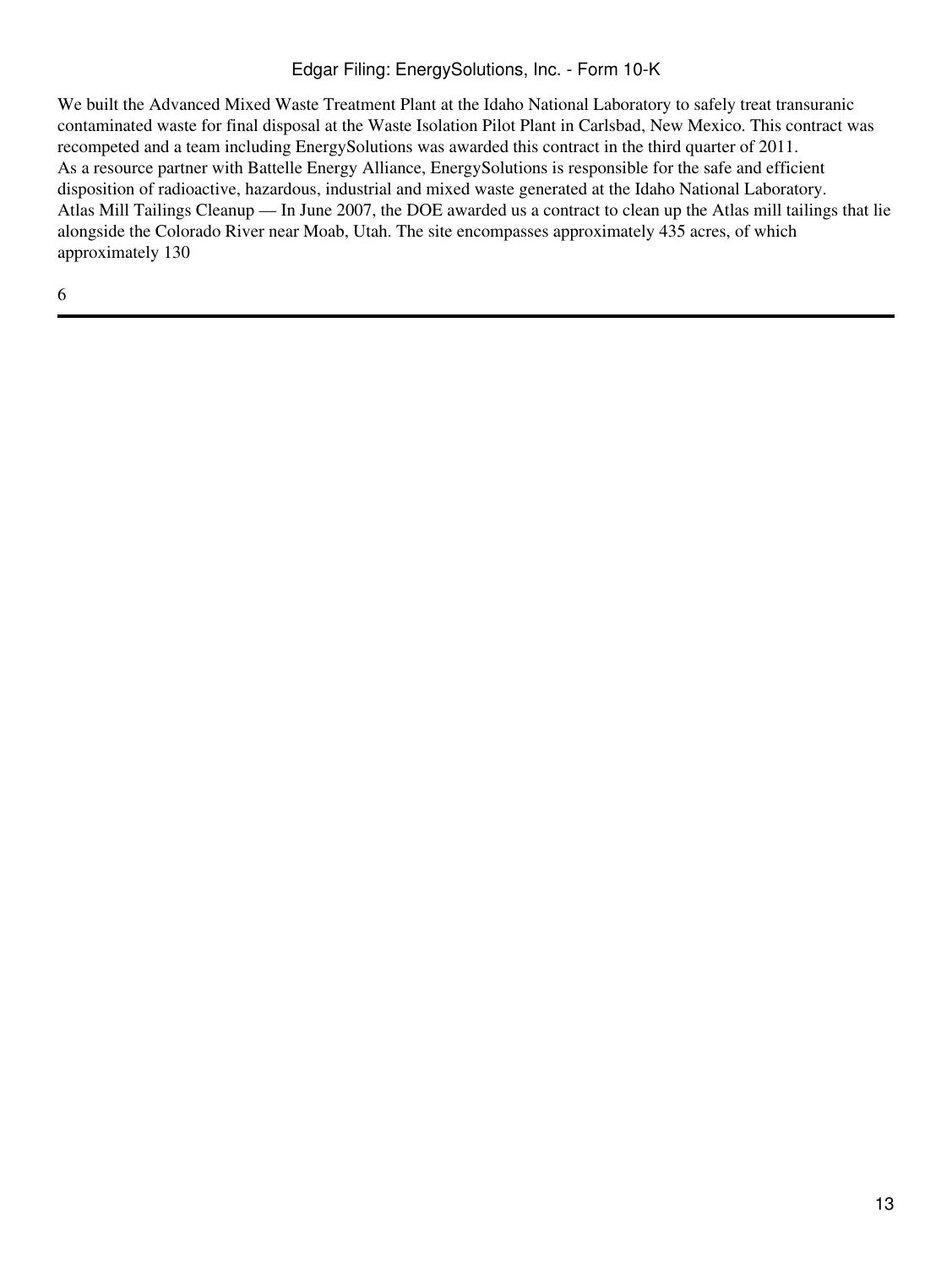We built the Advanced Mixed Waste Treatment Plant at the Idaho National Laboratory to safely treat transuranic contaminated waste for final disposal at the Waste Isolation Pilot Plant in Carlsbad, New Mexico. This contract was recompeted and a team including EnergySolutions was awarded this contract in the third quarter of 2011.

As a resource partner with Battelle Energy Alliance, EnergySolutions is responsible for the safe and efficient disposition of radioactive, hazardous, industrial and mixed waste generated at the Idaho National Laboratory.

Atlas Mill Tailings Cleanup — In June 2007, the DOE awarded us a contract to clean up the Atlas mill tailings that lie alongside the Colorado River near Moab, Utah. The site encompasses approximately 435 acres, of which approximately 130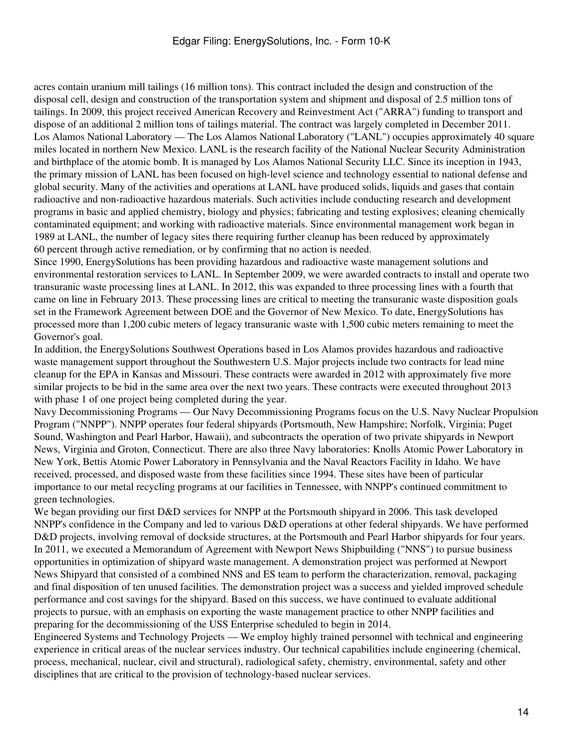acres contain uranium mill tailings (16 million tons). This contract included the design and construction of the disposal cell, design and construction of the transportation system and shipment and disposal of 2.5 million tons of tailings. In 2009, this project received American Recovery and Reinvestment Act ("ARRA") funding to transport and dispose of an additional 2 million tons of tailings material. The contract was largely completed in December 2011.

Los Alamos National Laboratory — The Los Alamos National Laboratory ("LANL") occupies approximately 40 square miles located in northern New Mexico. LANL is the research facility of the National Nuclear Security Administration and birthplace of the atomic bomb. It is managed by Los Alamos National Security LLC. Since its inception in 1943, the primary mission of LANL has been focused on high-level science and technology essential to national defense and global security. Many of the activities and operations at LANL have produced solids, liquids and gases that contain radioactive and non-radioactive hazardous materials. Such activities include conducting research and development programs in basic and applied chemistry, biology and physics; fabricating and testing explosives; cleaning chemically contaminated equipment; and working with radioactive materials. Since environmental management work began in 1989 at LANL, the number of legacy sites there requiring further cleanup has been reduced by approximately 60 percent through active remediation, or by confirming that no action is needed.

Since 1990, EnergySolutions has been providing hazardous and radioactive waste management solutions and environmental restoration services to LANL. In September 2009, we were awarded contracts to install and operate two transuranic waste processing lines at LANL. In 2012, this was expanded to three processing lines with a fourth that came on line in February 2013. These processing lines are critical to meeting the transuranic waste disposition goals set in the Framework Agreement between DOE and the Governor of New Mexico. To date, EnergySolutions has processed more than 1,200 cubic meters of legacy transuranic waste with 1,500 cubic meters remaining to meet the Governor's goal.

In addition, the EnergySolutions Southwest Operations based in Los Alamos provides hazardous and radioactive waste management support throughout the Southwestern U.S. Major projects include two contracts for lead mine cleanup for the EPA in Kansas and Missouri. These contracts were awarded in 2012 with approximately five more similar projects to be bid in the same area over the next two years. These contracts were executed throughout 2013 with phase 1 of one project being completed during the year.

Navy Decommissioning Programs — Our Navy Decommissioning Programs focus on the U.S. Navy Nuclear Propulsion Program ("NNPP"). NNPP operates four federal shipyards (Portsmouth, New Hampshire; Norfolk, Virginia; Puget Sound, Washington and Pearl Harbor, Hawaii), and subcontracts the operation of two private shipyards in Newport News, Virginia and Groton, Connecticut. There are also three Navy laboratories: Knolls Atomic Power Laboratory in New York, Bettis Atomic Power Laboratory in Pennsylvania and the Naval Reactors Facility in Idaho. We have received, processed, and disposed waste from these facilities since 1994. These sites have been of particular importance to our metal recycling programs at our facilities in Tennessee, with NNPP's continued commitment to green technologies.

We began providing our first D&D services for NNPP at the Portsmouth shipyard in 2006. This task developed NNPP's confidence in the Company and led to various D&D operations at other federal shipyards. We have performed D&D projects, involving removal of dockside structures, at the Portsmouth and Pearl Harbor shipyards for four years. In 2011, we executed a Memorandum of Agreement with Newport News Shipbuilding ("NNS") to pursue business opportunities in optimization of shipyard waste management. A demonstration project was performed at Newport News Shipyard that consisted of a combined NNS and ES team to perform the characterization, removal, packaging and final disposition of ten unused facilities. The demonstration project was a success and yielded improved schedule performance and cost savings for the shipyard. Based on this success, we have continued to evaluate additional projects to pursue, with an emphasis on exporting the waste management practice to other NNPP facilities and preparing for the decommissioning of the USS Enterprise scheduled to begin in 2014.

Engineered Systems and Technology Projects — We employ highly trained personnel with technical and engineering experience in critical areas of the nuclear services industry. Our technical capabilities include engineering (chemical, process, mechanical, nuclear, civil and structural), radiological safety, chemistry, environmental, safety and other disciplines that are critical to the provision of technology-based nuclear services.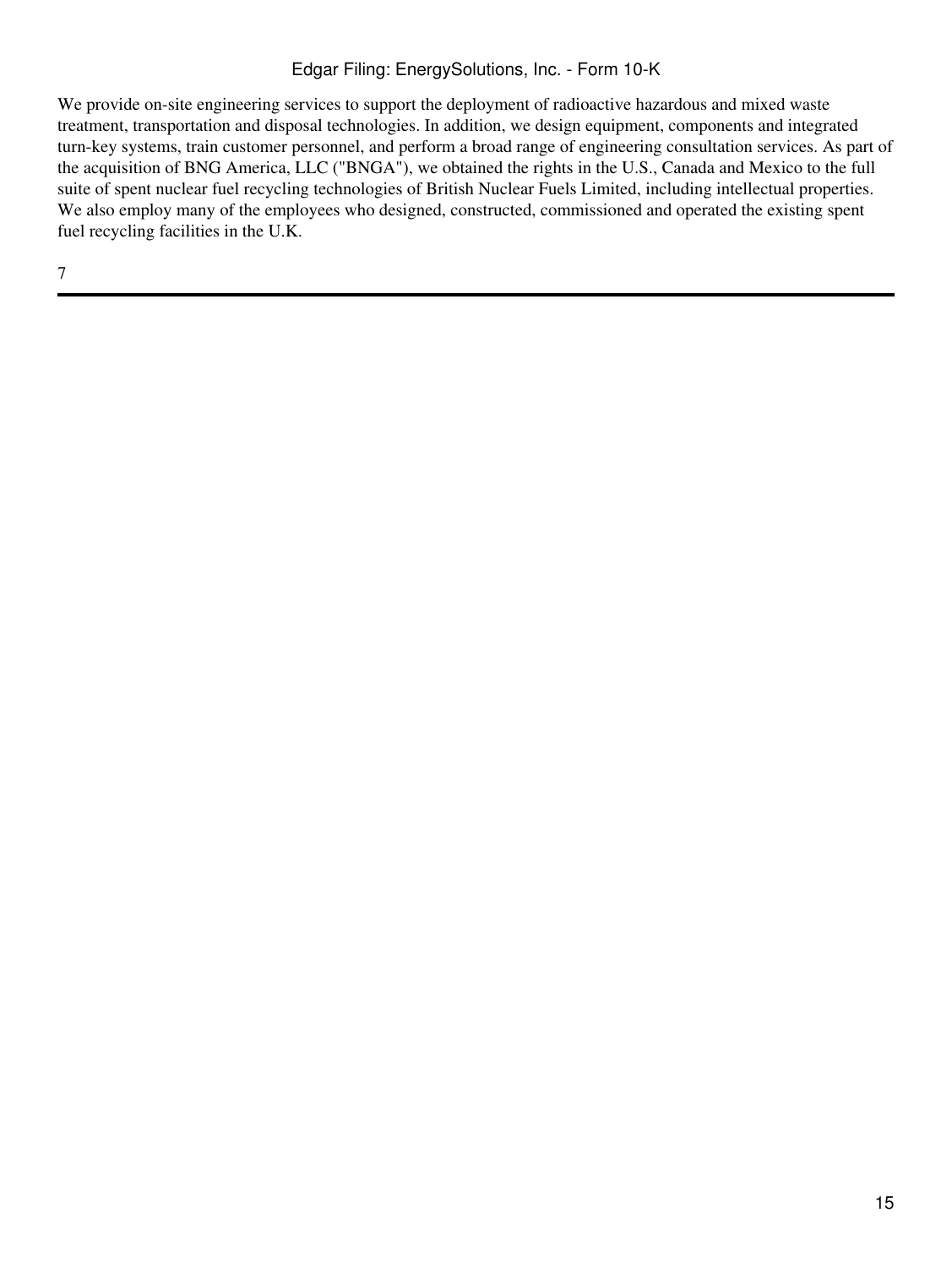We provide on-site engineering services to support the deployment of radioactive hazardous and mixed waste treatment, transportation and disposal technologies. In addition, we design equipment, components and integrated turn-key systems, train customer personnel, and perform a broad range of engineering consultation services. As part of the acquisition of BNG America, LLC ("BNGA"), we obtained the rights in the U.S., Canada and Mexico to the full suite of spent nuclear fuel recycling technologies of British Nuclear Fuels Limited, including intellectual properties. We also employ many of the employees who designed, constructed, commissioned and operated the existing spent fuel recycling facilities in the U.K.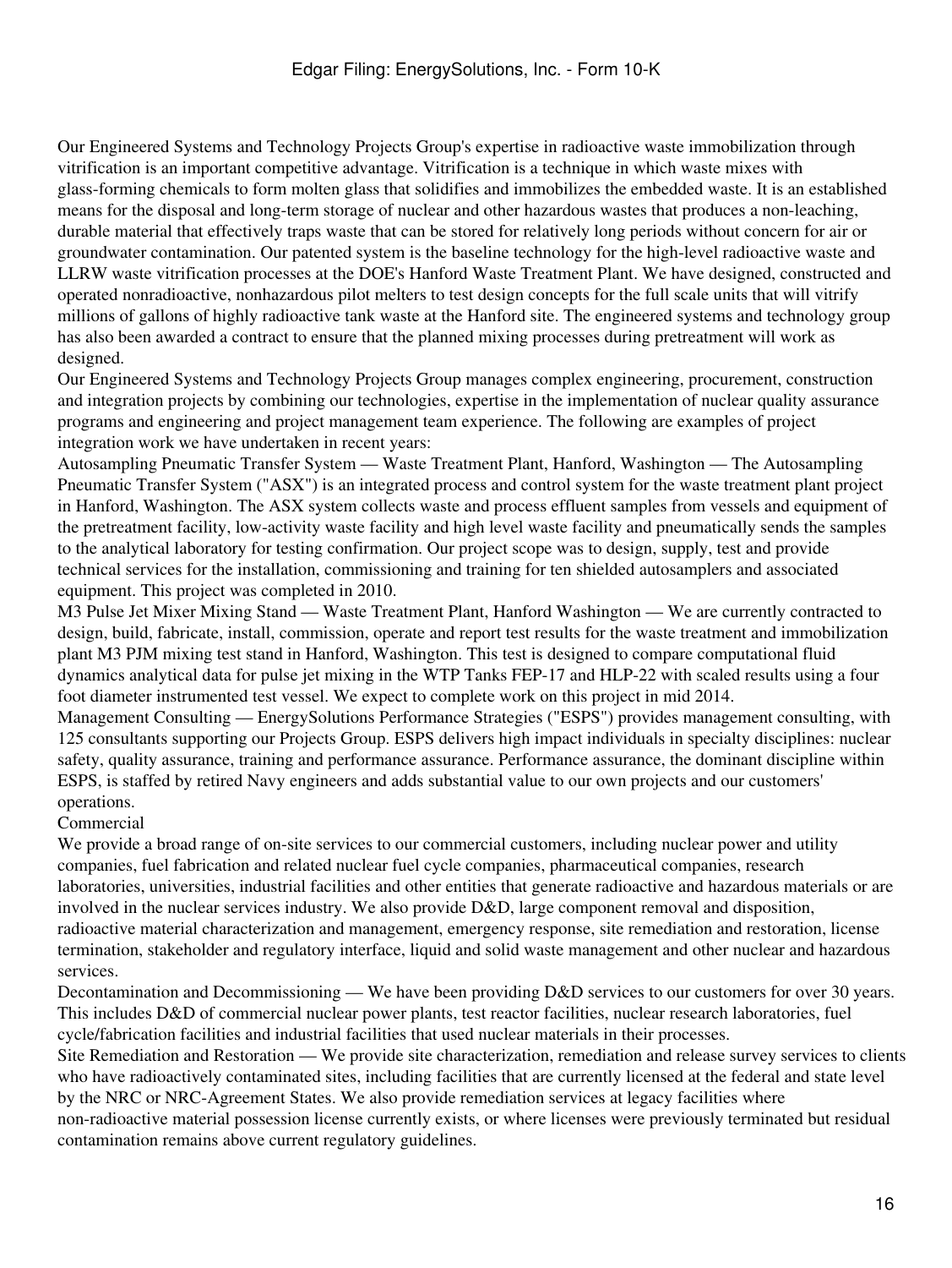Our Engineered Systems and Technology Projects Group's expertise in radioactive waste immobilization through vitrification is an important competitive advantage. Vitrification is a technique in which waste mixes with glass-forming chemicals to form molten glass that solidifies and immobilizes the embedded waste. It is an established means for the disposal and long-term storage of nuclear and other hazardous wastes that produces a non-leaching, durable material that effectively traps waste that can be stored for relatively long periods without concern for air or groundwater contamination. Our patented system is the baseline technology for the high-level radioactive waste and LLRW waste vitrification processes at the DOE's Hanford Waste Treatment Plant. We have designed, constructed and operated nonradioactive, nonhazardous pilot melters to test design concepts for the full scale units that will vitrify millions of gallons of highly radioactive tank waste at the Hanford site. The engineered systems and technology group has also been awarded a contract to ensure that the planned mixing processes during pretreatment will work as designed.

Our Engineered Systems and Technology Projects Group manages complex engineering, procurement, construction and integration projects by combining our technologies, expertise in the implementation of nuclear quality assurance programs and engineering and project management team experience. The following are examples of project integration work we have undertaken in recent years:

Autosampling Pneumatic Transfer System — Waste Treatment Plant, Hanford, Washington — The Autosampling Pneumatic Transfer System ("ASX") is an integrated process and control system for the waste treatment plant project in Hanford, Washington. The ASX system collects waste and process effluent samples from vessels and equipment of the pretreatment facility, low-activity waste facility and high level waste facility and pneumatically sends the samples to the analytical laboratory for testing confirmation. Our project scope was to design, supply, test and provide technical services for the installation, commissioning and training for ten shielded autosamplers and associated equipment. This project was completed in 2010.

M3 Pulse Jet Mixer Mixing Stand — Waste Treatment Plant, Hanford Washington — We are currently contracted to design, build, fabricate, install, commission, operate and report test results for the waste treatment and immobilization plant M3 PJM mixing test stand in Hanford, Washington. This test is designed to compare computational fluid dynamics analytical data for pulse jet mixing in the WTP Tanks FEP-17 and HLP-22 with scaled results using a four foot diameter instrumented test vessel. We expect to complete work on this project in mid 2014.

Management Consulting — EnergySolutions Performance Strategies ("ESPS") provides management consulting, with 125 consultants supporting our Projects Group. ESPS delivers high impact individuals in specialty disciplines: nuclear safety, quality assurance, training and performance assurance. Performance assurance, the dominant discipline within ESPS, is staffed by retired Navy engineers and adds substantial value to our own projects and our customers' operations.

### Commercial

We provide a broad range of on-site services to our commercial customers, including nuclear power and utility companies, fuel fabrication and related nuclear fuel cycle companies, pharmaceutical companies, research laboratories, universities, industrial facilities and other entities that generate radioactive and hazardous materials or are involved in the nuclear services industry. We also provide D&D, large component removal and disposition, radioactive material characterization and management, emergency response, site remediation and restoration, license termination, stakeholder and regulatory interface, liquid and solid waste management and other nuclear and hazardous services.

Decontamination and Decommissioning — We have been providing D&D services to our customers for over 30 years. This includes D&D of commercial nuclear power plants, test reactor facilities, nuclear research laboratories, fuel cycle/fabrication facilities and industrial facilities that used nuclear materials in their processes.

Site Remediation and Restoration — We provide site characterization, remediation and release survey services to clients who have radioactively contaminated sites, including facilities that are currently licensed at the federal and state level by the NRC or NRC-Agreement States. We also provide remediation services at legacy facilities where non-radioactive material possession license currently exists, or where licenses were previously terminated but residual contamination remains above current regulatory guidelines.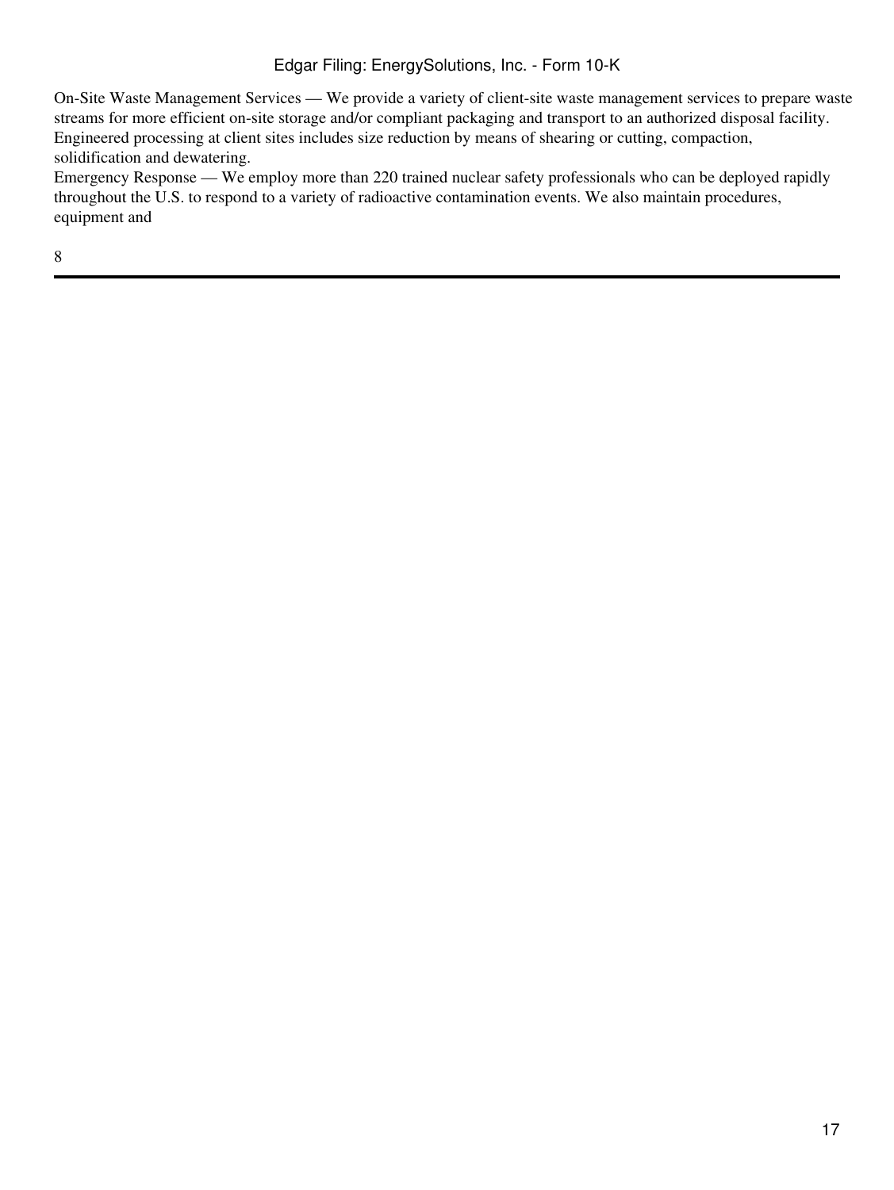On-Site Waste Management Services — We provide a variety of client-site waste management services to prepare waste streams for more efficient on-site storage and/or compliant packaging and transport to an authorized disposal facility. Engineered processing at client sites includes size reduction by means of shearing or cutting, compaction, solidification and dewatering.

Emergency Response — We employ more than 220 trained nuclear safety professionals who can be deployed rapidly throughout the U.S. to respond to a variety of radioactive contamination events. We also maintain procedures, equipment and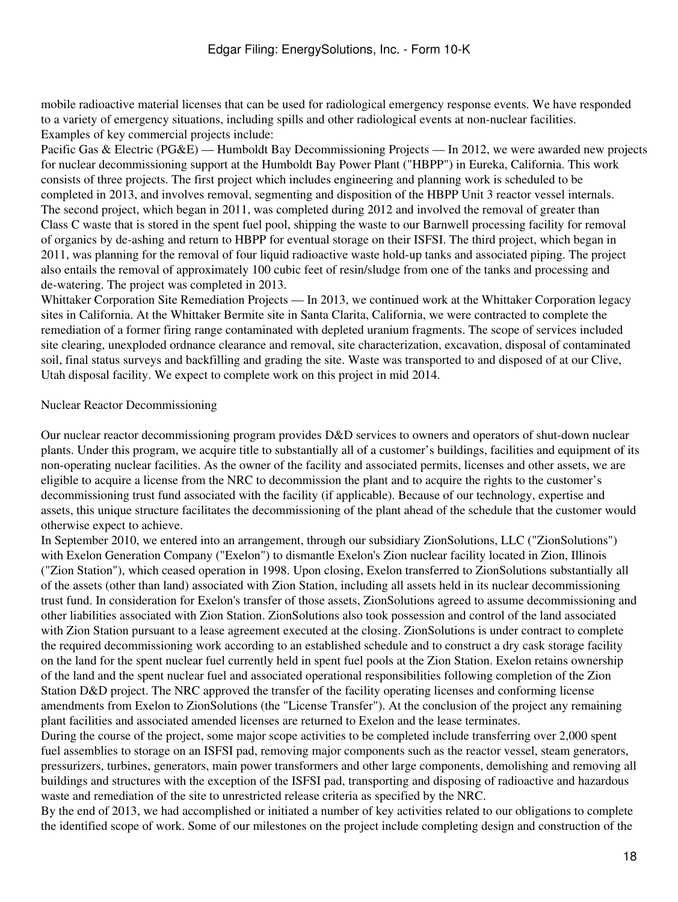mobile radioactive material licenses that can be used for radiological emergency response events. We have responded to a variety of emergency situations, including spills and other radiological events at non-nuclear facilities.

Examples of key commercial projects include:

Pacific Gas & Electric (PG&E) — Humboldt Bay Decommissioning Projects — In 2012, we were awarded new projects for nuclear decommissioning support at the Humboldt Bay Power Plant ("HBPP") in Eureka, California. This work consists of three projects. The first project which includes engineering and planning work is scheduled to be completed in 2013, and involves removal, segmenting and disposition of the HBPP Unit 3 reactor vessel internals. The second project, which began in 2011, was completed during 2012 and involved the removal of greater than Class C waste that is stored in the spent fuel pool, shipping the waste to our Barnwell processing facility for removal of organics by de-ashing and return to HBPP for eventual storage on their ISFSI. The third project, which began in 2011, was planning for the removal of four liquid radioactive waste hold-up tanks and associated piping. The project also entails the removal of approximately 100 cubic feet of resin/sludge from one of the tanks and processing and de-watering. The project was completed in 2013.

Whittaker Corporation Site Remediation Projects — In 2013, we continued work at the Whittaker Corporation legacy sites in California. At the Whittaker Bermite site in Santa Clarita, California, we were contracted to complete the remediation of a former firing range contaminated with depleted uranium fragments. The scope of services included site clearing, unexploded ordnance clearance and removal, site characterization, excavation, disposal of contaminated soil, final status surveys and backfilling and grading the site. Waste was transported to and disposed of at our Clive, Utah disposal facility. We expect to complete work on this project in mid 2014.

Nuclear Reactor Decommissioning

Our nuclear reactor decommissioning program provides D&D services to owners and operators of shut-down nuclear plants. Under this program, we acquire title to substantially all of a customer's buildings, facilities and equipment of its non-operating nuclear facilities. As the owner of the facility and associated permits, licenses and other assets, we are eligible to acquire a license from the NRC to decommission the plant and to acquire the rights to the customer's decommissioning trust fund associated with the facility (if applicable). Because of our technology, expertise and assets, this unique structure facilitates the decommissioning of the plant ahead of the schedule that the customer would otherwise expect to achieve.

In September 2010, we entered into an arrangement, through our subsidiary ZionSolutions, LLC ("ZionSolutions") with Exelon Generation Company ("Exelon") to dismantle Exelon's Zion nuclear facility located in Zion, Illinois ("Zion Station"), which ceased operation in 1998. Upon closing, Exelon transferred to ZionSolutions substantially all of the assets (other than land) associated with Zion Station, including all assets held in its nuclear decommissioning trust fund. In consideration for Exelon's transfer of those assets, ZionSolutions agreed to assume decommissioning and other liabilities associated with Zion Station. ZionSolutions also took possession and control of the land associated with Zion Station pursuant to a lease agreement executed at the closing. ZionSolutions is under contract to complete the required decommissioning work according to an established schedule and to construct a dry cask storage facility on the land for the spent nuclear fuel currently held in spent fuel pools at the Zion Station. Exelon retains ownership of the land and the spent nuclear fuel and associated operational responsibilities following completion of the Zion Station D&D project. The NRC approved the transfer of the facility operating licenses and conforming license amendments from Exelon to ZionSolutions (the "License Transfer"). At the conclusion of the project any remaining plant facilities and associated amended licenses are returned to Exelon and the lease terminates.

During the course of the project, some major scope activities to be completed include transferring over 2,000 spent fuel assemblies to storage on an ISFSI pad, removing major components such as the reactor vessel, steam generators, pressurizers, turbines, generators, main power transformers and other large components, demolishing and removing all buildings and structures with the exception of the ISFSI pad, transporting and disposing of radioactive and hazardous waste and remediation of the site to unrestricted release criteria as specified by the NRC.

By the end of 2013, we had accomplished or initiated a number of key activities related to our obligations to complete the identified scope of work. Some of our milestones on the project include completing design and construction of the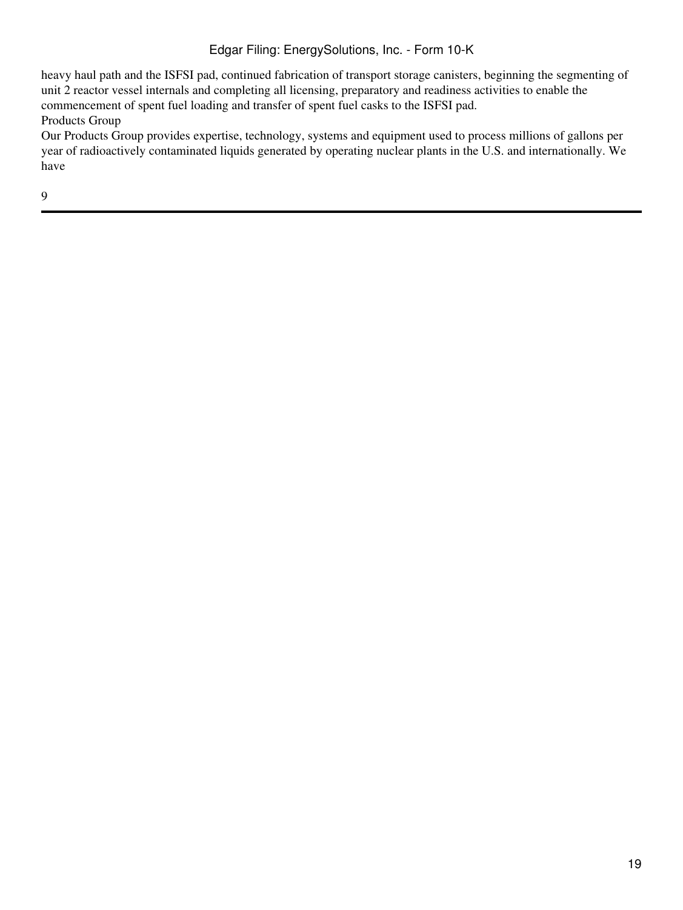heavy haul path and the ISFSI pad, continued fabrication of transport storage canisters, beginning the segmenting of unit 2 reactor vessel internals and completing all licensing, preparatory and readiness activities to enable the commencement of spent fuel loading and transfer of spent fuel casks to the ISFSI pad.

### Products Group

Our Products Group provides expertise, technology, systems and equipment used to process millions of gallons per year of radioactively contaminated liquids generated by operating nuclear plants in the U.S. and internationally. We have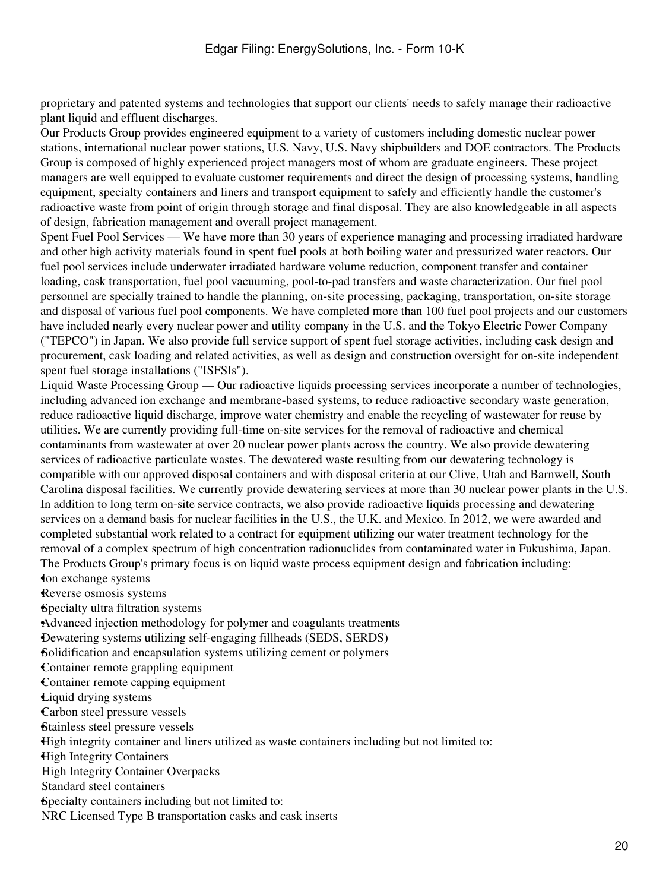proprietary and patented systems and technologies that support our clients' needs to safely manage their radioactive plant liquid and effluent discharges.

Our Products Group provides engineered equipment to a variety of customers including domestic nuclear power stations, international nuclear power stations, U.S. Navy, U.S. Navy shipbuilders and DOE contractors. The Products Group is composed of highly experienced project managers most of whom are graduate engineers. These project managers are well equipped to evaluate customer requirements and direct the design of processing systems, handling equipment, specialty containers and liners and transport equipment to safely and efficiently handle the customer's radioactive waste from point of origin through storage and final disposal. They are also knowledgeable in all aspects of design, fabrication management and overall project management.

Spent Fuel Pool Services — We have more than 30 years of experience managing and processing irradiated hardware and other high activity materials found in spent fuel pools at both boiling water and pressurized water reactors. Our fuel pool services include underwater irradiated hardware volume reduction, component transfer and container loading, cask transportation, fuel pool vacuuming, pool-to-pad transfers and waste characterization. Our fuel pool personnel are specially trained to handle the planning, on-site processing, packaging, transportation, on-site storage and disposal of various fuel pool components. We have completed more than 100 fuel pool projects and our customers have included nearly every nuclear power and utility company in the U.S. and the Tokyo Electric Power Company ("TEPCO") in Japan. We also provide full service support of spent fuel storage activities, including cask design and procurement, cask loading and related activities, as well as design and construction oversight for on-site independent spent fuel storage installations ("ISFSIs").

Liquid Waste Processing Group — Our radioactive liquids processing services incorporate a number of technologies, including advanced ion exchange and membrane-based systems, to reduce radioactive secondary waste generation, reduce radioactive liquid discharge, improve water chemistry and enable the recycling of wastewater for reuse by utilities. We are currently providing full-time on-site services for the removal of radioactive and chemical contaminants from wastewater at over 20 nuclear power plants across the country. We also provide dewatering services of radioactive particulate wastes. The dewatered waste resulting from our dewatering technology is compatible with our approved disposal containers and with disposal criteria at our Clive, Utah and Barnwell, South Carolina disposal facilities. We currently provide dewatering services at more than 30 nuclear power plants in the U.S. In addition to long term on-site service contracts, we also provide radioactive liquids processing and dewatering services on a demand basis for nuclear facilities in the U.S., the U.K. and Mexico. In 2012, we were awarded and completed substantial work related to a contract for equipment utilizing our water treatment technology for the removal of a complex spectrum of high concentration radionuclides from contaminated water in Fukushima, Japan.

The Products Group's primary focus is on liquid waste process equipment design and fabrication including:

- Ion exchange systems
- Reverse osmosis systems
- Specialty ultra filtration systems
- Advanced injection methodology for polymer and coagulants treatments
- Dewatering systems utilizing self-engaging fillheads (SEDS, SERDS)
- Solidification and encapsulation systems utilizing cement or polymers
- Container remote grappling equipment
- Container remote capping equipment
- Liquid drying systems
- Carbon steel pressure vessels
- Stainless steel pressure vessels
- High integrity container and liners utilized as waste containers including but not limited to:
  - High Integrity Containers
  - High Integrity Container Overpacks
  - Standard steel containers
- Specialty containers including but not limited to:
  - NRC Licensed Type B transportation casks and cask inserts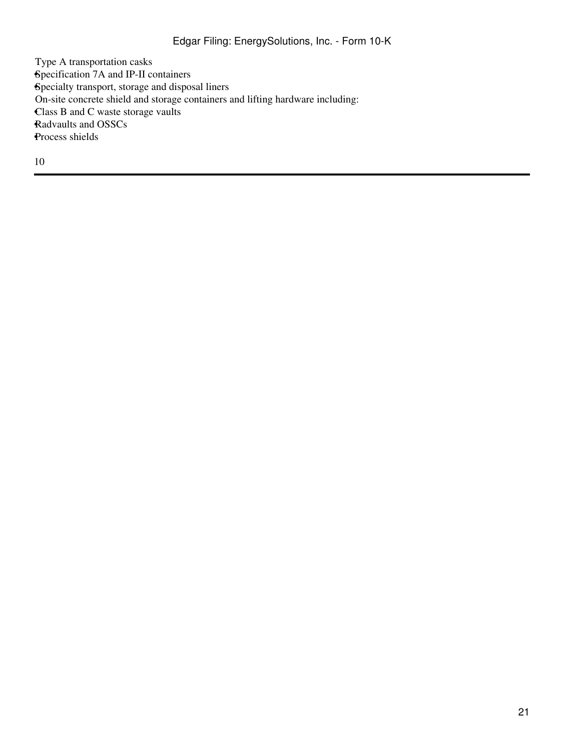Type A transportation casks
- Specification 7A and IP-II containers
- Specialty transport, storage and disposal liners

On-site concrete shield and storage containers and lifting hardware including:
- Class B and C waste storage vaults
- Radvaults and OSSCs
- Process shields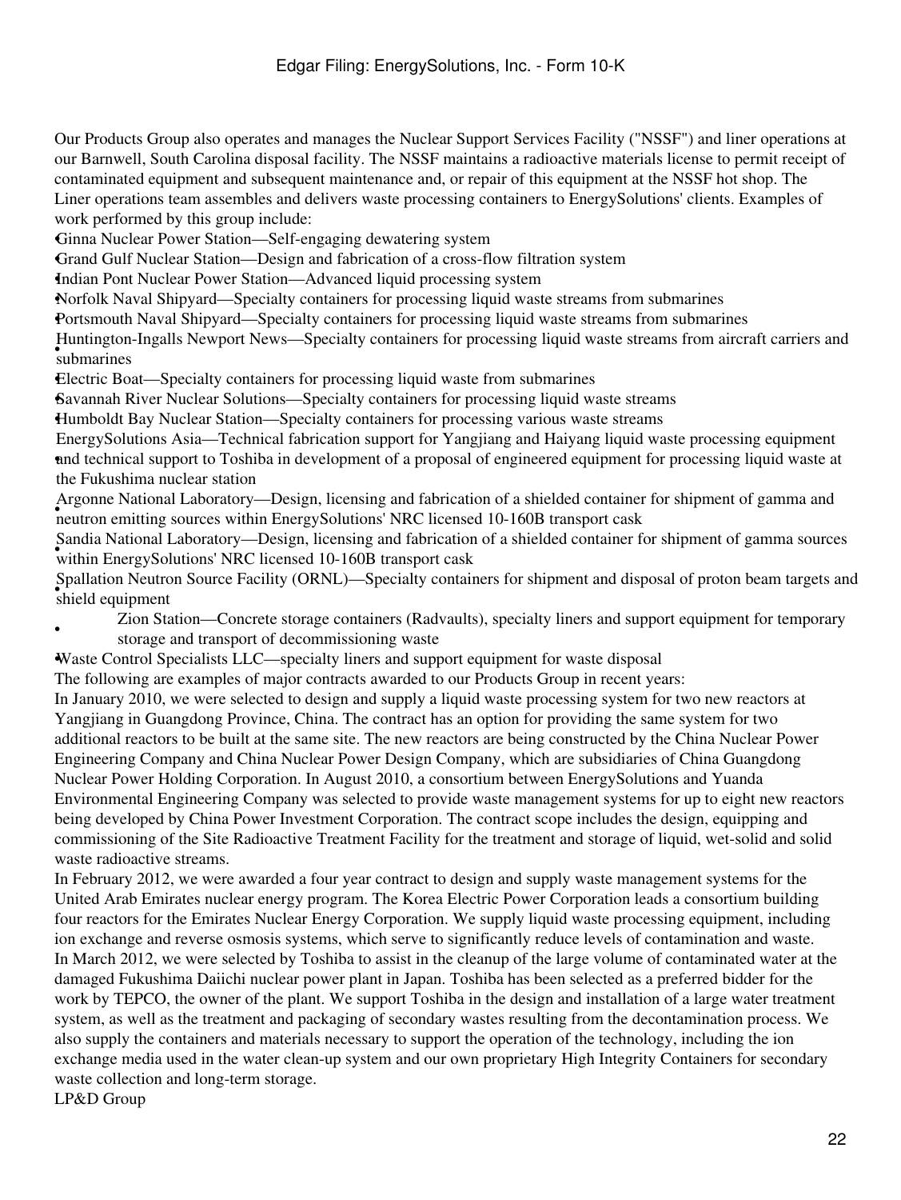Our Products Group also operates and manages the Nuclear Support Services Facility ("NSSF") and liner operations at our Barnwell, South Carolina disposal facility. The NSSF maintains a radioactive materials license to permit receipt of contaminated equipment and subsequent maintenance and, or repair of this equipment at the NSSF hot shop. The Liner operations team assembles and delivers waste processing containers to EnergySolutions' clients. Examples of work performed by this group include:

- Ginna Nuclear Power Station—Self-engaging dewatering system
- Grand Gulf Nuclear Station—Design and fabrication of a cross-flow filtration system
- Indian Pont Nuclear Power Station—Advanced liquid processing system
- Norfolk Naval Shipyard—Specialty containers for processing liquid waste streams from submarines
- Portsmouth Naval Shipyard—Specialty containers for processing liquid waste streams from submarines
- Huntington-Ingalls Newport News—Specialty containers for processing liquid waste streams from aircraft carriers and submarines
- Electric Boat—Specialty containers for processing liquid waste from submarines
- Savannah River Nuclear Solutions—Specialty containers for processing liquid waste streams
- Humboldt Bay Nuclear Station—Specialty containers for processing various waste streams
- EnergySolutions Asia—Technical fabrication support for Yangjiang and Haiyang liquid waste processing equipment and technical support to Toshiba in development of a proposal of engineered equipment for processing liquid waste at the Fukushima nuclear station
- Argonne National Laboratory—Design, licensing and fabrication of a shielded container for shipment of gamma and neutron emitting sources within EnergySolutions' NRC licensed 10-160B transport cask
- Sandia National Laboratory—Design, licensing and fabrication of a shielded container for shipment of gamma sources within EnergySolutions' NRC licensed 10-160B transport cask
- Spallation Neutron Source Facility (ORNL)—Specialty containers for shipment and disposal of proton beam targets and shield equipment
- Zion Station—Concrete storage containers (Radvaults), specialty liners and support equipment for temporary storage and transport of decommissioning waste
- Waste Control Specialists LLC—specialty liners and support equipment for waste disposal

The following are examples of major contracts awarded to our Products Group in recent years:

In January 2010, we were selected to design and supply a liquid waste processing system for two new reactors at Yangjiang in Guangdong Province, China. The contract has an option for providing the same system for two additional reactors to be built at the same site. The new reactors are being constructed by the China Nuclear Power Engineering Company and China Nuclear Power Design Company, which are subsidiaries of China Guangdong Nuclear Power Holding Corporation. In August 2010, a consortium between EnergySolutions and Yuanda Environmental Engineering Company was selected to provide waste management systems for up to eight new reactors being developed by China Power Investment Corporation. The contract scope includes the design, equipping and commissioning of the Site Radioactive Treatment Facility for the treatment and storage of liquid, wet-solid and solid waste radioactive streams.

In February 2012, we were awarded a four year contract to design and supply waste management systems for the United Arab Emirates nuclear energy program. The Korea Electric Power Corporation leads a consortium building four reactors for the Emirates Nuclear Energy Corporation. We supply liquid waste processing equipment, including ion exchange and reverse osmosis systems, which serve to significantly reduce levels of contamination and waste.

In March 2012, we were selected by Toshiba to assist in the cleanup of the large volume of contaminated water at the damaged Fukushima Daiichi nuclear power plant in Japan. Toshiba has been selected as a preferred bidder for the work by TEPCO, the owner of the plant. We support Toshiba in the design and installation of a large water treatment system, as well as the treatment and packaging of secondary wastes resulting from the decontamination process. We also supply the containers and materials necessary to support the operation of the technology, including the ion exchange media used in the water clean-up system and our own proprietary High Integrity Containers for secondary waste collection and long-term storage.

LP&D Group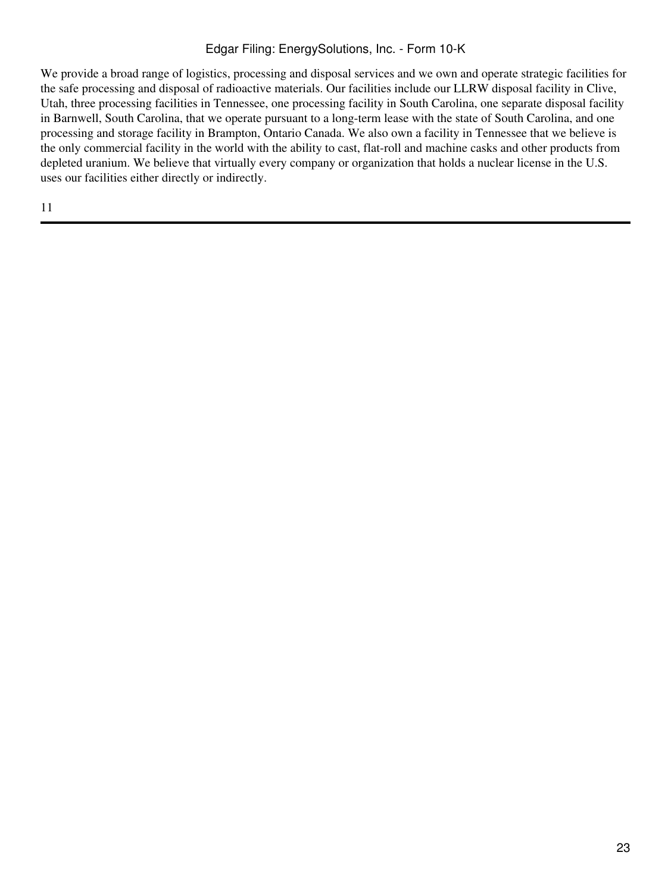We provide a broad range of logistics, processing and disposal services and we own and operate strategic facilities for the safe processing and disposal of radioactive materials. Our facilities include our LLRW disposal facility in Clive, Utah, three processing facilities in Tennessee, one processing facility in South Carolina, one separate disposal facility in Barnwell, South Carolina, that we operate pursuant to a long-term lease with the state of South Carolina, and one processing and storage facility in Brampton, Ontario Canada. We also own a facility in Tennessee that we believe is the only commercial facility in the world with the ability to cast, flat-roll and machine casks and other products from depleted uranium. We believe that virtually every company or organization that holds a nuclear license in the U.S. uses our facilities either directly or indirectly.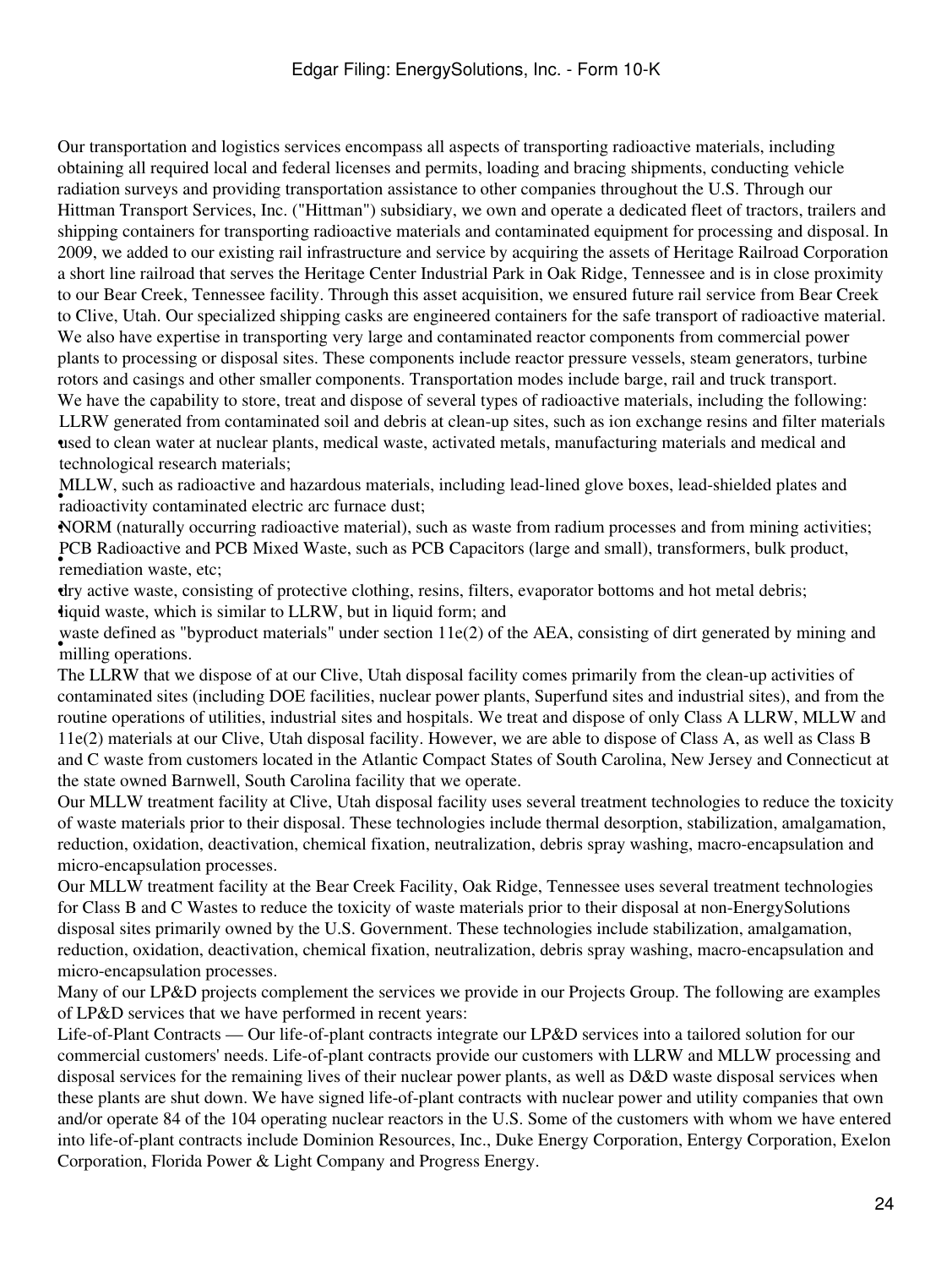Our transportation and logistics services encompass all aspects of transporting radioactive materials, including obtaining all required local and federal licenses and permits, loading and bracing shipments, conducting vehicle radiation surveys and providing transportation assistance to other companies throughout the U.S. Through our Hittman Transport Services, Inc. ("Hittman") subsidiary, we own and operate a dedicated fleet of tractors, trailers and shipping containers for transporting radioactive materials and contaminated equipment for processing and disposal. In 2009, we added to our existing rail infrastructure and service by acquiring the assets of Heritage Railroad Corporation a short line railroad that serves the Heritage Center Industrial Park in Oak Ridge, Tennessee and is in close proximity to our Bear Creek, Tennessee facility. Through this asset acquisition, we ensured future rail service from Bear Creek to Clive, Utah. Our specialized shipping casks are engineered containers for the safe transport of radioactive material. We also have expertise in transporting very large and contaminated reactor components from commercial power plants to processing or disposal sites. These components include reactor pressure vessels, steam generators, turbine rotors and casings and other smaller components. Transportation modes include barge, rail and truck transport.

We have the capability to store, treat and dispose of several types of radioactive materials, including the following:

- LLRW generated from contaminated soil and debris at clean-up sites, such as ion exchange resins and filter materials used to clean water at nuclear plants, medical waste, activated metals, manufacturing materials and medical and technological research materials;
- MLLW, such as radioactive and hazardous materials, including lead-lined glove boxes, lead-shielded plates and radioactivity contaminated electric arc furnace dust;
- NORM (naturally occurring radioactive material), such as waste from radium processes and from mining activities;
- PCB Radioactive and PCB Mixed Waste, such as PCB Capacitors (large and small), transformers, bulk product, remediation waste, etc;
- dry active waste, consisting of protective clothing, resins, filters, evaporator bottoms and hot metal debris;
- liquid waste, which is similar to LLRW, but in liquid form; and
- waste defined as "byproduct materials" under section 11e(2) of the AEA, consisting of dirt generated by mining and milling operations.

The LLRW that we dispose of at our Clive, Utah disposal facility comes primarily from the clean-up activities of contaminated sites (including DOE facilities, nuclear power plants, Superfund sites and industrial sites), and from the routine operations of utilities, industrial sites and hospitals. We treat and dispose of only Class A LLRW, MLLW and 11e(2) materials at our Clive, Utah disposal facility. However, we are able to dispose of Class A, as well as Class B and C waste from customers located in the Atlantic Compact States of South Carolina, New Jersey and Connecticut at the state owned Barnwell, South Carolina facility that we operate.

Our MLLW treatment facility at Clive, Utah disposal facility uses several treatment technologies to reduce the toxicity of waste materials prior to their disposal. These technologies include thermal desorption, stabilization, amalgamation, reduction, oxidation, deactivation, chemical fixation, neutralization, debris spray washing, macro-encapsulation and micro-encapsulation processes.

Our MLLW treatment facility at the Bear Creek Facility, Oak Ridge, Tennessee uses several treatment technologies for Class B and C Wastes to reduce the toxicity of waste materials prior to their disposal at non-EnergySolutions disposal sites primarily owned by the U.S. Government. These technologies include stabilization, amalgamation, reduction, oxidation, deactivation, chemical fixation, neutralization, debris spray washing, macro-encapsulation and micro-encapsulation processes.

Many of our LP&D projects complement the services we provide in our Projects Group. The following are examples of LP&D services that we have performed in recent years:

Life-of-Plant Contracts — Our life-of-plant contracts integrate our LP&D services into a tailored solution for our commercial customers' needs. Life-of-plant contracts provide our customers with LLRW and MLLW processing and disposal services for the remaining lives of their nuclear power plants, as well as D&D waste disposal services when these plants are shut down. We have signed life-of-plant contracts with nuclear power and utility companies that own and/or operate 84 of the 104 operating nuclear reactors in the U.S. Some of the customers with whom we have entered into life-of-plant contracts include Dominion Resources, Inc., Duke Energy Corporation, Entergy Corporation, Exelon Corporation, Florida Power & Light Company and Progress Energy.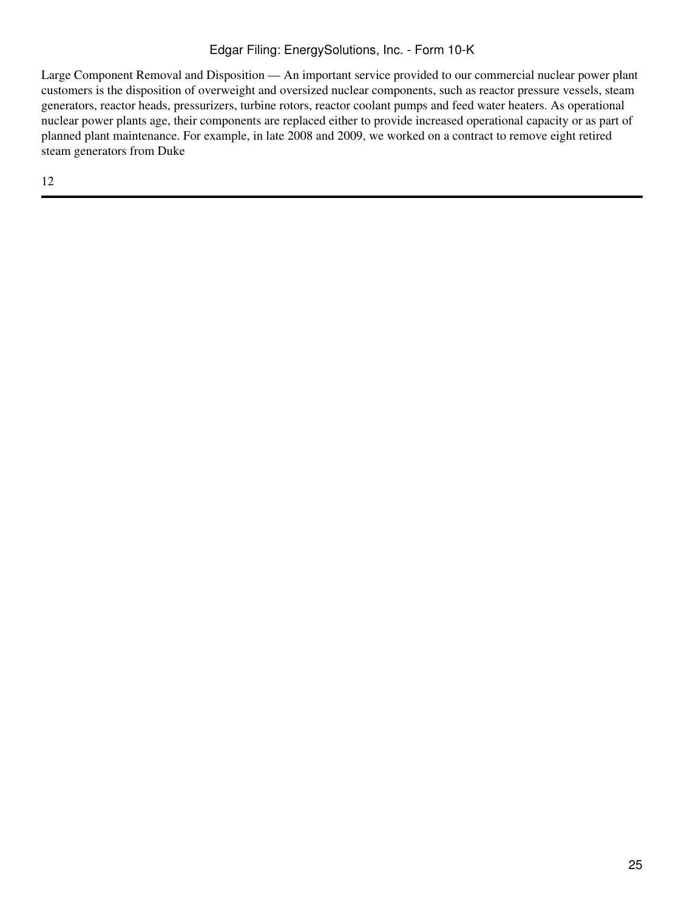Large Component Removal and Disposition — An important service provided to our commercial nuclear power plant customers is the disposition of overweight and oversized nuclear components, such as reactor pressure vessels, steam generators, reactor heads, pressurizers, turbine rotors, reactor coolant pumps and feed water heaters. As operational nuclear power plants age, their components are replaced either to provide increased operational capacity or as part of planned plant maintenance. For example, in late 2008 and 2009, we worked on a contract to remove eight retired steam generators from Duke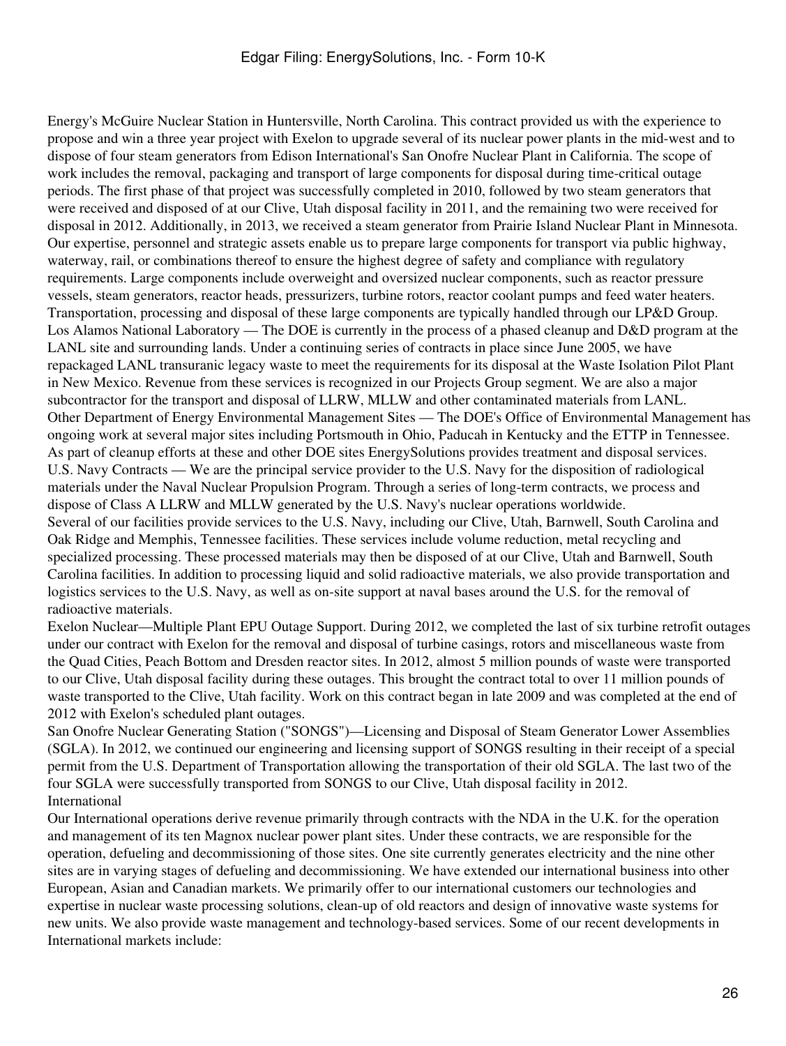Energy's McGuire Nuclear Station in Huntersville, North Carolina. This contract provided us with the experience to propose and win a three year project with Exelon to upgrade several of its nuclear power plants in the mid-west and to dispose of four steam generators from Edison International's San Onofre Nuclear Plant in California. The scope of work includes the removal, packaging and transport of large components for disposal during time-critical outage periods. The first phase of that project was successfully completed in 2010, followed by two steam generators that were received and disposed of at our Clive, Utah disposal facility in 2011, and the remaining two were received for disposal in 2012. Additionally, in 2013, we received a steam generator from Prairie Island Nuclear Plant in Minnesota. Our expertise, personnel and strategic assets enable us to prepare large components for transport via public highway, waterway, rail, or combinations thereof to ensure the highest degree of safety and compliance with regulatory requirements. Large components include overweight and oversized nuclear components, such as reactor pressure vessels, steam generators, reactor heads, pressurizers, turbine rotors, reactor coolant pumps and feed water heaters. Transportation, processing and disposal of these large components are typically handled through our LP&D Group.

Los Alamos National Laboratory — The DOE is currently in the process of a phased cleanup and D&D program at the LANL site and surrounding lands. Under a continuing series of contracts in place since June 2005, we have repackaged LANL transuranic legacy waste to meet the requirements for its disposal at the Waste Isolation Pilot Plant in New Mexico. Revenue from these services is recognized in our Projects Group segment. We are also a major subcontractor for the transport and disposal of LLRW, MLLW and other contaminated materials from LANL.

Other Department of Energy Environmental Management Sites — The DOE's Office of Environmental Management has ongoing work at several major sites including Portsmouth in Ohio, Paducah in Kentucky and the ETTP in Tennessee. As part of cleanup efforts at these and other DOE sites EnergySolutions provides treatment and disposal services.

U.S. Navy Contracts — We are the principal service provider to the U.S. Navy for the disposition of radiological materials under the Naval Nuclear Propulsion Program. Through a series of long-term contracts, we process and dispose of Class A LLRW and MLLW generated by the U.S. Navy's nuclear operations worldwide.

Several of our facilities provide services to the U.S. Navy, including our Clive, Utah, Barnwell, South Carolina and Oak Ridge and Memphis, Tennessee facilities. These services include volume reduction, metal recycling and specialized processing. These processed materials may then be disposed of at our Clive, Utah and Barnwell, South Carolina facilities. In addition to processing liquid and solid radioactive materials, we also provide transportation and logistics services to the U.S. Navy, as well as on-site support at naval bases around the U.S. for the removal of radioactive materials.

Exelon Nuclear—Multiple Plant EPU Outage Support. During 2012, we completed the last of six turbine retrofit outages under our contract with Exelon for the removal and disposal of turbine casings, rotors and miscellaneous waste from the Quad Cities, Peach Bottom and Dresden reactor sites. In 2012, almost 5 million pounds of waste were transported to our Clive, Utah disposal facility during these outages. This brought the contract total to over 11 million pounds of waste transported to the Clive, Utah facility. Work on this contract began in late 2009 and was completed at the end of 2012 with Exelon's scheduled plant outages.

San Onofre Nuclear Generating Station ("SONGS")—Licensing and Disposal of Steam Generator Lower Assemblies (SGLA). In 2012, we continued our engineering and licensing support of SONGS resulting in their receipt of a special permit from the U.S. Department of Transportation allowing the transportation of their old SGLA. The last two of the four SGLA were successfully transported from SONGS to our Clive, Utah disposal facility in 2012.

International

Our International operations derive revenue primarily through contracts with the NDA in the U.K. for the operation and management of its ten Magnox nuclear power plant sites. Under these contracts, we are responsible for the operation, defueling and decommissioning of those sites. One site currently generates electricity and the nine other sites are in varying stages of defueling and decommissioning. We have extended our international business into other European, Asian and Canadian markets. We primarily offer to our international customers our technologies and expertise in nuclear waste processing solutions, clean-up of old reactors and design of innovative waste systems for new units. We also provide waste management and technology-based services. Some of our recent developments in International markets include: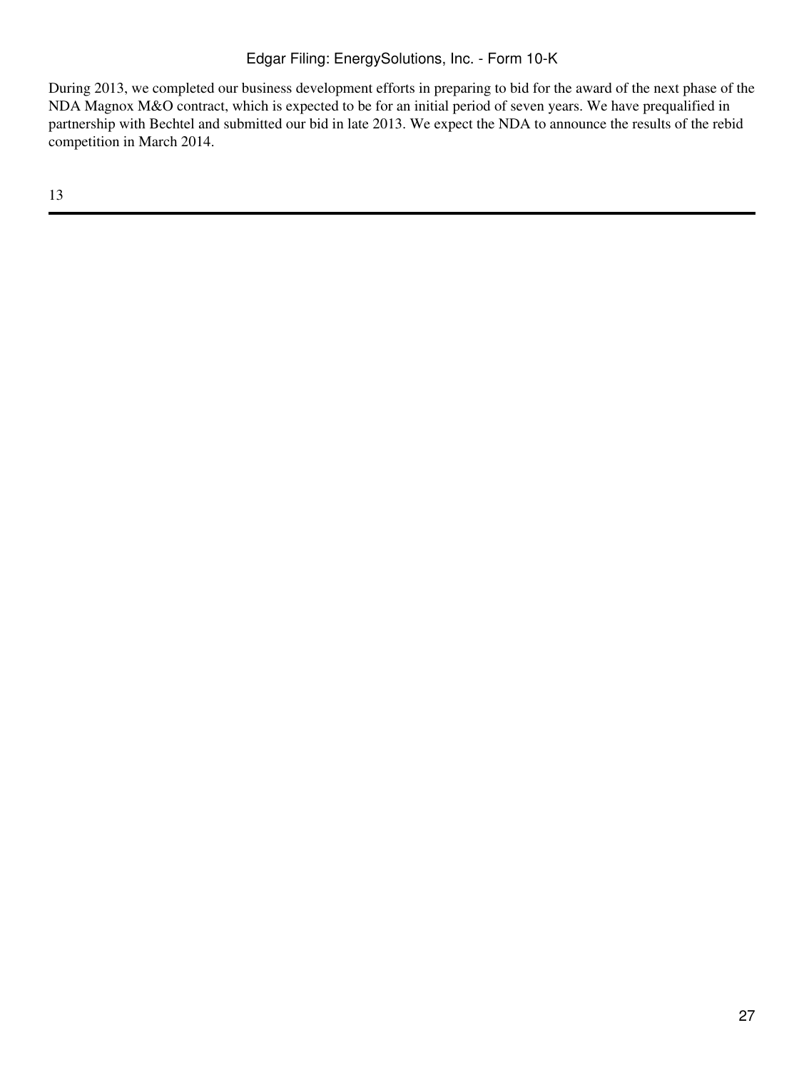During 2013, we completed our business development efforts in preparing to bid for the award of the next phase of the NDA Magnox M&O contract, which is expected to be for an initial period of seven years. We have prequalified in partnership with Bechtel and submitted our bid in late 2013. We expect the NDA to announce the results of the rebid competition in March 2014.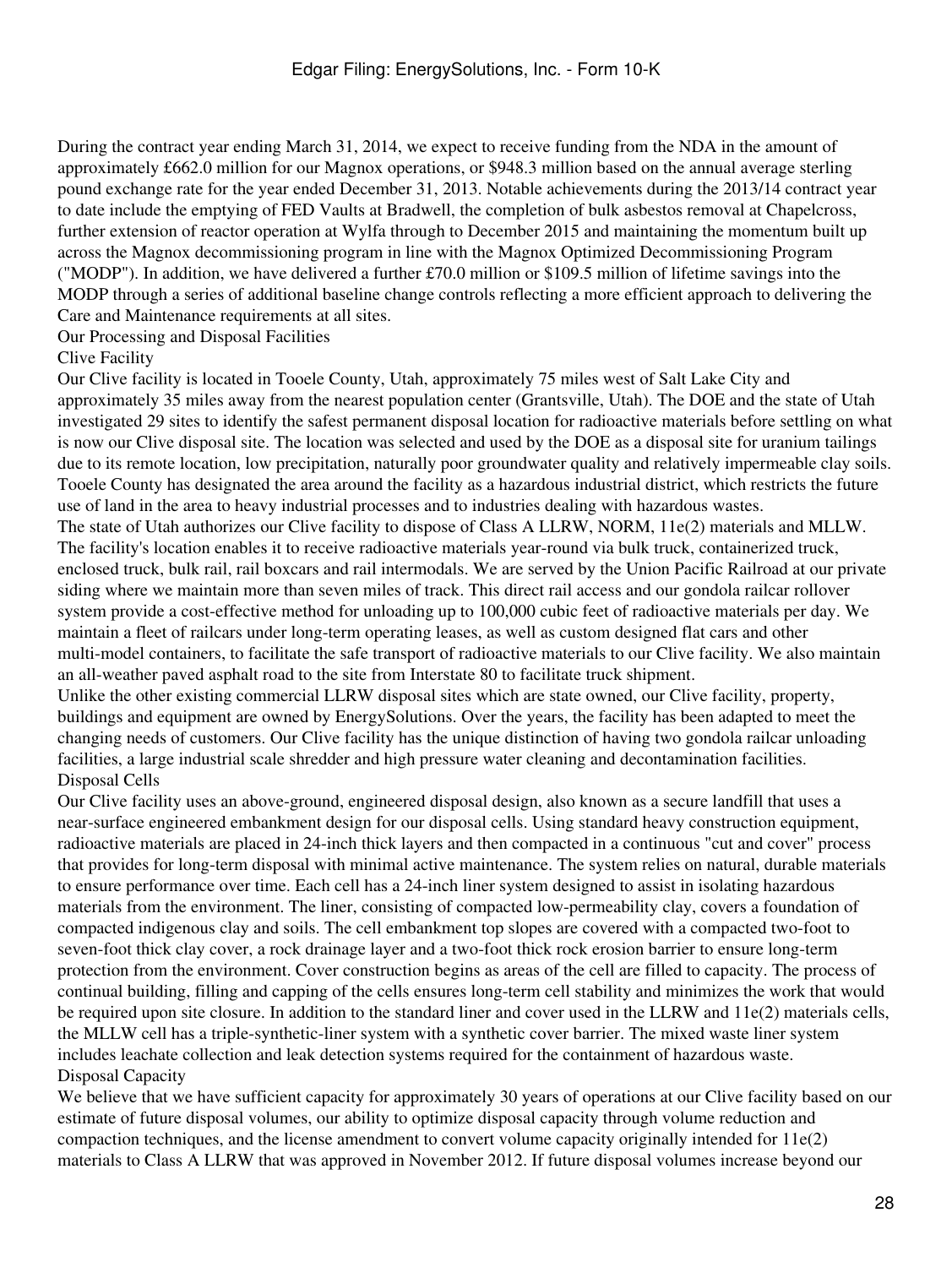During the contract year ending March 31, 2014, we expect to receive funding from the NDA in the amount of approximately £662.0 million for our Magnox operations, or $948.3 million based on the annual average sterling pound exchange rate for the year ended December 31, 2013. Notable achievements during the 2013/14 contract year to date include the emptying of FED Vaults at Bradwell, the completion of bulk asbestos removal at Chapelcross, further extension of reactor operation at Wylfa through to December 2015 and maintaining the momentum built up across the Magnox decommissioning program in line with the Magnox Optimized Decommissioning Program ("MODP"). In addition, we have delivered a further £70.0 million or $109.5 million of lifetime savings into the MODP through a series of additional baseline change controls reflecting a more efficient approach to delivering the Care and Maintenance requirements at all sites.

## Our Processing and Disposal Facilities

### Clive Facility

Our Clive facility is located in Tooele County, Utah, approximately 75 miles west of Salt Lake City and approximately 35 miles away from the nearest population center (Grantsville, Utah). The DOE and the state of Utah investigated 29 sites to identify the safest permanent disposal location for radioactive materials before settling on what is now our Clive disposal site. The location was selected and used by the DOE as a disposal site for uranium tailings due to its remote location, low precipitation, naturally poor groundwater quality and relatively impermeable clay soils. Tooele County has designated the area around the facility as a hazardous industrial district, which restricts the future use of land in the area to heavy industrial processes and to industries dealing with hazardous wastes.

The state of Utah authorizes our Clive facility to dispose of Class A LLRW, NORM, 11e(2) materials and MLLW. The facility's location enables it to receive radioactive materials year-round via bulk truck, containerized truck, enclosed truck, bulk rail, rail boxcars and rail intermodals. We are served by the Union Pacific Railroad at our private siding where we maintain more than seven miles of track. This direct rail access and our gondola railcar rollover system provide a cost-effective method for unloading up to 100,000 cubic feet of radioactive materials per day. We maintain a fleet of railcars under long-term operating leases, as well as custom designed flat cars and other multi-model containers, to facilitate the safe transport of radioactive materials to our Clive facility. We also maintain an all-weather paved asphalt road to the site from Interstate 80 to facilitate truck shipment.

Unlike the other existing commercial LLRW disposal sites which are state owned, our Clive facility, property, buildings and equipment are owned by EnergySolutions. Over the years, the facility has been adapted to meet the changing needs of customers. Our Clive facility has the unique distinction of having two gondola railcar unloading facilities, a large industrial scale shredder and high pressure water cleaning and decontamination facilities.

### Disposal Cells

Our Clive facility uses an above-ground, engineered disposal design, also known as a secure landfill that uses a near-surface engineered embankment design for our disposal cells. Using standard heavy construction equipment, radioactive materials are placed in 24-inch thick layers and then compacted in a continuous "cut and cover" process that provides for long-term disposal with minimal active maintenance. The system relies on natural, durable materials to ensure performance over time. Each cell has a 24-inch liner system designed to assist in isolating hazardous materials from the environment. The liner, consisting of compacted low-permeability clay, covers a foundation of compacted indigenous clay and soils. The cell embankment top slopes are covered with a compacted two-foot to seven-foot thick clay cover, a rock drainage layer and a two-foot thick rock erosion barrier to ensure long-term protection from the environment. Cover construction begins as areas of the cell are filled to capacity. The process of continual building, filling and capping of the cells ensures long-term cell stability and minimizes the work that would be required upon site closure. In addition to the standard liner and cover used in the LLRW and 11e(2) materials cells, the MLLW cell has a triple-synthetic-liner system with a synthetic cover barrier. The mixed waste liner system includes leachate collection and leak detection systems required for the containment of hazardous waste.

### Disposal Capacity

We believe that we have sufficient capacity for approximately 30 years of operations at our Clive facility based on our estimate of future disposal volumes, our ability to optimize disposal capacity through volume reduction and compaction techniques, and the license amendment to convert volume capacity originally intended for 11e(2) materials to Class A LLRW that was approved in November 2012. If future disposal volumes increase beyond our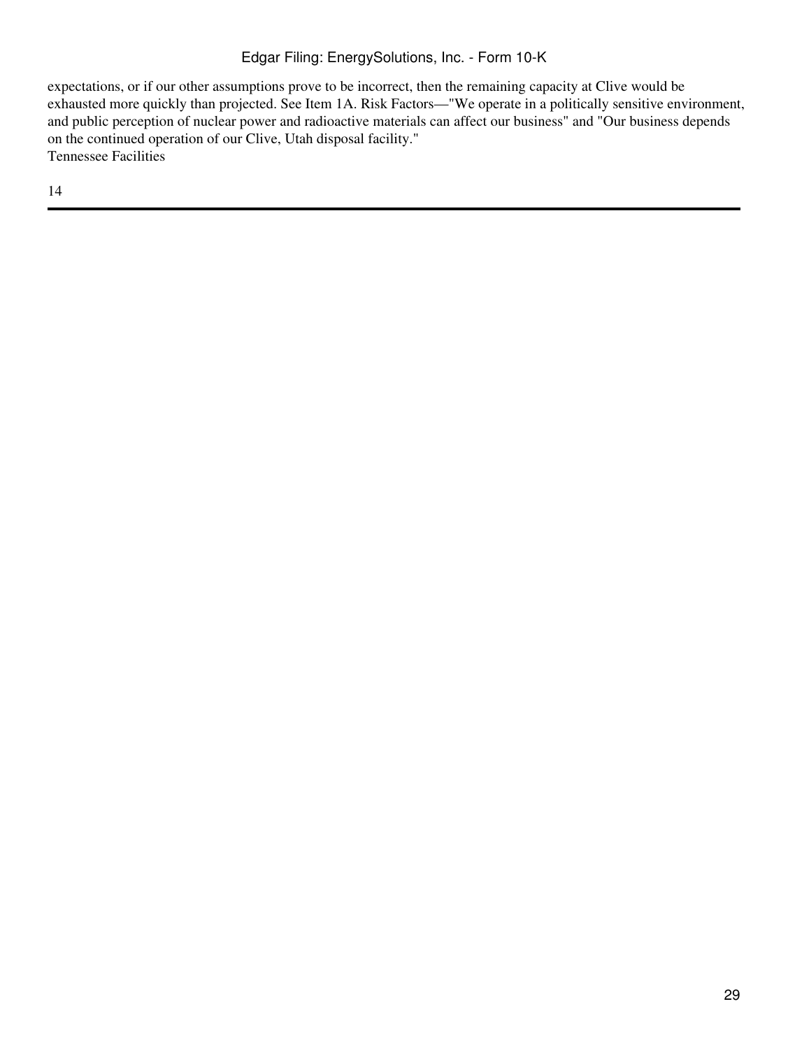expectations, or if our other assumptions prove to be incorrect, then the remaining capacity at Clive would be exhausted more quickly than projected. See Item 1A. Risk Factors—"We operate in a politically sensitive environment, and public perception of nuclear power and radioactive materials can affect our business" and "Our business depends on the continued operation of our Clive, Utah disposal facility."

Tennessee Facilities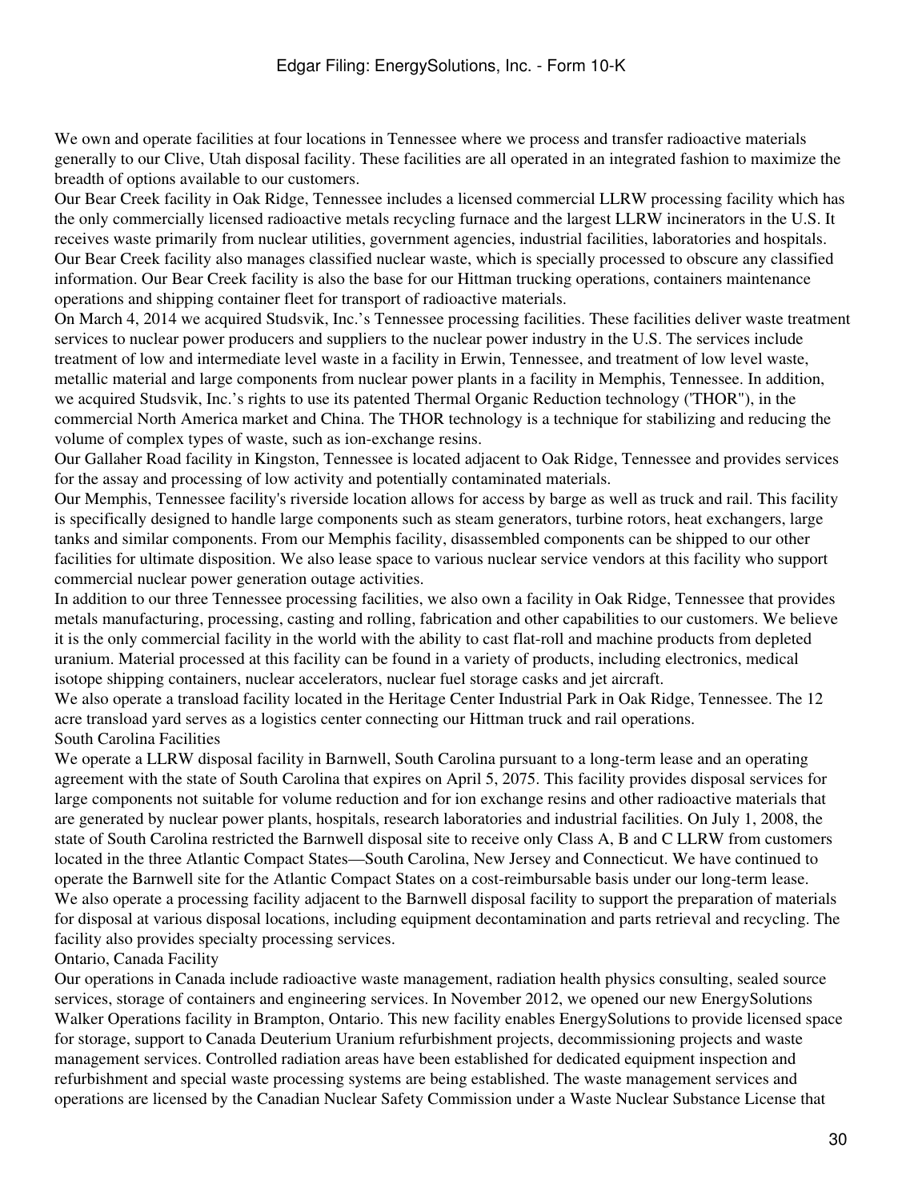We own and operate facilities at four locations in Tennessee where we process and transfer radioactive materials generally to our Clive, Utah disposal facility. These facilities are all operated in an integrated fashion to maximize the breadth of options available to our customers.

Our Bear Creek facility in Oak Ridge, Tennessee includes a licensed commercial LLRW processing facility which has the only commercially licensed radioactive metals recycling furnace and the largest LLRW incinerators in the U.S. It receives waste primarily from nuclear utilities, government agencies, industrial facilities, laboratories and hospitals. Our Bear Creek facility also manages classified nuclear waste, which is specially processed to obscure any classified information. Our Bear Creek facility is also the base for our Hittman trucking operations, containers maintenance operations and shipping container fleet for transport of radioactive materials.

On March 4, 2014 we acquired Studsvik, Inc.'s Tennessee processing facilities. These facilities deliver waste treatment services to nuclear power producers and suppliers to the nuclear power industry in the U.S. The services include treatment of low and intermediate level waste in a facility in Erwin, Tennessee, and treatment of low level waste, metallic material and large components from nuclear power plants in a facility in Memphis, Tennessee. In addition, we acquired Studsvik, Inc.'s rights to use its patented Thermal Organic Reduction technology ('THOR"), in the commercial North America market and China. The THOR technology is a technique for stabilizing and reducing the volume of complex types of waste, such as ion-exchange resins.

Our Gallaher Road facility in Kingston, Tennessee is located adjacent to Oak Ridge, Tennessee and provides services for the assay and processing of low activity and potentially contaminated materials.

Our Memphis, Tennessee facility's riverside location allows for access by barge as well as truck and rail. This facility is specifically designed to handle large components such as steam generators, turbine rotors, heat exchangers, large tanks and similar components. From our Memphis facility, disassembled components can be shipped to our other facilities for ultimate disposition. We also lease space to various nuclear service vendors at this facility who support commercial nuclear power generation outage activities.

In addition to our three Tennessee processing facilities, we also own a facility in Oak Ridge, Tennessee that provides metals manufacturing, processing, casting and rolling, fabrication and other capabilities to our customers. We believe it is the only commercial facility in the world with the ability to cast flat-roll and machine products from depleted uranium. Material processed at this facility can be found in a variety of products, including electronics, medical isotope shipping containers, nuclear accelerators, nuclear fuel storage casks and jet aircraft.

We also operate a transload facility located in the Heritage Center Industrial Park in Oak Ridge, Tennessee. The 12 acre transload yard serves as a logistics center connecting our Hittman truck and rail operations.

### South Carolina Facilities

We operate a LLRW disposal facility in Barnwell, South Carolina pursuant to a long-term lease and an operating agreement with the state of South Carolina that expires on April 5, 2075. This facility provides disposal services for large components not suitable for volume reduction and for ion exchange resins and other radioactive materials that are generated by nuclear power plants, hospitals, research laboratories and industrial facilities. On July 1, 2008, the state of South Carolina restricted the Barnwell disposal site to receive only Class A, B and C LLRW from customers located in the three Atlantic Compact States—South Carolina, New Jersey and Connecticut. We have continued to operate the Barnwell site for the Atlantic Compact States on a cost-reimbursable basis under our long-term lease.

We also operate a processing facility adjacent to the Barnwell disposal facility to support the preparation of materials for disposal at various disposal locations, including equipment decontamination and parts retrieval and recycling. The facility also provides specialty processing services.

### Ontario, Canada Facility

Our operations in Canada include radioactive waste management, radiation health physics consulting, sealed source services, storage of containers and engineering services. In November 2012, we opened our new EnergySolutions Walker Operations facility in Brampton, Ontario. This new facility enables EnergySolutions to provide licensed space for storage, support to Canada Deuterium Uranium refurbishment projects, decommissioning projects and waste management services. Controlled radiation areas have been established for dedicated equipment inspection and refurbishment and special waste processing systems are being established. The waste management services and operations are licensed by the Canadian Nuclear Safety Commission under a Waste Nuclear Substance License that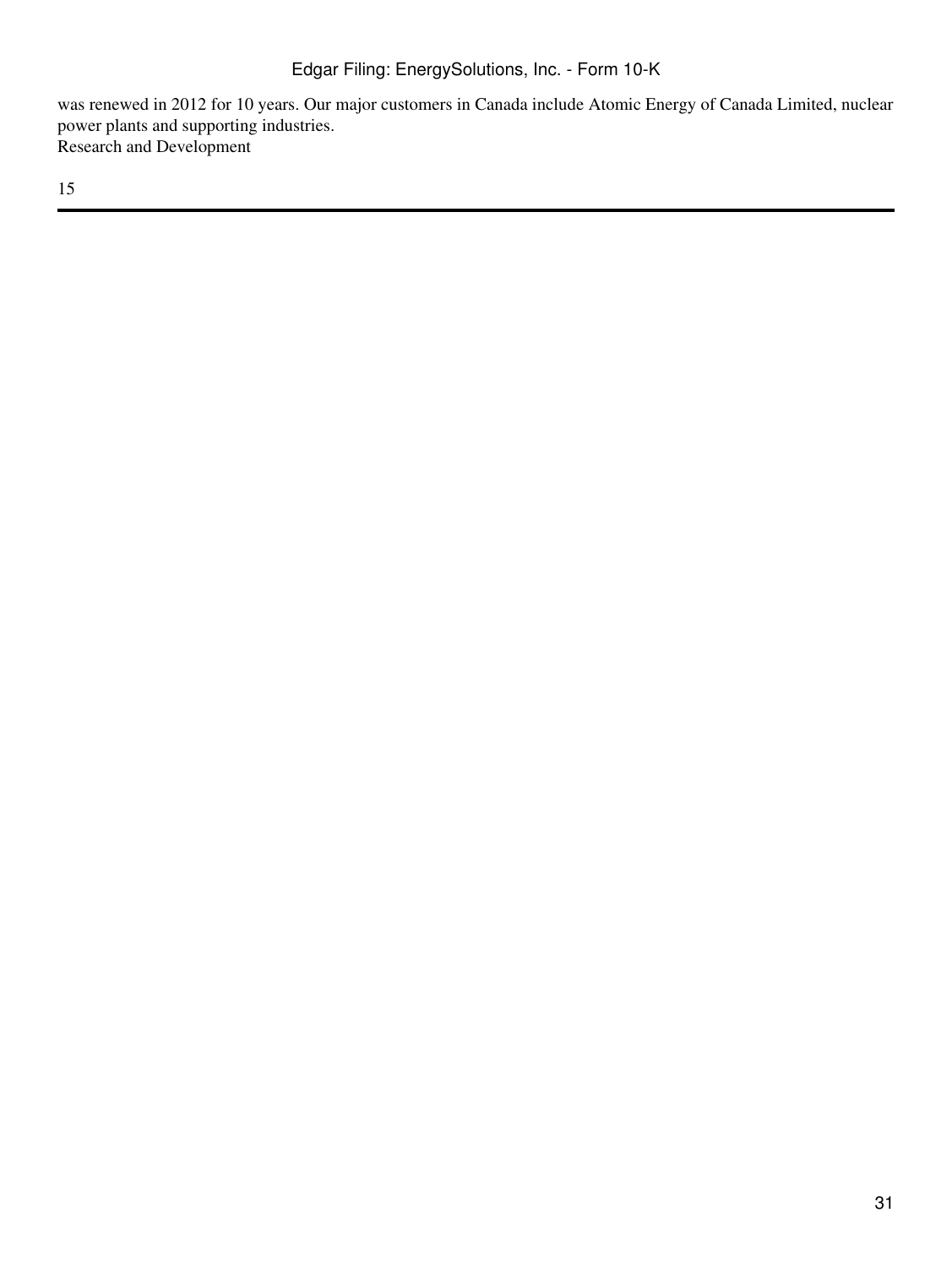was renewed in 2012 for 10 years. Our major customers in Canada include Atomic Energy of Canada Limited, nuclear power plants and supporting industries.

## Research and Development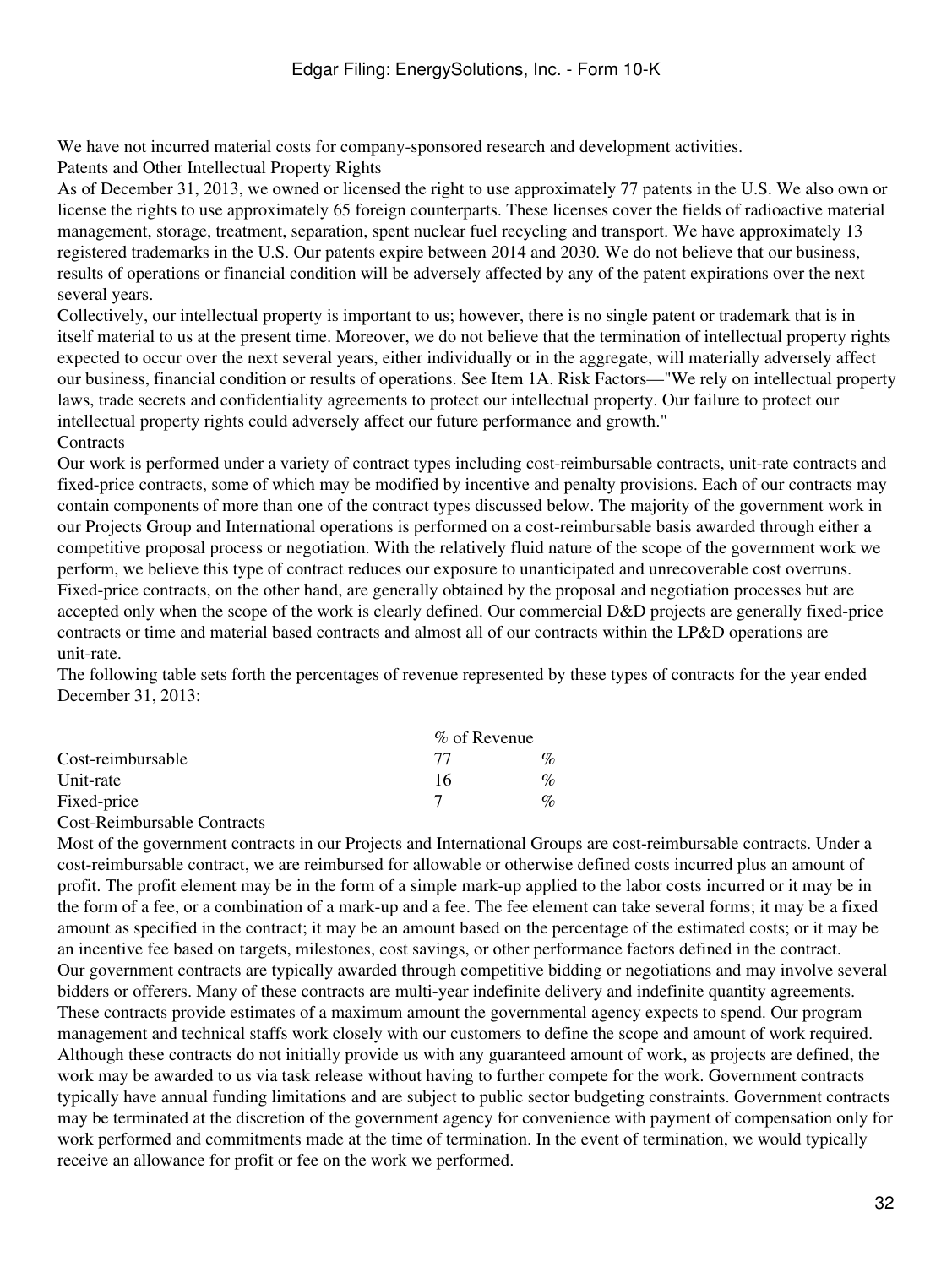We have not incurred material costs for company-sponsored research and development activities.

## Patents and Other Intellectual Property Rights

As of December 31, 2013, we owned or licensed the right to use approximately 77 patents in the U.S. We also own or license the rights to use approximately 65 foreign counterparts. These licenses cover the fields of radioactive material management, storage, treatment, separation, spent nuclear fuel recycling and transport. We have approximately 13 registered trademarks in the U.S. Our patents expire between 2014 and 2030. We do not believe that our business, results of operations or financial condition will be adversely affected by any of the patent expirations over the next several years.

Collectively, our intellectual property is important to us; however, there is no single patent or trademark that is in itself material to us at the present time. Moreover, we do not believe that the termination of intellectual property rights expected to occur over the next several years, either individually or in the aggregate, will materially adversely affect our business, financial condition or results of operations. See Item 1A. Risk Factors—"We rely on intellectual property laws, trade secrets and confidentiality agreements to protect our intellectual property. Our failure to protect our intellectual property rights could adversely affect our future performance and growth."

## Contracts

Our work is performed under a variety of contract types including cost-reimbursable contracts, unit-rate contracts and fixed-price contracts, some of which may be modified by incentive and penalty provisions. Each of our contracts may contain components of more than one of the contract types discussed below. The majority of the government work in our Projects Group and International operations is performed on a cost-reimbursable basis awarded through either a competitive proposal process or negotiation. With the relatively fluid nature of the scope of the government work we perform, we believe this type of contract reduces our exposure to unanticipated and unrecoverable cost overruns. Fixed-price contracts, on the other hand, are generally obtained by the proposal and negotiation processes but are accepted only when the scope of the work is clearly defined. Our commercial D&D projects are generally fixed-price contracts or time and material based contracts and almost all of our contracts within the LP&D operations are unit-rate.

The following table sets forth the percentages of revenue represented by these types of contracts for the year ended December 31, 2013:

| | % of Revenue | |
|---|---|---|
| Cost-reimbursable | 77 | % |
| Unit-rate | 16 | % |
| Fixed-price | 7 | % |

### Cost-Reimbursable Contracts

Most of the government contracts in our Projects and International Groups are cost-reimbursable contracts. Under a cost-reimbursable contract, we are reimbursed for allowable or otherwise defined costs incurred plus an amount of profit. The profit element may be in the form of a simple mark-up applied to the labor costs incurred or it may be in the form of a fee, or a combination of a mark-up and a fee. The fee element can take several forms; it may be a fixed amount as specified in the contract; it may be an amount based on the percentage of the estimated costs; or it may be an incentive fee based on targets, milestones, cost savings, or other performance factors defined in the contract.

Our government contracts are typically awarded through competitive bidding or negotiations and may involve several bidders or offerers. Many of these contracts are multi-year indefinite delivery and indefinite quantity agreements. These contracts provide estimates of a maximum amount the governmental agency expects to spend. Our program management and technical staffs work closely with our customers to define the scope and amount of work required. Although these contracts do not initially provide us with any guaranteed amount of work, as projects are defined, the work may be awarded to us via task release without having to further compete for the work. Government contracts typically have annual funding limitations and are subject to public sector budgeting constraints. Government contracts may be terminated at the discretion of the government agency for convenience with payment of compensation only for work performed and commitments made at the time of termination. In the event of termination, we would typically receive an allowance for profit or fee on the work we performed.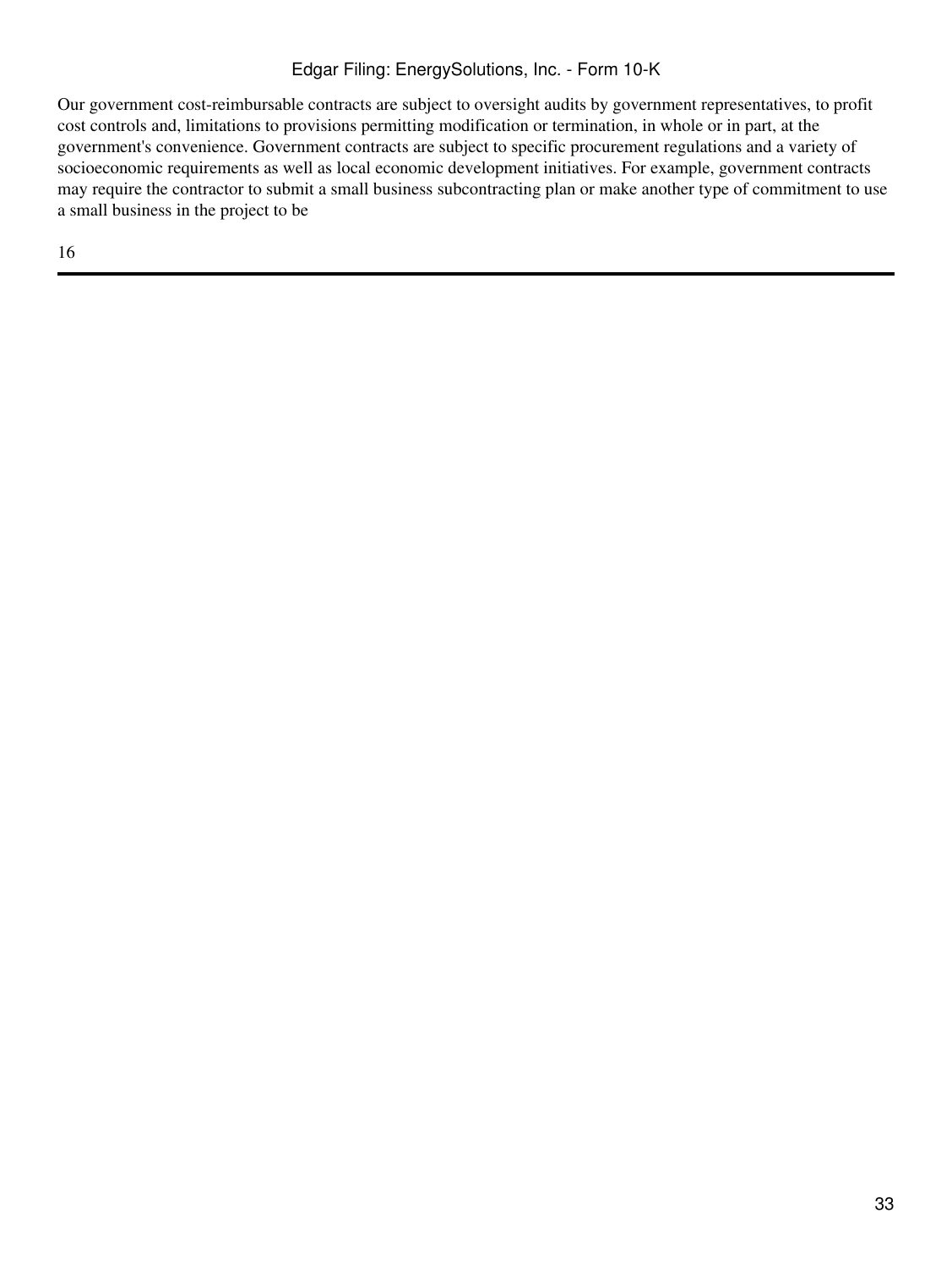Our government cost-reimbursable contracts are subject to oversight audits by government representatives, to profit cost controls and, limitations to provisions permitting modification or termination, in whole or in part, at the government's convenience. Government contracts are subject to specific procurement regulations and a variety of socioeconomic requirements as well as local economic development initiatives. For example, government contracts may require the contractor to submit a small business subcontracting plan or make another type of commitment to use a small business in the project to be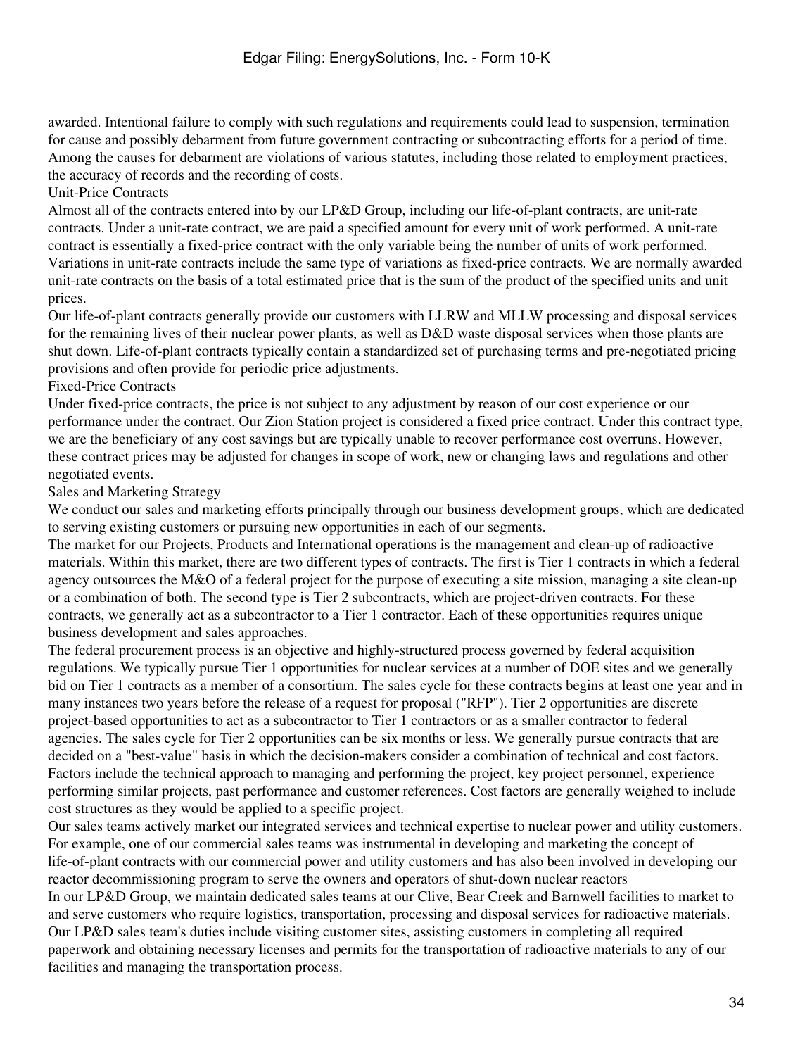awarded. Intentional failure to comply with such regulations and requirements could lead to suspension, termination for cause and possibly debarment from future government contracting or subcontracting efforts for a period of time. Among the causes for debarment are violations of various statutes, including those related to employment practices, the accuracy of records and the recording of costs.

### Unit-Price Contracts

Almost all of the contracts entered into by our LP&D Group, including our life-of-plant contracts, are unit-rate contracts. Under a unit-rate contract, we are paid a specified amount for every unit of work performed. A unit-rate contract is essentially a fixed-price contract with the only variable being the number of units of work performed. Variations in unit-rate contracts include the same type of variations as fixed-price contracts. We are normally awarded unit-rate contracts on the basis of a total estimated price that is the sum of the product of the specified units and unit prices.

Our life-of-plant contracts generally provide our customers with LLRW and MLLW processing and disposal services for the remaining lives of their nuclear power plants, as well as D&D waste disposal services when those plants are shut down. Life-of-plant contracts typically contain a standardized set of purchasing terms and pre-negotiated pricing provisions and often provide for periodic price adjustments.

### Fixed-Price Contracts

Under fixed-price contracts, the price is not subject to any adjustment by reason of our cost experience or our performance under the contract. Our Zion Station project is considered a fixed price contract. Under this contract type, we are the beneficiary of any cost savings but are typically unable to recover performance cost overruns. However, these contract prices may be adjusted for changes in scope of work, new or changing laws and regulations and other negotiated events.

## Sales and Marketing Strategy

We conduct our sales and marketing efforts principally through our business development groups, which are dedicated to serving existing customers or pursuing new opportunities in each of our segments.

The market for our Projects, Products and International operations is the management and clean-up of radioactive materials. Within this market, there are two different types of contracts. The first is Tier 1 contracts in which a federal agency outsources the M&O of a federal project for the purpose of executing a site mission, managing a site clean-up or a combination of both. The second type is Tier 2 subcontracts, which are project-driven contracts. For these contracts, we generally act as a subcontractor to a Tier 1 contractor. Each of these opportunities requires unique business development and sales approaches.

The federal procurement process is an objective and highly-structured process governed by federal acquisition regulations. We typically pursue Tier 1 opportunities for nuclear services at a number of DOE sites and we generally bid on Tier 1 contracts as a member of a consortium. The sales cycle for these contracts begins at least one year and in many instances two years before the release of a request for proposal ("RFP"). Tier 2 opportunities are discrete project-based opportunities to act as a subcontractor to Tier 1 contractors or as a smaller contractor to federal agencies. The sales cycle for Tier 2 opportunities can be six months or less. We generally pursue contracts that are decided on a "best-value" basis in which the decision-makers consider a combination of technical and cost factors. Factors include the technical approach to managing and performing the project, key project personnel, experience performing similar projects, past performance and customer references. Cost factors are generally weighed to include cost structures as they would be applied to a specific project.

Our sales teams actively market our integrated services and technical expertise to nuclear power and utility customers. For example, one of our commercial sales teams was instrumental in developing and marketing the concept of life-of-plant contracts with our commercial power and utility customers and has also been involved in developing our reactor decommissioning program to serve the owners and operators of shut-down nuclear reactors

In our LP&D Group, we maintain dedicated sales teams at our Clive, Bear Creek and Barnwell facilities to market to and serve customers who require logistics, transportation, processing and disposal services for radioactive materials. Our LP&D sales team's duties include visiting customer sites, assisting customers in completing all required paperwork and obtaining necessary licenses and permits for the transportation of radioactive materials to any of our facilities and managing the transportation process.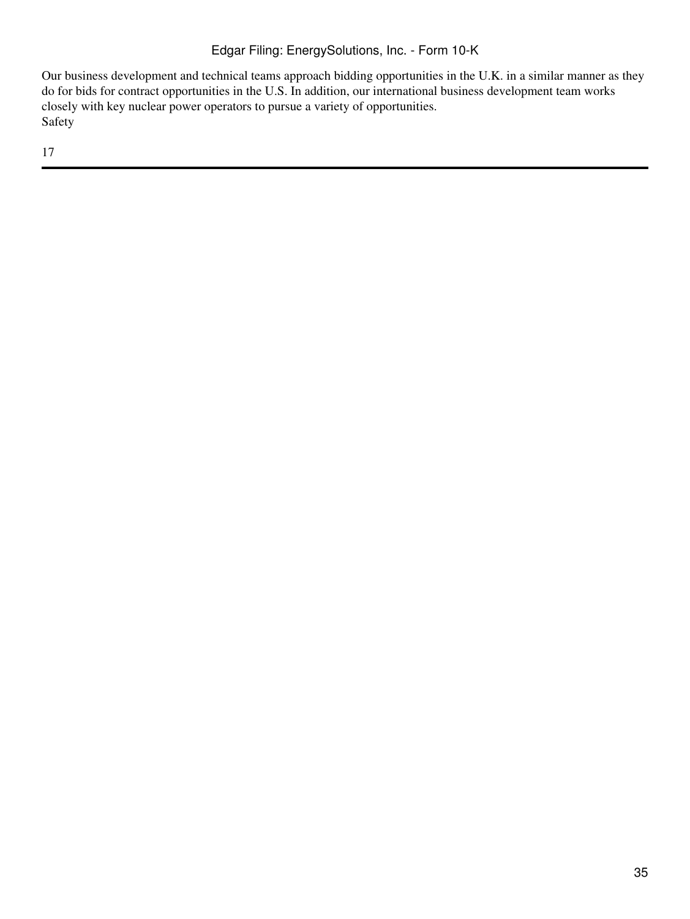Our business development and technical teams approach bidding opportunities in the U.K. in a similar manner as they do for bids for contract opportunities in the U.S. In addition, our international business development team works closely with key nuclear power operators to pursue a variety of opportunities.

Safety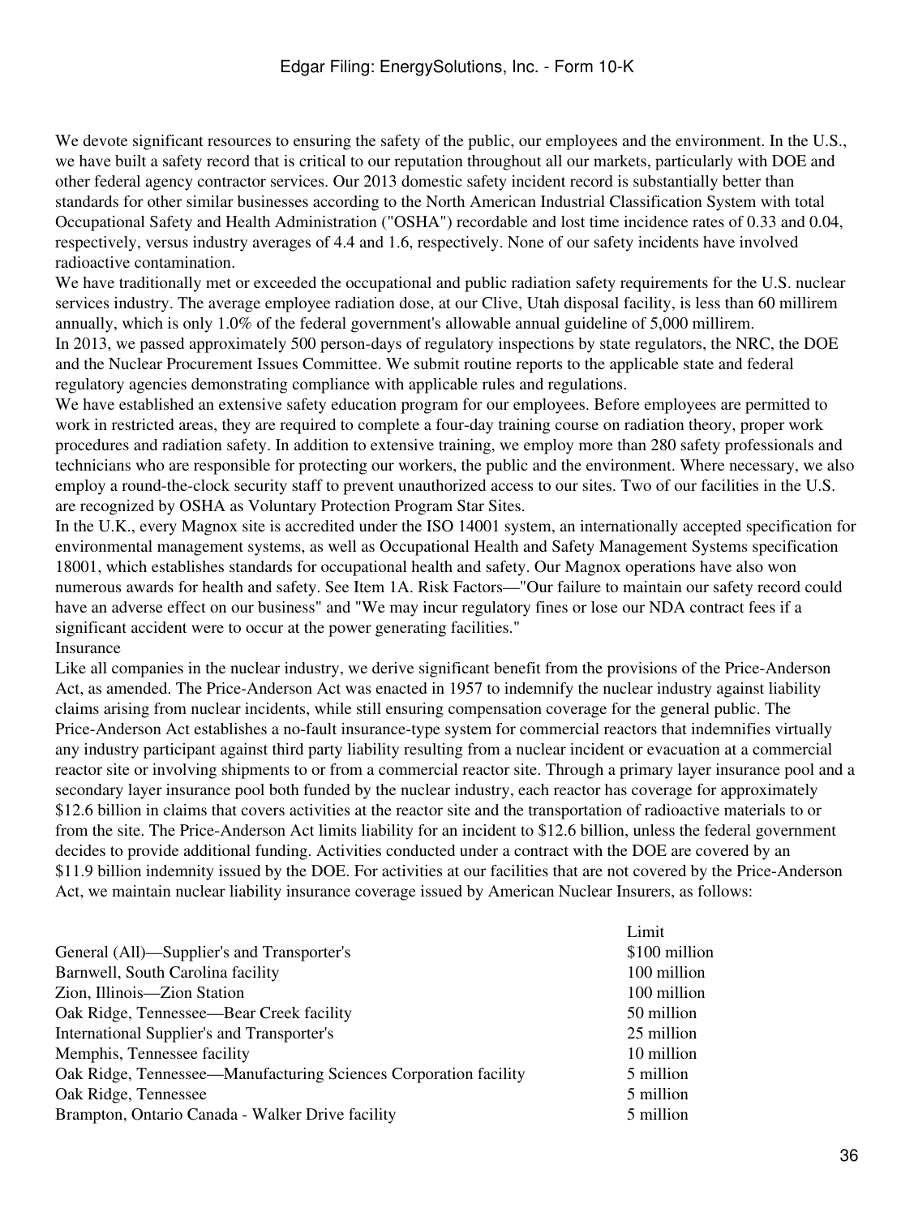We devote significant resources to ensuring the safety of the public, our employees and the environment. In the U.S., we have built a safety record that is critical to our reputation throughout all our markets, particularly with DOE and other federal agency contractor services. Our 2013 domestic safety incident record is substantially better than standards for other similar businesses according to the North American Industrial Classification System with total Occupational Safety and Health Administration ("OSHA") recordable and lost time incidence rates of 0.33 and 0.04, respectively, versus industry averages of 4.4 and 1.6, respectively. None of our safety incidents have involved radioactive contamination.

We have traditionally met or exceeded the occupational and public radiation safety requirements for the U.S. nuclear services industry. The average employee radiation dose, at our Clive, Utah disposal facility, is less than 60 millirem annually, which is only 1.0% of the federal government's allowable annual guideline of 5,000 millirem.

In 2013, we passed approximately 500 person-days of regulatory inspections by state regulators, the NRC, the DOE and the Nuclear Procurement Issues Committee. We submit routine reports to the applicable state and federal regulatory agencies demonstrating compliance with applicable rules and regulations.

We have established an extensive safety education program for our employees. Before employees are permitted to work in restricted areas, they are required to complete a four-day training course on radiation theory, proper work procedures and radiation safety. In addition to extensive training, we employ more than 280 safety professionals and technicians who are responsible for protecting our workers, the public and the environment. Where necessary, we also employ a round-the-clock security staff to prevent unauthorized access to our sites. Two of our facilities in the U.S. are recognized by OSHA as Voluntary Protection Program Star Sites.

In the U.K., every Magnox site is accredited under the ISO 14001 system, an internationally accepted specification for environmental management systems, as well as Occupational Health and Safety Management Systems specification 18001, which establishes standards for occupational health and safety. Our Magnox operations have also won numerous awards for health and safety. See Item 1A. Risk Factors—"Our failure to maintain our safety record could have an adverse effect on our business" and "We may incur regulatory fines or lose our NDA contract fees if a significant accident were to occur at the power generating facilities."

## Insurance

Like all companies in the nuclear industry, we derive significant benefit from the provisions of the Price-Anderson Act, as amended. The Price-Anderson Act was enacted in 1957 to indemnify the nuclear industry against liability claims arising from nuclear incidents, while still ensuring compensation coverage for the general public. The Price-Anderson Act establishes a no-fault insurance-type system for commercial reactors that indemnifies virtually any industry participant against third party liability resulting from a nuclear incident or evacuation at a commercial reactor site or involving shipments to or from a commercial reactor site. Through a primary layer insurance pool and a secondary layer insurance pool both funded by the nuclear industry, each reactor has coverage for approximately $12.6 billion in claims that covers activities at the reactor site and the transportation of radioactive materials to or from the site. The Price-Anderson Act limits liability for an incident to $12.6 billion, unless the federal government decides to provide additional funding. Activities conducted under a contract with the DOE are covered by an $11.9 billion indemnity issued by the DOE. For activities at our facilities that are not covered by the Price-Anderson Act, we maintain nuclear liability insurance coverage issued by American Nuclear Insurers, as follows:

| | Limit |
|---|---|
| General (All)—Supplier's and Transporter's | $100 million |
| Barnwell, South Carolina facility | 100 million |
| Zion, Illinois—Zion Station | 100 million |
| Oak Ridge, Tennessee—Bear Creek facility | 50 million |
| International Supplier's and Transporter's | 25 million |
| Memphis, Tennessee facility | 10 million |
| Oak Ridge, Tennessee—Manufacturing Sciences Corporation facility | 5 million |
| Oak Ridge, Tennessee | 5 million |
| Brampton, Ontario Canada - Walker Drive facility | 5 million |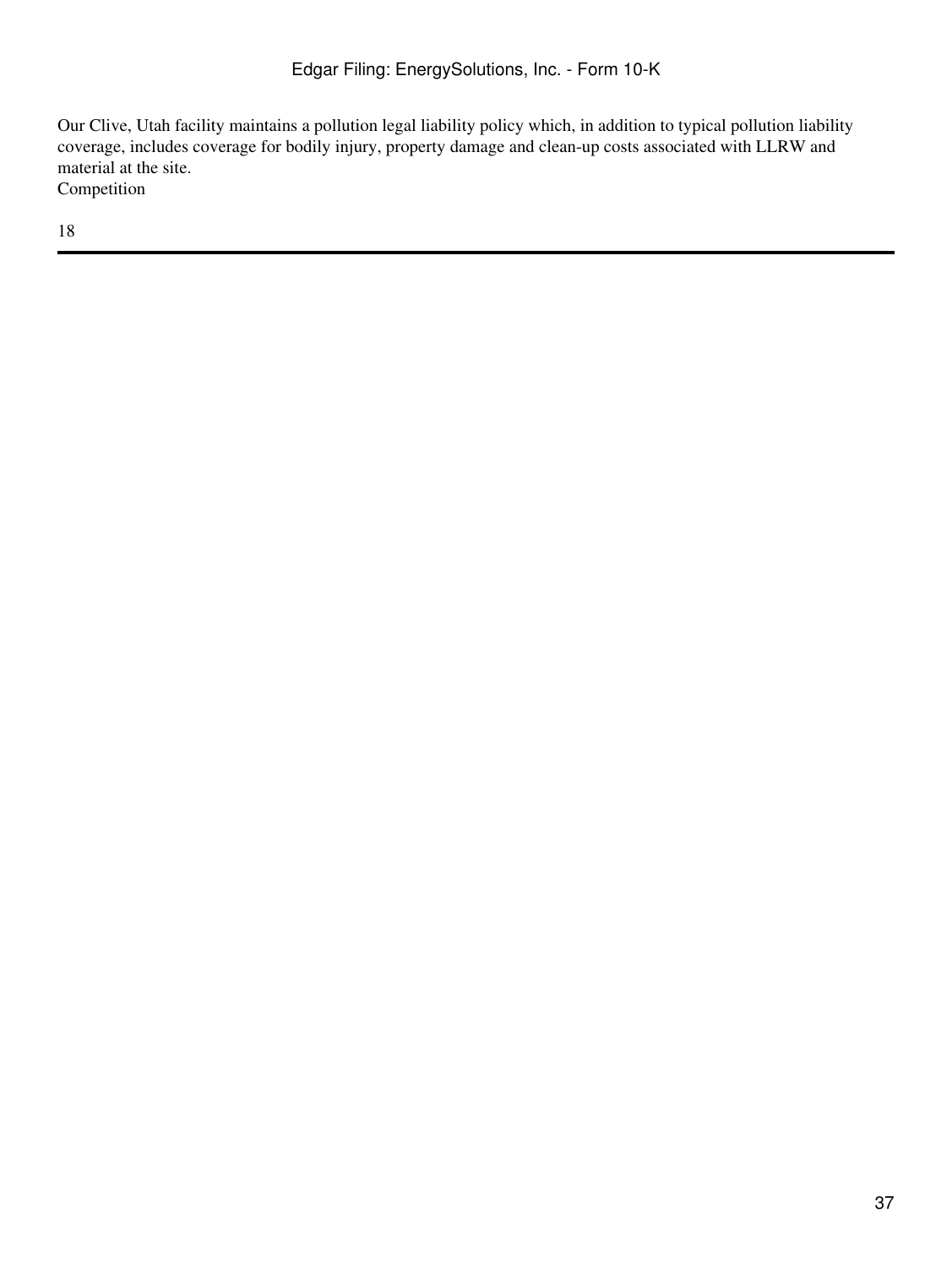Our Clive, Utah facility maintains a pollution legal liability policy which, in addition to typical pollution liability coverage, includes coverage for bodily injury, property damage and clean-up costs associated with LLRW and material at the site.

## Competition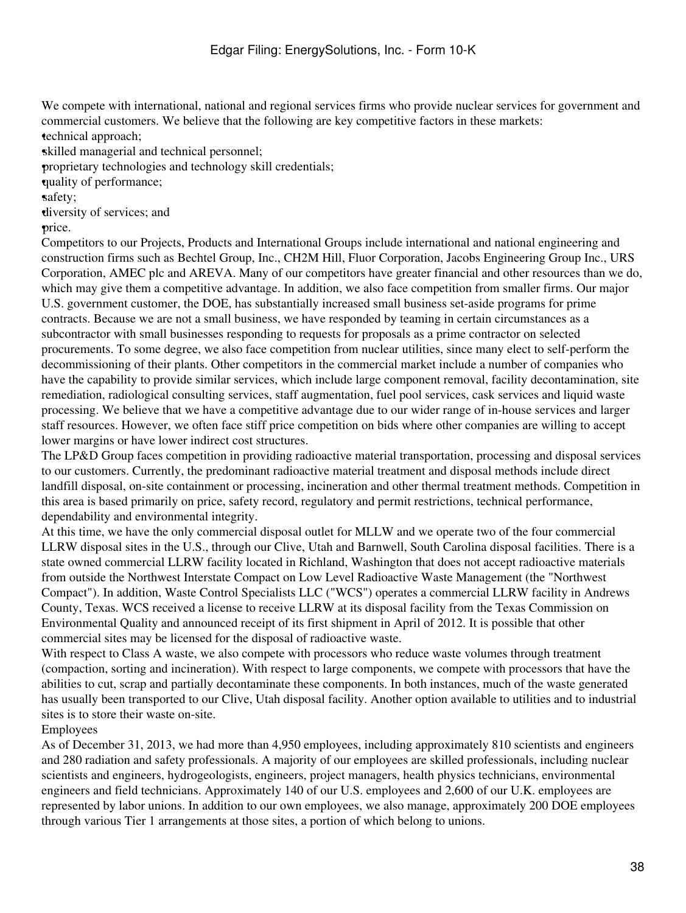We compete with international, national and regional services firms who provide nuclear services for government and commercial customers. We believe that the following are key competitive factors in these markets:

- technical approach;
- skilled managerial and technical personnel;
- proprietary technologies and technology skill credentials;
- quality of performance;
- safety;
- diversity of services; and
- price.

Competitors to our Projects, Products and International Groups include international and national engineering and construction firms such as Bechtel Group, Inc., CH2M Hill, Fluor Corporation, Jacobs Engineering Group Inc., URS Corporation, AMEC plc and AREVA. Many of our competitors have greater financial and other resources than we do, which may give them a competitive advantage. In addition, we also face competition from smaller firms. Our major U.S. government customer, the DOE, has substantially increased small business set-aside programs for prime contracts. Because we are not a small business, we have responded by teaming in certain circumstances as a subcontractor with small businesses responding to requests for proposals as a prime contractor on selected procurements. To some degree, we also face competition from nuclear utilities, since many elect to self-perform the decommissioning of their plants. Other competitors in the commercial market include a number of companies who have the capability to provide similar services, which include large component removal, facility decontamination, site remediation, radiological consulting services, staff augmentation, fuel pool services, cask services and liquid waste processing. We believe that we have a competitive advantage due to our wider range of in-house services and larger staff resources. However, we often face stiff price competition on bids where other companies are willing to accept lower margins or have lower indirect cost structures.

The LP&D Group faces competition in providing radioactive material transportation, processing and disposal services to our customers. Currently, the predominant radioactive material treatment and disposal methods include direct landfill disposal, on-site containment or processing, incineration and other thermal treatment methods. Competition in this area is based primarily on price, safety record, regulatory and permit restrictions, technical performance, dependability and environmental integrity.

At this time, we have the only commercial disposal outlet for MLLW and we operate two of the four commercial LLRW disposal sites in the U.S., through our Clive, Utah and Barnwell, South Carolina disposal facilities. There is a state owned commercial LLRW facility located in Richland, Washington that does not accept radioactive materials from outside the Northwest Interstate Compact on Low Level Radioactive Waste Management (the "Northwest Compact"). In addition, Waste Control Specialists LLC ("WCS") operates a commercial LLRW facility in Andrews County, Texas. WCS received a license to receive LLRW at its disposal facility from the Texas Commission on Environmental Quality and announced receipt of its first shipment in April of 2012. It is possible that other commercial sites may be licensed for the disposal of radioactive waste.

With respect to Class A waste, we also compete with processors who reduce waste volumes through treatment (compaction, sorting and incineration). With respect to large components, we compete with processors that have the abilities to cut, scrap and partially decontaminate these components. In both instances, much of the waste generated has usually been transported to our Clive, Utah disposal facility. Another option available to utilities and to industrial sites is to store their waste on-site.

## Employees

As of December 31, 2013, we had more than 4,950 employees, including approximately 810 scientists and engineers and 280 radiation and safety professionals. A majority of our employees are skilled professionals, including nuclear scientists and engineers, hydrogeologists, engineers, project managers, health physics technicians, environmental engineers and field technicians. Approximately 140 of our U.S. employees and 2,600 of our U.K. employees are represented by labor unions. In addition to our own employees, we also manage, approximately 200 DOE employees through various Tier 1 arrangements at those sites, a portion of which belong to unions.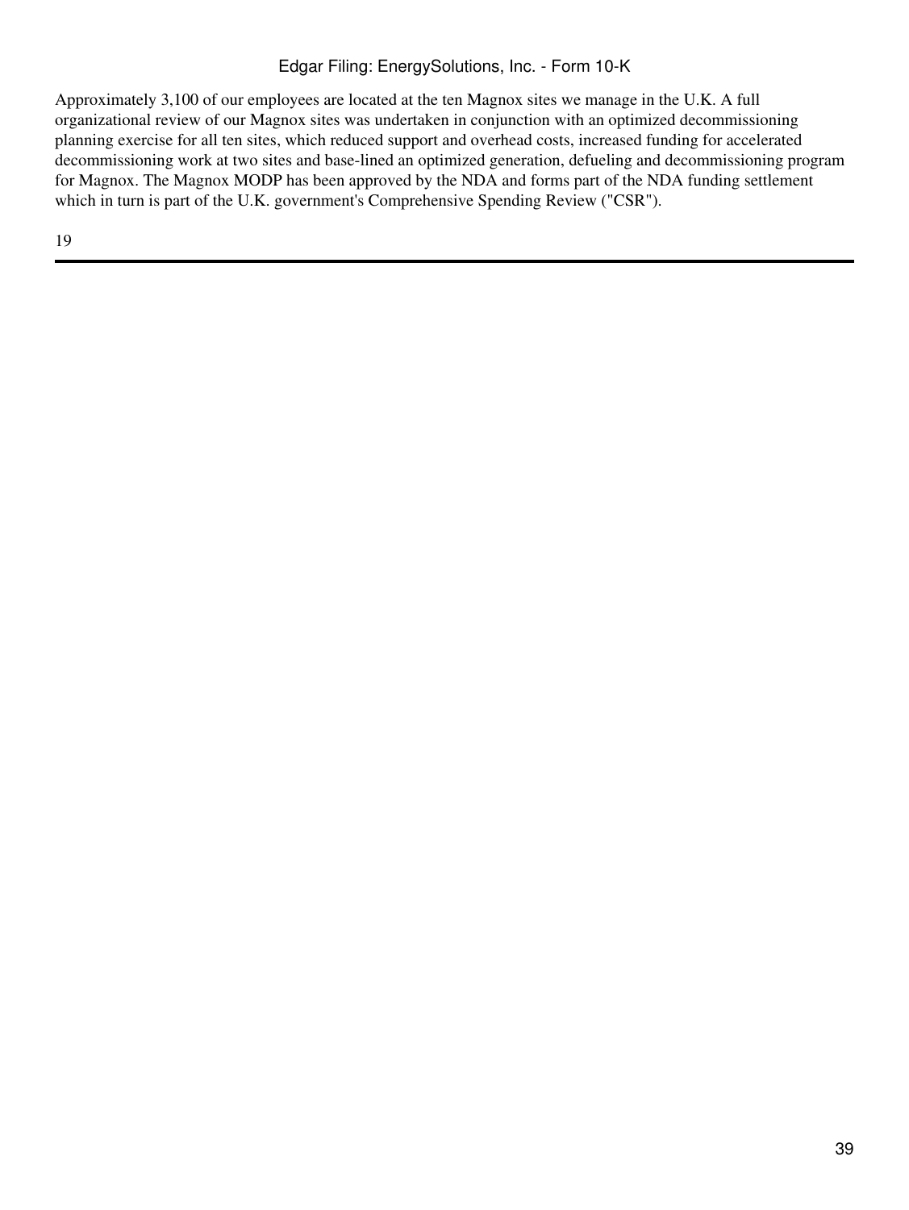Approximately 3,100 of our employees are located at the ten Magnox sites we manage in the U.K. A full organizational review of our Magnox sites was undertaken in conjunction with an optimized decommissioning planning exercise for all ten sites, which reduced support and overhead costs, increased funding for accelerated decommissioning work at two sites and base-lined an optimized generation, defueling and decommissioning program for Magnox. The Magnox MODP has been approved by the NDA and forms part of the NDA funding settlement which in turn is part of the U.K. government's Comprehensive Spending Review ("CSR").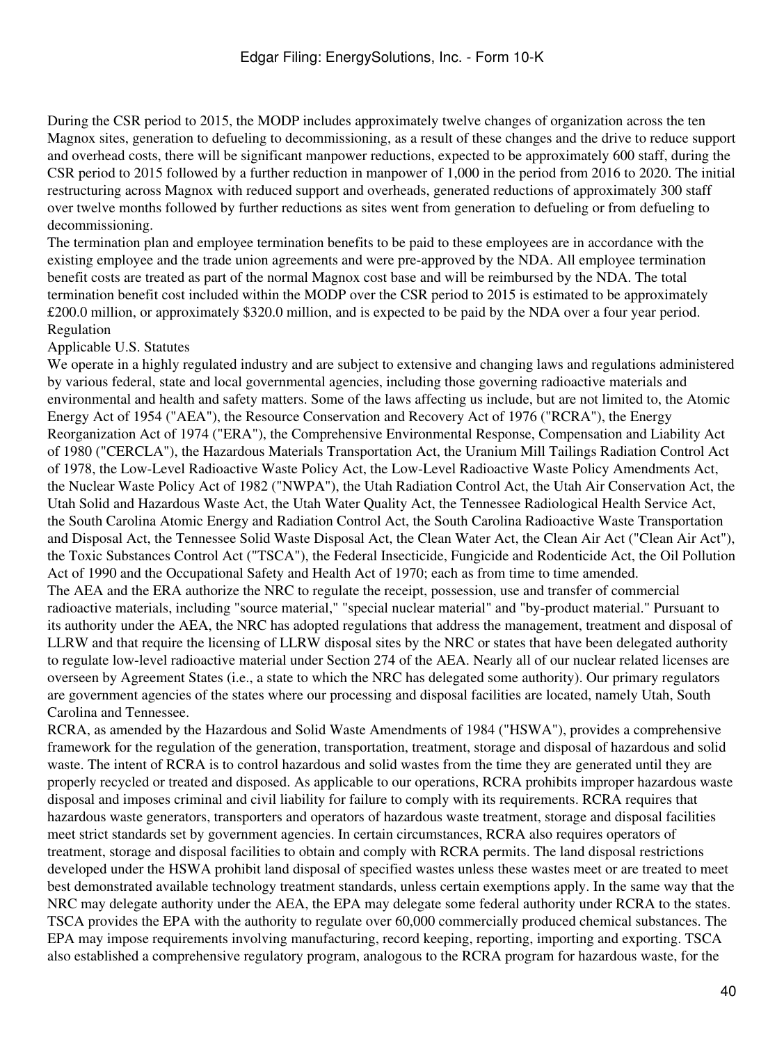During the CSR period to 2015, the MODP includes approximately twelve changes of organization across the ten Magnox sites, generation to defueling to decommissioning, as a result of these changes and the drive to reduce support and overhead costs, there will be significant manpower reductions, expected to be approximately 600 staff, during the CSR period to 2015 followed by a further reduction in manpower of 1,000 in the period from 2016 to 2020. The initial restructuring across Magnox with reduced support and overheads, generated reductions of approximately 300 staff over twelve months followed by further reductions as sites went from generation to defueling or from defueling to decommissioning.

The termination plan and employee termination benefits to be paid to these employees are in accordance with the existing employee and the trade union agreements and were pre-approved by the NDA. All employee termination benefit costs are treated as part of the normal Magnox cost base and will be reimbursed by the NDA. The total termination benefit cost included within the MODP over the CSR period to 2015 is estimated to be approximately £200.0 million, or approximately $320.0 million, and is expected to be paid by the NDA over a four year period.

## Regulation

### Applicable U.S. Statutes

We operate in a highly regulated industry and are subject to extensive and changing laws and regulations administered by various federal, state and local governmental agencies, including those governing radioactive materials and environmental and health and safety matters. Some of the laws affecting us include, but are not limited to, the Atomic Energy Act of 1954 ("AEA"), the Resource Conservation and Recovery Act of 1976 ("RCRA"), the Energy Reorganization Act of 1974 ("ERA"), the Comprehensive Environmental Response, Compensation and Liability Act of 1980 ("CERCLA"), the Hazardous Materials Transportation Act, the Uranium Mill Tailings Radiation Control Act of 1978, the Low-Level Radioactive Waste Policy Act, the Low-Level Radioactive Waste Policy Amendments Act, the Nuclear Waste Policy Act of 1982 ("NWPA"), the Utah Radiation Control Act, the Utah Air Conservation Act, the Utah Solid and Hazardous Waste Act, the Utah Water Quality Act, the Tennessee Radiological Health Service Act, the South Carolina Atomic Energy and Radiation Control Act, the South Carolina Radioactive Waste Transportation and Disposal Act, the Tennessee Solid Waste Disposal Act, the Clean Water Act, the Clean Air Act ("Clean Air Act"), the Toxic Substances Control Act ("TSCA"), the Federal Insecticide, Fungicide and Rodenticide Act, the Oil Pollution Act of 1990 and the Occupational Safety and Health Act of 1970; each as from time to time amended.

The AEA and the ERA authorize the NRC to regulate the receipt, possession, use and transfer of commercial radioactive materials, including "source material," "special nuclear material" and "by-product material." Pursuant to its authority under the AEA, the NRC has adopted regulations that address the management, treatment and disposal of LLRW and that require the licensing of LLRW disposal sites by the NRC or states that have been delegated authority to regulate low-level radioactive material under Section 274 of the AEA. Nearly all of our nuclear related licenses are overseen by Agreement States (i.e., a state to which the NRC has delegated some authority). Our primary regulators are government agencies of the states where our processing and disposal facilities are located, namely Utah, South Carolina and Tennessee.

RCRA, as amended by the Hazardous and Solid Waste Amendments of 1984 ("HSWA"), provides a comprehensive framework for the regulation of the generation, transportation, treatment, storage and disposal of hazardous and solid waste. The intent of RCRA is to control hazardous and solid wastes from the time they are generated until they are properly recycled or treated and disposed. As applicable to our operations, RCRA prohibits improper hazardous waste disposal and imposes criminal and civil liability for failure to comply with its requirements. RCRA requires that hazardous waste generators, transporters and operators of hazardous waste treatment, storage and disposal facilities meet strict standards set by government agencies. In certain circumstances, RCRA also requires operators of treatment, storage and disposal facilities to obtain and comply with RCRA permits. The land disposal restrictions developed under the HSWA prohibit land disposal of specified wastes unless these wastes meet or are treated to meet best demonstrated available technology treatment standards, unless certain exemptions apply. In the same way that the NRC may delegate authority under the AEA, the EPA may delegate some federal authority under RCRA to the states.

TSCA provides the EPA with the authority to regulate over 60,000 commercially produced chemical substances. The EPA may impose requirements involving manufacturing, record keeping, reporting, importing and exporting. TSCA also established a comprehensive regulatory program, analogous to the RCRA program for hazardous waste, for the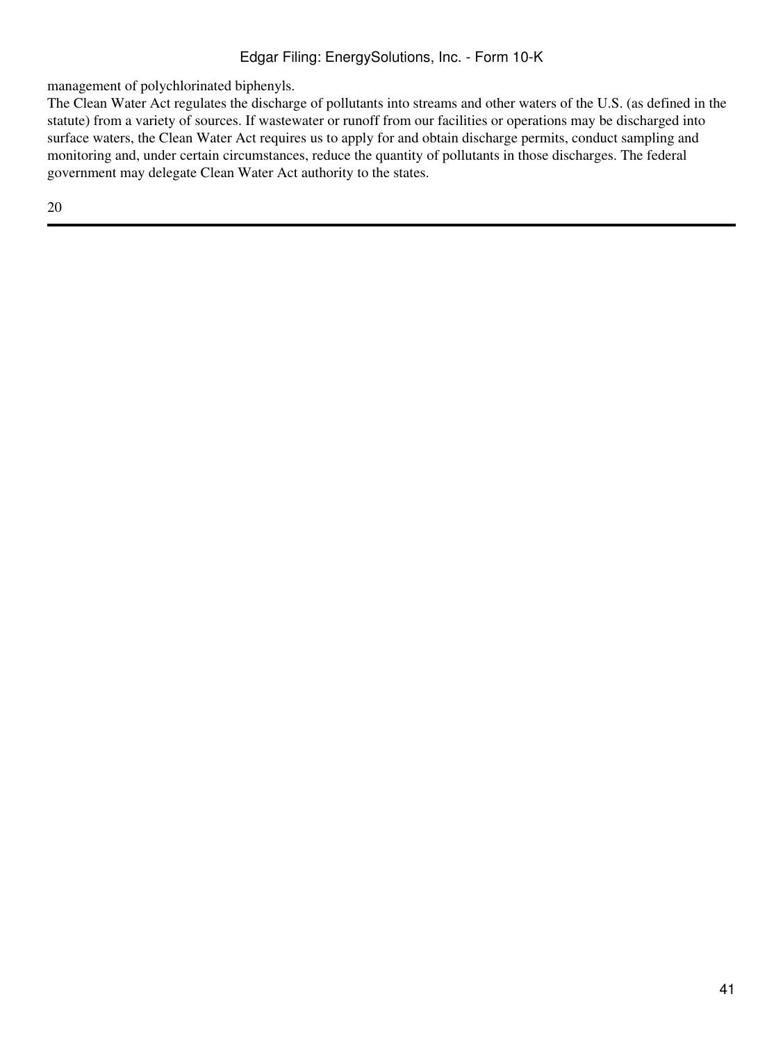management of polychlorinated biphenyls.

The Clean Water Act regulates the discharge of pollutants into streams and other waters of the U.S. (as defined in the statute) from a variety of sources. If wastewater or runoff from our facilities or operations may be discharged into surface waters, the Clean Water Act requires us to apply for and obtain discharge permits, conduct sampling and monitoring and, under certain circumstances, reduce the quantity of pollutants in those discharges. The federal government may delegate Clean Water Act authority to the states.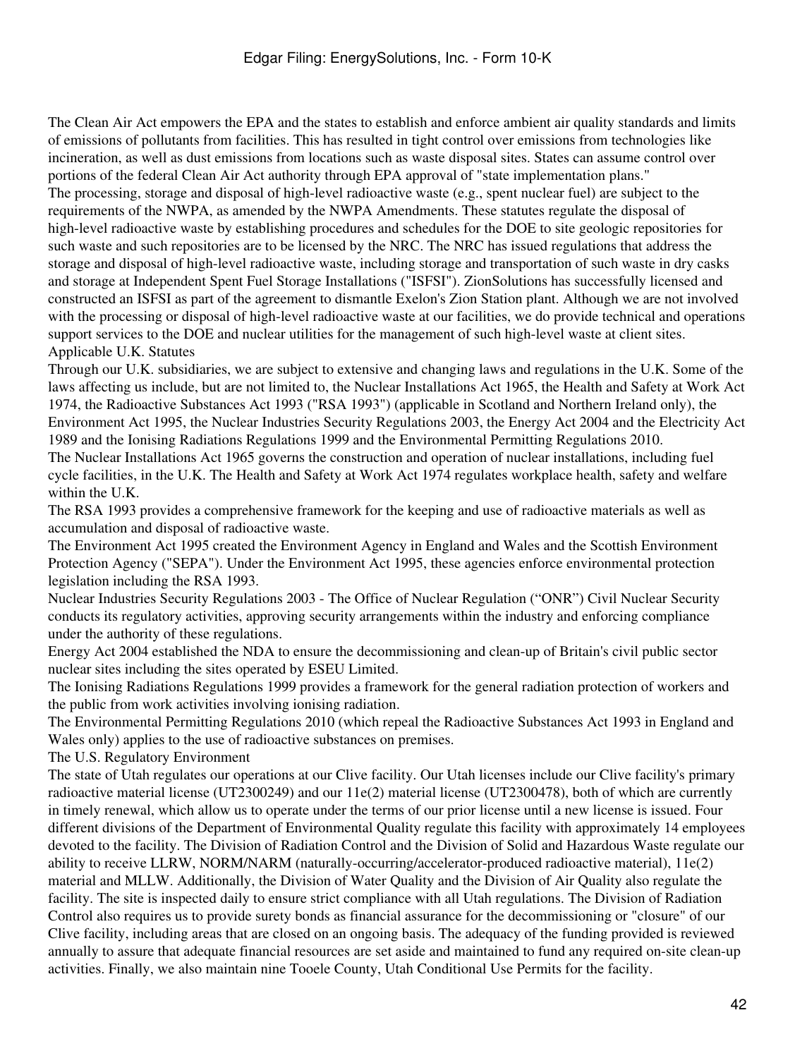The Clean Air Act empowers the EPA and the states to establish and enforce ambient air quality standards and limits of emissions of pollutants from facilities. This has resulted in tight control over emissions from technologies like incineration, as well as dust emissions from locations such as waste disposal sites. States can assume control over portions of the federal Clean Air Act authority through EPA approval of "state implementation plans."

The processing, storage and disposal of high-level radioactive waste (e.g., spent nuclear fuel) are subject to the requirements of the NWPA, as amended by the NWPA Amendments. These statutes regulate the disposal of high-level radioactive waste by establishing procedures and schedules for the DOE to site geologic repositories for such waste and such repositories are to be licensed by the NRC. The NRC has issued regulations that address the storage and disposal of high-level radioactive waste, including storage and transportation of such waste in dry casks and storage at Independent Spent Fuel Storage Installations ("ISFSI"). ZionSolutions has successfully licensed and constructed an ISFSI as part of the agreement to dismantle Exelon's Zion Station plant. Although we are not involved with the processing or disposal of high-level radioactive waste at our facilities, we do provide technical and operations support services to the DOE and nuclear utilities for the management of such high-level waste at client sites.

## Applicable U.K. Statutes

Through our U.K. subsidiaries, we are subject to extensive and changing laws and regulations in the U.K. Some of the laws affecting us include, but are not limited to, the Nuclear Installations Act 1965, the Health and Safety at Work Act 1974, the Radioactive Substances Act 1993 ("RSA 1993") (applicable in Scotland and Northern Ireland only), the Environment Act 1995, the Nuclear Industries Security Regulations 2003, the Energy Act 2004 and the Electricity Act 1989 and the Ionising Radiations Regulations 1999 and the Environmental Permitting Regulations 2010.

The Nuclear Installations Act 1965 governs the construction and operation of nuclear installations, including fuel cycle facilities, in the U.K. The Health and Safety at Work Act 1974 regulates workplace health, safety and welfare within the U.K.

The RSA 1993 provides a comprehensive framework for the keeping and use of radioactive materials as well as accumulation and disposal of radioactive waste.

The Environment Act 1995 created the Environment Agency in England and Wales and the Scottish Environment Protection Agency ("SEPA"). Under the Environment Act 1995, these agencies enforce environmental protection legislation including the RSA 1993.

Nuclear Industries Security Regulations 2003 - The Office of Nuclear Regulation ("ONR") Civil Nuclear Security conducts its regulatory activities, approving security arrangements within the industry and enforcing compliance under the authority of these regulations.

Energy Act 2004 established the NDA to ensure the decommissioning and clean-up of Britain's civil public sector nuclear sites including the sites operated by ESEU Limited.

The Ionising Radiations Regulations 1999 provides a framework for the general radiation protection of workers and the public from work activities involving ionising radiation.

The Environmental Permitting Regulations 2010 (which repeal the Radioactive Substances Act 1993 in England and Wales only) applies to the use of radioactive substances on premises.

## The U.S. Regulatory Environment

The state of Utah regulates our operations at our Clive facility. Our Utah licenses include our Clive facility's primary radioactive material license (UT2300249) and our 11e(2) material license (UT2300478), both of which are currently in timely renewal, which allow us to operate under the terms of our prior license until a new license is issued. Four different divisions of the Department of Environmental Quality regulate this facility with approximately 14 employees devoted to the facility. The Division of Radiation Control and the Division of Solid and Hazardous Waste regulate our ability to receive LLRW, NORM/NARM (naturally-occurring/accelerator-produced radioactive material), 11e(2) material and MLLW. Additionally, the Division of Water Quality and the Division of Air Quality also regulate the facility. The site is inspected daily to ensure strict compliance with all Utah regulations. The Division of Radiation Control also requires us to provide surety bonds as financial assurance for the decommissioning or "closure" of our Clive facility, including areas that are closed on an ongoing basis. The adequacy of the funding provided is reviewed annually to assure that adequate financial resources are set aside and maintained to fund any required on-site clean-up activities. Finally, we also maintain nine Tooele County, Utah Conditional Use Permits for the facility.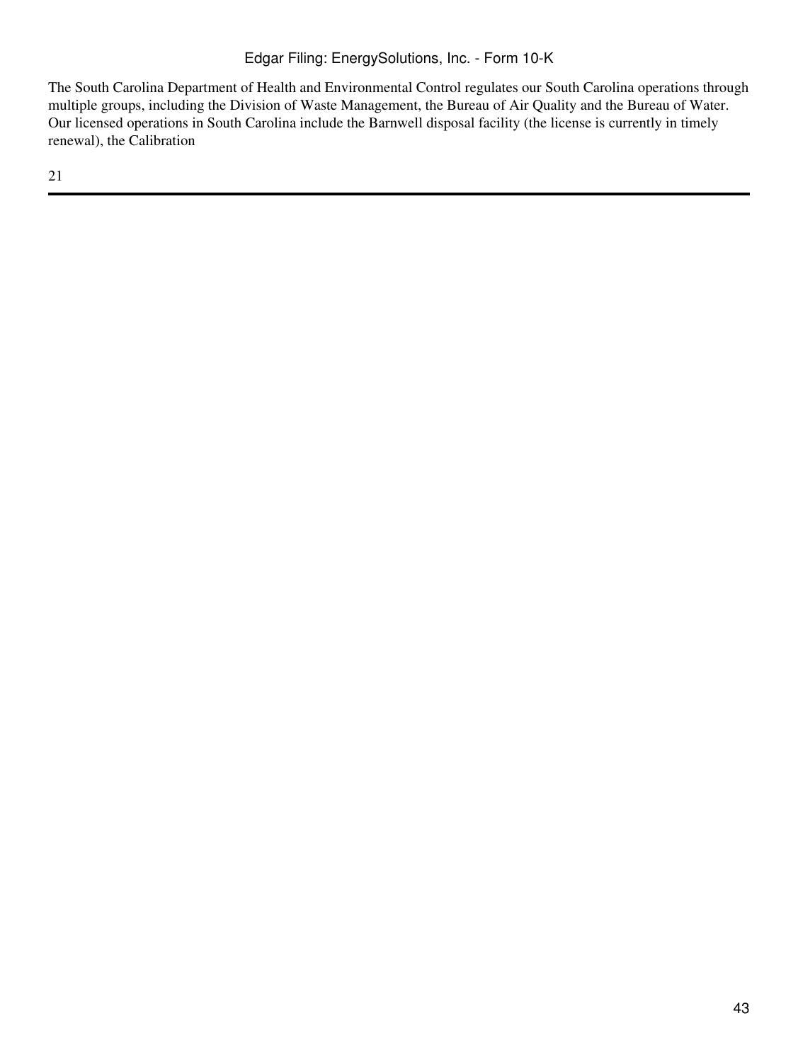The South Carolina Department of Health and Environmental Control regulates our South Carolina operations through multiple groups, including the Division of Waste Management, the Bureau of Air Quality and the Bureau of Water. Our licensed operations in South Carolina include the Barnwell disposal facility (the license is currently in timely renewal), the Calibration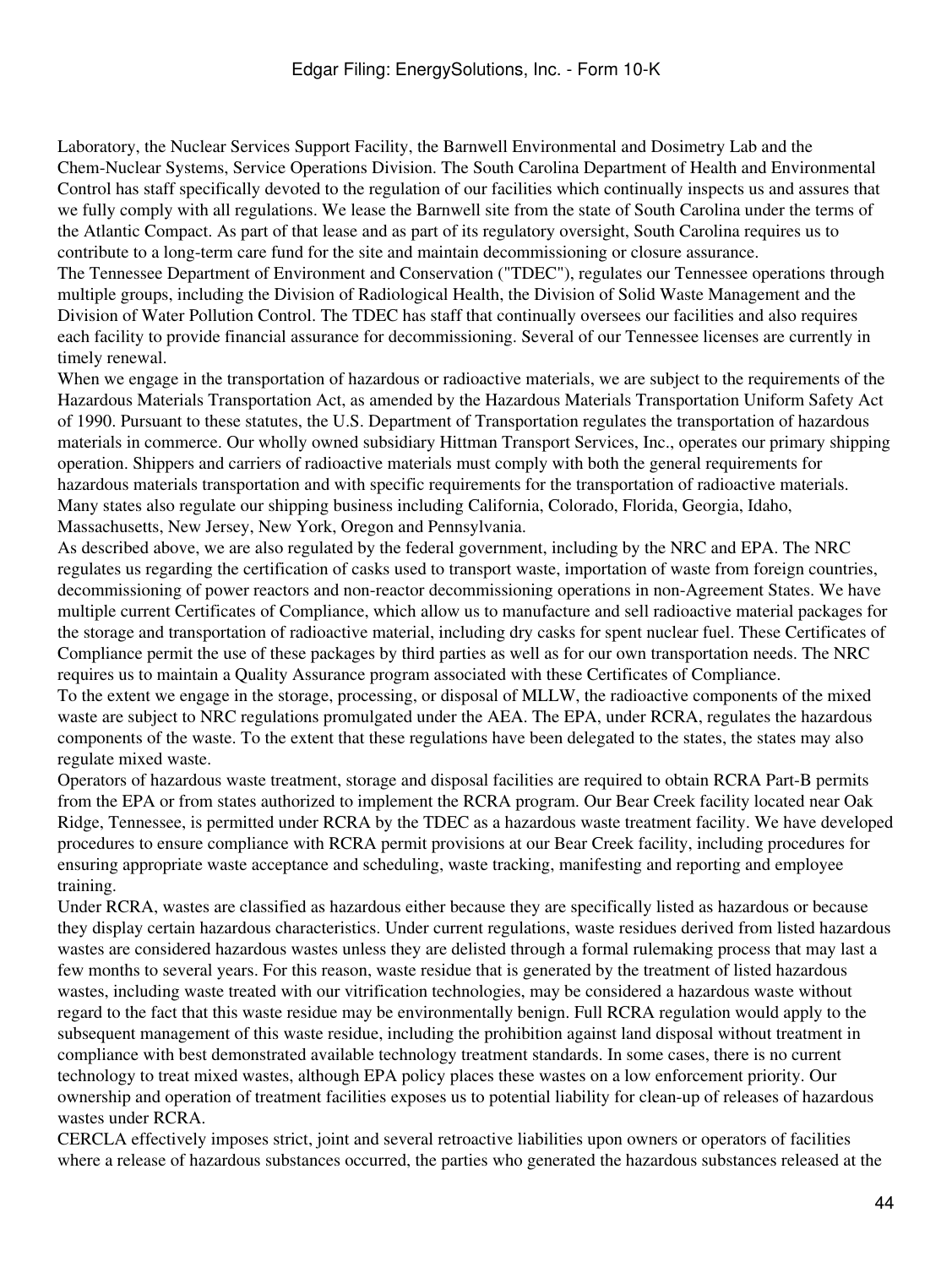Laboratory, the Nuclear Services Support Facility, the Barnwell Environmental and Dosimetry Lab and the Chem-Nuclear Systems, Service Operations Division. The South Carolina Department of Health and Environmental Control has staff specifically devoted to the regulation of our facilities which continually inspects us and assures that we fully comply with all regulations. We lease the Barnwell site from the state of South Carolina under the terms of the Atlantic Compact. As part of that lease and as part of its regulatory oversight, South Carolina requires us to contribute to a long-term care fund for the site and maintain decommissioning or closure assurance.

The Tennessee Department of Environment and Conservation ("TDEC"), regulates our Tennessee operations through multiple groups, including the Division of Radiological Health, the Division of Solid Waste Management and the Division of Water Pollution Control. The TDEC has staff that continually oversees our facilities and also requires each facility to provide financial assurance for decommissioning. Several of our Tennessee licenses are currently in timely renewal.

When we engage in the transportation of hazardous or radioactive materials, we are subject to the requirements of the Hazardous Materials Transportation Act, as amended by the Hazardous Materials Transportation Uniform Safety Act of 1990. Pursuant to these statutes, the U.S. Department of Transportation regulates the transportation of hazardous materials in commerce. Our wholly owned subsidiary Hittman Transport Services, Inc., operates our primary shipping operation. Shippers and carriers of radioactive materials must comply with both the general requirements for hazardous materials transportation and with specific requirements for the transportation of radioactive materials. Many states also regulate our shipping business including California, Colorado, Florida, Georgia, Idaho, Massachusetts, New Jersey, New York, Oregon and Pennsylvania.

As described above, we are also regulated by the federal government, including by the NRC and EPA. The NRC regulates us regarding the certification of casks used to transport waste, importation of waste from foreign countries, decommissioning of power reactors and non-reactor decommissioning operations in non-Agreement States. We have multiple current Certificates of Compliance, which allow us to manufacture and sell radioactive material packages for the storage and transportation of radioactive material, including dry casks for spent nuclear fuel. These Certificates of Compliance permit the use of these packages by third parties as well as for our own transportation needs. The NRC requires us to maintain a Quality Assurance program associated with these Certificates of Compliance.

To the extent we engage in the storage, processing, or disposal of MLLW, the radioactive components of the mixed waste are subject to NRC regulations promulgated under the AEA. The EPA, under RCRA, regulates the hazardous components of the waste. To the extent that these regulations have been delegated to the states, the states may also regulate mixed waste.

Operators of hazardous waste treatment, storage and disposal facilities are required to obtain RCRA Part-B permits from the EPA or from states authorized to implement the RCRA program. Our Bear Creek facility located near Oak Ridge, Tennessee, is permitted under RCRA by the TDEC as a hazardous waste treatment facility. We have developed procedures to ensure compliance with RCRA permit provisions at our Bear Creek facility, including procedures for ensuring appropriate waste acceptance and scheduling, waste tracking, manifesting and reporting and employee training.

Under RCRA, wastes are classified as hazardous either because they are specifically listed as hazardous or because they display certain hazardous characteristics. Under current regulations, waste residues derived from listed hazardous wastes are considered hazardous wastes unless they are delisted through a formal rulemaking process that may last a few months to several years. For this reason, waste residue that is generated by the treatment of listed hazardous wastes, including waste treated with our vitrification technologies, may be considered a hazardous waste without regard to the fact that this waste residue may be environmentally benign. Full RCRA regulation would apply to the subsequent management of this waste residue, including the prohibition against land disposal without treatment in compliance with best demonstrated available technology treatment standards. In some cases, there is no current technology to treat mixed wastes, although EPA policy places these wastes on a low enforcement priority. Our ownership and operation of treatment facilities exposes us to potential liability for clean-up of releases of hazardous wastes under RCRA.

CERCLA effectively imposes strict, joint and several retroactive liabilities upon owners or operators of facilities where a release of hazardous substances occurred, the parties who generated the hazardous substances released at the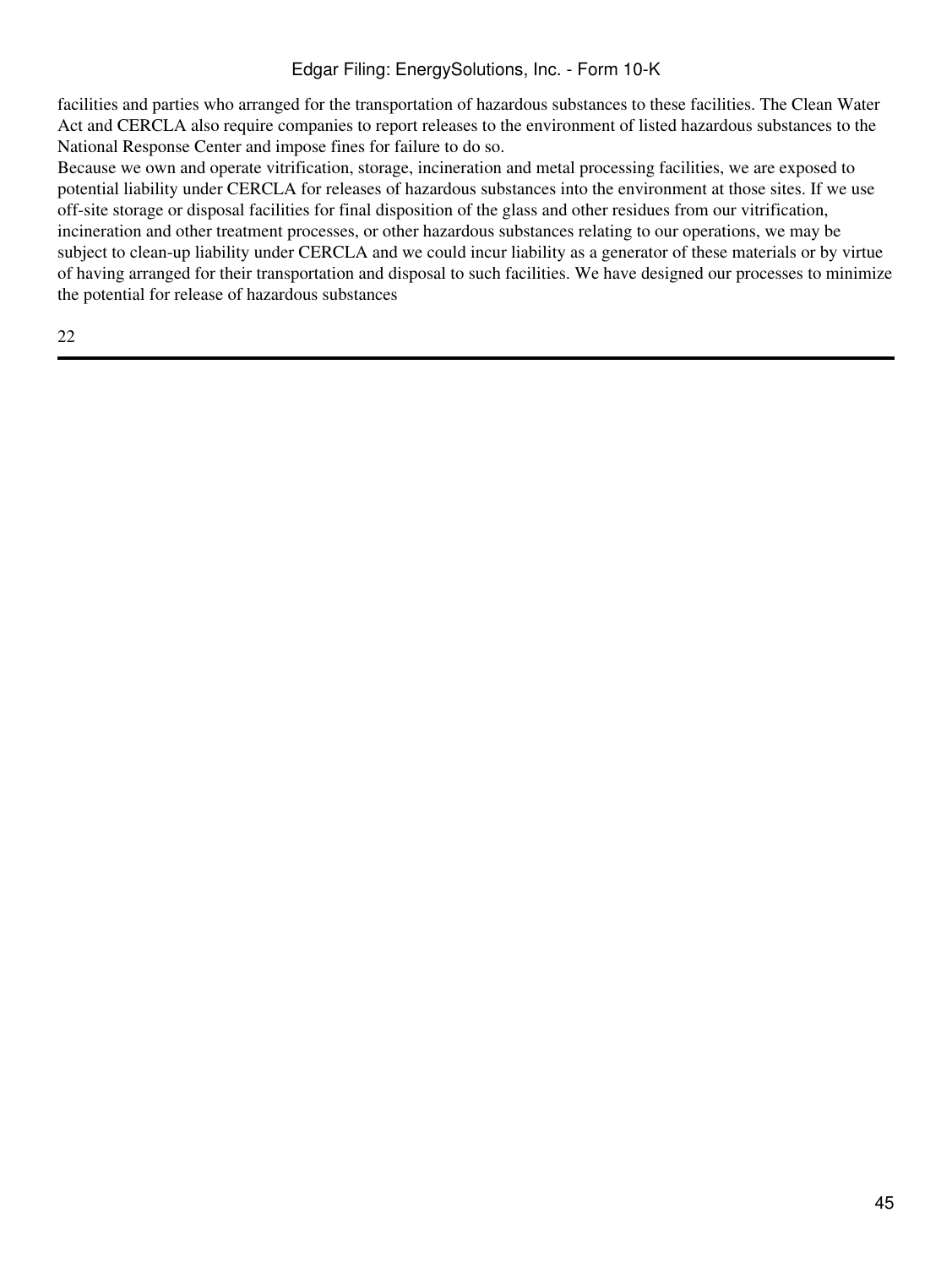facilities and parties who arranged for the transportation of hazardous substances to these facilities. The Clean Water Act and CERCLA also require companies to report releases to the environment of listed hazardous substances to the National Response Center and impose fines for failure to do so.

Because we own and operate vitrification, storage, incineration and metal processing facilities, we are exposed to potential liability under CERCLA for releases of hazardous substances into the environment at those sites. If we use off-site storage or disposal facilities for final disposition of the glass and other residues from our vitrification, incineration and other treatment processes, or other hazardous substances relating to our operations, we may be subject to clean-up liability under CERCLA and we could incur liability as a generator of these materials or by virtue of having arranged for their transportation and disposal to such facilities. We have designed our processes to minimize the potential for release of hazardous substances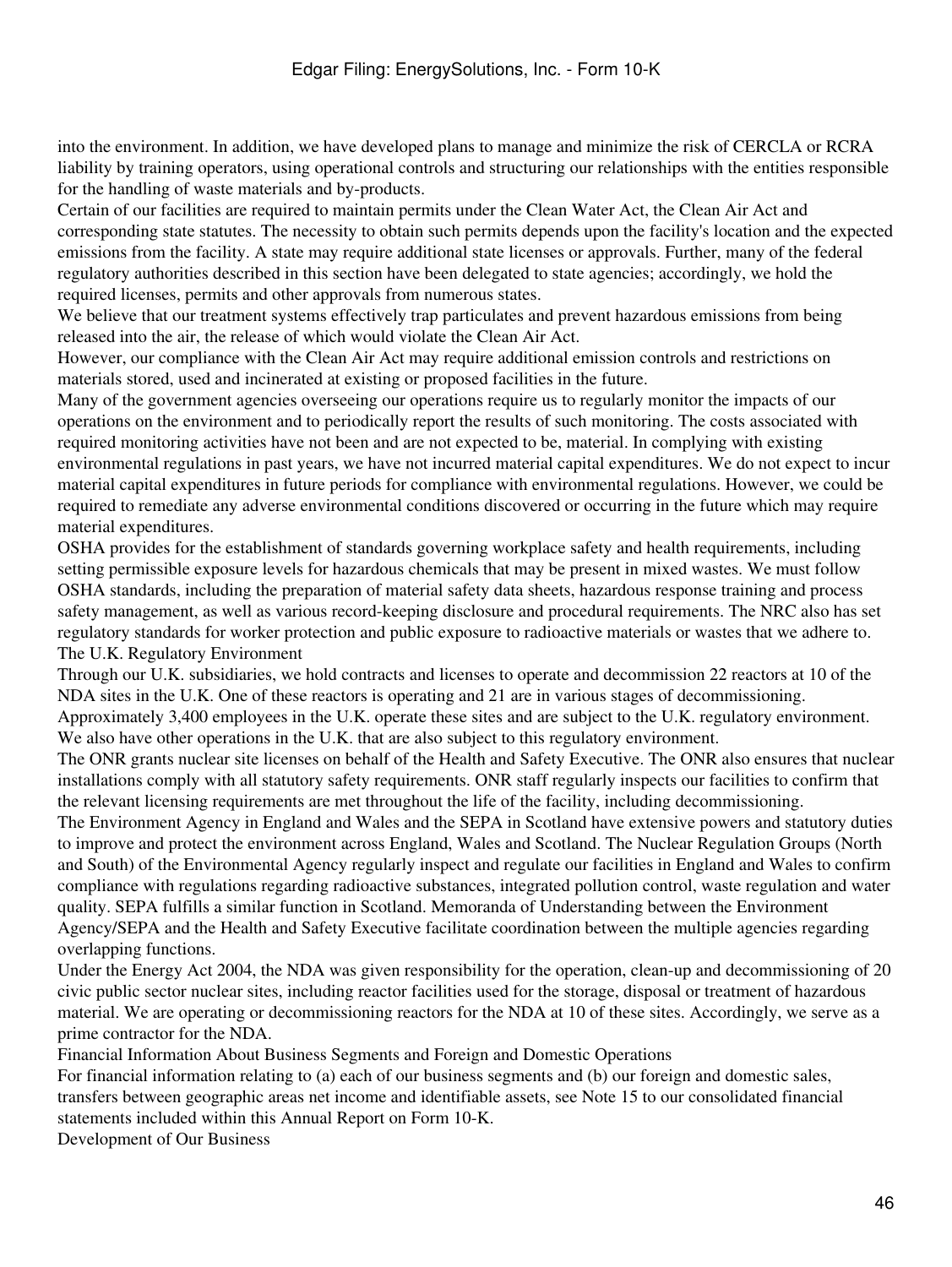into the environment. In addition, we have developed plans to manage and minimize the risk of CERCLA or RCRA liability by training operators, using operational controls and structuring our relationships with the entities responsible for the handling of waste materials and by-products.

Certain of our facilities are required to maintain permits under the Clean Water Act, the Clean Air Act and corresponding state statutes. The necessity to obtain such permits depends upon the facility's location and the expected emissions from the facility. A state may require additional state licenses or approvals. Further, many of the federal regulatory authorities described in this section have been delegated to state agencies; accordingly, we hold the required licenses, permits and other approvals from numerous states.

We believe that our treatment systems effectively trap particulates and prevent hazardous emissions from being released into the air, the release of which would violate the Clean Air Act.

However, our compliance with the Clean Air Act may require additional emission controls and restrictions on materials stored, used and incinerated at existing or proposed facilities in the future.

Many of the government agencies overseeing our operations require us to regularly monitor the impacts of our operations on the environment and to periodically report the results of such monitoring. The costs associated with required monitoring activities have not been and are not expected to be, material. In complying with existing environmental regulations in past years, we have not incurred material capital expenditures. We do not expect to incur material capital expenditures in future periods for compliance with environmental regulations. However, we could be required to remediate any adverse environmental conditions discovered or occurring in the future which may require material expenditures.

OSHA provides for the establishment of standards governing workplace safety and health requirements, including setting permissible exposure levels for hazardous chemicals that may be present in mixed wastes. We must follow OSHA standards, including the preparation of material safety data sheets, hazardous response training and process safety management, as well as various record-keeping disclosure and procedural requirements. The NRC also has set regulatory standards for worker protection and public exposure to radioactive materials or wastes that we adhere to.

## The U.K. Regulatory Environment

Through our U.K. subsidiaries, we hold contracts and licenses to operate and decommission 22 reactors at 10 of the NDA sites in the U.K. One of these reactors is operating and 21 are in various stages of decommissioning. Approximately 3,400 employees in the U.K. operate these sites and are subject to the U.K. regulatory environment. We also have other operations in the U.K. that are also subject to this regulatory environment.

The ONR grants nuclear site licenses on behalf of the Health and Safety Executive. The ONR also ensures that nuclear installations comply with all statutory safety requirements. ONR staff regularly inspects our facilities to confirm that the relevant licensing requirements are met throughout the life of the facility, including decommissioning.

The Environment Agency in England and Wales and the SEPA in Scotland have extensive powers and statutory duties to improve and protect the environment across England, Wales and Scotland. The Nuclear Regulation Groups (North and South) of the Environmental Agency regularly inspect and regulate our facilities in England and Wales to confirm compliance with regulations regarding radioactive substances, integrated pollution control, waste regulation and water quality. SEPA fulfills a similar function in Scotland. Memoranda of Understanding between the Environment Agency/SEPA and the Health and Safety Executive facilitate coordination between the multiple agencies regarding overlapping functions.

Under the Energy Act 2004, the NDA was given responsibility for the operation, clean-up and decommissioning of 20 civic public sector nuclear sites, including reactor facilities used for the storage, disposal or treatment of hazardous material. We are operating or decommissioning reactors for the NDA at 10 of these sites. Accordingly, we serve as a prime contractor for the NDA.

## Financial Information About Business Segments and Foreign and Domestic Operations

For financial information relating to (a) each of our business segments and (b) our foreign and domestic sales, transfers between geographic areas net income and identifiable assets, see Note 15 to our consolidated financial statements included within this Annual Report on Form 10-K.

## Development of Our Business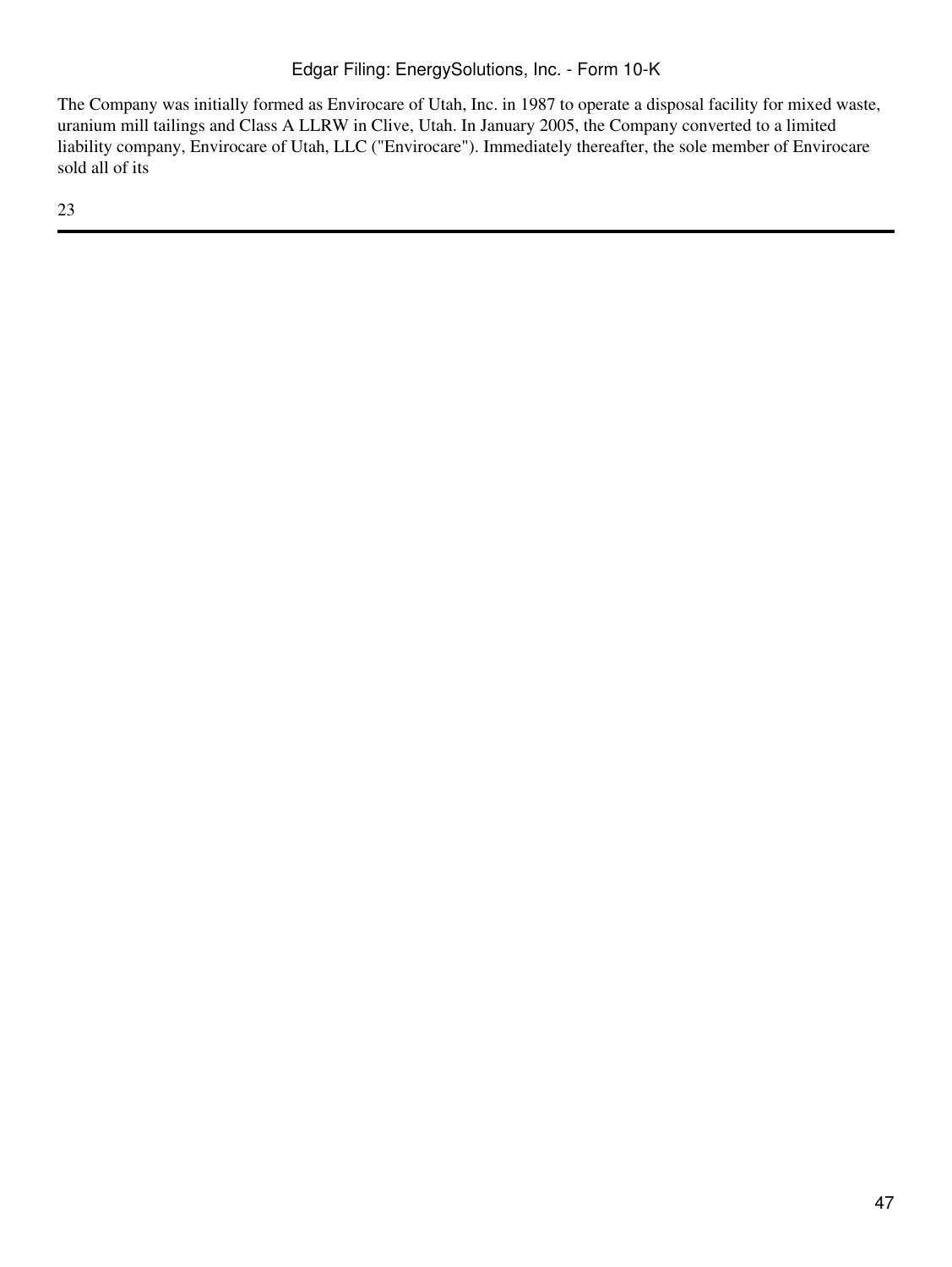The Company was initially formed as Envirocare of Utah, Inc. in 1987 to operate a disposal facility for mixed waste, uranium mill tailings and Class A LLRW in Clive, Utah. In January 2005, the Company converted to a limited liability company, Envirocare of Utah, LLC ("Envirocare"). Immediately thereafter, the sole member of Envirocare sold all of its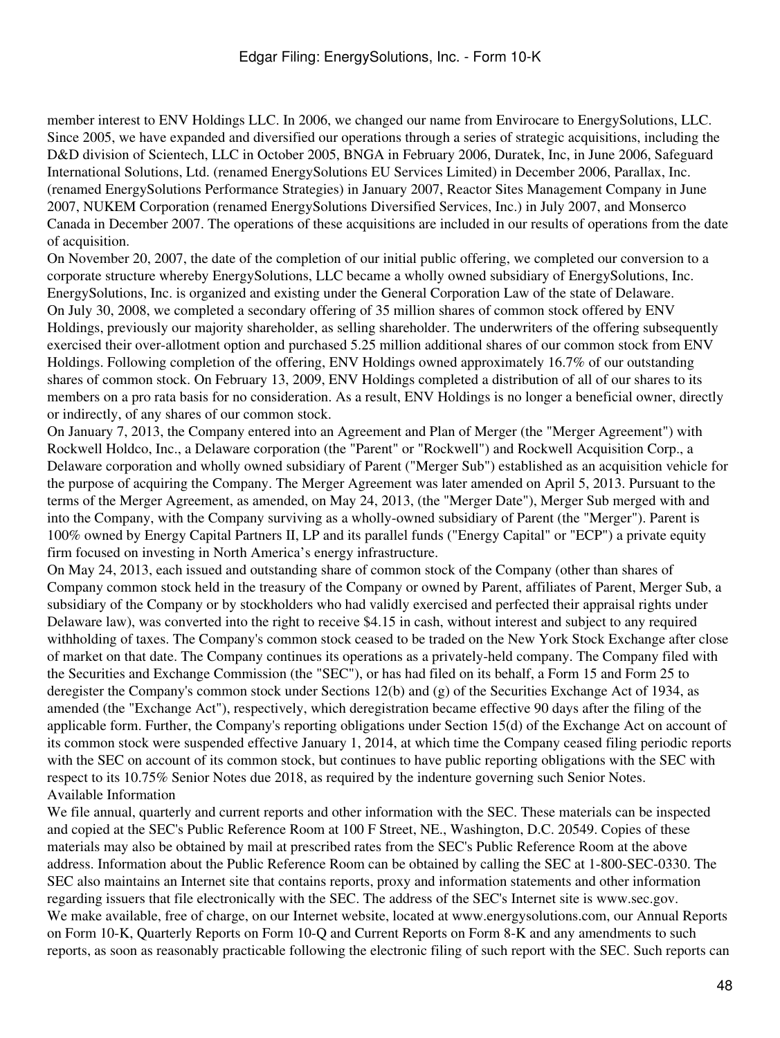member interest to ENV Holdings LLC. In 2006, we changed our name from Envirocare to EnergySolutions, LLC. Since 2005, we have expanded and diversified our operations through a series of strategic acquisitions, including the D&D division of Scientech, LLC in October 2005, BNGA in February 2006, Duratek, Inc, in June 2006, Safeguard International Solutions, Ltd. (renamed EnergySolutions EU Services Limited) in December 2006, Parallax, Inc. (renamed EnergySolutions Performance Strategies) in January 2007, Reactor Sites Management Company in June 2007, NUKEM Corporation (renamed EnergySolutions Diversified Services, Inc.) in July 2007, and Monserco Canada in December 2007. The operations of these acquisitions are included in our results of operations from the date of acquisition.

On November 20, 2007, the date of the completion of our initial public offering, we completed our conversion to a corporate structure whereby EnergySolutions, LLC became a wholly owned subsidiary of EnergySolutions, Inc. EnergySolutions, Inc. is organized and existing under the General Corporation Law of the state of Delaware.

On July 30, 2008, we completed a secondary offering of 35 million shares of common stock offered by ENV Holdings, previously our majority shareholder, as selling shareholder. The underwriters of the offering subsequently exercised their over-allotment option and purchased 5.25 million additional shares of our common stock from ENV Holdings. Following completion of the offering, ENV Holdings owned approximately 16.7% of our outstanding shares of common stock. On February 13, 2009, ENV Holdings completed a distribution of all of our shares to its members on a pro rata basis for no consideration. As a result, ENV Holdings is no longer a beneficial owner, directly or indirectly, of any shares of our common stock.

On January 7, 2013, the Company entered into an Agreement and Plan of Merger (the "Merger Agreement") with Rockwell Holdco, Inc., a Delaware corporation (the "Parent" or "Rockwell") and Rockwell Acquisition Corp., a Delaware corporation and wholly owned subsidiary of Parent ("Merger Sub") established as an acquisition vehicle for the purpose of acquiring the Company. The Merger Agreement was later amended on April 5, 2013. Pursuant to the terms of the Merger Agreement, as amended, on May 24, 2013, (the "Merger Date"), Merger Sub merged with and into the Company, with the Company surviving as a wholly-owned subsidiary of Parent (the "Merger"). Parent is 100% owned by Energy Capital Partners II, LP and its parallel funds ("Energy Capital" or "ECP") a private equity firm focused on investing in North America's energy infrastructure.

On May 24, 2013, each issued and outstanding share of common stock of the Company (other than shares of Company common stock held in the treasury of the Company or owned by Parent, affiliates of Parent, Merger Sub, a subsidiary of the Company or by stockholders who had validly exercised and perfected their appraisal rights under Delaware law), was converted into the right to receive $4.15 in cash, without interest and subject to any required withholding of taxes. The Company's common stock ceased to be traded on the New York Stock Exchange after close of market on that date. The Company continues its operations as a privately-held company. The Company filed with the Securities and Exchange Commission (the "SEC"), or has had filed on its behalf, a Form 15 and Form 25 to deregister the Company's common stock under Sections 12(b) and (g) of the Securities Exchange Act of 1934, as amended (the "Exchange Act"), respectively, which deregistration became effective 90 days after the filing of the applicable form. Further, the Company's reporting obligations under Section 15(d) of the Exchange Act on account of its common stock were suspended effective January 1, 2014, at which time the Company ceased filing periodic reports with the SEC on account of its common stock, but continues to have public reporting obligations with the SEC with respect to its 10.75% Senior Notes due 2018, as required by the indenture governing such Senior Notes.

## Available Information

We file annual, quarterly and current reports and other information with the SEC. These materials can be inspected and copied at the SEC's Public Reference Room at 100 F Street, NE., Washington, D.C. 20549. Copies of these materials may also be obtained by mail at prescribed rates from the SEC's Public Reference Room at the above address. Information about the Public Reference Room can be obtained by calling the SEC at 1-800-SEC-0330. The SEC also maintains an Internet site that contains reports, proxy and information statements and other information regarding issuers that file electronically with the SEC. The address of the SEC's Internet site is www.sec.gov.

We make available, free of charge, on our Internet website, located at www.energysolutions.com, our Annual Reports on Form 10-K, Quarterly Reports on Form 10-Q and Current Reports on Form 8-K and any amendments to such reports, as soon as reasonably practicable following the electronic filing of such report with the SEC. Such reports can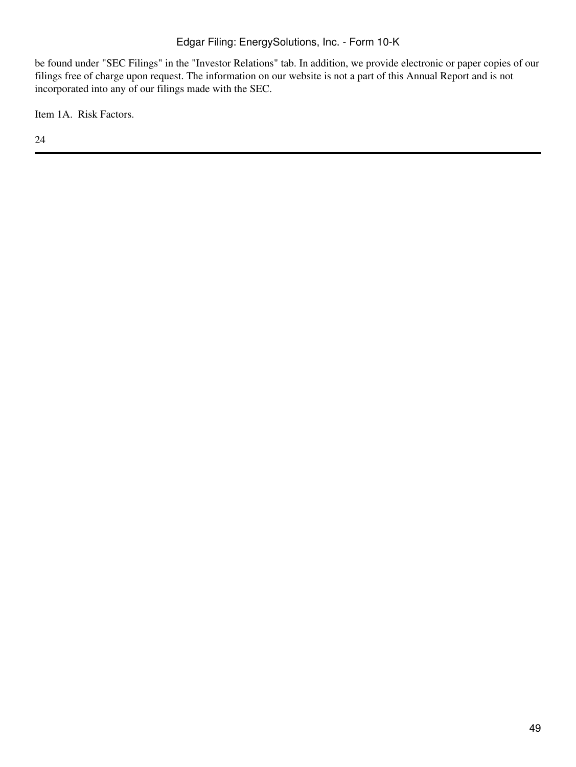be found under "SEC Filings" in the "Investor Relations" tab. In addition, we provide electronic or paper copies of our filings free of charge upon request. The information on our website is not a part of this Annual Report and is not incorporated into any of our filings made with the SEC.

## Item 1A. Risk Factors.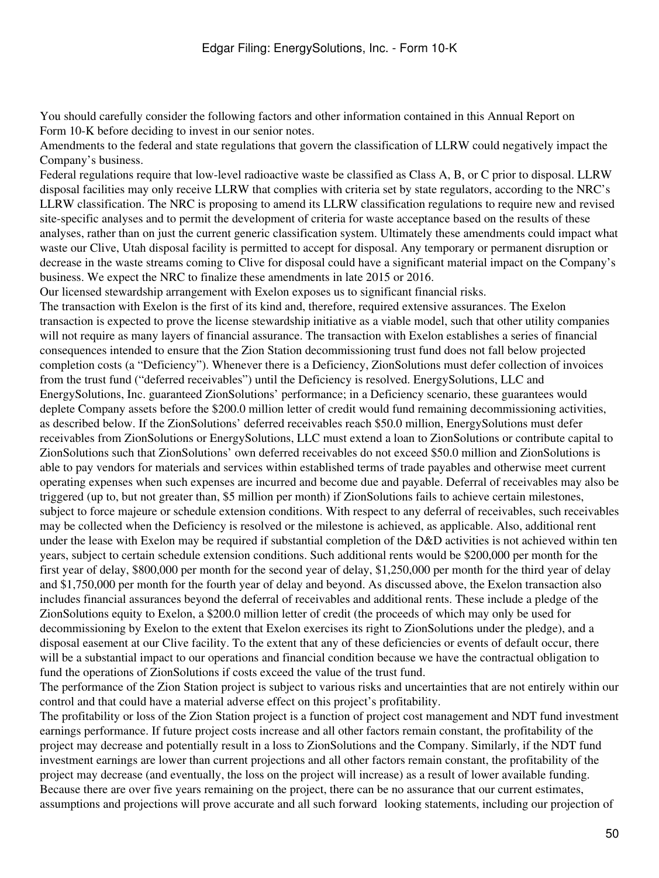You should carefully consider the following factors and other information contained in this Annual Report on Form 10-K before deciding to invest in our senior notes.

Amendments to the federal and state regulations that govern the classification of LLRW could negatively impact the Company's business.

Federal regulations require that low-level radioactive waste be classified as Class A, B, or C prior to disposal. LLRW disposal facilities may only receive LLRW that complies with criteria set by state regulators, according to the NRC's LLRW classification. The NRC is proposing to amend its LLRW classification regulations to require new and revised site-specific analyses and to permit the development of criteria for waste acceptance based on the results of these analyses, rather than on just the current generic classification system. Ultimately these amendments could impact what waste our Clive, Utah disposal facility is permitted to accept for disposal. Any temporary or permanent disruption or decrease in the waste streams coming to Clive for disposal could have a significant material impact on the Company's business. We expect the NRC to finalize these amendments in late 2015 or 2016.

Our licensed stewardship arrangement with Exelon exposes us to significant financial risks.

The transaction with Exelon is the first of its kind and, therefore, required extensive assurances. The Exelon transaction is expected to prove the license stewardship initiative as a viable model, such that other utility companies will not require as many layers of financial assurance. The transaction with Exelon establishes a series of financial consequences intended to ensure that the Zion Station decommissioning trust fund does not fall below projected completion costs (a "Deficiency"). Whenever there is a Deficiency, ZionSolutions must defer collection of invoices from the trust fund ("deferred receivables") until the Deficiency is resolved. EnergySolutions, LLC and EnergySolutions, Inc. guaranteed ZionSolutions' performance; in a Deficiency scenario, these guarantees would deplete Company assets before the $200.0 million letter of credit would fund remaining decommissioning activities, as described below. If the ZionSolutions' deferred receivables reach $50.0 million, EnergySolutions must defer receivables from ZionSolutions or EnergySolutions, LLC must extend a loan to ZionSolutions or contribute capital to ZionSolutions such that ZionSolutions' own deferred receivables do not exceed $50.0 million and ZionSolutions is able to pay vendors for materials and services within established terms of trade payables and otherwise meet current operating expenses when such expenses are incurred and become due and payable. Deferral of receivables may also be triggered (up to, but not greater than, $5 million per month) if ZionSolutions fails to achieve certain milestones, subject to force majeure or schedule extension conditions. With respect to any deferral of receivables, such receivables may be collected when the Deficiency is resolved or the milestone is achieved, as applicable. Also, additional rent under the lease with Exelon may be required if substantial completion of the D&D activities is not achieved within ten years, subject to certain schedule extension conditions. Such additional rents would be $200,000 per month for the first year of delay, $800,000 per month for the second year of delay, $1,250,000 per month for the third year of delay and $1,750,000 per month for the fourth year of delay and beyond. As discussed above, the Exelon transaction also includes financial assurances beyond the deferral of receivables and additional rents. These include a pledge of the ZionSolutions equity to Exelon, a $200.0 million letter of credit (the proceeds of which may only be used for decommissioning by Exelon to the extent that Exelon exercises its right to ZionSolutions under the pledge), and a disposal easement at our Clive facility. To the extent that any of these deficiencies or events of default occur, there will be a substantial impact to our operations and financial condition because we have the contractual obligation to fund the operations of ZionSolutions if costs exceed the value of the trust fund.

The performance of the Zion Station project is subject to various risks and uncertainties that are not entirely within our control and that could have a material adverse effect on this project's profitability.

The profitability or loss of the Zion Station project is a function of project cost management and NDT fund investment earnings performance. If future project costs increase and all other factors remain constant, the profitability of the project may decrease and potentially result in a loss to ZionSolutions and the Company. Similarly, if the NDT fund investment earnings are lower than current projections and all other factors remain constant, the profitability of the project may decrease (and eventually, the loss on the project will increase) as a result of lower available funding. Because there are over five years remaining on the project, there can be no assurance that our current estimates, assumptions and projections will prove accurate and all such forward looking statements, including our projection of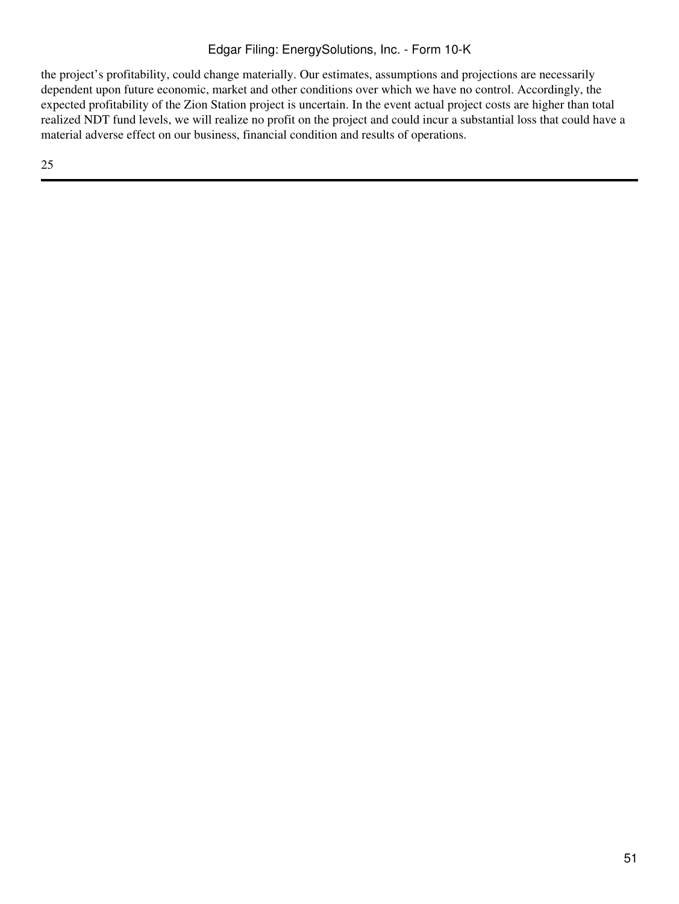the project's profitability, could change materially. Our estimates, assumptions and projections are necessarily dependent upon future economic, market and other conditions over which we have no control. Accordingly, the expected profitability of the Zion Station project is uncertain. In the event actual project costs are higher than total realized NDT fund levels, we will realize no profit on the project and could incur a substantial loss that could have a material adverse effect on our business, financial condition and results of operations.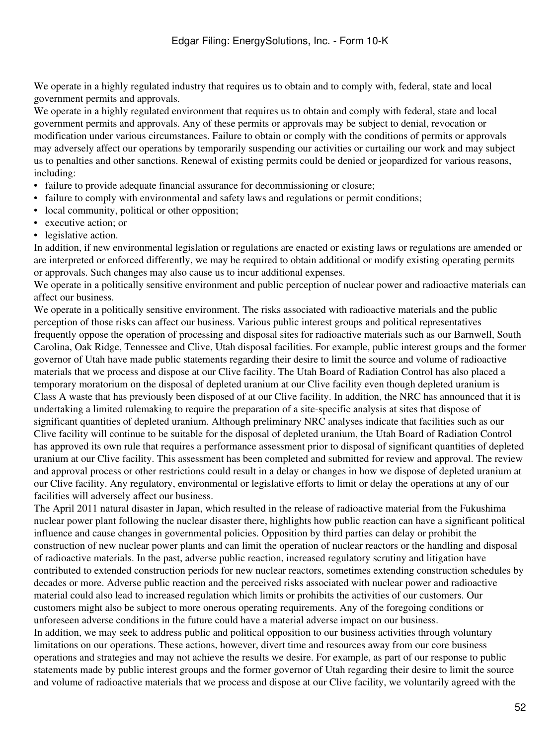We operate in a highly regulated industry that requires us to obtain and to comply with, federal, state and local government permits and approvals.

We operate in a highly regulated environment that requires us to obtain and comply with federal, state and local government permits and approvals. Any of these permits or approvals may be subject to denial, revocation or modification under various circumstances. Failure to obtain or comply with the conditions of permits or approvals may adversely affect our operations by temporarily suspending our activities or curtailing our work and may subject us to penalties and other sanctions. Renewal of existing permits could be denied or jeopardized for various reasons, including:

- failure to provide adequate financial assurance for decommissioning or closure;
- failure to comply with environmental and safety laws and regulations or permit conditions;
- local community, political or other opposition;
- executive action; or
- legislative action.

In addition, if new environmental legislation or regulations are enacted or existing laws or regulations are amended or are interpreted or enforced differently, we may be required to obtain additional or modify existing operating permits or approvals. Such changes may also cause us to incur additional expenses.

We operate in a politically sensitive environment and public perception of nuclear power and radioactive materials can affect our business.

We operate in a politically sensitive environment. The risks associated with radioactive materials and the public perception of those risks can affect our business. Various public interest groups and political representatives frequently oppose the operation of processing and disposal sites for radioactive materials such as our Barnwell, South Carolina, Oak Ridge, Tennessee and Clive, Utah disposal facilities. For example, public interest groups and the former governor of Utah have made public statements regarding their desire to limit the source and volume of radioactive materials that we process and dispose at our Clive facility. The Utah Board of Radiation Control has also placed a temporary moratorium on the disposal of depleted uranium at our Clive facility even though depleted uranium is Class A waste that has previously been disposed of at our Clive facility. In addition, the NRC has announced that it is undertaking a limited rulemaking to require the preparation of a site-specific analysis at sites that dispose of significant quantities of depleted uranium. Although preliminary NRC analyses indicate that facilities such as our Clive facility will continue to be suitable for the disposal of depleted uranium, the Utah Board of Radiation Control has approved its own rule that requires a performance assessment prior to disposal of significant quantities of depleted uranium at our Clive facility. This assessment has been completed and submitted for review and approval. The review and approval process or other restrictions could result in a delay or changes in how we dispose of depleted uranium at our Clive facility. Any regulatory, environmental or legislative efforts to limit or delay the operations at any of our facilities will adversely affect our business.

The April 2011 natural disaster in Japan, which resulted in the release of radioactive material from the Fukushima nuclear power plant following the nuclear disaster there, highlights how public reaction can have a significant political influence and cause changes in governmental policies. Opposition by third parties can delay or prohibit the construction of new nuclear power plants and can limit the operation of nuclear reactors or the handling and disposal of radioactive materials. In the past, adverse public reaction, increased regulatory scrutiny and litigation have contributed to extended construction periods for new nuclear reactors, sometimes extending construction schedules by decades or more. Adverse public reaction and the perceived risks associated with nuclear power and radioactive material could also lead to increased regulation which limits or prohibits the activities of our customers. Our customers might also be subject to more onerous operating requirements. Any of the foregoing conditions or unforeseen adverse conditions in the future could have a material adverse impact on our business.

In addition, we may seek to address public and political opposition to our business activities through voluntary limitations on our operations. These actions, however, divert time and resources away from our core business operations and strategies and may not achieve the results we desire. For example, as part of our response to public statements made by public interest groups and the former governor of Utah regarding their desire to limit the source and volume of radioactive materials that we process and dispose at our Clive facility, we voluntarily agreed with the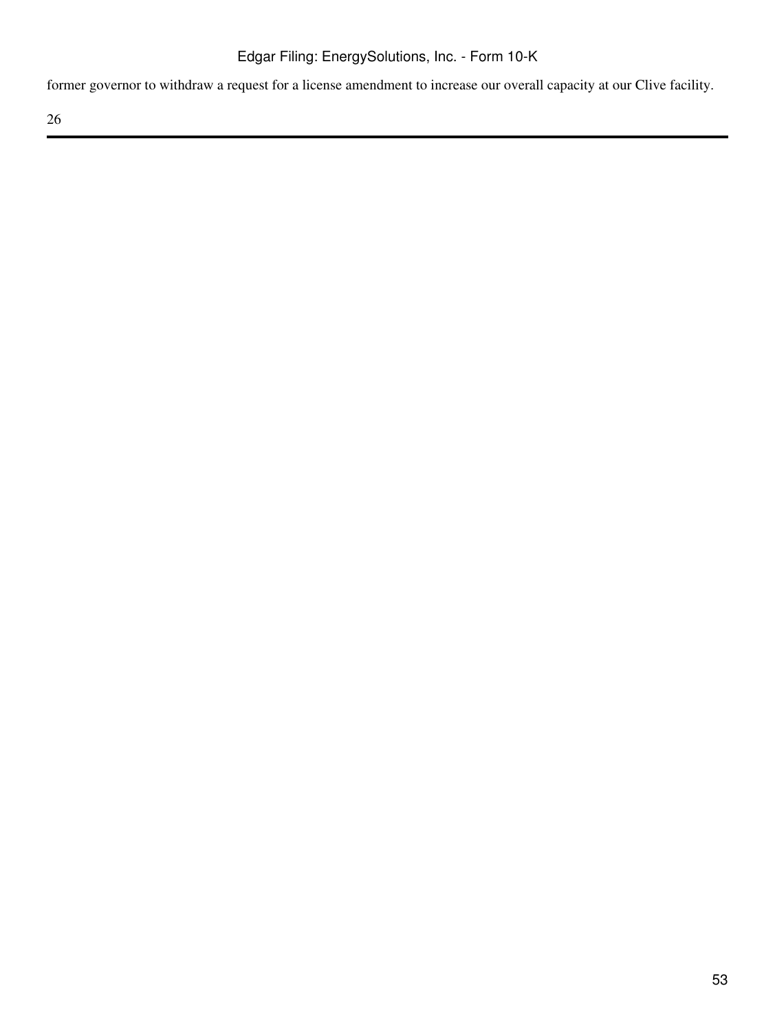former governor to withdraw a request for a license amendment to increase our overall capacity at our Clive facility.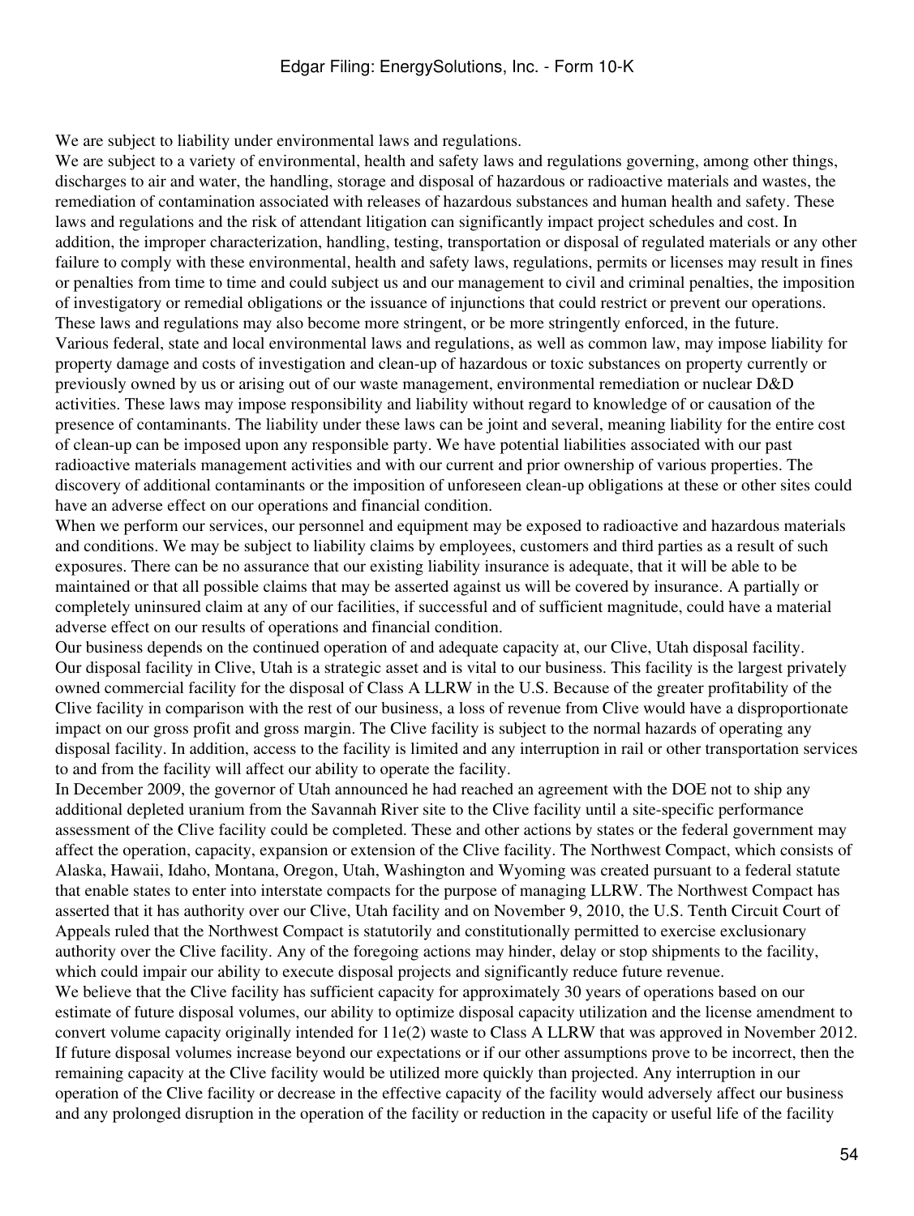We are subject to liability under environmental laws and regulations.

We are subject to a variety of environmental, health and safety laws and regulations governing, among other things, discharges to air and water, the handling, storage and disposal of hazardous or radioactive materials and wastes, the remediation of contamination associated with releases of hazardous substances and human health and safety. These laws and regulations and the risk of attendant litigation can significantly impact project schedules and cost. In addition, the improper characterization, handling, testing, transportation or disposal of regulated materials or any other failure to comply with these environmental, health and safety laws, regulations, permits or licenses may result in fines or penalties from time to time and could subject us and our management to civil and criminal penalties, the imposition of investigatory or remedial obligations or the issuance of injunctions that could restrict or prevent our operations. These laws and regulations may also become more stringent, or be more stringently enforced, in the future.

Various federal, state and local environmental laws and regulations, as well as common law, may impose liability for property damage and costs of investigation and clean-up of hazardous or toxic substances on property currently or previously owned by us or arising out of our waste management, environmental remediation or nuclear D&D activities. These laws may impose responsibility and liability without regard to knowledge of or causation of the presence of contaminants. The liability under these laws can be joint and several, meaning liability for the entire cost of clean-up can be imposed upon any responsible party. We have potential liabilities associated with our past radioactive materials management activities and with our current and prior ownership of various properties. The discovery of additional contaminants or the imposition of unforeseen clean-up obligations at these or other sites could have an adverse effect on our operations and financial condition.

When we perform our services, our personnel and equipment may be exposed to radioactive and hazardous materials and conditions. We may be subject to liability claims by employees, customers and third parties as a result of such exposures. There can be no assurance that our existing liability insurance is adequate, that it will be able to be maintained or that all possible claims that may be asserted against us will be covered by insurance. A partially or completely uninsured claim at any of our facilities, if successful and of sufficient magnitude, could have a material adverse effect on our results of operations and financial condition.

Our business depends on the continued operation of and adequate capacity at, our Clive, Utah disposal facility.

Our disposal facility in Clive, Utah is a strategic asset and is vital to our business. This facility is the largest privately owned commercial facility for the disposal of Class A LLRW in the U.S. Because of the greater profitability of the Clive facility in comparison with the rest of our business, a loss of revenue from Clive would have a disproportionate impact on our gross profit and gross margin. The Clive facility is subject to the normal hazards of operating any disposal facility. In addition, access to the facility is limited and any interruption in rail or other transportation services to and from the facility will affect our ability to operate the facility.

In December 2009, the governor of Utah announced he had reached an agreement with the DOE not to ship any additional depleted uranium from the Savannah River site to the Clive facility until a site-specific performance assessment of the Clive facility could be completed. These and other actions by states or the federal government may affect the operation, capacity, expansion or extension of the Clive facility. The Northwest Compact, which consists of Alaska, Hawaii, Idaho, Montana, Oregon, Utah, Washington and Wyoming was created pursuant to a federal statute that enable states to enter into interstate compacts for the purpose of managing LLRW. The Northwest Compact has asserted that it has authority over our Clive, Utah facility and on November 9, 2010, the U.S. Tenth Circuit Court of Appeals ruled that the Northwest Compact is statutorily and constitutionally permitted to exercise exclusionary authority over the Clive facility. Any of the foregoing actions may hinder, delay or stop shipments to the facility, which could impair our ability to execute disposal projects and significantly reduce future revenue.

We believe that the Clive facility has sufficient capacity for approximately 30 years of operations based on our estimate of future disposal volumes, our ability to optimize disposal capacity utilization and the license amendment to convert volume capacity originally intended for 11e(2) waste to Class A LLRW that was approved in November 2012. If future disposal volumes increase beyond our expectations or if our other assumptions prove to be incorrect, then the remaining capacity at the Clive facility would be utilized more quickly than projected. Any interruption in our operation of the Clive facility or decrease in the effective capacity of the facility would adversely affect our business and any prolonged disruption in the operation of the facility or reduction in the capacity or useful life of the facility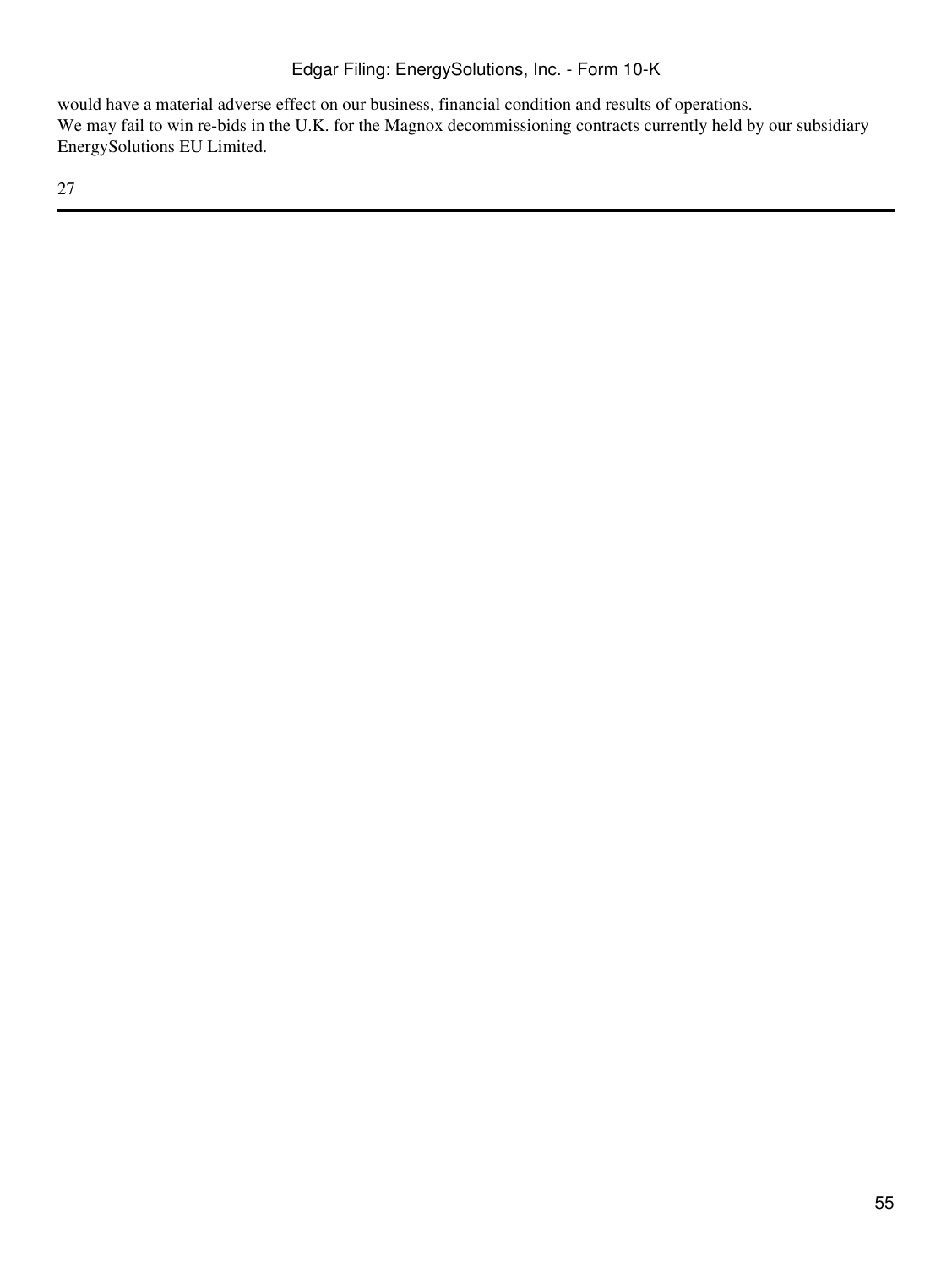would have a material adverse effect on our business, financial condition and results of operations.

We may fail to win re-bids in the U.K. for the Magnox decommissioning contracts currently held by our subsidiary EnergySolutions EU Limited.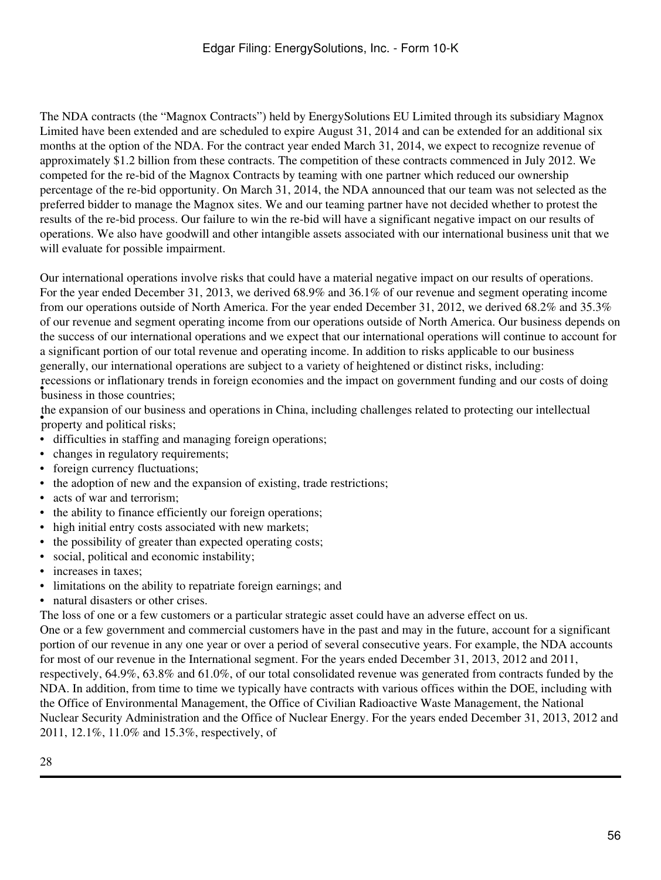The NDA contracts (the “Magnox Contracts”) held by EnergySolutions EU Limited through its subsidiary Magnox Limited have been extended and are scheduled to expire August 31, 2014 and can be extended for an additional six months at the option of the NDA. For the contract year ended March 31, 2014, we expect to recognize revenue of approximately $1.2 billion from these contracts. The competition of these contracts commenced in July 2012. We competed for the re-bid of the Magnox Contracts by teaming with one partner which reduced our ownership percentage of the re-bid opportunity. On March 31, 2014, the NDA announced that our team was not selected as the preferred bidder to manage the Magnox sites. We and our teaming partner have not decided whether to protest the results of the re-bid process. Our failure to win the re-bid will have a significant negative impact on our results of operations. We also have goodwill and other intangible assets associated with our international business unit that we will evaluate for possible impairment.

Our international operations involve risks that could have a material negative impact on our results of operations. For the year ended December 31, 2013, we derived 68.9% and 36.1% of our revenue and segment operating income from our operations outside of North America. For the year ended December 31, 2012, we derived 68.2% and 35.3% of our revenue and segment operating income from our operations outside of North America. Our business depends on the success of our international operations and we expect that our international operations will continue to account for a significant portion of our total revenue and operating income. In addition to risks applicable to our business generally, our international operations are subject to a variety of heightened or distinct risks, including:

- recessions or inflationary trends in foreign economies and the impact on government funding and our costs of doing business in those countries;
- the expansion of our business and operations in China, including challenges related to protecting our intellectual property and political risks;
- difficulties in staffing and managing foreign operations;
- changes in regulatory requirements;
- foreign currency fluctuations;
- the adoption of new and the expansion of existing, trade restrictions;
- acts of war and terrorism;
- the ability to finance efficiently our foreign operations;
- high initial entry costs associated with new markets;
- the possibility of greater than expected operating costs;
- social, political and economic instability;
- increases in taxes;
- limitations on the ability to repatriate foreign earnings; and
- natural disasters or other crises.

The loss of one or a few customers or a particular strategic asset could have an adverse effect on us.

One or a few government and commercial customers have in the past and may in the future, account for a significant portion of our revenue in any one year or over a period of several consecutive years. For example, the NDA accounts for most of our revenue in the International segment. For the years ended December 31, 2013, 2012 and 2011, respectively, 64.9%, 63.8% and 61.0%, of our total consolidated revenue was generated from contracts funded by the NDA. In addition, from time to time we typically have contracts with various offices within the DOE, including with the Office of Environmental Management, the Office of Civilian Radioactive Waste Management, the National Nuclear Security Administration and the Office of Nuclear Energy. For the years ended December 31, 2013, 2012 and 2011, 12.1%, 11.0% and 15.3%, respectively, of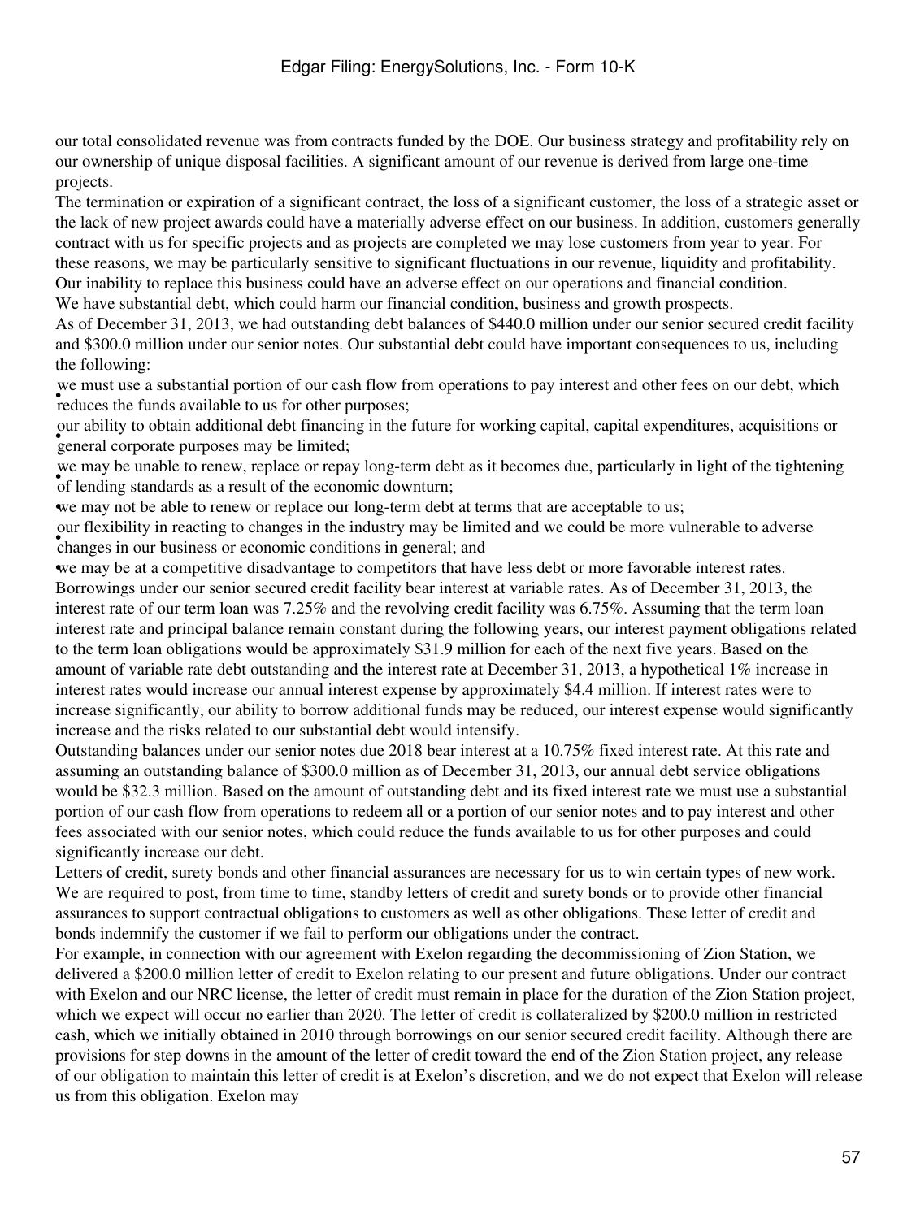our total consolidated revenue was from contracts funded by the DOE. Our business strategy and profitability rely on our ownership of unique disposal facilities. A significant amount of our revenue is derived from large one-time projects.

The termination or expiration of a significant contract, the loss of a significant customer, the loss of a strategic asset or the lack of new project awards could have a materially adverse effect on our business. In addition, customers generally contract with us for specific projects and as projects are completed we may lose customers from year to year. For these reasons, we may be particularly sensitive to significant fluctuations in our revenue, liquidity and profitability. Our inability to replace this business could have an adverse effect on our operations and financial condition.

We have substantial debt, which could harm our financial condition, business and growth prospects.

As of December 31, 2013, we had outstanding debt balances of $440.0 million under our senior secured credit facility and $300.0 million under our senior notes. Our substantial debt could have important consequences to us, including the following:

- we must use a substantial portion of our cash flow from operations to pay interest and other fees on our debt, which reduces the funds available to us for other purposes;
- our ability to obtain additional debt financing in the future for working capital, capital expenditures, acquisitions or general corporate purposes may be limited;
- we may be unable to renew, replace or repay long-term debt as it becomes due, particularly in light of the tightening of lending standards as a result of the economic downturn;
- we may not be able to renew or replace our long-term debt at terms that are acceptable to us;
- our flexibility in reacting to changes in the industry may be limited and we could be more vulnerable to adverse changes in our business or economic conditions in general; and
- we may be at a competitive disadvantage to competitors that have less debt or more favorable interest rates.

Borrowings under our senior secured credit facility bear interest at variable rates. As of December 31, 2013, the interest rate of our term loan was 7.25% and the revolving credit facility was 6.75%. Assuming that the term loan interest rate and principal balance remain constant during the following years, our interest payment obligations related to the term loan obligations would be approximately $31.9 million for each of the next five years. Based on the amount of variable rate debt outstanding and the interest rate at December 31, 2013, a hypothetical 1% increase in interest rates would increase our annual interest expense by approximately $4.4 million. If interest rates were to increase significantly, our ability to borrow additional funds may be reduced, our interest expense would significantly increase and the risks related to our substantial debt would intensify.

Outstanding balances under our senior notes due 2018 bear interest at a 10.75% fixed interest rate. At this rate and assuming an outstanding balance of $300.0 million as of December 31, 2013, our annual debt service obligations would be $32.3 million. Based on the amount of outstanding debt and its fixed interest rate we must use a substantial portion of our cash flow from operations to redeem all or a portion of our senior notes and to pay interest and other fees associated with our senior notes, which could reduce the funds available to us for other purposes and could significantly increase our debt.

Letters of credit, surety bonds and other financial assurances are necessary for us to win certain types of new work.

We are required to post, from time to time, standby letters of credit and surety bonds or to provide other financial assurances to support contractual obligations to customers as well as other obligations. These letter of credit and bonds indemnify the customer if we fail to perform our obligations under the contract.

For example, in connection with our agreement with Exelon regarding the decommissioning of Zion Station, we delivered a $200.0 million letter of credit to Exelon relating to our present and future obligations. Under our contract with Exelon and our NRC license, the letter of credit must remain in place for the duration of the Zion Station project, which we expect will occur no earlier than 2020. The letter of credit is collateralized by $200.0 million in restricted cash, which we initially obtained in 2010 through borrowings on our senior secured credit facility. Although there are provisions for step downs in the amount of the letter of credit toward the end of the Zion Station project, any release of our obligation to maintain this letter of credit is at Exelon's discretion, and we do not expect that Exelon will release us from this obligation. Exelon may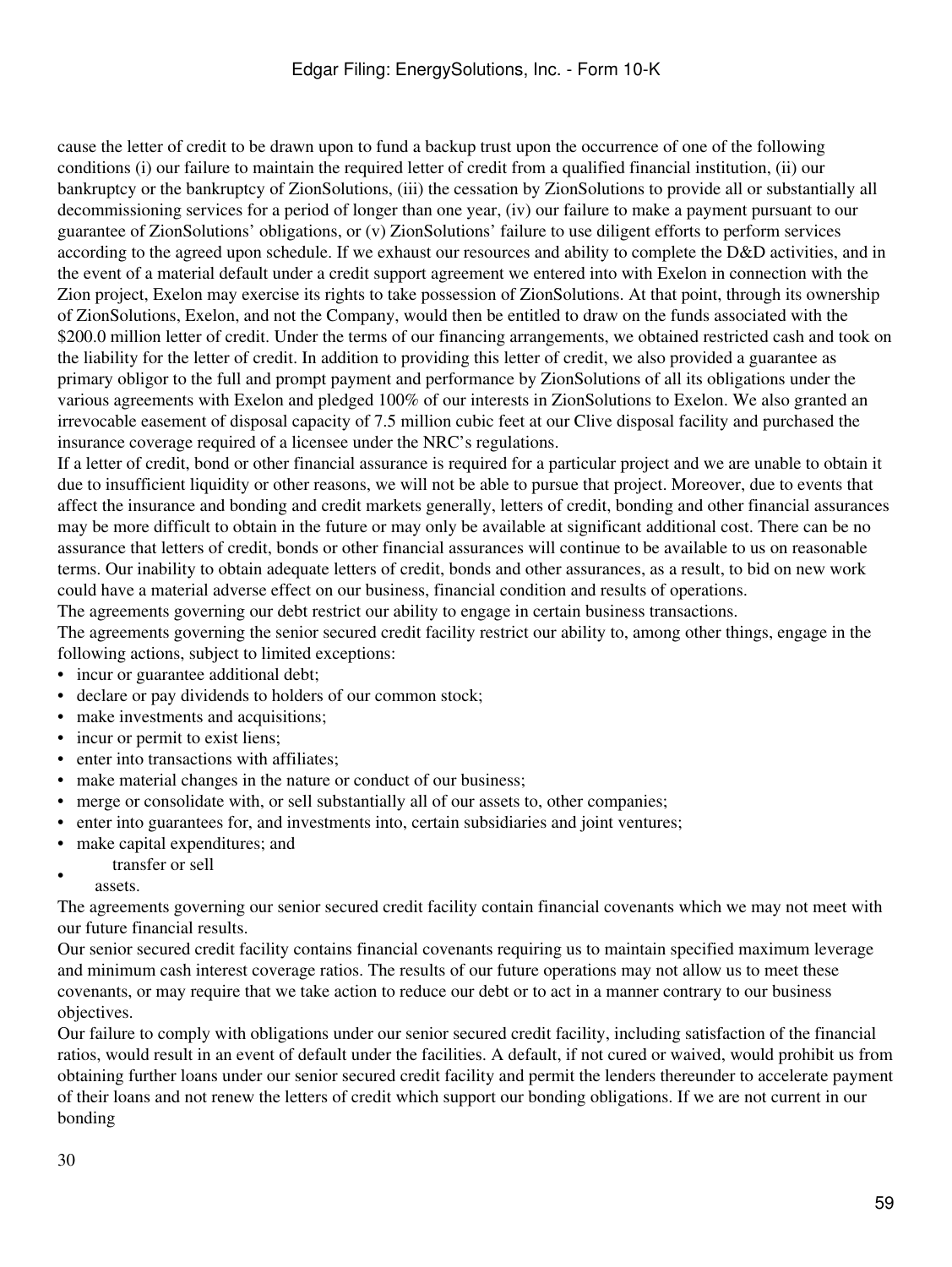cause the letter of credit to be drawn upon to fund a backup trust upon the occurrence of one of the following conditions (i) our failure to maintain the required letter of credit from a qualified financial institution, (ii) our bankruptcy or the bankruptcy of ZionSolutions, (iii) the cessation by ZionSolutions to provide all or substantially all decommissioning services for a period of longer than one year, (iv) our failure to make a payment pursuant to our guarantee of ZionSolutions' obligations, or (v) ZionSolutions' failure to use diligent efforts to perform services according to the agreed upon schedule. If we exhaust our resources and ability to complete the D&D activities, and in the event of a material default under a credit support agreement we entered into with Exelon in connection with the Zion project, Exelon may exercise its rights to take possession of ZionSolutions. At that point, through its ownership of ZionSolutions, Exelon, and not the Company, would then be entitled to draw on the funds associated with the $200.0 million letter of credit. Under the terms of our financing arrangements, we obtained restricted cash and took on the liability for the letter of credit. In addition to providing this letter of credit, we also provided a guarantee as primary obligor to the full and prompt payment and performance by ZionSolutions of all its obligations under the various agreements with Exelon and pledged 100% of our interests in ZionSolutions to Exelon. We also granted an irrevocable easement of disposal capacity of 7.5 million cubic feet at our Clive disposal facility and purchased the insurance coverage required of a licensee under the NRC's regulations.

If a letter of credit, bond or other financial assurance is required for a particular project and we are unable to obtain it due to insufficient liquidity or other reasons, we will not be able to pursue that project. Moreover, due to events that affect the insurance and bonding and credit markets generally, letters of credit, bonding and other financial assurances may be more difficult to obtain in the future or may only be available at significant additional cost. There can be no assurance that letters of credit, bonds or other financial assurances will continue to be available to us on reasonable terms. Our inability to obtain adequate letters of credit, bonds and other assurances, as a result, to bid on new work could have a material adverse effect on our business, financial condition and results of operations.

The agreements governing our debt restrict our ability to engage in certain business transactions.

The agreements governing the senior secured credit facility restrict our ability to, among other things, engage in the following actions, subject to limited exceptions:

- incur or guarantee additional debt;
- declare or pay dividends to holders of our common stock;
- make investments and acquisitions;
- incur or permit to exist liens;
- enter into transactions with affiliates;
- make material changes in the nature or conduct of our business;
- merge or consolidate with, or sell substantially all of our assets to, other companies;
- enter into guarantees for, and investments into, certain subsidiaries and joint ventures;
- make capital expenditures; and
- transfer or sell assets.

The agreements governing our senior secured credit facility contain financial covenants which we may not meet with our future financial results.

Our senior secured credit facility contains financial covenants requiring us to maintain specified maximum leverage and minimum cash interest coverage ratios. The results of our future operations may not allow us to meet these covenants, or may require that we take action to reduce our debt or to act in a manner contrary to our business objectives.

Our failure to comply with obligations under our senior secured credit facility, including satisfaction of the financial ratios, would result in an event of default under the facilities. A default, if not cured or waived, would prohibit us from obtaining further loans under our senior secured credit facility and permit the lenders thereunder to accelerate payment of their loans and not renew the letters of credit which support our bonding obligations. If we are not current in our bonding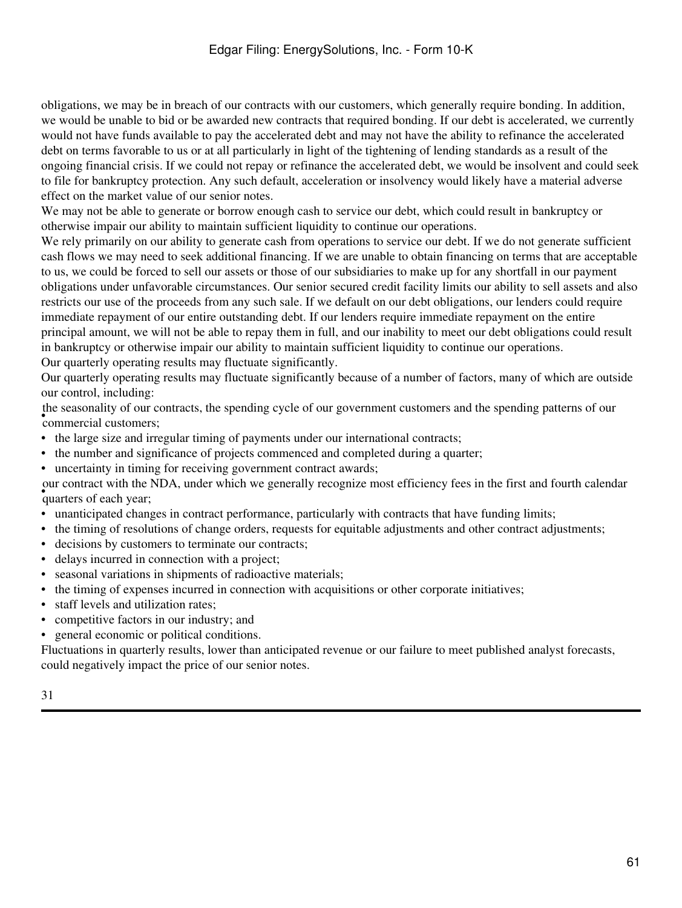obligations, we may be in breach of our contracts with our customers, which generally require bonding. In addition, we would be unable to bid or be awarded new contracts that required bonding. If our debt is accelerated, we currently would not have funds available to pay the accelerated debt and may not have the ability to refinance the accelerated debt on terms favorable to us or at all particularly in light of the tightening of lending standards as a result of the ongoing financial crisis. If we could not repay or refinance the accelerated debt, we would be insolvent and could seek to file for bankruptcy protection. Any such default, acceleration or insolvency would likely have a material adverse effect on the market value of our senior notes.

We may not be able to generate or borrow enough cash to service our debt, which could result in bankruptcy or otherwise impair our ability to maintain sufficient liquidity to continue our operations.

We rely primarily on our ability to generate cash from operations to service our debt. If we do not generate sufficient cash flows we may need to seek additional financing. If we are unable to obtain financing on terms that are acceptable to us, we could be forced to sell our assets or those of our subsidiaries to make up for any shortfall in our payment obligations under unfavorable circumstances. Our senior secured credit facility limits our ability to sell assets and also restricts our use of the proceeds from any such sale. If we default on our debt obligations, our lenders could require immediate repayment of our entire outstanding debt. If our lenders require immediate repayment on the entire principal amount, we will not be able to repay them in full, and our inability to meet our debt obligations could result in bankruptcy or otherwise impair our ability to maintain sufficient liquidity to continue our operations.

Our quarterly operating results may fluctuate significantly.

Our quarterly operating results may fluctuate significantly because of a number of factors, many of which are outside our control, including:

- the seasonality of our contracts, the spending cycle of our government customers and the spending patterns of our commercial customers;
- the large size and irregular timing of payments under our international contracts;
- the number and significance of projects commenced and completed during a quarter;
- uncertainty in timing for receiving government contract awards;
- our contract with the NDA, under which we generally recognize most efficiency fees in the first and fourth calendar quarters of each year;
- unanticipated changes in contract performance, particularly with contracts that have funding limits;
- the timing of resolutions of change orders, requests for equitable adjustments and other contract adjustments;
- decisions by customers to terminate our contracts;
- delays incurred in connection with a project;
- seasonal variations in shipments of radioactive materials;
- the timing of expenses incurred in connection with acquisitions or other corporate initiatives;
- staff levels and utilization rates;
- competitive factors in our industry; and
- general economic or political conditions.

Fluctuations in quarterly results, lower than anticipated revenue or our failure to meet published analyst forecasts, could negatively impact the price of our senior notes.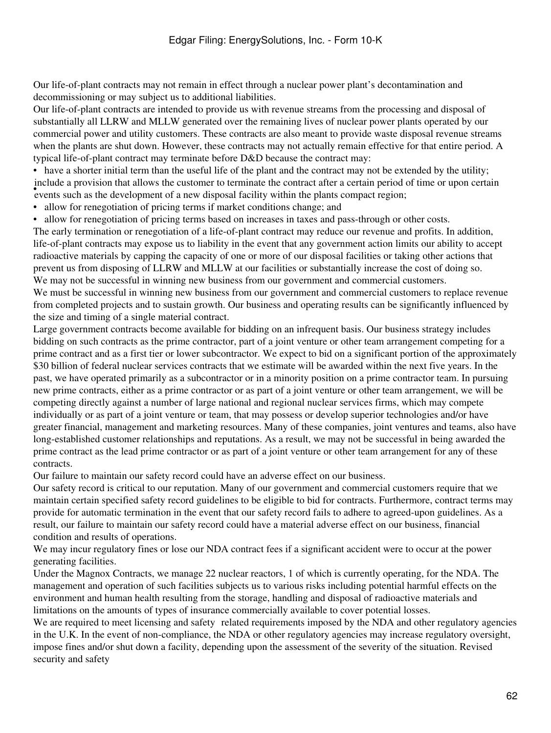Our life-of-plant contracts may not remain in effect through a nuclear power plant's decontamination and decommissioning or may subject us to additional liabilities.

Our life-of-plant contracts are intended to provide us with revenue streams from the processing and disposal of substantially all LLRW and MLLW generated over the remaining lives of nuclear power plants operated by our commercial power and utility customers. These contracts are also meant to provide waste disposal revenue streams when the plants are shut down. However, these contracts may not actually remain effective for that entire period. A typical life-of-plant contract may terminate before D&D because the contract may:

- have a shorter initial term than the useful life of the plant and the contract may not be extended by the utility;
- include a provision that allows the customer to terminate the contract after a certain period of time or upon certain events such as the development of a new disposal facility within the plants compact region;
- allow for renegotiation of pricing terms if market conditions change; and
- allow for renegotiation of pricing terms based on increases in taxes and pass-through or other costs.

The early termination or renegotiation of a life-of-plant contract may reduce our revenue and profits. In addition, life-of-plant contracts may expose us to liability in the event that any government action limits our ability to accept radioactive materials by capping the capacity of one or more of our disposal facilities or taking other actions that prevent us from disposing of LLRW and MLLW at our facilities or substantially increase the cost of doing so.

We may not be successful in winning new business from our government and commercial customers.

We must be successful in winning new business from our government and commercial customers to replace revenue from completed projects and to sustain growth. Our business and operating results can be significantly influenced by the size and timing of a single material contract.

Large government contracts become available for bidding on an infrequent basis. Our business strategy includes bidding on such contracts as the prime contractor, part of a joint venture or other team arrangement competing for a prime contract and as a first tier or lower subcontractor. We expect to bid on a significant portion of the approximately $30 billion of federal nuclear services contracts that we estimate will be awarded within the next five years. In the past, we have operated primarily as a subcontractor or in a minority position on a prime contractor team. In pursuing new prime contracts, either as a prime contractor or as part of a joint venture or other team arrangement, we will be competing directly against a number of large national and regional nuclear services firms, which may compete individually or as part of a joint venture or team, that may possess or develop superior technologies and/or have greater financial, management and marketing resources. Many of these companies, joint ventures and teams, also have long-established customer relationships and reputations. As a result, we may not be successful in being awarded the prime contract as the lead prime contractor or as part of a joint venture or other team arrangement for any of these contracts.

Our failure to maintain our safety record could have an adverse effect on our business.

Our safety record is critical to our reputation. Many of our government and commercial customers require that we maintain certain specified safety record guidelines to be eligible to bid for contracts. Furthermore, contract terms may provide for automatic termination in the event that our safety record fails to adhere to agreed-upon guidelines. As a result, our failure to maintain our safety record could have a material adverse effect on our business, financial condition and results of operations.

We may incur regulatory fines or lose our NDA contract fees if a significant accident were to occur at the power generating facilities.

Under the Magnox Contracts, we manage 22 nuclear reactors, 1 of which is currently operating, for the NDA. The management and operation of such facilities subjects us to various risks including potential harmful effects on the environment and human health resulting from the storage, handling and disposal of radioactive materials and limitations on the amounts of types of insurance commercially available to cover potential losses.

We are required to meet licensing and safety related requirements imposed by the NDA and other regulatory agencies in the U.K. In the event of non-compliance, the NDA or other regulatory agencies may increase regulatory oversight, impose fines and/or shut down a facility, depending upon the assessment of the severity of the situation. Revised security and safety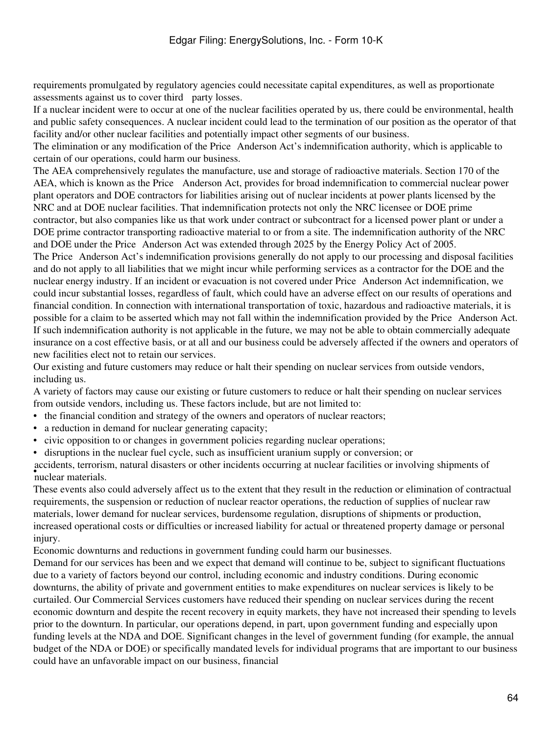requirements promulgated by regulatory agencies could necessitate capital expenditures, as well as proportionate assessments against us to cover third party losses.

If a nuclear incident were to occur at one of the nuclear facilities operated by us, there could be environmental, health and public safety consequences. A nuclear incident could lead to the termination of our position as the operator of that facility and/or other nuclear facilities and potentially impact other segments of our business.

The elimination or any modification of the Price Anderson Act's indemnification authority, which is applicable to certain of our operations, could harm our business.

The AEA comprehensively regulates the manufacture, use and storage of radioactive materials. Section 170 of the AEA, which is known as the Price Anderson Act, provides for broad indemnification to commercial nuclear power plant operators and DOE contractors for liabilities arising out of nuclear incidents at power plants licensed by the NRC and at DOE nuclear facilities. That indemnification protects not only the NRC licensee or DOE prime contractor, but also companies like us that work under contract or subcontract for a licensed power plant or under a DOE prime contractor transporting radioactive material to or from a site. The indemnification authority of the NRC and DOE under the Price Anderson Act was extended through 2025 by the Energy Policy Act of 2005.

The Price Anderson Act's indemnification provisions generally do not apply to our processing and disposal facilities and do not apply to all liabilities that we might incur while performing services as a contractor for the DOE and the nuclear energy industry. If an incident or evacuation is not covered under Price Anderson Act indemnification, we could incur substantial losses, regardless of fault, which could have an adverse effect on our results of operations and financial condition. In connection with international transportation of toxic, hazardous and radioactive materials, it is possible for a claim to be asserted which may not fall within the indemnification provided by the Price Anderson Act. If such indemnification authority is not applicable in the future, we may not be able to obtain commercially adequate insurance on a cost effective basis, or at all and our business could be adversely affected if the owners and operators of new facilities elect not to retain our services.

Our existing and future customers may reduce or halt their spending on nuclear services from outside vendors, including us.

A variety of factors may cause our existing or future customers to reduce or halt their spending on nuclear services from outside vendors, including us. These factors include, but are not limited to:

- the financial condition and strategy of the owners and operators of nuclear reactors;
- a reduction in demand for nuclear generating capacity;
- civic opposition to or changes in government policies regarding nuclear operations;
- disruptions in the nuclear fuel cycle, such as insufficient uranium supply or conversion; or
- accidents, terrorism, natural disasters or other incidents occurring at nuclear facilities or involving shipments of nuclear materials.

These events also could adversely affect us to the extent that they result in the reduction or elimination of contractual requirements, the suspension or reduction of nuclear reactor operations, the reduction of supplies of nuclear raw materials, lower demand for nuclear services, burdensome regulation, disruptions of shipments or production, increased operational costs or difficulties or increased liability for actual or threatened property damage or personal injury.

Economic downturns and reductions in government funding could harm our businesses.

Demand for our services has been and we expect that demand will continue to be, subject to significant fluctuations due to a variety of factors beyond our control, including economic and industry conditions. During economic downturns, the ability of private and government entities to make expenditures on nuclear services is likely to be curtailed. Our Commercial Services customers have reduced their spending on nuclear services during the recent economic downturn and despite the recent recovery in equity markets, they have not increased their spending to levels prior to the downturn. In particular, our operations depend, in part, upon government funding and especially upon funding levels at the NDA and DOE. Significant changes in the level of government funding (for example, the annual budget of the NDA or DOE) or specifically mandated levels for individual programs that are important to our business could have an unfavorable impact on our business, financial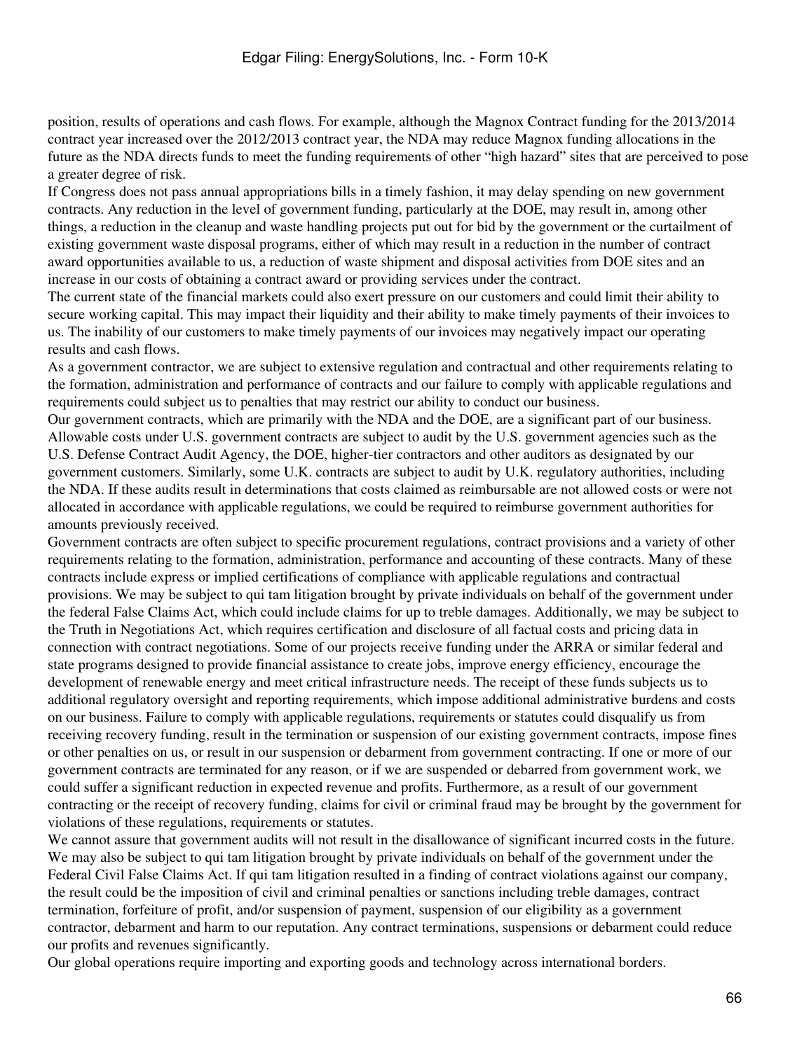position, results of operations and cash flows. For example, although the Magnox Contract funding for the 2013/2014 contract year increased over the 2012/2013 contract year, the NDA may reduce Magnox funding allocations in the future as the NDA directs funds to meet the funding requirements of other "high hazard" sites that are perceived to pose a greater degree of risk.

If Congress does not pass annual appropriations bills in a timely fashion, it may delay spending on new government contracts. Any reduction in the level of government funding, particularly at the DOE, may result in, among other things, a reduction in the cleanup and waste handling projects put out for bid by the government or the curtailment of existing government waste disposal programs, either of which may result in a reduction in the number of contract award opportunities available to us, a reduction of waste shipment and disposal activities from DOE sites and an increase in our costs of obtaining a contract award or providing services under the contract.

The current state of the financial markets could also exert pressure on our customers and could limit their ability to secure working capital. This may impact their liquidity and their ability to make timely payments of their invoices to us. The inability of our customers to make timely payments of our invoices may negatively impact our operating results and cash flows.

As a government contractor, we are subject to extensive regulation and contractual and other requirements relating to the formation, administration and performance of contracts and our failure to comply with applicable regulations and requirements could subject us to penalties that may restrict our ability to conduct our business.

Our government contracts, which are primarily with the NDA and the DOE, are a significant part of our business. Allowable costs under U.S. government contracts are subject to audit by the U.S. government agencies such as the U.S. Defense Contract Audit Agency, the DOE, higher-tier contractors and other auditors as designated by our government customers. Similarly, some U.K. contracts are subject to audit by U.K. regulatory authorities, including the NDA. If these audits result in determinations that costs claimed as reimbursable are not allowed costs or were not allocated in accordance with applicable regulations, we could be required to reimburse government authorities for amounts previously received.

Government contracts are often subject to specific procurement regulations, contract provisions and a variety of other requirements relating to the formation, administration, performance and accounting of these contracts. Many of these contracts include express or implied certifications of compliance with applicable regulations and contractual provisions. We may be subject to qui tam litigation brought by private individuals on behalf of the government under the federal False Claims Act, which could include claims for up to treble damages. Additionally, we may be subject to the Truth in Negotiations Act, which requires certification and disclosure of all factual costs and pricing data in connection with contract negotiations. Some of our projects receive funding under the ARRA or similar federal and state programs designed to provide financial assistance to create jobs, improve energy efficiency, encourage the development of renewable energy and meet critical infrastructure needs. The receipt of these funds subjects us to additional regulatory oversight and reporting requirements, which impose additional administrative burdens and costs on our business. Failure to comply with applicable regulations, requirements or statutes could disqualify us from receiving recovery funding, result in the termination or suspension of our existing government contracts, impose fines or other penalties on us, or result in our suspension or debarment from government contracting. If one or more of our government contracts are terminated for any reason, or if we are suspended or debarred from government work, we could suffer a significant reduction in expected revenue and profits. Furthermore, as a result of our government contracting or the receipt of recovery funding, claims for civil or criminal fraud may be brought by the government for violations of these regulations, requirements or statutes.

We cannot assure that government audits will not result in the disallowance of significant incurred costs in the future. We may also be subject to qui tam litigation brought by private individuals on behalf of the government under the Federal Civil False Claims Act. If qui tam litigation resulted in a finding of contract violations against our company, the result could be the imposition of civil and criminal penalties or sanctions including treble damages, contract termination, forfeiture of profit, and/or suspension of payment, suspension of our eligibility as a government contractor, debarment and harm to our reputation. Any contract terminations, suspensions or debarment could reduce our profits and revenues significantly.

Our global operations require importing and exporting goods and technology across international borders.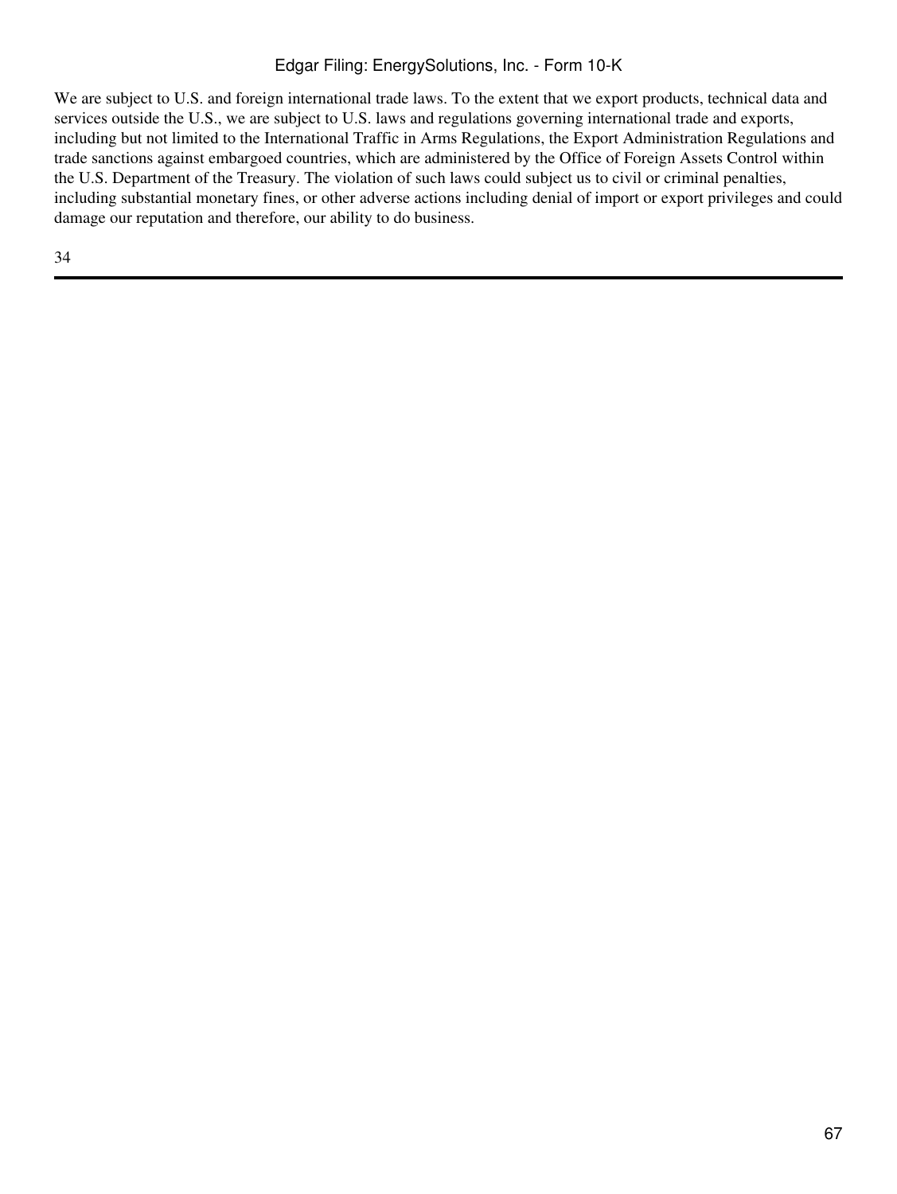We are subject to U.S. and foreign international trade laws. To the extent that we export products, technical data and services outside the U.S., we are subject to U.S. laws and regulations governing international trade and exports, including but not limited to the International Traffic in Arms Regulations, the Export Administration Regulations and trade sanctions against embargoed countries, which are administered by the Office of Foreign Assets Control within the U.S. Department of the Treasury. The violation of such laws could subject us to civil or criminal penalties, including substantial monetary fines, or other adverse actions including denial of import or export privileges and could damage our reputation and therefore, our ability to do business.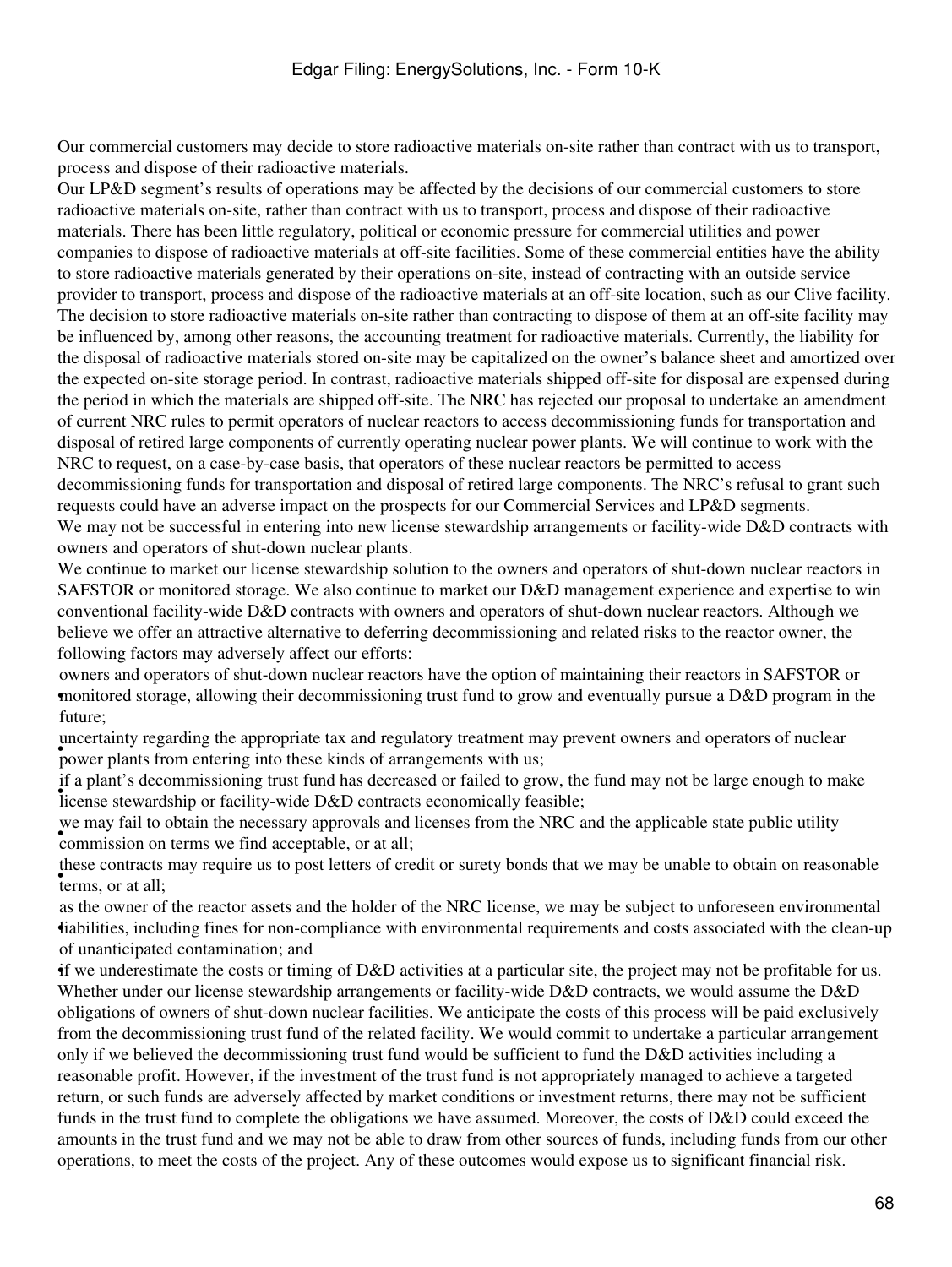Our commercial customers may decide to store radioactive materials on-site rather than contract with us to transport, process and dispose of their radioactive materials.

Our LP&D segment's results of operations may be affected by the decisions of our commercial customers to store radioactive materials on-site, rather than contract with us to transport, process and dispose of their radioactive materials. There has been little regulatory, political or economic pressure for commercial utilities and power companies to dispose of radioactive materials at off-site facilities. Some of these commercial entities have the ability to store radioactive materials generated by their operations on-site, instead of contracting with an outside service provider to transport, process and dispose of the radioactive materials at an off-site location, such as our Clive facility. The decision to store radioactive materials on-site rather than contracting to dispose of them at an off-site facility may be influenced by, among other reasons, the accounting treatment for radioactive materials. Currently, the liability for the disposal of radioactive materials stored on-site may be capitalized on the owner's balance sheet and amortized over the expected on-site storage period. In contrast, radioactive materials shipped off-site for disposal are expensed during the period in which the materials are shipped off-site. The NRC has rejected our proposal to undertake an amendment of current NRC rules to permit operators of nuclear reactors to access decommissioning funds for transportation and disposal of retired large components of currently operating nuclear power plants. We will continue to work with the NRC to request, on a case-by-case basis, that operators of these nuclear reactors be permitted to access decommissioning funds for transportation and disposal of retired large components. The NRC's refusal to grant such requests could have an adverse impact on the prospects for our Commercial Services and LP&D segments.

We may not be successful in entering into new license stewardship arrangements or facility-wide D&D contracts with owners and operators of shut-down nuclear plants.

We continue to market our license stewardship solution to the owners and operators of shut-down nuclear reactors in SAFSTOR or monitored storage. We also continue to market our D&D management experience and expertise to win conventional facility-wide D&D contracts with owners and operators of shut-down nuclear reactors. Although we believe we offer an attractive alternative to deferring decommissioning and related risks to the reactor owner, the following factors may adversely affect our efforts:

- owners and operators of shut-down nuclear reactors have the option of maintaining their reactors in SAFSTOR or monitored storage, allowing their decommissioning trust fund to grow and eventually pursue a D&D program in the future;
- uncertainty regarding the appropriate tax and regulatory treatment may prevent owners and operators of nuclear power plants from entering into these kinds of arrangements with us;
- if a plant's decommissioning trust fund has decreased or failed to grow, the fund may not be large enough to make license stewardship or facility-wide D&D contracts economically feasible;
- we may fail to obtain the necessary approvals and licenses from the NRC and the applicable state public utility commission on terms we find acceptable, or at all;
- these contracts may require us to post letters of credit or surety bonds that we may be unable to obtain on reasonable terms, or at all;
- as the owner of the reactor assets and the holder of the NRC license, we may be subject to unforeseen environmental liabilities, including fines for non-compliance with environmental requirements and costs associated with the clean-up of unanticipated contamination; and
- if we underestimate the costs or timing of D&D activities at a particular site, the project may not be profitable for us.

Whether under our license stewardship arrangements or facility-wide D&D contracts, we would assume the D&D obligations of owners of shut-down nuclear facilities. We anticipate the costs of this process will be paid exclusively from the decommissioning trust fund of the related facility. We would commit to undertake a particular arrangement only if we believed the decommissioning trust fund would be sufficient to fund the D&D activities including a reasonable profit. However, if the investment of the trust fund is not appropriately managed to achieve a targeted return, or such funds are adversely affected by market conditions or investment returns, there may not be sufficient funds in the trust fund to complete the obligations we have assumed. Moreover, the costs of D&D could exceed the amounts in the trust fund and we may not be able to draw from other sources of funds, including funds from our other operations, to meet the costs of the project. Any of these outcomes would expose us to significant financial risk.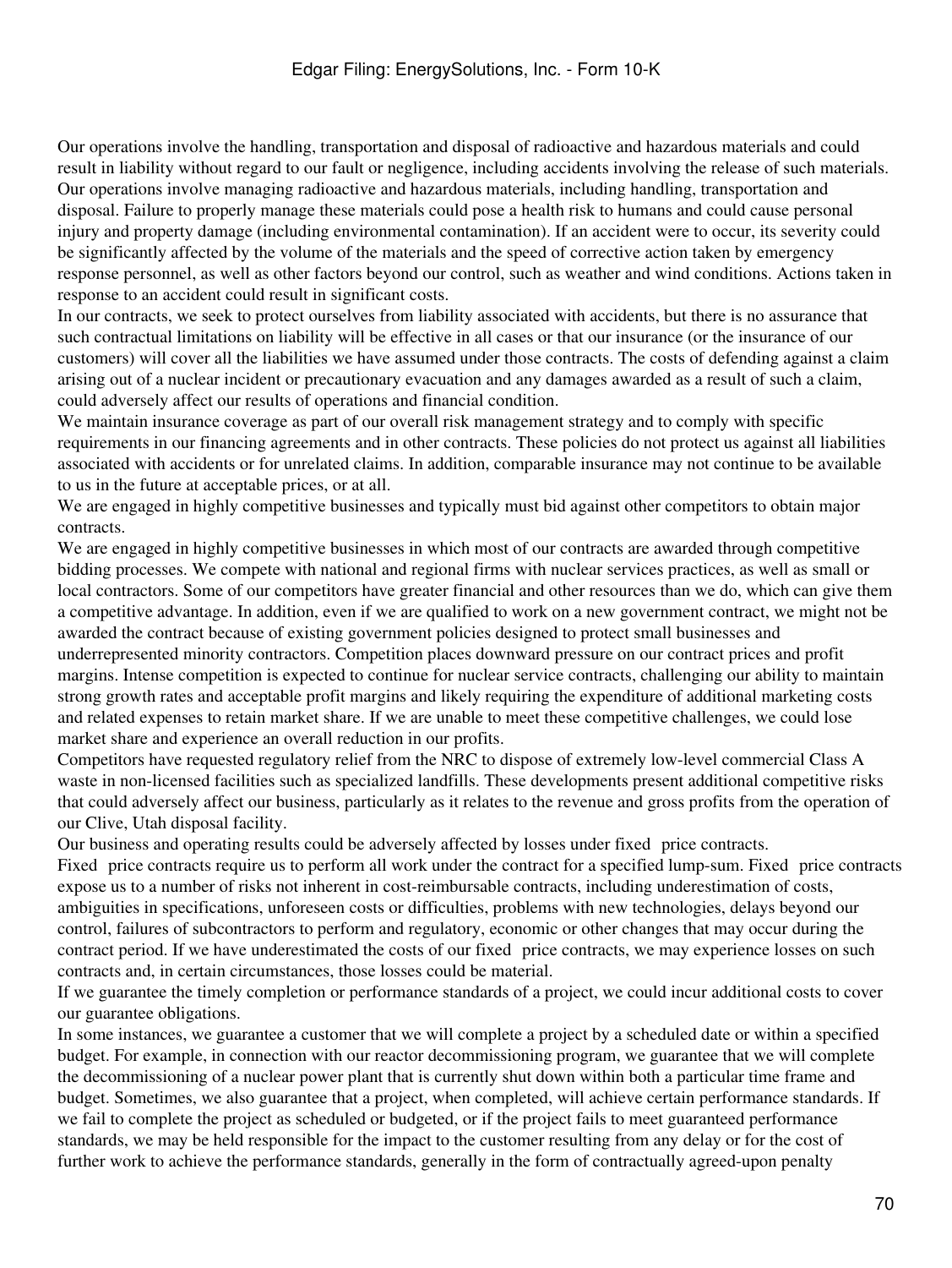Our operations involve the handling, transportation and disposal of radioactive and hazardous materials and could result in liability without regard to our fault or negligence, including accidents involving the release of such materials.

Our operations involve managing radioactive and hazardous materials, including handling, transportation and disposal. Failure to properly manage these materials could pose a health risk to humans and could cause personal injury and property damage (including environmental contamination). If an accident were to occur, its severity could be significantly affected by the volume of the materials and the speed of corrective action taken by emergency response personnel, as well as other factors beyond our control, such as weather and wind conditions. Actions taken in response to an accident could result in significant costs.

In our contracts, we seek to protect ourselves from liability associated with accidents, but there is no assurance that such contractual limitations on liability will be effective in all cases or that our insurance (or the insurance of our customers) will cover all the liabilities we have assumed under those contracts. The costs of defending against a claim arising out of a nuclear incident or precautionary evacuation and any damages awarded as a result of such a claim, could adversely affect our results of operations and financial condition.

We maintain insurance coverage as part of our overall risk management strategy and to comply with specific requirements in our financing agreements and in other contracts. These policies do not protect us against all liabilities associated with accidents or for unrelated claims. In addition, comparable insurance may not continue to be available to us in the future at acceptable prices, or at all.

We are engaged in highly competitive businesses and typically must bid against other competitors to obtain major contracts.

We are engaged in highly competitive businesses in which most of our contracts are awarded through competitive bidding processes. We compete with national and regional firms with nuclear services practices, as well as small or local contractors. Some of our competitors have greater financial and other resources than we do, which can give them a competitive advantage. In addition, even if we are qualified to work on a new government contract, we might not be awarded the contract because of existing government policies designed to protect small businesses and underrepresented minority contractors. Competition places downward pressure on our contract prices and profit margins. Intense competition is expected to continue for nuclear service contracts, challenging our ability to maintain strong growth rates and acceptable profit margins and likely requiring the expenditure of additional marketing costs and related expenses to retain market share. If we are unable to meet these competitive challenges, we could lose market share and experience an overall reduction in our profits.

Competitors have requested regulatory relief from the NRC to dispose of extremely low-level commercial Class A waste in non-licensed facilities such as specialized landfills. These developments present additional competitive risks that could adversely affect our business, particularly as it relates to the revenue and gross profits from the operation of our Clive, Utah disposal facility.

Our business and operating results could be adversely affected by losses under fixed price contracts.

Fixed price contracts require us to perform all work under the contract for a specified lump-sum. Fixed price contracts expose us to a number of risks not inherent in cost-reimbursable contracts, including underestimation of costs, ambiguities in specifications, unforeseen costs or difficulties, problems with new technologies, delays beyond our control, failures of subcontractors to perform and regulatory, economic or other changes that may occur during the contract period. If we have underestimated the costs of our fixed price contracts, we may experience losses on such contracts and, in certain circumstances, those losses could be material.

If we guarantee the timely completion or performance standards of a project, we could incur additional costs to cover our guarantee obligations.

In some instances, we guarantee a customer that we will complete a project by a scheduled date or within a specified budget. For example, in connection with our reactor decommissioning program, we guarantee that we will complete the decommissioning of a nuclear power plant that is currently shut down within both a particular time frame and budget. Sometimes, we also guarantee that a project, when completed, will achieve certain performance standards. If we fail to complete the project as scheduled or budgeted, or if the project fails to meet guaranteed performance standards, we may be held responsible for the impact to the customer resulting from any delay or for the cost of further work to achieve the performance standards, generally in the form of contractually agreed-upon penalty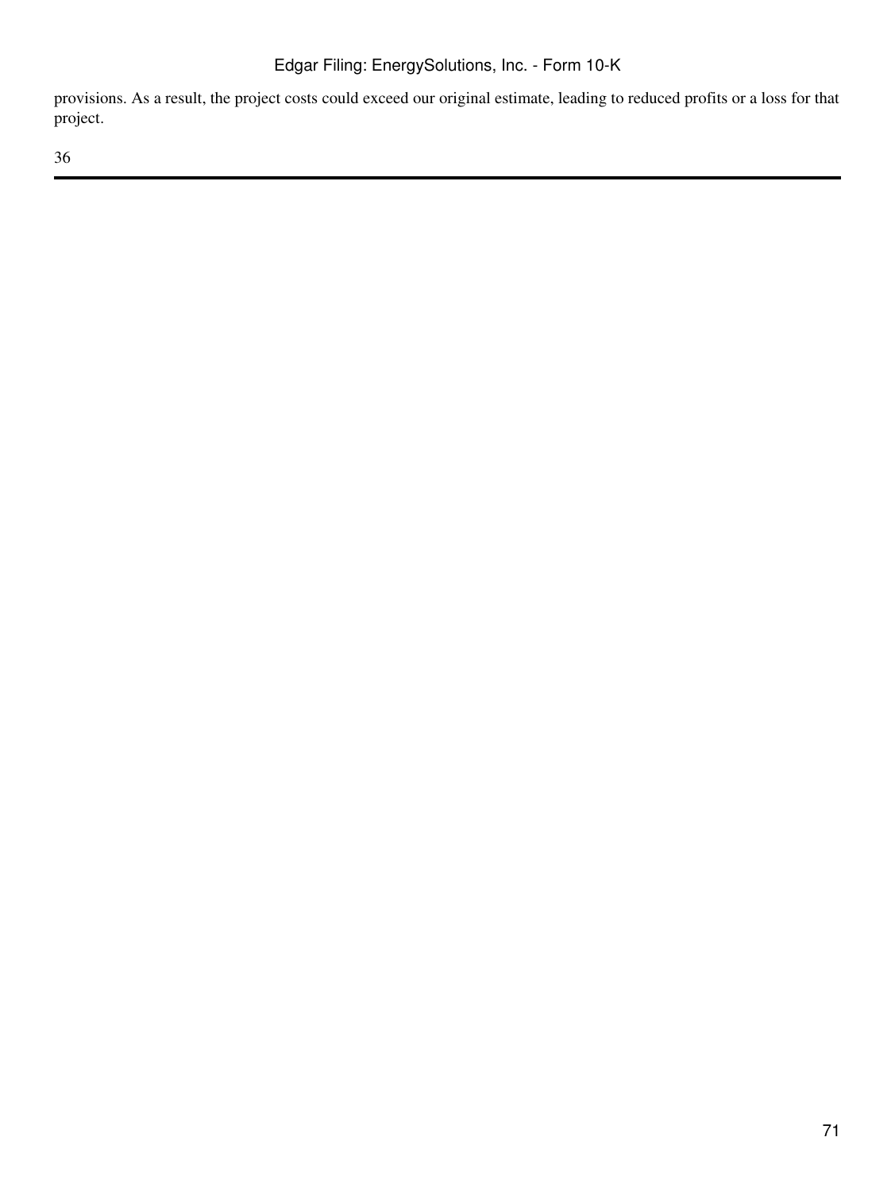provisions. As a result, the project costs could exceed our original estimate, leading to reduced profits or a loss for that project.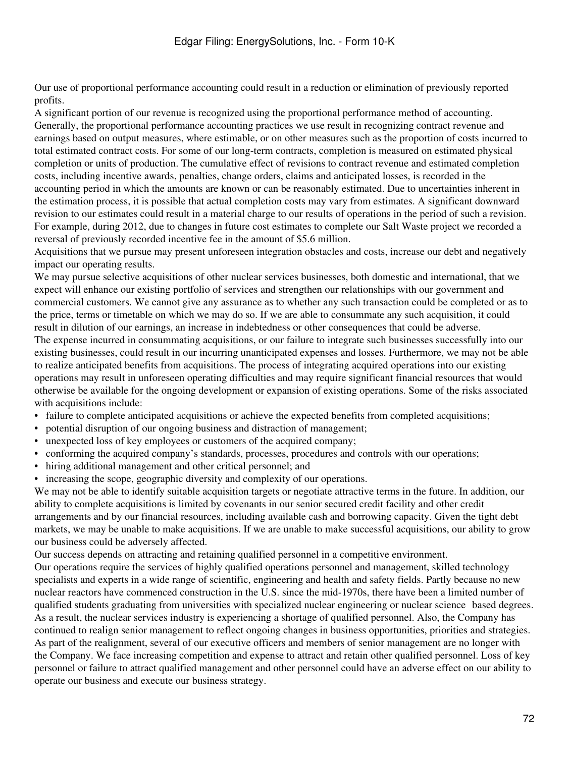Our use of proportional performance accounting could result in a reduction or elimination of previously reported profits.

A significant portion of our revenue is recognized using the proportional performance method of accounting. Generally, the proportional performance accounting practices we use result in recognizing contract revenue and earnings based on output measures, where estimable, or on other measures such as the proportion of costs incurred to total estimated contract costs. For some of our long-term contracts, completion is measured on estimated physical completion or units of production. The cumulative effect of revisions to contract revenue and estimated completion costs, including incentive awards, penalties, change orders, claims and anticipated losses, is recorded in the accounting period in which the amounts are known or can be reasonably estimated. Due to uncertainties inherent in the estimation process, it is possible that actual completion costs may vary from estimates. A significant downward revision to our estimates could result in a material charge to our results of operations in the period of such a revision. For example, during 2012, due to changes in future cost estimates to complete our Salt Waste project we recorded a reversal of previously recorded incentive fee in the amount of $5.6 million.

Acquisitions that we pursue may present unforeseen integration obstacles and costs, increase our debt and negatively impact our operating results.

We may pursue selective acquisitions of other nuclear services businesses, both domestic and international, that we expect will enhance our existing portfolio of services and strengthen our relationships with our government and commercial customers. We cannot give any assurance as to whether any such transaction could be completed or as to the price, terms or timetable on which we may do so. If we are able to consummate any such acquisition, it could result in dilution of our earnings, an increase in indebtedness or other consequences that could be adverse.

The expense incurred in consummating acquisitions, or our failure to integrate such businesses successfully into our existing businesses, could result in our incurring unanticipated expenses and losses. Furthermore, we may not be able to realize anticipated benefits from acquisitions. The process of integrating acquired operations into our existing operations may result in unforeseen operating difficulties and may require significant financial resources that would otherwise be available for the ongoing development or expansion of existing operations. Some of the risks associated with acquisitions include:

- failure to complete anticipated acquisitions or achieve the expected benefits from completed acquisitions;
- potential disruption of our ongoing business and distraction of management;
- unexpected loss of key employees or customers of the acquired company;
- conforming the acquired company's standards, processes, procedures and controls with our operations;
- hiring additional management and other critical personnel; and
- increasing the scope, geographic diversity and complexity of our operations.

We may not be able to identify suitable acquisition targets or negotiate attractive terms in the future. In addition, our ability to complete acquisitions is limited by covenants in our senior secured credit facility and other credit arrangements and by our financial resources, including available cash and borrowing capacity. Given the tight debt markets, we may be unable to make acquisitions. If we are unable to make successful acquisitions, our ability to grow our business could be adversely affected.

Our success depends on attracting and retaining qualified personnel in a competitive environment.

Our operations require the services of highly qualified operations personnel and management, skilled technology specialists and experts in a wide range of scientific, engineering and health and safety fields. Partly because no new nuclear reactors have commenced construction in the U.S. since the mid-1970s, there have been a limited number of qualified students graduating from universities with specialized nuclear engineering or nuclear science based degrees. As a result, the nuclear services industry is experiencing a shortage of qualified personnel. Also, the Company has continued to realign senior management to reflect ongoing changes in business opportunities, priorities and strategies. As part of the realignment, several of our executive officers and members of senior management are no longer with the Company. We face increasing competition and expense to attract and retain other qualified personnel. Loss of key personnel or failure to attract qualified management and other personnel could have an adverse effect on our ability to operate our business and execute our business strategy.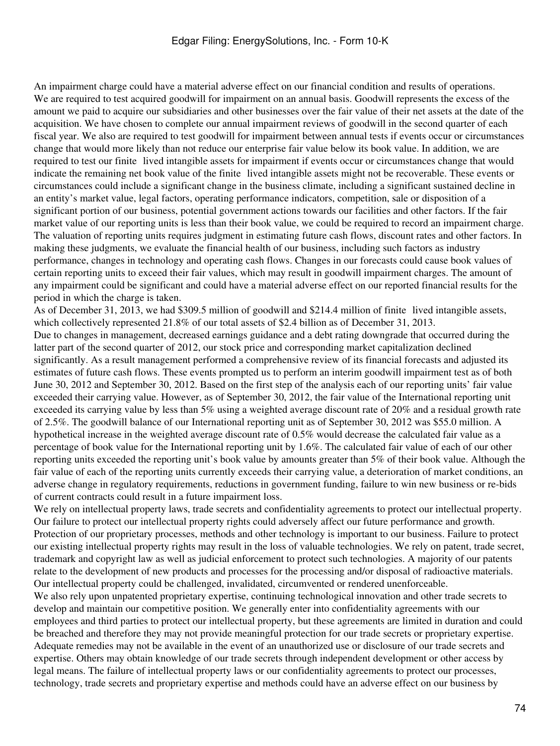An impairment charge could have a material adverse effect on our financial condition and results of operations.

We are required to test acquired goodwill for impairment on an annual basis. Goodwill represents the excess of the amount we paid to acquire our subsidiaries and other businesses over the fair value of their net assets at the date of the acquisition. We have chosen to complete our annual impairment reviews of goodwill in the second quarter of each fiscal year. We also are required to test goodwill for impairment between annual tests if events occur or circumstances change that would more likely than not reduce our enterprise fair value below its book value. In addition, we are required to test our finite lived intangible assets for impairment if events occur or circumstances change that would indicate the remaining net book value of the finite lived intangible assets might not be recoverable. These events or circumstances could include a significant change in the business climate, including a significant sustained decline in an entity's market value, legal factors, operating performance indicators, competition, sale or disposition of a significant portion of our business, potential government actions towards our facilities and other factors. If the fair market value of our reporting units is less than their book value, we could be required to record an impairment charge. The valuation of reporting units requires judgment in estimating future cash flows, discount rates and other factors. In making these judgments, we evaluate the financial health of our business, including such factors as industry performance, changes in technology and operating cash flows. Changes in our forecasts could cause book values of certain reporting units to exceed their fair values, which may result in goodwill impairment charges. The amount of any impairment could be significant and could have a material adverse effect on our reported financial results for the period in which the charge is taken.

As of December 31, 2013, we had $309.5 million of goodwill and $214.4 million of finite lived intangible assets, which collectively represented 21.8% of our total assets of $2.4 billion as of December 31, 2013.

Due to changes in management, decreased earnings guidance and a debt rating downgrade that occurred during the latter part of the second quarter of 2012, our stock price and corresponding market capitalization declined significantly. As a result management performed a comprehensive review of its financial forecasts and adjusted its estimates of future cash flows. These events prompted us to perform an interim goodwill impairment test as of both June 30, 2012 and September 30, 2012. Based on the first step of the analysis each of our reporting units' fair value exceeded their carrying value. However, as of September 30, 2012, the fair value of the International reporting unit exceeded its carrying value by less than 5% using a weighted average discount rate of 20% and a residual growth rate of 2.5%. The goodwill balance of our International reporting unit as of September 30, 2012 was $55.0 million. A hypothetical increase in the weighted average discount rate of 0.5% would decrease the calculated fair value as a percentage of book value for the International reporting unit by 1.6%. The calculated fair value of each of our other reporting units exceeded the reporting unit's book value by amounts greater than 5% of their book value. Although the fair value of each of the reporting units currently exceeds their carrying value, a deterioration of market conditions, an adverse change in regulatory requirements, reductions in government funding, failure to win new business or re-bids of current contracts could result in a future impairment loss.

We rely on intellectual property laws, trade secrets and confidentiality agreements to protect our intellectual property. Our failure to protect our intellectual property rights could adversely affect our future performance and growth.

Protection of our proprietary processes, methods and other technology is important to our business. Failure to protect our existing intellectual property rights may result in the loss of valuable technologies. We rely on patent, trade secret, trademark and copyright law as well as judicial enforcement to protect such technologies. A majority of our patents relate to the development of new products and processes for the processing and/or disposal of radioactive materials. Our intellectual property could be challenged, invalidated, circumvented or rendered unenforceable.

We also rely upon unpatented proprietary expertise, continuing technological innovation and other trade secrets to develop and maintain our competitive position. We generally enter into confidentiality agreements with our employees and third parties to protect our intellectual property, but these agreements are limited in duration and could be breached and therefore they may not provide meaningful protection for our trade secrets or proprietary expertise. Adequate remedies may not be available in the event of an unauthorized use or disclosure of our trade secrets and expertise. Others may obtain knowledge of our trade secrets through independent development or other access by legal means. The failure of intellectual property laws or our confidentiality agreements to protect our processes, technology, trade secrets and proprietary expertise and methods could have an adverse effect on our business by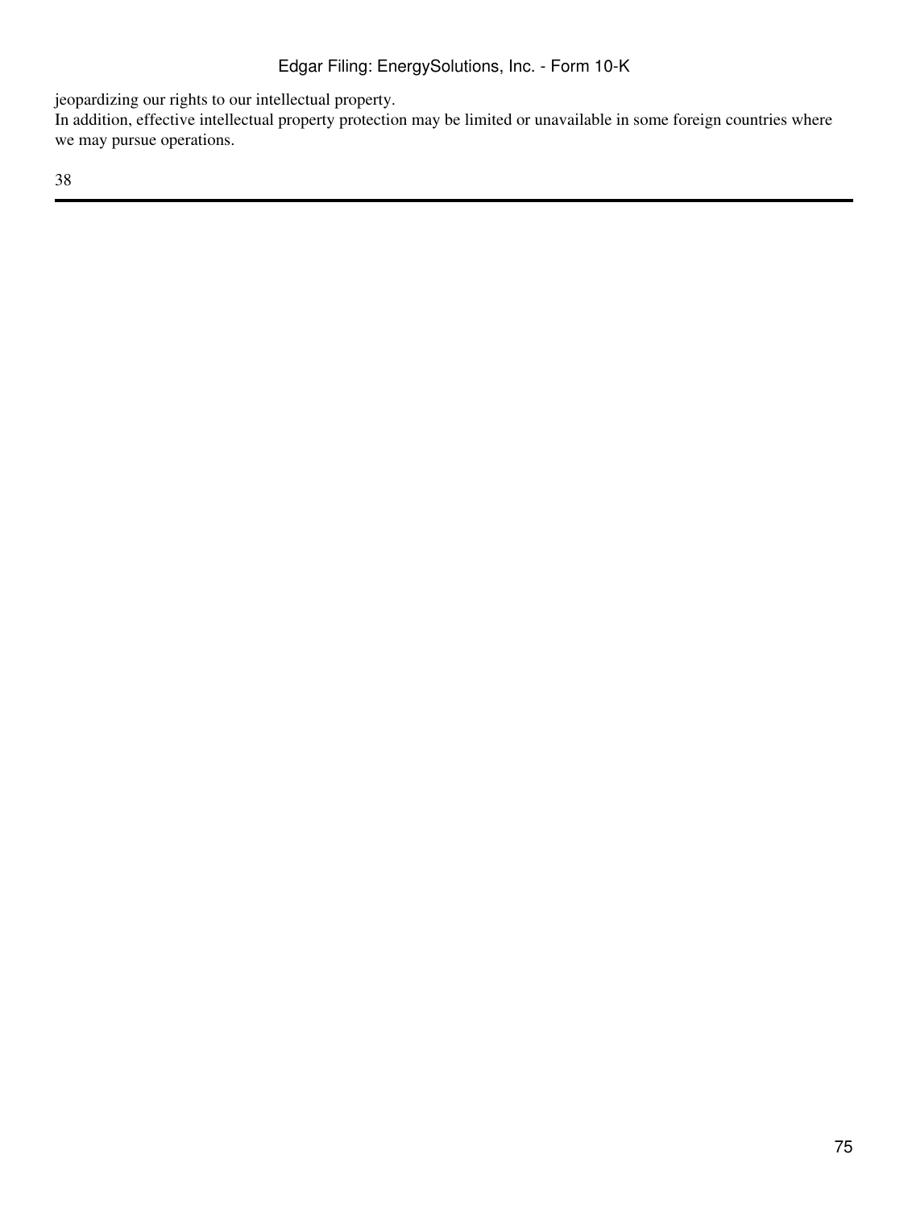jeopardizing our rights to our intellectual property.

In addition, effective intellectual property protection may be limited or unavailable in some foreign countries where we may pursue operations.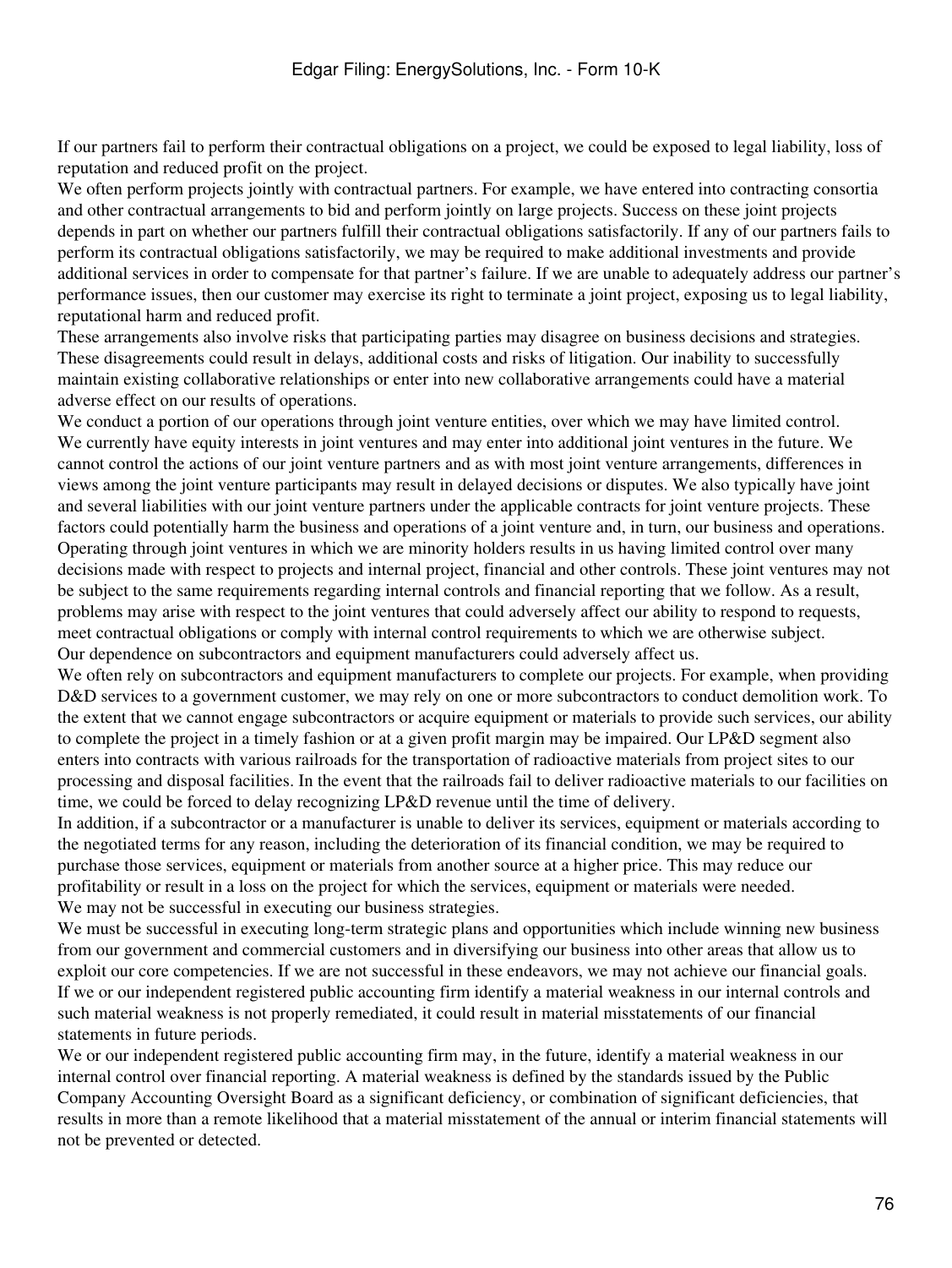If our partners fail to perform their contractual obligations on a project, we could be exposed to legal liability, loss of reputation and reduced profit on the project.

We often perform projects jointly with contractual partners. For example, we have entered into contracting consortia and other contractual arrangements to bid and perform jointly on large projects. Success on these joint projects depends in part on whether our partners fulfill their contractual obligations satisfactorily. If any of our partners fails to perform its contractual obligations satisfactorily, we may be required to make additional investments and provide additional services in order to compensate for that partner's failure. If we are unable to adequately address our partner's performance issues, then our customer may exercise its right to terminate a joint project, exposing us to legal liability, reputational harm and reduced profit.

These arrangements also involve risks that participating parties may disagree on business decisions and strategies. These disagreements could result in delays, additional costs and risks of litigation. Our inability to successfully maintain existing collaborative relationships or enter into new collaborative arrangements could have a material adverse effect on our results of operations.

We conduct a portion of our operations through joint venture entities, over which we may have limited control.

We currently have equity interests in joint ventures and may enter into additional joint ventures in the future. We cannot control the actions of our joint venture partners and as with most joint venture arrangements, differences in views among the joint venture participants may result in delayed decisions or disputes. We also typically have joint and several liabilities with our joint venture partners under the applicable contracts for joint venture projects. These factors could potentially harm the business and operations of a joint venture and, in turn, our business and operations.

Operating through joint ventures in which we are minority holders results in us having limited control over many decisions made with respect to projects and internal project, financial and other controls. These joint ventures may not be subject to the same requirements regarding internal controls and financial reporting that we follow. As a result, problems may arise with respect to the joint ventures that could adversely affect our ability to respond to requests, meet contractual obligations or comply with internal control requirements to which we are otherwise subject.

Our dependence on subcontractors and equipment manufacturers could adversely affect us.

We often rely on subcontractors and equipment manufacturers to complete our projects. For example, when providing D&D services to a government customer, we may rely on one or more subcontractors to conduct demolition work. To the extent that we cannot engage subcontractors or acquire equipment or materials to provide such services, our ability to complete the project in a timely fashion or at a given profit margin may be impaired. Our LP&D segment also enters into contracts with various railroads for the transportation of radioactive materials from project sites to our processing and disposal facilities. In the event that the railroads fail to deliver radioactive materials to our facilities on time, we could be forced to delay recognizing LP&D revenue until the time of delivery.

In addition, if a subcontractor or a manufacturer is unable to deliver its services, equipment or materials according to the negotiated terms for any reason, including the deterioration of its financial condition, we may be required to purchase those services, equipment or materials from another source at a higher price. This may reduce our profitability or result in a loss on the project for which the services, equipment or materials were needed.

We may not be successful in executing our business strategies.

We must be successful in executing long-term strategic plans and opportunities which include winning new business from our government and commercial customers and in diversifying our business into other areas that allow us to exploit our core competencies. If we are not successful in these endeavors, we may not achieve our financial goals.

If we or our independent registered public accounting firm identify a material weakness in our internal controls and such material weakness is not properly remediated, it could result in material misstatements of our financial statements in future periods.

We or our independent registered public accounting firm may, in the future, identify a material weakness in our internal control over financial reporting. A material weakness is defined by the standards issued by the Public Company Accounting Oversight Board as a significant deficiency, or combination of significant deficiencies, that results in more than a remote likelihood that a material misstatement of the annual or interim financial statements will not be prevented or detected.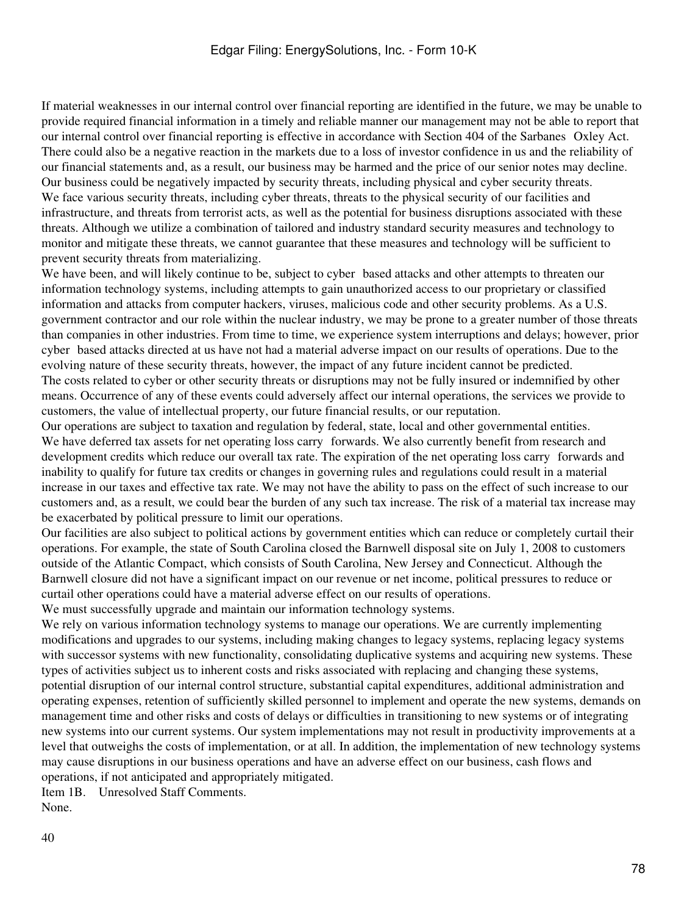If material weaknesses in our internal control over financial reporting are identified in the future, we may be unable to provide required financial information in a timely and reliable manner our management may not be able to report that our internal control over financial reporting is effective in accordance with Section 404 of the Sarbanes Oxley Act. There could also be a negative reaction in the markets due to a loss of investor confidence in us and the reliability of our financial statements and, as a result, our business may be harmed and the price of our senior notes may decline.

**Our business could be negatively impacted by security threats, including physical and cyber security threats.**

We face various security threats, including cyber threats, threats to the physical security of our facilities and infrastructure, and threats from terrorist acts, as well as the potential for business disruptions associated with these threats. Although we utilize a combination of tailored and industry standard security measures and technology to monitor and mitigate these threats, we cannot guarantee that these measures and technology will be sufficient to prevent security threats from materializing.

We have been, and will likely continue to be, subject to cyber based attacks and other attempts to threaten our information technology systems, including attempts to gain unauthorized access to our proprietary or classified information and attacks from computer hackers, viruses, malicious code and other security problems. As a U.S. government contractor and our role within the nuclear industry, we may be prone to a greater number of those threats than companies in other industries. From time to time, we experience system interruptions and delays; however, prior cyber based attacks directed at us have not had a material adverse impact on our results of operations. Due to the evolving nature of these security threats, however, the impact of any future incident cannot be predicted.

The costs related to cyber or other security threats or disruptions may not be fully insured or indemnified by other means. Occurrence of any of these events could adversely affect our internal operations, the services we provide to customers, the value of intellectual property, our future financial results, or our reputation.

**Our operations are subject to taxation and regulation by federal, state, local and other governmental entities.**

We have deferred tax assets for net operating loss carry forwards. We also currently benefit from research and development credits which reduce our overall tax rate. The expiration of the net operating loss carry forwards and inability to qualify for future tax credits or changes in governing rules and regulations could result in a material increase in our taxes and effective tax rate. We may not have the ability to pass on the effect of such increase to our customers and, as a result, we could bear the burden of any such tax increase. The risk of a material tax increase may be exacerbated by political pressure to limit our operations.

Our facilities are also subject to political actions by government entities which can reduce or completely curtail their operations. For example, the state of South Carolina closed the Barnwell disposal site on July 1, 2008 to customers outside of the Atlantic Compact, which consists of South Carolina, New Jersey and Connecticut. Although the Barnwell closure did not have a significant impact on our revenue or net income, political pressures to reduce or curtail other operations could have a material adverse effect on our results of operations.

**We must successfully upgrade and maintain our information technology systems.**

We rely on various information technology systems to manage our operations. We are currently implementing modifications and upgrades to our systems, including making changes to legacy systems, replacing legacy systems with successor systems with new functionality, consolidating duplicative systems and acquiring new systems. These types of activities subject us to inherent costs and risks associated with replacing and changing these systems, potential disruption of our internal control structure, substantial capital expenditures, additional administration and operating expenses, retention of sufficiently skilled personnel to implement and operate the new systems, demands on management time and other risks and costs of delays or difficulties in transitioning to new systems or of integrating new systems into our current systems. Our system implementations may not result in productivity improvements at a level that outweighs the costs of implementation, or at all. In addition, the implementation of new technology systems may cause disruptions in our business operations and have an adverse effect on our business, cash flows and operations, if not anticipated and appropriately mitigated.

## Item 1B. Unresolved Staff Comments.

None.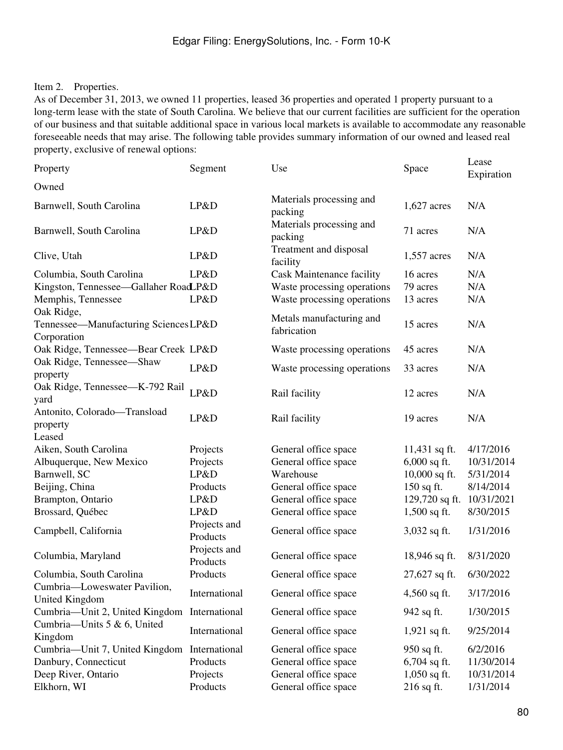Item 2. Properties.

As of December 31, 2013, we owned 11 properties, leased 36 properties and operated 1 property pursuant to a long-term lease with the state of South Carolina. We believe that our current facilities are sufficient for the operation of our business and that suitable additional space in various local markets is available to accommodate any reasonable foreseeable needs that may arise. The following table provides summary information of our owned and leased real property, exclusive of renewal options:

| Property | Segment | Use | Space | Lease Expiration |
|---|---|---|---|---|
| Owned | | | | |
| Barnwell, South Carolina | LP&D | Materials processing and packing | 1,627 acres | N/A |
| Barnwell, South Carolina | LP&D | Materials processing and packing | 71 acres | N/A |
| Clive, Utah | LP&D | Treatment and disposal facility | 1,557 acres | N/A |
| Columbia, South Carolina | LP&D | Cask Maintenance facility | 16 acres | N/A |
| Kingston, Tennessee—Gallaher Road | LP&D | Waste processing operations | 79 acres | N/A |
| Memphis, Tennessee | LP&D | Waste processing operations | 13 acres | N/A |
| Oak Ridge, Tennessee—Manufacturing Sciences Corporation | LP&D | Metals manufacturing and fabrication | 15 acres | N/A |
| Oak Ridge, Tennessee—Bear Creek | LP&D | Waste processing operations | 45 acres | N/A |
| Oak Ridge, Tennessee—Shaw property | LP&D | Waste processing operations | 33 acres | N/A |
| Oak Ridge, Tennessee—K-792 Rail yard | LP&D | Rail facility | 12 acres | N/A |
| Antonito, Colorado—Transload property | LP&D | Rail facility | 19 acres | N/A |
| Leased | | | | |
| Aiken, South Carolina | Projects | General office space | 11,431 sq ft. | 4/17/2016 |
| Albuquerque, New Mexico | Projects | General office space | 6,000 sq ft. | 10/31/2014 |
| Barnwell, SC | LP&D | Warehouse | 10,000 sq ft. | 5/31/2014 |
| Beijing, China | Products | General office space | 150 sq ft. | 8/14/2014 |
| Brampton, Ontario | LP&D | General office space | 129,720 sq ft. | 10/31/2021 |
| Brossard, Québec | LP&D | General office space | 1,500 sq ft. | 8/30/2015 |
| Campbell, California | Projects and Products | General office space | 3,032 sq ft. | 1/31/2016 |
| Columbia, Maryland | Projects and Products | General office space | 18,946 sq ft. | 8/31/2020 |
| Columbia, South Carolina | Products | General office space | 27,627 sq ft. | 6/30/2022 |
| Cumbria—Loweswater Pavilion, United Kingdom | International | General office space | 4,560 sq ft. | 3/17/2016 |
| Cumbria—Unit 2, United Kingdom | International | General office space | 942 sq ft. | 1/30/2015 |
| Cumbria—Units 5 & 6, United Kingdom | International | General office space | 1,921 sq ft. | 9/25/2014 |
| Cumbria—Unit 7, United Kingdom | International | General office space | 950 sq ft. | 6/2/2016 |
| Danbury, Connecticut | Products | General office space | 6,704 sq ft. | 11/30/2014 |
| Deep River, Ontario | Projects | General office space | 1,050 sq ft. | 10/31/2014 |
| Elkhorn, WI | Products | General office space | 216 sq ft. | 1/31/2014 |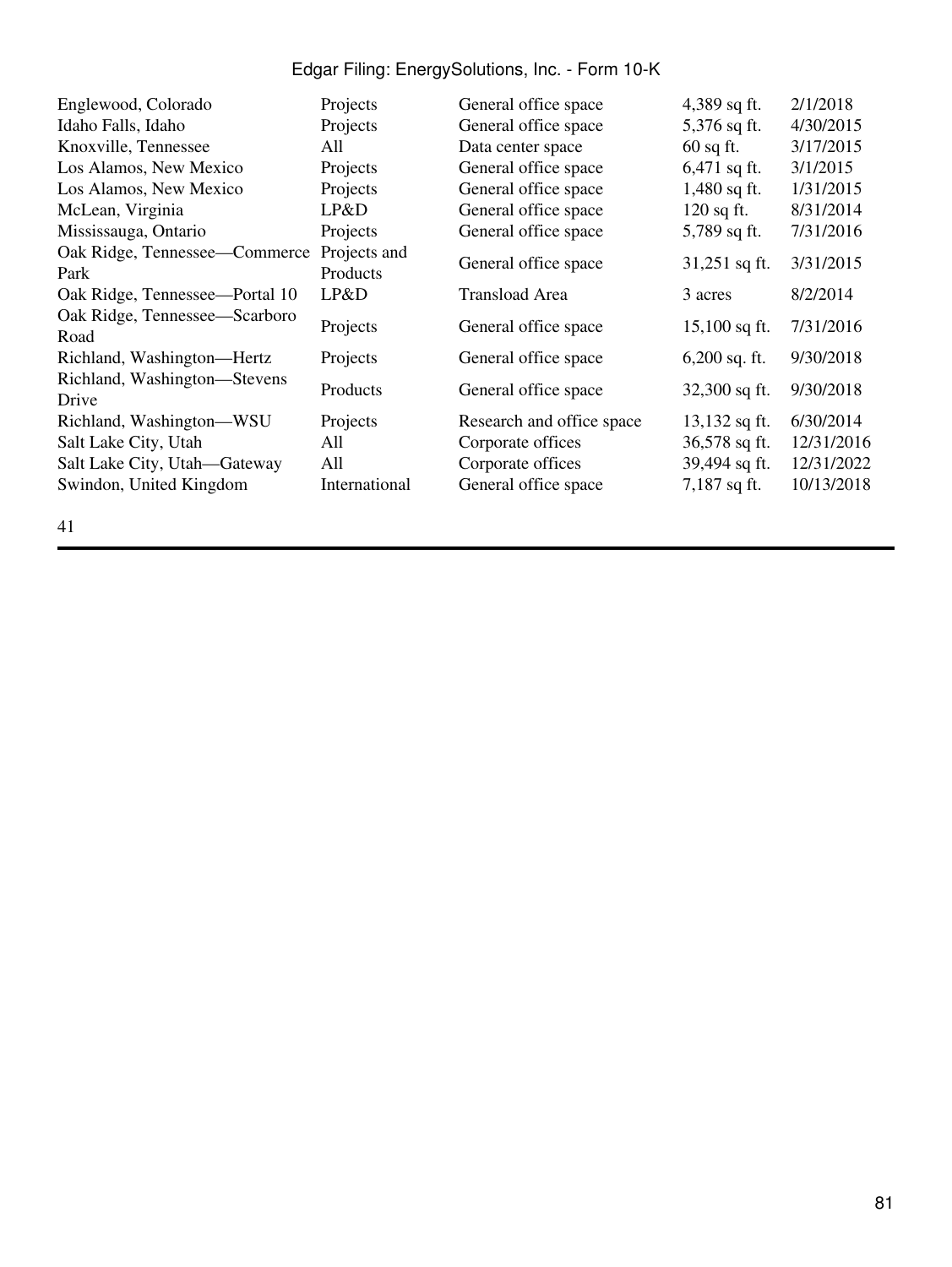| | | | | |
|---|---|---|---|---|
| Englewood, Colorado | Projects | General office space | 4,389 sq ft. | 2/1/2018 |
| Idaho Falls, Idaho | Projects | General office space | 5,376 sq ft. | 4/30/2015 |
| Knoxville, Tennessee | All | Data center space | 60 sq ft. | 3/17/2015 |
| Los Alamos, New Mexico | Projects | General office space | 6,471 sq ft. | 3/1/2015 |
| Los Alamos, New Mexico | Projects | General office space | 1,480 sq ft. | 1/31/2015 |
| McLean, Virginia | LP&D | General office space | 120 sq ft. | 8/31/2014 |
| Mississauga, Ontario | Projects | General office space | 5,789 sq ft. | 7/31/2016 |
| Oak Ridge, Tennessee—Commerce Park | Projects and Products | General office space | 31,251 sq ft. | 3/31/2015 |
| Oak Ridge, Tennessee—Portal 10 | LP&D | Transload Area | 3 acres | 8/2/2014 |
| Oak Ridge, Tennessee—Scarboro Road | Projects | General office space | 15,100 sq ft. | 7/31/2016 |
| Richland, Washington—Hertz | Projects | General office space | 6,200 sq. ft. | 9/30/2018 |
| Richland, Washington—Stevens Drive | Products | General office space | 32,300 sq ft. | 9/30/2018 |
| Richland, Washington—WSU | Projects | Research and office space | 13,132 sq ft. | 6/30/2014 |
| Salt Lake City, Utah | All | Corporate offices | 36,578 sq ft. | 12/31/2016 |
| Salt Lake City, Utah—Gateway | All | Corporate offices | 39,494 sq ft. | 12/31/2022 |
| Swindon, United Kingdom | International | General office space | 7,187 sq ft. | 10/13/2018 |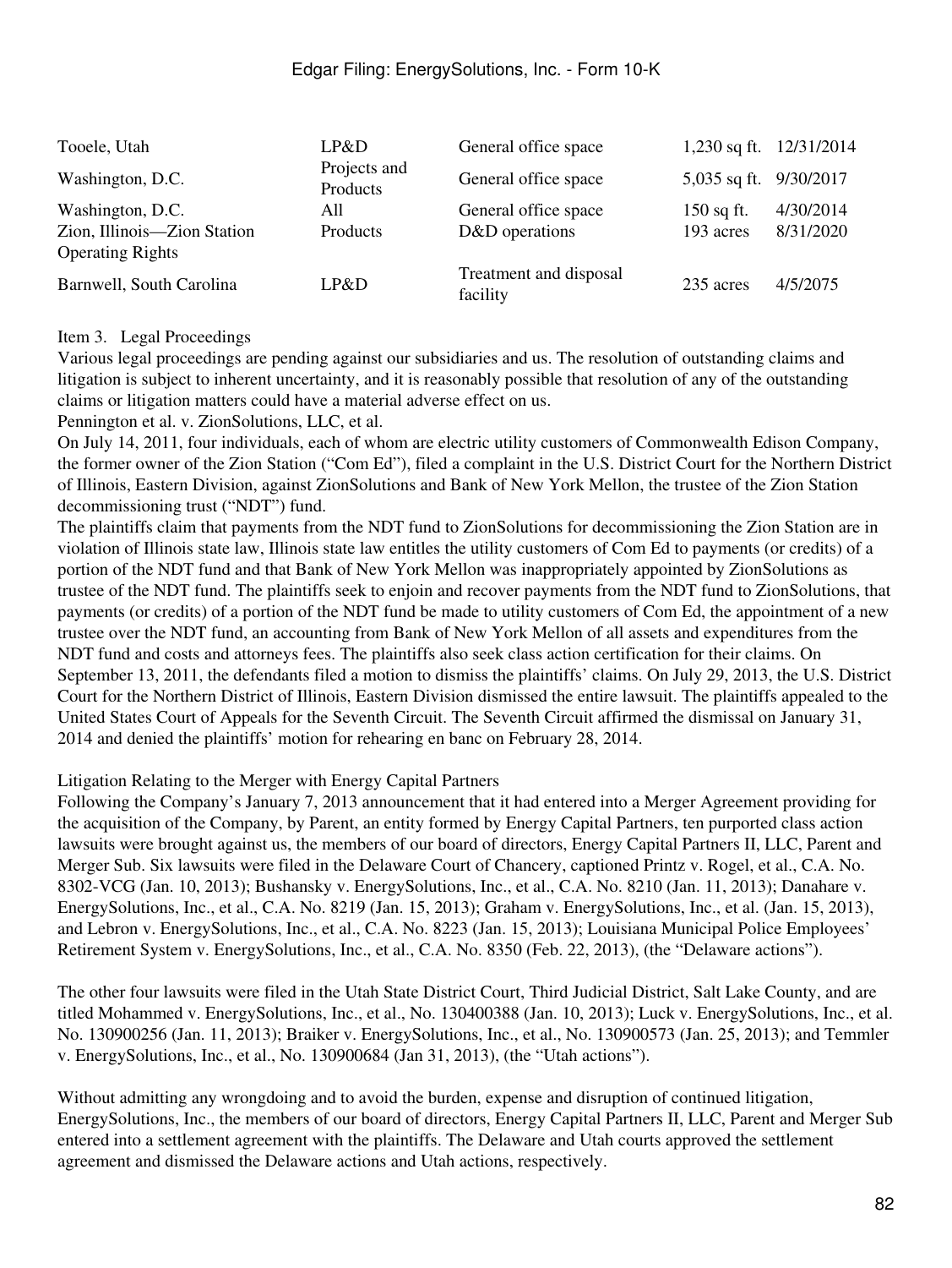| | | | | |
|---|---|---|---|---|
| Tooele, Utah | LP&D | General office space | 1,230 sq ft. | 12/31/2014 |
| Washington, D.C. | Projects and Products | General office space | 5,035 sq ft. | 9/30/2017 |
| Washington, D.C. | All | General office space | 150 sq ft. | 4/30/2014 |
| Zion, Illinois—Zion Station Operating Rights | Products | D&D operations | 193 acres | 8/31/2020 |
| Barnwell, South Carolina | LP&D | Treatment and disposal facility | 235 acres | 4/5/2075 |

## Item 3. Legal Proceedings

Various legal proceedings are pending against our subsidiaries and us. The resolution of outstanding claims and litigation is subject to inherent uncertainty, and it is reasonably possible that resolution of any of the outstanding claims or litigation matters could have a material adverse effect on us.

Pennington et al. v. ZionSolutions, LLC, et al.

On July 14, 2011, four individuals, each of whom are electric utility customers of Commonwealth Edison Company, the former owner of the Zion Station ("Com Ed"), filed a complaint in the U.S. District Court for the Northern District of Illinois, Eastern Division, against ZionSolutions and Bank of New York Mellon, the trustee of the Zion Station decommissioning trust ("NDT") fund.

The plaintiffs claim that payments from the NDT fund to ZionSolutions for decommissioning the Zion Station are in violation of Illinois state law, Illinois state law entitles the utility customers of Com Ed to payments (or credits) of a portion of the NDT fund and that Bank of New York Mellon was inappropriately appointed by ZionSolutions as trustee of the NDT fund. The plaintiffs seek to enjoin and recover payments from the NDT fund to ZionSolutions, that payments (or credits) of a portion of the NDT fund be made to utility customers of Com Ed, the appointment of a new trustee over the NDT fund, an accounting from Bank of New York Mellon of all assets and expenditures from the NDT fund and costs and attorneys fees. The plaintiffs also seek class action certification for their claims. On September 13, 2011, the defendants filed a motion to dismiss the plaintiffs' claims. On July 29, 2013, the U.S. District Court for the Northern District of Illinois, Eastern Division dismissed the entire lawsuit. The plaintiffs appealed to the United States Court of Appeals for the Seventh Circuit. The Seventh Circuit affirmed the dismissal on January 31, 2014 and denied the plaintiffs' motion for rehearing en banc on February 28, 2014.

Litigation Relating to the Merger with Energy Capital Partners

Following the Company's January 7, 2013 announcement that it had entered into a Merger Agreement providing for the acquisition of the Company, by Parent, an entity formed by Energy Capital Partners, ten purported class action lawsuits were brought against us, the members of our board of directors, Energy Capital Partners II, LLC, Parent and Merger Sub. Six lawsuits were filed in the Delaware Court of Chancery, captioned Printz v. Rogel, et al., C.A. No. 8302-VCG (Jan. 10, 2013); Bushansky v. EnergySolutions, Inc., et al., C.A. No. 8210 (Jan. 11, 2013); Danahare v. EnergySolutions, Inc., et al., C.A. No. 8219 (Jan. 15, 2013); Graham v. EnergySolutions, Inc., et al. (Jan. 15, 2013), and Lebron v. EnergySolutions, Inc., et al., C.A. No. 8223 (Jan. 15, 2013); Louisiana Municipal Police Employees' Retirement System v. EnergySolutions, Inc., et al., C.A. No. 8350 (Feb. 22, 2013), (the "Delaware actions").

The other four lawsuits were filed in the Utah State District Court, Third Judicial District, Salt Lake County, and are titled Mohammed v. EnergySolutions, Inc., et al., No. 130400388 (Jan. 10, 2013); Luck v. EnergySolutions, Inc., et al. No. 130900256 (Jan. 11, 2013); Braiker v. EnergySolutions, Inc., et al., No. 130900573 (Jan. 25, 2013); and Temmler v. EnergySolutions, Inc., et al., No. 130900684 (Jan 31, 2013), (the "Utah actions").

Without admitting any wrongdoing and to avoid the burden, expense and disruption of continued litigation, EnergySolutions, Inc., the members of our board of directors, Energy Capital Partners II, LLC, Parent and Merger Sub entered into a settlement agreement with the plaintiffs. The Delaware and Utah courts approved the settlement agreement and dismissed the Delaware actions and Utah actions, respectively.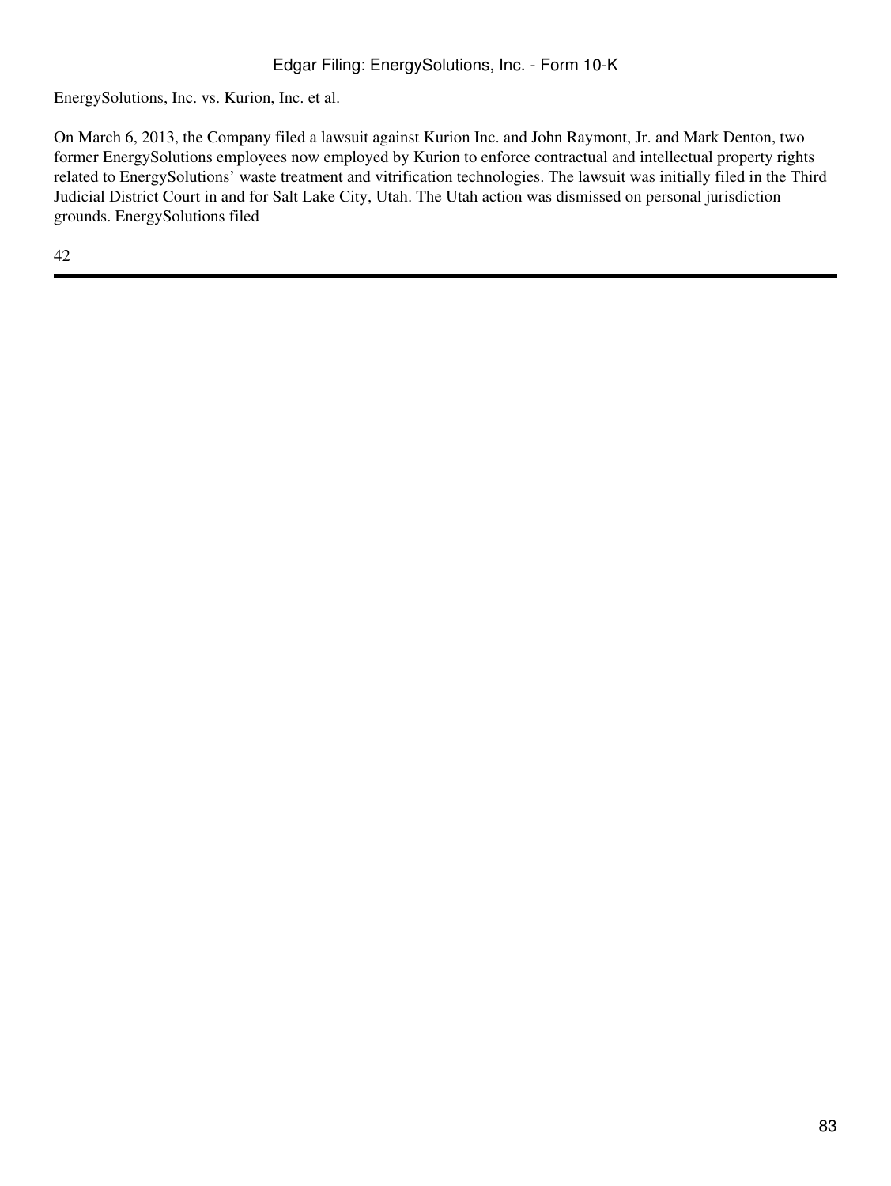EnergySolutions, Inc. vs. Kurion, Inc. et al.

On March 6, 2013, the Company filed a lawsuit against Kurion Inc. and John Raymont, Jr. and Mark Denton, two former EnergySolutions employees now employed by Kurion to enforce contractual and intellectual property rights related to EnergySolutions' waste treatment and vitrification technologies. The lawsuit was initially filed in the Third Judicial District Court in and for Salt Lake City, Utah. The Utah action was dismissed on personal jurisdiction grounds. EnergySolutions filed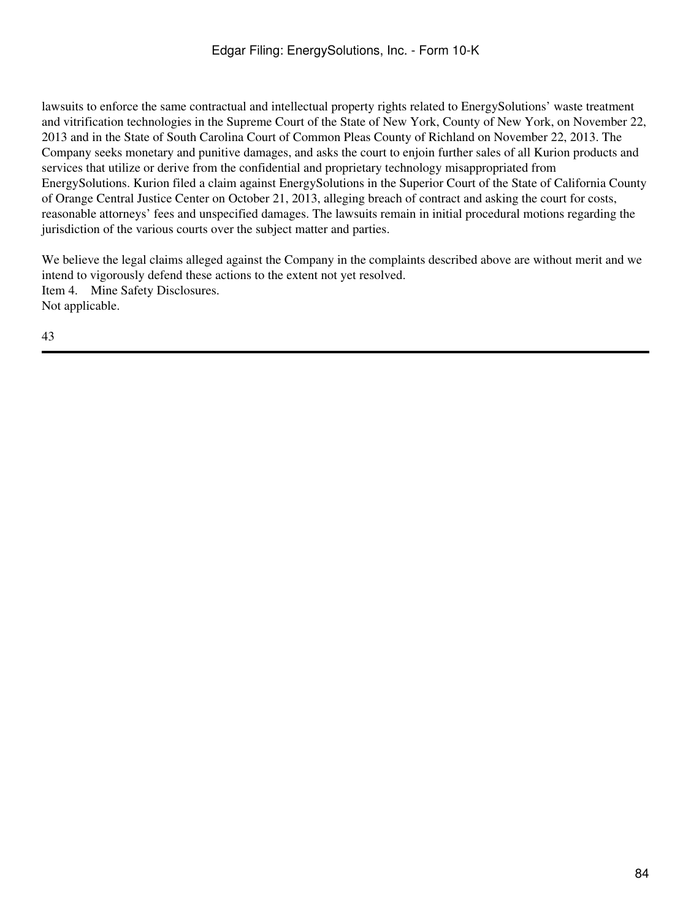lawsuits to enforce the same contractual and intellectual property rights related to EnergySolutions' waste treatment and vitrification technologies in the Supreme Court of the State of New York, County of New York, on November 22, 2013 and in the State of South Carolina Court of Common Pleas County of Richland on November 22, 2013. The Company seeks monetary and punitive damages, and asks the court to enjoin further sales of all Kurion products and services that utilize or derive from the confidential and proprietary technology misappropriated from EnergySolutions. Kurion filed a claim against EnergySolutions in the Superior Court of the State of California County of Orange Central Justice Center on October 21, 2013, alleging breach of contract and asking the court for costs, reasonable attorneys' fees and unspecified damages. The lawsuits remain in initial procedural motions regarding the jurisdiction of the various courts over the subject matter and parties.

We believe the legal claims alleged against the Company in the complaints described above are without merit and we intend to vigorously defend these actions to the extent not yet resolved.

Item 4. Mine Safety Disclosures.

Not applicable.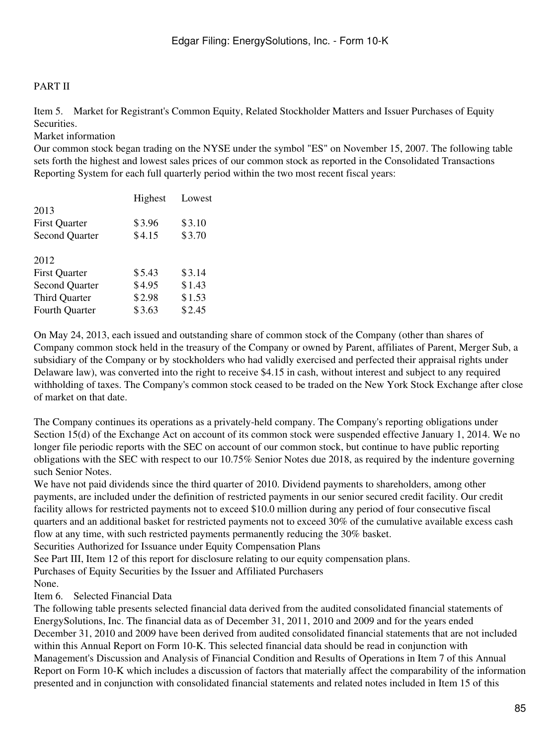PART II

Item 5. Market for Registrant's Common Equity, Related Stockholder Matters and Issuer Purchases of Equity Securities.

Market information

Our common stock began trading on the NYSE under the symbol "ES" on November 15, 2007. The following table sets forth the highest and lowest sales prices of our common stock as reported in the Consolidated Transactions Reporting System for each full quarterly period within the two most recent fiscal years:

| | Highest | Lowest |
|---|---|---|
| 2013 | | |
| First Quarter | $3.96 | $3.10 |
| Second Quarter | $4.15 | $3.70 |
| 2012 | | |
| First Quarter | $5.43 | $3.14 |
| Second Quarter | $4.95 | $1.43 |
| Third Quarter | $2.98 | $1.53 |
| Fourth Quarter | $3.63 | $2.45 |

On May 24, 2013, each issued and outstanding share of common stock of the Company (other than shares of Company common stock held in the treasury of the Company or owned by Parent, affiliates of Parent, Merger Sub, a subsidiary of the Company or by stockholders who had validly exercised and perfected their appraisal rights under Delaware law), was converted into the right to receive $4.15 in cash, without interest and subject to any required withholding of taxes. The Company's common stock ceased to be traded on the New York Stock Exchange after close of market on that date.

The Company continues its operations as a privately-held company. The Company's reporting obligations under Section 15(d) of the Exchange Act on account of its common stock were suspended effective January 1, 2014. We no longer file periodic reports with the SEC on account of our common stock, but continue to have public reporting obligations with the SEC with respect to our 10.75% Senior Notes due 2018, as required by the indenture governing such Senior Notes.

We have not paid dividends since the third quarter of 2010. Dividend payments to shareholders, among other payments, are included under the definition of restricted payments in our senior secured credit facility. Our credit facility allows for restricted payments not to exceed $10.0 million during any period of four consecutive fiscal quarters and an additional basket for restricted payments not to exceed 30% of the cumulative available excess cash flow at any time, with such restricted payments permanently reducing the 30% basket.

Securities Authorized for Issuance under Equity Compensation Plans

See Part III, Item 12 of this report for disclosure relating to our equity compensation plans.

Purchases of Equity Securities by the Issuer and Affiliated Purchasers

None.

Item 6. Selected Financial Data

The following table presents selected financial data derived from the audited consolidated financial statements of EnergySolutions, Inc. The financial data as of December 31, 2011, 2010 and 2009 and for the years ended December 31, 2010 and 2009 have been derived from audited consolidated financial statements that are not included within this Annual Report on Form 10-K. This selected financial data should be read in conjunction with Management's Discussion and Analysis of Financial Condition and Results of Operations in Item 7 of this Annual Report on Form 10-K which includes a discussion of factors that materially affect the comparability of the information presented and in conjunction with consolidated financial statements and related notes included in Item 15 of this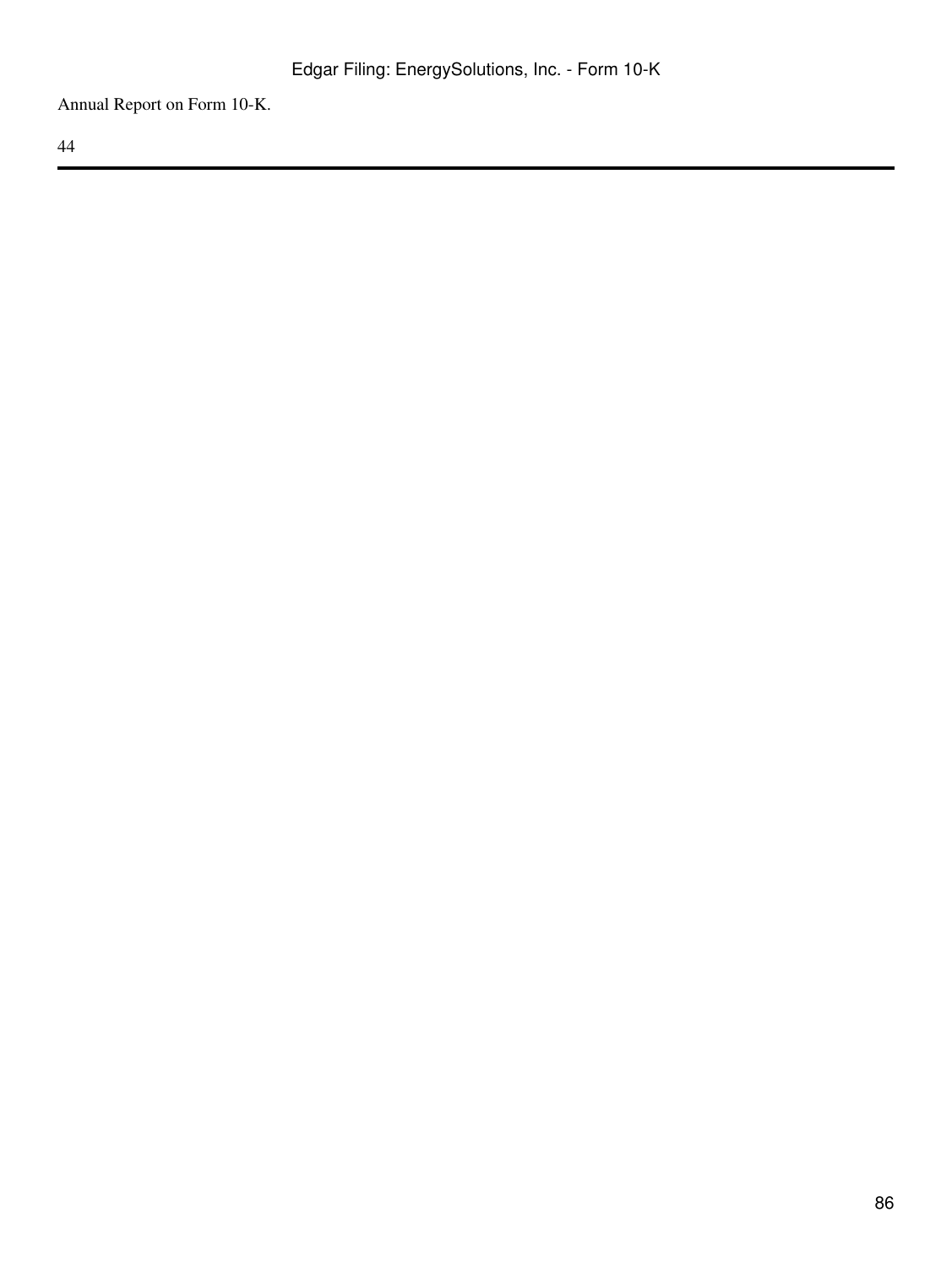Annual Report on Form 10-K.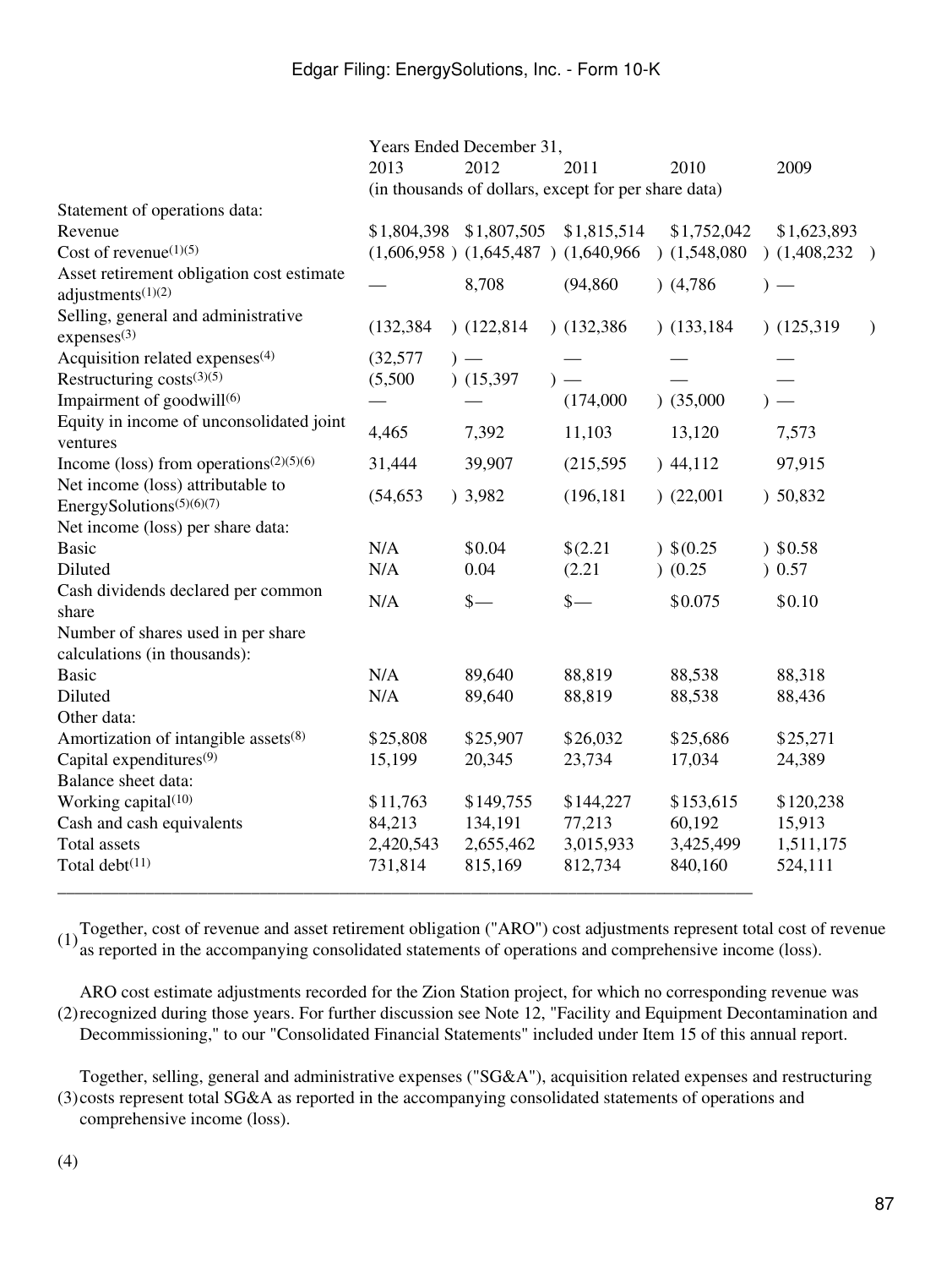| | Years Ended December 31, | | | | |
|---|---|---|---|---|---|
| | 2013 | 2012 | 2011 | 2010 | 2009 |
| | (in thousands of dollars, except for per share data) | | | | |
| Statement of operations data: | | | | | |
| Revenue | $1,804,398 | $1,807,505 | $1,815,514 | $1,752,042 | $1,623,893 |
| Cost of revenue[(1)(5)] | (1,606,958 ) | (1,645,487 ) | (1,640,966 ) | (1,548,080 ) | (1,408,232 ) |
| Asset retirement obligation cost estimate adjustments[(1)(2)] | — | 8,708 | (94,860 ) | (4,786 ) | — |
| Selling, general and administrative expenses[(3)] | (132,384 ) | (122,814 ) | (132,386 ) | (133,184 ) | (125,319 ) |
| Acquisition related expenses[(4)] | (32,577 ) | — | — | — | — |
| Restructuring costs[(3)(5)] | (5,500 ) | (15,397 ) | — | — | — |
| Impairment of goodwill[(6)] | — | — | (174,000 ) | (35,000 ) | — |
| Equity in income of unconsolidated joint ventures | 4,465 | 7,392 | 11,103 | 13,120 | 7,573 |
| Income (loss) from operations[(2)(5)(6)] | 31,444 | 39,907 | (215,595 ) | 44,112 | 97,915 |
| Net income (loss) attributable to EnergySolutions[(5)(6)(7)] | (54,653 ) | 3,982 | (196,181 ) | (22,001 ) | 50,832 |
| Net income (loss) per share data: | | | | | |
| Basic | N/A | $0.04 | $(2.21 ) | $(0.25 ) | $0.58 |
| Diluted | N/A | 0.04 | (2.21 ) | (0.25 ) | 0.57 |
| Cash dividends declared per common share | N/A | $— | $— | $0.075 | $0.10 |
| Number of shares used in per share calculations (in thousands): | | | | | |
| Basic | N/A | 89,640 | 88,819 | 88,538 | 88,318 |
| Diluted | N/A | 89,640 | 88,819 | 88,538 | 88,436 |
| Other data: | | | | | |
| Amortization of intangible assets[(8)] | $25,808 | $25,907 | $26,032 | $25,686 | $25,271 |
| Capital expenditures[(9)] | 15,199 | 20,345 | 23,734 | 17,034 | 24,389 |
| Balance sheet data: | | | | | |
| Working capital[(10)] | $11,763 | $149,755 | $144,227 | $153,615 | $120,238 |
| Cash and cash equivalents | 84,213 | 134,191 | 77,213 | 60,192 | 15,913 |
| Total assets | 2,420,543 | 2,655,462 | 3,015,933 | 3,425,499 | 1,511,175 |
| Total debt[(11)] | 731,814 | 815,169 | 812,734 | 840,160 | 524,111 |

(1) Together, cost of revenue and asset retirement obligation ("ARO") cost adjustments represent total cost of revenue as reported in the accompanying consolidated statements of operations and comprehensive income (loss).

(2) ARO cost estimate adjustments recorded for the Zion Station project, for which no corresponding revenue was recognized during those years. For further discussion see Note 12, "Facility and Equipment Decontamination and Decommissioning," to our "Consolidated Financial Statements" included under Item 15 of this annual report.

(3) Together, selling, general and administrative expenses ("SG&A"), acquisition related expenses and restructuring costs represent total SG&A as reported in the accompanying consolidated statements of operations and comprehensive income (loss).

(4)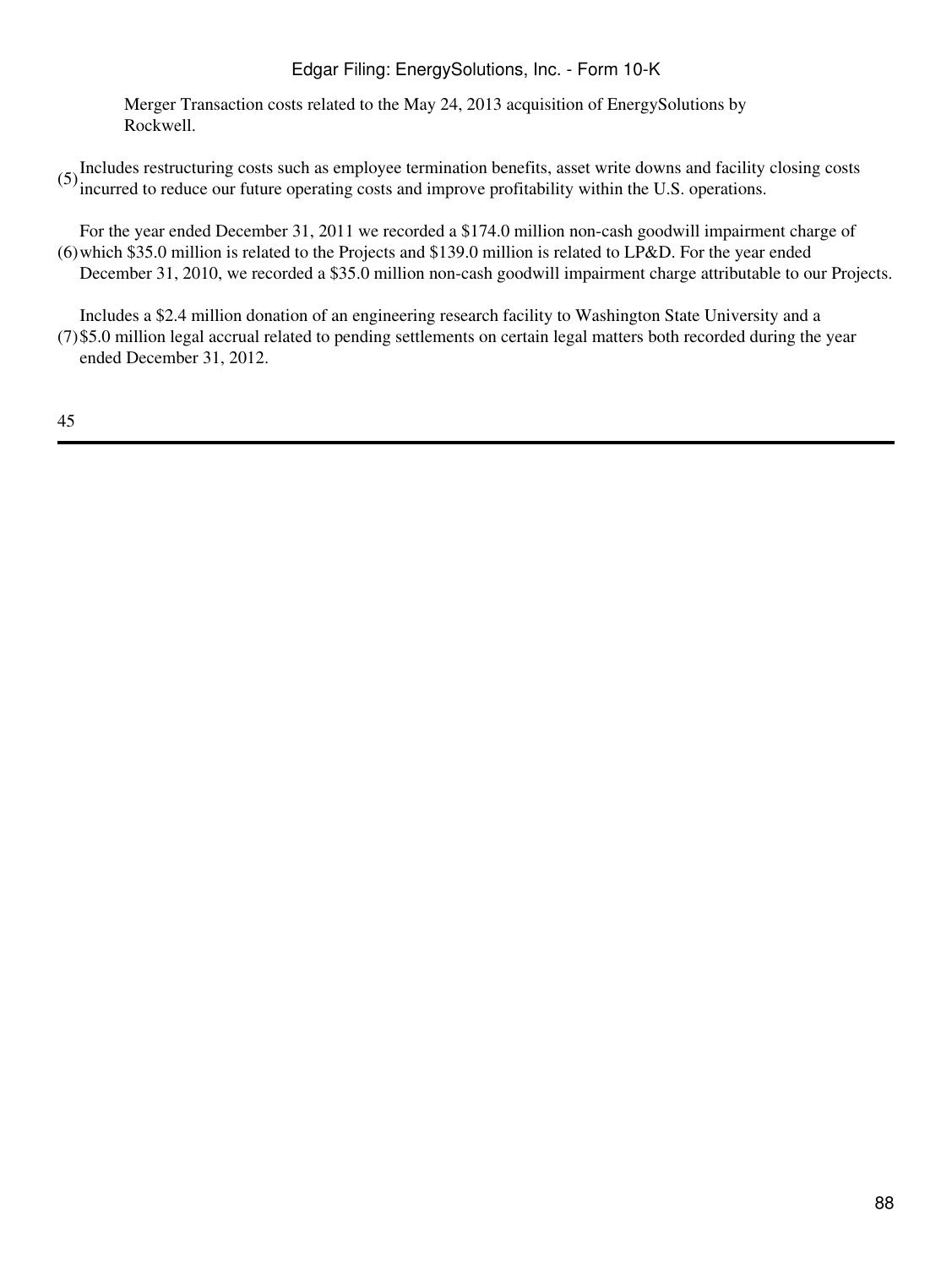Merger Transaction costs related to the May 24, 2013 acquisition of EnergySolutions by Rockwell.

(5) Includes restructuring costs such as employee termination benefits, asset write downs and facility closing costs incurred to reduce our future operating costs and improve profitability within the U.S. operations.

(6) For the year ended December 31, 2011 we recorded a $174.0 million non-cash goodwill impairment charge of which $35.0 million is related to the Projects and $139.0 million is related to LP&D. For the year ended December 31, 2010, we recorded a $35.0 million non-cash goodwill impairment charge attributable to our Projects.

(7) Includes a $2.4 million donation of an engineering research facility to Washington State University and a $5.0 million legal accrual related to pending settlements on certain legal matters both recorded during the year ended December 31, 2012.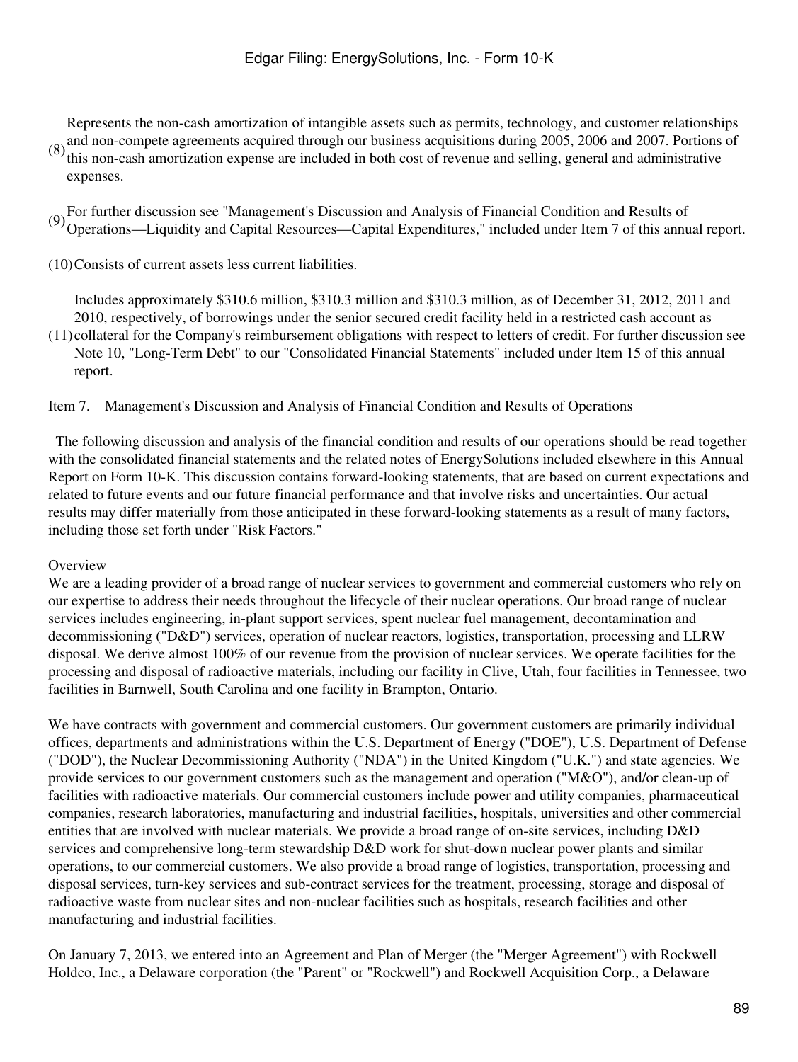(8) Represents the non-cash amortization of intangible assets such as permits, technology, and customer relationships and non-compete agreements acquired through our business acquisitions during 2005, 2006 and 2007. Portions of this non-cash amortization expense are included in both cost of revenue and selling, general and administrative expenses.

(9) For further discussion see "Management's Discussion and Analysis of Financial Condition and Results of Operations—Liquidity and Capital Resources—Capital Expenditures," included under Item 7 of this annual report.

(10) Consists of current assets less current liabilities.

(11) Includes approximately $310.6 million, $310.3 million and $310.3 million, as of December 31, 2012, 2011 and 2010, respectively, of borrowings under the senior secured credit facility held in a restricted cash account as collateral for the Company's reimbursement obligations with respect to letters of credit. For further discussion see Note 10, "Long-Term Debt" to our "Consolidated Financial Statements" included under Item 15 of this annual report.

## Item 7. Management's Discussion and Analysis of Financial Condition and Results of Operations

The following discussion and analysis of the financial condition and results of our operations should be read together with the consolidated financial statements and the related notes of EnergySolutions included elsewhere in this Annual Report on Form 10-K. This discussion contains forward-looking statements, that are based on current expectations and related to future events and our future financial performance and that involve risks and uncertainties. Our actual results may differ materially from those anticipated in these forward-looking statements as a result of many factors, including those set forth under "Risk Factors."

### Overview

We are a leading provider of a broad range of nuclear services to government and commercial customers who rely on our expertise to address their needs throughout the lifecycle of their nuclear operations. Our broad range of nuclear services includes engineering, in-plant support services, spent nuclear fuel management, decontamination and decommissioning ("D&D") services, operation of nuclear reactors, logistics, transportation, processing and LLRW disposal. We derive almost 100% of our revenue from the provision of nuclear services. We operate facilities for the processing and disposal of radioactive materials, including our facility in Clive, Utah, four facilities in Tennessee, two facilities in Barnwell, South Carolina and one facility in Brampton, Ontario.

We have contracts with government and commercial customers. Our government customers are primarily individual offices, departments and administrations within the U.S. Department of Energy ("DOE"), U.S. Department of Defense ("DOD"), the Nuclear Decommissioning Authority ("NDA") in the United Kingdom ("U.K.") and state agencies. We provide services to our government customers such as the management and operation ("M&O"), and/or clean-up of facilities with radioactive materials. Our commercial customers include power and utility companies, pharmaceutical companies, research laboratories, manufacturing and industrial facilities, hospitals, universities and other commercial entities that are involved with nuclear materials. We provide a broad range of on-site services, including D&D services and comprehensive long-term stewardship D&D work for shut-down nuclear power plants and similar operations, to our commercial customers. We also provide a broad range of logistics, transportation, processing and disposal services, turn-key services and sub-contract services for the treatment, processing, storage and disposal of radioactive waste from nuclear sites and non-nuclear facilities such as hospitals, research facilities and other manufacturing and industrial facilities.

On January 7, 2013, we entered into an Agreement and Plan of Merger (the "Merger Agreement") with Rockwell Holdco, Inc., a Delaware corporation (the "Parent" or "Rockwell") and Rockwell Acquisition Corp., a Delaware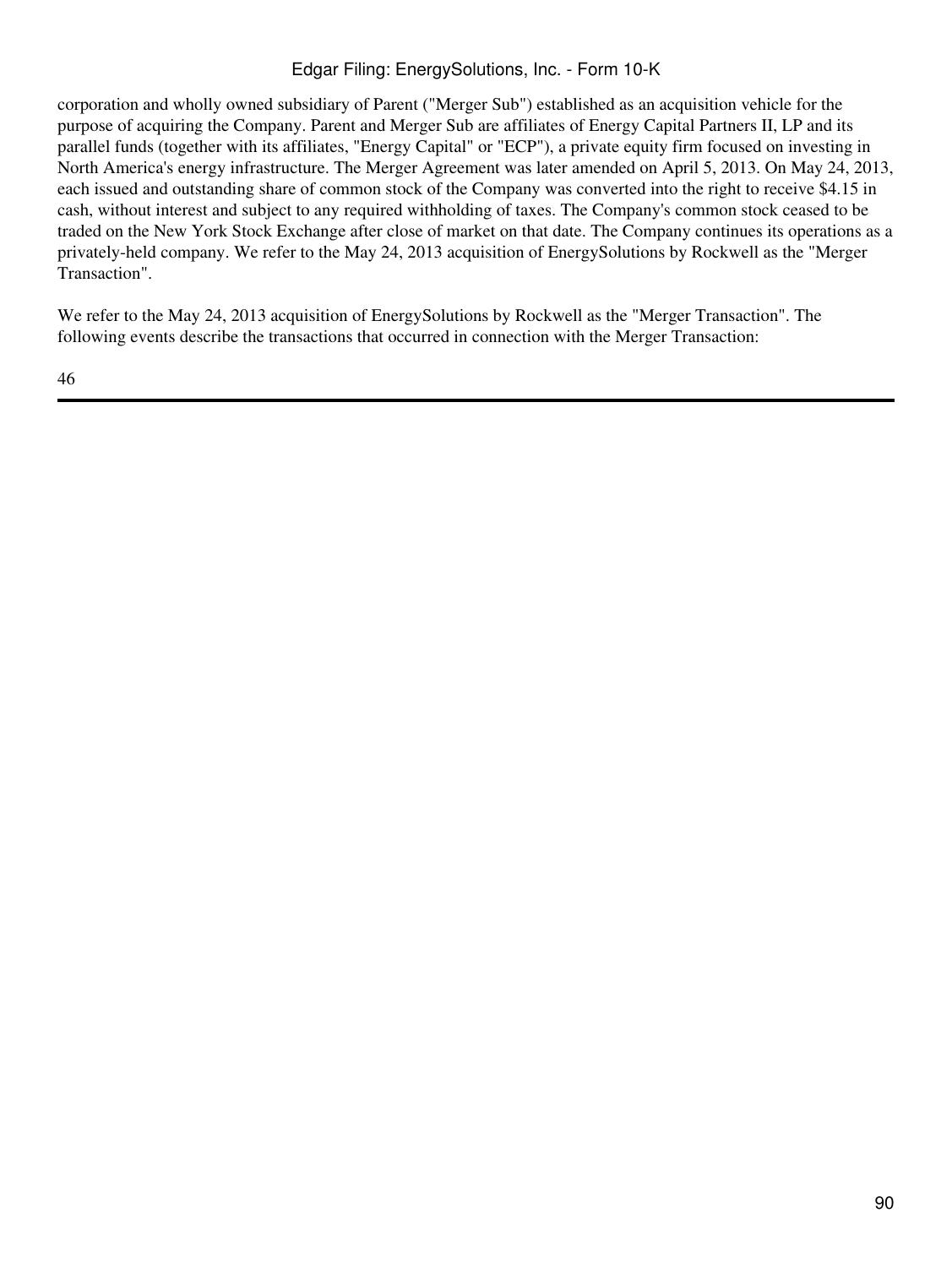corporation and wholly owned subsidiary of Parent ("Merger Sub") established as an acquisition vehicle for the purpose of acquiring the Company. Parent and Merger Sub are affiliates of Energy Capital Partners II, LP and its parallel funds (together with its affiliates, "Energy Capital" or "ECP"), a private equity firm focused on investing in North America's energy infrastructure. The Merger Agreement was later amended on April 5, 2013. On May 24, 2013, each issued and outstanding share of common stock of the Company was converted into the right to receive $4.15 in cash, without interest and subject to any required withholding of taxes. The Company's common stock ceased to be traded on the New York Stock Exchange after close of market on that date. The Company continues its operations as a privately-held company. We refer to the May 24, 2013 acquisition of EnergySolutions by Rockwell as the "Merger Transaction".

We refer to the May 24, 2013 acquisition of EnergySolutions by Rockwell as the "Merger Transaction". The following events describe the transactions that occurred in connection with the Merger Transaction: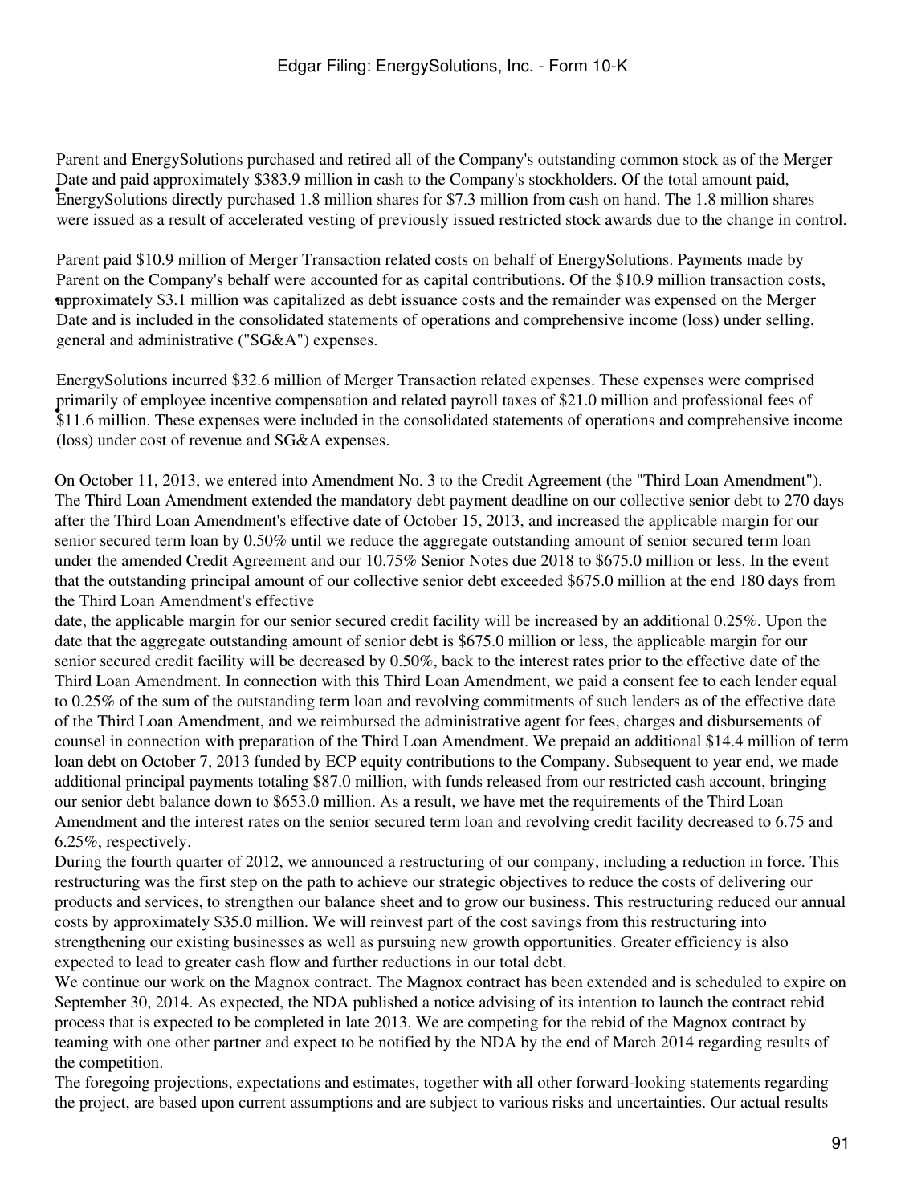- Parent and EnergySolutions purchased and retired all of the Company's outstanding common stock as of the Merger Date and paid approximately $383.9 million in cash to the Company's stockholders. Of the total amount paid, EnergySolutions directly purchased 1.8 million shares for $7.3 million from cash on hand. The 1.8 million shares were issued as a result of accelerated vesting of previously issued restricted stock awards due to the change in control.

- Parent paid $10.9 million of Merger Transaction related costs on behalf of EnergySolutions. Payments made by Parent on the Company's behalf were accounted for as capital contributions. Of the $10.9 million transaction costs, approximately $3.1 million was capitalized as debt issuance costs and the remainder was expensed on the Merger Date and is included in the consolidated statements of operations and comprehensive income (loss) under selling, general and administrative ("SG&A") expenses.

- EnergySolutions incurred $32.6 million of Merger Transaction related expenses. These expenses were comprised primarily of employee incentive compensation and related payroll taxes of $21.0 million and professional fees of $11.6 million. These expenses were included in the consolidated statements of operations and comprehensive income (loss) under cost of revenue and SG&A expenses.

On October 11, 2013, we entered into Amendment No. 3 to the Credit Agreement (the "Third Loan Amendment"). The Third Loan Amendment extended the mandatory debt payment deadline on our collective senior debt to 270 days after the Third Loan Amendment's effective date of October 15, 2013, and increased the applicable margin for our senior secured term loan by 0.50% until we reduce the aggregate outstanding amount of senior secured term loan under the amended Credit Agreement and our 10.75% Senior Notes due 2018 to $675.0 million or less. In the event that the outstanding principal amount of our collective senior debt exceeded $675.0 million at the end 180 days from the Third Loan Amendment's effective date, the applicable margin for our senior secured credit facility will be increased by an additional 0.25%. Upon the date that the aggregate outstanding amount of senior debt is $675.0 million or less, the applicable margin for our senior secured credit facility will be decreased by 0.50%, back to the interest rates prior to the effective date of the Third Loan Amendment. In connection with this Third Loan Amendment, we paid a consent fee to each lender equal to 0.25% of the sum of the outstanding term loan and revolving commitments of such lenders as of the effective date of the Third Loan Amendment, and we reimbursed the administrative agent for fees, charges and disbursements of counsel in connection with preparation of the Third Loan Amendment. We prepaid an additional $14.4 million of term loan debt on October 7, 2013 funded by ECP equity contributions to the Company. Subsequent to year end, we made additional principal payments totaling $87.0 million, with funds released from our restricted cash account, bringing our senior debt balance down to $653.0 million. As a result, we have met the requirements of the Third Loan Amendment and the interest rates on the senior secured term loan and revolving credit facility decreased to 6.75 and 6.25%, respectively.

During the fourth quarter of 2012, we announced a restructuring of our company, including a reduction in force. This restructuring was the first step on the path to achieve our strategic objectives to reduce the costs of delivering our products and services, to strengthen our balance sheet and to grow our business. This restructuring reduced our annual costs by approximately $35.0 million. We will reinvest part of the cost savings from this restructuring into strengthening our existing businesses as well as pursuing new growth opportunities. Greater efficiency is also expected to lead to greater cash flow and further reductions in our total debt.

We continue our work on the Magnox contract. The Magnox contract has been extended and is scheduled to expire on September 30, 2014. As expected, the NDA published a notice advising of its intention to launch the contract rebid process that is expected to be completed in late 2013. We are competing for the rebid of the Magnox contract by teaming with one other partner and expect to be notified by the NDA by the end of March 2014 regarding results of the competition.

The foregoing projections, expectations and estimates, together with all other forward-looking statements regarding the project, are based upon current assumptions and are subject to various risks and uncertainties. Our actual results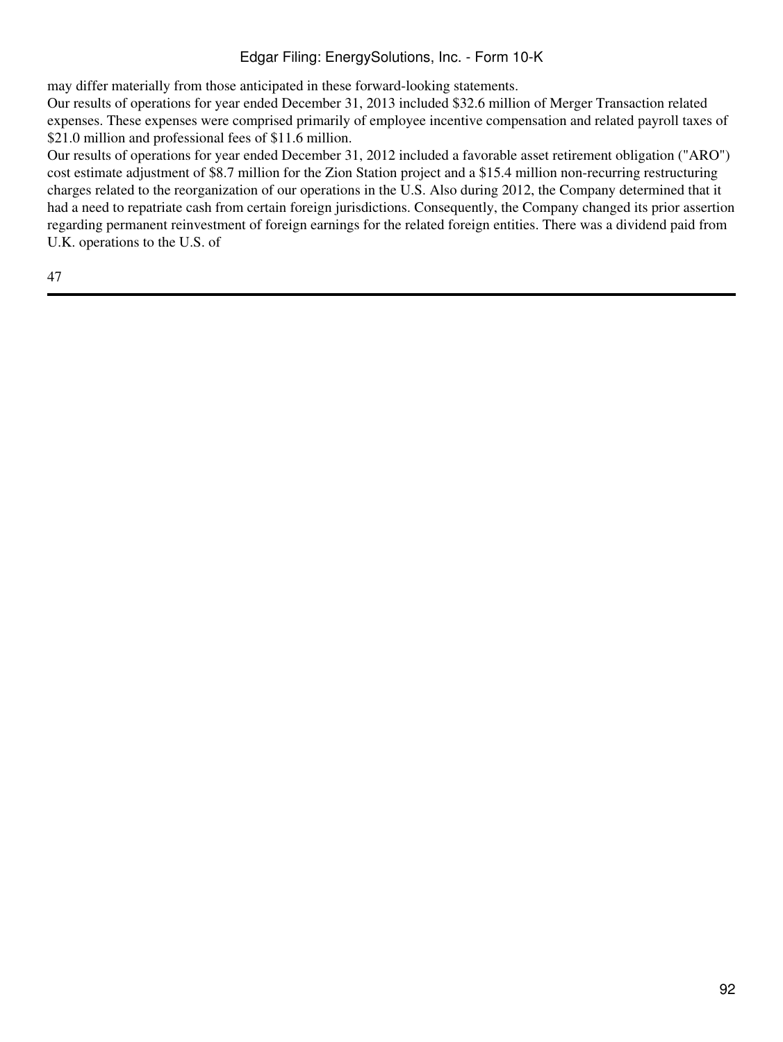may differ materially from those anticipated in these forward-looking statements.

Our results of operations for year ended December 31, 2013 included $32.6 million of Merger Transaction related expenses. These expenses were comprised primarily of employee incentive compensation and related payroll taxes of $21.0 million and professional fees of $11.6 million.

Our results of operations for year ended December 31, 2012 included a favorable asset retirement obligation ("ARO") cost estimate adjustment of $8.7 million for the Zion Station project and a $15.4 million non-recurring restructuring charges related to the reorganization of our operations in the U.S. Also during 2012, the Company determined that it had a need to repatriate cash from certain foreign jurisdictions. Consequently, the Company changed its prior assertion regarding permanent reinvestment of foreign earnings for the related foreign entities. There was a dividend paid from U.K. operations to the U.S. of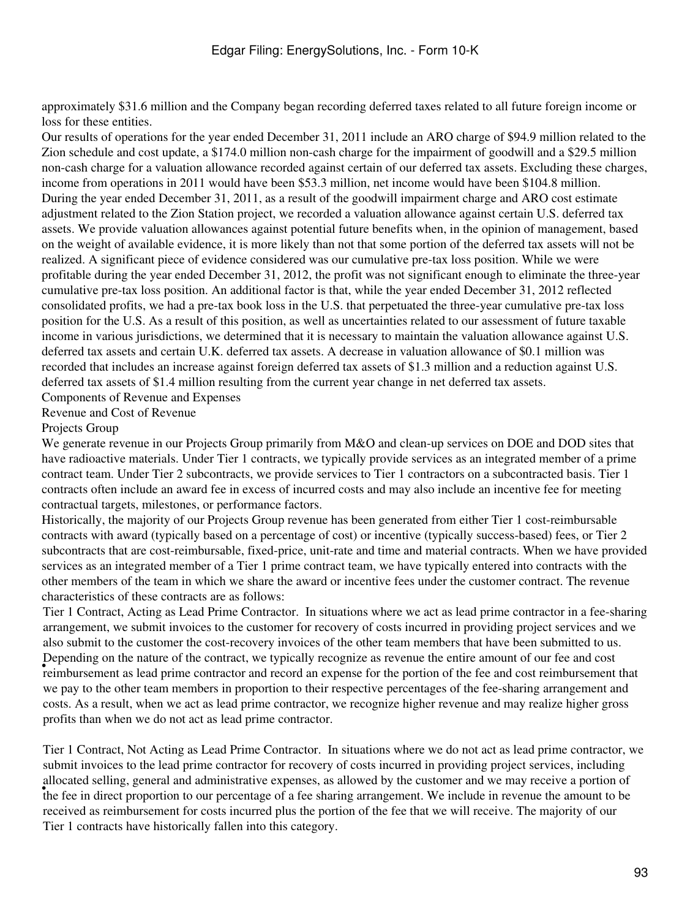approximately $31.6 million and the Company began recording deferred taxes related to all future foreign income or loss for these entities.

Our results of operations for the year ended December 31, 2011 include an ARO charge of $94.9 million related to the Zion schedule and cost update, a $174.0 million non-cash charge for the impairment of goodwill and a $29.5 million non-cash charge for a valuation allowance recorded against certain of our deferred tax assets. Excluding these charges, income from operations in 2011 would have been $53.3 million, net income would have been $104.8 million.

During the year ended December 31, 2011, as a result of the goodwill impairment charge and ARO cost estimate adjustment related to the Zion Station project, we recorded a valuation allowance against certain U.S. deferred tax assets. We provide valuation allowances against potential future benefits when, in the opinion of management, based on the weight of available evidence, it is more likely than not that some portion of the deferred tax assets will not be realized. A significant piece of evidence considered was our cumulative pre-tax loss position. While we were profitable during the year ended December 31, 2012, the profit was not significant enough to eliminate the three-year cumulative pre-tax loss position. An additional factor is that, while the year ended December 31, 2012 reflected consolidated profits, we had a pre-tax book loss in the U.S. that perpetuated the three-year cumulative pre-tax loss position for the U.S. As a result of this position, as well as uncertainties related to our assessment of future taxable income in various jurisdictions, we determined that it is necessary to maintain the valuation allowance against U.S. deferred tax assets and certain U.K. deferred tax assets. A decrease in valuation allowance of $0.1 million was recorded that includes an increase against foreign deferred tax assets of $1.3 million and a reduction against U.S. deferred tax assets of $1.4 million resulting from the current year change in net deferred tax assets.

Components of Revenue and Expenses

Revenue and Cost of Revenue

Projects Group

We generate revenue in our Projects Group primarily from M&O and clean-up services on DOE and DOD sites that have radioactive materials. Under Tier 1 contracts, we typically provide services as an integrated member of a prime contract team. Under Tier 2 subcontracts, we provide services to Tier 1 contractors on a subcontracted basis. Tier 1 contracts often include an award fee in excess of incurred costs and may also include an incentive fee for meeting contractual targets, milestones, or performance factors.

Historically, the majority of our Projects Group revenue has been generated from either Tier 1 cost-reimbursable contracts with award (typically based on a percentage of cost) or incentive (typically success-based) fees, or Tier 2 subcontracts that are cost-reimbursable, fixed-price, unit-rate and time and material contracts. When we have provided services as an integrated member of a Tier 1 prime contract team, we have typically entered into contracts with the other members of the team in which we share the award or incentive fees under the customer contract. The revenue characteristics of these contracts are as follows:

- Tier 1 Contract, Acting as Lead Prime Contractor. In situations where we act as lead prime contractor in a fee-sharing arrangement, we submit invoices to the customer for recovery of costs incurred in providing project services and we also submit to the customer the cost-recovery invoices of the other team members that have been submitted to us. Depending on the nature of the contract, we typically recognize as revenue the entire amount of our fee and cost reimbursement as lead prime contractor and record an expense for the portion of the fee and cost reimbursement that we pay to the other team members in proportion to their respective percentages of the fee-sharing arrangement and costs. As a result, when we act as lead prime contractor, we recognize higher revenue and may realize higher gross profits than when we do not act as lead prime contractor.

- Tier 1 Contract, Not Acting as Lead Prime Contractor. In situations where we do not act as lead prime contractor, we submit invoices to the lead prime contractor for recovery of costs incurred in providing project services, including allocated selling, general and administrative expenses, as allowed by the customer and we may receive a portion of the fee in direct proportion to our percentage of a fee sharing arrangement. We include in revenue the amount to be received as reimbursement for costs incurred plus the portion of the fee that we will receive. The majority of our Tier 1 contracts have historically fallen into this category.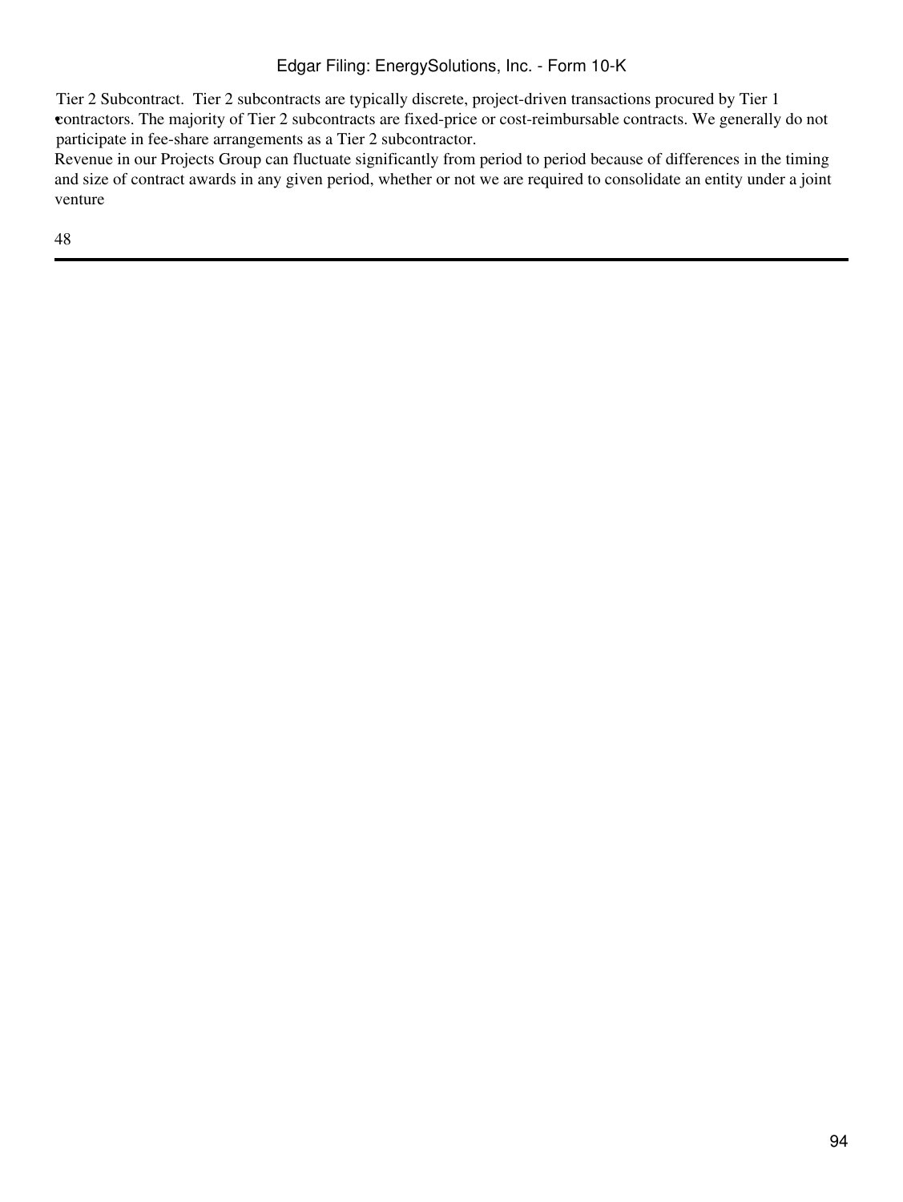- Tier 2 Subcontract. Tier 2 subcontracts are typically discrete, project-driven transactions procured by Tier 1 contractors. The majority of Tier 2 subcontracts are fixed-price or cost-reimbursable contracts. We generally do not participate in fee-share arrangements as a Tier 2 subcontractor.

Revenue in our Projects Group can fluctuate significantly from period to period because of differences in the timing and size of contract awards in any given period, whether or not we are required to consolidate an entity under a joint venture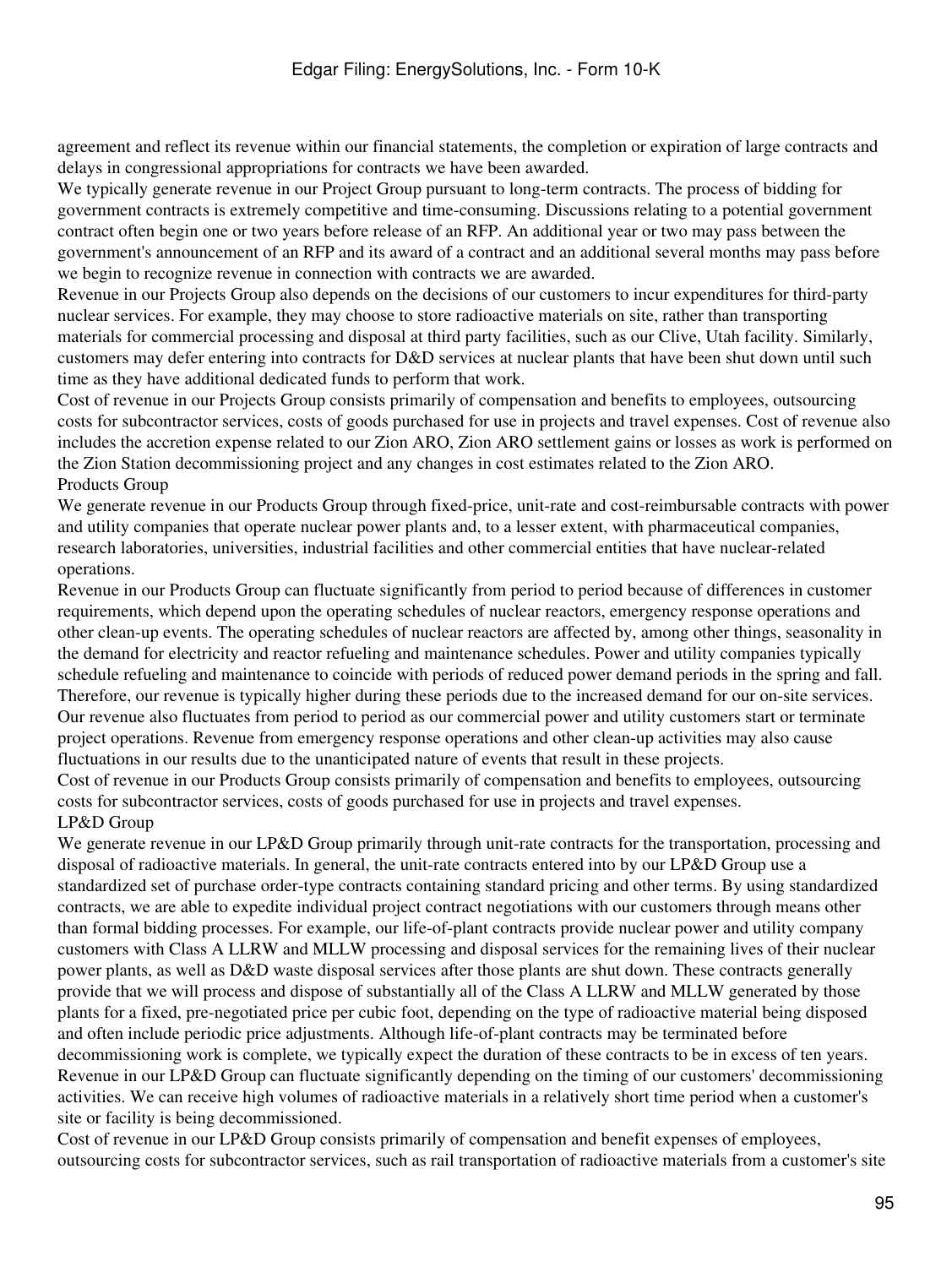agreement and reflect its revenue within our financial statements, the completion or expiration of large contracts and delays in congressional appropriations for contracts we have been awarded.

We typically generate revenue in our Project Group pursuant to long-term contracts. The process of bidding for government contracts is extremely competitive and time-consuming. Discussions relating to a potential government contract often begin one or two years before release of an RFP. An additional year or two may pass between the government's announcement of an RFP and its award of a contract and an additional several months may pass before we begin to recognize revenue in connection with contracts we are awarded.

Revenue in our Projects Group also depends on the decisions of our customers to incur expenditures for third-party nuclear services. For example, they may choose to store radioactive materials on site, rather than transporting materials for commercial processing and disposal at third party facilities, such as our Clive, Utah facility. Similarly, customers may defer entering into contracts for D&D services at nuclear plants that have been shut down until such time as they have additional dedicated funds to perform that work.

Cost of revenue in our Projects Group consists primarily of compensation and benefits to employees, outsourcing costs for subcontractor services, costs of goods purchased for use in projects and travel expenses. Cost of revenue also includes the accretion expense related to our Zion ARO, Zion ARO settlement gains or losses as work is performed on the Zion Station decommissioning project and any changes in cost estimates related to the Zion ARO.

### Products Group

We generate revenue in our Products Group through fixed-price, unit-rate and cost-reimbursable contracts with power and utility companies that operate nuclear power plants and, to a lesser extent, with pharmaceutical companies, research laboratories, universities, industrial facilities and other commercial entities that have nuclear-related operations.

Revenue in our Products Group can fluctuate significantly from period to period because of differences in customer requirements, which depend upon the operating schedules of nuclear reactors, emergency response operations and other clean-up events. The operating schedules of nuclear reactors are affected by, among other things, seasonality in the demand for electricity and reactor refueling and maintenance schedules. Power and utility companies typically schedule refueling and maintenance to coincide with periods of reduced power demand periods in the spring and fall. Therefore, our revenue is typically higher during these periods due to the increased demand for our on-site services. Our revenue also fluctuates from period to period as our commercial power and utility customers start or terminate project operations. Revenue from emergency response operations and other clean-up activities may also cause fluctuations in our results due to the unanticipated nature of events that result in these projects.

Cost of revenue in our Products Group consists primarily of compensation and benefits to employees, outsourcing costs for subcontractor services, costs of goods purchased for use in projects and travel expenses.

### LP&D Group

We generate revenue in our LP&D Group primarily through unit-rate contracts for the transportation, processing and disposal of radioactive materials. In general, the unit-rate contracts entered into by our LP&D Group use a standardized set of purchase order-type contracts containing standard pricing and other terms. By using standardized contracts, we are able to expedite individual project contract negotiations with our customers through means other than formal bidding processes. For example, our life-of-plant contracts provide nuclear power and utility company customers with Class A LLRW and MLLW processing and disposal services for the remaining lives of their nuclear power plants, as well as D&D waste disposal services after those plants are shut down. These contracts generally provide that we will process and dispose of substantially all of the Class A LLRW and MLLW generated by those plants for a fixed, pre-negotiated price per cubic foot, depending on the type of radioactive material being disposed and often include periodic price adjustments. Although life-of-plant contracts may be terminated before decommissioning work is complete, we typically expect the duration of these contracts to be in excess of ten years. Revenue in our LP&D Group can fluctuate significantly depending on the timing of our customers' decommissioning activities. We can receive high volumes of radioactive materials in a relatively short time period when a customer's site or facility is being decommissioned.

Cost of revenue in our LP&D Group consists primarily of compensation and benefit expenses of employees, outsourcing costs for subcontractor services, such as rail transportation of radioactive materials from a customer's site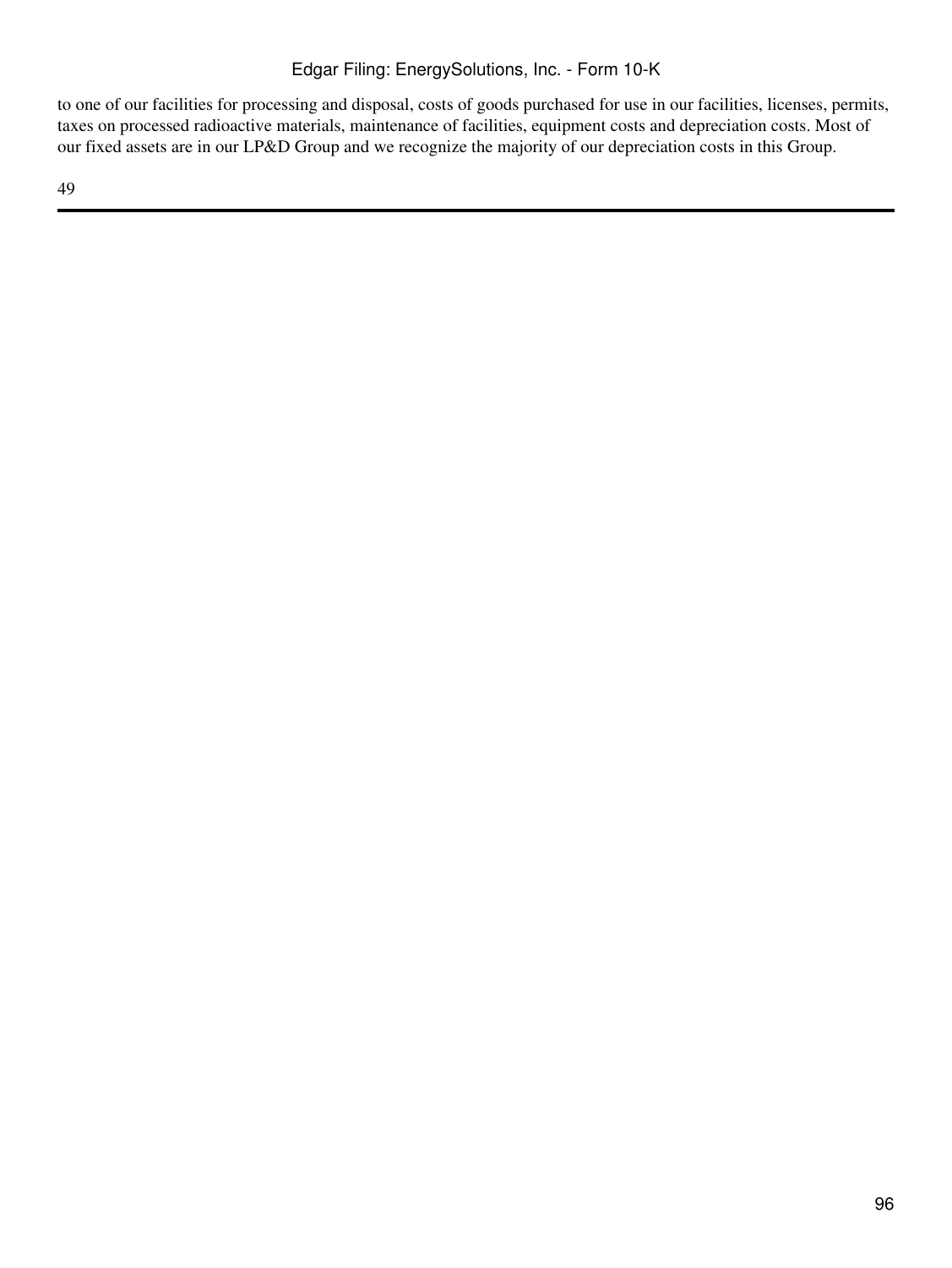to one of our facilities for processing and disposal, costs of goods purchased for use in our facilities, licenses, permits, taxes on processed radioactive materials, maintenance of facilities, equipment costs and depreciation costs. Most of our fixed assets are in our LP&D Group and we recognize the majority of our depreciation costs in this Group.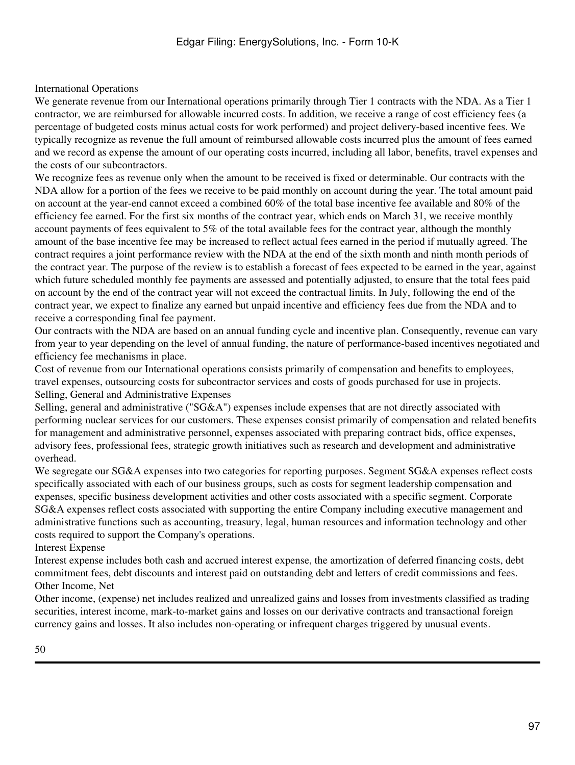### International Operations

We generate revenue from our International operations primarily through Tier 1 contracts with the NDA. As a Tier 1 contractor, we are reimbursed for allowable incurred costs. In addition, we receive a range of cost efficiency fees (a percentage of budgeted costs minus actual costs for work performed) and project delivery-based incentive fees. We typically recognize as revenue the full amount of reimbursed allowable costs incurred plus the amount of fees earned and we record as expense the amount of our operating costs incurred, including all labor, benefits, travel expenses and the costs of our subcontractors.

We recognize fees as revenue only when the amount to be received is fixed or determinable. Our contracts with the NDA allow for a portion of the fees we receive to be paid monthly on account during the year. The total amount paid on account at the year-end cannot exceed a combined 60% of the total base incentive fee available and 80% of the efficiency fee earned. For the first six months of the contract year, which ends on March 31, we receive monthly account payments of fees equivalent to 5% of the total available fees for the contract year, although the monthly amount of the base incentive fee may be increased to reflect actual fees earned in the period if mutually agreed. The contract requires a joint performance review with the NDA at the end of the sixth month and ninth month periods of the contract year. The purpose of the review is to establish a forecast of fees expected to be earned in the year, against which future scheduled monthly fee payments are assessed and potentially adjusted, to ensure that the total fees paid on account by the end of the contract year will not exceed the contractual limits. In July, following the end of the contract year, we expect to finalize any earned but unpaid incentive and efficiency fees due from the NDA and to receive a corresponding final fee payment.

Our contracts with the NDA are based on an annual funding cycle and incentive plan. Consequently, revenue can vary from year to year depending on the level of annual funding, the nature of performance-based incentives negotiated and efficiency fee mechanisms in place.

Cost of revenue from our International operations consists primarily of compensation and benefits to employees, travel expenses, outsourcing costs for subcontractor services and costs of goods purchased for use in projects.

### Selling, General and Administrative Expenses

Selling, general and administrative ("SG&A") expenses include expenses that are not directly associated with performing nuclear services for our customers. These expenses consist primarily of compensation and related benefits for management and administrative personnel, expenses associated with preparing contract bids, office expenses, advisory fees, professional fees, strategic growth initiatives such as research and development and administrative overhead.

We segregate our SG&A expenses into two categories for reporting purposes. Segment SG&A expenses reflect costs specifically associated with each of our business groups, such as costs for segment leadership compensation and expenses, specific business development activities and other costs associated with a specific segment. Corporate SG&A expenses reflect costs associated with supporting the entire Company including executive management and administrative functions such as accounting, treasury, legal, human resources and information technology and other costs required to support the Company's operations.

### Interest Expense

Interest expense includes both cash and accrued interest expense, the amortization of deferred financing costs, debt commitment fees, debt discounts and interest paid on outstanding debt and letters of credit commissions and fees.

### Other Income, Net

Other income, (expense) net includes realized and unrealized gains and losses from investments classified as trading securities, interest income, mark-to-market gains and losses on our derivative contracts and transactional foreign currency gains and losses. It also includes non-operating or infrequent charges triggered by unusual events.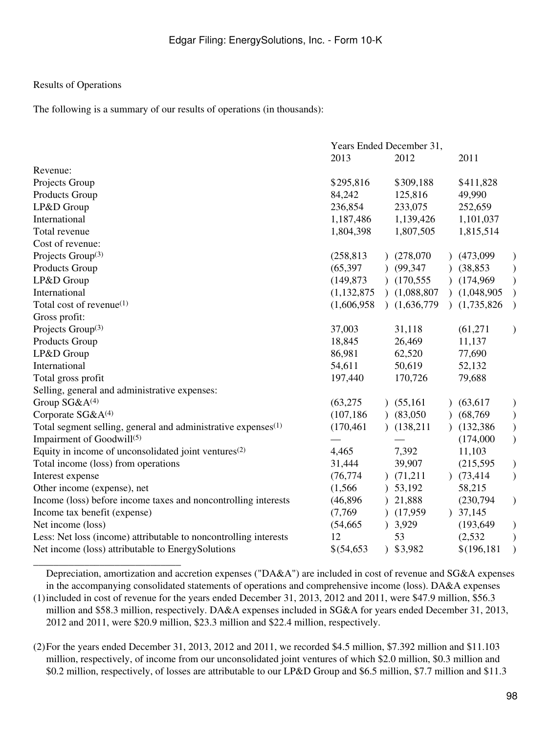Results of Operations

The following is a summary of our results of operations (in thousands):

| | Years Ended December 31, | | |
|---|---|---|---|
| | 2013 | 2012 | 2011 |
| Revenue: | | | |
| Projects Group | $295,816 | $309,188 | $411,828 |
| Products Group | 84,242 | 125,816 | 49,990 |
| LP&D Group | 236,854 | 233,075 | 252,659 |
| International | 1,187,486 | 1,139,426 | 1,101,037 |
| Total revenue | 1,804,398 | 1,807,505 | 1,815,514 |
| Cost of revenue: | | | |
| Projects Group[3] | (258,813) | (278,070) | (473,099) |
| Products Group | (65,397) | (99,347) | (38,853) |
| LP&D Group | (149,873) | (170,555) | (174,969) |
| International | (1,132,875) | (1,088,807) | (1,048,905) |
| Total cost of revenue[1] | (1,606,958) | (1,636,779) | (1,735,826) |
| Gross profit: | | | |
| Projects Group[3] | 37,003 | 31,118 | (61,271) |
| Products Group | 18,845 | 26,469 | 11,137 |
| LP&D Group | 86,981 | 62,520 | 77,690 |
| International | 54,611 | 50,619 | 52,132 |
| Total gross profit | 197,440 | 170,726 | 79,688 |
| Selling, general and administrative expenses: | | | |
| Group SG&A[4] | (63,275) | (55,161) | (63,617) |
| Corporate SG&A[4] | (107,186) | (83,050) | (68,769) |
| Total segment selling, general and administrative expenses[1] | (170,461) | (138,211) | (132,386) |
| Impairment of Goodwill[5] | — | — | (174,000) |
| Equity in income of unconsolidated joint ventures[2] | 4,465 | 7,392 | 11,103 |
| Total income (loss) from operations | 31,444 | 39,907 | (215,595) |
| Interest expense | (76,774) | (71,211) | (73,414) |
| Other income (expense), net | (1,566) | 53,192 | 58,215 |
| Income (loss) before income taxes and noncontrolling interests | (46,896) | 21,888 | (230,794) |
| Income tax benefit (expense) | (7,769) | (17,959) | 37,145 |
| Net income (loss) | (54,665) | 3,929 | (193,649) |
| Less: Net loss (income) attributable to noncontrolling interests | 12 | 53 | (2,532) |
| Net income (loss) attributable to EnergySolutions | $(54,653) | $3,982 | $(196,181) |

(1) Depreciation, amortization and accretion expenses ("DA&A") are included in cost of revenue and SG&A expenses in the accompanying consolidated statements of operations and comprehensive income (loss). DA&A expenses included in cost of revenue for the years ended December 31, 2013, 2012 and 2011, were $47.9 million, $56.3 million and $58.3 million, respectively. DA&A expenses included in SG&A for years ended December 31, 2013, 2012 and 2011, were $20.9 million, $23.3 million and $22.4 million, respectively.

(2) For the years ended December 31, 2013, 2012 and 2011, we recorded $4.5 million, $7.392 million and $11.103 million, respectively, of income from our unconsolidated joint ventures of which $2.0 million, $0.3 million and $0.2 million, respectively, of losses are attributable to our LP&D Group and $6.5 million, $7.7 million and $11.3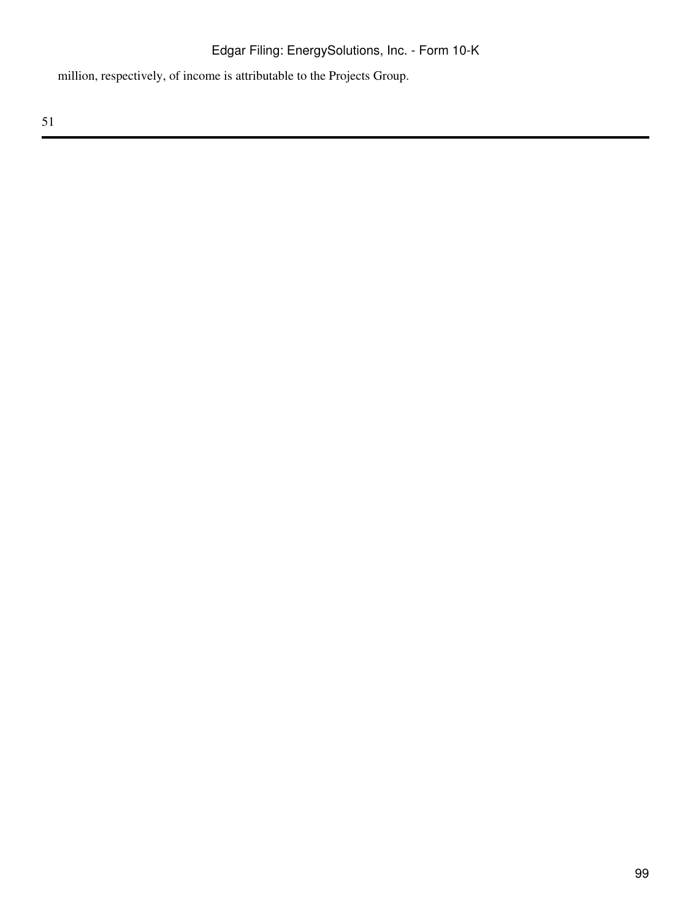million, respectively, of income is attributable to the Projects Group.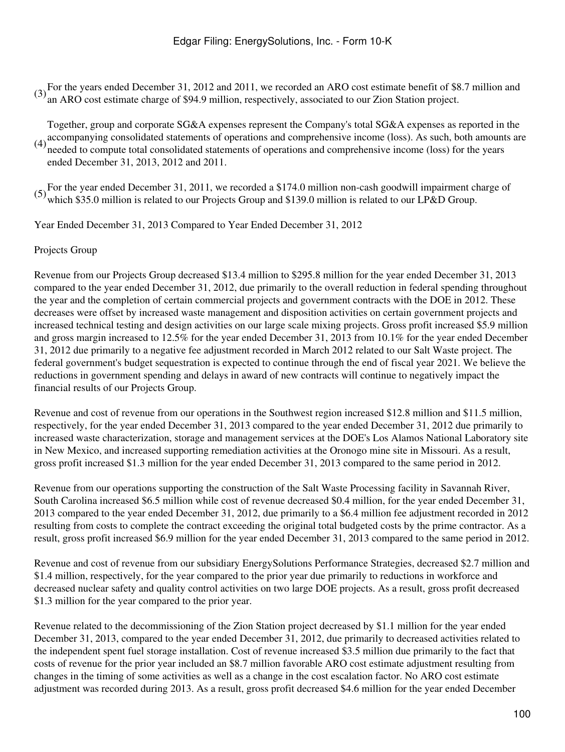(3) For the years ended December 31, 2012 and 2011, we recorded an ARO cost estimate benefit of $8.7 million and an ARO cost estimate charge of $94.9 million, respectively, associated to our Zion Station project.

(4) Together, group and corporate SG&A expenses represent the Company's total SG&A expenses as reported in the accompanying consolidated statements of operations and comprehensive income (loss). As such, both amounts are needed to compute total consolidated statements of operations and comprehensive income (loss) for the years ended December 31, 2013, 2012 and 2011.

(5) For the year ended December 31, 2011, we recorded a $174.0 million non-cash goodwill impairment charge of which $35.0 million is related to our Projects Group and $139.0 million is related to our LP&D Group.

Year Ended December 31, 2013 Compared to Year Ended December 31, 2012

Projects Group

Revenue from our Projects Group decreased $13.4 million to $295.8 million for the year ended December 31, 2013 compared to the year ended December 31, 2012, due primarily to the overall reduction in federal spending throughout the year and the completion of certain commercial projects and government contracts with the DOE in 2012. These decreases were offset by increased waste management and disposition activities on certain government projects and increased technical testing and design activities on our large scale mixing projects. Gross profit increased $5.9 million and gross margin increased to 12.5% for the year ended December 31, 2013 from 10.1% for the year ended December 31, 2012 due primarily to a negative fee adjustment recorded in March 2012 related to our Salt Waste project. The federal government's budget sequestration is expected to continue through the end of fiscal year 2021. We believe the reductions in government spending and delays in award of new contracts will continue to negatively impact the financial results of our Projects Group.

Revenue and cost of revenue from our operations in the Southwest region increased $12.8 million and $11.5 million, respectively, for the year ended December 31, 2013 compared to the year ended December 31, 2012 due primarily to increased waste characterization, storage and management services at the DOE's Los Alamos National Laboratory site in New Mexico, and increased supporting remediation activities at the Oronogo mine site in Missouri. As a result, gross profit increased $1.3 million for the year ended December 31, 2013 compared to the same period in 2012.

Revenue from our operations supporting the construction of the Salt Waste Processing facility in Savannah River, South Carolina increased $6.5 million while cost of revenue decreased $0.4 million, for the year ended December 31, 2013 compared to the year ended December 31, 2012, due primarily to a $6.4 million fee adjustment recorded in 2012 resulting from costs to complete the contract exceeding the original total budgeted costs by the prime contractor. As a result, gross profit increased $6.9 million for the year ended December 31, 2013 compared to the same period in 2012.

Revenue and cost of revenue from our subsidiary EnergySolutions Performance Strategies, decreased $2.7 million and $1.4 million, respectively, for the year compared to the prior year due primarily to reductions in workforce and decreased nuclear safety and quality control activities on two large DOE projects. As a result, gross profit decreased $1.3 million for the year compared to the prior year.

Revenue related to the decommissioning of the Zion Station project decreased by $1.1 million for the year ended December 31, 2013, compared to the year ended December 31, 2012, due primarily to decreased activities related to the independent spent fuel storage installation. Cost of revenue increased $3.5 million due primarily to the fact that costs of revenue for the prior year included an $8.7 million favorable ARO cost estimate adjustment resulting from changes in the timing of some activities as well as a change in the cost escalation factor. No ARO cost estimate adjustment was recorded during 2013. As a result, gross profit decreased $4.6 million for the year ended December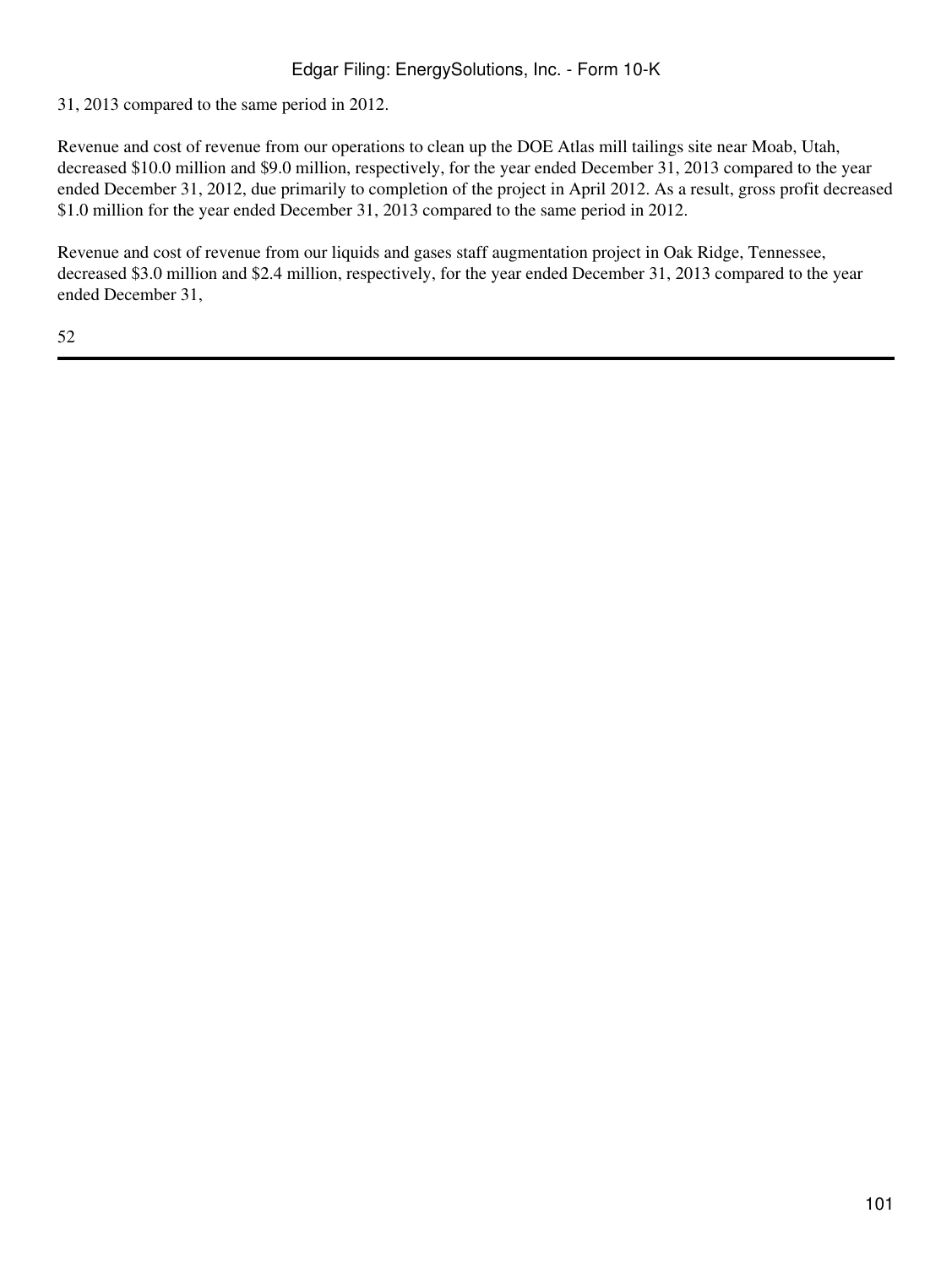31, 2013 compared to the same period in 2012.

Revenue and cost of revenue from our operations to clean up the DOE Atlas mill tailings site near Moab, Utah, decreased $10.0 million and $9.0 million, respectively, for the year ended December 31, 2013 compared to the year ended December 31, 2012, due primarily to completion of the project in April 2012. As a result, gross profit decreased $1.0 million for the year ended December 31, 2013 compared to the same period in 2012.

Revenue and cost of revenue from our liquids and gases staff augmentation project in Oak Ridge, Tennessee, decreased $3.0 million and $2.4 million, respectively, for the year ended December 31, 2013 compared to the year ended December 31,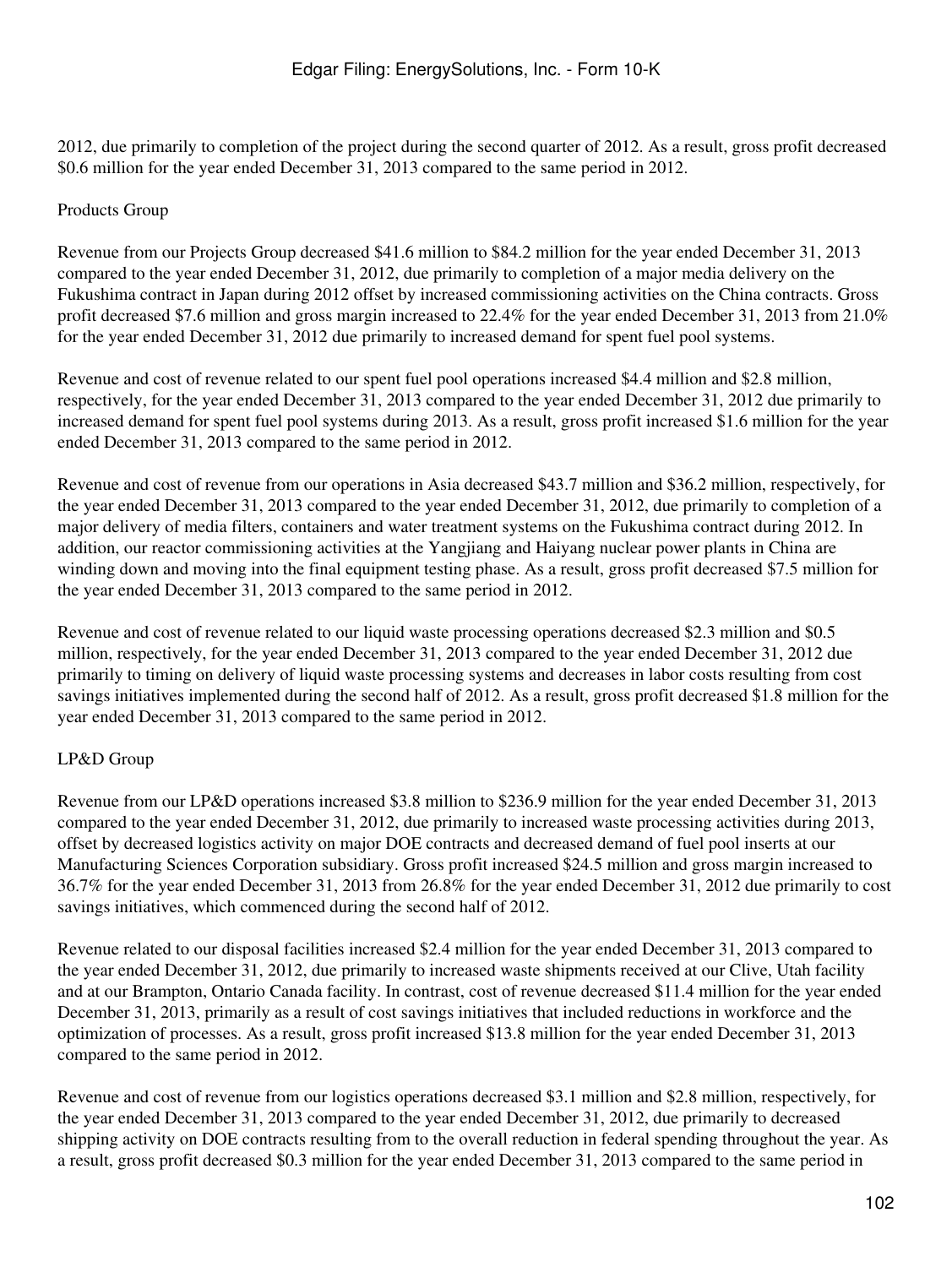2012, due primarily to completion of the project during the second quarter of 2012. As a result, gross profit decreased $0.6 million for the year ended December 31, 2013 compared to the same period in 2012.

Products Group

Revenue from our Projects Group decreased $41.6 million to $84.2 million for the year ended December 31, 2013 compared to the year ended December 31, 2012, due primarily to completion of a major media delivery on the Fukushima contract in Japan during 2012 offset by increased commissioning activities on the China contracts. Gross profit decreased $7.6 million and gross margin increased to 22.4% for the year ended December 31, 2013 from 21.0% for the year ended December 31, 2012 due primarily to increased demand for spent fuel pool systems.

Revenue and cost of revenue related to our spent fuel pool operations increased $4.4 million and $2.8 million, respectively, for the year ended December 31, 2013 compared to the year ended December 31, 2012 due primarily to increased demand for spent fuel pool systems during 2013. As a result, gross profit increased $1.6 million for the year ended December 31, 2013 compared to the same period in 2012.

Revenue and cost of revenue from our operations in Asia decreased $43.7 million and $36.2 million, respectively, for the year ended December 31, 2013 compared to the year ended December 31, 2012, due primarily to completion of a major delivery of media filters, containers and water treatment systems on the Fukushima contract during 2012. In addition, our reactor commissioning activities at the Yangjiang and Haiyang nuclear power plants in China are winding down and moving into the final equipment testing phase. As a result, gross profit decreased $7.5 million for the year ended December 31, 2013 compared to the same period in 2012.

Revenue and cost of revenue related to our liquid waste processing operations decreased $2.3 million and $0.5 million, respectively, for the year ended December 31, 2013 compared to the year ended December 31, 2012 due primarily to timing on delivery of liquid waste processing systems and decreases in labor costs resulting from cost savings initiatives implemented during the second half of 2012. As a result, gross profit decreased $1.8 million for the year ended December 31, 2013 compared to the same period in 2012.

LP&D Group

Revenue from our LP&D operations increased $3.8 million to $236.9 million for the year ended December 31, 2013 compared to the year ended December 31, 2012, due primarily to increased waste processing activities during 2013, offset by decreased logistics activity on major DOE contracts and decreased demand of fuel pool inserts at our Manufacturing Sciences Corporation subsidiary. Gross profit increased $24.5 million and gross margin increased to 36.7% for the year ended December 31, 2013 from 26.8% for the year ended December 31, 2012 due primarily to cost savings initiatives, which commenced during the second half of 2012.

Revenue related to our disposal facilities increased $2.4 million for the year ended December 31, 2013 compared to the year ended December 31, 2012, due primarily to increased waste shipments received at our Clive, Utah facility and at our Brampton, Ontario Canada facility. In contrast, cost of revenue decreased $11.4 million for the year ended December 31, 2013, primarily as a result of cost savings initiatives that included reductions in workforce and the optimization of processes. As a result, gross profit increased $13.8 million for the year ended December 31, 2013 compared to the same period in 2012.

Revenue and cost of revenue from our logistics operations decreased $3.1 million and $2.8 million, respectively, for the year ended December 31, 2013 compared to the year ended December 31, 2012, due primarily to decreased shipping activity on DOE contracts resulting from to the overall reduction in federal spending throughout the year. As a result, gross profit decreased $0.3 million for the year ended December 31, 2013 compared to the same period in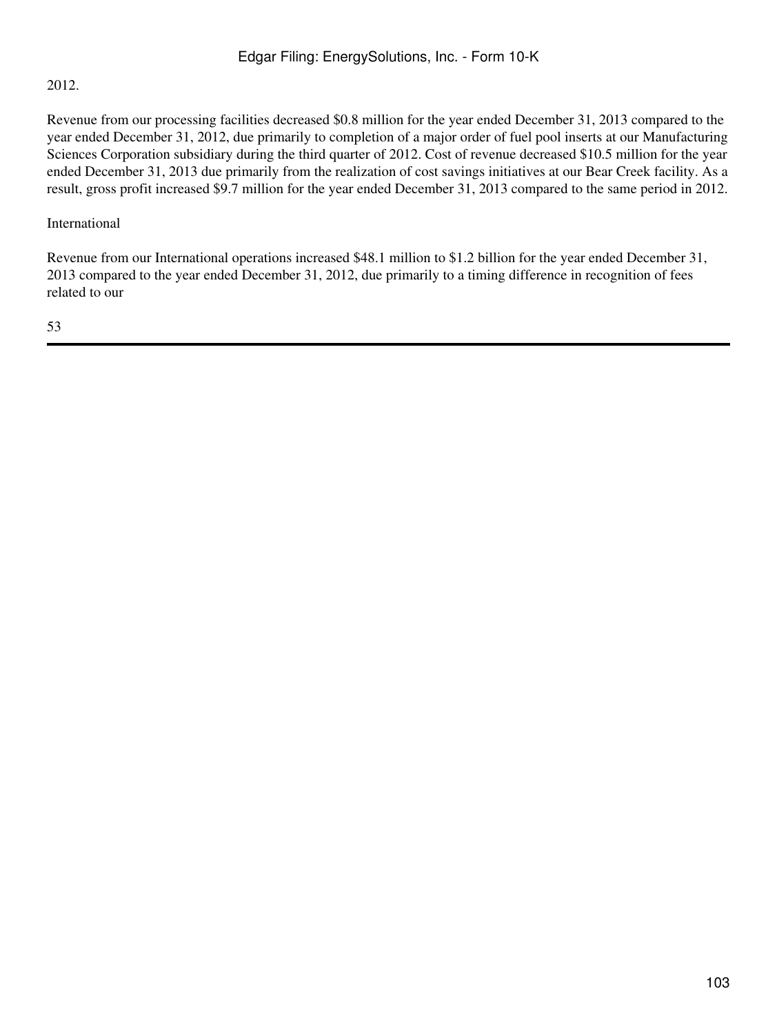2012.

Revenue from our processing facilities decreased $0.8 million for the year ended December 31, 2013 compared to the year ended December 31, 2012, due primarily to completion of a major order of fuel pool inserts at our Manufacturing Sciences Corporation subsidiary during the third quarter of 2012. Cost of revenue decreased $10.5 million for the year ended December 31, 2013 due primarily from the realization of cost savings initiatives at our Bear Creek facility. As a result, gross profit increased $9.7 million for the year ended December 31, 2013 compared to the same period in 2012.

International

Revenue from our International operations increased $48.1 million to $1.2 billion for the year ended December 31, 2013 compared to the year ended December 31, 2012, due primarily to a timing difference in recognition of fees related to our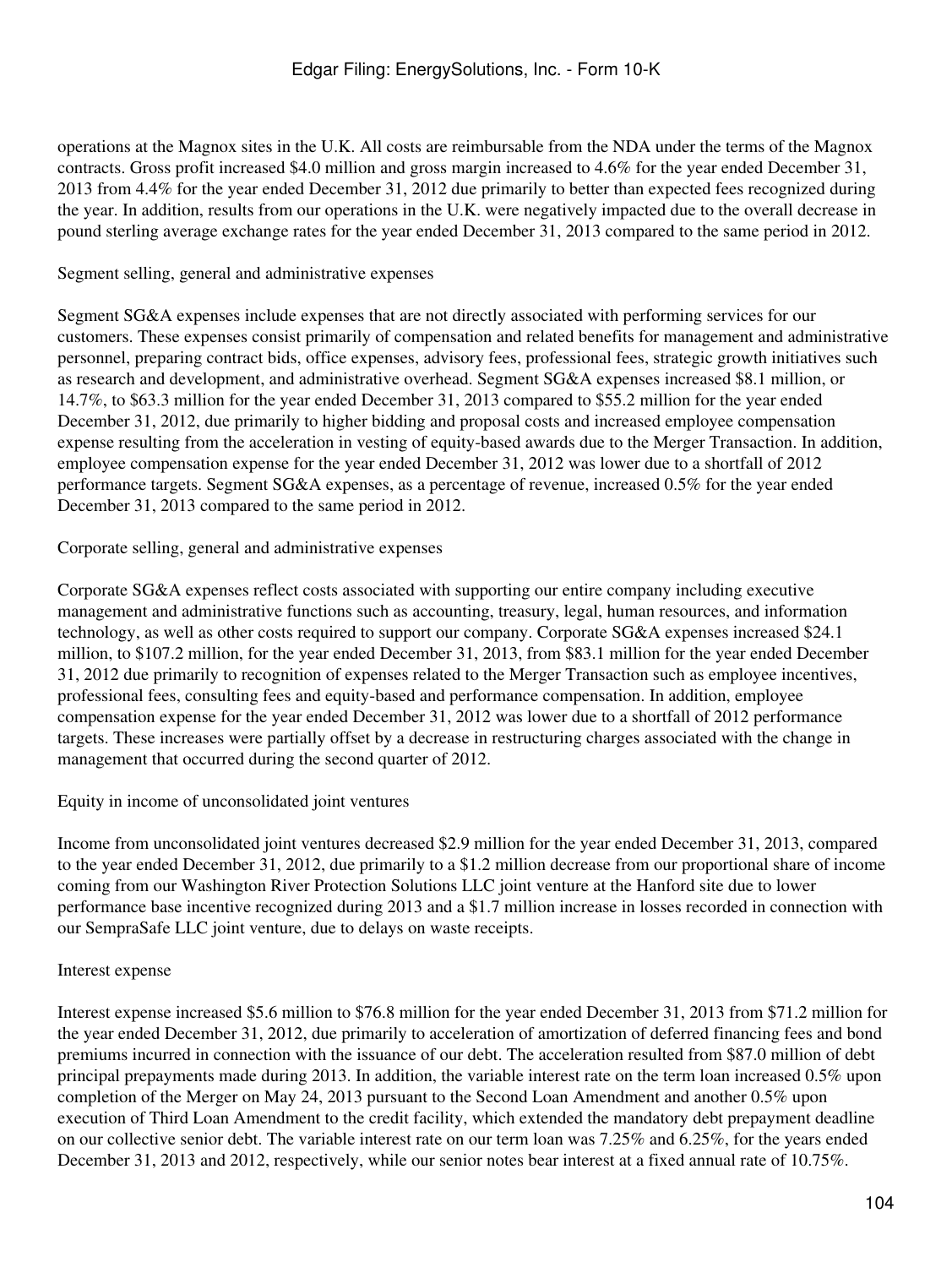operations at the Magnox sites in the U.K. All costs are reimbursable from the NDA under the terms of the Magnox contracts. Gross profit increased $4.0 million and gross margin increased to 4.6% for the year ended December 31, 2013 from 4.4% for the year ended December 31, 2012 due primarily to better than expected fees recognized during the year. In addition, results from our operations in the U.K. were negatively impacted due to the overall decrease in pound sterling average exchange rates for the year ended December 31, 2013 compared to the same period in 2012.

Segment selling, general and administrative expenses

Segment SG&A expenses include expenses that are not directly associated with performing services for our customers. These expenses consist primarily of compensation and related benefits for management and administrative personnel, preparing contract bids, office expenses, advisory fees, professional fees, strategic growth initiatives such as research and development, and administrative overhead. Segment SG&A expenses increased $8.1 million, or 14.7%, to $63.3 million for the year ended December 31, 2013 compared to $55.2 million for the year ended December 31, 2012, due primarily to higher bidding and proposal costs and increased employee compensation expense resulting from the acceleration in vesting of equity-based awards due to the Merger Transaction. In addition, employee compensation expense for the year ended December 31, 2012 was lower due to a shortfall of 2012 performance targets. Segment SG&A expenses, as a percentage of revenue, increased 0.5% for the year ended December 31, 2013 compared to the same period in 2012.

Corporate selling, general and administrative expenses

Corporate SG&A expenses reflect costs associated with supporting our entire company including executive management and administrative functions such as accounting, treasury, legal, human resources, and information technology, as well as other costs required to support our company. Corporate SG&A expenses increased $24.1 million, to $107.2 million, for the year ended December 31, 2013, from $83.1 million for the year ended December 31, 2012 due primarily to recognition of expenses related to the Merger Transaction such as employee incentives, professional fees, consulting fees and equity-based and performance compensation. In addition, employee compensation expense for the year ended December 31, 2012 was lower due to a shortfall of 2012 performance targets. These increases were partially offset by a decrease in restructuring charges associated with the change in management that occurred during the second quarter of 2012.

Equity in income of unconsolidated joint ventures

Income from unconsolidated joint ventures decreased $2.9 million for the year ended December 31, 2013, compared to the year ended December 31, 2012, due primarily to a $1.2 million decrease from our proportional share of income coming from our Washington River Protection Solutions LLC joint venture at the Hanford site due to lower performance base incentive recognized during 2013 and a $1.7 million increase in losses recorded in connection with our SempraSafe LLC joint venture, due to delays on waste receipts.

Interest expense

Interest expense increased $5.6 million to $76.8 million for the year ended December 31, 2013 from $71.2 million for the year ended December 31, 2012, due primarily to acceleration of amortization of deferred financing fees and bond premiums incurred in connection with the issuance of our debt. The acceleration resulted from $87.0 million of debt principal prepayments made during 2013. In addition, the variable interest rate on the term loan increased 0.5% upon completion of the Merger on May 24, 2013 pursuant to the Second Loan Amendment and another 0.5% upon execution of Third Loan Amendment to the credit facility, which extended the mandatory debt prepayment deadline on our collective senior debt. The variable interest rate on our term loan was 7.25% and 6.25%, for the years ended December 31, 2013 and 2012, respectively, while our senior notes bear interest at a fixed annual rate of 10.75%.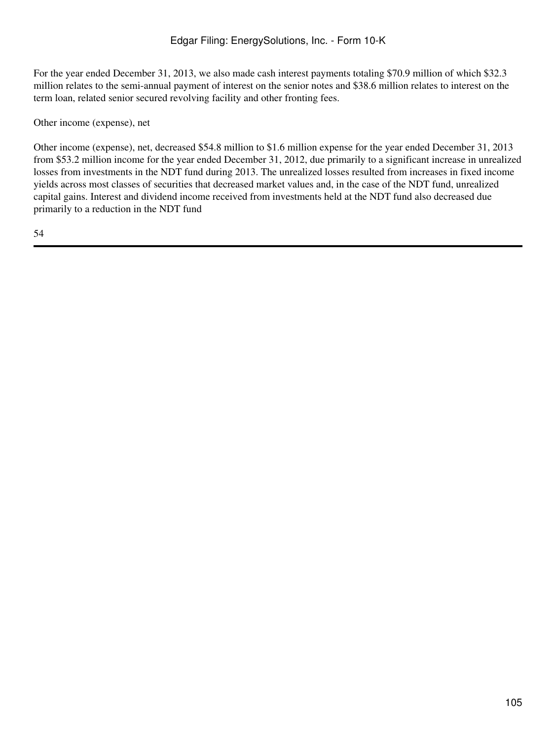For the year ended December 31, 2013, we also made cash interest payments totaling $70.9 million of which $32.3 million relates to the semi-annual payment of interest on the senior notes and $38.6 million relates to interest on the term loan, related senior secured revolving facility and other fronting fees.

Other income (expense), net

Other income (expense), net, decreased $54.8 million to $1.6 million expense for the year ended December 31, 2013 from $53.2 million income for the year ended December 31, 2012, due primarily to a significant increase in unrealized losses from investments in the NDT fund during 2013. The unrealized losses resulted from increases in fixed income yields across most classes of securities that decreased market values and, in the case of the NDT fund, unrealized capital gains. Interest and dividend income received from investments held at the NDT fund also decreased due primarily to a reduction in the NDT fund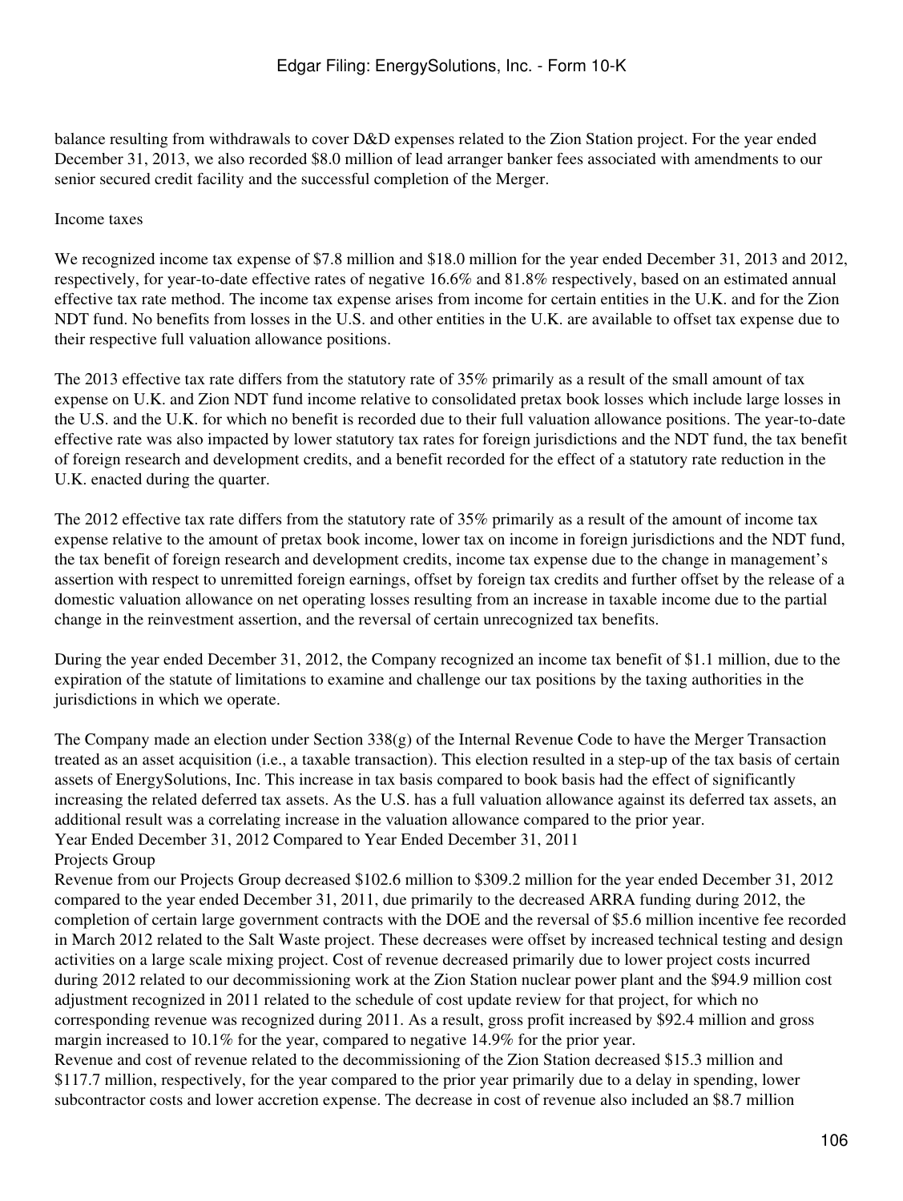balance resulting from withdrawals to cover D&D expenses related to the Zion Station project. For the year ended December 31, 2013, we also recorded $8.0 million of lead arranger banker fees associated with amendments to our senior secured credit facility and the successful completion of the Merger.

Income taxes

We recognized income tax expense of $7.8 million and $18.0 million for the year ended December 31, 2013 and 2012, respectively, for year-to-date effective rates of negative 16.6% and 81.8% respectively, based on an estimated annual effective tax rate method. The income tax expense arises from income for certain entities in the U.K. and for the Zion NDT fund. No benefits from losses in the U.S. and other entities in the U.K. are available to offset tax expense due to their respective full valuation allowance positions.

The 2013 effective tax rate differs from the statutory rate of 35% primarily as a result of the small amount of tax expense on U.K. and Zion NDT fund income relative to consolidated pretax book losses which include large losses in the U.S. and the U.K. for which no benefit is recorded due to their full valuation allowance positions. The year-to-date effective rate was also impacted by lower statutory tax rates for foreign jurisdictions and the NDT fund, the tax benefit of foreign research and development credits, and a benefit recorded for the effect of a statutory rate reduction in the U.K. enacted during the quarter.

The 2012 effective tax rate differs from the statutory rate of 35% primarily as a result of the amount of income tax expense relative to the amount of pretax book income, lower tax on income in foreign jurisdictions and the NDT fund, the tax benefit of foreign research and development credits, income tax expense due to the change in management's assertion with respect to unremitted foreign earnings, offset by foreign tax credits and further offset by the release of a domestic valuation allowance on net operating losses resulting from an increase in taxable income due to the partial change in the reinvestment assertion, and the reversal of certain unrecognized tax benefits.

During the year ended December 31, 2012, the Company recognized an income tax benefit of $1.1 million, due to the expiration of the statute of limitations to examine and challenge our tax positions by the taxing authorities in the jurisdictions in which we operate.

The Company made an election under Section 338(g) of the Internal Revenue Code to have the Merger Transaction treated as an asset acquisition (i.e., a taxable transaction). This election resulted in a step-up of the tax basis of certain assets of EnergySolutions, Inc. This increase in tax basis compared to book basis had the effect of significantly increasing the related deferred tax assets. As the U.S. has a full valuation allowance against its deferred tax assets, an additional result was a correlating increase in the valuation allowance compared to the prior year.

Year Ended December 31, 2012 Compared to Year Ended December 31, 2011

Projects Group

Revenue from our Projects Group decreased $102.6 million to $309.2 million for the year ended December 31, 2012 compared to the year ended December 31, 2011, due primarily to the decreased ARRA funding during 2012, the completion of certain large government contracts with the DOE and the reversal of $5.6 million incentive fee recorded in March 2012 related to the Salt Waste project. These decreases were offset by increased technical testing and design activities on a large scale mixing project. Cost of revenue decreased primarily due to lower project costs incurred during 2012 related to our decommissioning work at the Zion Station nuclear power plant and the $94.9 million cost adjustment recognized in 2011 related to the schedule of cost update review for that project, for which no corresponding revenue was recognized during 2011. As a result, gross profit increased by $92.4 million and gross margin increased to 10.1% for the year, compared to negative 14.9% for the prior year.

Revenue and cost of revenue related to the decommissioning of the Zion Station decreased $15.3 million and $117.7 million, respectively, for the year compared to the prior year primarily due to a delay in spending, lower subcontractor costs and lower accretion expense. The decrease in cost of revenue also included an $8.7 million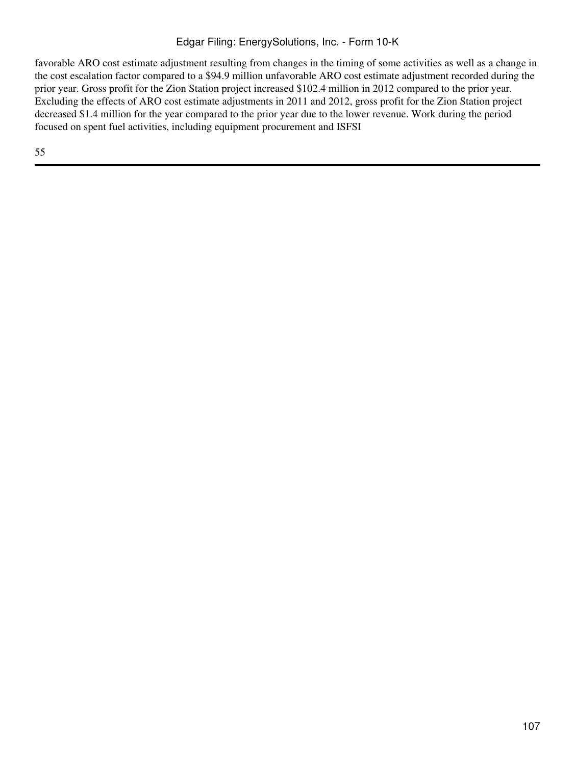favorable ARO cost estimate adjustment resulting from changes in the timing of some activities as well as a change in the cost escalation factor compared to a $94.9 million unfavorable ARO cost estimate adjustment recorded during the prior year. Gross profit for the Zion Station project increased $102.4 million in 2012 compared to the prior year. Excluding the effects of ARO cost estimate adjustments in 2011 and 2012, gross profit for the Zion Station project decreased $1.4 million for the year compared to the prior year due to the lower revenue. Work during the period focused on spent fuel activities, including equipment procurement and ISFSI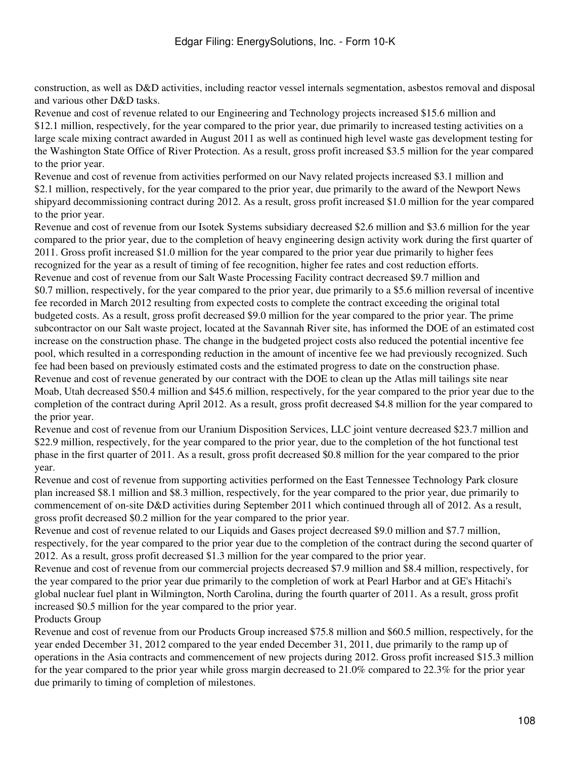construction, as well as D&D activities, including reactor vessel internals segmentation, asbestos removal and disposal and various other D&D tasks.

Revenue and cost of revenue related to our Engineering and Technology projects increased $15.6 million and $12.1 million, respectively, for the year compared to the prior year, due primarily to increased testing activities on a large scale mixing contract awarded in August 2011 as well as continued high level waste gas development testing for the Washington State Office of River Protection. As a result, gross profit increased $3.5 million for the year compared to the prior year.

Revenue and cost of revenue from activities performed on our Navy related projects increased $3.1 million and $2.1 million, respectively, for the year compared to the prior year, due primarily to the award of the Newport News shipyard decommissioning contract during 2012. As a result, gross profit increased $1.0 million for the year compared to the prior year.

Revenue and cost of revenue from our Isotek Systems subsidiary decreased $2.6 million and $3.6 million for the year compared to the prior year, due to the completion of heavy engineering design activity work during the first quarter of 2011. Gross profit increased $1.0 million for the year compared to the prior year due primarily to higher fees recognized for the year as a result of timing of fee recognition, higher fee rates and cost reduction efforts.

Revenue and cost of revenue from our Salt Waste Processing Facility contract decreased $9.7 million and $0.7 million, respectively, for the year compared to the prior year, due primarily to a $5.6 million reversal of incentive fee recorded in March 2012 resulting from expected costs to complete the contract exceeding the original total budgeted costs. As a result, gross profit decreased $9.0 million for the year compared to the prior year. The prime subcontractor on our Salt waste project, located at the Savannah River site, has informed the DOE of an estimated cost increase on the construction phase. The change in the budgeted project costs also reduced the potential incentive fee pool, which resulted in a corresponding reduction in the amount of incentive fee we had previously recognized. Such fee had been based on previously estimated costs and the estimated progress to date on the construction phase.

Revenue and cost of revenue generated by our contract with the DOE to clean up the Atlas mill tailings site near Moab, Utah decreased $50.4 million and $45.6 million, respectively, for the year compared to the prior year due to the completion of the contract during April 2012. As a result, gross profit decreased $4.8 million for the year compared to the prior year.

Revenue and cost of revenue from our Uranium Disposition Services, LLC joint venture decreased $23.7 million and $22.9 million, respectively, for the year compared to the prior year, due to the completion of the hot functional test phase in the first quarter of 2011. As a result, gross profit decreased $0.8 million for the year compared to the prior year.

Revenue and cost of revenue from supporting activities performed on the East Tennessee Technology Park closure plan increased $8.1 million and $8.3 million, respectively, for the year compared to the prior year, due primarily to commencement of on-site D&D activities during September 2011 which continued through all of 2012. As a result, gross profit decreased $0.2 million for the year compared to the prior year.

Revenue and cost of revenue related to our Liquids and Gases project decreased $9.0 million and $7.7 million, respectively, for the year compared to the prior year due to the completion of the contract during the second quarter of 2012. As a result, gross profit decreased $1.3 million for the year compared to the prior year.

Revenue and cost of revenue from our commercial projects decreased $7.9 million and $8.4 million, respectively, for the year compared to the prior year due primarily to the completion of work at Pearl Harbor and at GE's Hitachi's global nuclear fuel plant in Wilmington, North Carolina, during the fourth quarter of 2011. As a result, gross profit increased $0.5 million for the year compared to the prior year.

Products Group

Revenue and cost of revenue from our Products Group increased $75.8 million and $60.5 million, respectively, for the year ended December 31, 2012 compared to the year ended December 31, 2011, due primarily to the ramp up of operations in the Asia contracts and commencement of new projects during 2012. Gross profit increased $15.3 million for the year compared to the prior year while gross margin decreased to 21.0% compared to 22.3% for the prior year due primarily to timing of completion of milestones.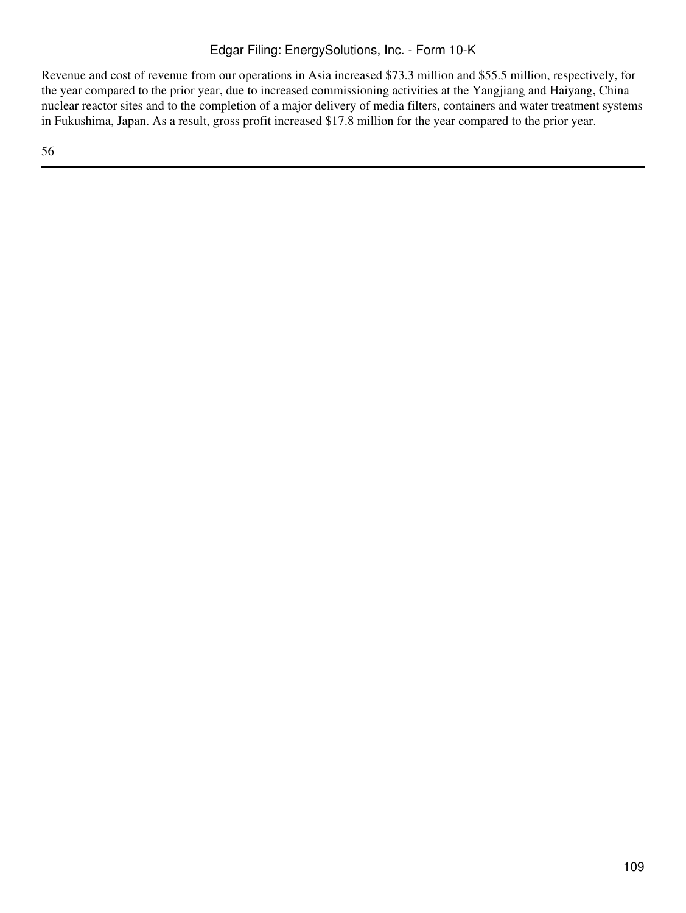Revenue and cost of revenue from our operations in Asia increased $73.3 million and $55.5 million, respectively, for the year compared to the prior year, due to increased commissioning activities at the Yangjiang and Haiyang, China nuclear reactor sites and to the completion of a major delivery of media filters, containers and water treatment systems in Fukushima, Japan. As a result, gross profit increased $17.8 million for the year compared to the prior year.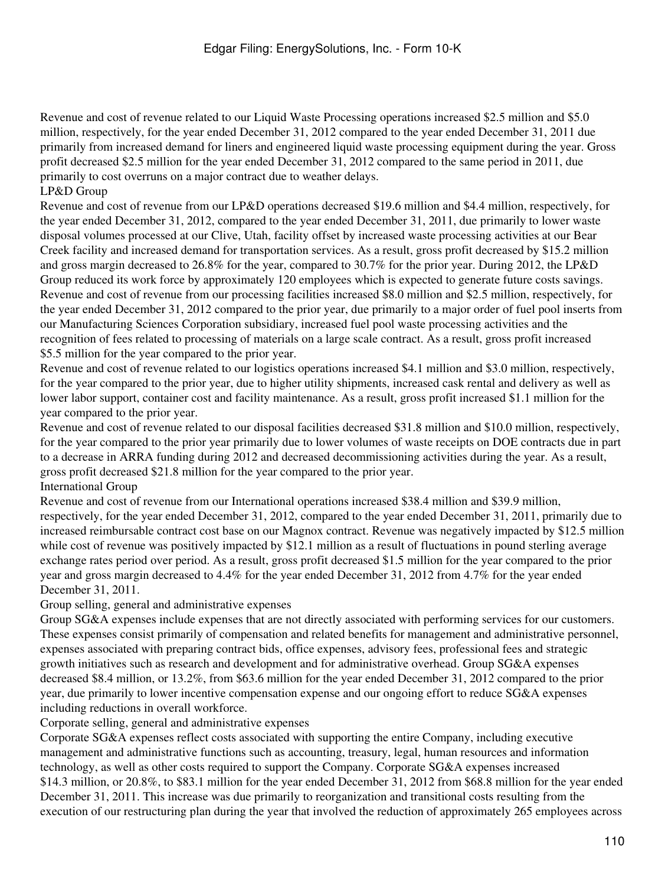Revenue and cost of revenue related to our Liquid Waste Processing operations increased $2.5 million and $5.0 million, respectively, for the year ended December 31, 2012 compared to the year ended December 31, 2011 due primarily from increased demand for liners and engineered liquid waste processing equipment during the year. Gross profit decreased $2.5 million for the year ended December 31, 2012 compared to the same period in 2011, due primarily to cost overruns on a major contract due to weather delays.

LP&D Group

Revenue and cost of revenue from our LP&D operations decreased $19.6 million and $4.4 million, respectively, for the year ended December 31, 2012, compared to the year ended December 31, 2011, due primarily to lower waste disposal volumes processed at our Clive, Utah, facility offset by increased waste processing activities at our Bear Creek facility and increased demand for transportation services. As a result, gross profit decreased by $15.2 million and gross margin decreased to 26.8% for the year, compared to 30.7% for the prior year. During 2012, the LP&D Group reduced its work force by approximately 120 employees which is expected to generate future costs savings.

Revenue and cost of revenue from our processing facilities increased $8.0 million and $2.5 million, respectively, for the year ended December 31, 2012 compared to the prior year, due primarily to a major order of fuel pool inserts from our Manufacturing Sciences Corporation subsidiary, increased fuel pool waste processing activities and the recognition of fees related to processing of materials on a large scale contract. As a result, gross profit increased $5.5 million for the year compared to the prior year.

Revenue and cost of revenue related to our logistics operations increased $4.1 million and $3.0 million, respectively, for the year compared to the prior year, due to higher utility shipments, increased cask rental and delivery as well as lower labor support, container cost and facility maintenance. As a result, gross profit increased $1.1 million for the year compared to the prior year.

Revenue and cost of revenue related to our disposal facilities decreased $31.8 million and $10.0 million, respectively, for the year compared to the prior year primarily due to lower volumes of waste receipts on DOE contracts due in part to a decrease in ARRA funding during 2012 and decreased decommissioning activities during the year. As a result, gross profit decreased $21.8 million for the year compared to the prior year.

International Group

Revenue and cost of revenue from our International operations increased $38.4 million and $39.9 million, respectively, for the year ended December 31, 2012, compared to the year ended December 31, 2011, primarily due to increased reimbursable contract cost base on our Magnox contract. Revenue was negatively impacted by $12.5 million while cost of revenue was positively impacted by $12.1 million as a result of fluctuations in pound sterling average exchange rates period over period. As a result, gross profit decreased $1.5 million for the year compared to the prior year and gross margin decreased to 4.4% for the year ended December 31, 2012 from 4.7% for the year ended December 31, 2011.

Group selling, general and administrative expenses

Group SG&A expenses include expenses that are not directly associated with performing services for our customers. These expenses consist primarily of compensation and related benefits for management and administrative personnel, expenses associated with preparing contract bids, office expenses, advisory fees, professional fees and strategic growth initiatives such as research and development and for administrative overhead. Group SG&A expenses decreased $8.4 million, or 13.2%, from $63.6 million for the year ended December 31, 2012 compared to the prior year, due primarily to lower incentive compensation expense and our ongoing effort to reduce SG&A expenses including reductions in overall workforce.

Corporate selling, general and administrative expenses

Corporate SG&A expenses reflect costs associated with supporting the entire Company, including executive management and administrative functions such as accounting, treasury, legal, human resources and information technology, as well as other costs required to support the Company. Corporate SG&A expenses increased $14.3 million, or 20.8%, to $83.1 million for the year ended December 31, 2012 from $68.8 million for the year ended December 31, 2011. This increase was due primarily to reorganization and transitional costs resulting from the execution of our restructuring plan during the year that involved the reduction of approximately 265 employees across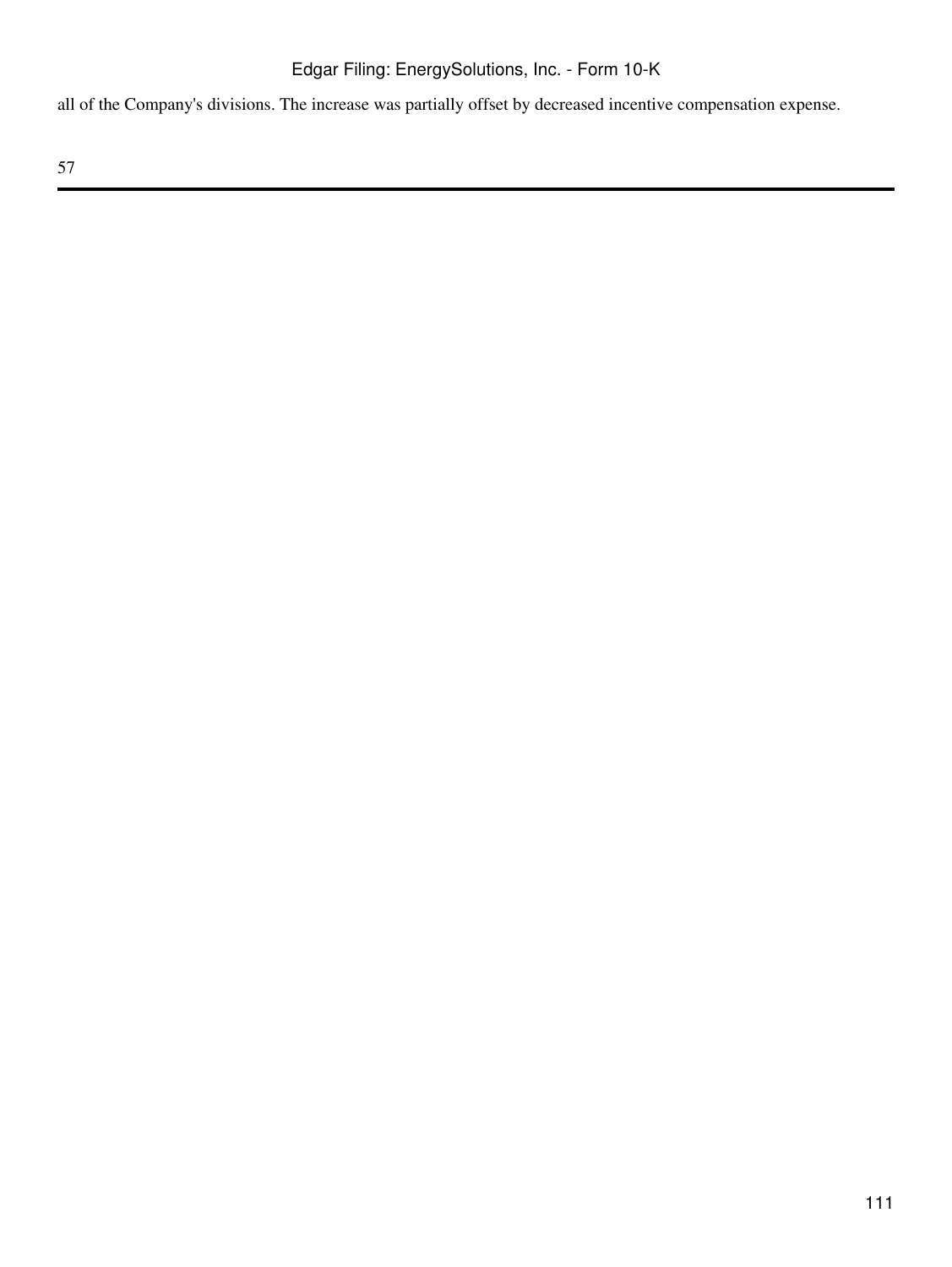all of the Company's divisions. The increase was partially offset by decreased incentive compensation expense.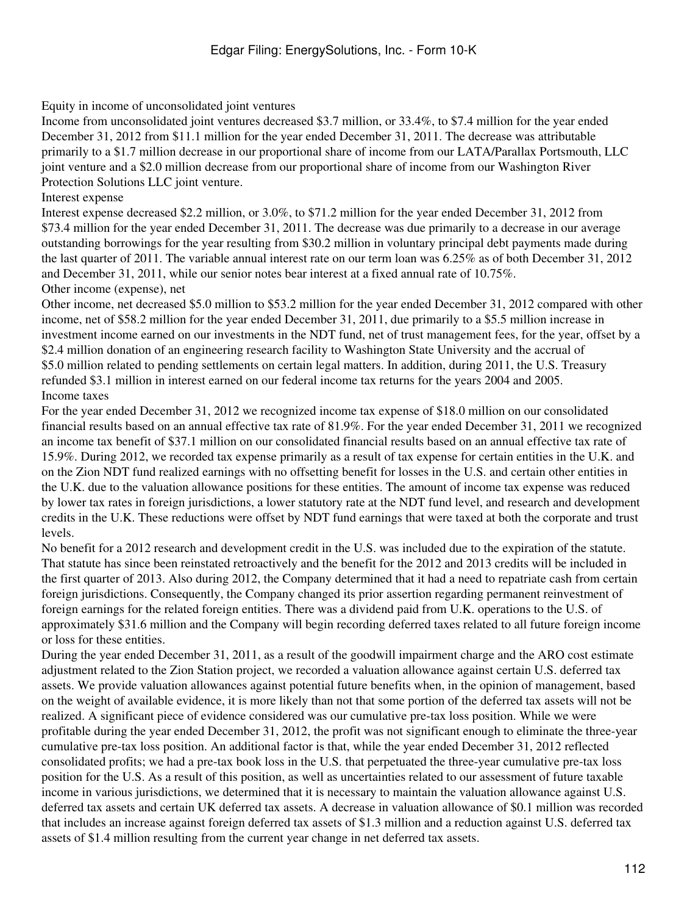### Equity in income of unconsolidated joint ventures

Income from unconsolidated joint ventures decreased $3.7 million, or 33.4%, to $7.4 million for the year ended December 31, 2012 from $11.1 million for the year ended December 31, 2011. The decrease was attributable primarily to a $1.7 million decrease in our proportional share of income from our LATA/Parallax Portsmouth, LLC joint venture and a $2.0 million decrease from our proportional share of income from our Washington River Protection Solutions LLC joint venture.

### Interest expense

Interest expense decreased $2.2 million, or 3.0%, to $71.2 million for the year ended December 31, 2012 from $73.4 million for the year ended December 31, 2011. The decrease was due primarily to a decrease in our average outstanding borrowings for the year resulting from $30.2 million in voluntary principal debt payments made during the last quarter of 2011. The variable annual interest rate on our term loan was 6.25% as of both December 31, 2012 and December 31, 2011, while our senior notes bear interest at a fixed annual rate of 10.75%.

### Other income (expense), net

Other income, net decreased $5.0 million to $53.2 million for the year ended December 31, 2012 compared with other income, net of $58.2 million for the year ended December 31, 2011, due primarily to a $5.5 million increase in investment income earned on our investments in the NDT fund, net of trust management fees, for the year, offset by a $2.4 million donation of an engineering research facility to Washington State University and the accrual of $5.0 million related to pending settlements on certain legal matters. In addition, during 2011, the U.S. Treasury refunded $3.1 million in interest earned on our federal income tax returns for the years 2004 and 2005.

### Income taxes

For the year ended December 31, 2012 we recognized income tax expense of $18.0 million on our consolidated financial results based on an annual effective tax rate of 81.9%. For the year ended December 31, 2011 we recognized an income tax benefit of $37.1 million on our consolidated financial results based on an annual effective tax rate of 15.9%. During 2012, we recorded tax expense primarily as a result of tax expense for certain entities in the U.K. and on the Zion NDT fund realized earnings with no offsetting benefit for losses in the U.S. and certain other entities in the U.K. due to the valuation allowance positions for these entities. The amount of income tax expense was reduced by lower tax rates in foreign jurisdictions, a lower statutory rate at the NDT fund level, and research and development credits in the U.K. These reductions were offset by NDT fund earnings that were taxed at both the corporate and trust levels.

No benefit for a 2012 research and development credit in the U.S. was included due to the expiration of the statute. That statute has since been reinstated retroactively and the benefit for the 2012 and 2013 credits will be included in the first quarter of 2013. Also during 2012, the Company determined that it had a need to repatriate cash from certain foreign jurisdictions. Consequently, the Company changed its prior assertion regarding permanent reinvestment of foreign earnings for the related foreign entities. There was a dividend paid from U.K. operations to the U.S. of approximately $31.6 million and the Company will begin recording deferred taxes related to all future foreign income or loss for these entities.

During the year ended December 31, 2011, as a result of the goodwill impairment charge and the ARO cost estimate adjustment related to the Zion Station project, we recorded a valuation allowance against certain U.S. deferred tax assets. We provide valuation allowances against potential future benefits when, in the opinion of management, based on the weight of available evidence, it is more likely than not that some portion of the deferred tax assets will not be realized. A significant piece of evidence considered was our cumulative pre-tax loss position. While we were profitable during the year ended December 31, 2012, the profit was not significant enough to eliminate the three-year cumulative pre-tax loss position. An additional factor is that, while the year ended December 31, 2012 reflected consolidated profits; we had a pre-tax book loss in the U.S. that perpetuated the three-year cumulative pre-tax loss position for the U.S. As a result of this position, as well as uncertainties related to our assessment of future taxable income in various jurisdictions, we determined that it is necessary to maintain the valuation allowance against U.S. deferred tax assets and certain UK deferred tax assets. A decrease in valuation allowance of $0.1 million was recorded that includes an increase against foreign deferred tax assets of $1.3 million and a reduction against U.S. deferred tax assets of $1.4 million resulting from the current year change in net deferred tax assets.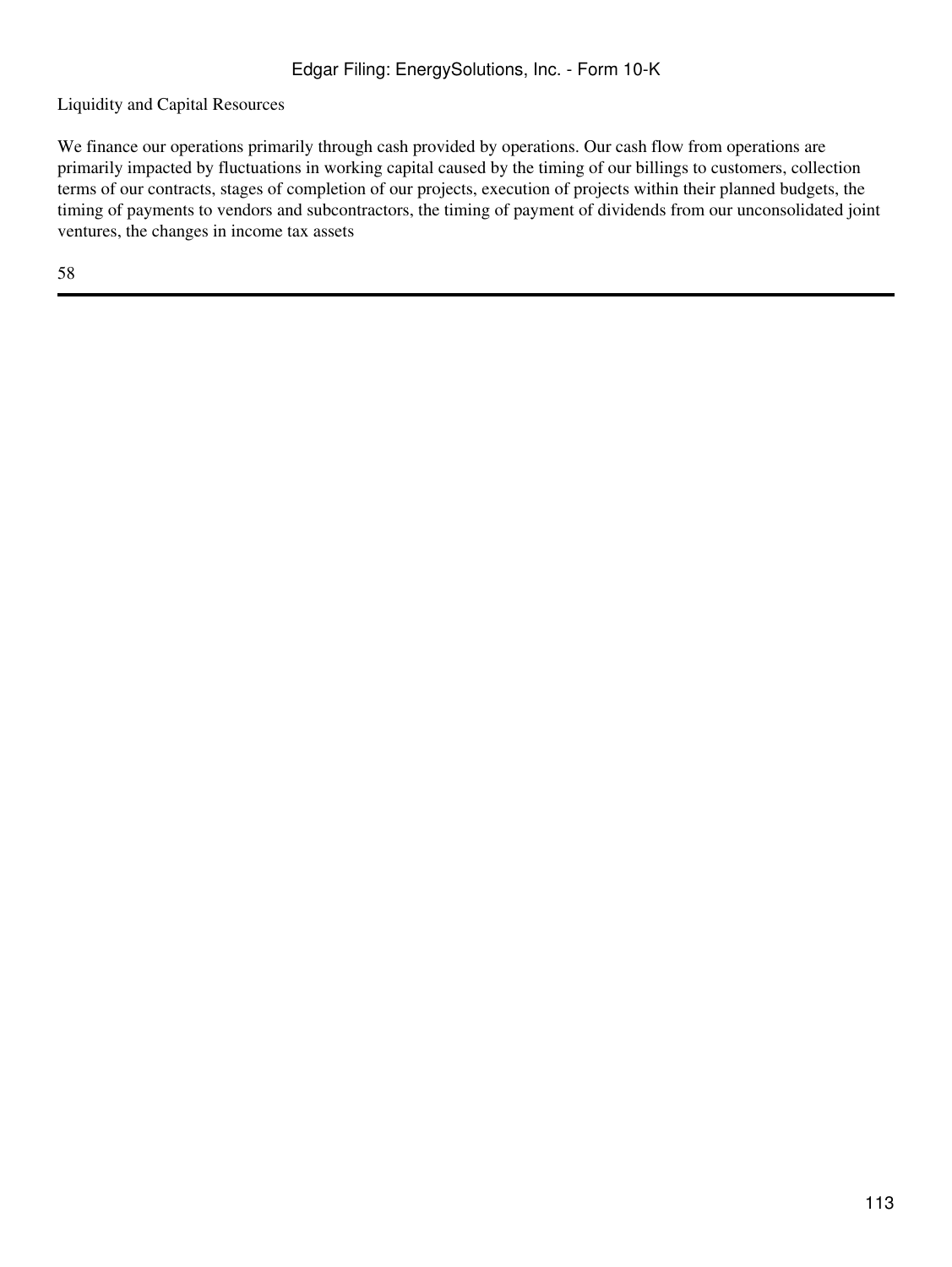## Liquidity and Capital Resources

We finance our operations primarily through cash provided by operations. Our cash flow from operations are primarily impacted by fluctuations in working capital caused by the timing of our billings to customers, collection terms of our contracts, stages of completion of our projects, execution of projects within their planned budgets, the timing of payments to vendors and subcontractors, the timing of payment of dividends from our unconsolidated joint ventures, the changes in income tax assets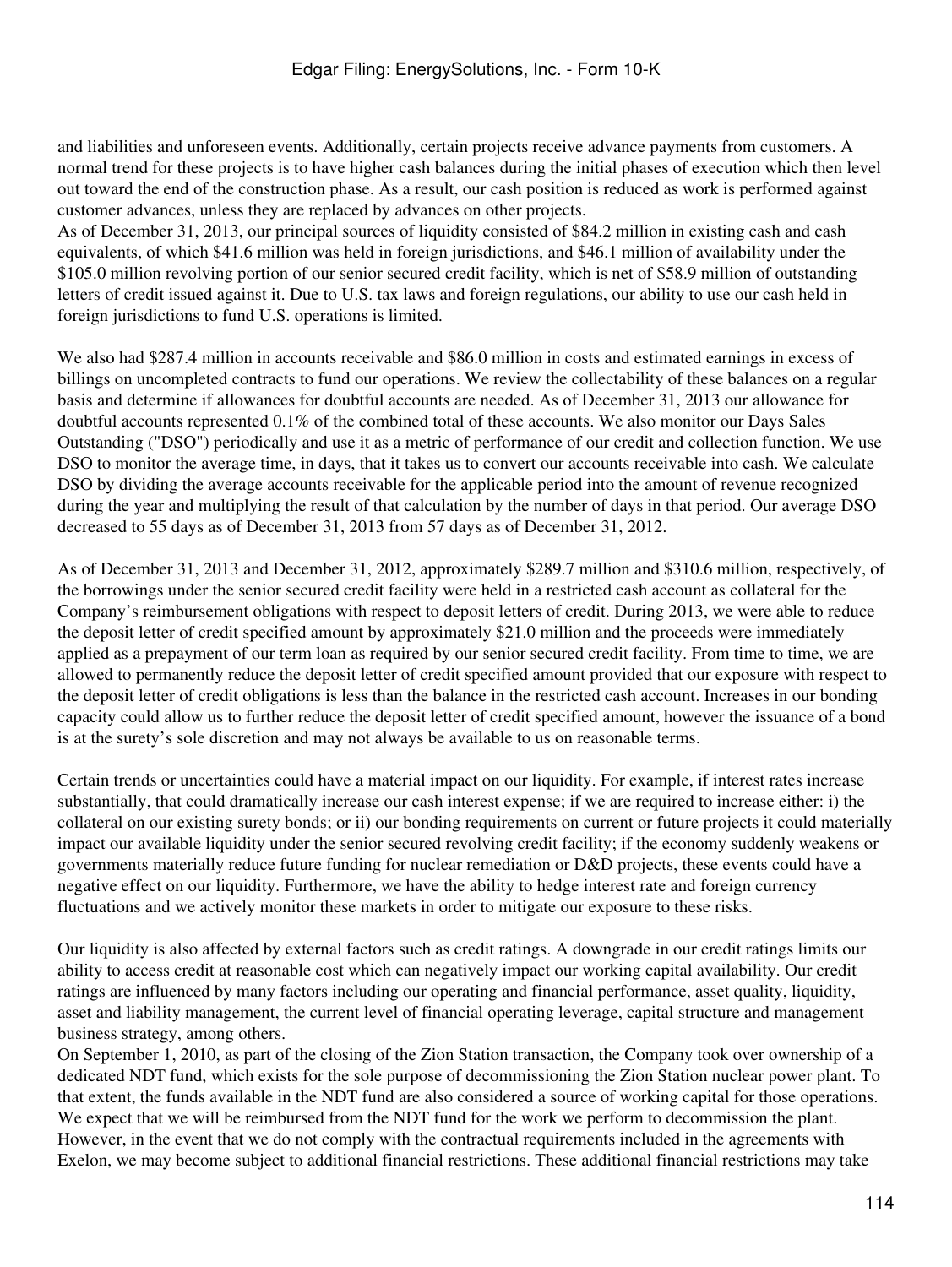and liabilities and unforeseen events. Additionally, certain projects receive advance payments from customers. A normal trend for these projects is to have higher cash balances during the initial phases of execution which then level out toward the end of the construction phase. As a result, our cash position is reduced as work is performed against customer advances, unless they are replaced by advances on other projects.

As of December 31, 2013, our principal sources of liquidity consisted of $84.2 million in existing cash and cash equivalents, of which $41.6 million was held in foreign jurisdictions, and $46.1 million of availability under the $105.0 million revolving portion of our senior secured credit facility, which is net of $58.9 million of outstanding letters of credit issued against it. Due to U.S. tax laws and foreign regulations, our ability to use our cash held in foreign jurisdictions to fund U.S. operations is limited.

We also had $287.4 million in accounts receivable and $86.0 million in costs and estimated earnings in excess of billings on uncompleted contracts to fund our operations. We review the collectability of these balances on a regular basis and determine if allowances for doubtful accounts are needed. As of December 31, 2013 our allowance for doubtful accounts represented 0.1% of the combined total of these accounts. We also monitor our Days Sales Outstanding ("DSO") periodically and use it as a metric of performance of our credit and collection function. We use DSO to monitor the average time, in days, that it takes us to convert our accounts receivable into cash. We calculate DSO by dividing the average accounts receivable for the applicable period into the amount of revenue recognized during the year and multiplying the result of that calculation by the number of days in that period. Our average DSO decreased to 55 days as of December 31, 2013 from 57 days as of December 31, 2012.

As of December 31, 2013 and December 31, 2012, approximately $289.7 million and $310.6 million, respectively, of the borrowings under the senior secured credit facility were held in a restricted cash account as collateral for the Company's reimbursement obligations with respect to deposit letters of credit. During 2013, we were able to reduce the deposit letter of credit specified amount by approximately $21.0 million and the proceeds were immediately applied as a prepayment of our term loan as required by our senior secured credit facility. From time to time, we are allowed to permanently reduce the deposit letter of credit specified amount provided that our exposure with respect to the deposit letter of credit obligations is less than the balance in the restricted cash account. Increases in our bonding capacity could allow us to further reduce the deposit letter of credit specified amount, however the issuance of a bond is at the surety's sole discretion and may not always be available to us on reasonable terms.

Certain trends or uncertainties could have a material impact on our liquidity. For example, if interest rates increase substantially, that could dramatically increase our cash interest expense; if we are required to increase either: i) the collateral on our existing surety bonds; or ii) our bonding requirements on current or future projects it could materially impact our available liquidity under the senior secured revolving credit facility; if the economy suddenly weakens or governments materially reduce future funding for nuclear remediation or D&D projects, these events could have a negative effect on our liquidity. Furthermore, we have the ability to hedge interest rate and foreign currency fluctuations and we actively monitor these markets in order to mitigate our exposure to these risks.

Our liquidity is also affected by external factors such as credit ratings. A downgrade in our credit ratings limits our ability to access credit at reasonable cost which can negatively impact our working capital availability. Our credit ratings are influenced by many factors including our operating and financial performance, asset quality, liquidity, asset and liability management, the current level of financial operating leverage, capital structure and management business strategy, among others.

On September 1, 2010, as part of the closing of the Zion Station transaction, the Company took over ownership of a dedicated NDT fund, which exists for the sole purpose of decommissioning the Zion Station nuclear power plant. To that extent, the funds available in the NDT fund are also considered a source of working capital for those operations. We expect that we will be reimbursed from the NDT fund for the work we perform to decommission the plant. However, in the event that we do not comply with the contractual requirements included in the agreements with Exelon, we may become subject to additional financial restrictions. These additional financial restrictions may take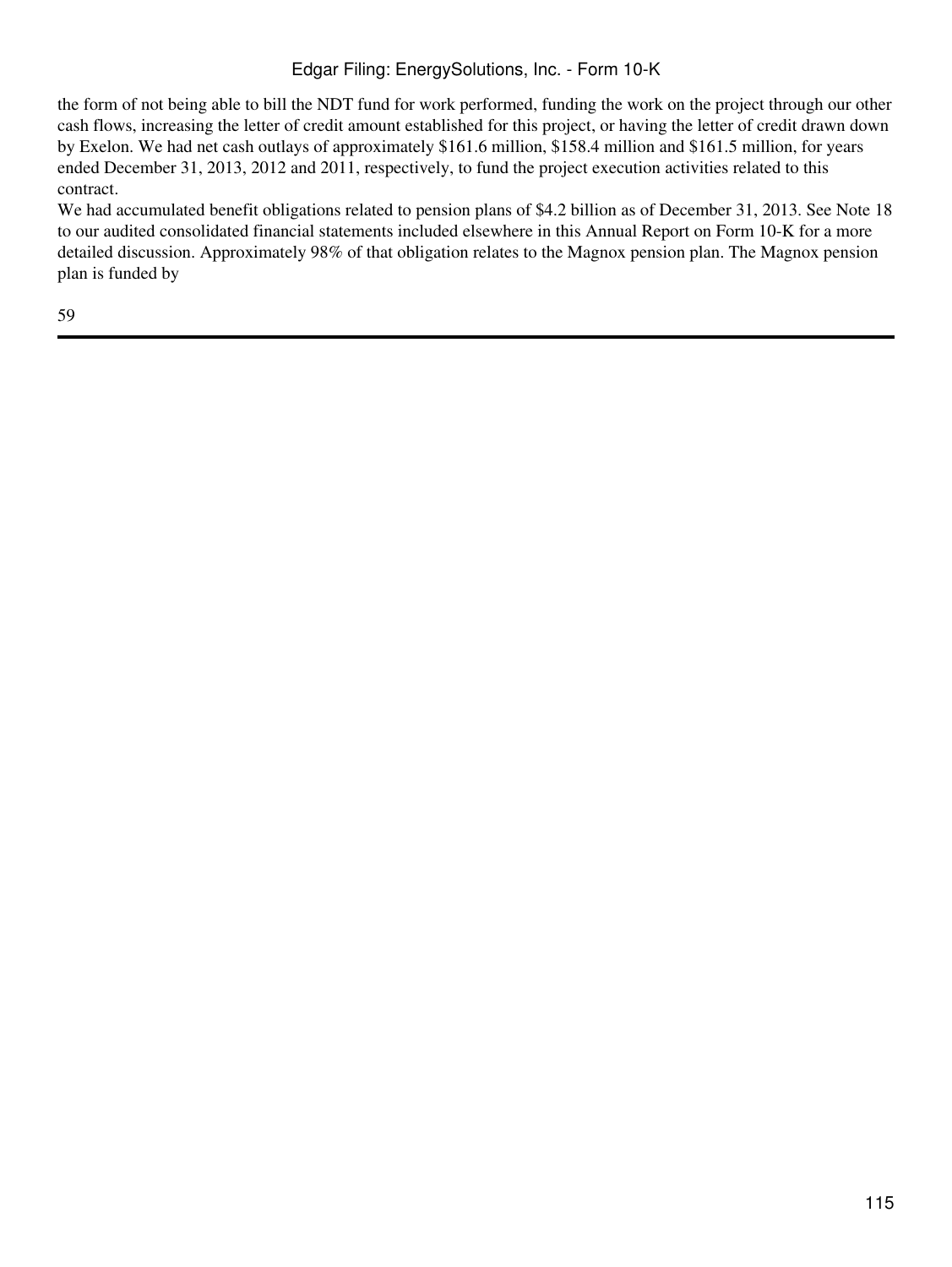the form of not being able to bill the NDT fund for work performed, funding the work on the project through our other cash flows, increasing the letter of credit amount established for this project, or having the letter of credit drawn down by Exelon. We had net cash outlays of approximately $161.6 million, $158.4 million and $161.5 million, for years ended December 31, 2013, 2012 and 2011, respectively, to fund the project execution activities related to this contract.

We had accumulated benefit obligations related to pension plans of $4.2 billion as of December 31, 2013. See Note 18 to our audited consolidated financial statements included elsewhere in this Annual Report on Form 10-K for a more detailed discussion. Approximately 98% of that obligation relates to the Magnox pension plan. The Magnox pension plan is funded by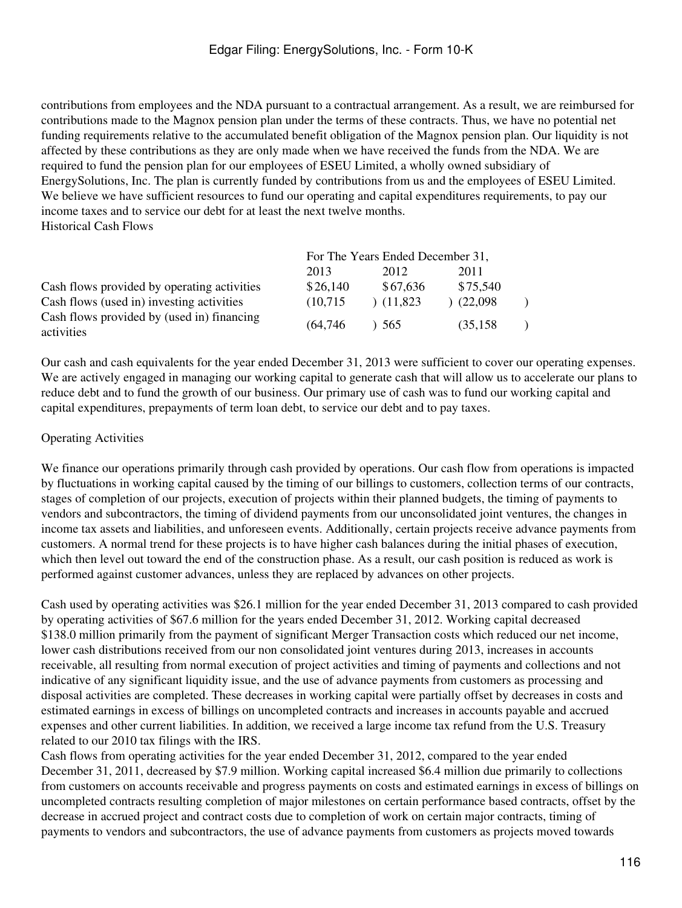contributions from employees and the NDA pursuant to a contractual arrangement. As a result, we are reimbursed for contributions made to the Magnox pension plan under the terms of these contracts. Thus, we have no potential net funding requirements relative to the accumulated benefit obligation of the Magnox pension plan. Our liquidity is not affected by these contributions as they are only made when we have received the funds from the NDA. We are required to fund the pension plan for our employees of ESEU Limited, a wholly owned subsidiary of EnergySolutions, Inc. The plan is currently funded by contributions from us and the employees of ESEU Limited. We believe we have sufficient resources to fund our operating and capital expenditures requirements, to pay our income taxes and to service our debt for at least the next twelve months.

Historical Cash Flows

| | For The Years Ended December 31, | | |
|---|---|---|---|
| | 2013 | 2012 | 2011 |
| Cash flows provided by operating activities | $26,140 | $67,636 | $75,540 |
| Cash flows (used in) investing activities | (10,715) | (11,823) | (22,098) |
| Cash flows provided by (used in) financing activities | (64,746) | 565 | (35,158) |

Our cash and cash equivalents for the year ended December 31, 2013 were sufficient to cover our operating expenses. We are actively engaged in managing our working capital to generate cash that will allow us to accelerate our plans to reduce debt and to fund the growth of our business. Our primary use of cash was to fund our working capital and capital expenditures, prepayments of term loan debt, to service our debt and to pay taxes.

Operating Activities

We finance our operations primarily through cash provided by operations. Our cash flow from operations is impacted by fluctuations in working capital caused by the timing of our billings to customers, collection terms of our contracts, stages of completion of our projects, execution of projects within their planned budgets, the timing of payments to vendors and subcontractors, the timing of dividend payments from our unconsolidated joint ventures, the changes in income tax assets and liabilities, and unforeseen events. Additionally, certain projects receive advance payments from customers. A normal trend for these projects is to have higher cash balances during the initial phases of execution, which then level out toward the end of the construction phase. As a result, our cash position is reduced as work is performed against customer advances, unless they are replaced by advances on other projects.

Cash used by operating activities was $26.1 million for the year ended December 31, 2013 compared to cash provided by operating activities of $67.6 million for the years ended December 31, 2012. Working capital decreased $138.0 million primarily from the payment of significant Merger Transaction costs which reduced our net income, lower cash distributions received from our non consolidated joint ventures during 2013, increases in accounts receivable, all resulting from normal execution of project activities and timing of payments and collections and not indicative of any significant liquidity issue, and the use of advance payments from customers as processing and disposal activities are completed. These decreases in working capital were partially offset by decreases in costs and estimated earnings in excess of billings on uncompleted contracts and increases in accounts payable and accrued expenses and other current liabilities. In addition, we received a large income tax refund from the U.S. Treasury related to our 2010 tax filings with the IRS.

Cash flows from operating activities for the year ended December 31, 2012, compared to the year ended December 31, 2011, decreased by $7.9 million. Working capital increased $6.4 million due primarily to collections from customers on accounts receivable and progress payments on costs and estimated earnings in excess of billings on uncompleted contracts resulting completion of major milestones on certain performance based contracts, offset by the decrease in accrued project and contract costs due to completion of work on certain major contracts, timing of payments to vendors and subcontractors, the use of advance payments from customers as projects moved towards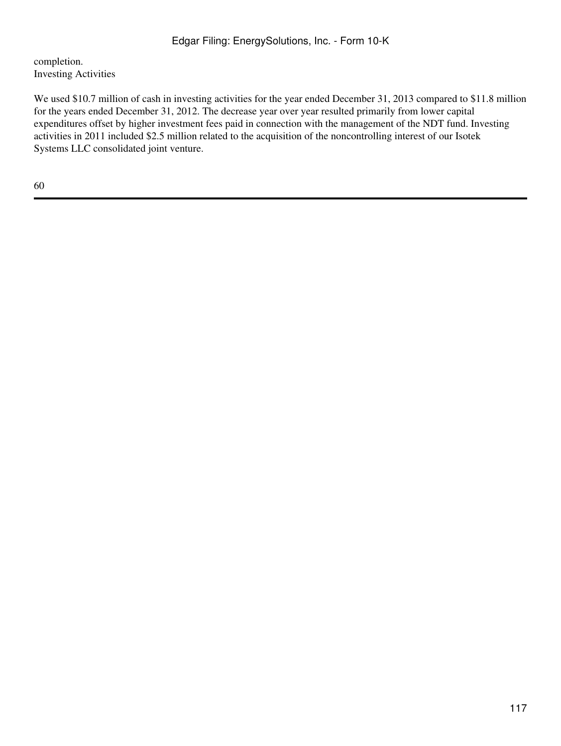completion.

Investing Activities

We used $10.7 million of cash in investing activities for the year ended December 31, 2013 compared to $11.8 million for the years ended December 31, 2012. The decrease year over year resulted primarily from lower capital expenditures offset by higher investment fees paid in connection with the management of the NDT fund. Investing activities in 2011 included $2.5 million related to the acquisition of the noncontrolling interest of our Isotek Systems LLC consolidated joint venture.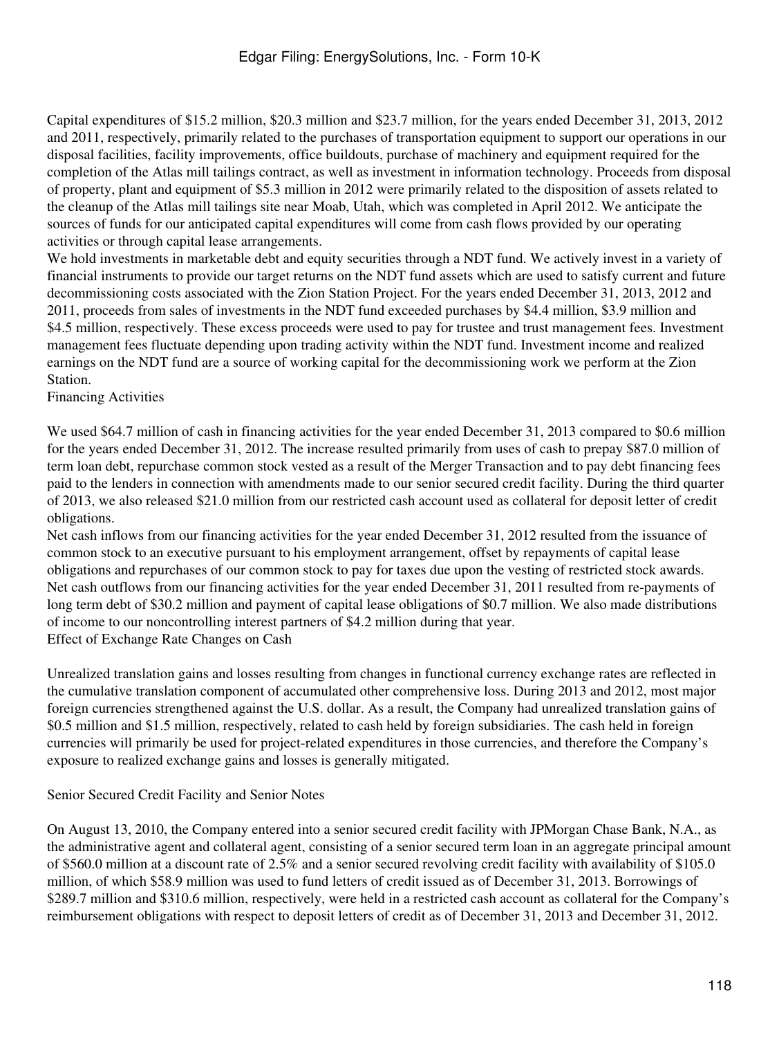Capital expenditures of $15.2 million, $20.3 million and $23.7 million, for the years ended December 31, 2013, 2012 and 2011, respectively, primarily related to the purchases of transportation equipment to support our operations in our disposal facilities, facility improvements, office buildouts, purchase of machinery and equipment required for the completion of the Atlas mill tailings contract, as well as investment in information technology. Proceeds from disposal of property, plant and equipment of $5.3 million in 2012 were primarily related to the disposition of assets related to the cleanup of the Atlas mill tailings site near Moab, Utah, which was completed in April 2012. We anticipate the sources of funds for our anticipated capital expenditures will come from cash flows provided by our operating activities or through capital lease arrangements.

We hold investments in marketable debt and equity securities through a NDT fund. We actively invest in a variety of financial instruments to provide our target returns on the NDT fund assets which are used to satisfy current and future decommissioning costs associated with the Zion Station Project. For the years ended December 31, 2013, 2012 and 2011, proceeds from sales of investments in the NDT fund exceeded purchases by $4.4 million, $3.9 million and $4.5 million, respectively. These excess proceeds were used to pay for trustee and trust management fees. Investment management fees fluctuate depending upon trading activity within the NDT fund. Investment income and realized earnings on the NDT fund are a source of working capital for the decommissioning work we perform at the Zion Station.

Financing Activities

We used $64.7 million of cash in financing activities for the year ended December 31, 2013 compared to $0.6 million for the years ended December 31, 2012. The increase resulted primarily from uses of cash to prepay $87.0 million of term loan debt, repurchase common stock vested as a result of the Merger Transaction and to pay debt financing fees paid to the lenders in connection with amendments made to our senior secured credit facility. During the third quarter of 2013, we also released $21.0 million from our restricted cash account used as collateral for deposit letter of credit obligations.

Net cash inflows from our financing activities for the year ended December 31, 2012 resulted from the issuance of common stock to an executive pursuant to his employment arrangement, offset by repayments of capital lease obligations and repurchases of our common stock to pay for taxes due upon the vesting of restricted stock awards. Net cash outflows from our financing activities for the year ended December 31, 2011 resulted from re-payments of long term debt of $30.2 million and payment of capital lease obligations of $0.7 million. We also made distributions of income to our noncontrolling interest partners of $4.2 million during that year.

Effect of Exchange Rate Changes on Cash

Unrealized translation gains and losses resulting from changes in functional currency exchange rates are reflected in the cumulative translation component of accumulated other comprehensive loss. During 2013 and 2012, most major foreign currencies strengthened against the U.S. dollar. As a result, the Company had unrealized translation gains of $0.5 million and $1.5 million, respectively, related to cash held by foreign subsidiaries. The cash held in foreign currencies will primarily be used for project-related expenditures in those currencies, and therefore the Company's exposure to realized exchange gains and losses is generally mitigated.

Senior Secured Credit Facility and Senior Notes

On August 13, 2010, the Company entered into a senior secured credit facility with JPMorgan Chase Bank, N.A., as the administrative agent and collateral agent, consisting of a senior secured term loan in an aggregate principal amount of $560.0 million at a discount rate of 2.5% and a senior secured revolving credit facility with availability of $105.0 million, of which $58.9 million was used to fund letters of credit issued as of December 31, 2013. Borrowings of $289.7 million and $310.6 million, respectively, were held in a restricted cash account as collateral for the Company's reimbursement obligations with respect to deposit letters of credit as of December 31, 2013 and December 31, 2012.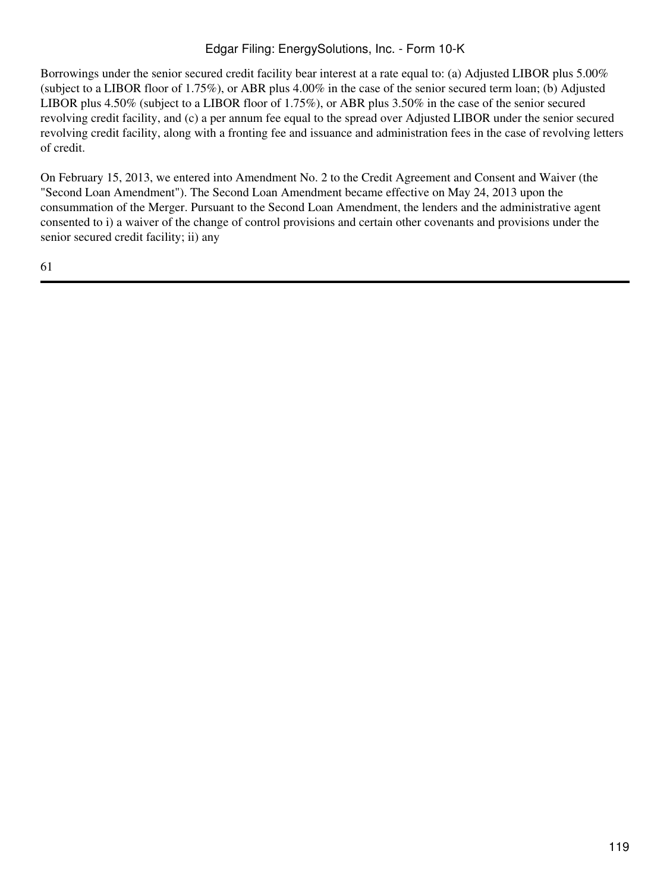Borrowings under the senior secured credit facility bear interest at a rate equal to: (a) Adjusted LIBOR plus 5.00% (subject to a LIBOR floor of 1.75%), or ABR plus 4.00% in the case of the senior secured term loan; (b) Adjusted LIBOR plus 4.50% (subject to a LIBOR floor of 1.75%), or ABR plus 3.50% in the case of the senior secured revolving credit facility, and (c) a per annum fee equal to the spread over Adjusted LIBOR under the senior secured revolving credit facility, along with a fronting fee and issuance and administration fees in the case of revolving letters of credit.

On February 15, 2013, we entered into Amendment No. 2 to the Credit Agreement and Consent and Waiver (the "Second Loan Amendment"). The Second Loan Amendment became effective on May 24, 2013 upon the consummation of the Merger. Pursuant to the Second Loan Amendment, the lenders and the administrative agent consented to i) a waiver of the change of control provisions and certain other covenants and provisions under the senior secured credit facility; ii) any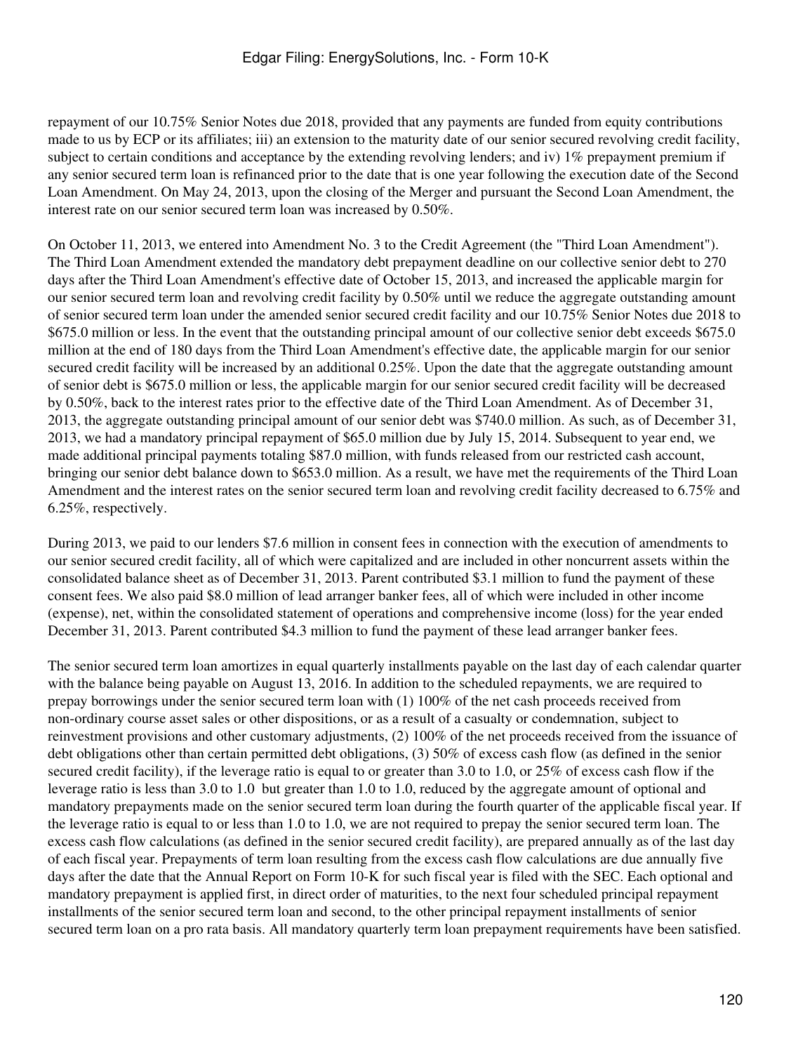repayment of our 10.75% Senior Notes due 2018, provided that any payments are funded from equity contributions made to us by ECP or its affiliates; iii) an extension to the maturity date of our senior secured revolving credit facility, subject to certain conditions and acceptance by the extending revolving lenders; and iv) 1% prepayment premium if any senior secured term loan is refinanced prior to the date that is one year following the execution date of the Second Loan Amendment. On May 24, 2013, upon the closing of the Merger and pursuant the Second Loan Amendment, the interest rate on our senior secured term loan was increased by 0.50%.

On October 11, 2013, we entered into Amendment No. 3 to the Credit Agreement (the "Third Loan Amendment"). The Third Loan Amendment extended the mandatory debt prepayment deadline on our collective senior debt to 270 days after the Third Loan Amendment's effective date of October 15, 2013, and increased the applicable margin for our senior secured term loan and revolving credit facility by 0.50% until we reduce the aggregate outstanding amount of senior secured term loan under the amended senior secured credit facility and our 10.75% Senior Notes due 2018 to $675.0 million or less. In the event that the outstanding principal amount of our collective senior debt exceeds $675.0 million at the end of 180 days from the Third Loan Amendment's effective date, the applicable margin for our senior secured credit facility will be increased by an additional 0.25%. Upon the date that the aggregate outstanding amount of senior debt is $675.0 million or less, the applicable margin for our senior secured credit facility will be decreased by 0.50%, back to the interest rates prior to the effective date of the Third Loan Amendment. As of December 31, 2013, the aggregate outstanding principal amount of our senior debt was $740.0 million. As such, as of December 31, 2013, we had a mandatory principal repayment of $65.0 million due by July 15, 2014. Subsequent to year end, we made additional principal payments totaling $87.0 million, with funds released from our restricted cash account, bringing our senior debt balance down to $653.0 million. As a result, we have met the requirements of the Third Loan Amendment and the interest rates on the senior secured term loan and revolving credit facility decreased to 6.75% and 6.25%, respectively.

During 2013, we paid to our lenders $7.6 million in consent fees in connection with the execution of amendments to our senior secured credit facility, all of which were capitalized and are included in other noncurrent assets within the consolidated balance sheet as of December 31, 2013. Parent contributed $3.1 million to fund the payment of these consent fees. We also paid $8.0 million of lead arranger banker fees, all of which were included in other income (expense), net, within the consolidated statement of operations and comprehensive income (loss) for the year ended December 31, 2013. Parent contributed $4.3 million to fund the payment of these lead arranger banker fees.

The senior secured term loan amortizes in equal quarterly installments payable on the last day of each calendar quarter with the balance being payable on August 13, 2016. In addition to the scheduled repayments, we are required to prepay borrowings under the senior secured term loan with (1) 100% of the net cash proceeds received from non-ordinary course asset sales or other dispositions, or as a result of a casualty or condemnation, subject to reinvestment provisions and other customary adjustments, (2) 100% of the net proceeds received from the issuance of debt obligations other than certain permitted debt obligations, (3) 50% of excess cash flow (as defined in the senior secured credit facility), if the leverage ratio is equal to or greater than 3.0 to 1.0, or 25% of excess cash flow if the leverage ratio is less than 3.0 to 1.0 but greater than 1.0 to 1.0, reduced by the aggregate amount of optional and mandatory prepayments made on the senior secured term loan during the fourth quarter of the applicable fiscal year. If the leverage ratio is equal to or less than 1.0 to 1.0, we are not required to prepay the senior secured term loan. The excess cash flow calculations (as defined in the senior secured credit facility), are prepared annually as of the last day of each fiscal year. Prepayments of term loan resulting from the excess cash flow calculations are due annually five days after the date that the Annual Report on Form 10-K for such fiscal year is filed with the SEC. Each optional and mandatory prepayment is applied first, in direct order of maturities, to the next four scheduled principal repayment installments of the senior secured term loan and second, to the other principal repayment installments of senior secured term loan on a pro rata basis. All mandatory quarterly term loan prepayment requirements have been satisfied.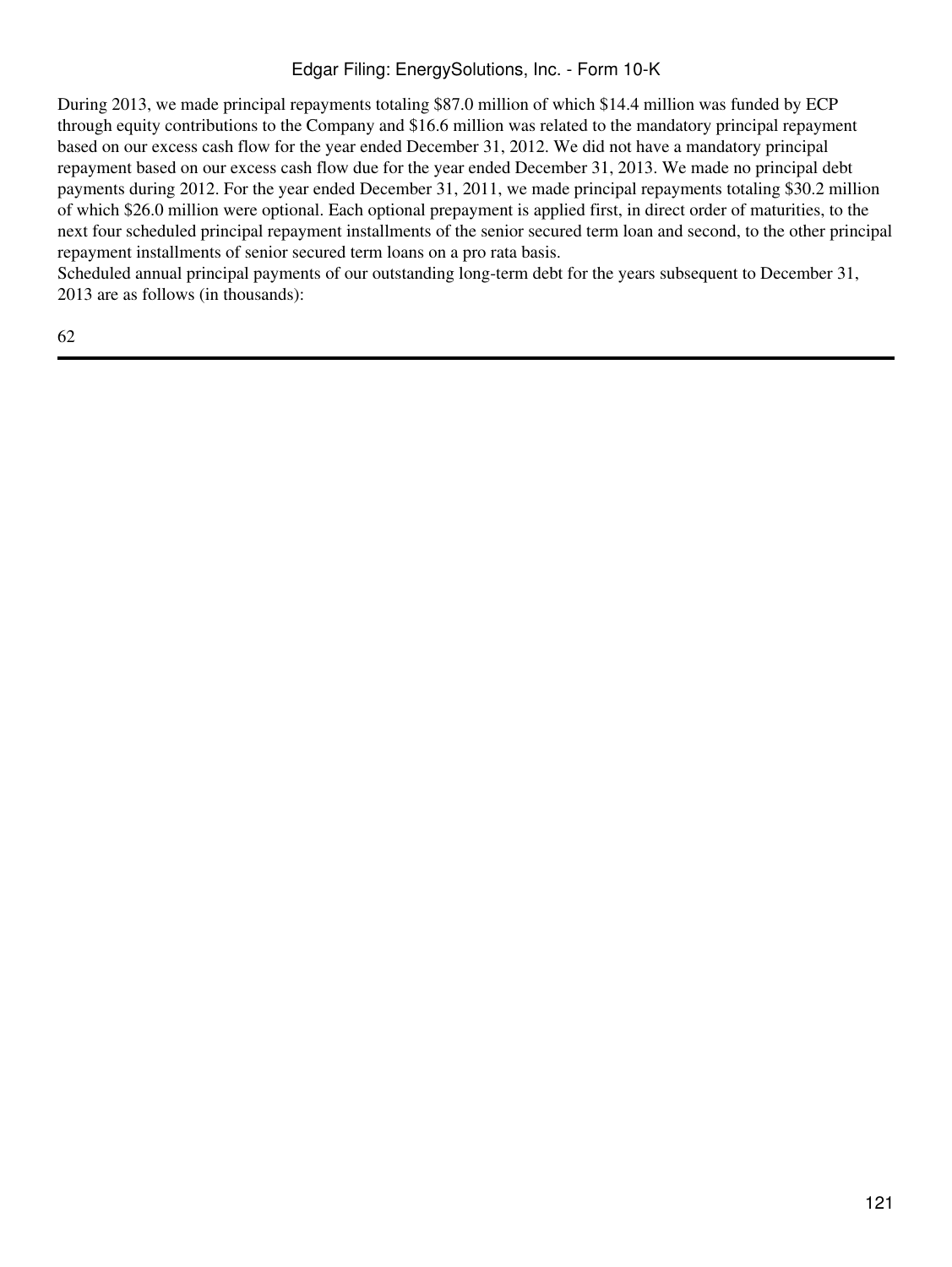During 2013, we made principal repayments totaling $87.0 million of which $14.4 million was funded by ECP through equity contributions to the Company and $16.6 million was related to the mandatory principal repayment based on our excess cash flow for the year ended December 31, 2012. We did not have a mandatory principal repayment based on our excess cash flow due for the year ended December 31, 2013. We made no principal debt payments during 2012. For the year ended December 31, 2011, we made principal repayments totaling $30.2 million of which $26.0 million were optional. Each optional prepayment is applied first, in direct order of maturities, to the next four scheduled principal repayment installments of the senior secured term loan and second, to the other principal repayment installments of senior secured term loans on a pro rata basis.

Scheduled annual principal payments of our outstanding long-term debt for the years subsequent to December 31, 2013 are as follows (in thousands):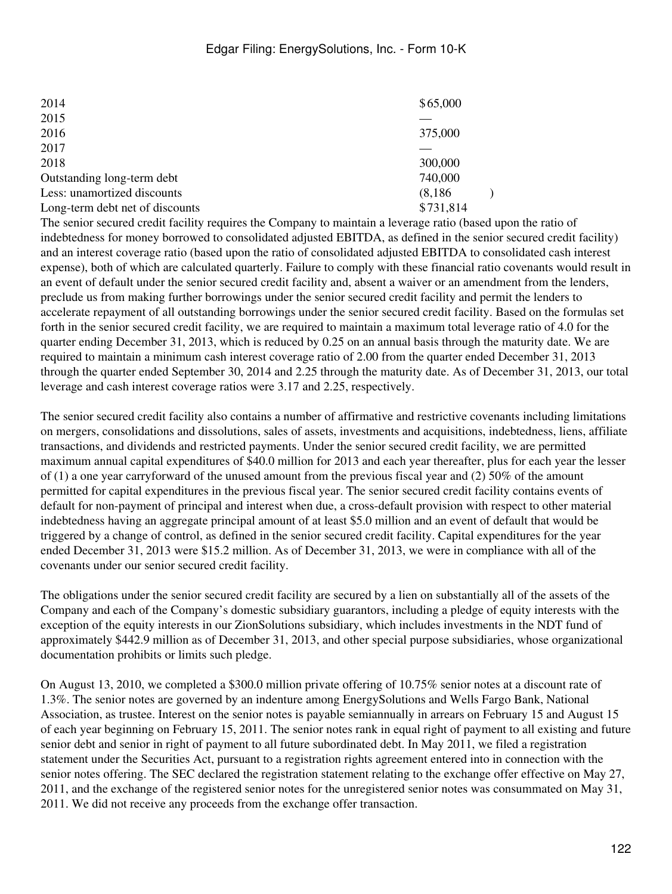| | |
|---|---|
| 2014 | $65,000 |
| 2015 | — |
| 2016 | 375,000 |
| 2017 | — |
| 2018 | 300,000 |
| Outstanding long-term debt | 740,000 |
| Less: unamortized discounts | (8,186 ) |
| Long-term debt net of discounts | $731,814 |

The senior secured credit facility requires the Company to maintain a leverage ratio (based upon the ratio of indebtedness for money borrowed to consolidated adjusted EBITDA, as defined in the senior secured credit facility) and an interest coverage ratio (based upon the ratio of consolidated adjusted EBITDA to consolidated cash interest expense), both of which are calculated quarterly. Failure to comply with these financial ratio covenants would result in an event of default under the senior secured credit facility and, absent a waiver or an amendment from the lenders, preclude us from making further borrowings under the senior secured credit facility and permit the lenders to accelerate repayment of all outstanding borrowings under the senior secured credit facility. Based on the formulas set forth in the senior secured credit facility, we are required to maintain a maximum total leverage ratio of 4.0 for the quarter ending December 31, 2013, which is reduced by 0.25 on an annual basis through the maturity date. We are required to maintain a minimum cash interest coverage ratio of 2.00 from the quarter ended December 31, 2013 through the quarter ended September 30, 2014 and 2.25 through the maturity date. As of December 31, 2013, our total leverage and cash interest coverage ratios were 3.17 and 2.25, respectively.

The senior secured credit facility also contains a number of affirmative and restrictive covenants including limitations on mergers, consolidations and dissolutions, sales of assets, investments and acquisitions, indebtedness, liens, affiliate transactions, and dividends and restricted payments. Under the senior secured credit facility, we are permitted maximum annual capital expenditures of $40.0 million for 2013 and each year thereafter, plus for each year the lesser of (1) a one year carryforward of the unused amount from the previous fiscal year and (2) 50% of the amount permitted for capital expenditures in the previous fiscal year. The senior secured credit facility contains events of default for non-payment of principal and interest when due, a cross-default provision with respect to other material indebtedness having an aggregate principal amount of at least $5.0 million and an event of default that would be triggered by a change of control, as defined in the senior secured credit facility. Capital expenditures for the year ended December 31, 2013 were $15.2 million. As of December 31, 2013, we were in compliance with all of the covenants under our senior secured credit facility.

The obligations under the senior secured credit facility are secured by a lien on substantially all of the assets of the Company and each of the Company's domestic subsidiary guarantors, including a pledge of equity interests with the exception of the equity interests in our ZionSolutions subsidiary, which includes investments in the NDT fund of approximately $442.9 million as of December 31, 2013, and other special purpose subsidiaries, whose organizational documentation prohibits or limits such pledge.

On August 13, 2010, we completed a $300.0 million private offering of 10.75% senior notes at a discount rate of 1.3%. The senior notes are governed by an indenture among EnergySolutions and Wells Fargo Bank, National Association, as trustee. Interest on the senior notes is payable semiannually in arrears on February 15 and August 15 of each year beginning on February 15, 2011. The senior notes rank in equal right of payment to all existing and future senior debt and senior in right of payment to all future subordinated debt. In May 2011, we filed a registration statement under the Securities Act, pursuant to a registration rights agreement entered into in connection with the senior notes offering. The SEC declared the registration statement relating to the exchange offer effective on May 27, 2011, and the exchange of the registered senior notes for the unregistered senior notes was consummated on May 31, 2011. We did not receive any proceeds from the exchange offer transaction.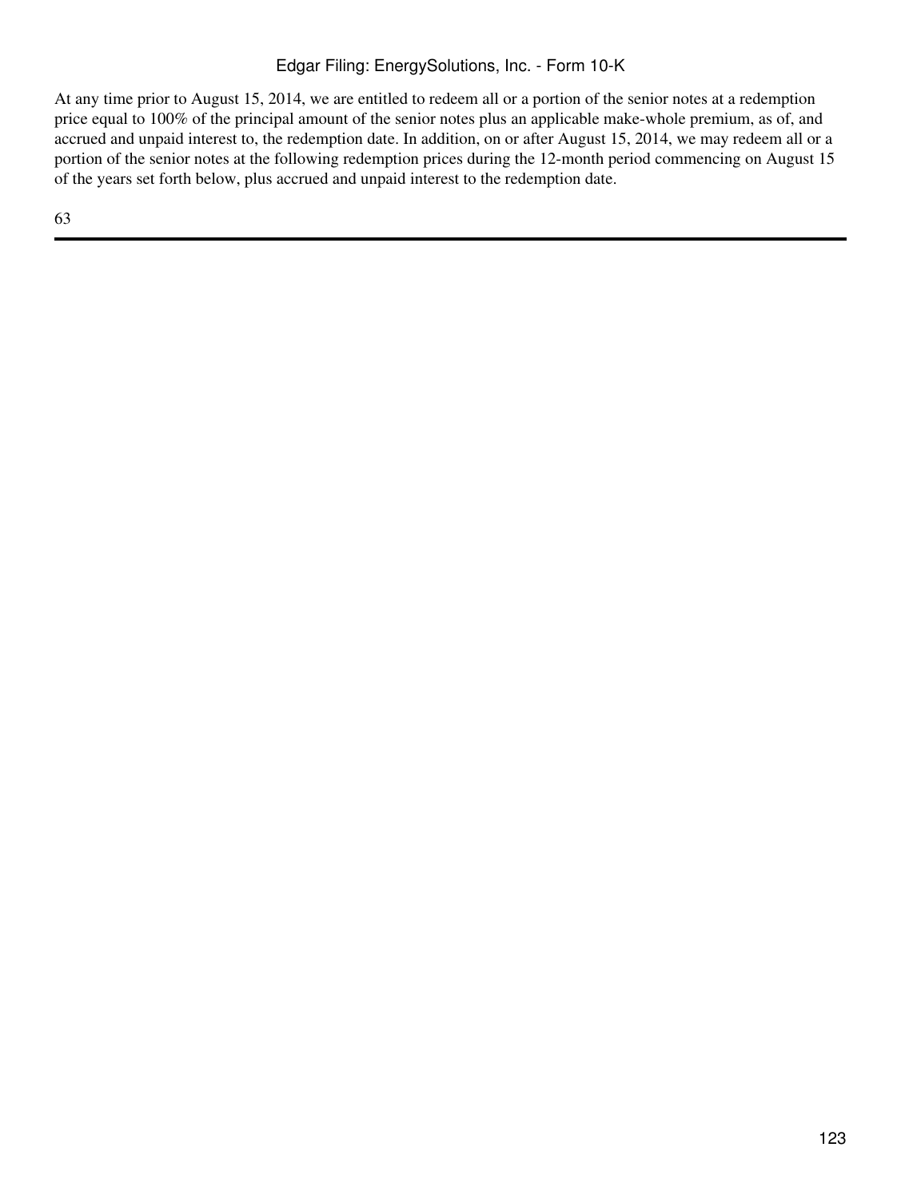At any time prior to August 15, 2014, we are entitled to redeem all or a portion of the senior notes at a redemption price equal to 100% of the principal amount of the senior notes plus an applicable make-whole premium, as of, and accrued and unpaid interest to, the redemption date. In addition, on or after August 15, 2014, we may redeem all or a portion of the senior notes at the following redemption prices during the 12-month period commencing on August 15 of the years set forth below, plus accrued and unpaid interest to the redemption date.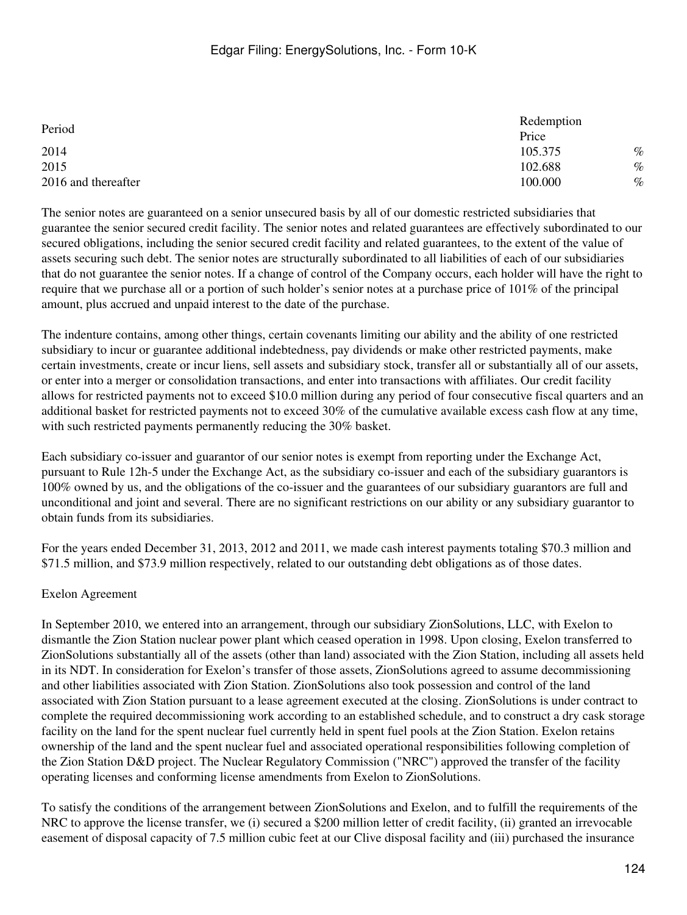| Period | Redemption Price | |
|---|---|---|
| 2014 | 105.375 | % |
| 2015 | 102.688 | % |
| 2016 and thereafter | 100.000 | % |

The senior notes are guaranteed on a senior unsecured basis by all of our domestic restricted subsidiaries that guarantee the senior secured credit facility. The senior notes and related guarantees are effectively subordinated to our secured obligations, including the senior secured credit facility and related guarantees, to the extent of the value of assets securing such debt. The senior notes are structurally subordinated to all liabilities of each of our subsidiaries that do not guarantee the senior notes. If a change of control of the Company occurs, each holder will have the right to require that we purchase all or a portion of such holder's senior notes at a purchase price of 101% of the principal amount, plus accrued and unpaid interest to the date of the purchase.

The indenture contains, among other things, certain covenants limiting our ability and the ability of one restricted subsidiary to incur or guarantee additional indebtedness, pay dividends or make other restricted payments, make certain investments, create or incur liens, sell assets and subsidiary stock, transfer all or substantially all of our assets, or enter into a merger or consolidation transactions, and enter into transactions with affiliates. Our credit facility allows for restricted payments not to exceed $10.0 million during any period of four consecutive fiscal quarters and an additional basket for restricted payments not to exceed 30% of the cumulative available excess cash flow at any time, with such restricted payments permanently reducing the 30% basket.

Each subsidiary co-issuer and guarantor of our senior notes is exempt from reporting under the Exchange Act, pursuant to Rule 12h-5 under the Exchange Act, as the subsidiary co-issuer and each of the subsidiary guarantors is 100% owned by us, and the obligations of the co-issuer and the guarantees of our subsidiary guarantors are full and unconditional and joint and several. There are no significant restrictions on our ability or any subsidiary guarantor to obtain funds from its subsidiaries.

For the years ended December 31, 2013, 2012 and 2011, we made cash interest payments totaling $70.3 million and $71.5 million, and $73.9 million respectively, related to our outstanding debt obligations as of those dates.

Exelon Agreement

In September 2010, we entered into an arrangement, through our subsidiary ZionSolutions, LLC, with Exelon to dismantle the Zion Station nuclear power plant which ceased operation in 1998. Upon closing, Exelon transferred to ZionSolutions substantially all of the assets (other than land) associated with the Zion Station, including all assets held in its NDT. In consideration for Exelon's transfer of those assets, ZionSolutions agreed to assume decommissioning and other liabilities associated with Zion Station. ZionSolutions also took possession and control of the land associated with Zion Station pursuant to a lease agreement executed at the closing. ZionSolutions is under contract to complete the required decommissioning work according to an established schedule, and to construct a dry cask storage facility on the land for the spent nuclear fuel currently held in spent fuel pools at the Zion Station. Exelon retains ownership of the land and the spent nuclear fuel and associated operational responsibilities following completion of the Zion Station D&D project. The Nuclear Regulatory Commission ("NRC") approved the transfer of the facility operating licenses and conforming license amendments from Exelon to ZionSolutions.

To satisfy the conditions of the arrangement between ZionSolutions and Exelon, and to fulfill the requirements of the NRC to approve the license transfer, we (i) secured a $200 million letter of credit facility, (ii) granted an irrevocable easement of disposal capacity of 7.5 million cubic feet at our Clive disposal facility and (iii) purchased the insurance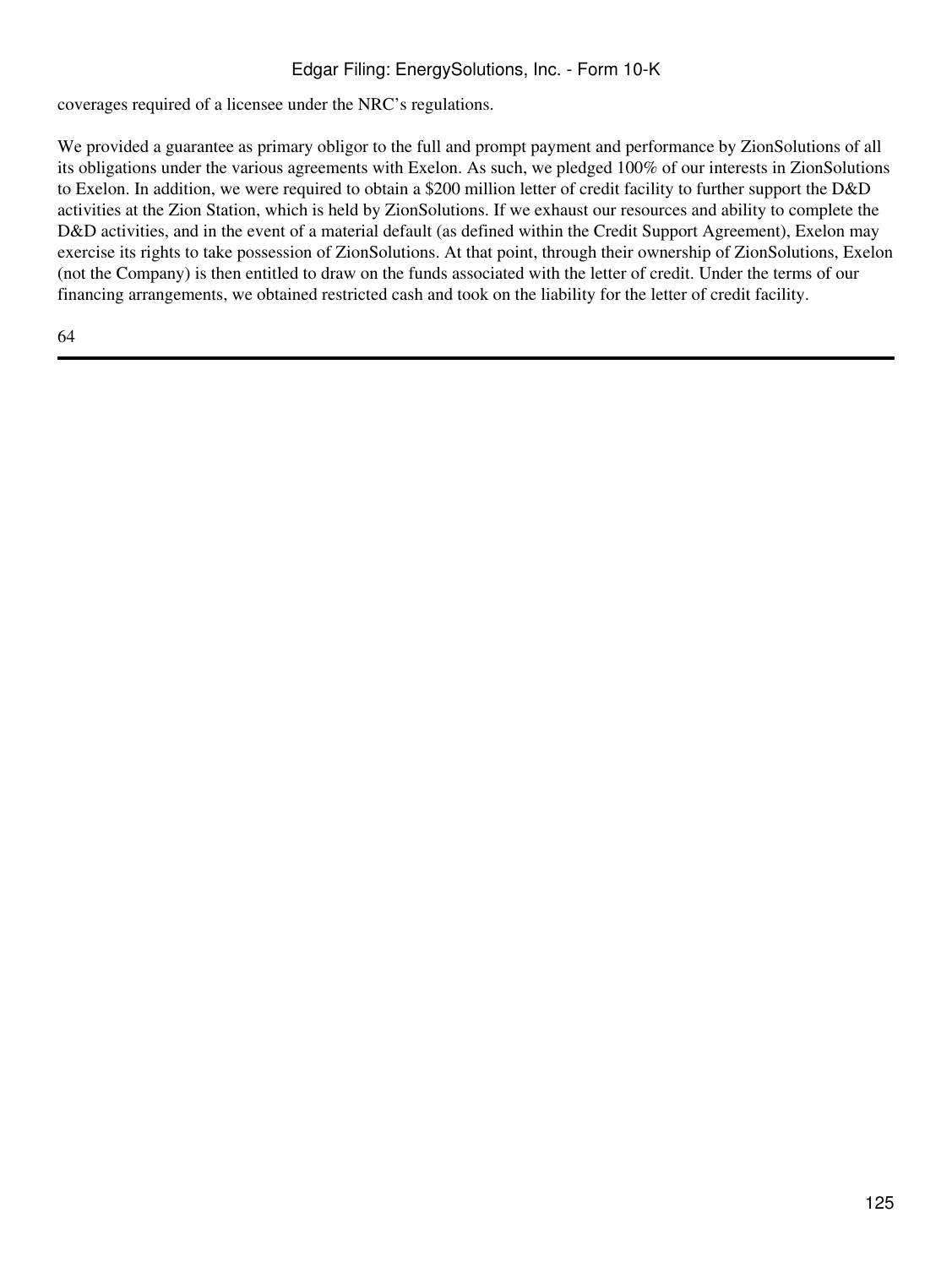coverages required of a licensee under the NRC's regulations.

We provided a guarantee as primary obligor to the full and prompt payment and performance by ZionSolutions of all its obligations under the various agreements with Exelon. As such, we pledged 100% of our interests in ZionSolutions to Exelon. In addition, we were required to obtain a $200 million letter of credit facility to further support the D&D activities at the Zion Station, which is held by ZionSolutions. If we exhaust our resources and ability to complete the D&D activities, and in the event of a material default (as defined within the Credit Support Agreement), Exelon may exercise its rights to take possession of ZionSolutions. At that point, through their ownership of ZionSolutions, Exelon (not the Company) is then entitled to draw on the funds associated with the letter of credit. Under the terms of our financing arrangements, we obtained restricted cash and took on the liability for the letter of credit facility.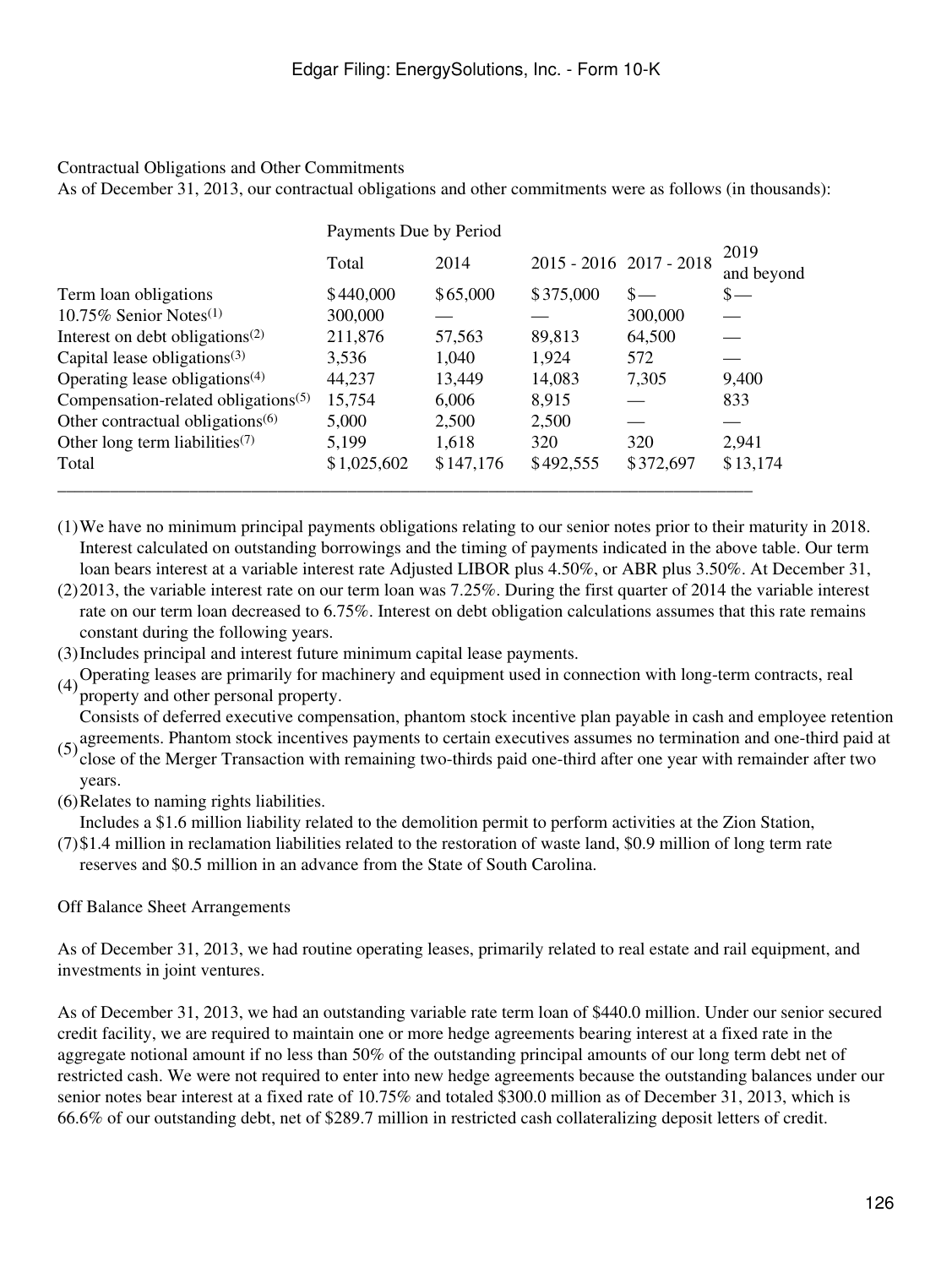Contractual Obligations and Other Commitments

As of December 31, 2013, our contractual obligations and other commitments were as follows (in thousands):

| | Payments Due by Period | | | | |
|---|---|---|---|---|---|
| | Total | 2014 | 2015 - 2016 | 2017 - 2018 | 2019 and beyond |
| Term loan obligations | $440,000 | $65,000 | $375,000 | $— | $— |
| 10.75% Senior Notes[1] | 300,000 | — | — | 300,000 | — |
| Interest on debt obligations[2] | 211,876 | 57,563 | 89,813 | 64,500 | — |
| Capital lease obligations[3] | 3,536 | 1,040 | 1,924 | 572 | — |
| Operating lease obligations[4] | 44,237 | 13,449 | 14,083 | 7,305 | 9,400 |
| Compensation-related obligations[5] | 15,754 | 6,006 | 8,915 | — | 833 |
| Other contractual obligations[6] | 5,000 | 2,500 | 2,500 | — | — |
| Other long term liabilities[7] | 5,199 | 1,618 | 320 | 320 | 2,941 |
| Total | $1,025,602 | $147,176 | $492,555 | $372,697 | $13,174 |

(1) We have no minimum principal payments obligations relating to our senior notes prior to their maturity in 2018.

(2) Interest calculated on outstanding borrowings and the timing of payments indicated in the above table. Our term loan bears interest at a variable interest rate Adjusted LIBOR plus 4.50%, or ABR plus 3.50%. At December 31, 2013, the variable interest rate on our term loan was 7.25%. During the first quarter of 2014 the variable interest rate on our term loan decreased to 6.75%. Interest on debt obligation calculations assumes that this rate remains constant during the following years.

(3) Includes principal and interest future minimum capital lease payments.

(4) Operating leases are primarily for machinery and equipment used in connection with long-term contracts, real property and other personal property.

(5) Consists of deferred executive compensation, phantom stock incentive plan payable in cash and employee retention agreements. Phantom stock incentives payments to certain executives assumes no termination and one-third paid at close of the Merger Transaction with remaining two-thirds paid one-third after one year with remainder after two years.

(6) Relates to naming rights liabilities.

(7) Includes a $1.6 million liability related to the demolition permit to perform activities at the Zion Station, $1.4 million in reclamation liabilities related to the restoration of waste land, $0.9 million of long term rate reserves and $0.5 million in an advance from the State of South Carolina.

Off Balance Sheet Arrangements

As of December 31, 2013, we had routine operating leases, primarily related to real estate and rail equipment, and investments in joint ventures.

As of December 31, 2013, we had an outstanding variable rate term loan of $440.0 million. Under our senior secured credit facility, we are required to maintain one or more hedge agreements bearing interest at a fixed rate in the aggregate notional amount if no less than 50% of the outstanding principal amounts of our long term debt net of restricted cash. We were not required to enter into new hedge agreements because the outstanding balances under our senior notes bear interest at a fixed rate of 10.75% and totaled $300.0 million as of December 31, 2013, which is 66.6% of our outstanding debt, net of $289.7 million in restricted cash collateralizing deposit letters of credit.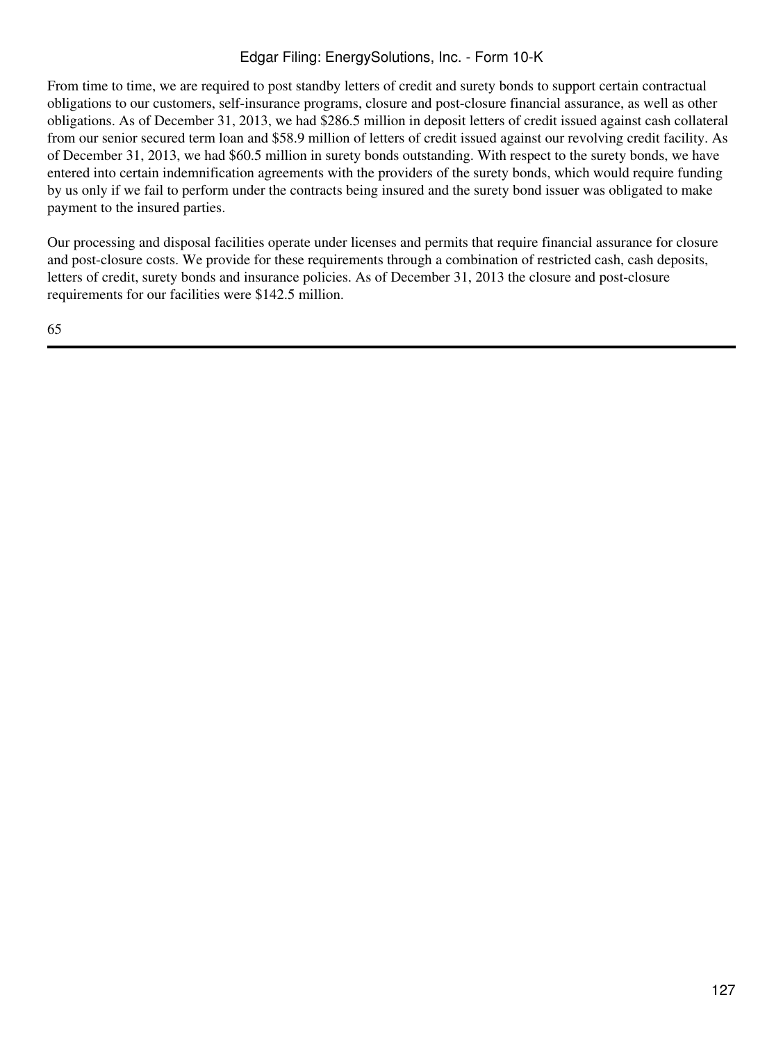From time to time, we are required to post standby letters of credit and surety bonds to support certain contractual obligations to our customers, self-insurance programs, closure and post-closure financial assurance, as well as other obligations. As of December 31, 2013, we had $286.5 million in deposit letters of credit issued against cash collateral from our senior secured term loan and $58.9 million of letters of credit issued against our revolving credit facility. As of December 31, 2013, we had $60.5 million in surety bonds outstanding. With respect to the surety bonds, we have entered into certain indemnification agreements with the providers of the surety bonds, which would require funding by us only if we fail to perform under the contracts being insured and the surety bond issuer was obligated to make payment to the insured parties.

Our processing and disposal facilities operate under licenses and permits that require financial assurance for closure and post-closure costs. We provide for these requirements through a combination of restricted cash, cash deposits, letters of credit, surety bonds and insurance policies. As of December 31, 2013 the closure and post-closure requirements for our facilities were $142.5 million.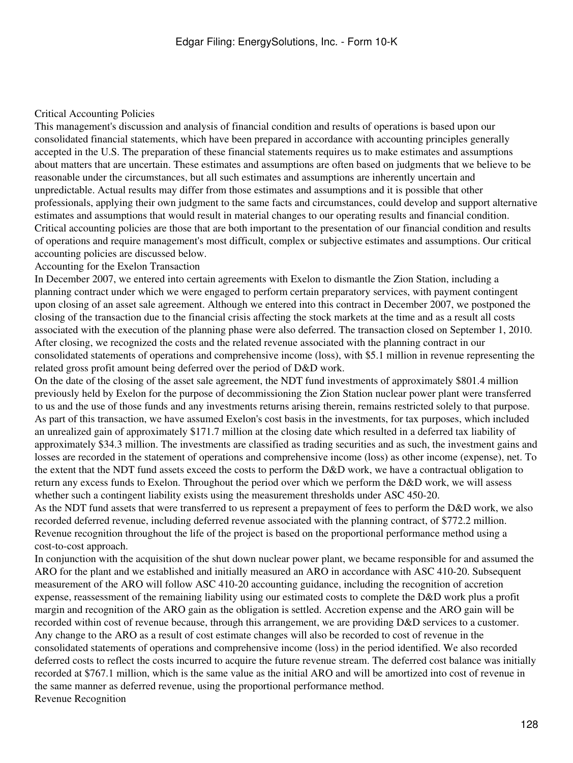## Critical Accounting Policies

This management's discussion and analysis of financial condition and results of operations is based upon our consolidated financial statements, which have been prepared in accordance with accounting principles generally accepted in the U.S. The preparation of these financial statements requires us to make estimates and assumptions about matters that are uncertain. These estimates and assumptions are often based on judgments that we believe to be reasonable under the circumstances, but all such estimates and assumptions are inherently uncertain and unpredictable. Actual results may differ from those estimates and assumptions and it is possible that other professionals, applying their own judgment to the same facts and circumstances, could develop and support alternative estimates and assumptions that would result in material changes to our operating results and financial condition. Critical accounting policies are those that are both important to the presentation of our financial condition and results of operations and require management's most difficult, complex or subjective estimates and assumptions. Our critical accounting policies are discussed below.

### Accounting for the Exelon Transaction

In December 2007, we entered into certain agreements with Exelon to dismantle the Zion Station, including a planning contract under which we were engaged to perform certain preparatory services, with payment contingent upon closing of an asset sale agreement. Although we entered into this contract in December 2007, we postponed the closing of the transaction due to the financial crisis affecting the stock markets at the time and as a result all costs associated with the execution of the planning phase were also deferred. The transaction closed on September 1, 2010. After closing, we recognized the costs and the related revenue associated with the planning contract in our consolidated statements of operations and comprehensive income (loss), with $5.1 million in revenue representing the related gross profit amount being deferred over the period of D&D work.

On the date of the closing of the asset sale agreement, the NDT fund investments of approximately $801.4 million previously held by Exelon for the purpose of decommissioning the Zion Station nuclear power plant were transferred to us and the use of those funds and any investments returns arising therein, remains restricted solely to that purpose. As part of this transaction, we have assumed Exelon's cost basis in the investments, for tax purposes, which included an unrealized gain of approximately $171.7 million at the closing date which resulted in a deferred tax liability of approximately $34.3 million. The investments are classified as trading securities and as such, the investment gains and losses are recorded in the statement of operations and comprehensive income (loss) as other income (expense), net. To the extent that the NDT fund assets exceed the costs to perform the D&D work, we have a contractual obligation to return any excess funds to Exelon. Throughout the period over which we perform the D&D work, we will assess whether such a contingent liability exists using the measurement thresholds under ASC 450-20.

As the NDT fund assets that were transferred to us represent a prepayment of fees to perform the D&D work, we also recorded deferred revenue, including deferred revenue associated with the planning contract, of $772.2 million. Revenue recognition throughout the life of the project is based on the proportional performance method using a cost-to-cost approach.

In conjunction with the acquisition of the shut down nuclear power plant, we became responsible for and assumed the ARO for the plant and we established and initially measured an ARO in accordance with ASC 410-20. Subsequent measurement of the ARO will follow ASC 410-20 accounting guidance, including the recognition of accretion expense, reassessment of the remaining liability using our estimated costs to complete the D&D work plus a profit margin and recognition of the ARO gain as the obligation is settled. Accretion expense and the ARO gain will be recorded within cost of revenue because, through this arrangement, we are providing D&D services to a customer. Any change to the ARO as a result of cost estimate changes will also be recorded to cost of revenue in the consolidated statements of operations and comprehensive income (loss) in the period identified. We also recorded deferred costs to reflect the costs incurred to acquire the future revenue stream. The deferred cost balance was initially recorded at $767.1 million, which is the same value as the initial ARO and will be amortized into cost of revenue in the same manner as deferred revenue, using the proportional performance method.

### Revenue Recognition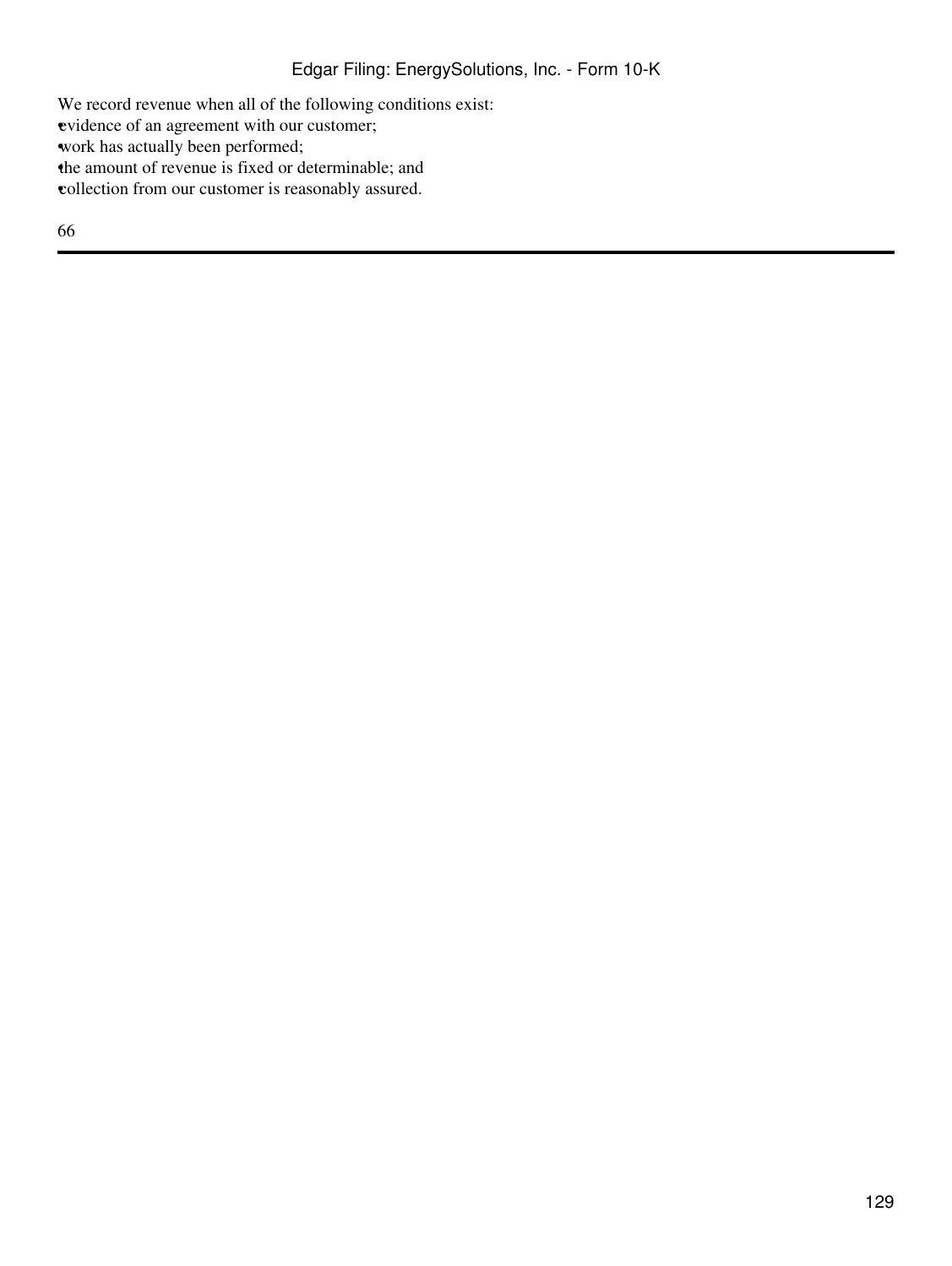We record revenue when all of the following conditions exist:

- evidence of an agreement with our customer;
- work has actually been performed;
- the amount of revenue is fixed or determinable; and
- collection from our customer is reasonably assured.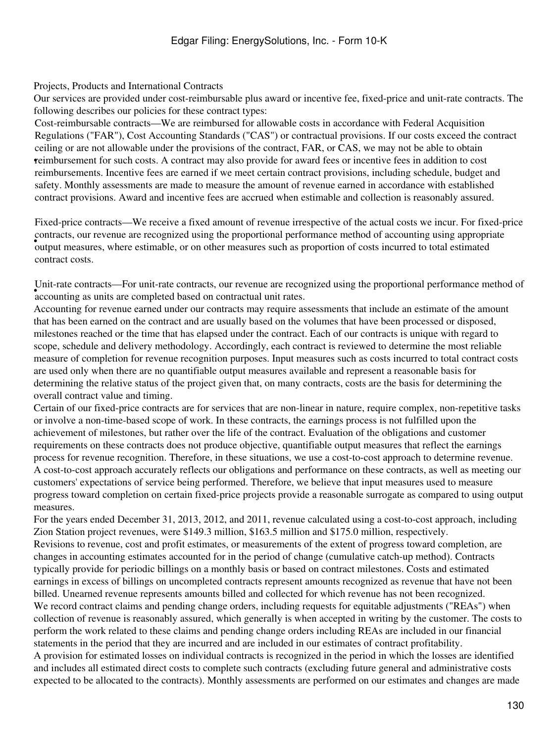Projects, Products and International Contracts

Our services are provided under cost-reimbursable plus award or incentive fee, fixed-price and unit-rate contracts. The following describes our policies for these contract types:

- Cost-reimbursable contracts—We are reimbursed for allowable costs in accordance with Federal Acquisition Regulations ("FAR"), Cost Accounting Standards ("CAS") or contractual provisions. If our costs exceed the contract ceiling or are not allowable under the provisions of the contract, FAR, or CAS, we may not be able to obtain reimbursement for such costs. A contract may also provide for award fees or incentive fees in addition to cost reimbursements. Incentive fees are earned if we meet certain contract provisions, including schedule, budget and safety. Monthly assessments are made to measure the amount of revenue earned in accordance with established contract provisions. Award and incentive fees are accrued when estimable and collection is reasonably assured.

- Fixed-price contracts—We receive a fixed amount of revenue irrespective of the actual costs we incur. For fixed-price contracts, our revenue are recognized using the proportional performance method of accounting using appropriate output measures, where estimable, or on other measures such as proportion of costs incurred to total estimated contract costs.

- Unit-rate contracts—For unit-rate contracts, our revenue are recognized using the proportional performance method of accounting as units are completed based on contractual unit rates.

Accounting for revenue earned under our contracts may require assessments that include an estimate of the amount that has been earned on the contract and are usually based on the volumes that have been processed or disposed, milestones reached or the time that has elapsed under the contract. Each of our contracts is unique with regard to scope, schedule and delivery methodology. Accordingly, each contract is reviewed to determine the most reliable measure of completion for revenue recognition purposes. Input measures such as costs incurred to total contract costs are used only when there are no quantifiable output measures available and represent a reasonable basis for determining the relative status of the project given that, on many contracts, costs are the basis for determining the overall contract value and timing.

Certain of our fixed-price contracts are for services that are non-linear in nature, require complex, non-repetitive tasks or involve a non-time-based scope of work. In these contracts, the earnings process is not fulfilled upon the achievement of milestones, but rather over the life of the contract. Evaluation of the obligations and customer requirements on these contracts does not produce objective, quantifiable output measures that reflect the earnings process for revenue recognition. Therefore, in these situations, we use a cost-to-cost approach to determine revenue. A cost-to-cost approach accurately reflects our obligations and performance on these contracts, as well as meeting our customers' expectations of service being performed. Therefore, we believe that input measures used to measure progress toward completion on certain fixed-price projects provide a reasonable surrogate as compared to using output measures.

For the years ended December 31, 2013, 2012, and 2011, revenue calculated using a cost-to-cost approach, including Zion Station project revenues, were $149.3 million, $163.5 million and $175.0 million, respectively.

Revisions to revenue, cost and profit estimates, or measurements of the extent of progress toward completion, are changes in accounting estimates accounted for in the period of change (cumulative catch-up method). Contracts typically provide for periodic billings on a monthly basis or based on contract milestones. Costs and estimated earnings in excess of billings on uncompleted contracts represent amounts recognized as revenue that have not been billed. Unearned revenue represents amounts billed and collected for which revenue has not been recognized.

We record contract claims and pending change orders, including requests for equitable adjustments ("REAs") when collection of revenue is reasonably assured, which generally is when accepted in writing by the customer. The costs to perform the work related to these claims and pending change orders including REAs are included in our financial statements in the period that they are incurred and are included in our estimates of contract profitability.

A provision for estimated losses on individual contracts is recognized in the period in which the losses are identified and includes all estimated direct costs to complete such contracts (excluding future general and administrative costs expected to be allocated to the contracts). Monthly assessments are performed on our estimates and changes are made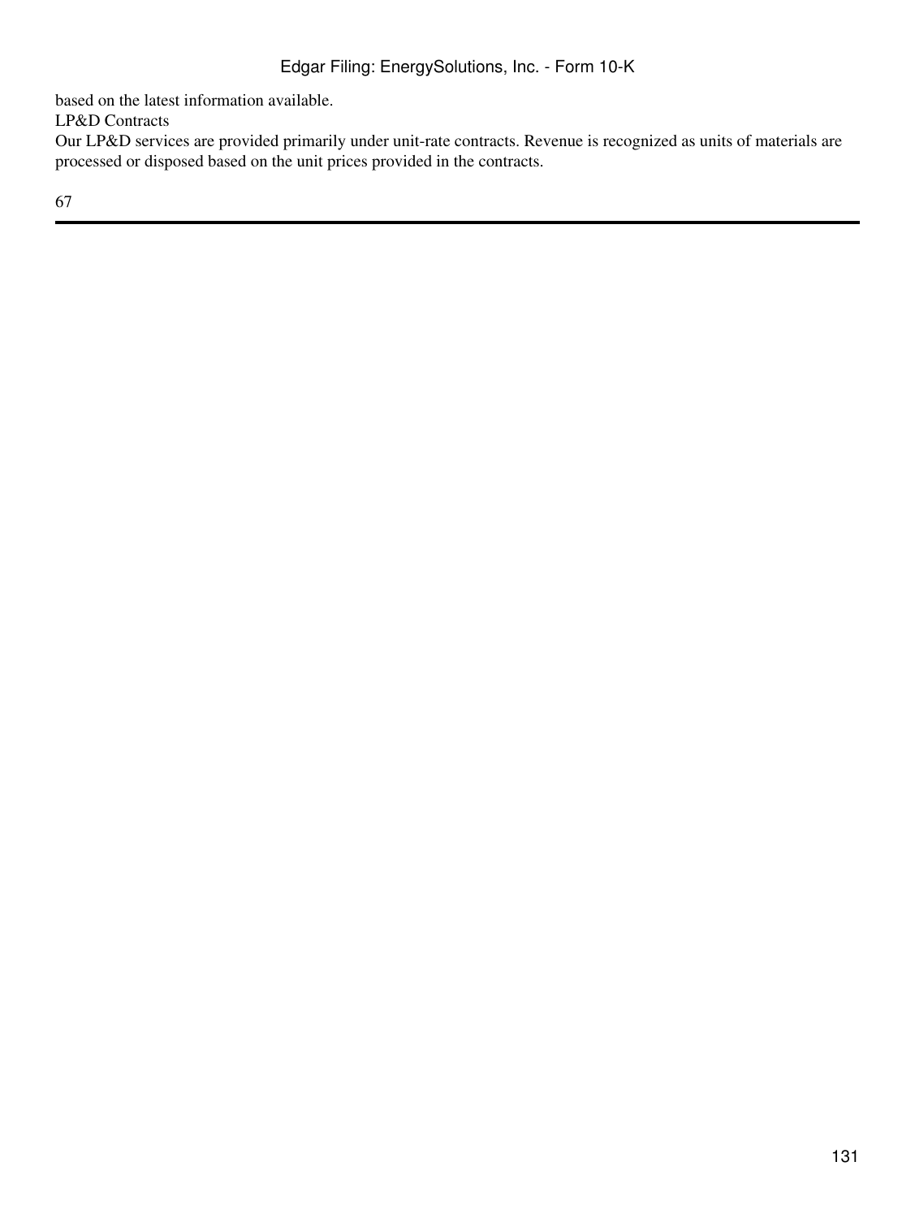based on the latest information available.

LP&D Contracts

Our LP&D services are provided primarily under unit-rate contracts. Revenue is recognized as units of materials are processed or disposed based on the unit prices provided in the contracts.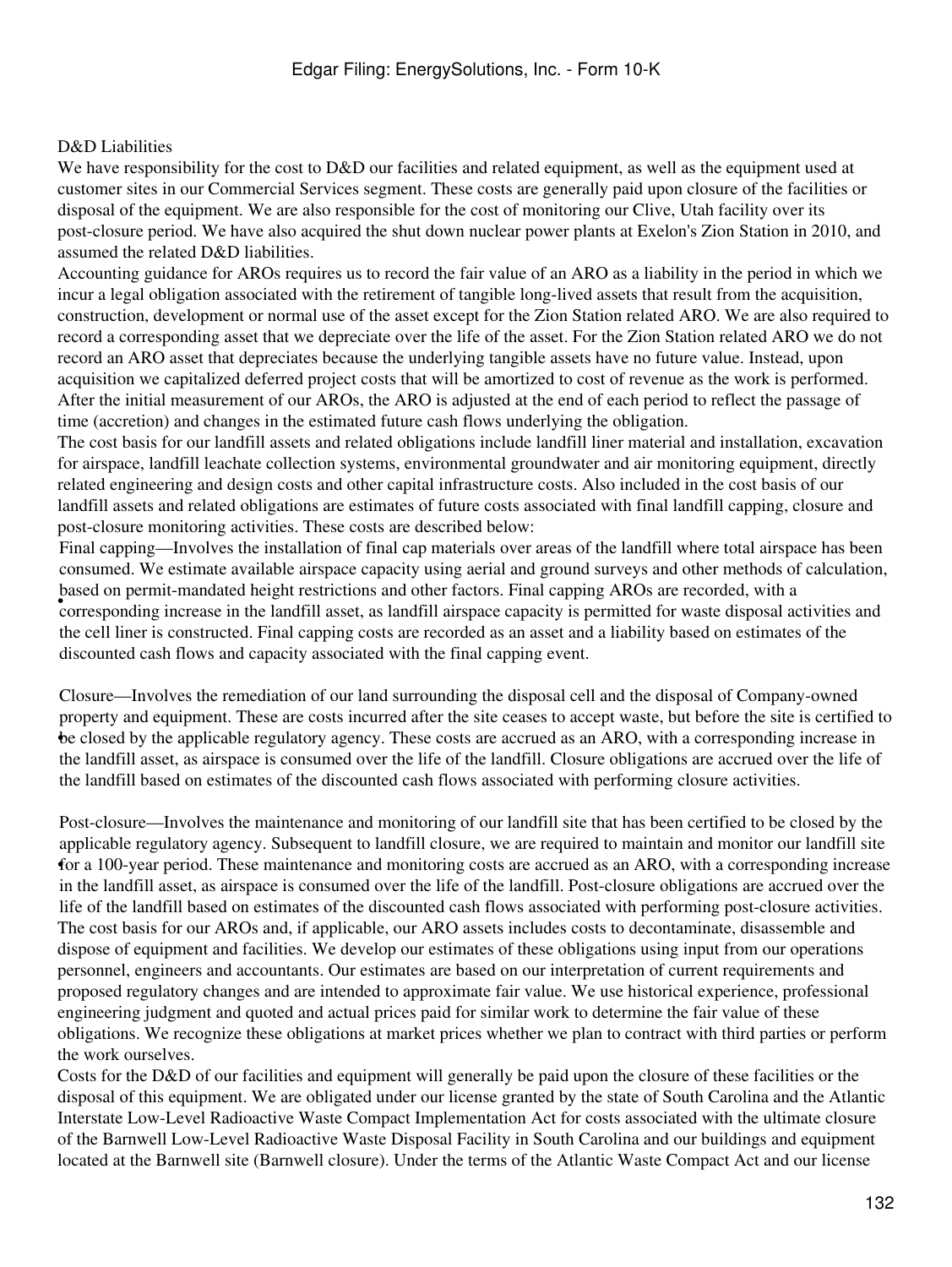D&D Liabilities

We have responsibility for the cost to D&D our facilities and related equipment, as well as the equipment used at customer sites in our Commercial Services segment. These costs are generally paid upon closure of the facilities or disposal of the equipment. We are also responsible for the cost of monitoring our Clive, Utah facility over its post-closure period. We have also acquired the shut down nuclear power plants at Exelon's Zion Station in 2010, and assumed the related D&D liabilities.

Accounting guidance for AROs requires us to record the fair value of an ARO as a liability in the period in which we incur a legal obligation associated with the retirement of tangible long-lived assets that result from the acquisition, construction, development or normal use of the asset except for the Zion Station related ARO. We are also required to record a corresponding asset that we depreciate over the life of the asset. For the Zion Station related ARO we do not record an ARO asset that depreciates because the underlying tangible assets have no future value. Instead, upon acquisition we capitalized deferred project costs that will be amortized to cost of revenue as the work is performed. After the initial measurement of our AROs, the ARO is adjusted at the end of each period to reflect the passage of time (accretion) and changes in the estimated future cash flows underlying the obligation.

The cost basis for our landfill assets and related obligations include landfill liner material and installation, excavation for airspace, landfill leachate collection systems, environmental groundwater and air monitoring equipment, directly related engineering and design costs and other capital infrastructure costs. Also included in the cost basis of our landfill assets and related obligations are estimates of future costs associated with final landfill capping, closure and post-closure monitoring activities. These costs are described below:

- Final capping—Involves the installation of final cap materials over areas of the landfill where total airspace has been consumed. We estimate available airspace capacity using aerial and ground surveys and other methods of calculation, based on permit-mandated height restrictions and other factors. Final capping AROs are recorded, with a corresponding increase in the landfill asset, as landfill airspace capacity is permitted for waste disposal activities and the cell liner is constructed. Final capping costs are recorded as an asset and a liability based on estimates of the discounted cash flows and capacity associated with the final capping event.

- Closure—Involves the remediation of our land surrounding the disposal cell and the disposal of Company-owned property and equipment. These are costs incurred after the site ceases to accept waste, but before the site is certified to be closed by the applicable regulatory agency. These costs are accrued as an ARO, with a corresponding increase in the landfill asset, as airspace is consumed over the life of the landfill. Closure obligations are accrued over the life of the landfill based on estimates of the discounted cash flows associated with performing closure activities.

- Post-closure—Involves the maintenance and monitoring of our landfill site that has been certified to be closed by the applicable regulatory agency. Subsequent to landfill closure, we are required to maintain and monitor our landfill site for a 100-year period. These maintenance and monitoring costs are accrued as an ARO, with a corresponding increase in the landfill asset, as airspace is consumed over the life of the landfill. Post-closure obligations are accrued over the life of the landfill based on estimates of the discounted cash flows associated with performing post-closure activities.

The cost basis for our AROs and, if applicable, our ARO assets includes costs to decontaminate, disassemble and dispose of equipment and facilities. We develop our estimates of these obligations using input from our operations personnel, engineers and accountants. Our estimates are based on our interpretation of current requirements and proposed regulatory changes and are intended to approximate fair value. We use historical experience, professional engineering judgment and quoted and actual prices paid for similar work to determine the fair value of these obligations. We recognize these obligations at market prices whether we plan to contract with third parties or perform the work ourselves.

Costs for the D&D of our facilities and equipment will generally be paid upon the closure of these facilities or the disposal of this equipment. We are obligated under our license granted by the state of South Carolina and the Atlantic Interstate Low-Level Radioactive Waste Compact Implementation Act for costs associated with the ultimate closure of the Barnwell Low-Level Radioactive Waste Disposal Facility in South Carolina and our buildings and equipment located at the Barnwell site (Barnwell closure). Under the terms of the Atlantic Waste Compact Act and our license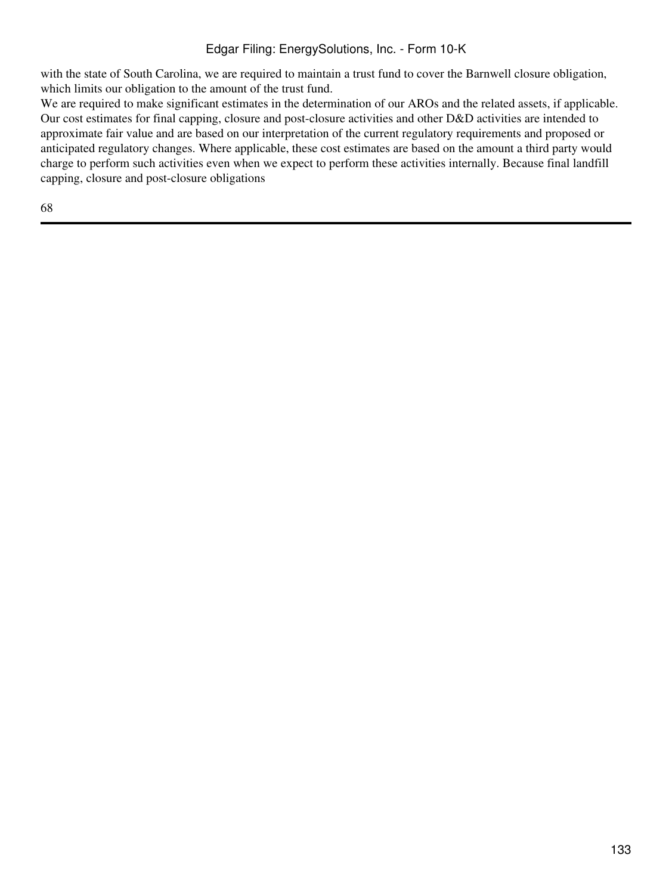with the state of South Carolina, we are required to maintain a trust fund to cover the Barnwell closure obligation, which limits our obligation to the amount of the trust fund.

We are required to make significant estimates in the determination of our AROs and the related assets, if applicable. Our cost estimates for final capping, closure and post-closure activities and other D&D activities are intended to approximate fair value and are based on our interpretation of the current regulatory requirements and proposed or anticipated regulatory changes. Where applicable, these cost estimates are based on the amount a third party would charge to perform such activities even when we expect to perform these activities internally. Because final landfill capping, closure and post-closure obligations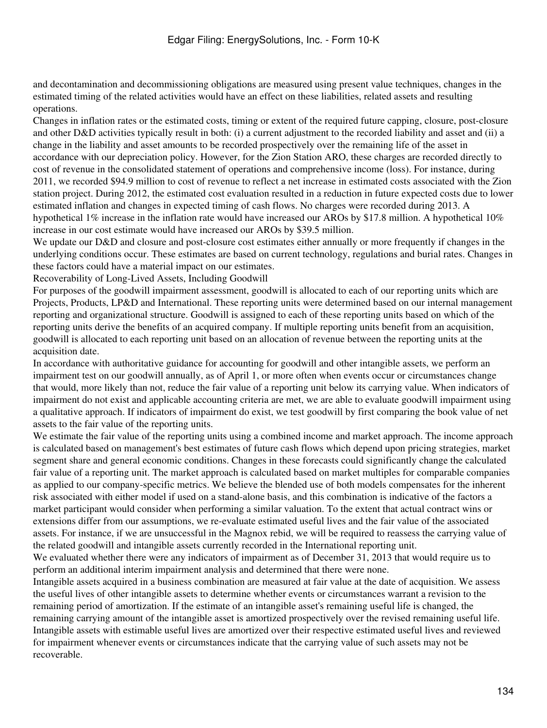and decontamination and decommissioning obligations are measured using present value techniques, changes in the estimated timing of the related activities would have an effect on these liabilities, related assets and resulting operations.

Changes in inflation rates or the estimated costs, timing or extent of the required future capping, closure, post-closure and other D&D activities typically result in both: (i) a current adjustment to the recorded liability and asset and (ii) a change in the liability and asset amounts to be recorded prospectively over the remaining life of the asset in accordance with our depreciation policy. However, for the Zion Station ARO, these charges are recorded directly to cost of revenue in the consolidated statement of operations and comprehensive income (loss). For instance, during 2011, we recorded $94.9 million to cost of revenue to reflect a net increase in estimated costs associated with the Zion station project. During 2012, the estimated cost evaluation resulted in a reduction in future expected costs due to lower estimated inflation and changes in expected timing of cash flows. No charges were recorded during 2013. A hypothetical 1% increase in the inflation rate would have increased our AROs by $17.8 million. A hypothetical 10% increase in our cost estimate would have increased our AROs by $39.5 million.

We update our D&D and closure and post-closure cost estimates either annually or more frequently if changes in the underlying conditions occur. These estimates are based on current technology, regulations and burial rates. Changes in these factors could have a material impact on our estimates.

## Recoverability of Long-Lived Assets, Including Goodwill

For purposes of the goodwill impairment assessment, goodwill is allocated to each of our reporting units which are Projects, Products, LP&D and International. These reporting units were determined based on our internal management reporting and organizational structure. Goodwill is assigned to each of these reporting units based on which of the reporting units derive the benefits of an acquired company. If multiple reporting units benefit from an acquisition, goodwill is allocated to each reporting unit based on an allocation of revenue between the reporting units at the acquisition date.

In accordance with authoritative guidance for accounting for goodwill and other intangible assets, we perform an impairment test on our goodwill annually, as of April 1, or more often when events occur or circumstances change that would, more likely than not, reduce the fair value of a reporting unit below its carrying value. When indicators of impairment do not exist and applicable accounting criteria are met, we are able to evaluate goodwill impairment using a qualitative approach. If indicators of impairment do exist, we test goodwill by first comparing the book value of net assets to the fair value of the reporting units.

We estimate the fair value of the reporting units using a combined income and market approach. The income approach is calculated based on management's best estimates of future cash flows which depend upon pricing strategies, market segment share and general economic conditions. Changes in these forecasts could significantly change the calculated fair value of a reporting unit. The market approach is calculated based on market multiples for comparable companies as applied to our company-specific metrics. We believe the blended use of both models compensates for the inherent risk associated with either model if used on a stand-alone basis, and this combination is indicative of the factors a market participant would consider when performing a similar valuation. To the extent that actual contract wins or extensions differ from our assumptions, we re-evaluate estimated useful lives and the fair value of the associated assets. For instance, if we are unsuccessful in the Magnox rebid, we will be required to reassess the carrying value of the related goodwill and intangible assets currently recorded in the International reporting unit.

We evaluated whether there were any indicators of impairment as of December 31, 2013 that would require us to perform an additional interim impairment analysis and determined that there were none.

Intangible assets acquired in a business combination are measured at fair value at the date of acquisition. We assess the useful lives of other intangible assets to determine whether events or circumstances warrant a revision to the remaining period of amortization. If the estimate of an intangible asset's remaining useful life is changed, the remaining carrying amount of the intangible asset is amortized prospectively over the revised remaining useful life. Intangible assets with estimable useful lives are amortized over their respective estimated useful lives and reviewed for impairment whenever events or circumstances indicate that the carrying value of such assets may not be recoverable.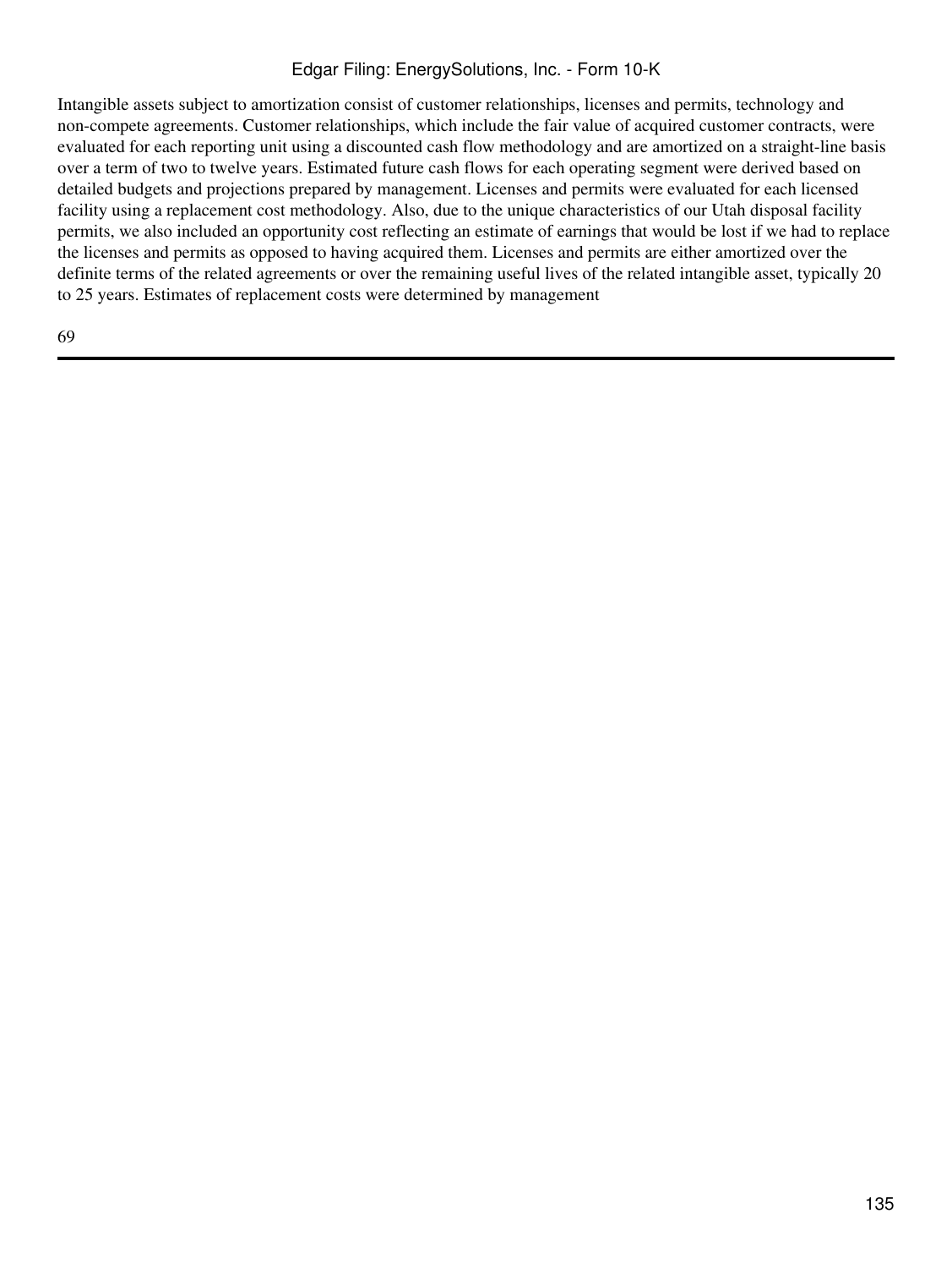Intangible assets subject to amortization consist of customer relationships, licenses and permits, technology and non-compete agreements. Customer relationships, which include the fair value of acquired customer contracts, were evaluated for each reporting unit using a discounted cash flow methodology and are amortized on a straight-line basis over a term of two to twelve years. Estimated future cash flows for each operating segment were derived based on detailed budgets and projections prepared by management. Licenses and permits were evaluated for each licensed facility using a replacement cost methodology. Also, due to the unique characteristics of our Utah disposal facility permits, we also included an opportunity cost reflecting an estimate of earnings that would be lost if we had to replace the licenses and permits as opposed to having acquired them. Licenses and permits are either amortized over the definite terms of the related agreements or over the remaining useful lives of the related intangible asset, typically 20 to 25 years. Estimates of replacement costs were determined by management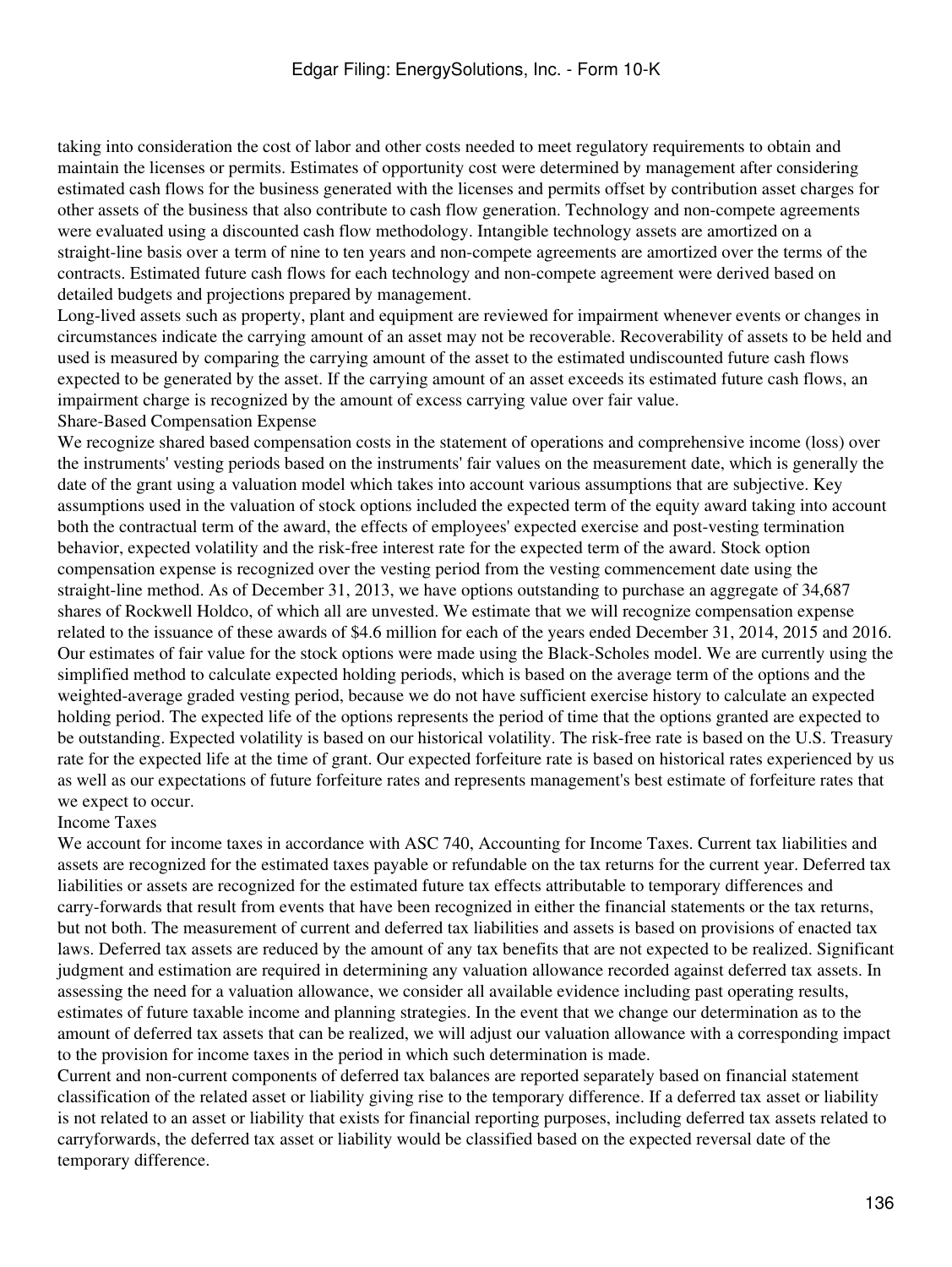taking into consideration the cost of labor and other costs needed to meet regulatory requirements to obtain and maintain the licenses or permits. Estimates of opportunity cost were determined by management after considering estimated cash flows for the business generated with the licenses and permits offset by contribution asset charges for other assets of the business that also contribute to cash flow generation. Technology and non-compete agreements were evaluated using a discounted cash flow methodology. Intangible technology assets are amortized on a straight-line basis over a term of nine to ten years and non-compete agreements are amortized over the terms of the contracts. Estimated future cash flows for each technology and non-compete agreement were derived based on detailed budgets and projections prepared by management.

Long-lived assets such as property, plant and equipment are reviewed for impairment whenever events or changes in circumstances indicate the carrying amount of an asset may not be recoverable. Recoverability of assets to be held and used is measured by comparing the carrying amount of the asset to the estimated undiscounted future cash flows expected to be generated by the asset. If the carrying amount of an asset exceeds its estimated future cash flows, an impairment charge is recognized by the amount of excess carrying value over fair value.

### Share-Based Compensation Expense

We recognize shared based compensation costs in the statement of operations and comprehensive income (loss) over the instruments' vesting periods based on the instruments' fair values on the measurement date, which is generally the date of the grant using a valuation model which takes into account various assumptions that are subjective. Key assumptions used in the valuation of stock options included the expected term of the equity award taking into account both the contractual term of the award, the effects of employees' expected exercise and post-vesting termination behavior, expected volatility and the risk-free interest rate for the expected term of the award. Stock option compensation expense is recognized over the vesting period from the vesting commencement date using the straight-line method. As of December 31, 2013, we have options outstanding to purchase an aggregate of 34,687 shares of Rockwell Holdco, of which all are unvested. We estimate that we will recognize compensation expense related to the issuance of these awards of $4.6 million for each of the years ended December 31, 2014, 2015 and 2016. Our estimates of fair value for the stock options were made using the Black-Scholes model. We are currently using the simplified method to calculate expected holding periods, which is based on the average term of the options and the weighted-average graded vesting period, because we do not have sufficient exercise history to calculate an expected holding period. The expected life of the options represents the period of time that the options granted are expected to be outstanding. Expected volatility is based on our historical volatility. The risk-free rate is based on the U.S. Treasury rate for the expected life at the time of grant. Our expected forfeiture rate is based on historical rates experienced by us as well as our expectations of future forfeiture rates and represents management's best estimate of forfeiture rates that we expect to occur.

### Income Taxes

We account for income taxes in accordance with ASC 740, Accounting for Income Taxes. Current tax liabilities and assets are recognized for the estimated taxes payable or refundable on the tax returns for the current year. Deferred tax liabilities or assets are recognized for the estimated future tax effects attributable to temporary differences and carry-forwards that result from events that have been recognized in either the financial statements or the tax returns, but not both. The measurement of current and deferred tax liabilities and assets is based on provisions of enacted tax laws. Deferred tax assets are reduced by the amount of any tax benefits that are not expected to be realized. Significant judgment and estimation are required in determining any valuation allowance recorded against deferred tax assets. In assessing the need for a valuation allowance, we consider all available evidence including past operating results, estimates of future taxable income and planning strategies. In the event that we change our determination as to the amount of deferred tax assets that can be realized, we will adjust our valuation allowance with a corresponding impact to the provision for income taxes in the period in which such determination is made.

Current and non-current components of deferred tax balances are reported separately based on financial statement classification of the related asset or liability giving rise to the temporary difference. If a deferred tax asset or liability is not related to an asset or liability that exists for financial reporting purposes, including deferred tax assets related to carryforwards, the deferred tax asset or liability would be classified based on the expected reversal date of the temporary difference.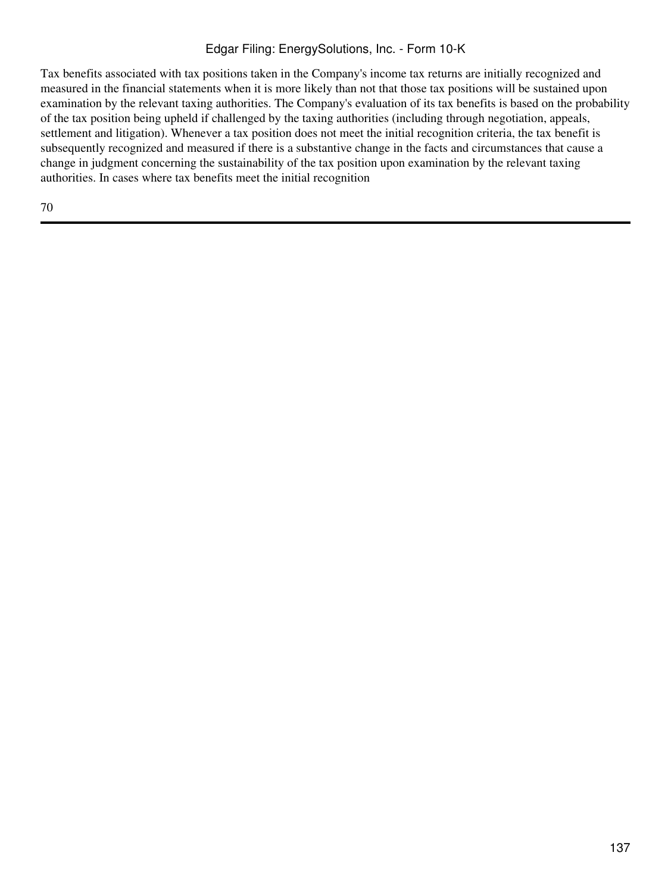Tax benefits associated with tax positions taken in the Company's income tax returns are initially recognized and measured in the financial statements when it is more likely than not that those tax positions will be sustained upon examination by the relevant taxing authorities. The Company's evaluation of its tax benefits is based on the probability of the tax position being upheld if challenged by the taxing authorities (including through negotiation, appeals, settlement and litigation). Whenever a tax position does not meet the initial recognition criteria, the tax benefit is subsequently recognized and measured if there is a substantive change in the facts and circumstances that cause a change in judgment concerning the sustainability of the tax position upon examination by the relevant taxing authorities. In cases where tax benefits meet the initial recognition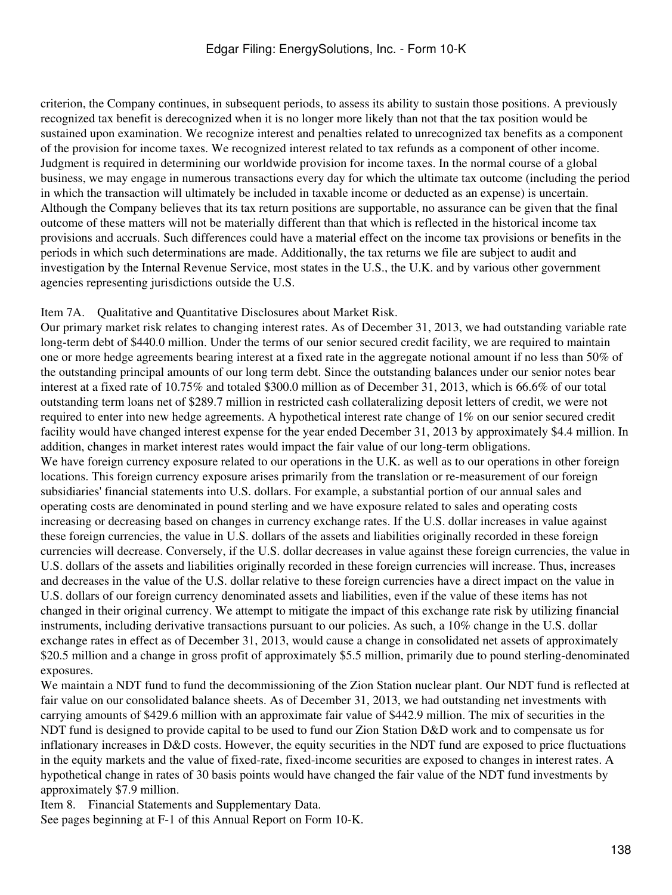criterion, the Company continues, in subsequent periods, to assess its ability to sustain those positions. A previously recognized tax benefit is derecognized when it is no longer more likely than not that the tax position would be sustained upon examination. We recognize interest and penalties related to unrecognized tax benefits as a component of the provision for income taxes. We recognized interest related to tax refunds as a component of other income. Judgment is required in determining our worldwide provision for income taxes. In the normal course of a global business, we may engage in numerous transactions every day for which the ultimate tax outcome (including the period in which the transaction will ultimately be included in taxable income or deducted as an expense) is uncertain. Although the Company believes that its tax return positions are supportable, no assurance can be given that the final outcome of these matters will not be materially different than that which is reflected in the historical income tax provisions and accruals. Such differences could have a material effect on the income tax provisions or benefits in the periods in which such determinations are made. Additionally, the tax returns we file are subject to audit and investigation by the Internal Revenue Service, most states in the U.S., the U.K. and by various other government agencies representing jurisdictions outside the U.S.

## Item 7A. Qualitative and Quantitative Disclosures about Market Risk.

Our primary market risk relates to changing interest rates. As of December 31, 2013, we had outstanding variable rate long-term debt of $440.0 million. Under the terms of our senior secured credit facility, we are required to maintain one or more hedge agreements bearing interest at a fixed rate in the aggregate notional amount if no less than 50% of the outstanding principal amounts of our long term debt. Since the outstanding balances under our senior notes bear interest at a fixed rate of 10.75% and totaled $300.0 million as of December 31, 2013, which is 66.6% of our total outstanding term loans net of $289.7 million in restricted cash collateralizing deposit letters of credit, we were not required to enter into new hedge agreements. A hypothetical interest rate change of 1% on our senior secured credit facility would have changed interest expense for the year ended December 31, 2013 by approximately $4.4 million. In addition, changes in market interest rates would impact the fair value of our long-term obligations.

We have foreign currency exposure related to our operations in the U.K. as well as to our operations in other foreign locations. This foreign currency exposure arises primarily from the translation or re-measurement of our foreign subsidiaries' financial statements into U.S. dollars. For example, a substantial portion of our annual sales and operating costs are denominated in pound sterling and we have exposure related to sales and operating costs increasing or decreasing based on changes in currency exchange rates. If the U.S. dollar increases in value against these foreign currencies, the value in U.S. dollars of the assets and liabilities originally recorded in these foreign currencies will decrease. Conversely, if the U.S. dollar decreases in value against these foreign currencies, the value in U.S. dollars of the assets and liabilities originally recorded in these foreign currencies will increase. Thus, increases and decreases in the value of the U.S. dollar relative to these foreign currencies have a direct impact on the value in U.S. dollars of our foreign currency denominated assets and liabilities, even if the value of these items has not changed in their original currency. We attempt to mitigate the impact of this exchange rate risk by utilizing financial instruments, including derivative transactions pursuant to our policies. As such, a 10% change in the U.S. dollar exchange rates in effect as of December 31, 2013, would cause a change in consolidated net assets of approximately $20.5 million and a change in gross profit of approximately $5.5 million, primarily due to pound sterling-denominated exposures.

We maintain a NDT fund to fund the decommissioning of the Zion Station nuclear plant. Our NDT fund is reflected at fair value on our consolidated balance sheets. As of December 31, 2013, we had outstanding net investments with carrying amounts of $429.6 million with an approximate fair value of $442.9 million. The mix of securities in the NDT fund is designed to provide capital to be used to fund our Zion Station D&D work and to compensate us for inflationary increases in D&D costs. However, the equity securities in the NDT fund are exposed to price fluctuations in the equity markets and the value of fixed-rate, fixed-income securities are exposed to changes in interest rates. A hypothetical change in rates of 30 basis points would have changed the fair value of the NDT fund investments by approximately $7.9 million.

## Item 8. Financial Statements and Supplementary Data.

See pages beginning at F-1 of this Annual Report on Form 10-K.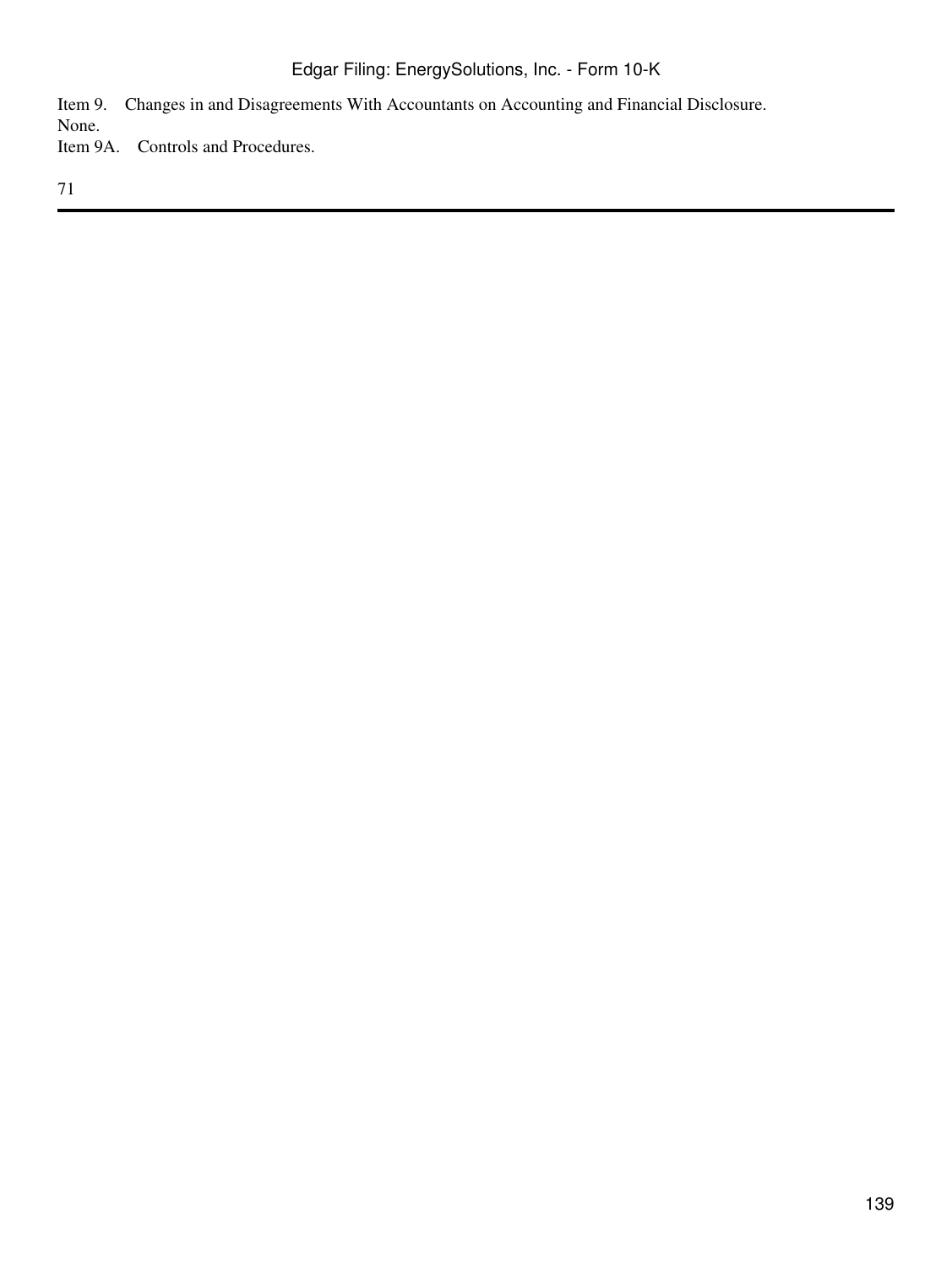Item 9. Changes in and Disagreements With Accountants on Accounting and Financial Disclosure.

None.

Item 9A. Controls and Procedures.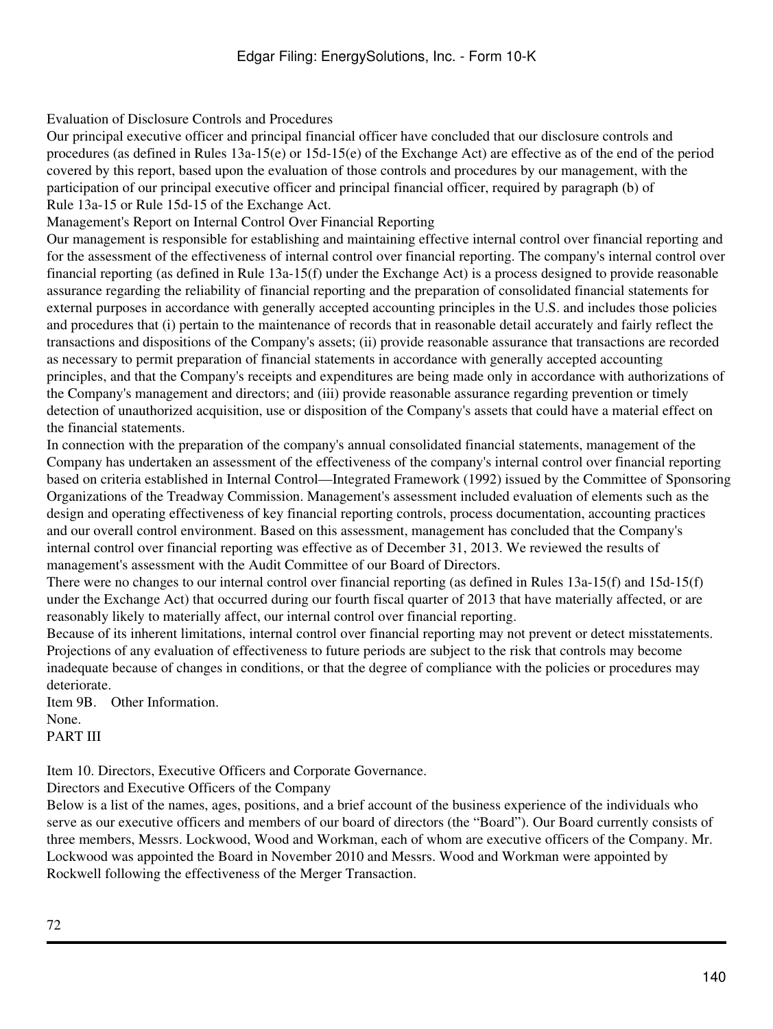Evaluation of Disclosure Controls and Procedures

Our principal executive officer and principal financial officer have concluded that our disclosure controls and procedures (as defined in Rules 13a-15(e) or 15d-15(e) of the Exchange Act) are effective as of the end of the period covered by this report, based upon the evaluation of those controls and procedures by our management, with the participation of our principal executive officer and principal financial officer, required by paragraph (b) of Rule 13a-15 or Rule 15d-15 of the Exchange Act.

Management's Report on Internal Control Over Financial Reporting

Our management is responsible for establishing and maintaining effective internal control over financial reporting and for the assessment of the effectiveness of internal control over financial reporting. The company's internal control over financial reporting (as defined in Rule 13a-15(f) under the Exchange Act) is a process designed to provide reasonable assurance regarding the reliability of financial reporting and the preparation of consolidated financial statements for external purposes in accordance with generally accepted accounting principles in the U.S. and includes those policies and procedures that (i) pertain to the maintenance of records that in reasonable detail accurately and fairly reflect the transactions and dispositions of the Company's assets; (ii) provide reasonable assurance that transactions are recorded as necessary to permit preparation of financial statements in accordance with generally accepted accounting principles, and that the Company's receipts and expenditures are being made only in accordance with authorizations of the Company's management and directors; and (iii) provide reasonable assurance regarding prevention or timely detection of unauthorized acquisition, use or disposition of the Company's assets that could have a material effect on the financial statements.

In connection with the preparation of the company's annual consolidated financial statements, management of the Company has undertaken an assessment of the effectiveness of the company's internal control over financial reporting based on criteria established in Internal Control—Integrated Framework (1992) issued by the Committee of Sponsoring Organizations of the Treadway Commission. Management's assessment included evaluation of elements such as the design and operating effectiveness of key financial reporting controls, process documentation, accounting practices and our overall control environment. Based on this assessment, management has concluded that the Company's internal control over financial reporting was effective as of December 31, 2013. We reviewed the results of management's assessment with the Audit Committee of our Board of Directors.

There were no changes to our internal control over financial reporting (as defined in Rules 13a-15(f) and 15d-15(f) under the Exchange Act) that occurred during our fourth fiscal quarter of 2013 that have materially affected, or are reasonably likely to materially affect, our internal control over financial reporting.

Because of its inherent limitations, internal control over financial reporting may not prevent or detect misstatements. Projections of any evaluation of effectiveness to future periods are subject to the risk that controls may become inadequate because of changes in conditions, or that the degree of compliance with the policies or procedures may deteriorate.

Item 9B. Other Information.

None.

PART III

Item 10. Directors, Executive Officers and Corporate Governance.

Directors and Executive Officers of the Company

Below is a list of the names, ages, positions, and a brief account of the business experience of the individuals who serve as our executive officers and members of our board of directors (the "Board"). Our Board currently consists of three members, Messrs. Lockwood, Wood and Workman, each of whom are executive officers of the Company. Mr. Lockwood was appointed the Board in November 2010 and Messrs. Wood and Workman were appointed by Rockwell following the effectiveness of the Merger Transaction.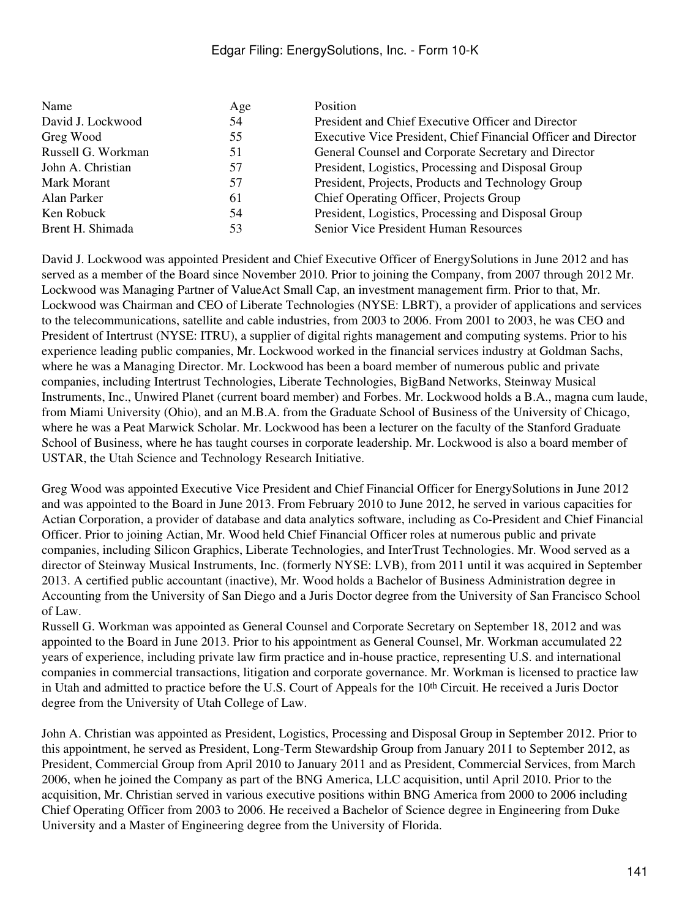| Name | Age | Position |
| --- | --- | --- |
| David J. Lockwood | 54 | President and Chief Executive Officer and Director |
| Greg Wood | 55 | Executive Vice President, Chief Financial Officer and Director |
| Russell G. Workman | 51 | General Counsel and Corporate Secretary and Director |
| John A. Christian | 57 | President, Logistics, Processing and Disposal Group |
| Mark Morant | 57 | President, Projects, Products and Technology Group |
| Alan Parker | 61 | Chief Operating Officer, Projects Group |
| Ken Robuck | 54 | President, Logistics, Processing and Disposal Group |
| Brent H. Shimada | 53 | Senior Vice President Human Resources |

David J. Lockwood was appointed President and Chief Executive Officer of EnergySolutions in June 2012 and has served as a member of the Board since November 2010. Prior to joining the Company, from 2007 through 2012 Mr. Lockwood was Managing Partner of ValueAct Small Cap, an investment management firm. Prior to that, Mr. Lockwood was Chairman and CEO of Liberate Technologies (NYSE: LBRT), a provider of applications and services to the telecommunications, satellite and cable industries, from 2003 to 2006. From 2001 to 2003, he was CEO and President of Intertrust (NYSE: ITRU), a supplier of digital rights management and computing systems. Prior to his experience leading public companies, Mr. Lockwood worked in the financial services industry at Goldman Sachs, where he was a Managing Director. Mr. Lockwood has been a board member of numerous public and private companies, including Intertrust Technologies, Liberate Technologies, BigBand Networks, Steinway Musical Instruments, Inc., Unwired Planet (current board member) and Forbes. Mr. Lockwood holds a B.A., magna cum laude, from Miami University (Ohio), and an M.B.A. from the Graduate School of Business of the University of Chicago, where he was a Peat Marwick Scholar. Mr. Lockwood has been a lecturer on the faculty of the Stanford Graduate School of Business, where he has taught courses in corporate leadership. Mr. Lockwood is also a board member of USTAR, the Utah Science and Technology Research Initiative.

Greg Wood was appointed Executive Vice President and Chief Financial Officer for EnergySolutions in June 2012 and was appointed to the Board in June 2013. From February 2010 to June 2012, he served in various capacities for Actian Corporation, a provider of database and data analytics software, including as Co-President and Chief Financial Officer. Prior to joining Actian, Mr. Wood held Chief Financial Officer roles at numerous public and private companies, including Silicon Graphics, Liberate Technologies, and InterTrust Technologies. Mr. Wood served as a director of Steinway Musical Instruments, Inc. (formerly NYSE: LVB), from 2011 until it was acquired in September 2013. A certified public accountant (inactive), Mr. Wood holds a Bachelor of Business Administration degree in Accounting from the University of San Diego and a Juris Doctor degree from the University of San Francisco School of Law.

Russell G. Workman was appointed as General Counsel and Corporate Secretary on September 18, 2012 and was appointed to the Board in June 2013. Prior to his appointment as General Counsel, Mr. Workman accumulated 22 years of experience, including private law firm practice and in-house practice, representing U.S. and international companies in commercial transactions, litigation and corporate governance. Mr. Workman is licensed to practice law in Utah and admitted to practice before the U.S. Court of Appeals for the 10th Circuit. He received a Juris Doctor degree from the University of Utah College of Law.

John A. Christian was appointed as President, Logistics, Processing and Disposal Group in September 2012. Prior to this appointment, he served as President, Long-Term Stewardship Group from January 2011 to September 2012, as President, Commercial Group from April 2010 to January 2011 and as President, Commercial Services, from March 2006, when he joined the Company as part of the BNG America, LLC acquisition, until April 2010. Prior to the acquisition, Mr. Christian served in various executive positions within BNG America from 2000 to 2006 including Chief Operating Officer from 2003 to 2006. He received a Bachelor of Science degree in Engineering from Duke University and a Master of Engineering degree from the University of Florida.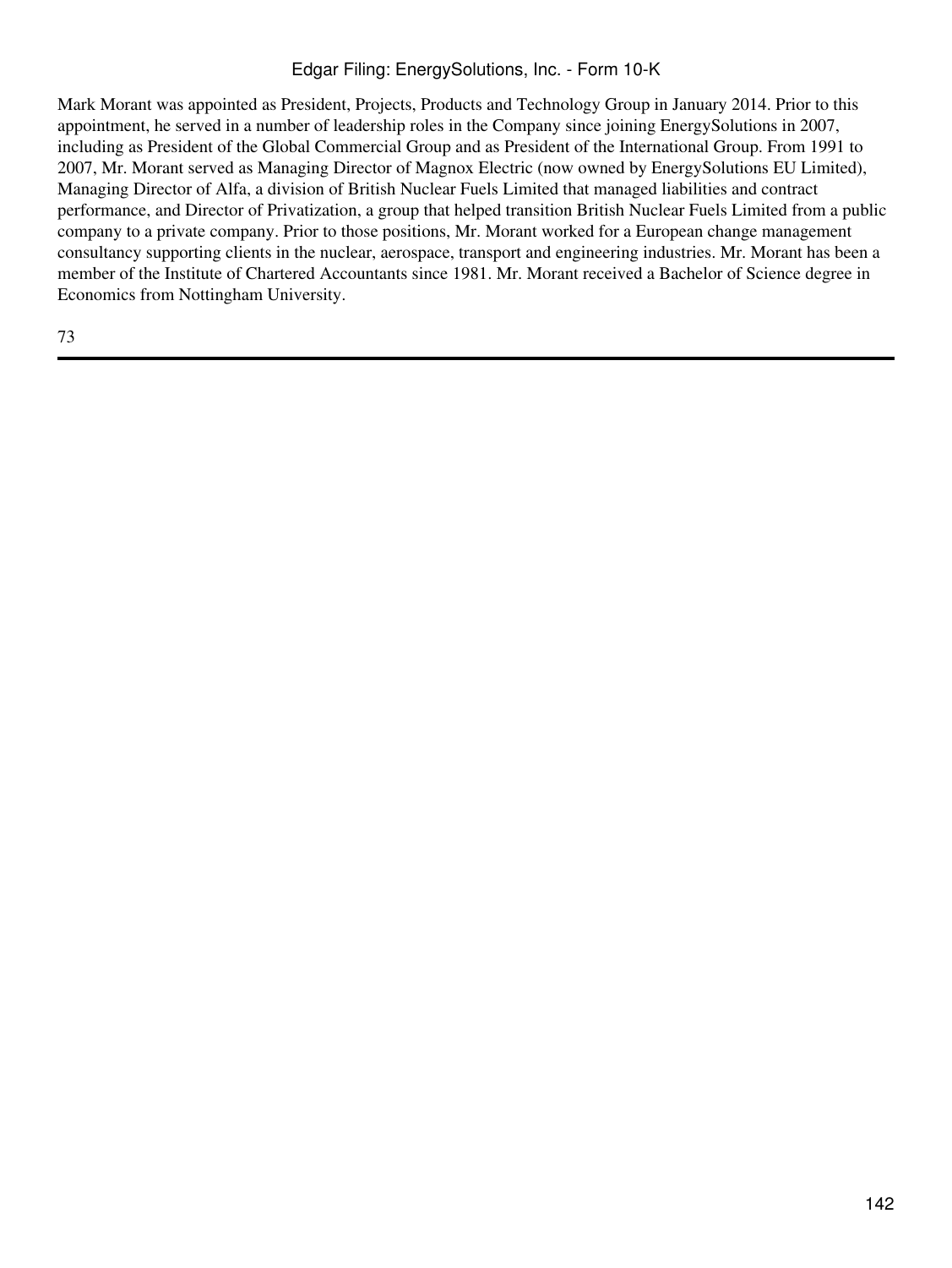Mark Morant was appointed as President, Projects, Products and Technology Group in January 2014. Prior to this appointment, he served in a number of leadership roles in the Company since joining EnergySolutions in 2007, including as President of the Global Commercial Group and as President of the International Group. From 1991 to 2007, Mr. Morant served as Managing Director of Magnox Electric (now owned by EnergySolutions EU Limited), Managing Director of Alfa, a division of British Nuclear Fuels Limited that managed liabilities and contract performance, and Director of Privatization, a group that helped transition British Nuclear Fuels Limited from a public company to a private company. Prior to those positions, Mr. Morant worked for a European change management consultancy supporting clients in the nuclear, aerospace, transport and engineering industries. Mr. Morant has been a member of the Institute of Chartered Accountants since 1981. Mr. Morant received a Bachelor of Science degree in Economics from Nottingham University.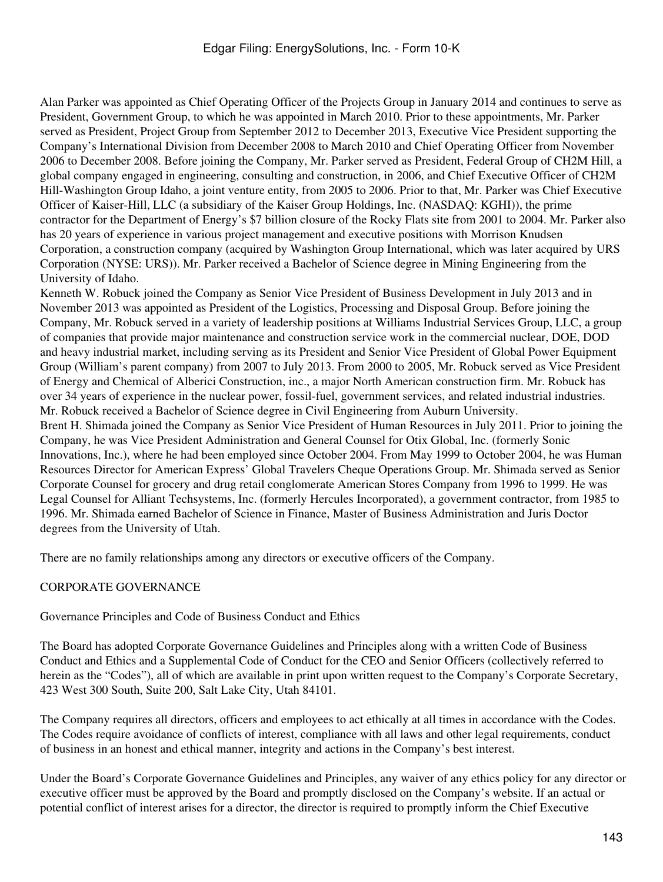Alan Parker was appointed as Chief Operating Officer of the Projects Group in January 2014 and continues to serve as President, Government Group, to which he was appointed in March 2010. Prior to these appointments, Mr. Parker served as President, Project Group from September 2012 to December 2013, Executive Vice President supporting the Company's International Division from December 2008 to March 2010 and Chief Operating Officer from November 2006 to December 2008. Before joining the Company, Mr. Parker served as President, Federal Group of CH2M Hill, a global company engaged in engineering, consulting and construction, in 2006, and Chief Executive Officer of CH2M Hill-Washington Group Idaho, a joint venture entity, from 2005 to 2006. Prior to that, Mr. Parker was Chief Executive Officer of Kaiser-Hill, LLC (a subsidiary of the Kaiser Group Holdings, Inc. (NASDAQ: KGHI)), the prime contractor for the Department of Energy's $7 billion closure of the Rocky Flats site from 2001 to 2004. Mr. Parker also has 20 years of experience in various project management and executive positions with Morrison Knudsen Corporation, a construction company (acquired by Washington Group International, which was later acquired by URS Corporation (NYSE: URS)). Mr. Parker received a Bachelor of Science degree in Mining Engineering from the University of Idaho.

Kenneth W. Robuck joined the Company as Senior Vice President of Business Development in July 2013 and in November 2013 was appointed as President of the Logistics, Processing and Disposal Group. Before joining the Company, Mr. Robuck served in a variety of leadership positions at Williams Industrial Services Group, LLC, a group of companies that provide major maintenance and construction service work in the commercial nuclear, DOE, DOD and heavy industrial market, including serving as its President and Senior Vice President of Global Power Equipment Group (William's parent company) from 2007 to July 2013. From 2000 to 2005, Mr. Robuck served as Vice President of Energy and Chemical of Alberici Construction, inc., a major North American construction firm. Mr. Robuck has over 34 years of experience in the nuclear power, fossil-fuel, government services, and related industrial industries. Mr. Robuck received a Bachelor of Science degree in Civil Engineering from Auburn University.

Brent H. Shimada joined the Company as Senior Vice President of Human Resources in July 2011. Prior to joining the Company, he was Vice President Administration and General Counsel for Otix Global, Inc. (formerly Sonic Innovations, Inc.), where he had been employed since October 2004. From May 1999 to October 2004, he was Human Resources Director for American Express' Global Travelers Cheque Operations Group. Mr. Shimada served as Senior Corporate Counsel for grocery and drug retail conglomerate American Stores Company from 1996 to 1999. He was Legal Counsel for Alliant Techsystems, Inc. (formerly Hercules Incorporated), a government contractor, from 1985 to 1996. Mr. Shimada earned Bachelor of Science in Finance, Master of Business Administration and Juris Doctor degrees from the University of Utah.

There are no family relationships among any directors or executive officers of the Company.

## CORPORATE GOVERNANCE

### Governance Principles and Code of Business Conduct and Ethics

The Board has adopted Corporate Governance Guidelines and Principles along with a written Code of Business Conduct and Ethics and a Supplemental Code of Conduct for the CEO and Senior Officers (collectively referred to herein as the "Codes"), all of which are available in print upon written request to the Company's Corporate Secretary, 423 West 300 South, Suite 200, Salt Lake City, Utah 84101.

The Company requires all directors, officers and employees to act ethically at all times in accordance with the Codes. The Codes require avoidance of conflicts of interest, compliance with all laws and other legal requirements, conduct of business in an honest and ethical manner, integrity and actions in the Company's best interest.

Under the Board's Corporate Governance Guidelines and Principles, any waiver of any ethics policy for any director or executive officer must be approved by the Board and promptly disclosed on the Company's website. If an actual or potential conflict of interest arises for a director, the director is required to promptly inform the Chief Executive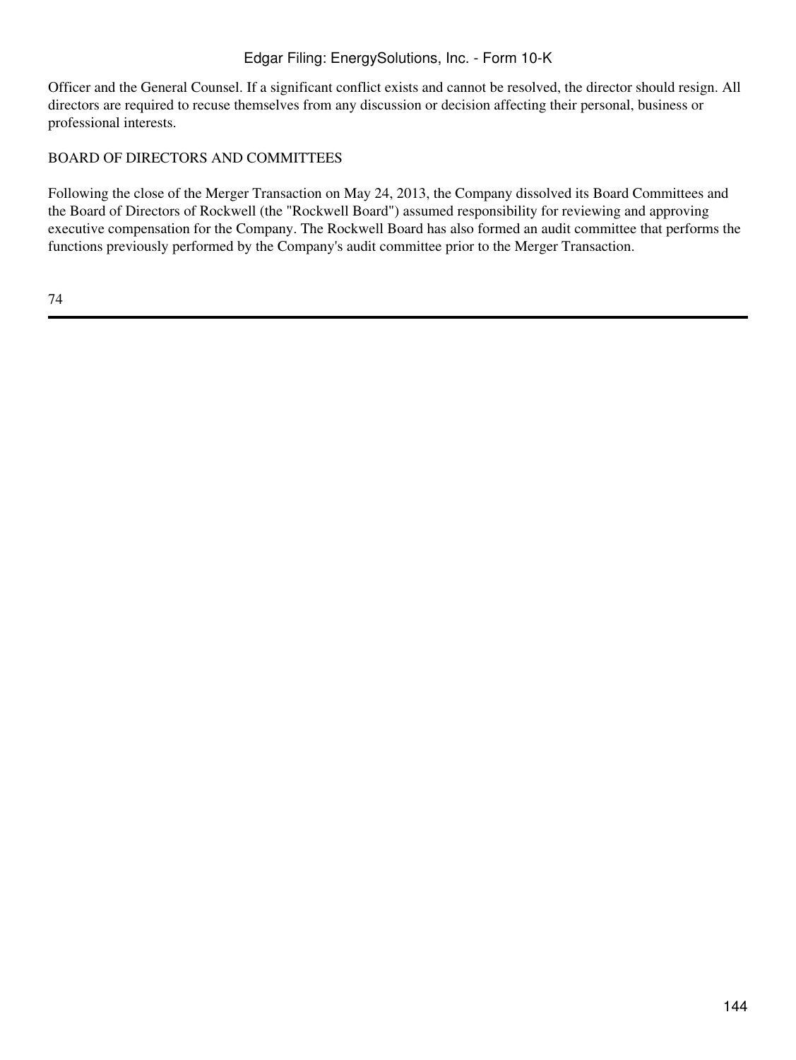Officer and the General Counsel. If a significant conflict exists and cannot be resolved, the director should resign. All directors are required to recuse themselves from any discussion or decision affecting their personal, business or professional interests.

## BOARD OF DIRECTORS AND COMMITTEES

Following the close of the Merger Transaction on May 24, 2013, the Company dissolved its Board Committees and the Board of Directors of Rockwell (the "Rockwell Board") assumed responsibility for reviewing and approving executive compensation for the Company. The Rockwell Board has also formed an audit committee that performs the functions previously performed by the Company's audit committee prior to the Merger Transaction.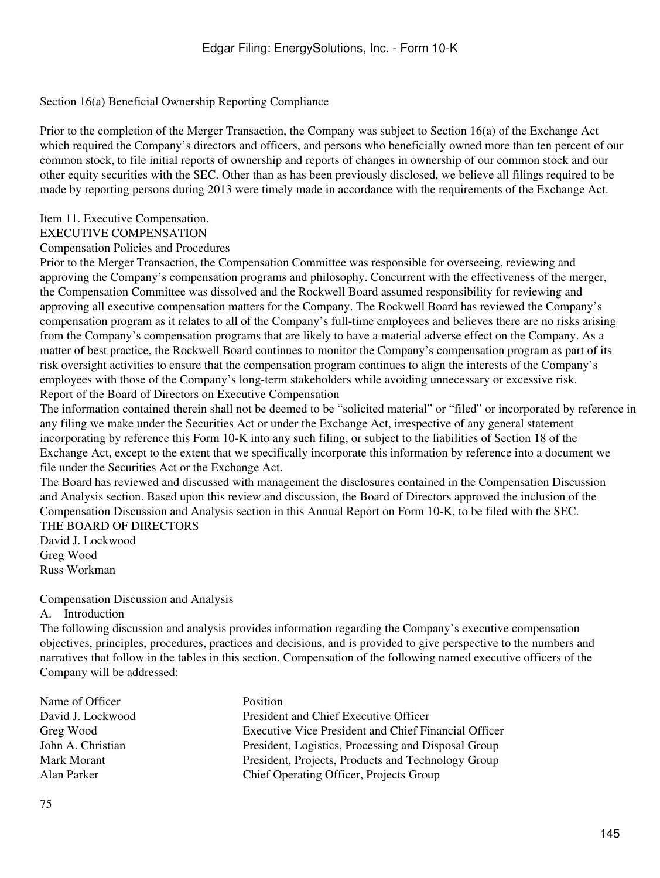Section 16(a) Beneficial Ownership Reporting Compliance

Prior to the completion of the Merger Transaction, the Company was subject to Section 16(a) of the Exchange Act which required the Company's directors and officers, and persons who beneficially owned more than ten percent of our common stock, to file initial reports of ownership and reports of changes in ownership of our common stock and our other equity securities with the SEC. Other than as has been previously disclosed, we believe all filings required to be made by reporting persons during 2013 were timely made in accordance with the requirements of the Exchange Act.

## Item 11. Executive Compensation.

## EXECUTIVE COMPENSATION

### Compensation Policies and Procedures

Prior to the Merger Transaction, the Compensation Committee was responsible for overseeing, reviewing and approving the Company's compensation programs and philosophy. Concurrent with the effectiveness of the merger, the Compensation Committee was dissolved and the Rockwell Board assumed responsibility for reviewing and approving all executive compensation matters for the Company. The Rockwell Board has reviewed the Company's compensation program as it relates to all of the Company's full-time employees and believes there are no risks arising from the Company's compensation programs that are likely to have a material adverse effect on the Company. As a matter of best practice, the Rockwell Board continues to monitor the Company's compensation program as part of its risk oversight activities to ensure that the compensation program continues to align the interests of the Company's employees with those of the Company's long-term stakeholders while avoiding unnecessary or excessive risk.

### Report of the Board of Directors on Executive Compensation

The information contained therein shall not be deemed to be "solicited material" or "filed" or incorporated by reference in any filing we make under the Securities Act or under the Exchange Act, irrespective of any general statement incorporating by reference this Form 10-K into any such filing, or subject to the liabilities of Section 18 of the Exchange Act, except to the extent that we specifically incorporate this information by reference into a document we file under the Securities Act or the Exchange Act.

The Board has reviewed and discussed with management the disclosures contained in the Compensation Discussion and Analysis section. Based upon this review and discussion, the Board of Directors approved the inclusion of the Compensation Discussion and Analysis section in this Annual Report on Form 10-K, to be filed with the SEC.

THE BOARD OF DIRECTORS
David J. Lockwood
Greg Wood
Russ Workman

### Compensation Discussion and Analysis

A. Introduction

The following discussion and analysis provides information regarding the Company's executive compensation objectives, principles, procedures, practices and decisions, and is provided to give perspective to the numbers and narratives that follow in the tables in this section. Compensation of the following named executive officers of the Company will be addressed:

| Name of Officer | Position |
|---|---|
| David J. Lockwood | President and Chief Executive Officer |
| Greg Wood | Executive Vice President and Chief Financial Officer |
| John A. Christian | President, Logistics, Processing and Disposal Group |
| Mark Morant | President, Projects, Products and Technology Group |
| Alan Parker | Chief Operating Officer, Projects Group |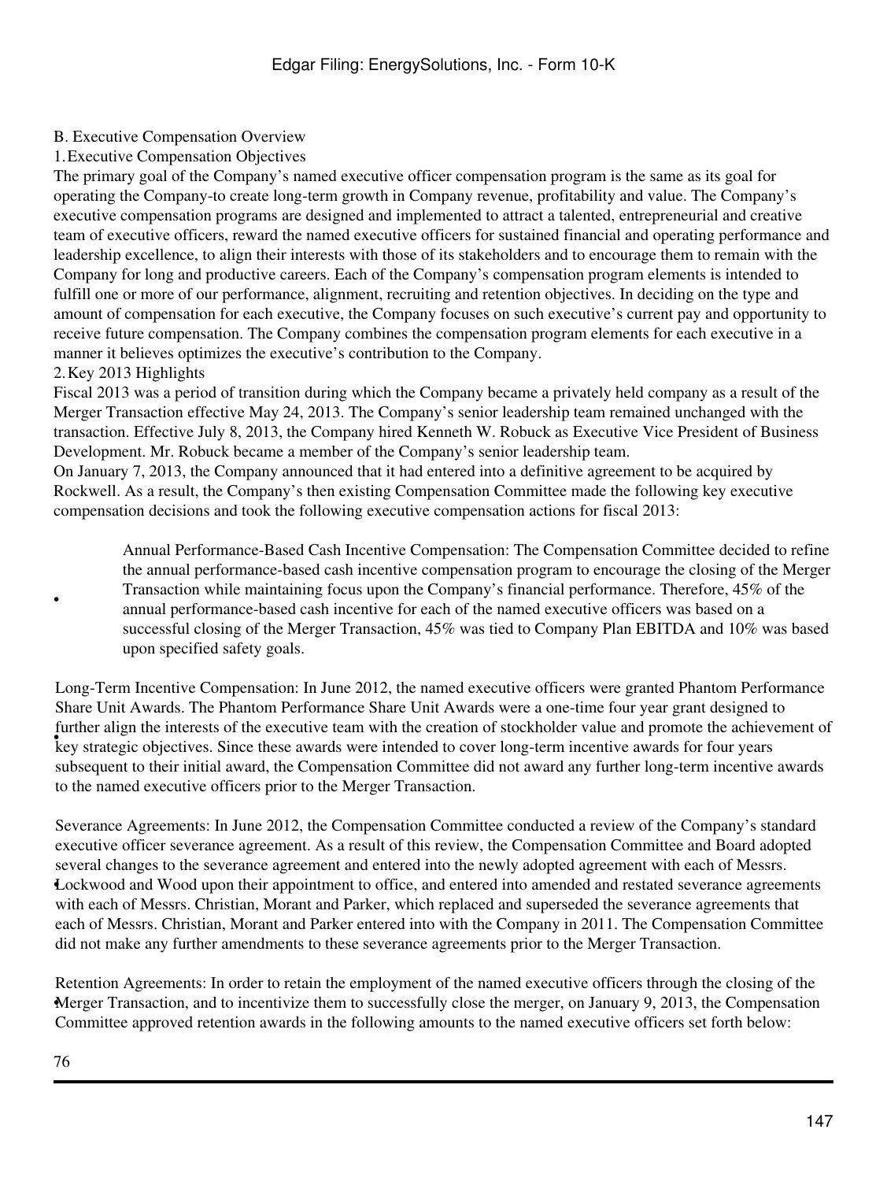B. Executive Compensation Overview

1. Executive Compensation Objectives

The primary goal of the Company's named executive officer compensation program is the same as its goal for operating the Company-to create long-term growth in Company revenue, profitability and value. The Company's executive compensation programs are designed and implemented to attract a talented, entrepreneurial and creative team of executive officers, reward the named executive officers for sustained financial and operating performance and leadership excellence, to align their interests with those of its stakeholders and to encourage them to remain with the Company for long and productive careers. Each of the Company's compensation program elements is intended to fulfill one or more of our performance, alignment, recruiting and retention objectives. In deciding on the type and amount of compensation for each executive, the Company focuses on such executive's current pay and opportunity to receive future compensation. The Company combines the compensation program elements for each executive in a manner it believes optimizes the executive's contribution to the Company.

2. Key 2013 Highlights

Fiscal 2013 was a period of transition during which the Company became a privately held company as a result of the Merger Transaction effective May 24, 2013. The Company's senior leadership team remained unchanged with the transaction. Effective July 8, 2013, the Company hired Kenneth W. Robuck as Executive Vice President of Business Development. Mr. Robuck became a member of the Company's senior leadership team.

On January 7, 2013, the Company announced that it had entered into a definitive agreement to be acquired by Rockwell. As a result, the Company's then existing Compensation Committee made the following key executive compensation decisions and took the following executive compensation actions for fiscal 2013:

- Annual Performance-Based Cash Incentive Compensation: The Compensation Committee decided to refine the annual performance-based cash incentive compensation program to encourage the closing of the Merger Transaction while maintaining focus upon the Company's financial performance. Therefore, 45% of the annual performance-based cash incentive for each of the named executive officers was based on a successful closing of the Merger Transaction, 45% was tied to Company Plan EBITDA and 10% was based upon specified safety goals.

- Long-Term Incentive Compensation: In June 2012, the named executive officers were granted Phantom Performance Share Unit Awards. The Phantom Performance Share Unit Awards were a one-time four year grant designed to further align the interests of the executive team with the creation of stockholder value and promote the achievement of key strategic objectives. Since these awards were intended to cover long-term incentive awards for four years subsequent to their initial award, the Compensation Committee did not award any further long-term incentive awards to the named executive officers prior to the Merger Transaction.

- Severance Agreements: In June 2012, the Compensation Committee conducted a review of the Company's standard executive officer severance agreement. As a result of this review, the Compensation Committee and Board adopted several changes to the severance agreement and entered into the newly adopted agreement with each of Messrs. Lockwood and Wood upon their appointment to office, and entered into amended and restated severance agreements with each of Messrs. Christian, Morant and Parker, which replaced and superseded the severance agreements that each of Messrs. Christian, Morant and Parker entered into with the Company in 2011. The Compensation Committee did not make any further amendments to these severance agreements prior to the Merger Transaction.

- Retention Agreements: In order to retain the employment of the named executive officers through the closing of the Merger Transaction, and to incentivize them to successfully close the merger, on January 9, 2013, the Compensation Committee approved retention awards in the following amounts to the named executive officers set forth below: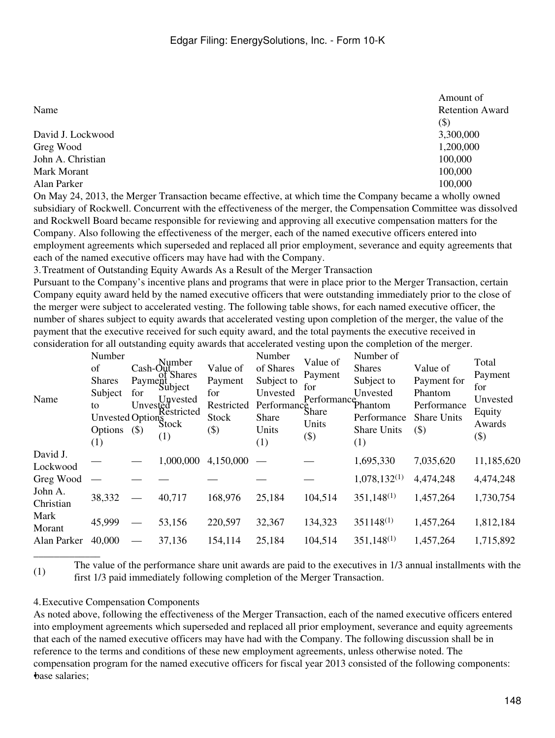| Name | Amount of Retention Award ($) |
|---|---|
| David J. Lockwood | 3,300,000 |
| Greg Wood | 1,200,000 |
| John A. Christian | 100,000 |
| Mark Morant | 100,000 |
| Alan Parker | 100,000 |

On May 24, 2013, the Merger Transaction became effective, at which time the Company became a wholly owned subsidiary of Rockwell. Concurrent with the effectiveness of the merger, the Compensation Committee was dissolved and Rockwell Board became responsible for reviewing and approving all executive compensation matters for the Company. Also following the effectiveness of the merger, each of the named executive officers entered into employment agreements which superseded and replaced all prior employment, severance and equity agreements that each of the named executive officers may have had with the Company.

3. Treatment of Outstanding Equity Awards As a Result of the Merger Transaction

Pursuant to the Company's incentive plans and programs that were in place prior to the Merger Transaction, certain Company equity award held by the named executive officers that were outstanding immediately prior to the close of the merger were subject to accelerated vesting. The following table shows, for each named executive officer, the number of shares subject to equity awards that accelerated vesting upon completion of the merger, the value of the payment that the executive received for such equity award, and the total payments the executive received in consideration for all outstanding equity awards that accelerated vesting upon the completion of the merger.

| Name | Number of Shares Subject to Unvested Options (1) | Cash-Out Payment for Unvested Options ($) | Number of Shares Subject Unvested Restricted Stock (1) | Value of Payment for Restricted Stock ($) | Number of Shares Subject to Unvested Performance Share Units (1) | Value of Payment for Performance Share Units ($) | Number of Shares Subject to Unvested Phantom Performance Share Units (1) | Value of Payment for Phantom Performance Share Units ($) | Total Payment for Unvested Equity Awards ($) |
|---|---|---|---|---|---|---|---|---|---|
| David J. Lockwood | — | — | 1,000,000 | 4,150,000 | — | — | 1,695,330 | 7,035,620 | 11,185,620 |
| Greg Wood | — | — | — | — | — | — | 1,078,132[(1)] | 4,474,248 | 4,474,248 |
| John A. Christian | 38,332 | — | 40,717 | 168,976 | 25,184 | 104,514 | 351,148[(1)] | 1,457,264 | 1,730,754 |
| Mark Morant | 45,999 | — | 53,156 | 220,597 | 32,367 | 134,323 | 351148[(1)] | 1,457,264 | 1,812,184 |
| Alan Parker | 40,000 | — | 37,136 | 154,114 | 25,184 | 104,514 | 351,148[(1)] | 1,457,264 | 1,715,892 |

(1) The value of the performance share unit awards are paid to the executives in 1/3 annual installments with the first 1/3 paid immediately following completion of the Merger Transaction.

4. Executive Compensation Components

As noted above, following the effectiveness of the Merger Transaction, each of the named executive officers entered into employment agreements which superseded and replaced all prior employment, severance and equity agreements that each of the named executive officers may have had with the Company. The following discussion shall be in reference to the terms and conditions of these new employment agreements, unless otherwise noted. The compensation program for the named executive officers for fiscal year 2013 consisted of the following components:

- base salaries;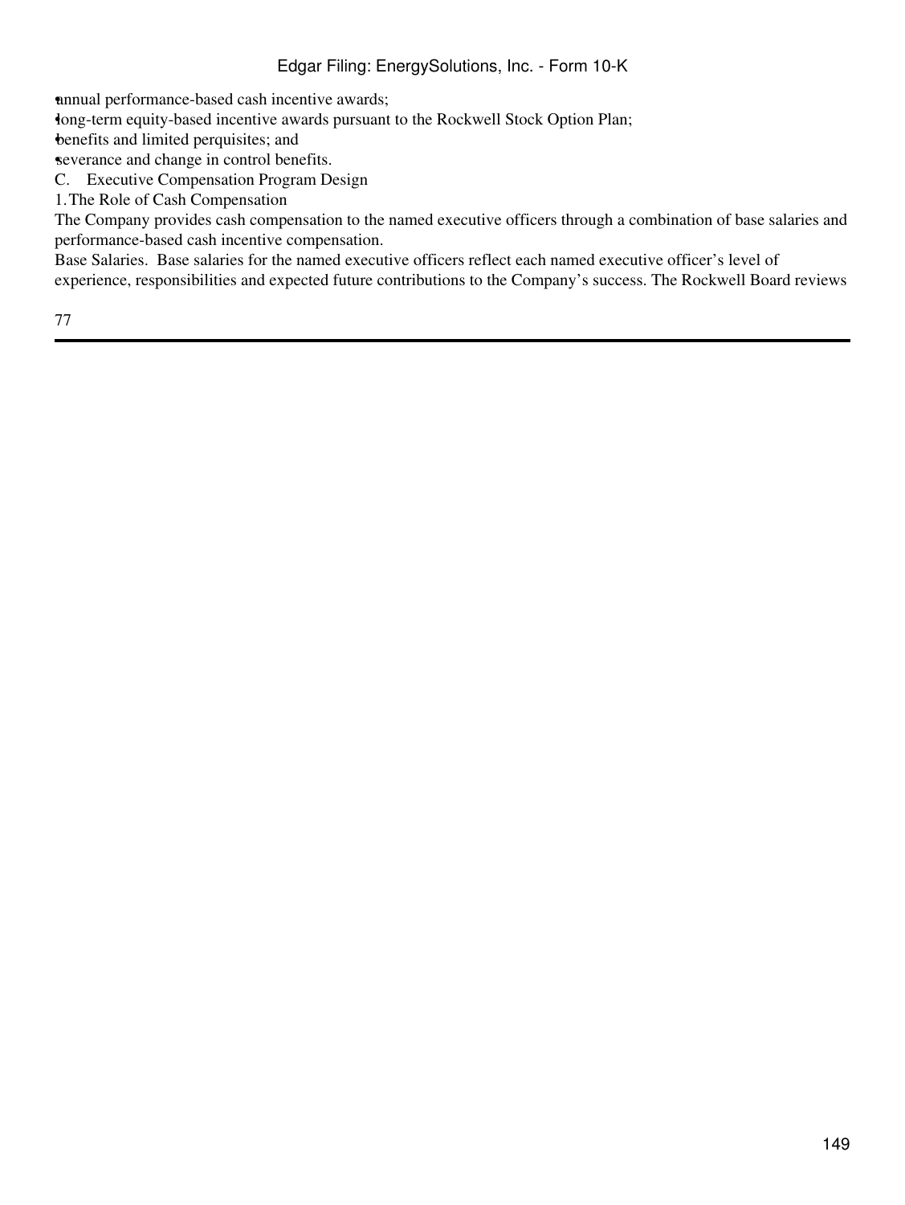- annual performance-based cash incentive awards;
- long-term equity-based incentive awards pursuant to the Rockwell Stock Option Plan;
- benefits and limited perquisites; and
- severance and change in control benefits.

## C. Executive Compensation Program Design

### 1. The Role of Cash Compensation

The Company provides cash compensation to the named executive officers through a combination of base salaries and performance-based cash incentive compensation.

Base Salaries. Base salaries for the named executive officers reflect each named executive officer's level of experience, responsibilities and expected future contributions to the Company's success. The Rockwell Board reviews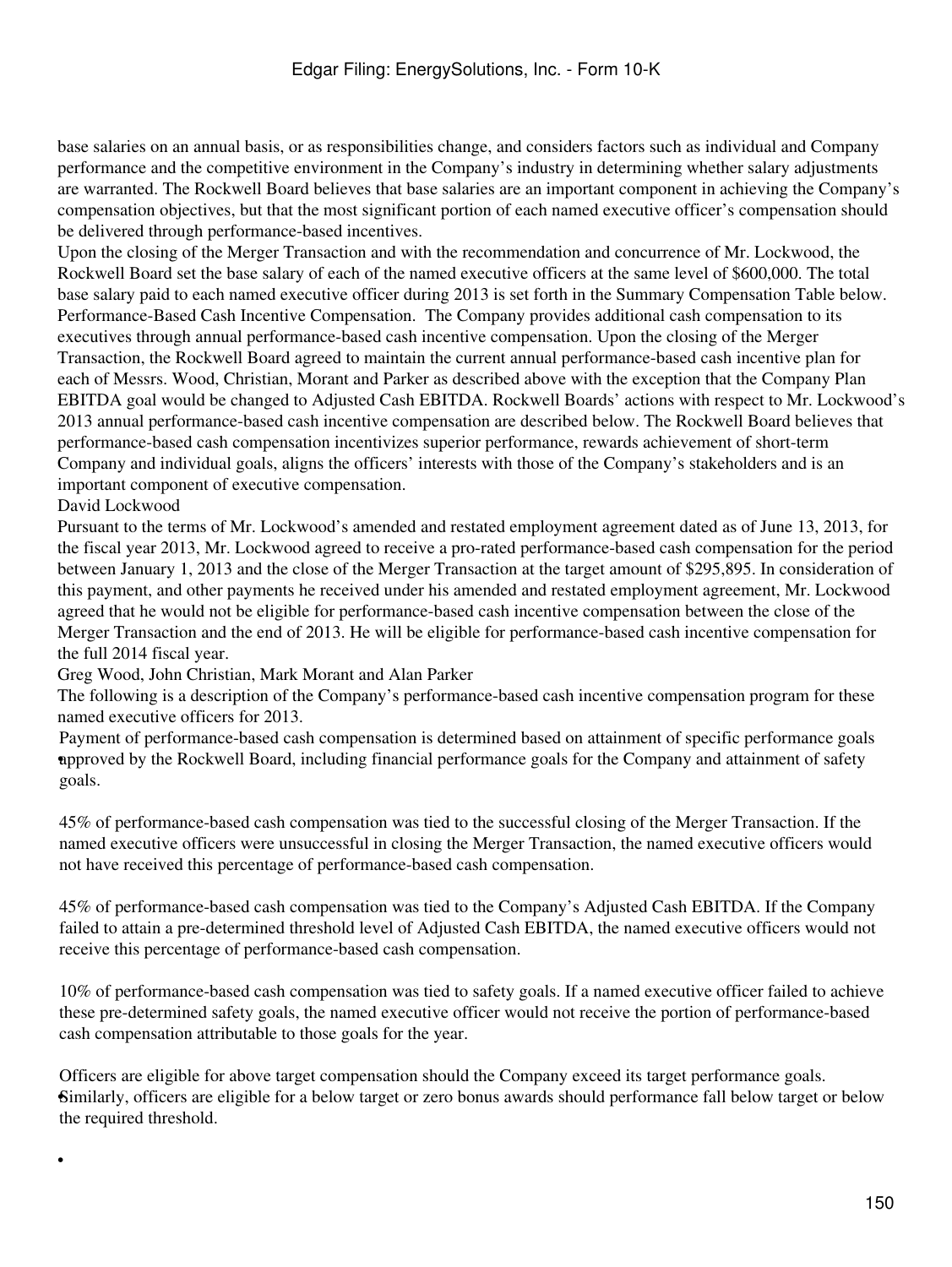base salaries on an annual basis, or as responsibilities change, and considers factors such as individual and Company performance and the competitive environment in the Company's industry in determining whether salary adjustments are warranted. The Rockwell Board believes that base salaries are an important component in achieving the Company's compensation objectives, but that the most significant portion of each named executive officer's compensation should be delivered through performance-based incentives.

Upon the closing of the Merger Transaction and with the recommendation and concurrence of Mr. Lockwood, the Rockwell Board set the base salary of each of the named executive officers at the same level of $600,000. The total base salary paid to each named executive officer during 2013 is set forth in the Summary Compensation Table below.

*Performance-Based Cash Incentive Compensation.* The Company provides additional cash compensation to its executives through annual performance-based cash incentive compensation. Upon the closing of the Merger Transaction, the Rockwell Board agreed to maintain the current annual performance-based cash incentive plan for each of Messrs. Wood, Christian, Morant and Parker as described above with the exception that the Company Plan EBITDA goal would be changed to Adjusted Cash EBITDA. Rockwell Boards' actions with respect to Mr. Lockwood's 2013 annual performance-based cash incentive compensation are described below. The Rockwell Board believes that performance-based cash compensation incentivizes superior performance, rewards achievement of short-term Company and individual goals, aligns the officers' interests with those of the Company's stakeholders and is an important component of executive compensation.

David Lockwood

Pursuant to the terms of Mr. Lockwood's amended and restated employment agreement dated as of June 13, 2013, for the fiscal year 2013, Mr. Lockwood agreed to receive a pro-rated performance-based cash compensation for the period between January 1, 2013 and the close of the Merger Transaction at the target amount of $295,895. In consideration of this payment, and other payments he received under his amended and restated employment agreement, Mr. Lockwood agreed that he would not be eligible for performance-based cash incentive compensation between the close of the Merger Transaction and the end of 2013. He will be eligible for performance-based cash incentive compensation for the full 2014 fiscal year.

Greg Wood, John Christian, Mark Morant and Alan Parker

The following is a description of the Company's performance-based cash incentive compensation program for these named executive officers for 2013.

- Payment of performance-based cash compensation is determined based on attainment of specific performance goals approved by the Rockwell Board, including financial performance goals for the Company and attainment of safety goals.

  45% of performance-based cash compensation was tied to the successful closing of the Merger Transaction. If the named executive officers were unsuccessful in closing the Merger Transaction, the named executive officers would not have received this percentage of performance-based cash compensation.

  45% of performance-based cash compensation was tied to the Company's Adjusted Cash EBITDA. If the Company failed to attain a pre-determined threshold level of Adjusted Cash EBITDA, the named executive officers would not receive this percentage of performance-based cash compensation.

  10% of performance-based cash compensation was tied to safety goals. If a named executive officer failed to achieve these pre-determined safety goals, the named executive officer would not receive the portion of performance-based cash compensation attributable to those goals for the year.

- Officers are eligible for above target compensation should the Company exceed its target performance goals. Similarly, officers are eligible for a below target or zero bonus awards should performance fall below target or below the required threshold.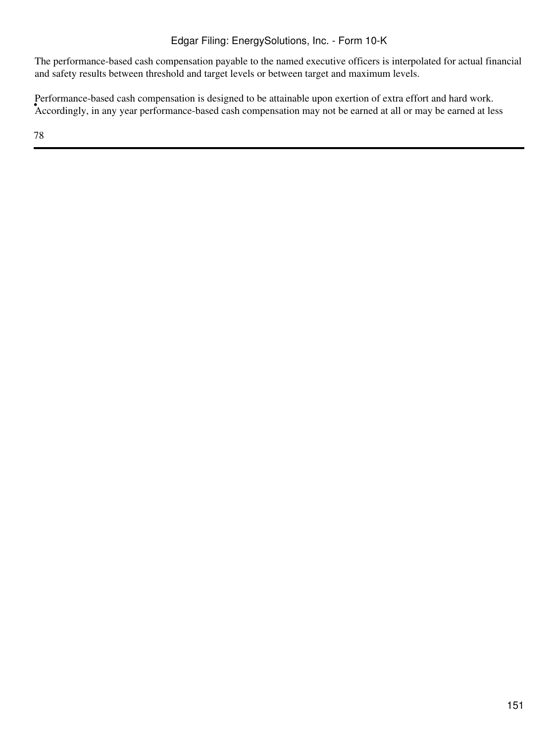The performance-based cash compensation payable to the named executive officers is interpolated for actual financial and safety results between threshold and target levels or between target and maximum levels.

- Performance-based cash compensation is designed to be attainable upon exertion of extra effort and hard work. Accordingly, in any year performance-based cash compensation may not be earned at all or may be earned at less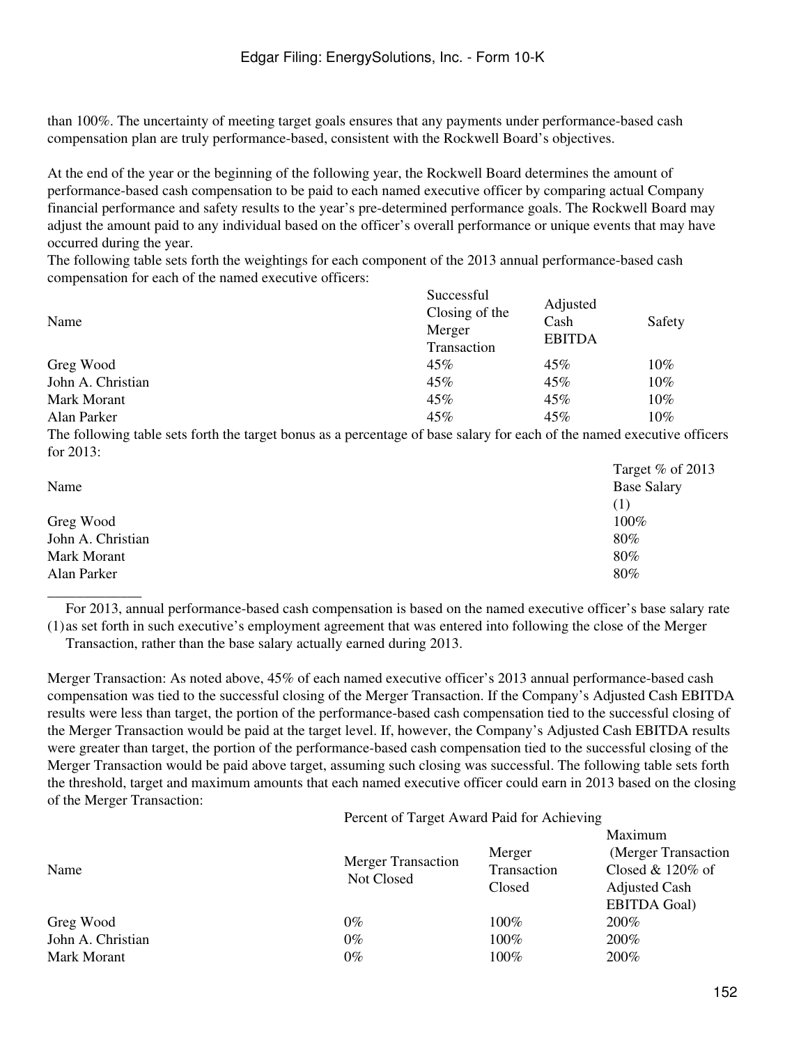than 100%. The uncertainty of meeting target goals ensures that any payments under performance-based cash compensation plan are truly performance-based, consistent with the Rockwell Board's objectives.

At the end of the year or the beginning of the following year, the Rockwell Board determines the amount of performance-based cash compensation to be paid to each named executive officer by comparing actual Company financial performance and safety results to the year's pre-determined performance goals. The Rockwell Board may adjust the amount paid to any individual based on the officer's overall performance or unique events that may have occurred during the year.

The following table sets forth the weightings for each component of the 2013 annual performance-based cash compensation for each of the named executive officers:

| Name | Successful Closing of the Merger Transaction | Adjusted Cash EBITDA | Safety |
|---|---|---|---|
| Greg Wood | 45% | 45% | 10% |
| John A. Christian | 45% | 45% | 10% |
| Mark Morant | 45% | 45% | 10% |
| Alan Parker | 45% | 45% | 10% |

The following table sets forth the target bonus as a percentage of base salary for each of the named executive officers for 2013:

| Name | Target % of 2013 Base Salary (1) |
|---|---|
| Greg Wood | 100% |
| John A. Christian | 80% |
| Mark Morant | 80% |
| Alan Parker | 80% |

(1) For 2013, annual performance-based cash compensation is based on the named executive officer's base salary rate as set forth in such executive's employment agreement that was entered into following the close of the Merger Transaction, rather than the base salary actually earned during 2013.

Merger Transaction: As noted above, 45% of each named executive officer's 2013 annual performance-based cash compensation was tied to the successful closing of the Merger Transaction. If the Company's Adjusted Cash EBITDA results were less than target, the portion of the performance-based cash compensation tied to the successful closing of the Merger Transaction would be paid at the target level. If, however, the Company's Adjusted Cash EBITDA results were greater than target, the portion of the performance-based cash compensation tied to the successful closing of the Merger Transaction would be paid above target, assuming such closing was successful. The following table sets forth the threshold, target and maximum amounts that each named executive officer could earn in 2013 based on the closing of the Merger Transaction:

| | Percent of Target Award Paid for Achieving | | |
|---|---|---|---|
| Name | Merger Transaction Not Closed | Merger Transaction Closed | Maximum (Merger Transaction Closed & 120% of Adjusted Cash EBITDA Goal) |
| Greg Wood | 0% | 100% | 200% |
| John A. Christian | 0% | 100% | 200% |
| Mark Morant | 0% | 100% | 200% |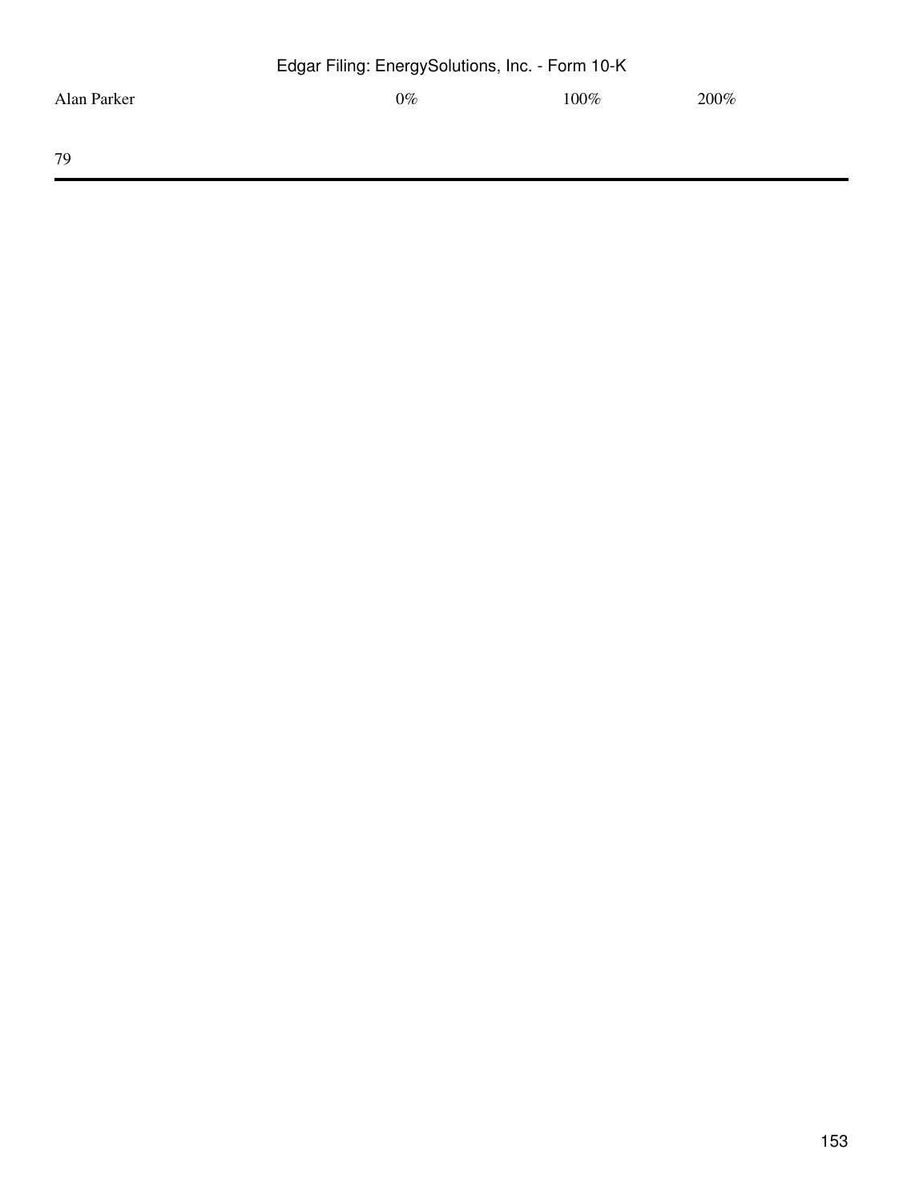| Alan Parker | 0% | 100% | 200% |
|---|---|---|---|

79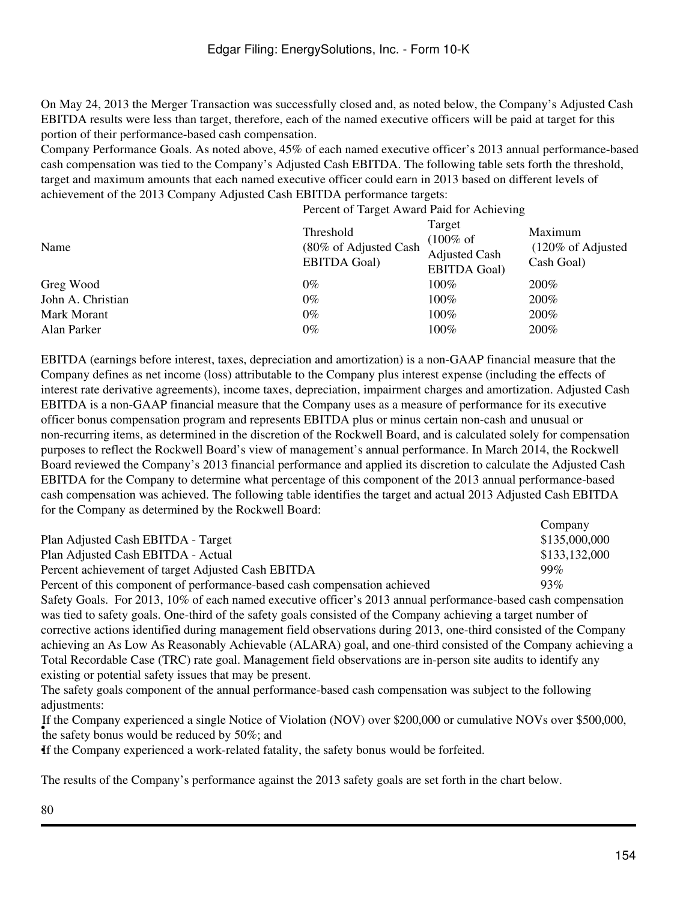On May 24, 2013 the Merger Transaction was successfully closed and, as noted below, the Company's Adjusted Cash EBITDA results were less than target, therefore, each of the named executive officers will be paid at target for this portion of their performance-based cash compensation.

Company Performance Goals. As noted above, 45% of each named executive officer's 2013 annual performance-based cash compensation was tied to the Company's Adjusted Cash EBITDA. The following table sets forth the threshold, target and maximum amounts that each named executive officer could earn in 2013 based on different levels of achievement of the 2013 Company Adjusted Cash EBITDA performance targets:

| | Percent of Target Award Paid for Achieving | | |
|---|---|---|---|
| Name | Threshold (80% of Adjusted Cash EBITDA Goal) | Target (100% of Adjusted Cash EBITDA Goal) | Maximum (120% of Adjusted Cash Goal) |
| Greg Wood | 0% | 100% | 200% |
| John A. Christian | 0% | 100% | 200% |
| Mark Morant | 0% | 100% | 200% |
| Alan Parker | 0% | 100% | 200% |

EBITDA (earnings before interest, taxes, depreciation and amortization) is a non-GAAP financial measure that the Company defines as net income (loss) attributable to the Company plus interest expense (including the effects of interest rate derivative agreements), income taxes, depreciation, impairment charges and amortization. Adjusted Cash EBITDA is a non-GAAP financial measure that the Company uses as a measure of performance for its executive officer bonus compensation program and represents EBITDA plus or minus certain non-cash and unusual or non-recurring items, as determined in the discretion of the Rockwell Board, and is calculated solely for compensation purposes to reflect the Rockwell Board's view of management's annual performance. In March 2014, the Rockwell Board reviewed the Company's 2013 financial performance and applied its discretion to calculate the Adjusted Cash EBITDA for the Company to determine what percentage of this component of the 2013 annual performance-based cash compensation was achieved. The following table identifies the target and actual 2013 Adjusted Cash EBITDA for the Company as determined by the Rockwell Board:

| | Company |
|---|---|
| Plan Adjusted Cash EBITDA - Target | $135,000,000 |
| Plan Adjusted Cash EBITDA - Actual | $133,132,000 |
| Percent achievement of target Adjusted Cash EBITDA | 99% |
| Percent of this component of performance-based cash compensation achieved | 93% |

Safety Goals. For 2013, 10% of each named executive officer's 2013 annual performance-based cash compensation was tied to safety goals. One-third of the safety goals consisted of the Company achieving a target number of corrective actions identified during management field observations during 2013, one-third consisted of the Company achieving an As Low As Reasonably Achievable (ALARA) goal, and one-third consisted of the Company achieving a Total Recordable Case (TRC) rate goal. Management field observations are in-person site audits to identify any existing or potential safety issues that may be present.

The safety goals component of the annual performance-based cash compensation was subject to the following adjustments:

- If the Company experienced a single Notice of Violation (NOV) over $200,000 or cumulative NOVs over $500,000, the safety bonus would be reduced by 50%; and
- If the Company experienced a work-related fatality, the safety bonus would be forfeited.

The results of the Company's performance against the 2013 safety goals are set forth in the chart below.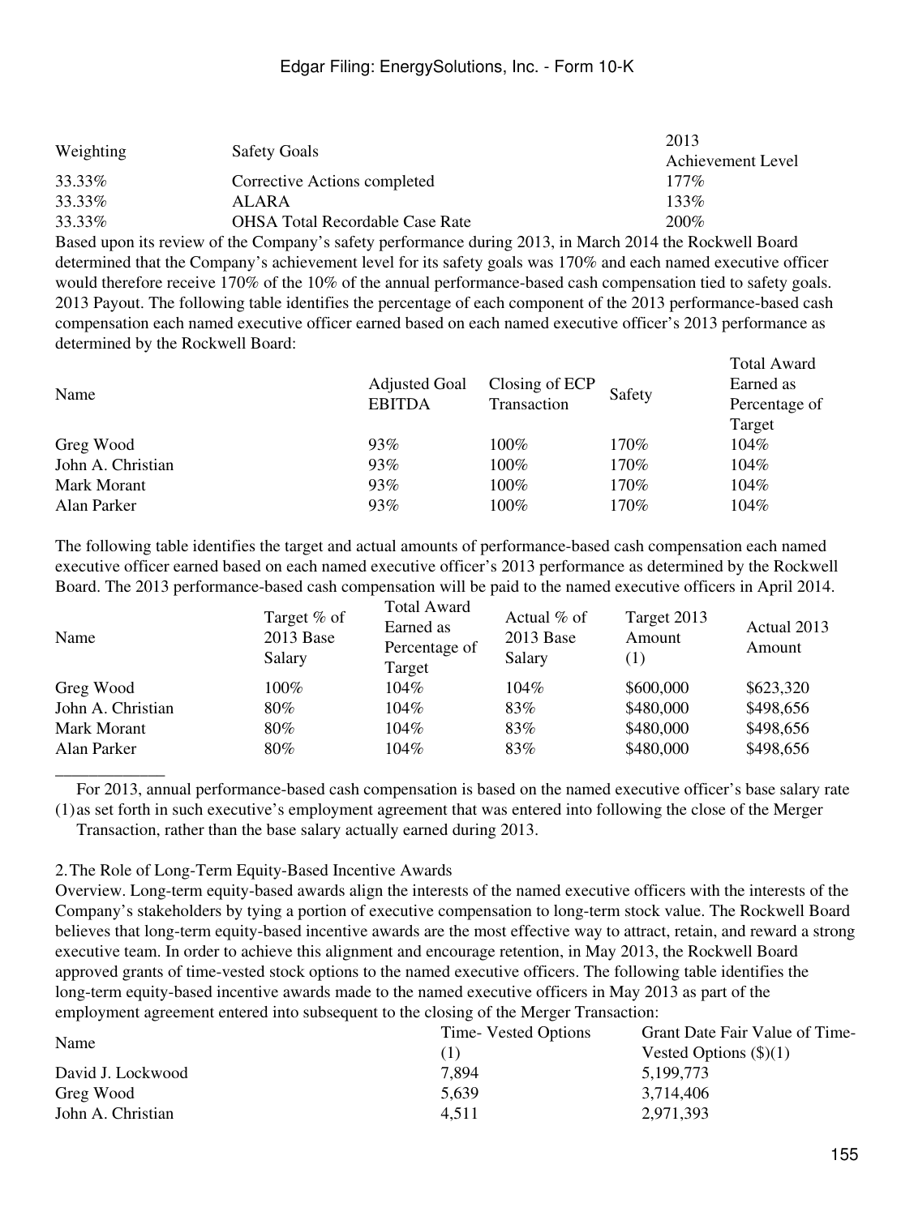| Weighting | Safety Goals | 2013 Achievement Level |
|---|---|---|
| 33.33% | Corrective Actions completed | 177% |
| 33.33% | ALARA | 133% |
| 33.33% | OHSA Total Recordable Case Rate | 200% |

Based upon its review of the Company's safety performance during 2013, in March 2014 the Rockwell Board determined that the Company's achievement level for its safety goals was 170% and each named executive officer would therefore receive 170% of the 10% of the annual performance-based cash compensation tied to safety goals.

2013 Payout. The following table identifies the percentage of each component of the 2013 performance-based cash compensation each named executive officer earned based on each named executive officer's 2013 performance as determined by the Rockwell Board:

| Name | Adjusted Goal EBITDA | Closing of ECP Transaction | Safety | Total Award Earned as Percentage of Target |
|---|---|---|---|---|
| Greg Wood | 93% | 100% | 170% | 104% |
| John A. Christian | 93% | 100% | 170% | 104% |
| Mark Morant | 93% | 100% | 170% | 104% |
| Alan Parker | 93% | 100% | 170% | 104% |

The following table identifies the target and actual amounts of performance-based cash compensation each named executive officer earned based on each named executive officer's 2013 performance as determined by the Rockwell Board. The 2013 performance-based cash compensation will be paid to the named executive officers in April 2014.

| Name | Target % of 2013 Base Salary | Total Award Earned as Percentage of Target | Actual % of 2013 Base Salary | Target 2013 Amount (1) | Actual 2013 Amount |
|---|---|---|---|---|---|
| Greg Wood | 100% | 104% | 104% | $600,000 | $623,320 |
| John A. Christian | 80% | 104% | 83% | $480,000 | $498,656 |
| Mark Morant | 80% | 104% | 83% | $480,000 | $498,656 |
| Alan Parker | 80% | 104% | 83% | $480,000 | $498,656 |

(1) For 2013, annual performance-based cash compensation is based on the named executive officer's base salary rate as set forth in such executive's employment agreement that was entered into following the close of the Merger Transaction, rather than the base salary actually earned during 2013.

2. The Role of Long-Term Equity-Based Incentive Awards

Overview. Long-term equity-based awards align the interests of the named executive officers with the interests of the Company's stakeholders by tying a portion of executive compensation to long-term stock value. The Rockwell Board believes that long-term equity-based incentive awards are the most effective way to attract, retain, and reward a strong executive team. In order to achieve this alignment and encourage retention, in May 2013, the Rockwell Board approved grants of time-vested stock options to the named executive officers. The following table identifies the long-term equity-based incentive awards made to the named executive officers in May 2013 as part of the employment agreement entered into subsequent to the closing of the Merger Transaction:

| Name | Time- Vested Options (1) | Grant Date Fair Value of Time-Vested Options ($)(1) |
|---|---|---|
| David J. Lockwood | 7,894 | 5,199,773 |
| Greg Wood | 5,639 | 3,714,406 |
| John A. Christian | 4,511 | 2,971,393 |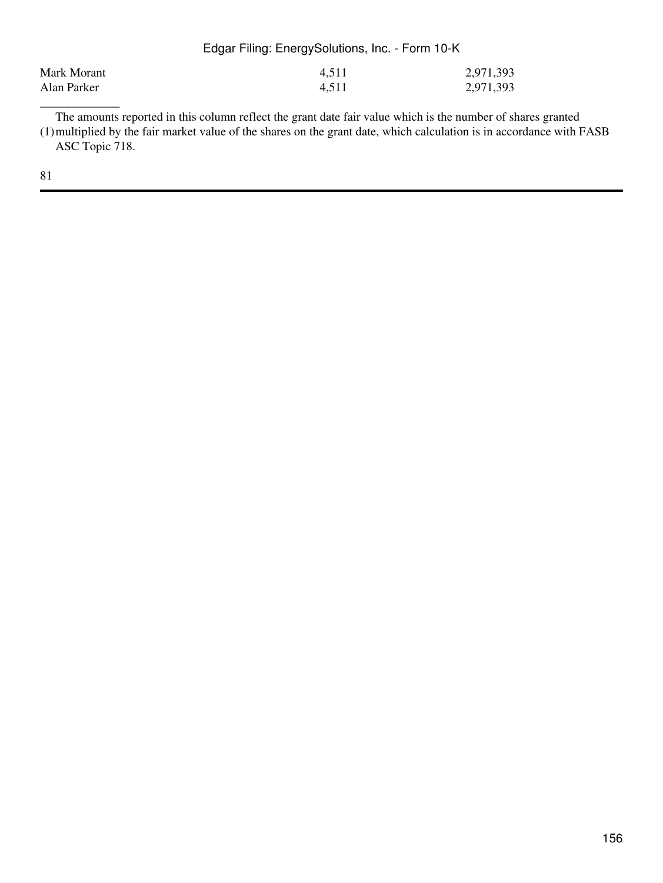| | | |
|---|---|---|
| Mark Morant | 4,511 | 2,971,393 |
| Alan Parker | 4,511 | 2,971,393 |

(1) The amounts reported in this column reflect the grant date fair value which is the number of shares granted multiplied by the fair market value of the shares on the grant date, which calculation is in accordance with FASB ASC Topic 718.

81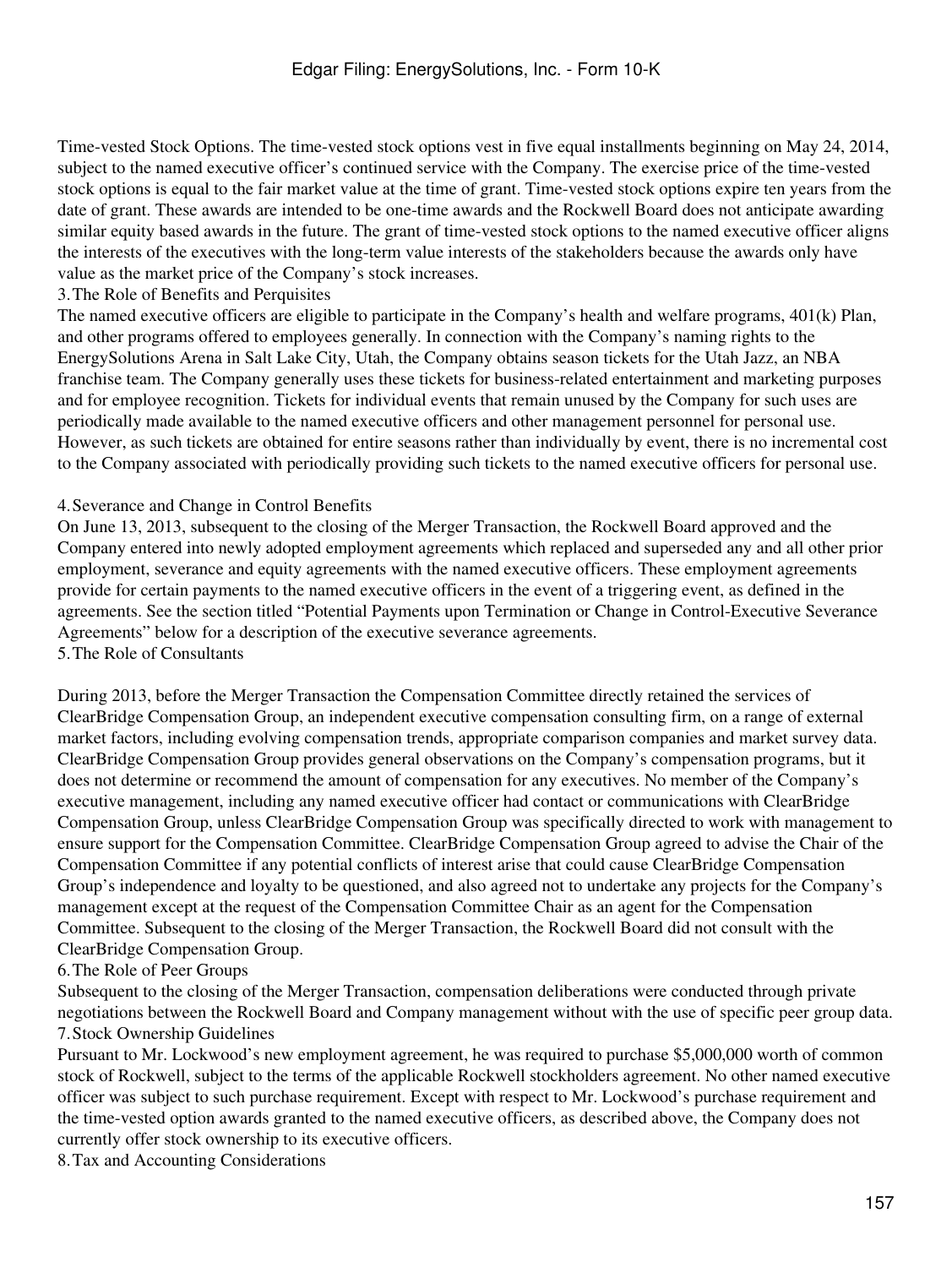Time-vested Stock Options. The time-vested stock options vest in five equal installments beginning on May 24, 2014, subject to the named executive officer's continued service with the Company. The exercise price of the time-vested stock options is equal to the fair market value at the time of grant. Time-vested stock options expire ten years from the date of grant. These awards are intended to be one-time awards and the Rockwell Board does not anticipate awarding similar equity based awards in the future. The grant of time-vested stock options to the named executive officer aligns the interests of the executives with the long-term value interests of the stakeholders because the awards only have value as the market price of the Company's stock increases.

3. The Role of Benefits and Perquisites

The named executive officers are eligible to participate in the Company's health and welfare programs, 401(k) Plan, and other programs offered to employees generally. In connection with the Company's naming rights to the EnergySolutions Arena in Salt Lake City, Utah, the Company obtains season tickets for the Utah Jazz, an NBA franchise team. The Company generally uses these tickets for business-related entertainment and marketing purposes and for employee recognition. Tickets for individual events that remain unused by the Company for such uses are periodically made available to the named executive officers and other management personnel for personal use. However, as such tickets are obtained for entire seasons rather than individually by event, there is no incremental cost to the Company associated with periodically providing such tickets to the named executive officers for personal use.

4. Severance and Change in Control Benefits

On June 13, 2013, subsequent to the closing of the Merger Transaction, the Rockwell Board approved and the Company entered into newly adopted employment agreements which replaced and superseded any and all other prior employment, severance and equity agreements with the named executive officers. These employment agreements provide for certain payments to the named executive officers in the event of a triggering event, as defined in the agreements. See the section titled "Potential Payments upon Termination or Change in Control-Executive Severance Agreements" below for a description of the executive severance agreements.

5. The Role of Consultants

During 2013, before the Merger Transaction the Compensation Committee directly retained the services of ClearBridge Compensation Group, an independent executive compensation consulting firm, on a range of external market factors, including evolving compensation trends, appropriate comparison companies and market survey data. ClearBridge Compensation Group provides general observations on the Company's compensation programs, but it does not determine or recommend the amount of compensation for any executives. No member of the Company's executive management, including any named executive officer had contact or communications with ClearBridge Compensation Group, unless ClearBridge Compensation Group was specifically directed to work with management to ensure support for the Compensation Committee. ClearBridge Compensation Group agreed to advise the Chair of the Compensation Committee if any potential conflicts of interest arise that could cause ClearBridge Compensation Group's independence and loyalty to be questioned, and also agreed not to undertake any projects for the Company's management except at the request of the Compensation Committee Chair as an agent for the Compensation Committee. Subsequent to the closing of the Merger Transaction, the Rockwell Board did not consult with the ClearBridge Compensation Group.

6. The Role of Peer Groups

Subsequent to the closing of the Merger Transaction, compensation deliberations were conducted through private negotiations between the Rockwell Board and Company management without with the use of specific peer group data.

7. Stock Ownership Guidelines

Pursuant to Mr. Lockwood's new employment agreement, he was required to purchase $5,000,000 worth of common stock of Rockwell, subject to the terms of the applicable Rockwell stockholders agreement. No other named executive officer was subject to such purchase requirement. Except with respect to Mr. Lockwood's purchase requirement and the time-vested option awards granted to the named executive officers, as described above, the Company does not currently offer stock ownership to its executive officers.

8. Tax and Accounting Considerations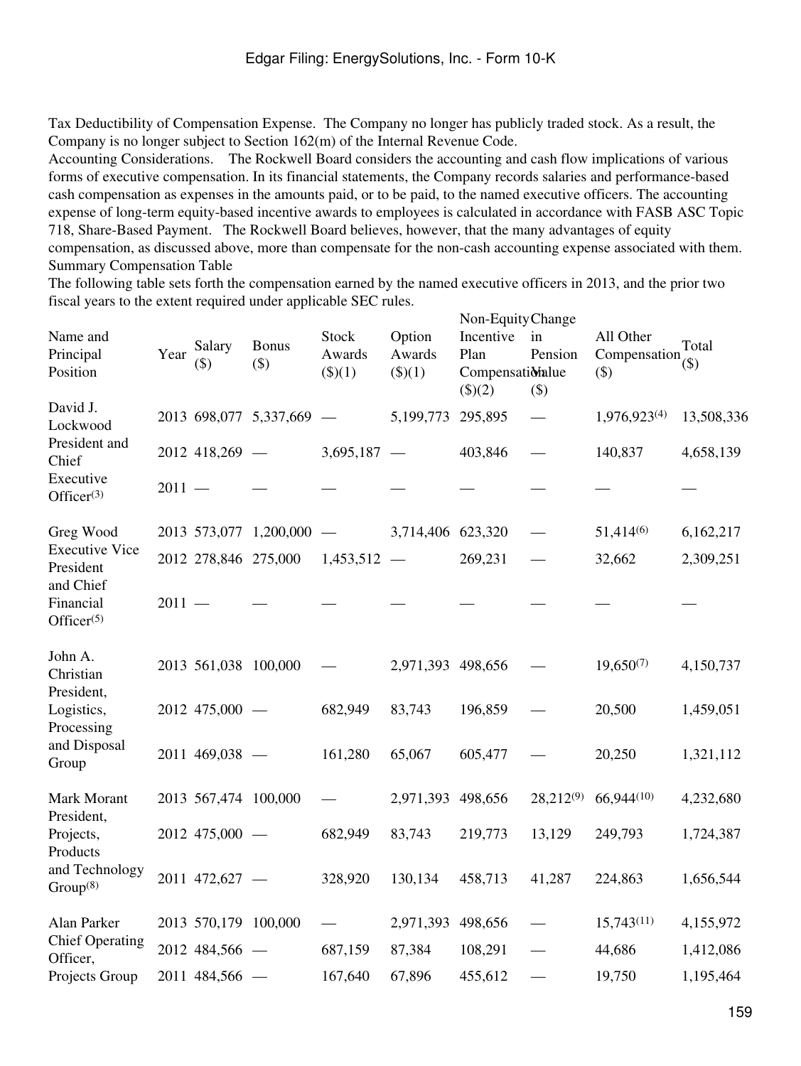Tax Deductibility of Compensation Expense. The Company no longer has publicly traded stock. As a result, the Company is no longer subject to Section 162(m) of the Internal Revenue Code.

Accounting Considerations. The Rockwell Board considers the accounting and cash flow implications of various forms of executive compensation. In its financial statements, the Company records salaries and performance-based cash compensation as expenses in the amounts paid, or to be paid, to the named executive officers. The accounting expense of long-term equity-based incentive awards to employees is calculated in accordance with FASB ASC Topic 718, Share-Based Payment. The Rockwell Board believes, however, that the many advantages of equity compensation, as discussed above, more than compensate for the non-cash accounting expense associated with them.

Summary Compensation Table

The following table sets forth the compensation earned by the named executive officers in 2013, and the prior two fiscal years to the extent required under applicable SEC rules.

| Name and Principal Position | Year | Salary ($) | Bonus ($) | Stock Awards ($)(1) | Option Awards ($)(1) | Non-Equity Incentive Plan Compensation ($)(2) | Change in Pension Value ($) | All Other Compensation ($) | Total ($) |
|---|---|---|---|---|---|---|---|---|---|
| David J. Lockwood | 2013 | 698,077 | 5,337,669 | — | 5,199,773 | 295,895 | — | 1,976,923[(4)] | 13,508,336 |
| President and Chief | 2012 | 418,269 | — | 3,695,187 | — | 403,846 | — | 140,837 | 4,658,139 |
| Executive Officer[(3)] | 2011 | — | — | — | — | — | — | — | — |
| Greg Wood | 2013 | 573,077 | 1,200,000 | — | 3,714,406 | 623,320 | — | 51,414[(6)] | 6,162,217 |
| Executive Vice President | 2012 | 278,846 | 275,000 | 1,453,512 | — | 269,231 | — | 32,662 | 2,309,251 |
| and Chief Financial Officer[(5)] | 2011 | — | — | — | — | — | — | — | — |
| John A. Christian | 2013 | 561,038 | 100,000 | — | 2,971,393 | 498,656 | — | 19,650[(7)] | 4,150,737 |
| President, Logistics, Processing | 2012 | 475,000 | — | 682,949 | 83,743 | 196,859 | — | 20,500 | 1,459,051 |
| and Disposal Group | 2011 | 469,038 | — | 161,280 | 65,067 | 605,477 | — | 20,250 | 1,321,112 |
| Mark Morant | 2013 | 567,474 | 100,000 | — | 2,971,393 | 498,656 | 28,212[(9)] | 66,944[(10)] | 4,232,680 |
| President, Projects, Products | 2012 | 475,000 | — | 682,949 | 83,743 | 219,773 | 13,129 | 249,793 | 1,724,387 |
| and Technology Group[(8)] | 2011 | 472,627 | — | 328,920 | 130,134 | 458,713 | 41,287 | 224,863 | 1,656,544 |
| Alan Parker | 2013 | 570,179 | 100,000 | — | 2,971,393 | 498,656 | — | 15,743[(11)] | 4,155,972 |
| Chief Operating Officer, | 2012 | 484,566 | — | 687,159 | 87,384 | 108,291 | — | 44,686 | 1,412,086 |
| Projects Group | 2011 | 484,566 | — | 167,640 | 67,896 | 455,612 | — | 19,750 | 1,195,464 |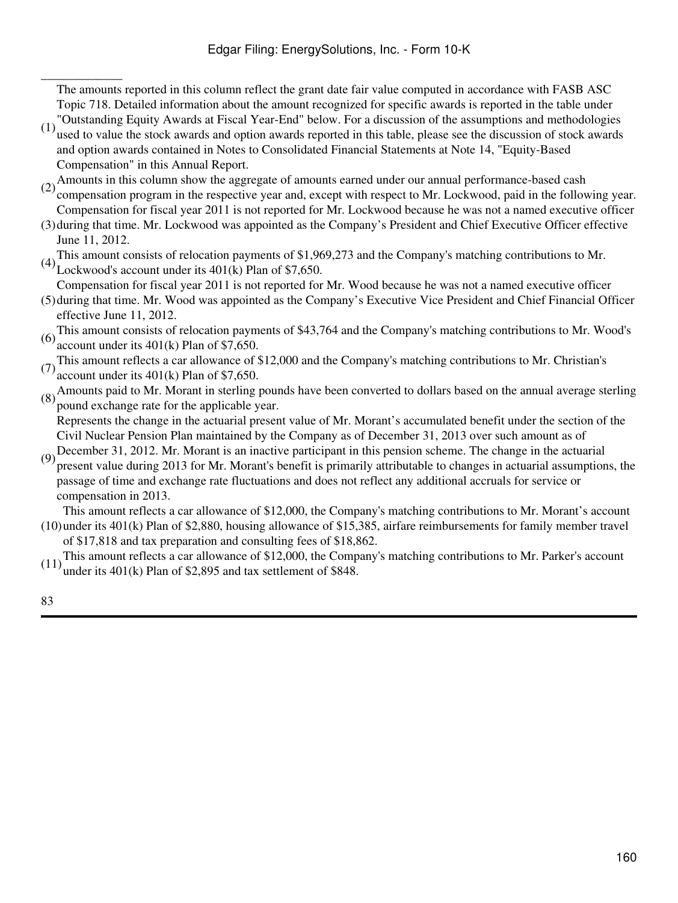______________

(1) The amounts reported in this column reflect the grant date fair value computed in accordance with FASB ASC Topic 718. Detailed information about the amount recognized for specific awards is reported in the table under "Outstanding Equity Awards at Fiscal Year-End" below. For a discussion of the assumptions and methodologies used to value the stock awards and option awards reported in this table, please see the discussion of stock awards and option awards contained in Notes to Consolidated Financial Statements at Note 14, "Equity-Based Compensation" in this Annual Report.

(2) Amounts in this column show the aggregate of amounts earned under our annual performance-based cash compensation program in the respective year and, except with respect to Mr. Lockwood, paid in the following year.

(3) Compensation for fiscal year 2011 is not reported for Mr. Lockwood because he was not a named executive officer during that time. Mr. Lockwood was appointed as the Company's President and Chief Executive Officer effective June 11, 2012.

(4) This amount consists of relocation payments of $1,969,273 and the Company's matching contributions to Mr. Lockwood's account under its 401(k) Plan of $7,650.

(5) Compensation for fiscal year 2011 is not reported for Mr. Wood because he was not a named executive officer during that time. Mr. Wood was appointed as the Company's Executive Vice President and Chief Financial Officer effective June 11, 2012.

(6) This amount consists of relocation payments of $43,764 and the Company's matching contributions to Mr. Wood's account under its 401(k) Plan of $7,650.

(7) This amount reflects a car allowance of $12,000 and the Company's matching contributions to Mr. Christian's account under its 401(k) Plan of $7,650.

(8) Amounts paid to Mr. Morant in sterling pounds have been converted to dollars based on the annual average sterling pound exchange rate for the applicable year.

(9) Represents the change in the actuarial present value of Mr. Morant's accumulated benefit under the section of the Civil Nuclear Pension Plan maintained by the Company as of December 31, 2013 over such amount as of December 31, 2012. Mr. Morant is an inactive participant in this pension scheme. The change in the actuarial present value during 2013 for Mr. Morant's benefit is primarily attributable to changes in actuarial assumptions, the passage of time and exchange rate fluctuations and does not reflect any additional accruals for service or compensation in 2013.

(10) This amount reflects a car allowance of $12,000, the Company's matching contributions to Mr. Morant's account under its 401(k) Plan of $2,880, housing allowance of $15,385, airfare reimbursements for family member travel of $17,818 and tax preparation and consulting fees of $18,862.

(11) This amount reflects a car allowance of $12,000, the Company's matching contributions to Mr. Parker's account under its 401(k) Plan of $2,895 and tax settlement of $848.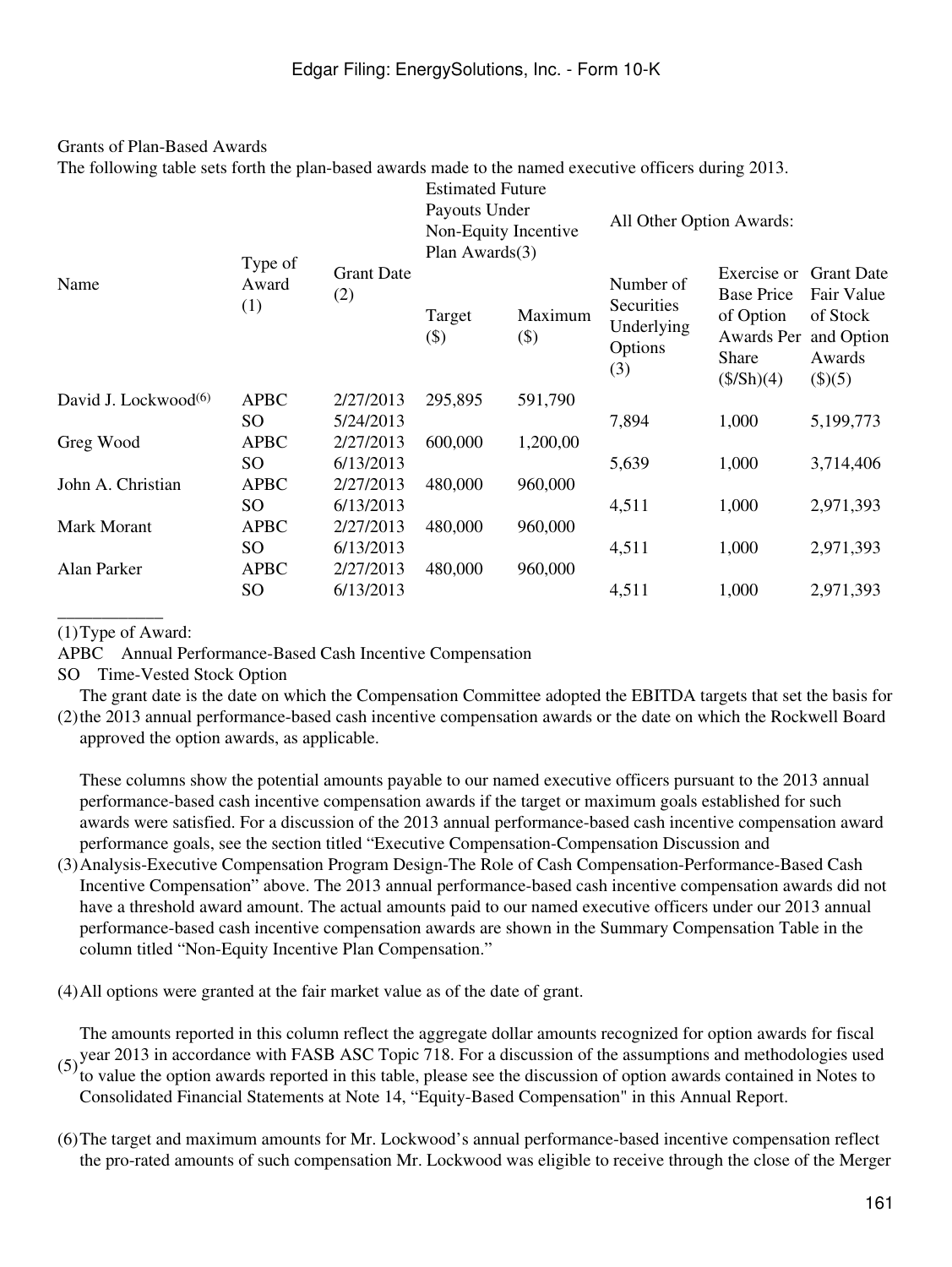Grants of Plan-Based Awards

The following table sets forth the plan-based awards made to the named executive officers during 2013.

| Name | Type of Award (1) | Grant Date (2) | Estimated Future Payouts Under Non-Equity Incentive Plan Awards(3) | | All Other Option Awards: | | |
|---|---|---|---|---|---|---|---|
| | | | Target ($) | Maximum ($) | Number of Securities Underlying Options (3) | Exercise or Base Price of Option Awards Per Share ($/Sh)(4) | Grant Date Fair Value of Stock and Option Awards ($)(5) |
| David J. Lockwood[(6)] | APBC | 2/27/2013 | 295,895 | 591,790 | | | |
| | SO | 5/24/2013 | | | 7,894 | 1,000 | 5,199,773 |
| Greg Wood | APBC | 2/27/2013 | 600,000 | 1,200,00 | | | |
| | SO | 6/13/2013 | | | 5,639 | 1,000 | 3,714,406 |
| John A. Christian | APBC | 2/27/2013 | 480,000 | 960,000 | | | |
| | SO | 6/13/2013 | | | 4,511 | 1,000 | 2,971,393 |
| Mark Morant | APBC | 2/27/2013 | 480,000 | 960,000 | | | |
| | SO | 6/13/2013 | | | 4,511 | 1,000 | 2,971,393 |
| Alan Parker | APBC | 2/27/2013 | 480,000 | 960,000 | | | |
| | SO | 6/13/2013 | | | 4,511 | 1,000 | 2,971,393 |

____________

(1) Type of Award:

APBC Annual Performance-Based Cash Incentive Compensation

SO Time-Vested Stock Option

(2) The grant date is the date on which the Compensation Committee adopted the EBITDA targets that set the basis for the 2013 annual performance-based cash incentive compensation awards or the date on which the Rockwell Board approved the option awards, as applicable.

(3) These columns show the potential amounts payable to our named executive officers pursuant to the 2013 annual performance-based cash incentive compensation awards if the target or maximum goals established for such awards were satisfied. For a discussion of the 2013 annual performance-based cash incentive compensation award performance goals, see the section titled "Executive Compensation-Compensation Discussion and Analysis-Executive Compensation Program Design-The Role of Cash Compensation-Performance-Based Cash Incentive Compensation" above. The 2013 annual performance-based cash incentive compensation awards did not have a threshold award amount. The actual amounts paid to our named executive officers under our 2013 annual performance-based cash incentive compensation awards are shown in the Summary Compensation Table in the column titled "Non-Equity Incentive Plan Compensation."

(4) All options were granted at the fair market value as of the date of grant.

(5) The amounts reported in this column reflect the aggregate dollar amounts recognized for option awards for fiscal year 2013 in accordance with FASB ASC Topic 718. For a discussion of the assumptions and methodologies used to value the option awards reported in this table, please see the discussion of option awards contained in Notes to Consolidated Financial Statements at Note 14, "Equity-Based Compensation" in this Annual Report.

(6) The target and maximum amounts for Mr. Lockwood's annual performance-based incentive compensation reflect the pro-rated amounts of such compensation Mr. Lockwood was eligible to receive through the close of the Merger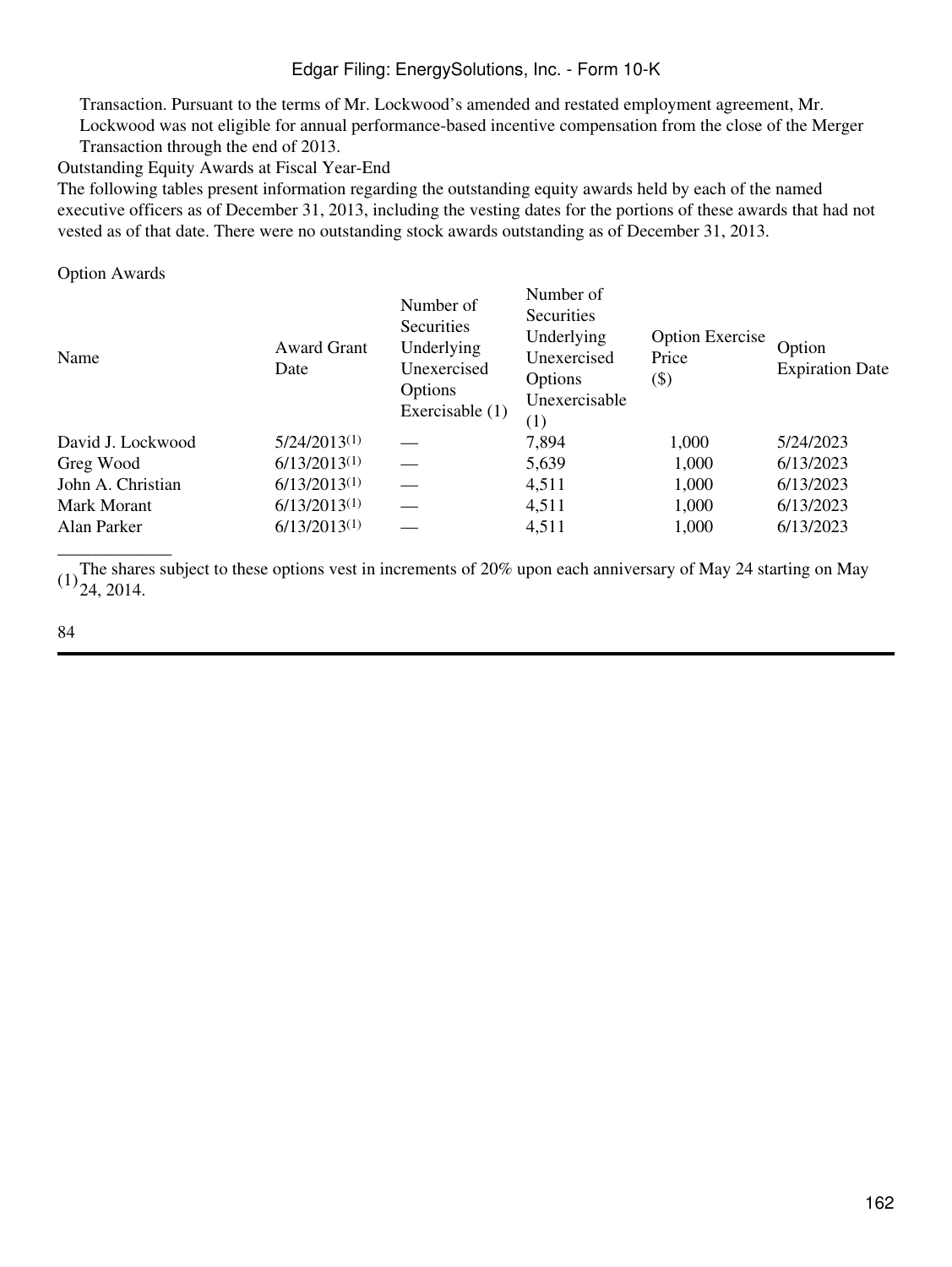Transaction. Pursuant to the terms of Mr. Lockwood's amended and restated employment agreement, Mr. Lockwood was not eligible for annual performance-based incentive compensation from the close of the Merger Transaction through the end of 2013.

Outstanding Equity Awards at Fiscal Year-End

The following tables present information regarding the outstanding equity awards held by each of the named executive officers as of December 31, 2013, including the vesting dates for the portions of these awards that had not vested as of that date. There were no outstanding stock awards outstanding as of December 31, 2013.

Option Awards

| Name | Award Grant Date | Number of Securities Underlying Unexercised Options Exercisable (1) | Number of Securities Underlying Unexercised Options Unexercisable (1) | Option Exercise Price ($) | Option Expiration Date |
|---|---|---|---|---|---|
| David J. Lockwood | 5/24/2013(1) | — | 7,894 | 1,000 | 5/24/2023 |
| Greg Wood | 6/13/2013(1) | — | 5,639 | 1,000 | 6/13/2023 |
| John A. Christian | 6/13/2013(1) | — | 4,511 | 1,000 | 6/13/2023 |
| Mark Morant | 6/13/2013(1) | — | 4,511 | 1,000 | 6/13/2023 |
| Alan Parker | 6/13/2013(1) | — | 4,511 | 1,000 | 6/13/2023 |

(1) The shares subject to these options vest in increments of 20% upon each anniversary of May 24 starting on May 24, 2014.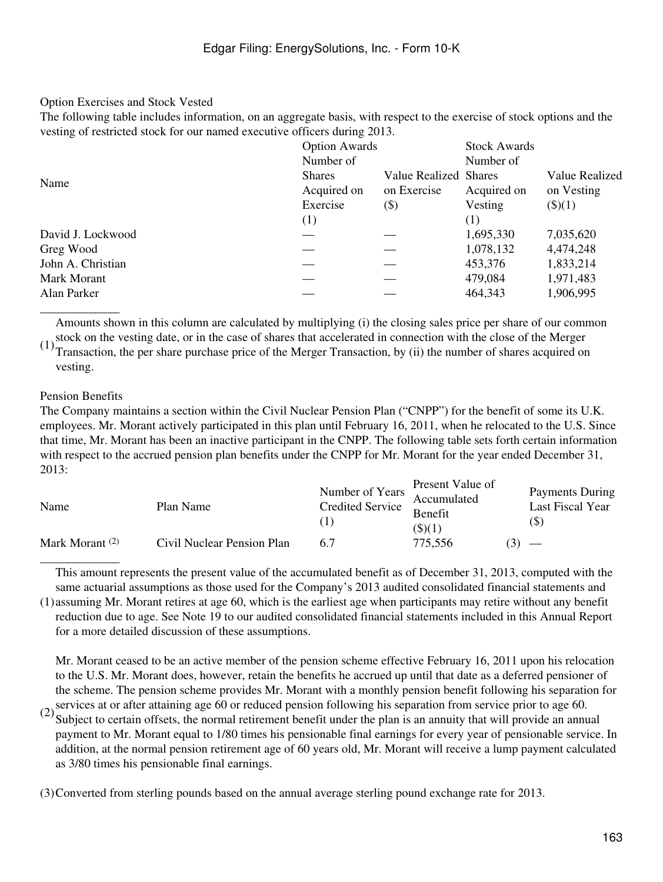Option Exercises and Stock Vested

The following table includes information, on an aggregate basis, with respect to the exercise of stock options and the vesting of restricted stock for our named executive officers during 2013.

| Name | Option Awards Number of Shares Acquired on Exercise (1) | Value Realized on Exercise ($) | Stock Awards Number of Shares Acquired on Vesting (1) | Value Realized on Vesting ($)(1) |
|---|---|---|---|---|
| David J. Lockwood | — | — | 1,695,330 | 7,035,620 |
| Greg Wood | — | — | 1,078,132 | 4,474,248 |
| John A. Christian | — | — | 453,376 | 1,833,214 |
| Mark Morant | — | — | 479,084 | 1,971,483 |
| Alan Parker | — | — | 464,343 | 1,906,995 |

(1) Amounts shown in this column are calculated by multiplying (i) the closing sales price per share of our common stock on the vesting date, or in the case of shares that accelerated in connection with the close of the Merger Transaction, the per share purchase price of the Merger Transaction, by (ii) the number of shares acquired on vesting.

Pension Benefits

The Company maintains a section within the Civil Nuclear Pension Plan ("CNPP") for the benefit of some its U.K. employees. Mr. Morant actively participated in this plan until February 16, 2011, when he relocated to the U.S. Since that time, Mr. Morant has been an inactive participant in the CNPP. The following table sets forth certain information with respect to the accrued pension plan benefits under the CNPP for Mr. Morant for the year ended December 31, 2013:

| Name | Plan Name | Number of Years Credited Service (1) | Present Value of Accumulated Benefit ($)(1) | Payments During Last Fiscal Year ($) |
|---|---|---|---|---|
| Mark Morant (2) | Civil Nuclear Pension Plan | 6.7 | 775,556 (3) | — |

(1) This amount represents the present value of the accumulated benefit as of December 31, 2013, computed with the same actuarial assumptions as those used for the Company's 2013 audited consolidated financial statements and assuming Mr. Morant retires at age 60, which is the earliest age when participants may retire without any benefit reduction due to age. See Note 19 to our audited consolidated financial statements included in this Annual Report for a more detailed discussion of these assumptions.

(2) Mr. Morant ceased to be an active member of the pension scheme effective February 16, 2011 upon his relocation to the U.S. Mr. Morant does, however, retain the benefits he accrued up until that date as a deferred pensioner of the scheme. The pension scheme provides Mr. Morant with a monthly pension benefit following his separation for services at or after attaining age 60 or reduced pension following his separation from service prior to age 60. Subject to certain offsets, the normal retirement benefit under the plan is an annuity that will provide an annual payment to Mr. Morant equal to 1/80 times his pensionable final earnings for every year of pensionable service. In addition, at the normal pension retirement age of 60 years old, Mr. Morant will receive a lump payment calculated as 3/80 times his pensionable final earnings.

(3) Converted from sterling pounds based on the annual average sterling pound exchange rate for 2013.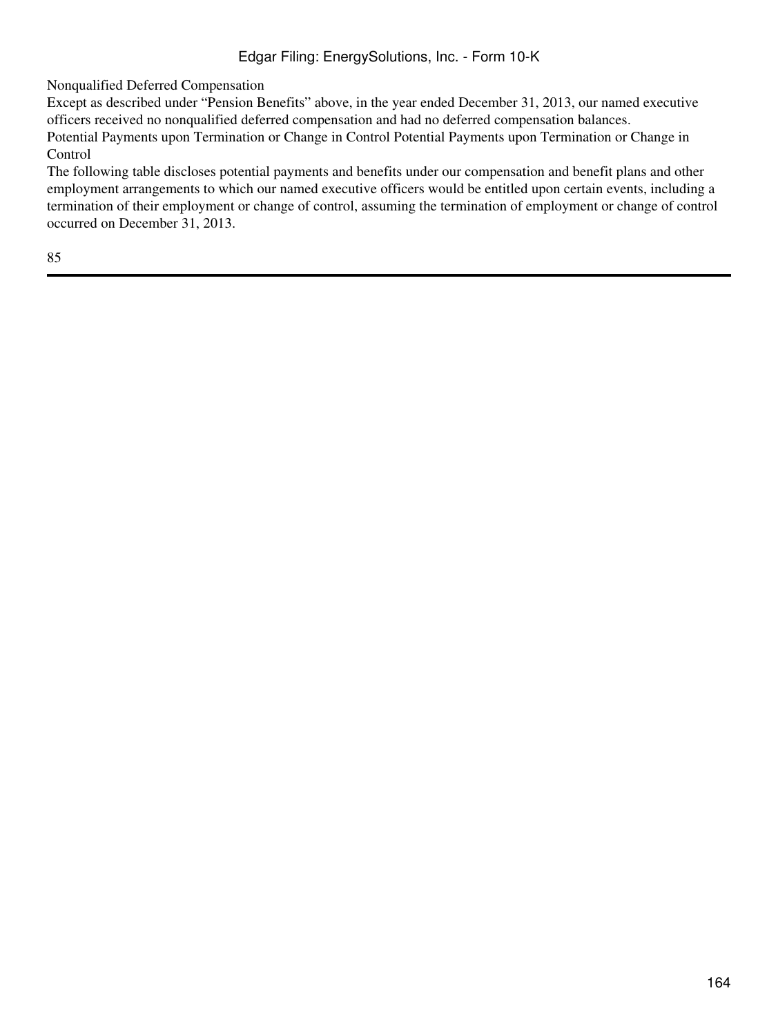Nonqualified Deferred Compensation

Except as described under "Pension Benefits" above, in the year ended December 31, 2013, our named executive officers received no nonqualified deferred compensation and had no deferred compensation balances.

Potential Payments upon Termination or Change in Control Potential Payments upon Termination or Change in Control

The following table discloses potential payments and benefits under our compensation and benefit plans and other employment arrangements to which our named executive officers would be entitled upon certain events, including a termination of their employment or change of control, assuming the termination of employment or change of control occurred on December 31, 2013.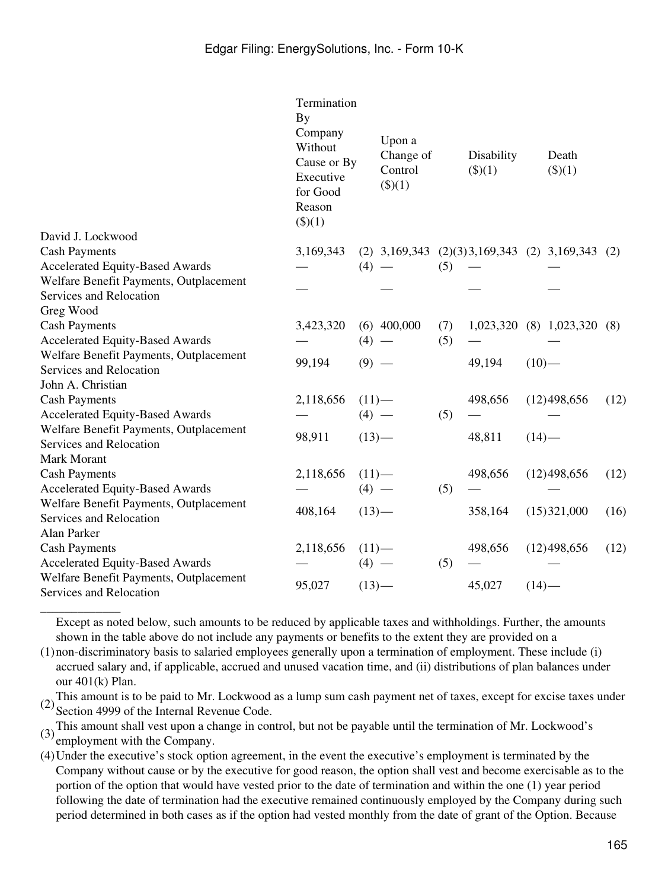| | Termination By Company Without Cause or By Executive for Good Reason ($)(1) | | Upon a Change of Control ($)(1) | | Disability ($)(1) | | Death ($)(1) | |
|---|---|---|---|---|---|---|---|---|
| David J. Lockwood | | | | | | | | |
| Cash Payments | 3,169,343 | (2) | 3,169,343 | (2)(3) | 3,169,343 | (2) | 3,169,343 | (2) |
| Accelerated Equity-Based Awards | — | (4) | — | (5) | — | | — | |
| Welfare Benefit Payments, Outplacement Services and Relocation | — | | — | | — | | — | |
| Greg Wood | | | | | | | | |
| Cash Payments | 3,423,320 | (6) | 400,000 | (7) | 1,023,320 | (8) | 1,023,320 | (8) |
| Accelerated Equity-Based Awards | — | (4) | — | (5) | — | | — | |
| Welfare Benefit Payments, Outplacement Services and Relocation | 99,194 | (9) | — | | 49,194 | (10) | — | |
| John A. Christian | | | | | | | | |
| Cash Payments | 2,118,656 | (11) | — | | 498,656 | (12) | 498,656 | (12) |
| Accelerated Equity-Based Awards | — | (4) | — | (5) | — | | — | |
| Welfare Benefit Payments, Outplacement Services and Relocation | 98,911 | (13) | — | | 48,811 | (14) | — | |
| Mark Morant | | | | | | | | |
| Cash Payments | 2,118,656 | (11) | — | | 498,656 | (12) | 498,656 | (12) |
| Accelerated Equity-Based Awards | — | (4) | — | (5) | — | | — | |
| Welfare Benefit Payments, Outplacement Services and Relocation | 408,164 | (13) | — | | 358,164 | (15) | 321,000 | (16) |
| Alan Parker | | | | | | | | |
| Cash Payments | 2,118,656 | (11) | — | | 498,656 | (12) | 498,656 | (12) |
| Accelerated Equity-Based Awards | — | (4) | — | (5) | — | | — | |
| Welfare Benefit Payments, Outplacement Services and Relocation | 95,027 | (13) | — | | 45,027 | (14) | — | |

(1) Except as noted below, such amounts to be reduced by applicable taxes and withholdings. Further, the amounts shown in the table above do not include any payments or benefits to the extent they are provided on a non-discriminatory basis to salaried employees generally upon a termination of employment. These include (i) accrued salary and, if applicable, accrued and unused vacation time, and (ii) distributions of plan balances under our 401(k) Plan.

(2) This amount is to be paid to Mr. Lockwood as a lump sum cash payment net of taxes, except for excise taxes under Section 4999 of the Internal Revenue Code.

(3) This amount shall vest upon a change in control, but not be payable until the termination of Mr. Lockwood's employment with the Company.

(4) Under the executive's stock option agreement, in the event the executive's employment is terminated by the Company without cause or by the executive for good reason, the option shall vest and become exercisable as to the portion of the option that would have vested prior to the date of termination and within the one (1) year period following the date of termination had the executive remained continuously employed by the Company during such period determined in both cases as if the option had vested monthly from the date of grant of the Option. Because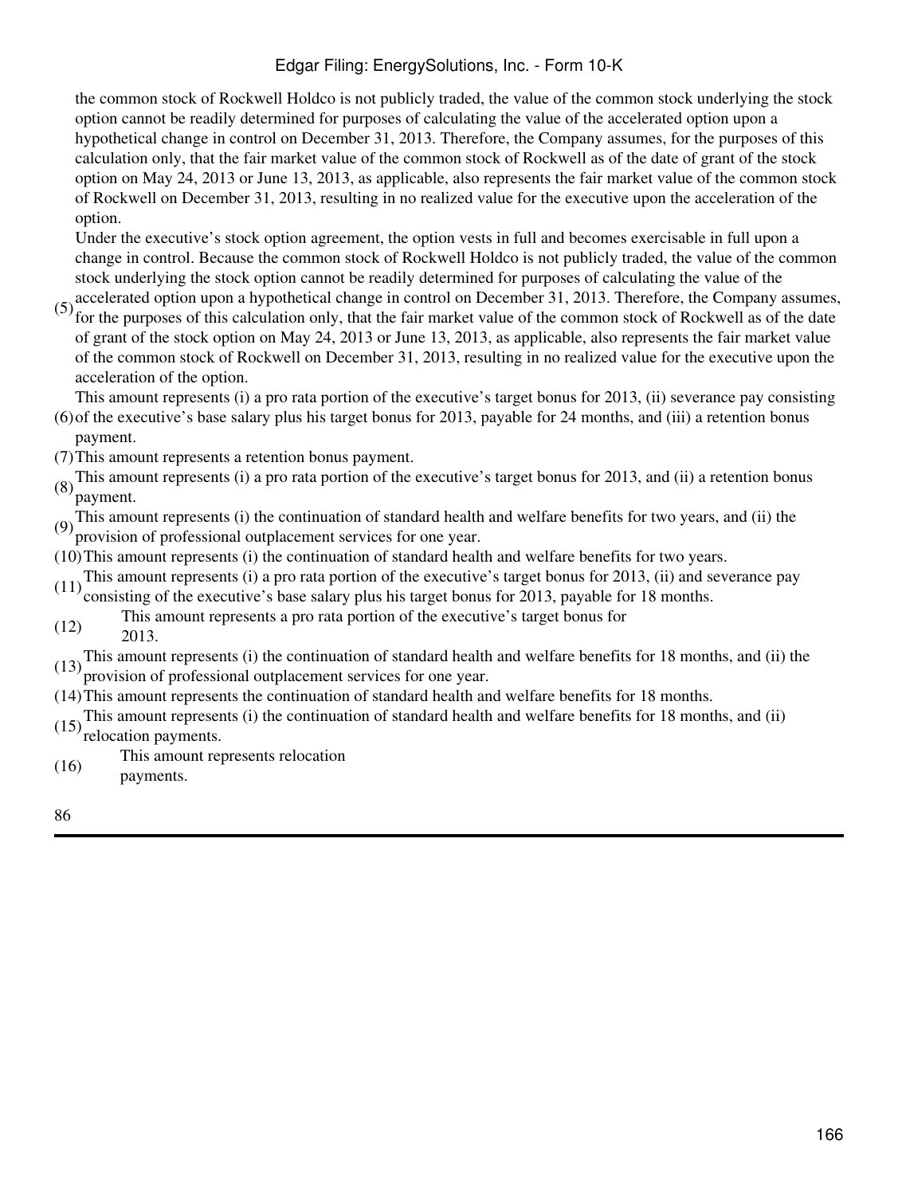the common stock of Rockwell Holdco is not publicly traded, the value of the common stock underlying the stock option cannot be readily determined for purposes of calculating the value of the accelerated option upon a hypothetical change in control on December 31, 2013. Therefore, the Company assumes, for the purposes of this calculation only, that the fair market value of the common stock of Rockwell as of the date of grant of the stock option on May 24, 2013 or June 13, 2013, as applicable, also represents the fair market value of the common stock of Rockwell on December 31, 2013, resulting in no realized value for the executive upon the acceleration of the option.

(5) Under the executive's stock option agreement, the option vests in full and becomes exercisable in full upon a change in control. Because the common stock of Rockwell Holdco is not publicly traded, the value of the common stock underlying the stock option cannot be readily determined for purposes of calculating the value of the accelerated option upon a hypothetical change in control on December 31, 2013. Therefore, the Company assumes, for the purposes of this calculation only, that the fair market value of the common stock of Rockwell as of the date of grant of the stock option on May 24, 2013 or June 13, 2013, as applicable, also represents the fair market value of the common stock of Rockwell on December 31, 2013, resulting in no realized value for the executive upon the acceleration of the option.

(6) This amount represents (i) a pro rata portion of the executive's target bonus for 2013, (ii) severance pay consisting of the executive's base salary plus his target bonus for 2013, payable for 24 months, and (iii) a retention bonus payment.

(7) This amount represents a retention bonus payment.

(8) This amount represents (i) a pro rata portion of the executive's target bonus for 2013, and (ii) a retention bonus payment.

(9) This amount represents (i) the continuation of standard health and welfare benefits for two years, and (ii) the provision of professional outplacement services for one year.

(10) This amount represents (i) the continuation of standard health and welfare benefits for two years.

(11) This amount represents (i) a pro rata portion of the executive's target bonus for 2013, (ii) and severance pay consisting of the executive's base salary plus his target bonus for 2013, payable for 18 months.

(12) This amount represents a pro rata portion of the executive's target bonus for 2013.

(13) This amount represents (i) the continuation of standard health and welfare benefits for 18 months, and (ii) the provision of professional outplacement services for one year.

(14) This amount represents the continuation of standard health and welfare benefits for 18 months.

(15) This amount represents (i) the continuation of standard health and welfare benefits for 18 months, and (ii) relocation payments.

(16) This amount represents relocation payments.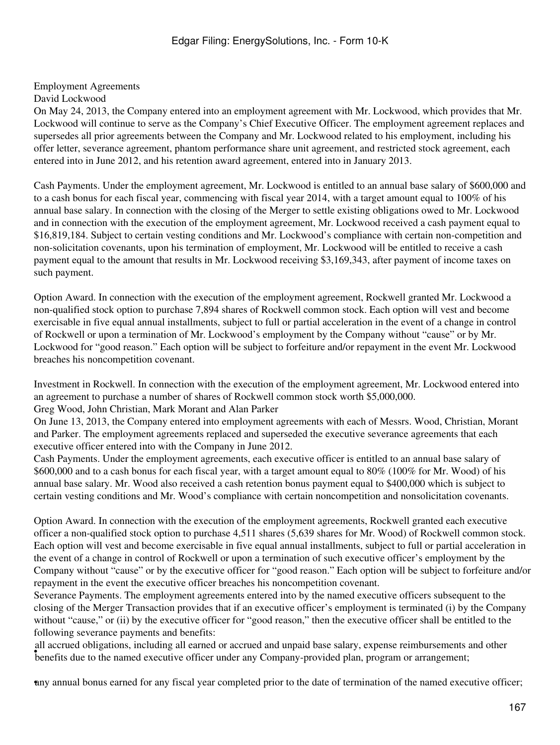## Employment Agreements

### David Lockwood

On May 24, 2013, the Company entered into an employment agreement with Mr. Lockwood, which provides that Mr. Lockwood will continue to serve as the Company's Chief Executive Officer. The employment agreement replaces and supersedes all prior agreements between the Company and Mr. Lockwood related to his employment, including his offer letter, severance agreement, phantom performance share unit agreement, and restricted stock agreement, each entered into in June 2012, and his retention award agreement, entered into in January 2013.

Cash Payments. Under the employment agreement, Mr. Lockwood is entitled to an annual base salary of $600,000 and to a cash bonus for each fiscal year, commencing with fiscal year 2014, with a target amount equal to 100% of his annual base salary. In connection with the closing of the Merger to settle existing obligations owed to Mr. Lockwood and in connection with the execution of the employment agreement, Mr. Lockwood received a cash payment equal to $16,819,184. Subject to certain vesting conditions and Mr. Lockwood's compliance with certain non-competition and non-solicitation covenants, upon his termination of employment, Mr. Lockwood will be entitled to receive a cash payment equal to the amount that results in Mr. Lockwood receiving $3,169,343, after payment of income taxes on such payment.

Option Award. In connection with the execution of the employment agreement, Rockwell granted Mr. Lockwood a non-qualified stock option to purchase 7,894 shares of Rockwell common stock. Each option will vest and become exercisable in five equal annual installments, subject to full or partial acceleration in the event of a change in control of Rockwell or upon a termination of Mr. Lockwood's employment by the Company without "cause" or by Mr. Lockwood for "good reason." Each option will be subject to forfeiture and/or repayment in the event Mr. Lockwood breaches his noncompetition covenant.

Investment in Rockwell. In connection with the execution of the employment agreement, Mr. Lockwood entered into an agreement to purchase a number of shares of Rockwell common stock worth $5,000,000.

### Greg Wood, John Christian, Mark Morant and Alan Parker

On June 13, 2013, the Company entered into employment agreements with each of Messrs. Wood, Christian, Morant and Parker. The employment agreements replaced and superseded the executive severance agreements that each executive officer entered into with the Company in June 2012.

Cash Payments. Under the employment agreements, each executive officer is entitled to an annual base salary of $600,000 and to a cash bonus for each fiscal year, with a target amount equal to 80% (100% for Mr. Wood) of his annual base salary. Mr. Wood also received a cash retention bonus payment equal to $400,000 which is subject to certain vesting conditions and Mr. Wood's compliance with certain noncompetition and nonsolicitation covenants.

Option Award. In connection with the execution of the employment agreements, Rockwell granted each executive officer a non-qualified stock option to purchase 4,511 shares (5,639 shares for Mr. Wood) of Rockwell common stock. Each option will vest and become exercisable in five equal annual installments, subject to full or partial acceleration in the event of a change in control of Rockwell or upon a termination of such executive officer's employment by the Company without "cause" or by the executive officer for "good reason." Each option will be subject to forfeiture and/or repayment in the event the executive officer breaches his noncompetition covenant.

Severance Payments. The employment agreements entered into by the named executive officers subsequent to the closing of the Merger Transaction provides that if an executive officer's employment is terminated (i) by the Company without "cause," or (ii) by the executive officer for "good reason," then the executive officer shall be entitled to the following severance payments and benefits:

- all accrued obligations, including all earned or accrued and unpaid base salary, expense reimbursements and other benefits due to the named executive officer under any Company-provided plan, program or arrangement;
- any annual bonus earned for any fiscal year completed prior to the date of termination of the named executive officer;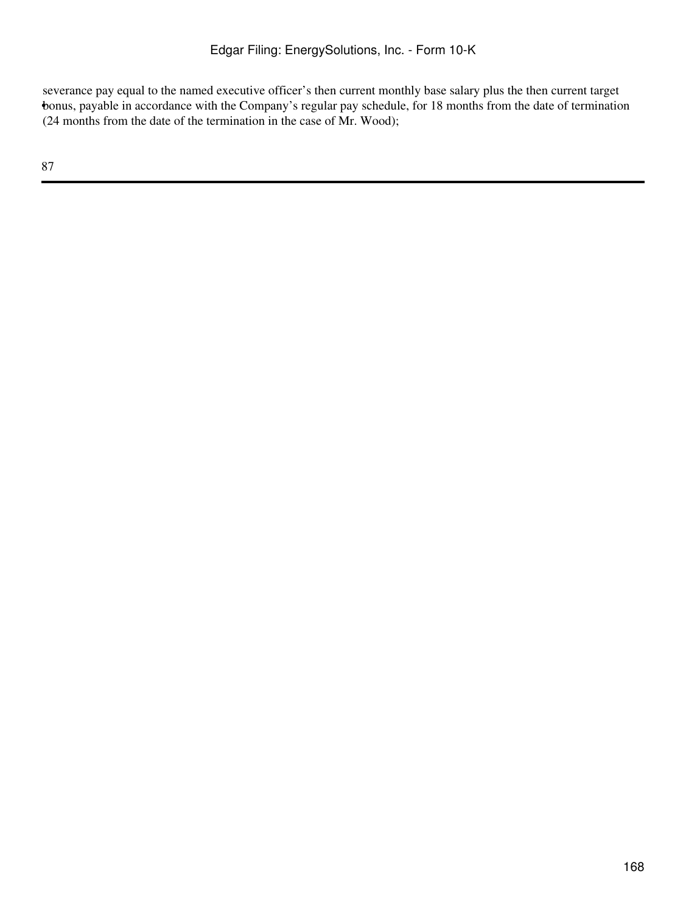- severance pay equal to the named executive officer's then current monthly base salary plus the then current target bonus, payable in accordance with the Company's regular pay schedule, for 18 months from the date of termination (24 months from the date of the termination in the case of Mr. Wood);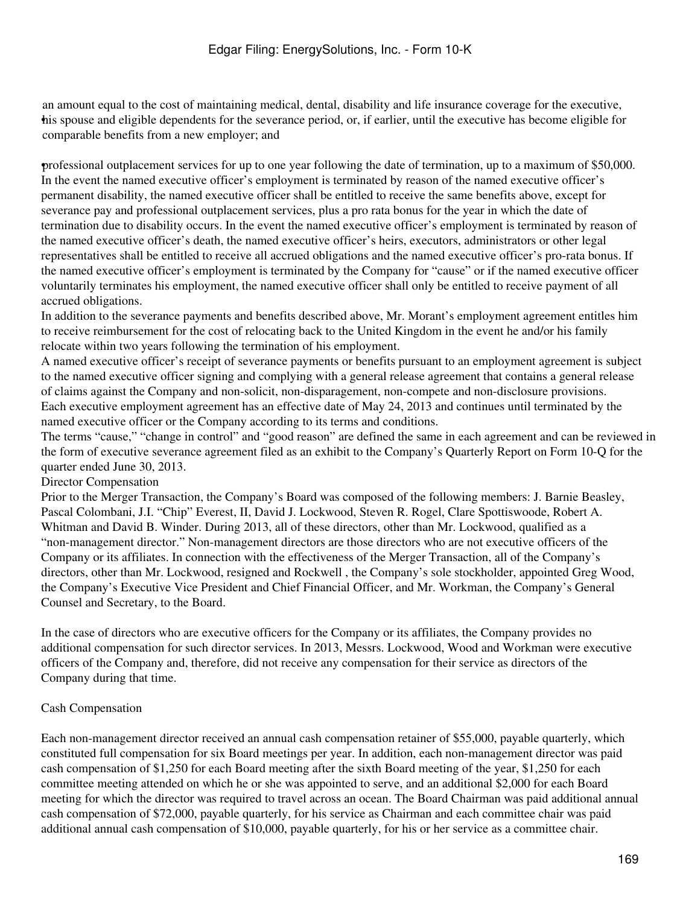- an amount equal to the cost of maintaining medical, dental, disability and life insurance coverage for the executive, his spouse and eligible dependents for the severance period, or, if earlier, until the executive has become eligible for comparable benefits from a new employer; and

- professional outplacement services for up to one year following the date of termination, up to a maximum of $50,000.

In the event the named executive officer's employment is terminated by reason of the named executive officer's permanent disability, the named executive officer shall be entitled to receive the same benefits above, except for severance pay and professional outplacement services, plus a pro rata bonus for the year in which the date of termination due to disability occurs. In the event the named executive officer's employment is terminated by reason of the named executive officer's death, the named executive officer's heirs, executors, administrators or other legal representatives shall be entitled to receive all accrued obligations and the named executive officer's pro-rata bonus. If the named executive officer's employment is terminated by the Company for "cause" or if the named executive officer voluntarily terminates his employment, the named executive officer shall only be entitled to receive payment of all accrued obligations.

In addition to the severance payments and benefits described above, Mr. Morant's employment agreement entitles him to receive reimbursement for the cost of relocating back to the United Kingdom in the event he and/or his family relocate within two years following the termination of his employment.

A named executive officer's receipt of severance payments or benefits pursuant to an employment agreement is subject to the named executive officer signing and complying with a general release agreement that contains a general release of claims against the Company and non-solicit, non-disparagement, non-compete and non-disclosure provisions.

Each executive employment agreement has an effective date of May 24, 2013 and continues until terminated by the named executive officer or the Company according to its terms and conditions.

The terms "cause," "change in control" and "good reason" are defined the same in each agreement and can be reviewed in the form of executive severance agreement filed as an exhibit to the Company's Quarterly Report on Form 10-Q for the quarter ended June 30, 2013.

## Director Compensation

Prior to the Merger Transaction, the Company's Board was composed of the following members: J. Barnie Beasley, Pascal Colombani, J.I. "Chip" Everest, II, David J. Lockwood, Steven R. Rogel, Clare Spottiswoode, Robert A. Whitman and David B. Winder. During 2013, all of these directors, other than Mr. Lockwood, qualified as a "non-management director." Non-management directors are those directors who are not executive officers of the Company or its affiliates. In connection with the effectiveness of the Merger Transaction, all of the Company's directors, other than Mr. Lockwood, resigned and Rockwell , the Company's sole stockholder, appointed Greg Wood, the Company's Executive Vice President and Chief Financial Officer, and Mr. Workman, the Company's General Counsel and Secretary, to the Board.

In the case of directors who are executive officers for the Company or its affiliates, the Company provides no additional compensation for such director services. In 2013, Messrs. Lockwood, Wood and Workman were executive officers of the Company and, therefore, did not receive any compensation for their service as directors of the Company during that time.

### Cash Compensation

Each non-management director received an annual cash compensation retainer of $55,000, payable quarterly, which constituted full compensation for six Board meetings per year. In addition, each non-management director was paid cash compensation of $1,250 for each Board meeting after the sixth Board meeting of the year, $1,250 for each committee meeting attended on which he or she was appointed to serve, and an additional $2,000 for each Board meeting for which the director was required to travel across an ocean. The Board Chairman was paid additional annual cash compensation of $72,000, payable quarterly, for his service as Chairman and each committee chair was paid additional annual cash compensation of $10,000, payable quarterly, for his or her service as a committee chair.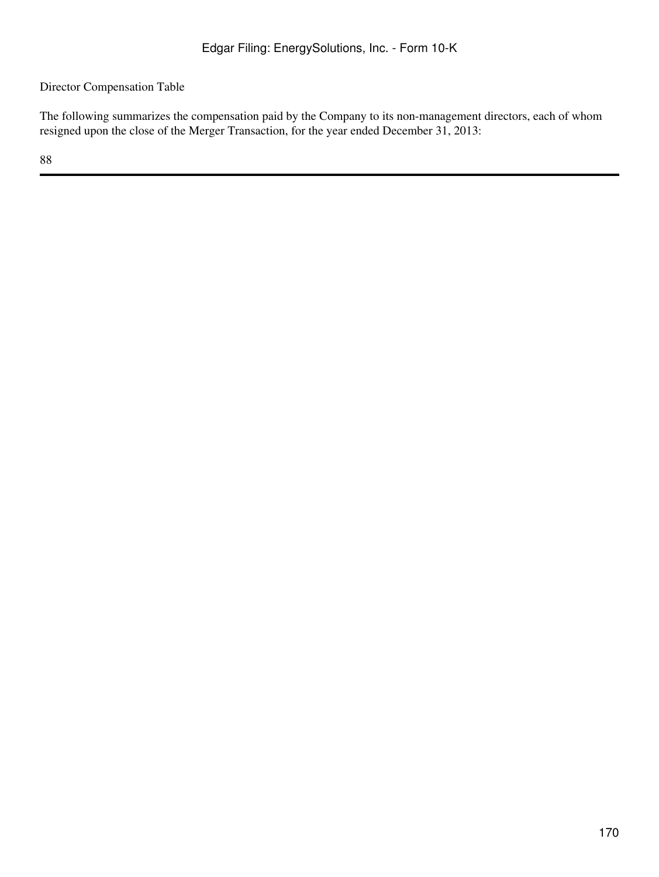Director Compensation Table

The following summarizes the compensation paid by the Company to its non-management directors, each of whom resigned upon the close of the Merger Transaction, for the year ended December 31, 2013: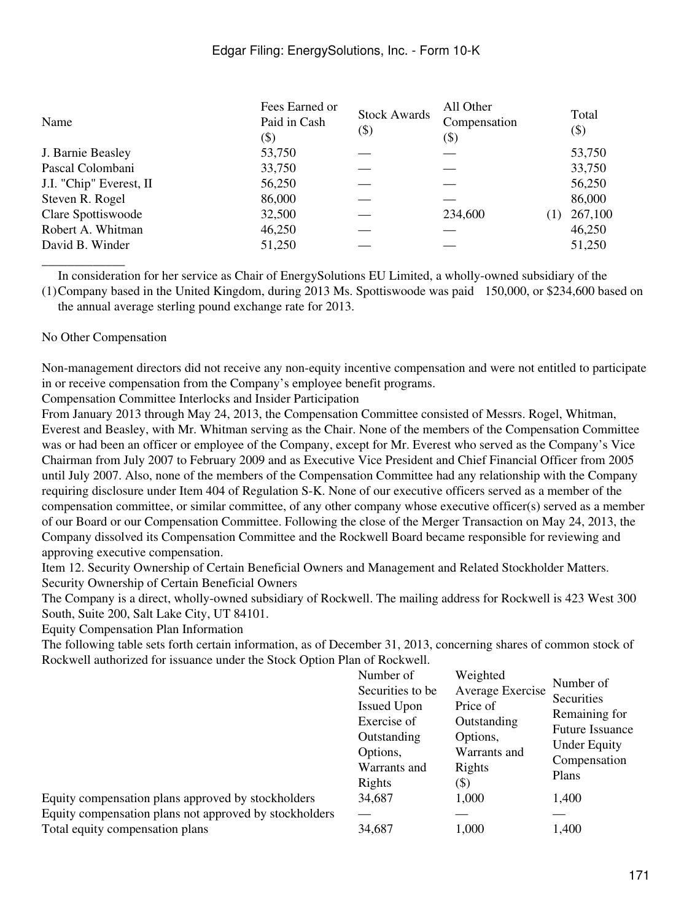| Name | Fees Earned or Paid in Cash ($) | Stock Awards ($) | All Other Compensation ($) | | Total ($) |
|---|---|---|---|---|---|
| J. Barnie Beasley | 53,750 | — | — | | 53,750 |
| Pascal Colombani | 33,750 | — | — | | 33,750 |
| J.I. "Chip" Everest, II | 56,250 | — | — | | 56,250 |
| Steven R. Rogel | 86,000 | — | — | | 86,000 |
| Clare Spottiswoode | 32,500 | — | 234,600 | (1) | 267,100 |
| Robert A. Whitman | 46,250 | — | — | | 46,250 |
| David B. Winder | 51,250 | — | — | | 51,250 |

_____________

(1) In consideration for her service as Chair of EnergySolutions EU Limited, a wholly-owned subsidiary of the Company based in the United Kingdom, during 2013 Ms. Spottiswoode was paid 150,000, or $234,600 based on the annual average sterling pound exchange rate for 2013.

No Other Compensation

Non-management directors did not receive any non-equity incentive compensation and were not entitled to participate in or receive compensation from the Company's employee benefit programs.

Compensation Committee Interlocks and Insider Participation

From January 2013 through May 24, 2013, the Compensation Committee consisted of Messrs. Rogel, Whitman, Everest and Beasley, with Mr. Whitman serving as the Chair. None of the members of the Compensation Committee was or had been an officer or employee of the Company, except for Mr. Everest who served as the Company's Vice Chairman from July 2007 to February 2009 and as Executive Vice President and Chief Financial Officer from 2005 until July 2007. Also, none of the members of the Compensation Committee had any relationship with the Company requiring disclosure under Item 404 of Regulation S-K. None of our executive officers served as a member of the compensation committee, or similar committee, of any other company whose executive officer(s) served as a member of our Board or our Compensation Committee. Following the close of the Merger Transaction on May 24, 2013, the Company dissolved its Compensation Committee and the Rockwell Board became responsible for reviewing and approving executive compensation.

Item 12. Security Ownership of Certain Beneficial Owners and Management and Related Stockholder Matters.

Security Ownership of Certain Beneficial Owners

The Company is a direct, wholly-owned subsidiary of Rockwell. The mailing address for Rockwell is 423 West 300 South, Suite 200, Salt Lake City, UT 84101.

Equity Compensation Plan Information

The following table sets forth certain information, as of December 31, 2013, concerning shares of common stock of Rockwell authorized for issuance under the Stock Option Plan of Rockwell.

| | Number of Securities to be Issued Upon Exercise of Outstanding Options, Warrants and Rights | Weighted Average Exercise Price of Outstanding Options, Warrants and Rights ($) | Number of Securities Remaining for Future Issuance Under Equity Compensation Plans |
|---|---|---|---|
| Equity compensation plans approved by stockholders | 34,687 | 1,000 | 1,400 |
| Equity compensation plans not approved by stockholders | — | — | — |
| Total equity compensation plans | 34,687 | 1,000 | 1,400 |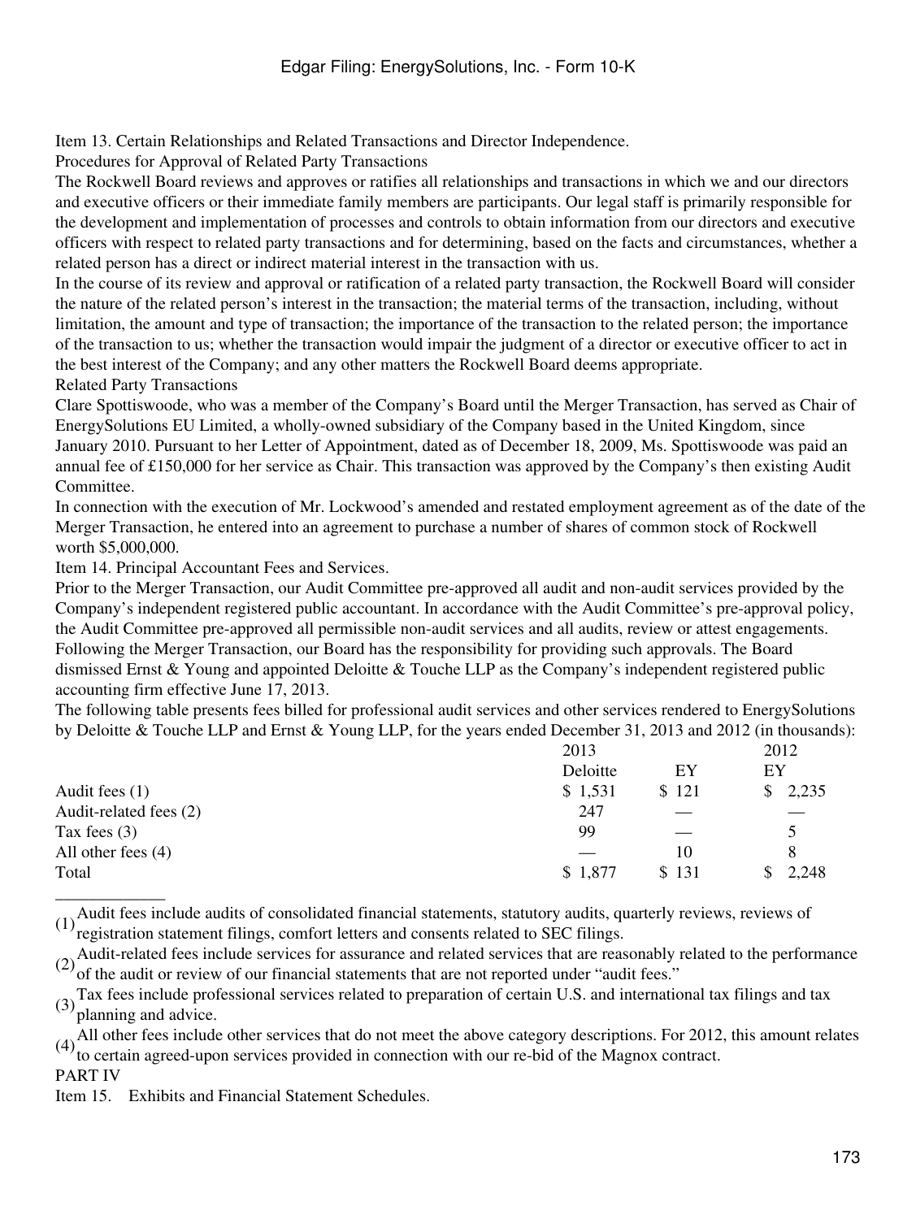Item 13. Certain Relationships and Related Transactions and Director Independence.

Procedures for Approval of Related Party Transactions

The Rockwell Board reviews and approves or ratifies all relationships and transactions in which we and our directors and executive officers or their immediate family members are participants. Our legal staff is primarily responsible for the development and implementation of processes and controls to obtain information from our directors and executive officers with respect to related party transactions and for determining, based on the facts and circumstances, whether a related person has a direct or indirect material interest in the transaction with us.

In the course of its review and approval or ratification of a related party transaction, the Rockwell Board will consider the nature of the related person's interest in the transaction; the material terms of the transaction, including, without limitation, the amount and type of transaction; the importance of the transaction to the related person; the importance of the transaction to us; whether the transaction would impair the judgment of a director or executive officer to act in the best interest of the Company; and any other matters the Rockwell Board deems appropriate.

Related Party Transactions

Clare Spottiswoode, who was a member of the Company's Board until the Merger Transaction, has served as Chair of EnergySolutions EU Limited, a wholly-owned subsidiary of the Company based in the United Kingdom, since January 2010. Pursuant to her Letter of Appointment, dated as of December 18, 2009, Ms. Spottiswoode was paid an annual fee of £150,000 for her service as Chair. This transaction was approved by the Company's then existing Audit Committee.

In connection with the execution of Mr. Lockwood's amended and restated employment agreement as of the date of the Merger Transaction, he entered into an agreement to purchase a number of shares of common stock of Rockwell worth $5,000,000.

Item 14. Principal Accountant Fees and Services.

Prior to the Merger Transaction, our Audit Committee pre-approved all audit and non-audit services provided by the Company's independent registered public accountant. In accordance with the Audit Committee's pre-approval policy, the Audit Committee pre-approved all permissible non-audit services and all audits, review or attest engagements. Following the Merger Transaction, our Board has the responsibility for providing such approvals. The Board dismissed Ernst & Young and appointed Deloitte & Touche LLP as the Company's independent registered public accounting firm effective June 17, 2013.

The following table presents fees billed for professional audit services and other services rendered to EnergySolutions by Deloitte & Touche LLP and Ernst & Young LLP, for the years ended December 31, 2013 and 2012 (in thousands):

| | 2013 | | 2012 |
|---|---|---|---|
| | Deloitte | EY | EY |
| Audit fees (1) | $ 1,531 | $ 121 | $ 2,235 |
| Audit-related fees (2) | 247 | — | — |
| Tax fees (3) | 99 | — | 5 |
| All other fees (4) | — | 10 | 8 |
| Total | $ 1,877 | $ 131 | $ 2,248 |

(1) Audit fees include audits of consolidated financial statements, statutory audits, quarterly reviews, reviews of registration statement filings, comfort letters and consents related to SEC filings.

(2) Audit-related fees include services for assurance and related services that are reasonably related to the performance of the audit or review of our financial statements that are not reported under "audit fees."

(3) Tax fees include professional services related to preparation of certain U.S. and international tax filings and tax planning and advice.

(4) All other fees include other services that do not meet the above category descriptions. For 2012, this amount relates to certain agreed-upon services provided in connection with our re-bid of the Magnox contract.

PART IV

Item 15. Exhibits and Financial Statement Schedules.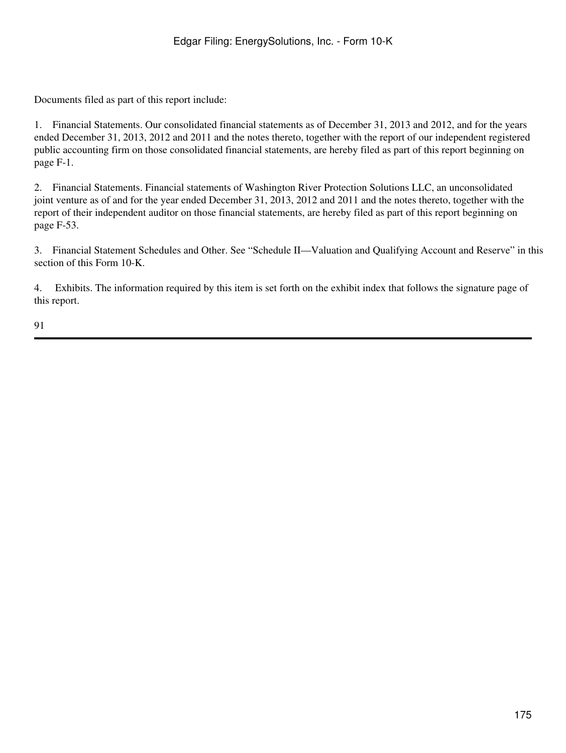Documents filed as part of this report include:

1. Financial Statements. Our consolidated financial statements as of December 31, 2013 and 2012, and for the years ended December 31, 2013, 2012 and 2011 and the notes thereto, together with the report of our independent registered public accounting firm on those consolidated financial statements, are hereby filed as part of this report beginning on page F-1.

2. Financial Statements. Financial statements of Washington River Protection Solutions LLC, an unconsolidated joint venture as of and for the year ended December 31, 2013, 2012 and 2011 and the notes thereto, together with the report of their independent auditor on those financial statements, are hereby filed as part of this report beginning on page F-53.

3. Financial Statement Schedules and Other. See "Schedule II—Valuation and Qualifying Account and Reserve" in this section of this Form 10-K.

4. Exhibits. The information required by this item is set forth on the exhibit index that follows the signature page of this report.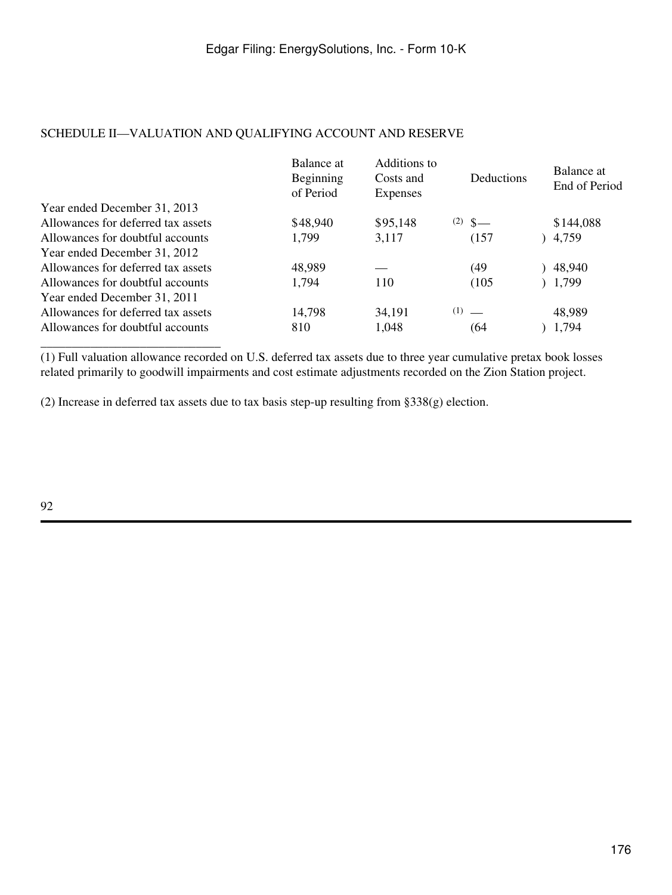## SCHEDULE II—VALUATION AND QUALIFYING ACCOUNT AND RESERVE

| | Balance at Beginning of Period | Additions to Costs and Expenses | Deductions | Balance at End of Period |
|---|---|---|---|---|
| Year ended December 31, 2013 | | | | |
| Allowances for deferred tax assets | $48,940 | $95,148 [(2)] | $— | $144,088 |
| Allowances for doubtful accounts | 1,799 | 3,117 | (157) | 4,759 |
| Year ended December 31, 2012 | | | | |
| Allowances for deferred tax assets | 48,989 | — | (49) | 48,940 |
| Allowances for doubtful accounts | 1,794 | 110 | (105) | 1,799 |
| Year ended December 31, 2011 | | | | |
| Allowances for deferred tax assets | 14,798 | 34,191 [(1)] | — | 48,989 |
| Allowances for doubtful accounts | 810 | 1,048 | (64) | 1,794 |

(1) Full valuation allowance recorded on U.S. deferred tax assets due to three year cumulative pretax book losses related primarily to goodwill impairments and cost estimate adjustments recorded on the Zion Station project.

(2) Increase in deferred tax assets due to tax basis step-up resulting from §338(g) election.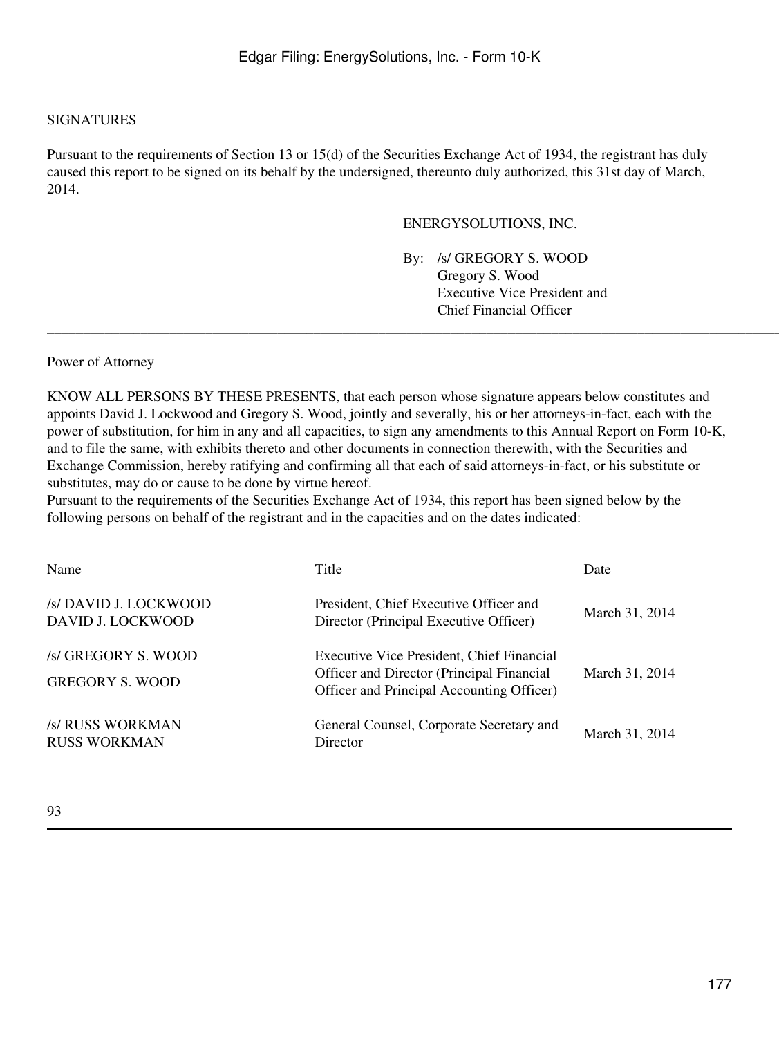SIGNATURES

Pursuant to the requirements of Section 13 or 15(d) of the Securities Exchange Act of 1934, the registrant has duly caused this report to be signed on its behalf by the undersigned, thereunto duly authorized, this 31st day of March, 2014.

ENERGYSOLUTIONS, INC.

By: /s/ GREGORY S. WOOD
Gregory S. Wood
Executive Vice President and
Chief Financial Officer

---

Power of Attorney

KNOW ALL PERSONS BY THESE PRESENTS, that each person whose signature appears below constitutes and appoints David J. Lockwood and Gregory S. Wood, jointly and severally, his or her attorneys-in-fact, each with the power of substitution, for him in any and all capacities, to sign any amendments to this Annual Report on Form 10-K, and to file the same, with exhibits thereto and other documents in connection therewith, with the Securities and Exchange Commission, hereby ratifying and confirming all that each of said attorneys-in-fact, or his substitute or substitutes, may do or cause to be done by virtue hereof.
Pursuant to the requirements of the Securities Exchange Act of 1934, this report has been signed below by the following persons on behalf of the registrant and in the capacities and on the dates indicated:

| Name | Title | Date |
| --- | --- | --- |
| /s/ DAVID J. LOCKWOOD<br>DAVID J. LOCKWOOD | President, Chief Executive Officer and Director (Principal Executive Officer) | March 31, 2014 |
| /s/ GREGORY S. WOOD<br>GREGORY S. WOOD | Executive Vice President, Chief Financial Officer and Director (Principal Financial Officer and Principal Accounting Officer) | March 31, 2014 |
| /s/ RUSS WORKMAN<br>RUSS WORKMAN | General Counsel, Corporate Secretary and Director | March 31, 2014 |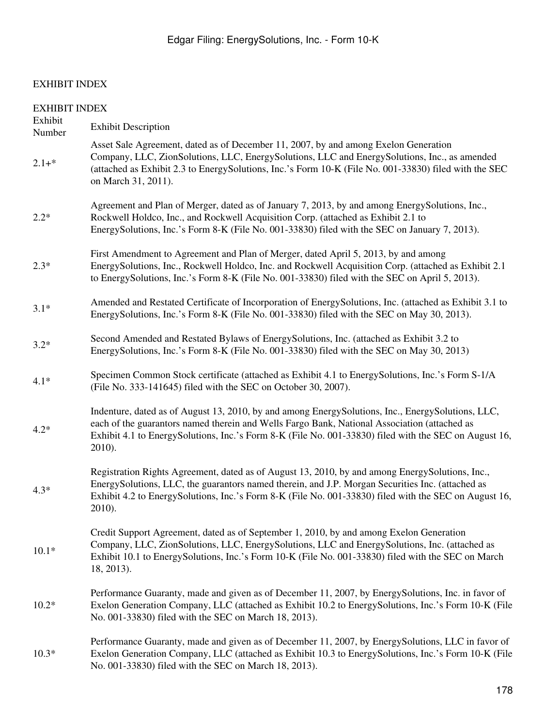EXHIBIT INDEX

EXHIBIT INDEX

| Exhibit Number | Exhibit Description |
|---|---|
| 2.1+* | Asset Sale Agreement, dated as of December 11, 2007, by and among Exelon Generation Company, LLC, ZionSolutions, LLC, EnergySolutions, LLC and EnergySolutions, Inc., as amended (attached as Exhibit 2.3 to EnergySolutions, Inc.'s Form 10-K (File No. 001-33830) filed with the SEC on March 31, 2011). |
| 2.2* | Agreement and Plan of Merger, dated as of January 7, 2013, by and among EnergySolutions, Inc., Rockwell Holdco, Inc., and Rockwell Acquisition Corp. (attached as Exhibit 2.1 to EnergySolutions, Inc.'s Form 8-K (File No. 001-33830) filed with the SEC on January 7, 2013). |
| 2.3* | First Amendment to Agreement and Plan of Merger, dated April 5, 2013, by and among EnergySolutions, Inc., Rockwell Holdco, Inc. and Rockwell Acquisition Corp. (attached as Exhibit 2.1 to EnergySolutions, Inc.'s Form 8-K (File No. 001-33830) filed with the SEC on April 5, 2013). |
| 3.1* | Amended and Restated Certificate of Incorporation of EnergySolutions, Inc. (attached as Exhibit 3.1 to EnergySolutions, Inc.'s Form 8-K (File No. 001-33830) filed with the SEC on May 30, 2013). |
| 3.2* | Second Amended and Restated Bylaws of EnergySolutions, Inc. (attached as Exhibit 3.2 to EnergySolutions, Inc.'s Form 8-K (File No. 001-33830) filed with the SEC on May 30, 2013) |
| 4.1* | Specimen Common Stock certificate (attached as Exhibit 4.1 to EnergySolutions, Inc.'s Form S-1/A (File No. 333-141645) filed with the SEC on October 30, 2007). |
| 4.2* | Indenture, dated as of August 13, 2010, by and among EnergySolutions, Inc., EnergySolutions, LLC, each of the guarantors named therein and Wells Fargo Bank, National Association (attached as Exhibit 4.1 to EnergySolutions, Inc.'s Form 8-K (File No. 001-33830) filed with the SEC on August 16, 2010). |
| 4.3* | Registration Rights Agreement, dated as of August 13, 2010, by and among EnergySolutions, Inc., EnergySolutions, LLC, the guarantors named therein, and J.P. Morgan Securities Inc. (attached as Exhibit 4.2 to EnergySolutions, Inc.'s Form 8-K (File No. 001-33830) filed with the SEC on August 16, 2010). |
| 10.1* | Credit Support Agreement, dated as of September 1, 2010, by and among Exelon Generation Company, LLC, ZionSolutions, LLC, EnergySolutions, LLC and EnergySolutions, Inc. (attached as Exhibit 10.1 to EnergySolutions, Inc.'s Form 10-K (File No. 001-33830) filed with the SEC on March 18, 2013). |
| 10.2* | Performance Guaranty, made and given as of December 11, 2007, by EnergySolutions, Inc. in favor of Exelon Generation Company, LLC (attached as Exhibit 10.2 to EnergySolutions, Inc.'s Form 10-K (File No. 001-33830) filed with the SEC on March 18, 2013). |
| 10.3* | Performance Guaranty, made and given as of December 11, 2007, by EnergySolutions, LLC in favor of Exelon Generation Company, LLC (attached as Exhibit 10.3 to EnergySolutions, Inc.'s Form 10-K (File No. 001-33830) filed with the SEC on March 18, 2013). |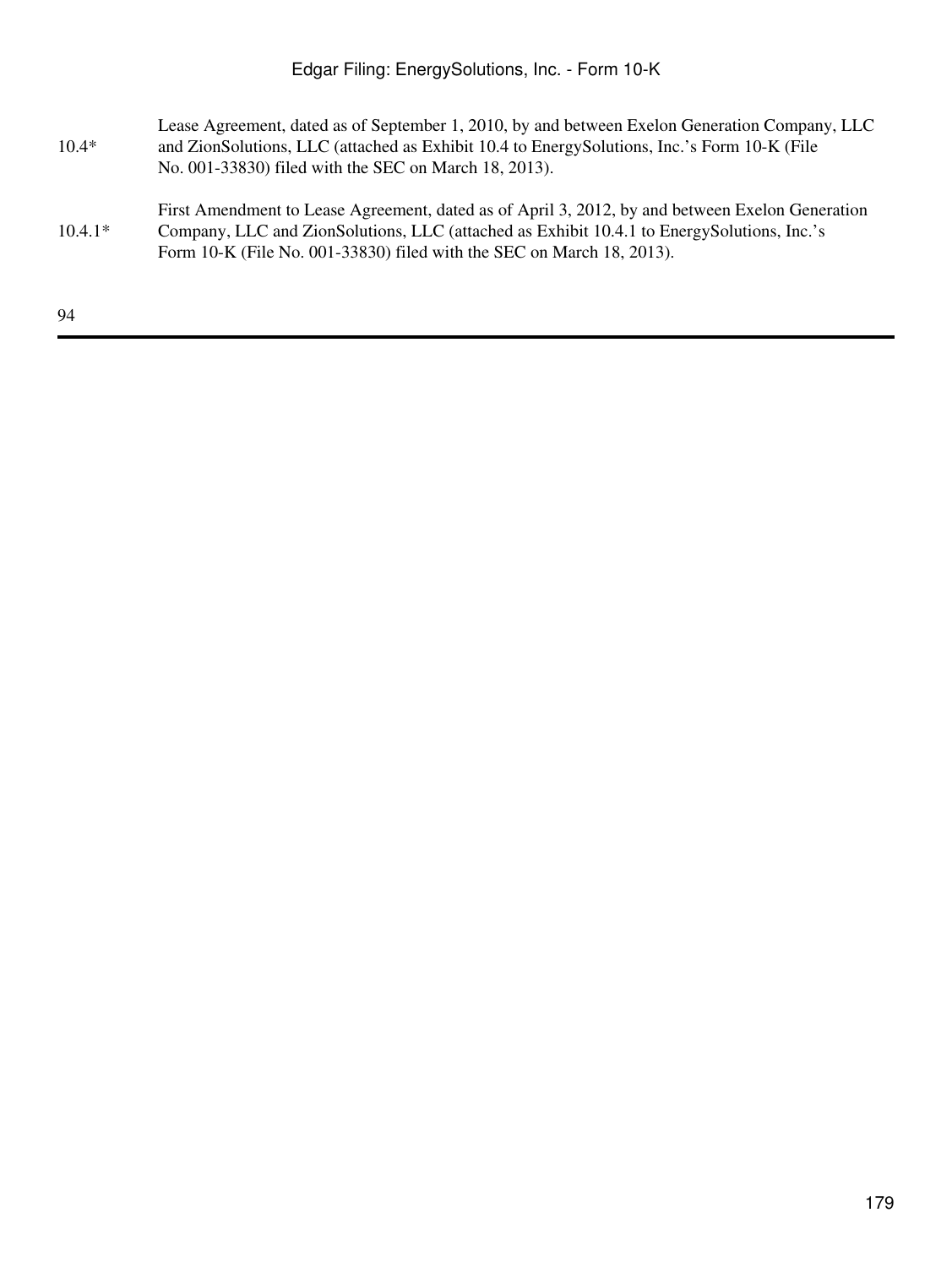| | |
|---|---|
| 10.4* | Lease Agreement, dated as of September 1, 2010, by and between Exelon Generation Company, LLC and ZionSolutions, LLC (attached as Exhibit 10.4 to EnergySolutions, Inc.'s Form 10-K (File No. 001-33830) filed with the SEC on March 18, 2013). |
| 10.4.1* | First Amendment to Lease Agreement, dated as of April 3, 2012, by and between Exelon Generation Company, LLC and ZionSolutions, LLC (attached as Exhibit 10.4.1 to EnergySolutions, Inc.'s Form 10-K (File No. 001-33830) filed with the SEC on March 18, 2013). |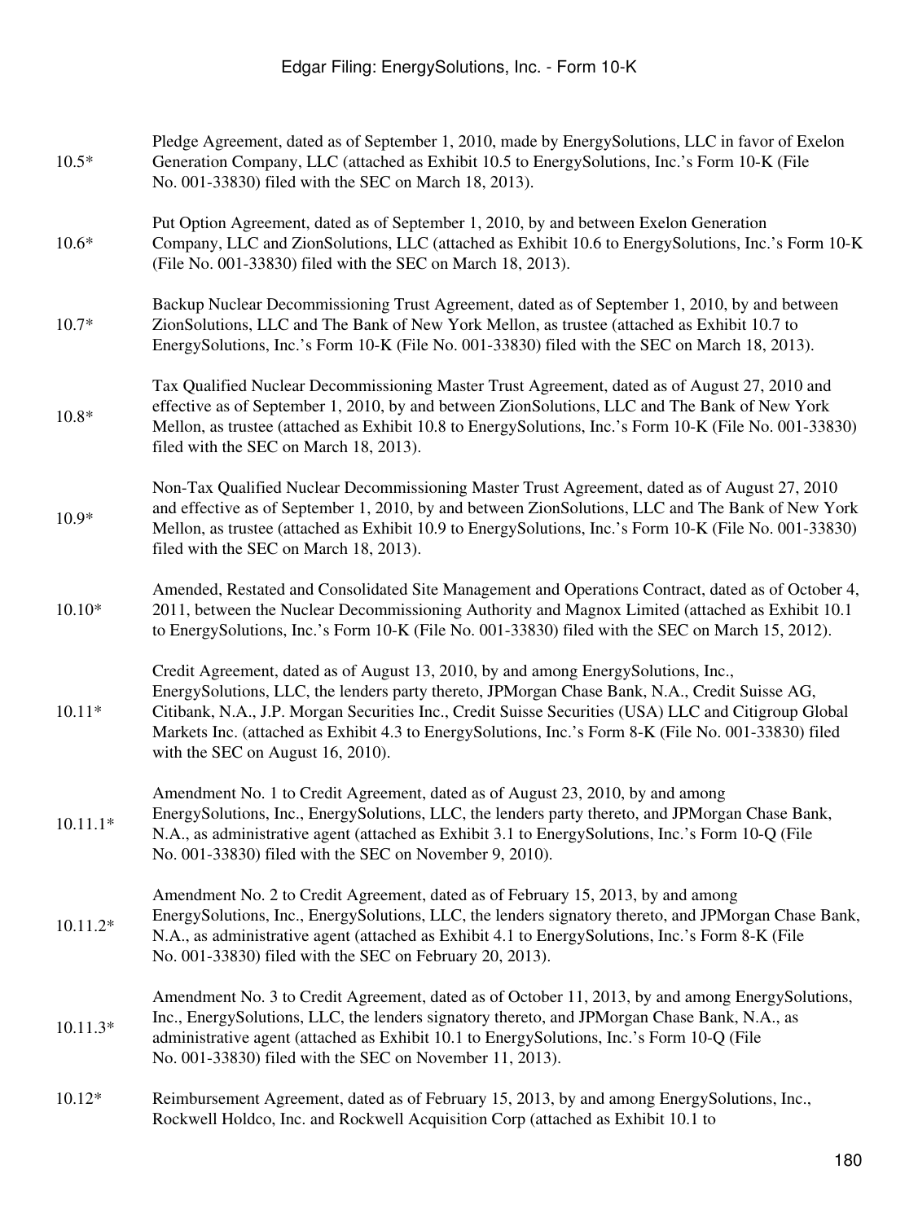| | |
|---|---|
| 10.5* | Pledge Agreement, dated as of September 1, 2010, made by EnergySolutions, LLC in favor of Exelon Generation Company, LLC (attached as Exhibit 10.5 to EnergySolutions, Inc.'s Form 10-K (File No. 001-33830) filed with the SEC on March 18, 2013). |
| 10.6* | Put Option Agreement, dated as of September 1, 2010, by and between Exelon Generation Company, LLC and ZionSolutions, LLC (attached as Exhibit 10.6 to EnergySolutions, Inc.'s Form 10-K (File No. 001-33830) filed with the SEC on March 18, 2013). |
| 10.7* | Backup Nuclear Decommissioning Trust Agreement, dated as of September 1, 2010, by and between ZionSolutions, LLC and The Bank of New York Mellon, as trustee (attached as Exhibit 10.7 to EnergySolutions, Inc.'s Form 10-K (File No. 001-33830) filed with the SEC on March 18, 2013). |
| 10.8* | Tax Qualified Nuclear Decommissioning Master Trust Agreement, dated as of August 27, 2010 and effective as of September 1, 2010, by and between ZionSolutions, LLC and The Bank of New York Mellon, as trustee (attached as Exhibit 10.8 to EnergySolutions, Inc.'s Form 10-K (File No. 001-33830) filed with the SEC on March 18, 2013). |
| 10.9* | Non-Tax Qualified Nuclear Decommissioning Master Trust Agreement, dated as of August 27, 2010 and effective as of September 1, 2010, by and between ZionSolutions, LLC and The Bank of New York Mellon, as trustee (attached as Exhibit 10.9 to EnergySolutions, Inc.'s Form 10-K (File No. 001-33830) filed with the SEC on March 18, 2013). |
| 10.10* | Amended, Restated and Consolidated Site Management and Operations Contract, dated as of October 4, 2011, between the Nuclear Decommissioning Authority and Magnox Limited (attached as Exhibit 10.1 to EnergySolutions, Inc.'s Form 10-K (File No. 001-33830) filed with the SEC on March 15, 2012). |
| 10.11* | Credit Agreement, dated as of August 13, 2010, by and among EnergySolutions, Inc., EnergySolutions, LLC, the lenders party thereto, JPMorgan Chase Bank, N.A., Credit Suisse AG, Citibank, N.A., J.P. Morgan Securities Inc., Credit Suisse Securities (USA) LLC and Citigroup Global Markets Inc. (attached as Exhibit 4.3 to EnergySolutions, Inc.'s Form 8-K (File No. 001-33830) filed with the SEC on August 16, 2010). |
| 10.11.1* | Amendment No. 1 to Credit Agreement, dated as of August 23, 2010, by and among EnergySolutions, Inc., EnergySolutions, LLC, the lenders party thereto, and JPMorgan Chase Bank, N.A., as administrative agent (attached as Exhibit 3.1 to EnergySolutions, Inc.'s Form 10-Q (File No. 001-33830) filed with the SEC on November 9, 2010). |
| 10.11.2* | Amendment No. 2 to Credit Agreement, dated as of February 15, 2013, by and among EnergySolutions, Inc., EnergySolutions, LLC, the lenders signatory thereto, and JPMorgan Chase Bank, N.A., as administrative agent (attached as Exhibit 4.1 to EnergySolutions, Inc.'s Form 8-K (File No. 001-33830) filed with the SEC on February 20, 2013). |
| 10.11.3* | Amendment No. 3 to Credit Agreement, dated as of October 11, 2013, by and among EnergySolutions, Inc., EnergySolutions, LLC, the lenders signatory thereto, and JPMorgan Chase Bank, N.A., as administrative agent (attached as Exhibit 10.1 to EnergySolutions, Inc.'s Form 10-Q (File No. 001-33830) filed with the SEC on November 11, 2013). |
| 10.12* | Reimbursement Agreement, dated as of February 15, 2013, by and among EnergySolutions, Inc., Rockwell Holdco, Inc. and Rockwell Acquisition Corp (attached as Exhibit 10.1 to |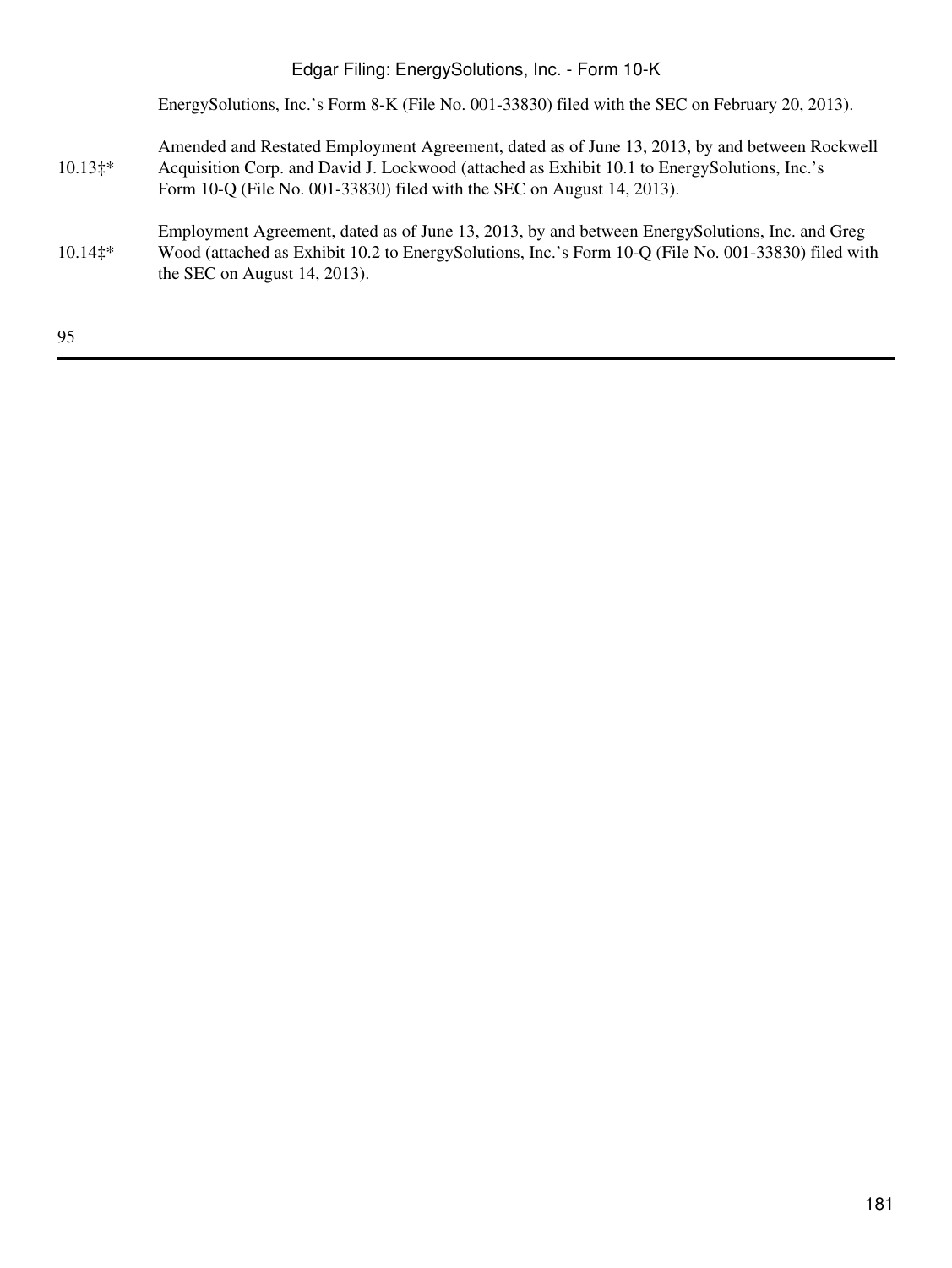EnergySolutions, Inc.’s Form 8-K (File No. 001-33830) filed with the SEC on February 20, 2013).

| | |
|---|---|
| 10.13‡* | Amended and Restated Employment Agreement, dated as of June 13, 2013, by and between Rockwell Acquisition Corp. and David J. Lockwood (attached as Exhibit 10.1 to EnergySolutions, Inc.’s Form 10-Q (File No. 001-33830) filed with the SEC on August 14, 2013). |
| 10.14‡* | Employment Agreement, dated as of June 13, 2013, by and between EnergySolutions, Inc. and Greg Wood (attached as Exhibit 10.2 to EnergySolutions, Inc.’s Form 10-Q (File No. 001-33830) filed with the SEC on August 14, 2013). |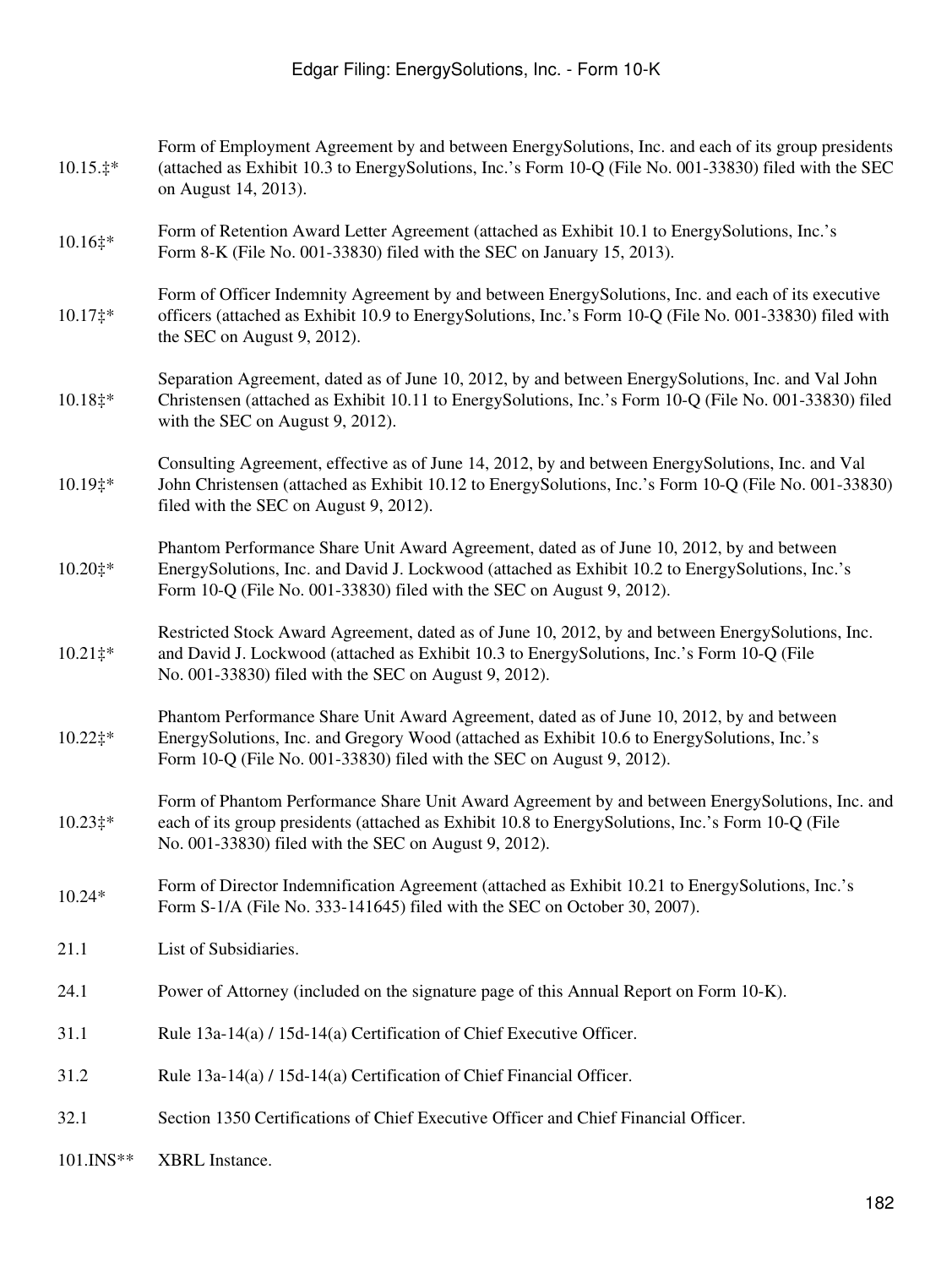| | |
|---|---|
| 10.15.‡* | Form of Employment Agreement by and between EnergySolutions, Inc. and each of its group presidents (attached as Exhibit 10.3 to EnergySolutions, Inc.'s Form 10-Q (File No. 001-33830) filed with the SEC on August 14, 2013). |
| 10.16‡* | Form of Retention Award Letter Agreement (attached as Exhibit 10.1 to EnergySolutions, Inc.'s Form 8-K (File No. 001-33830) filed with the SEC on January 15, 2013). |
| 10.17‡* | Form of Officer Indemnity Agreement by and between EnergySolutions, Inc. and each of its executive officers (attached as Exhibit 10.9 to EnergySolutions, Inc.'s Form 10-Q (File No. 001-33830) filed with the SEC on August 9, 2012). |
| 10.18‡* | Separation Agreement, dated as of June 10, 2012, by and between EnergySolutions, Inc. and Val John Christensen (attached as Exhibit 10.11 to EnergySolutions, Inc.'s Form 10-Q (File No. 001-33830) filed with the SEC on August 9, 2012). |
| 10.19‡* | Consulting Agreement, effective as of June 14, 2012, by and between EnergySolutions, Inc. and Val John Christensen (attached as Exhibit 10.12 to EnergySolutions, Inc.'s Form 10-Q (File No. 001-33830) filed with the SEC on August 9, 2012). |
| 10.20‡* | Phantom Performance Share Unit Award Agreement, dated as of June 10, 2012, by and between EnergySolutions, Inc. and David J. Lockwood (attached as Exhibit 10.2 to EnergySolutions, Inc.'s Form 10-Q (File No. 001-33830) filed with the SEC on August 9, 2012). |
| 10.21‡* | Restricted Stock Award Agreement, dated as of June 10, 2012, by and between EnergySolutions, Inc. and David J. Lockwood (attached as Exhibit 10.3 to EnergySolutions, Inc.'s Form 10-Q (File No. 001-33830) filed with the SEC on August 9, 2012). |
| 10.22‡* | Phantom Performance Share Unit Award Agreement, dated as of June 10, 2012, by and between EnergySolutions, Inc. and Gregory Wood (attached as Exhibit 10.6 to EnergySolutions, Inc.'s Form 10-Q (File No. 001-33830) filed with the SEC on August 9, 2012). |
| 10.23‡* | Form of Phantom Performance Share Unit Award Agreement by and between EnergySolutions, Inc. and each of its group presidents (attached as Exhibit 10.8 to EnergySolutions, Inc.'s Form 10-Q (File No. 001-33830) filed with the SEC on August 9, 2012). |
| 10.24* | Form of Director Indemnification Agreement (attached as Exhibit 10.21 to EnergySolutions, Inc.'s Form S-1/A (File No. 333-141645) filed with the SEC on October 30, 2007). |
| 21.1 | List of Subsidiaries. |
| 24.1 | Power of Attorney (included on the signature page of this Annual Report on Form 10-K). |
| 31.1 | Rule 13a-14(a) / 15d-14(a) Certification of Chief Executive Officer. |
| 31.2 | Rule 13a-14(a) / 15d-14(a) Certification of Chief Financial Officer. |
| 32.1 | Section 1350 Certifications of Chief Executive Officer and Chief Financial Officer. |
| 101.INS** | XBRL Instance. |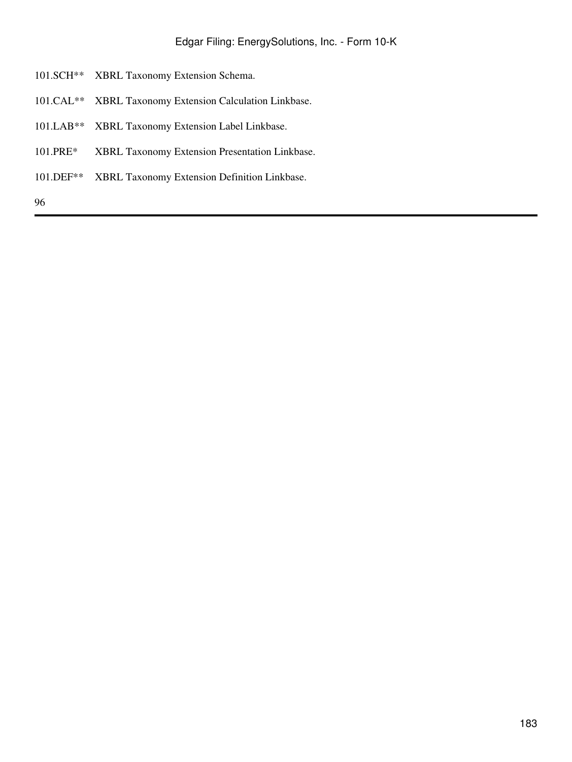| | |
|---|---|
| 101.SCH** | XBRL Taxonomy Extension Schema. |
| 101.CAL** | XBRL Taxonomy Extension Calculation Linkbase. |
| 101.LAB** | XBRL Taxonomy Extension Label Linkbase. |
| 101.PRE* | XBRL Taxonomy Extension Presentation Linkbase. |
| 101.DEF** | XBRL Taxonomy Extension Definition Linkbase. |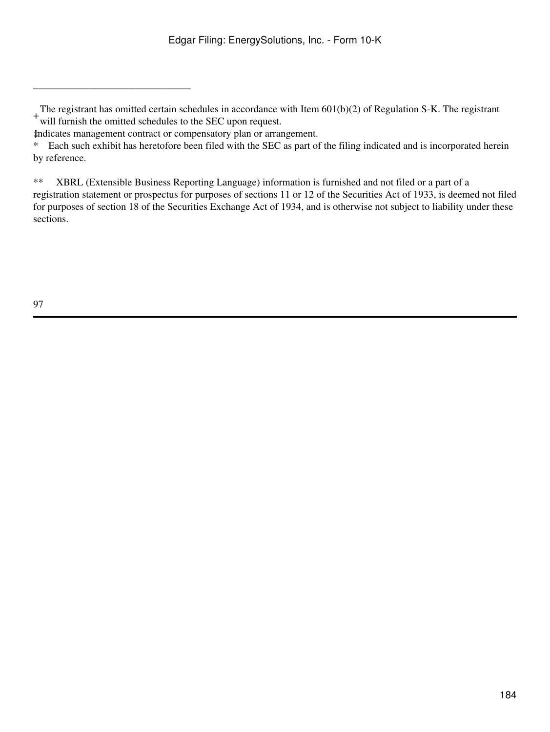______________________________

+ The registrant has omitted certain schedules in accordance with Item 601(b)(2) of Regulation S-K. The registrant will furnish the omitted schedules to the SEC upon request.

‡ Indicates management contract or compensatory plan or arrangement.

* Each such exhibit has heretofore been filed with the SEC as part of the filing indicated and is incorporated herein by reference.

** XBRL (Extensible Business Reporting Language) information is furnished and not filed or a part of a registration statement or prospectus for purposes of sections 11 or 12 of the Securities Act of 1933, is deemed not filed for purposes of section 18 of the Securities Exchange Act of 1934, and is otherwise not subject to liability under these sections.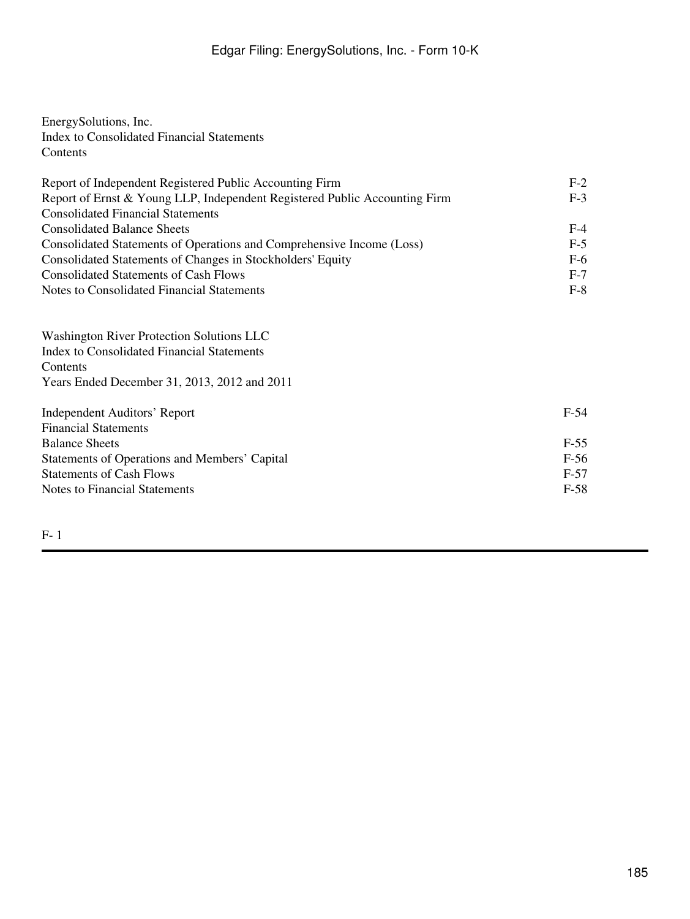EnergySolutions, Inc.
Index to Consolidated Financial Statements
Contents

| | |
|---|---|
| Report of Independent Registered Public Accounting Firm | F-2 |
| Report of Ernst & Young LLP, Independent Registered Public Accounting Firm | F-3 |
| Consolidated Financial Statements | |
| Consolidated Balance Sheets | F-4 |
| Consolidated Statements of Operations and Comprehensive Income (Loss) | F-5 |
| Consolidated Statements of Changes in Stockholders' Equity | F-6 |
| Consolidated Statements of Cash Flows | F-7 |
| Notes to Consolidated Financial Statements | F-8 |

Washington River Protection Solutions LLC
Index to Consolidated Financial Statements
Contents
Years Ended December 31, 2013, 2012 and 2011

| | |
|---|---|
| Independent Auditors' Report | F-54 |
| Financial Statements | |
| Balance Sheets | F-55 |
| Statements of Operations and Members' Capital | F-56 |
| Statements of Cash Flows | F-57 |
| Notes to Financial Statements | F-58 |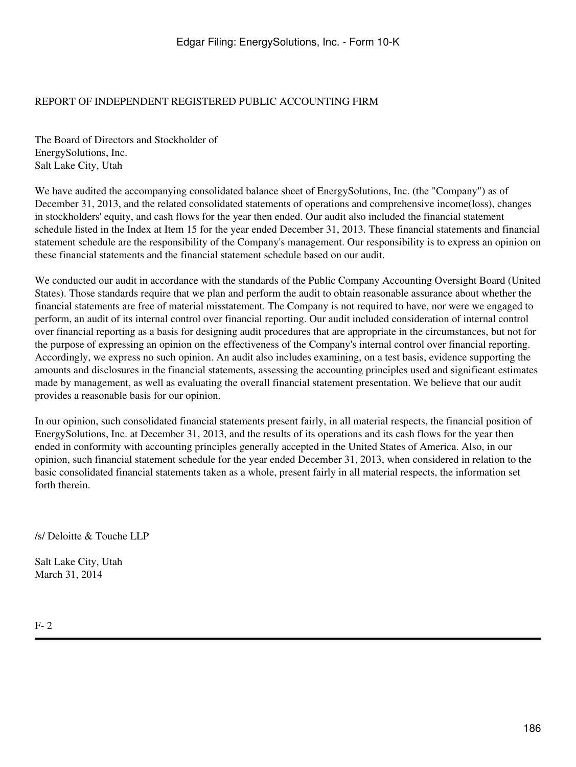# REPORT OF INDEPENDENT REGISTERED PUBLIC ACCOUNTING FIRM

The Board of Directors and Stockholder of
EnergySolutions, Inc.
Salt Lake City, Utah

We have audited the accompanying consolidated balance sheet of EnergySolutions, Inc. (the "Company") as of December 31, 2013, and the related consolidated statements of operations and comprehensive income(loss), changes in stockholders' equity, and cash flows for the year then ended. Our audit also included the financial statement schedule listed in the Index at Item 15 for the year ended December 31, 2013. These financial statements and financial statement schedule are the responsibility of the Company's management. Our responsibility is to express an opinion on these financial statements and the financial statement schedule based on our audit.

We conducted our audit in accordance with the standards of the Public Company Accounting Oversight Board (United States). Those standards require that we plan and perform the audit to obtain reasonable assurance about whether the financial statements are free of material misstatement. The Company is not required to have, nor were we engaged to perform, an audit of its internal control over financial reporting. Our audit included consideration of internal control over financial reporting as a basis for designing audit procedures that are appropriate in the circumstances, but not for the purpose of expressing an opinion on the effectiveness of the Company's internal control over financial reporting. Accordingly, we express no such opinion. An audit also includes examining, on a test basis, evidence supporting the amounts and disclosures in the financial statements, assessing the accounting principles used and significant estimates made by management, as well as evaluating the overall financial statement presentation. We believe that our audit provides a reasonable basis for our opinion.

In our opinion, such consolidated financial statements present fairly, in all material respects, the financial position of EnergySolutions, Inc. at December 31, 2013, and the results of its operations and its cash flows for the year then ended in conformity with accounting principles generally accepted in the United States of America. Also, in our opinion, such financial statement schedule for the year ended December 31, 2013, when considered in relation to the basic consolidated financial statements taken as a whole, present fairly in all material respects, the information set forth therein.

/s/ Deloitte & Touche LLP

Salt Lake City, Utah
March 31, 2014

F- 2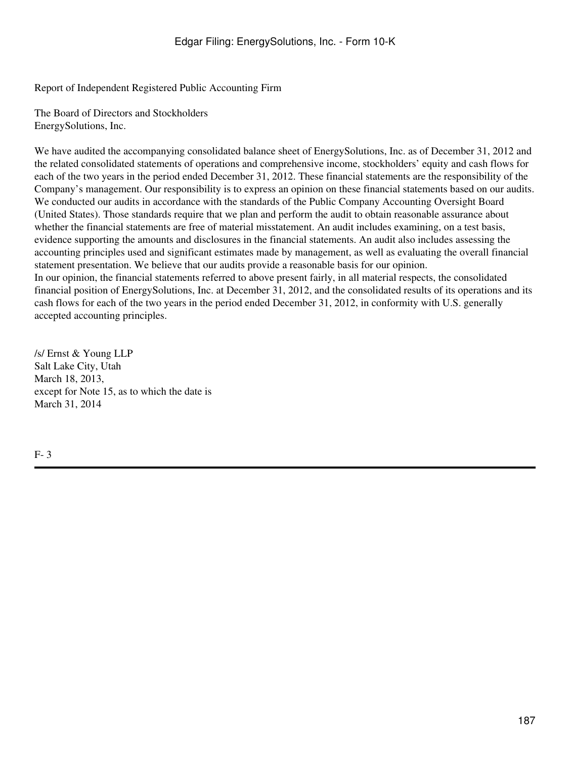Report of Independent Registered Public Accounting Firm

The Board of Directors and Stockholders
EnergySolutions, Inc.

We have audited the accompanying consolidated balance sheet of EnergySolutions, Inc. as of December 31, 2012 and the related consolidated statements of operations and comprehensive income, stockholders' equity and cash flows for each of the two years in the period ended December 31, 2012. These financial statements are the responsibility of the Company's management. Our responsibility is to express an opinion on these financial statements based on our audits.
We conducted our audits in accordance with the standards of the Public Company Accounting Oversight Board (United States). Those standards require that we plan and perform the audit to obtain reasonable assurance about whether the financial statements are free of material misstatement. An audit includes examining, on a test basis, evidence supporting the amounts and disclosures in the financial statements. An audit also includes assessing the accounting principles used and significant estimates made by management, as well as evaluating the overall financial statement presentation. We believe that our audits provide a reasonable basis for our opinion.
In our opinion, the financial statements referred to above present fairly, in all material respects, the consolidated financial position of EnergySolutions, Inc. at December 31, 2012, and the consolidated results of its operations and its cash flows for each of the two years in the period ended December 31, 2012, in conformity with U.S. generally accepted accounting principles.

/s/ Ernst & Young LLP
Salt Lake City, Utah
March 18, 2013,
except for Note 15, as to which the date is
March 31, 2014

F- 3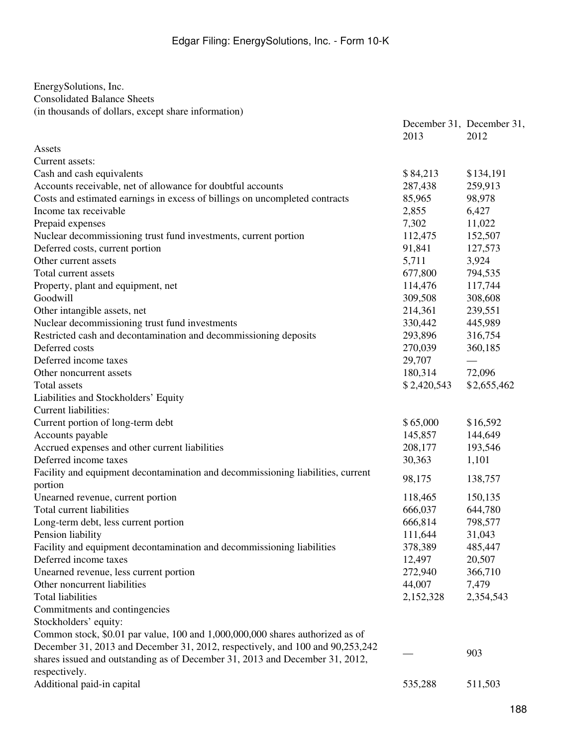EnergySolutions, Inc.
Consolidated Balance Sheets
(in thousands of dollars, except share information)

| | December 31, 2013 | December 31, 2012 |
|---|---|---|
| Assets | | |
| Current assets: | | |
| Cash and cash equivalents | $ 84,213 | $ 134,191 |
| Accounts receivable, net of allowance for doubtful accounts | 287,438 | 259,913 |
| Costs and estimated earnings in excess of billings on uncompleted contracts | 85,965 | 98,978 |
| Income tax receivable | 2,855 | 6,427 |
| Prepaid expenses | 7,302 | 11,022 |
| Nuclear decommissioning trust fund investments, current portion | 112,475 | 152,507 |
| Deferred costs, current portion | 91,841 | 127,573 |
| Other current assets | 5,711 | 3,924 |
| Total current assets | 677,800 | 794,535 |
| Property, plant and equipment, net | 114,476 | 117,744 |
| Goodwill | 309,508 | 308,608 |
| Other intangible assets, net | 214,361 | 239,551 |
| Nuclear decommissioning trust fund investments | 330,442 | 445,989 |
| Restricted cash and decontamination and decommissioning deposits | 293,896 | 316,754 |
| Deferred costs | 270,039 | 360,185 |
| Deferred income taxes | 29,707 | — |
| Other noncurrent assets | 180,314 | 72,096 |
| Total assets | $ 2,420,543 | $ 2,655,462 |
| Liabilities and Stockholders' Equity | | |
| Current liabilities: | | |
| Current portion of long-term debt | $ 65,000 | $ 16,592 |
| Accounts payable | 145,857 | 144,649 |
| Accrued expenses and other current liabilities | 208,177 | 193,546 |
| Deferred income taxes | 30,363 | 1,101 |
| Facility and equipment decontamination and decommissioning liabilities, current portion | 98,175 | 138,757 |
| Unearned revenue, current portion | 118,465 | 150,135 |
| Total current liabilities | 666,037 | 644,780 |
| Long-term debt, less current portion | 666,814 | 798,577 |
| Pension liability | 111,644 | 31,043 |
| Facility and equipment decontamination and decommissioning liabilities | 378,389 | 485,447 |
| Deferred income taxes | 12,497 | 20,507 |
| Unearned revenue, less current portion | 272,940 | 366,710 |
| Other noncurrent liabilities | 44,007 | 7,479 |
| Total liabilities | 2,152,328 | 2,354,543 |
| Commitments and contingencies | | |
| Stockholders' equity: | | |
| Common stock, $0.01 par value, 100 and 1,000,000,000 shares authorized as of December 31, 2013 and December 31, 2012, respectively, and 100 and 90,253,242 shares issued and outstanding as of December 31, 2013 and December 31, 2012, respectively. | — | 903 |
| Additional paid-in capital | 535,288 | 511,503 |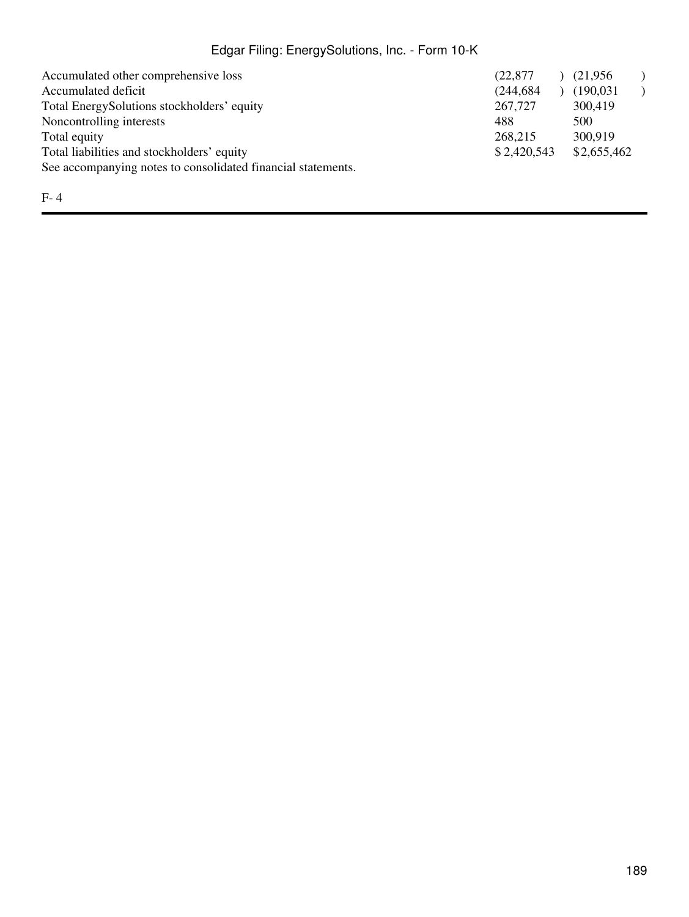| | | |
|---|---|---|
| Accumulated other comprehensive loss | (22,877) | (21,956) |
| Accumulated deficit | (244,684) | (190,031) |
| Total EnergySolutions stockholders' equity | 267,727 | 300,419 |
| Noncontrolling interests | 488 | 500 |
| Total equity | 268,215 | 300,919 |
| Total liabilities and stockholders' equity | $ 2,420,543 | $ 2,655,462 |

See accompanying notes to consolidated financial statements.

F- 4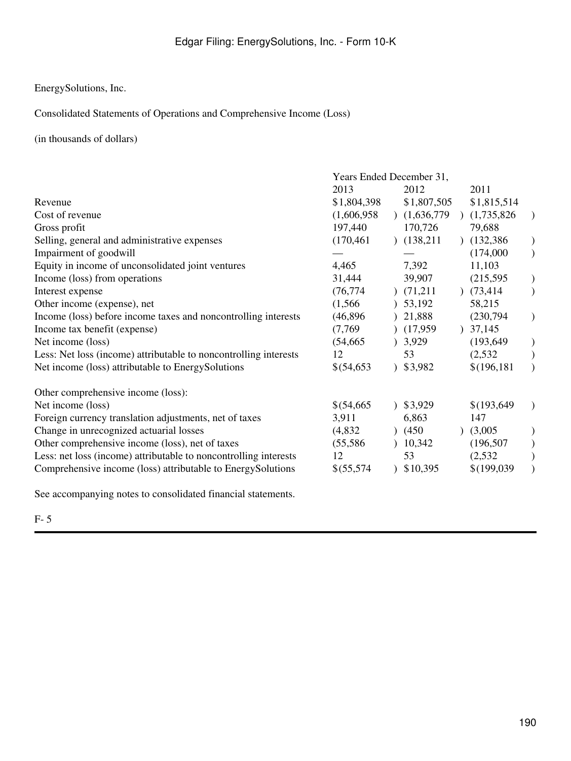EnergySolutions, Inc.

Consolidated Statements of Operations and Comprehensive Income (Loss)

(in thousands of dollars)

| | Years Ended December 31, | | |
|---|---|---|---|
| | 2013 | 2012 | 2011 |
| Revenue | $1,804,398 | $1,807,505 | $1,815,514 |
| Cost of revenue | (1,606,958) | (1,636,779) | (1,735,826) |
| Gross profit | 197,440 | 170,726 | 79,688 |
| Selling, general and administrative expenses | (170,461) | (138,211) | (132,386) |
| Impairment of goodwill | — | — | (174,000) |
| Equity in income of unconsolidated joint ventures | 4,465 | 7,392 | 11,103 |
| Income (loss) from operations | 31,444 | 39,907 | (215,595) |
| Interest expense | (76,774) | (71,211) | (73,414) |
| Other income (expense), net | (1,566) | 53,192 | 58,215 |
| Income (loss) before income taxes and noncontrolling interests | (46,896) | 21,888 | (230,794) |
| Income tax benefit (expense) | (7,769) | (17,959) | 37,145 |
| Net income (loss) | (54,665) | 3,929 | (193,649) |
| Less: Net loss (income) attributable to noncontrolling interests | 12 | 53 | (2,532) |
| Net income (loss) attributable to EnergySolutions | $(54,653) | $3,982 | $(196,181) |
| | | | |
| Other comprehensive income (loss): | | | |
| Net income (loss) | $(54,665) | $3,929 | $(193,649) |
| Foreign currency translation adjustments, net of taxes | 3,911 | 6,863 | 147 |
| Change in unrecognized actuarial losses | (4,832) | (450) | (3,005) |
| Other comprehensive income (loss), net of taxes | (55,586) | 10,342 | (196,507) |
| Less: net loss (income) attributable to noncontrolling interests | 12 | 53 | (2,532) |
| Comprehensive income (loss) attributable to EnergySolutions | $(55,574) | $10,395 | $(199,039) |

See accompanying notes to consolidated financial statements.

F- 5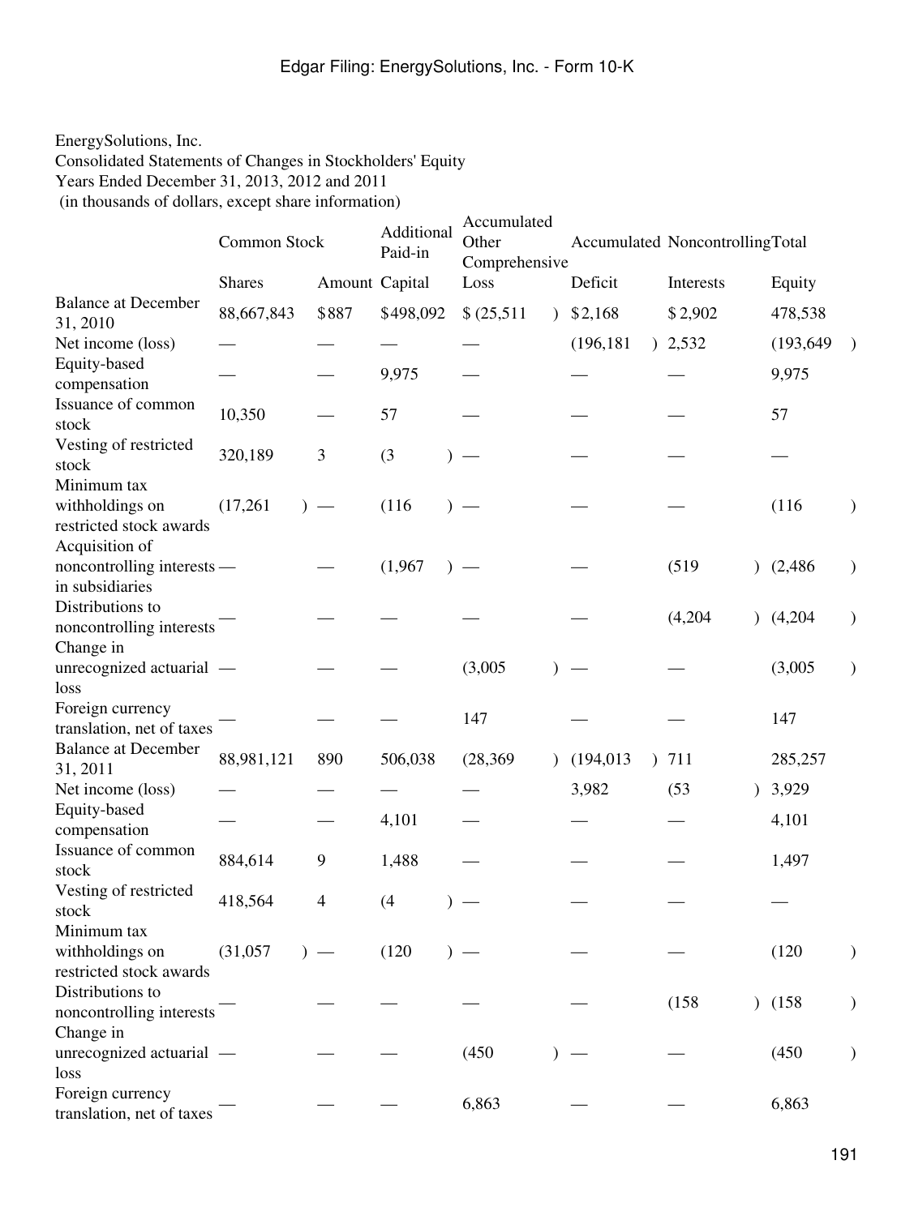EnergySolutions, Inc.
Consolidated Statements of Changes in Stockholders' Equity
Years Ended December 31, 2013, 2012 and 2011
(in thousands of dollars, except share information)

| | Common Stock | | Additional Paid-in | Accumulated Other Comprehensive | Accumulated | Noncontrolling | Total |
|---|---|---|---|---|---|---|---|
| | Shares | Amount | Capital | Loss | Deficit | Interests | Equity |
| Balance at December 31, 2010 | 88,667,843 | $887 | $498,092 | $(25,511) | $2,168 | $2,902 | 478,538 |
| Net income (loss) | — | — | — | — | (196,181) | 2,532 | (193,649) |
| Equity-based compensation | — | — | 9,975 | — | — | — | 9,975 |
| Issuance of common stock | 10,350 | — | 57 | — | — | — | 57 |
| Vesting of restricted stock | 320,189 | 3 | (3) | — | — | — | — |
| Minimum tax withholdings on restricted stock awards | (17,261) | — | (116) | — | — | — | (116) |
| Acquisition of noncontrolling interests in subsidiaries | — | — | (1,967) | — | — | (519) | (2,486) |
| Distributions to noncontrolling interests | — | — | — | — | — | (4,204) | (4,204) |
| Change in unrecognized actuarial loss | — | — | — | (3,005) | — | — | (3,005) |
| Foreign currency translation, net of taxes | — | — | — | 147 | — | — | 147 |
| Balance at December 31, 2011 | 88,981,121 | 890 | 506,038 | (28,369) | (194,013) | 711 | 285,257 |
| Net income (loss) | — | — | — | — | 3,982 | (53) | 3,929 |
| Equity-based compensation | — | — | 4,101 | — | — | — | 4,101 |
| Issuance of common stock | 884,614 | 9 | 1,488 | — | — | — | 1,497 |
| Vesting of restricted stock | 418,564 | 4 | (4) | — | — | — | — |
| Minimum tax withholdings on restricted stock awards | (31,057) | — | (120) | — | — | — | (120) |
| Distributions to noncontrolling interests | — | — | — | — | — | (158) | (158) |
| Change in unrecognized actuarial loss | — | — | — | (450) | — | — | (450) |
| Foreign currency translation, net of taxes | — | — | — | 6,863 | — | — | 6,863 |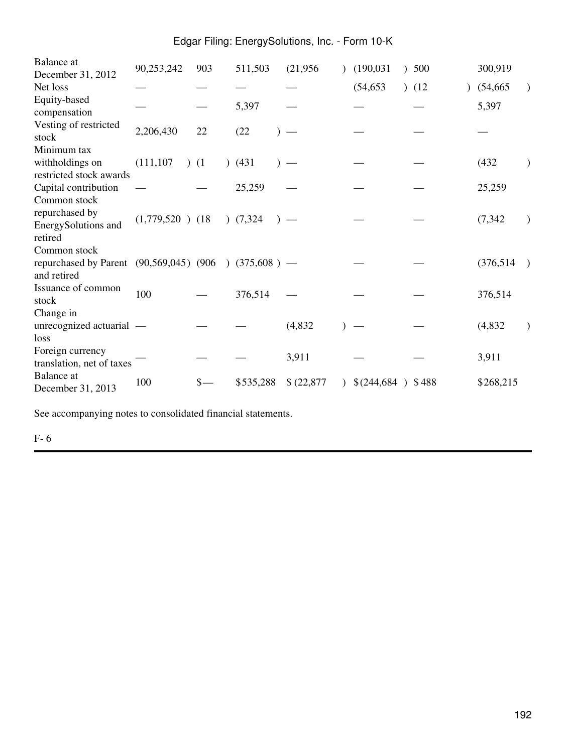| | | | | | | | |
|---|---|---|---|---|---|---|---|
| Balance at December 31, 2012 | 90,253,242 | 903 | 511,503 | (21,956) | (190,031) | 500 | 300,919 |
| Net loss | — | — | — | — | (54,653) | (12) | (54,665) |
| Equity-based compensation | — | — | 5,397 | — | — | — | 5,397 |
| Vesting of restricted stock | 2,206,430 | 22 | (22) | — | — | — | — |
| Minimum tax withholdings on restricted stock awards | (111,107) | (1) | (431) | — | — | — | (432) |
| Capital contribution | — | — | 25,259 | — | — | — | 25,259 |
| Common stock repurchased by EnergySolutions and retired | (1,779,520) | (18) | (7,324) | — | — | — | (7,342) |
| Common stock repurchased by Parent and retired | (90,569,045) | (906) | (375,608) | — | — | — | (376,514) |
| Issuance of common stock | 100 | — | 376,514 | — | — | — | 376,514 |
| Change in unrecognized actuarial loss | — | — | — | (4,832) | — | — | (4,832) |
| Foreign currency translation, net of taxes | — | — | — | 3,911 | — | — | 3,911 |
| Balance at December 31, 2013 | 100 | $— | $535,288 | $(22,877) | $(244,684) | $488 | $268,215 |

See accompanying notes to consolidated financial statements.

F- 6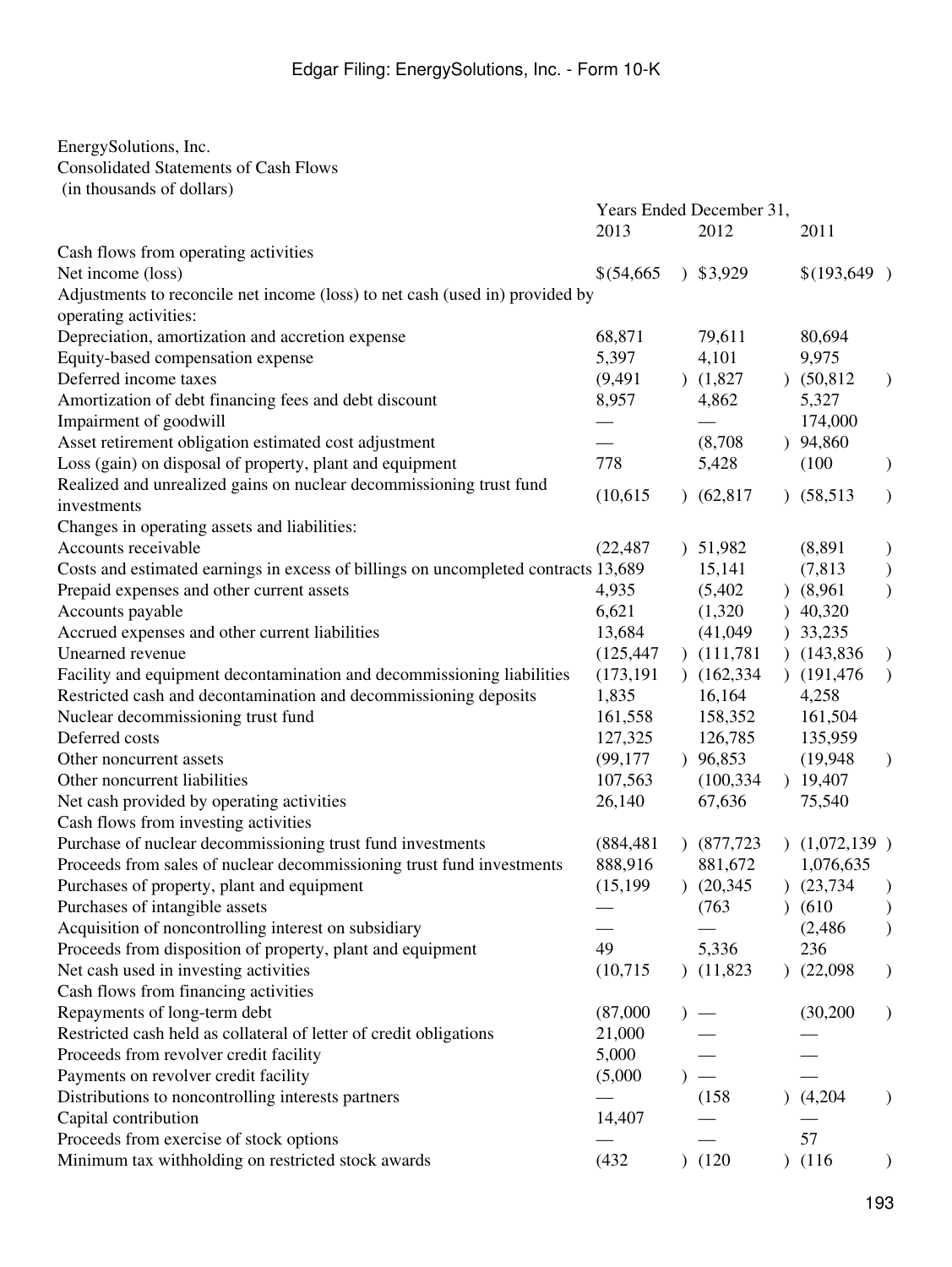EnergySolutions, Inc.
Consolidated Statements of Cash Flows
(in thousands of dollars)

| | Years Ended December 31, | | |
|---|---|---|---|
| | 2013 | 2012 | 2011 |
| Cash flows from operating activities | | | |
| Net income (loss) | $(54,665) | $3,929 | $(193,649) |
| Adjustments to reconcile net income (loss) to net cash (used in) provided by operating activities: | | | |
| Depreciation, amortization and accretion expense | 68,871 | 79,611 | 80,694 |
| Equity-based compensation expense | 5,397 | 4,101 | 9,975 |
| Deferred income taxes | (9,491) | (1,827) | (50,812) |
| Amortization of debt financing fees and debt discount | 8,957 | 4,862 | 5,327 |
| Impairment of goodwill | — | — | 174,000 |
| Asset retirement obligation estimated cost adjustment | — | (8,708) | 94,860 |
| Loss (gain) on disposal of property, plant and equipment | 778 | 5,428 | (100) |
| Realized and unrealized gains on nuclear decommissioning trust fund investments | (10,615) | (62,817) | (58,513) |
| Changes in operating assets and liabilities: | | | |
| Accounts receivable | (22,487) | 51,982 | (8,891) |
| Costs and estimated earnings in excess of billings on uncompleted contracts | 13,689 | 15,141 | (7,813) |
| Prepaid expenses and other current assets | 4,935 | (5,402) | (8,961) |
| Accounts payable | 6,621 | (1,320) | 40,320 |
| Accrued expenses and other current liabilities | 13,684 | (41,049) | 33,235 |
| Unearned revenue | (125,447) | (111,781) | (143,836) |
| Facility and equipment decontamination and decommissioning liabilities | (173,191) | (162,334) | (191,476) |
| Restricted cash and decontamination and decommissioning deposits | 1,835 | 16,164 | 4,258 |
| Nuclear decommissioning trust fund | 161,558 | 158,352 | 161,504 |
| Deferred costs | 127,325 | 126,785 | 135,959 |
| Other noncurrent assets | (99,177) | 96,853 | (19,948) |
| Other noncurrent liabilities | 107,563 | (100,334) | 19,407 |
| Net cash provided by operating activities | 26,140 | 67,636 | 75,540 |
| Cash flows from investing activities | | | |
| Purchase of nuclear decommissioning trust fund investments | (884,481) | (877,723) | (1,072,139) |
| Proceeds from sales of nuclear decommissioning trust fund investments | 888,916 | 881,672 | 1,076,635 |
| Purchases of property, plant and equipment | (15,199) | (20,345) | (23,734) |
| Purchases of intangible assets | — | (763) | (610) |
| Acquisition of noncontrolling interest on subsidiary | — | — | (2,486) |
| Proceeds from disposition of property, plant and equipment | 49 | 5,336 | 236 |
| Net cash used in investing activities | (10,715) | (11,823) | (22,098) |
| Cash flows from financing activities | | | |
| Repayments of long-term debt | (87,000) | — | (30,200) |
| Restricted cash held as collateral of letter of credit obligations | 21,000 | — | — |
| Proceeds from revolver credit facility | 5,000 | — | — |
| Payments on revolver credit facility | (5,000) | — | — |
| Distributions to noncontrolling interests partners | — | (158) | (4,204) |
| Capital contribution | 14,407 | — | — |
| Proceeds from exercise of stock options | — | — | 57 |
| Minimum tax withholding on restricted stock awards | (432) | (120) | (116) |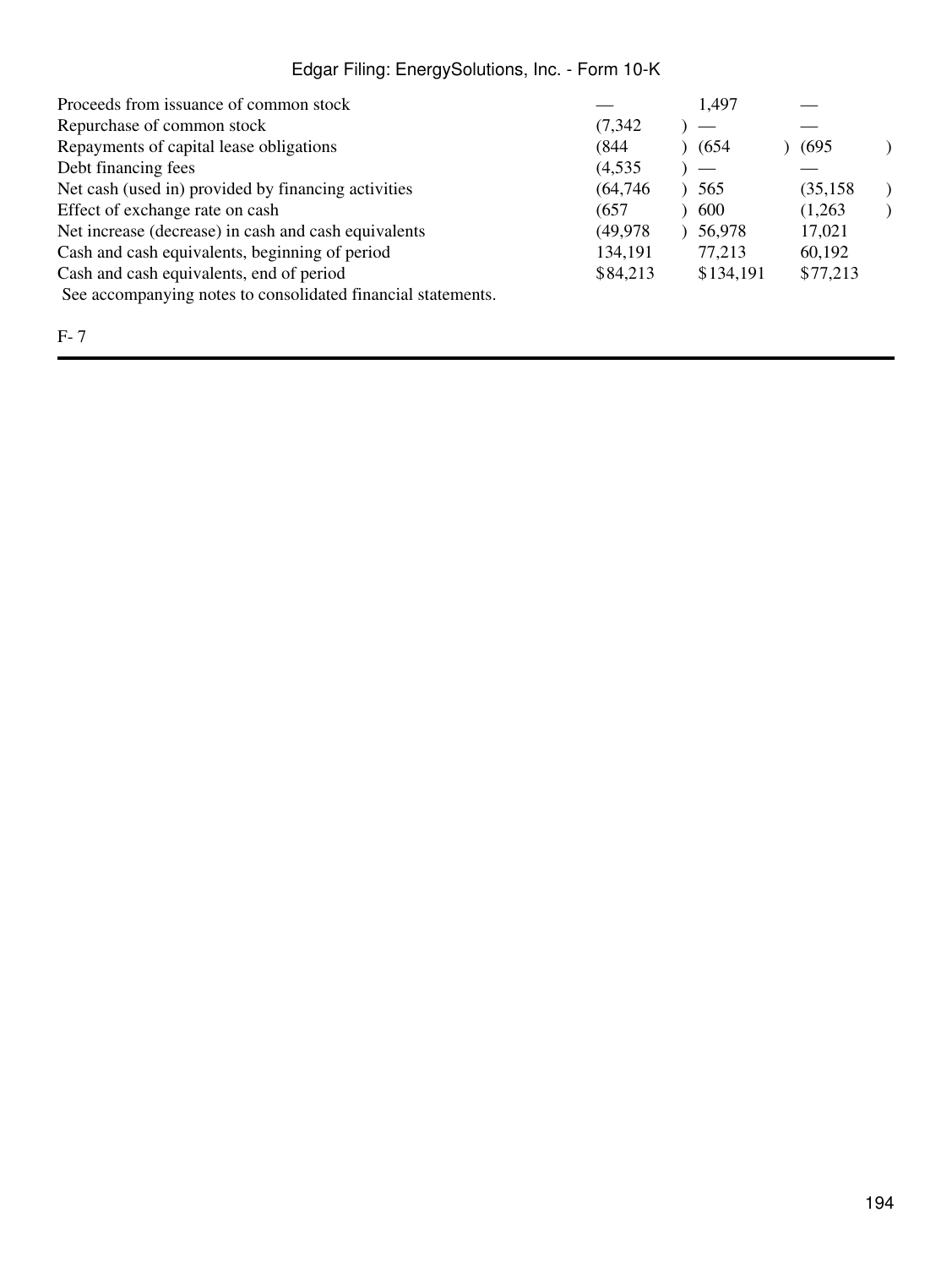| | | | |
|---|---|---|---|
| Proceeds from issuance of common stock | — | 1,497 | — |
| Repurchase of common stock | (7,342) | — | — |
| Repayments of capital lease obligations | (844) | (654) | (695) |
| Debt financing fees | (4,535) | — | — |
| Net cash (used in) provided by financing activities | (64,746) | 565 | (35,158) |
| Effect of exchange rate on cash | (657) | 600 | (1,263) |
| Net increase (decrease) in cash and cash equivalents | (49,978) | 56,978 | 17,021 |
| Cash and cash equivalents, beginning of period | 134,191 | 77,213 | 60,192 |
| Cash and cash equivalents, end of period | $84,213 | $134,191 | $77,213 |

See accompanying notes to consolidated financial statements.

F- 7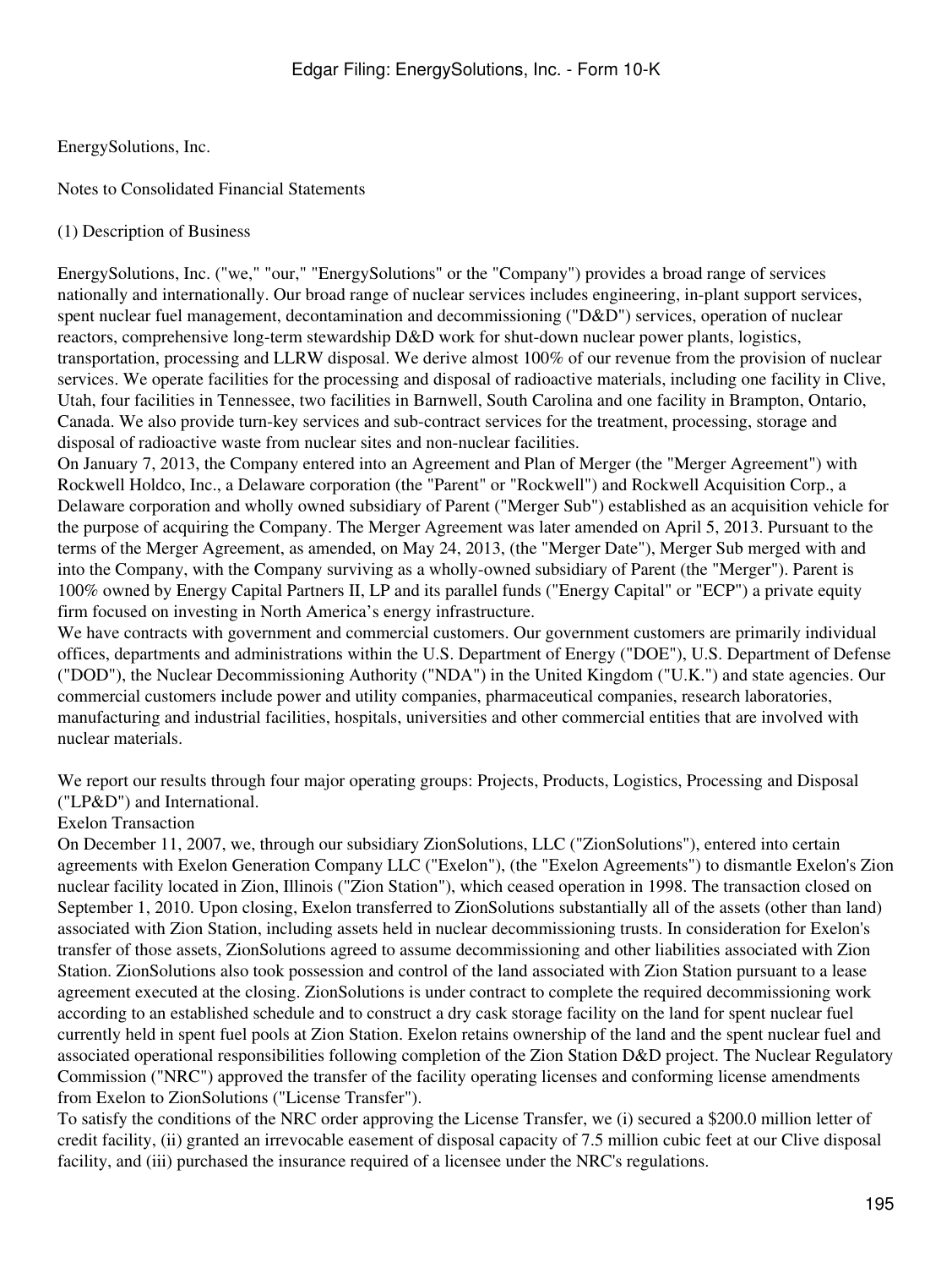EnergySolutions, Inc.

Notes to Consolidated Financial Statements

(1) Description of Business

EnergySolutions, Inc. ("we," "our," "EnergySolutions" or the "Company") provides a broad range of services nationally and internationally. Our broad range of nuclear services includes engineering, in-plant support services, spent nuclear fuel management, decontamination and decommissioning ("D&D") services, operation of nuclear reactors, comprehensive long-term stewardship D&D work for shut-down nuclear power plants, logistics, transportation, processing and LLRW disposal. We derive almost 100% of our revenue from the provision of nuclear services. We operate facilities for the processing and disposal of radioactive materials, including one facility in Clive, Utah, four facilities in Tennessee, two facilities in Barnwell, South Carolina and one facility in Brampton, Ontario, Canada. We also provide turn-key services and sub-contract services for the treatment, processing, storage and disposal of radioactive waste from nuclear sites and non-nuclear facilities.

On January 7, 2013, the Company entered into an Agreement and Plan of Merger (the "Merger Agreement") with Rockwell Holdco, Inc., a Delaware corporation (the "Parent" or "Rockwell") and Rockwell Acquisition Corp., a Delaware corporation and wholly owned subsidiary of Parent ("Merger Sub") established as an acquisition vehicle for the purpose of acquiring the Company. The Merger Agreement was later amended on April 5, 2013. Pursuant to the terms of the Merger Agreement, as amended, on May 24, 2013, (the "Merger Date"), Merger Sub merged with and into the Company, with the Company surviving as a wholly-owned subsidiary of Parent (the "Merger"). Parent is 100% owned by Energy Capital Partners II, LP and its parallel funds ("Energy Capital" or "ECP") a private equity firm focused on investing in North America's energy infrastructure.

We have contracts with government and commercial customers. Our government customers are primarily individual offices, departments and administrations within the U.S. Department of Energy ("DOE"), U.S. Department of Defense ("DOD"), the Nuclear Decommissioning Authority ("NDA") in the United Kingdom ("U.K.") and state agencies. Our commercial customers include power and utility companies, pharmaceutical companies, research laboratories, manufacturing and industrial facilities, hospitals, universities and other commercial entities that are involved with nuclear materials.

We report our results through four major operating groups: Projects, Products, Logistics, Processing and Disposal ("LP&D") and International.

Exelon Transaction

On December 11, 2007, we, through our subsidiary ZionSolutions, LLC ("ZionSolutions"), entered into certain agreements with Exelon Generation Company LLC ("Exelon"), (the "Exelon Agreements") to dismantle Exelon's Zion nuclear facility located in Zion, Illinois ("Zion Station"), which ceased operation in 1998. The transaction closed on September 1, 2010. Upon closing, Exelon transferred to ZionSolutions substantially all of the assets (other than land) associated with Zion Station, including assets held in nuclear decommissioning trusts. In consideration for Exelon's transfer of those assets, ZionSolutions agreed to assume decommissioning and other liabilities associated with Zion Station. ZionSolutions also took possession and control of the land associated with Zion Station pursuant to a lease agreement executed at the closing. ZionSolutions is under contract to complete the required decommissioning work according to an established schedule and to construct a dry cask storage facility on the land for spent nuclear fuel currently held in spent fuel pools at Zion Station. Exelon retains ownership of the land and the spent nuclear fuel and associated operational responsibilities following completion of the Zion Station D&D project. The Nuclear Regulatory Commission ("NRC") approved the transfer of the facility operating licenses and conforming license amendments from Exelon to ZionSolutions ("License Transfer").

To satisfy the conditions of the NRC order approving the License Transfer, we (i) secured a $200.0 million letter of credit facility, (ii) granted an irrevocable easement of disposal capacity of 7.5 million cubic feet at our Clive disposal facility, and (iii) purchased the insurance required of a licensee under the NRC's regulations.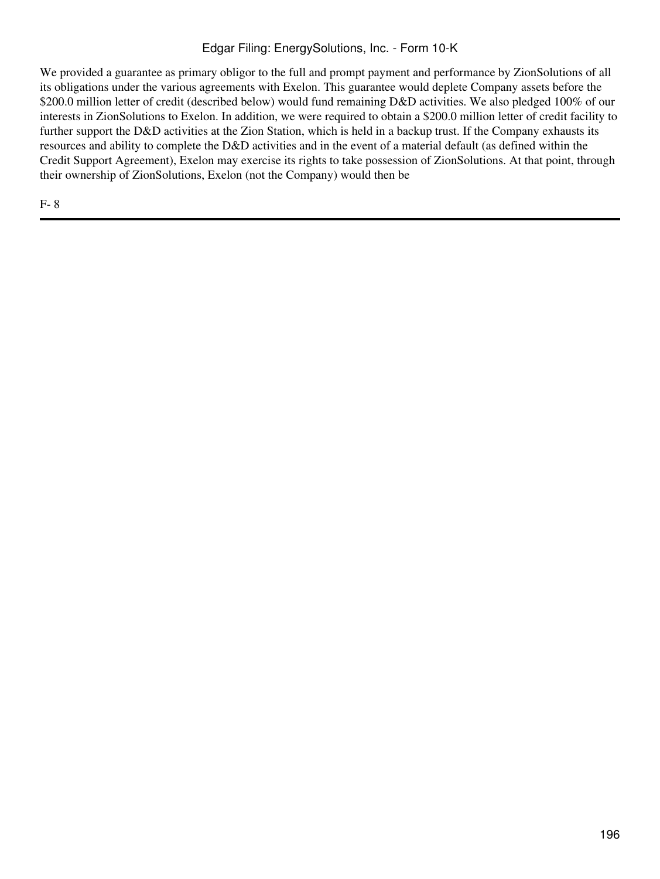We provided a guarantee as primary obligor to the full and prompt payment and performance by ZionSolutions of all its obligations under the various agreements with Exelon. This guarantee would deplete Company assets before the $200.0 million letter of credit (described below) would fund remaining D&D activities. We also pledged 100% of our interests in ZionSolutions to Exelon. In addition, we were required to obtain a $200.0 million letter of credit facility to further support the D&D activities at the Zion Station, which is held in a backup trust. If the Company exhausts its resources and ability to complete the D&D activities and in the event of a material default (as defined within the Credit Support Agreement), Exelon may exercise its rights to take possession of ZionSolutions. At that point, through their ownership of ZionSolutions, Exelon (not the Company) would then be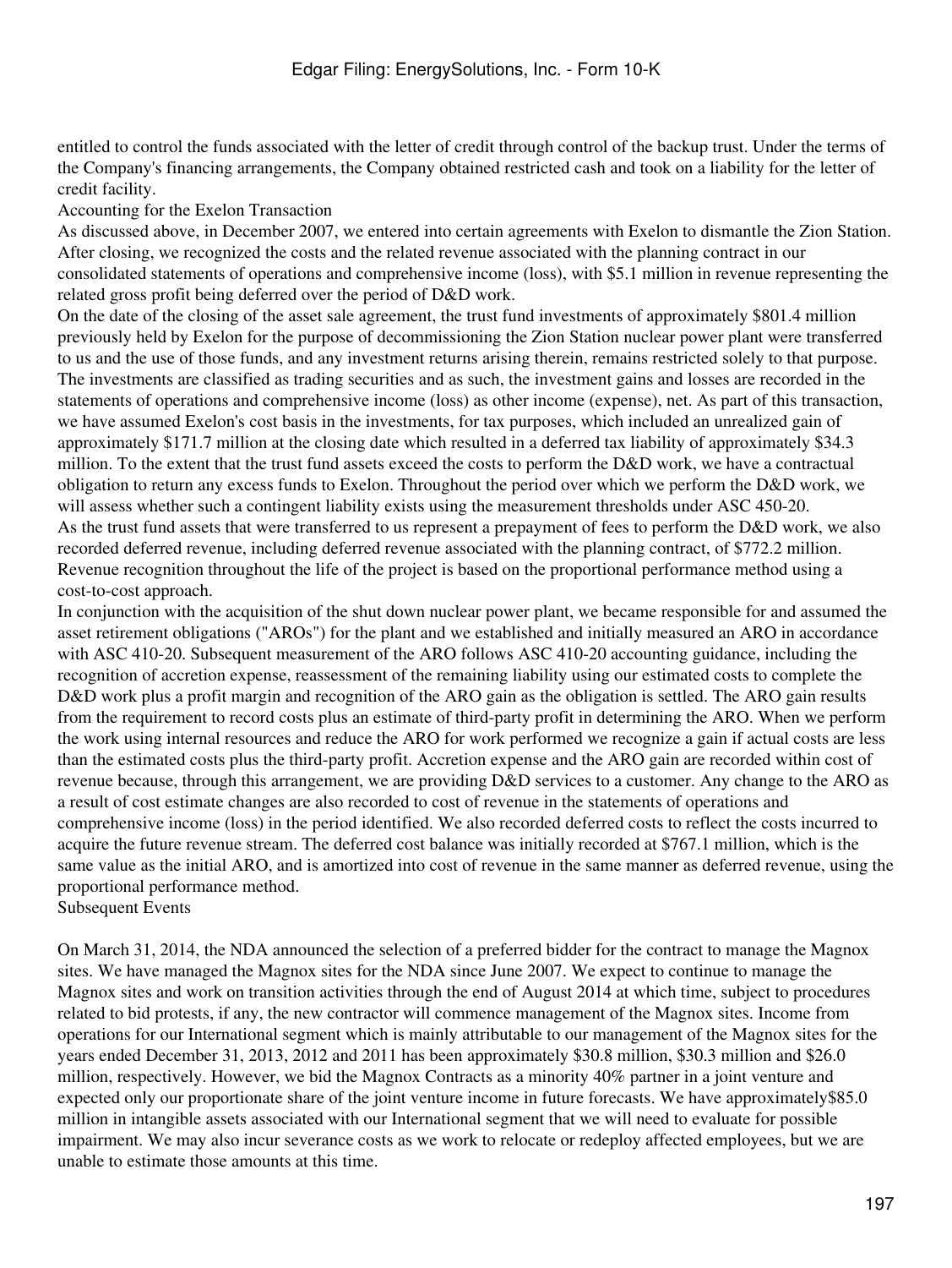entitled to control the funds associated with the letter of credit through control of the backup trust. Under the terms of the Company's financing arrangements, the Company obtained restricted cash and took on a liability for the letter of credit facility.

### Accounting for the Exelon Transaction

As discussed above, in December 2007, we entered into certain agreements with Exelon to dismantle the Zion Station. After closing, we recognized the costs and the related revenue associated with the planning contract in our consolidated statements of operations and comprehensive income (loss), with $5.1 million in revenue representing the related gross profit being deferred over the period of D&D work.

On the date of the closing of the asset sale agreement, the trust fund investments of approximately $801.4 million previously held by Exelon for the purpose of decommissioning the Zion Station nuclear power plant were transferred to us and the use of those funds, and any investment returns arising therein, remains restricted solely to that purpose. The investments are classified as trading securities and as such, the investment gains and losses are recorded in the statements of operations and comprehensive income (loss) as other income (expense), net. As part of this transaction, we have assumed Exelon's cost basis in the investments, for tax purposes, which included an unrealized gain of approximately $171.7 million at the closing date which resulted in a deferred tax liability of approximately $34.3 million. To the extent that the trust fund assets exceed the costs to perform the D&D work, we have a contractual obligation to return any excess funds to Exelon. Throughout the period over which we perform the D&D work, we will assess whether such a contingent liability exists using the measurement thresholds under ASC 450-20.

As the trust fund assets that were transferred to us represent a prepayment of fees to perform the D&D work, we also recorded deferred revenue, including deferred revenue associated with the planning contract, of $772.2 million. Revenue recognition throughout the life of the project is based on the proportional performance method using a cost-to-cost approach.

In conjunction with the acquisition of the shut down nuclear power plant, we became responsible for and assumed the asset retirement obligations ("AROs") for the plant and we established and initially measured an ARO in accordance with ASC 410-20. Subsequent measurement of the ARO follows ASC 410-20 accounting guidance, including the recognition of accretion expense, reassessment of the remaining liability using our estimated costs to complete the D&D work plus a profit margin and recognition of the ARO gain as the obligation is settled. The ARO gain results from the requirement to record costs plus an estimate of third-party profit in determining the ARO. When we perform the work using internal resources and reduce the ARO for work performed we recognize a gain if actual costs are less than the estimated costs plus the third-party profit. Accretion expense and the ARO gain are recorded within cost of revenue because, through this arrangement, we are providing D&D services to a customer. Any change to the ARO as a result of cost estimate changes are also recorded to cost of revenue in the statements of operations and comprehensive income (loss) in the period identified. We also recorded deferred costs to reflect the costs incurred to acquire the future revenue stream. The deferred cost balance was initially recorded at $767.1 million, which is the same value as the initial ARO, and is amortized into cost of revenue in the same manner as deferred revenue, using the proportional performance method.

### Subsequent Events

On March 31, 2014, the NDA announced the selection of a preferred bidder for the contract to manage the Magnox sites. We have managed the Magnox sites for the NDA since June 2007. We expect to continue to manage the Magnox sites and work on transition activities through the end of August 2014 at which time, subject to procedures related to bid protests, if any, the new contractor will commence management of the Magnox sites. Income from operations for our International segment which is mainly attributable to our management of the Magnox sites for the years ended December 31, 2013, 2012 and 2011 has been approximately $30.8 million, $30.3 million and $26.0 million, respectively. However, we bid the Magnox Contracts as a minority 40% partner in a joint venture and expected only our proportionate share of the joint venture income in future forecasts. We have approximately$85.0 million in intangible assets associated with our International segment that we will need to evaluate for possible impairment. We may also incur severance costs as we work to relocate or redeploy affected employees, but we are unable to estimate those amounts at this time.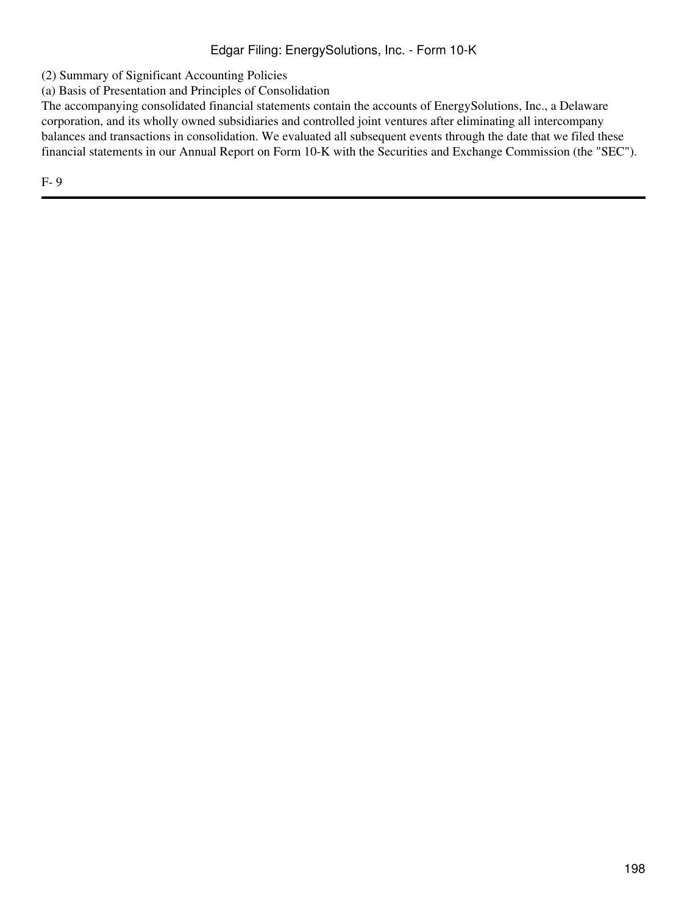## (2) Summary of Significant Accounting Policies

### (a) Basis of Presentation and Principles of Consolidation

The accompanying consolidated financial statements contain the accounts of EnergySolutions, Inc., a Delaware corporation, and its wholly owned subsidiaries and controlled joint ventures after eliminating all intercompany balances and transactions in consolidation. We evaluated all subsequent events through the date that we filed these financial statements in our Annual Report on Form 10-K with the Securities and Exchange Commission (the "SEC").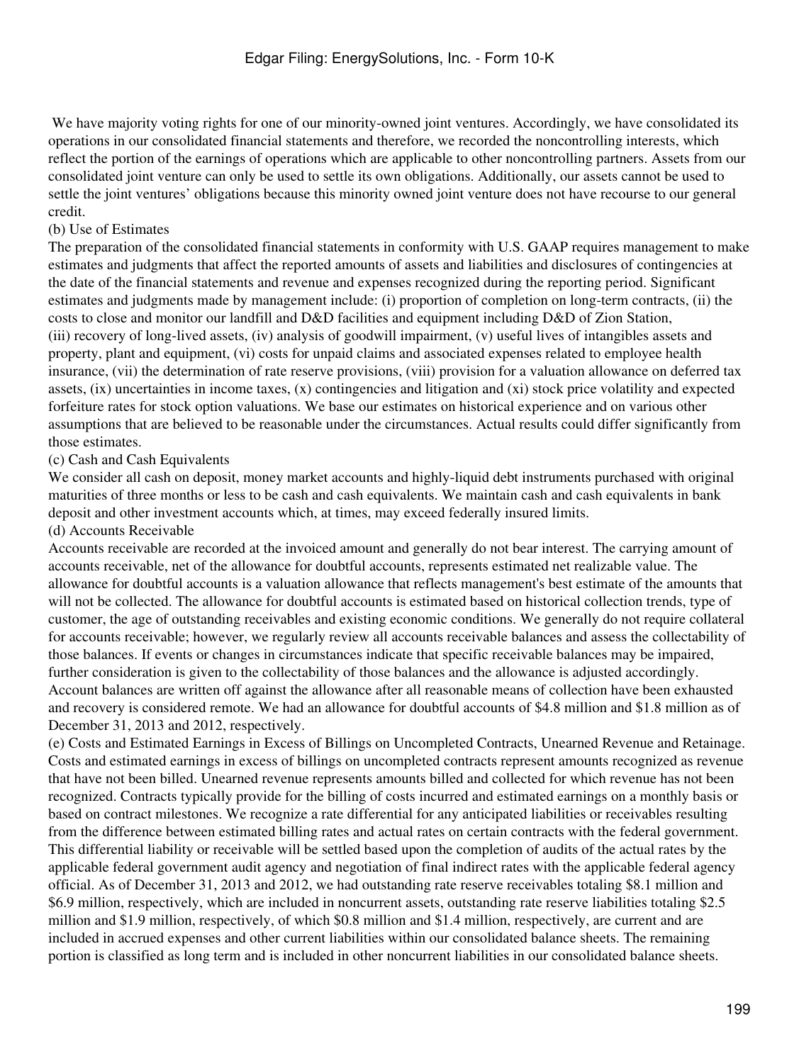We have majority voting rights for one of our minority-owned joint ventures. Accordingly, we have consolidated its operations in our consolidated financial statements and therefore, we recorded the noncontrolling interests, which reflect the portion of the earnings of operations which are applicable to other noncontrolling partners. Assets from our consolidated joint venture can only be used to settle its own obligations. Additionally, our assets cannot be used to settle the joint ventures' obligations because this minority owned joint venture does not have recourse to our general credit.

(b) Use of Estimates

The preparation of the consolidated financial statements in conformity with U.S. GAAP requires management to make estimates and judgments that affect the reported amounts of assets and liabilities and disclosures of contingencies at the date of the financial statements and revenue and expenses recognized during the reporting period. Significant estimates and judgments made by management include: (i) proportion of completion on long-term contracts, (ii) the costs to close and monitor our landfill and D&D facilities and equipment including D&D of Zion Station, (iii) recovery of long-lived assets, (iv) analysis of goodwill impairment, (v) useful lives of intangibles assets and property, plant and equipment, (vi) costs for unpaid claims and associated expenses related to employee health insurance, (vii) the determination of rate reserve provisions, (viii) provision for a valuation allowance on deferred tax assets, (ix) uncertainties in income taxes, (x) contingencies and litigation and (xi) stock price volatility and expected forfeiture rates for stock option valuations. We base our estimates on historical experience and on various other assumptions that are believed to be reasonable under the circumstances. Actual results could differ significantly from those estimates.

(c) Cash and Cash Equivalents

We consider all cash on deposit, money market accounts and highly-liquid debt instruments purchased with original maturities of three months or less to be cash and cash equivalents. We maintain cash and cash equivalents in bank deposit and other investment accounts which, at times, may exceed federally insured limits.

(d) Accounts Receivable

Accounts receivable are recorded at the invoiced amount and generally do not bear interest. The carrying amount of accounts receivable, net of the allowance for doubtful accounts, represents estimated net realizable value. The allowance for doubtful accounts is a valuation allowance that reflects management's best estimate of the amounts that will not be collected. The allowance for doubtful accounts is estimated based on historical collection trends, type of customer, the age of outstanding receivables and existing economic conditions. We generally do not require collateral for accounts receivable; however, we regularly review all accounts receivable balances and assess the collectability of those balances. If events or changes in circumstances indicate that specific receivable balances may be impaired, further consideration is given to the collectability of those balances and the allowance is adjusted accordingly. Account balances are written off against the allowance after all reasonable means of collection have been exhausted and recovery is considered remote. We had an allowance for doubtful accounts of $4.8 million and $1.8 million as of December 31, 2013 and 2012, respectively.

(e) Costs and Estimated Earnings in Excess of Billings on Uncompleted Contracts, Unearned Revenue and Retainage.

Costs and estimated earnings in excess of billings on uncompleted contracts represent amounts recognized as revenue that have not been billed. Unearned revenue represents amounts billed and collected for which revenue has not been recognized. Contracts typically provide for the billing of costs incurred and estimated earnings on a monthly basis or based on contract milestones. We recognize a rate differential for any anticipated liabilities or receivables resulting from the difference between estimated billing rates and actual rates on certain contracts with the federal government. This differential liability or receivable will be settled based upon the completion of audits of the actual rates by the applicable federal government audit agency and negotiation of final indirect rates with the applicable federal agency official. As of December 31, 2013 and 2012, we had outstanding rate reserve receivables totaling $8.1 million and $6.9 million, respectively, which are included in noncurrent assets, outstanding rate reserve liabilities totaling $2.5 million and $1.9 million, respectively, of which $0.8 million and $1.4 million, respectively, are current and are included in accrued expenses and other current liabilities within our consolidated balance sheets. The remaining portion is classified as long term and is included in other noncurrent liabilities in our consolidated balance sheets.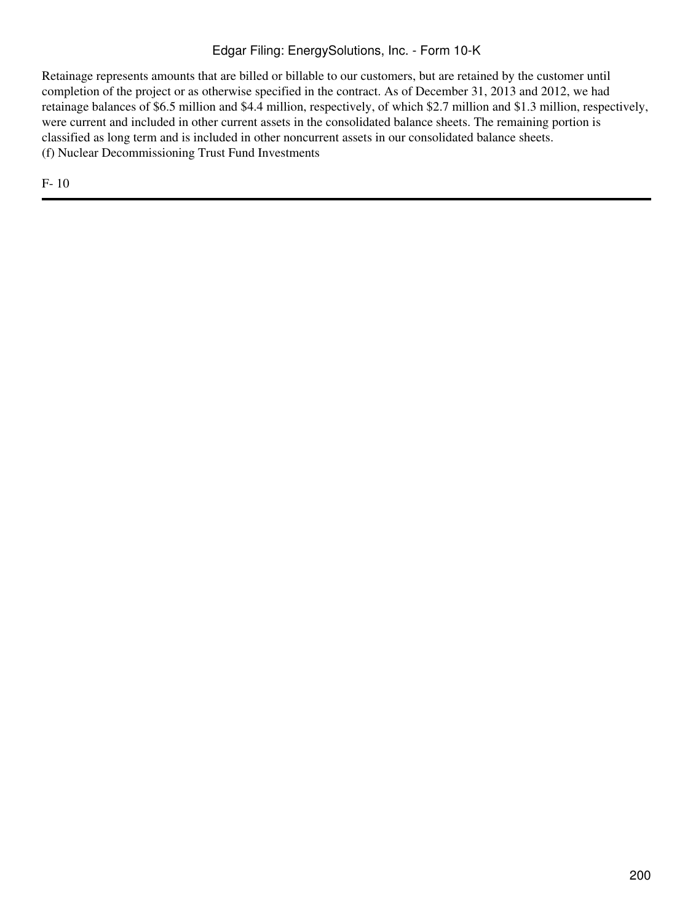Retainage represents amounts that are billed or billable to our customers, but are retained by the customer until completion of the project or as otherwise specified in the contract. As of December 31, 2013 and 2012, we had retainage balances of $6.5 million and $4.4 million, respectively, of which $2.7 million and $1.3 million, respectively, were current and included in other current assets in the consolidated balance sheets. The remaining portion is classified as long term and is included in other noncurrent assets in our consolidated balance sheets.

(f) Nuclear Decommissioning Trust Fund Investments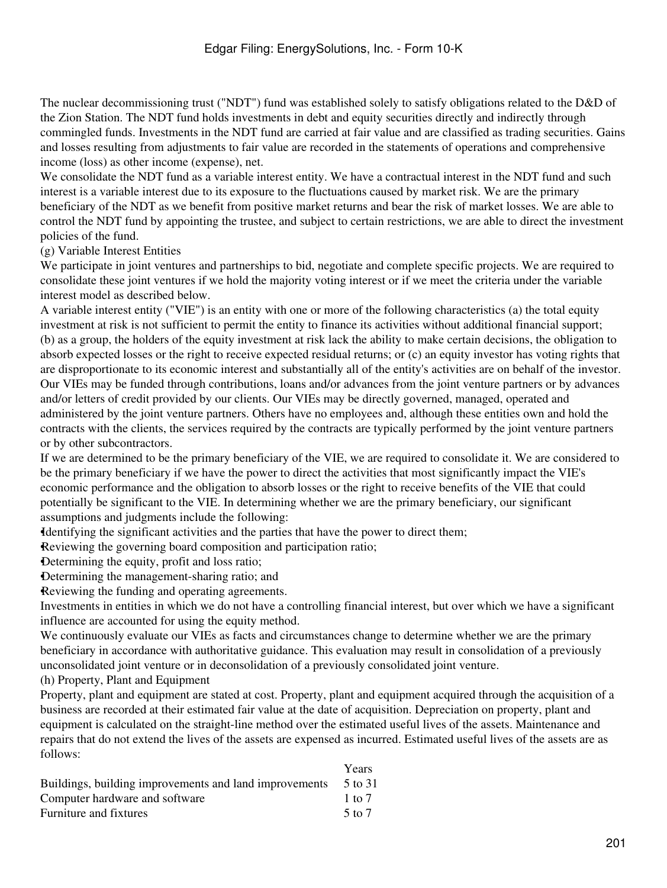The nuclear decommissioning trust ("NDT") fund was established solely to satisfy obligations related to the D&D of the Zion Station. The NDT fund holds investments in debt and equity securities directly and indirectly through commingled funds. Investments in the NDT fund are carried at fair value and are classified as trading securities. Gains and losses resulting from adjustments to fair value are recorded in the statements of operations and comprehensive income (loss) as other income (expense), net.

We consolidate the NDT fund as a variable interest entity. We have a contractual interest in the NDT fund and such interest is a variable interest due to its exposure to the fluctuations caused by market risk. We are the primary beneficiary of the NDT as we benefit from positive market returns and bear the risk of market losses. We are able to control the NDT fund by appointing the trustee, and subject to certain restrictions, we are able to direct the investment policies of the fund.

(g) Variable Interest Entities

We participate in joint ventures and partnerships to bid, negotiate and complete specific projects. We are required to consolidate these joint ventures if we hold the majority voting interest or if we meet the criteria under the variable interest model as described below.

A variable interest entity ("VIE") is an entity with one or more of the following characteristics (a) the total equity investment at risk is not sufficient to permit the entity to finance its activities without additional financial support; (b) as a group, the holders of the equity investment at risk lack the ability to make certain decisions, the obligation to absorb expected losses or the right to receive expected residual returns; or (c) an equity investor has voting rights that are disproportionate to its economic interest and substantially all of the entity's activities are on behalf of the investor.

Our VIEs may be funded through contributions, loans and/or advances from the joint venture partners or by advances and/or letters of credit provided by our clients. Our VIEs may be directly governed, managed, operated and administered by the joint venture partners. Others have no employees and, although these entities own and hold the contracts with the clients, the services required by the contracts are typically performed by the joint venture partners or by other subcontractors.

If we are determined to be the primary beneficiary of the VIE, we are required to consolidate it. We are considered to be the primary beneficiary if we have the power to direct the activities that most significantly impact the VIE's economic performance and the obligation to absorb losses or the right to receive benefits of the VIE that could potentially be significant to the VIE. In determining whether we are the primary beneficiary, our significant assumptions and judgments include the following:

- Identifying the significant activities and the parties that have the power to direct them;
- Reviewing the governing board composition and participation ratio;
- Determining the equity, profit and loss ratio;
- Determining the management-sharing ratio; and
- Reviewing the funding and operating agreements.

Investments in entities in which we do not have a controlling financial interest, but over which we have a significant influence are accounted for using the equity method.

We continuously evaluate our VIEs as facts and circumstances change to determine whether we are the primary beneficiary in accordance with authoritative guidance. This evaluation may result in consolidation of a previously unconsolidated joint venture or in deconsolidation of a previously consolidated joint venture.

(h) Property, Plant and Equipment

Property, plant and equipment are stated at cost. Property, plant and equipment acquired through the acquisition of a business are recorded at their estimated fair value at the date of acquisition. Depreciation on property, plant and equipment is calculated on the straight-line method over the estimated useful lives of the assets. Maintenance and repairs that do not extend the lives of the assets are expensed as incurred. Estimated useful lives of the assets are as follows:

| | Years |
|---|---|
| Buildings, building improvements and land improvements | 5 to 31 |
| Computer hardware and software | 1 to 7 |
| Furniture and fixtures | 5 to 7 |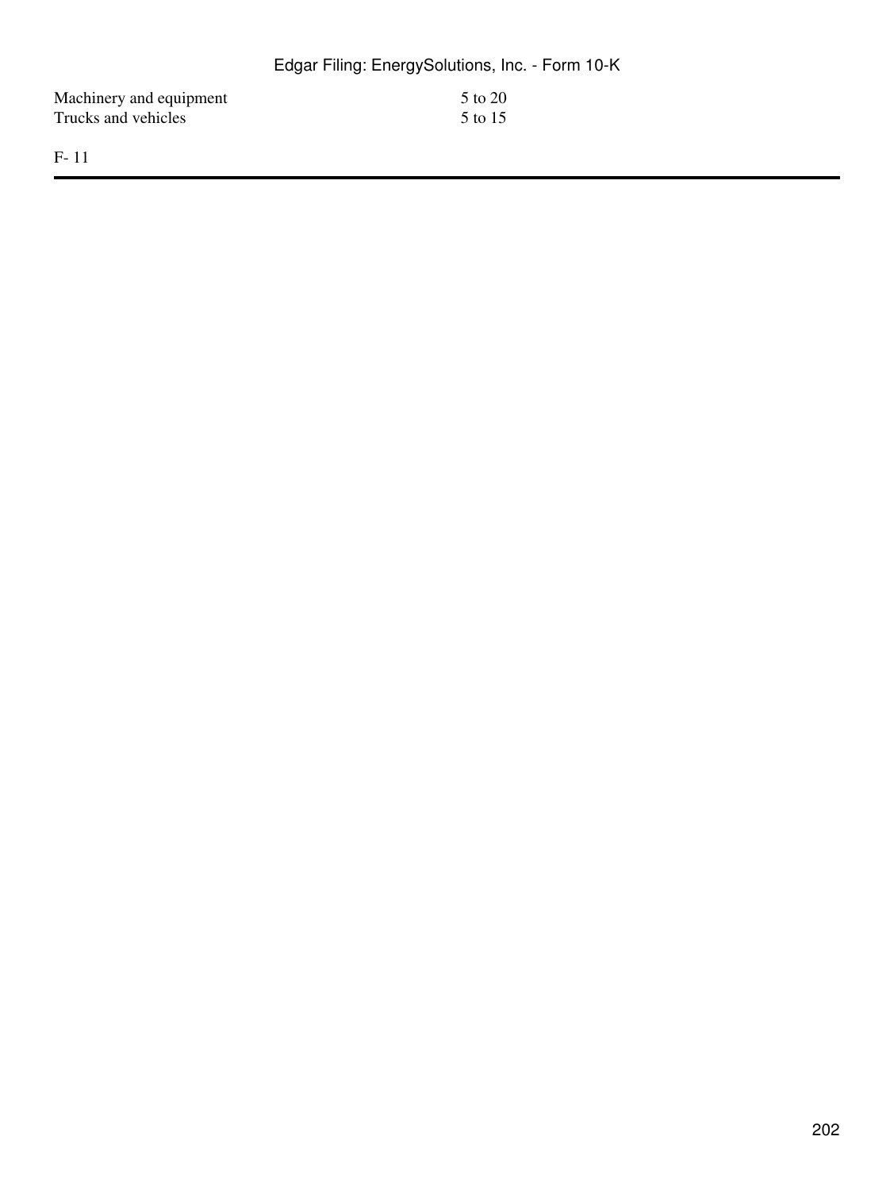| | |
|---|---|
| Machinery and equipment | 5 to 20 |
| Trucks and vehicles | 5 to 15 |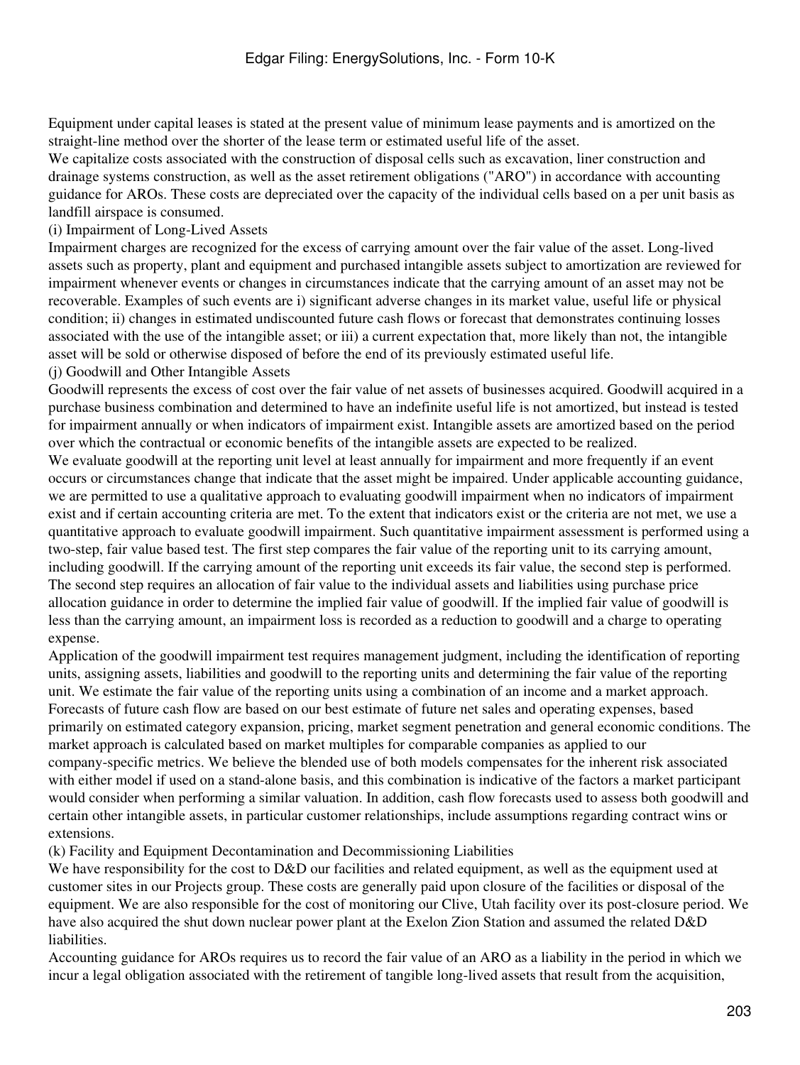Equipment under capital leases is stated at the present value of minimum lease payments and is amortized on the straight-line method over the shorter of the lease term or estimated useful life of the asset.

We capitalize costs associated with the construction of disposal cells such as excavation, liner construction and drainage systems construction, as well as the asset retirement obligations ("ARO") in accordance with accounting guidance for AROs. These costs are depreciated over the capacity of the individual cells based on a per unit basis as landfill airspace is consumed.

(i) Impairment of Long-Lived Assets

Impairment charges are recognized for the excess of carrying amount over the fair value of the asset. Long-lived assets such as property, plant and equipment and purchased intangible assets subject to amortization are reviewed for impairment whenever events or changes in circumstances indicate that the carrying amount of an asset may not be recoverable. Examples of such events are i) significant adverse changes in its market value, useful life or physical condition; ii) changes in estimated undiscounted future cash flows or forecast that demonstrates continuing losses associated with the use of the intangible asset; or iii) a current expectation that, more likely than not, the intangible asset will be sold or otherwise disposed of before the end of its previously estimated useful life.

(j) Goodwill and Other Intangible Assets

Goodwill represents the excess of cost over the fair value of net assets of businesses acquired. Goodwill acquired in a purchase business combination and determined to have an indefinite useful life is not amortized, but instead is tested for impairment annually or when indicators of impairment exist. Intangible assets are amortized based on the period over which the contractual or economic benefits of the intangible assets are expected to be realized.

We evaluate goodwill at the reporting unit level at least annually for impairment and more frequently if an event occurs or circumstances change that indicate that the asset might be impaired. Under applicable accounting guidance, we are permitted to use a qualitative approach to evaluating goodwill impairment when no indicators of impairment exist and if certain accounting criteria are met. To the extent that indicators exist or the criteria are not met, we use a quantitative approach to evaluate goodwill impairment. Such quantitative impairment assessment is performed using a two-step, fair value based test. The first step compares the fair value of the reporting unit to its carrying amount, including goodwill. If the carrying amount of the reporting unit exceeds its fair value, the second step is performed. The second step requires an allocation of fair value to the individual assets and liabilities using purchase price allocation guidance in order to determine the implied fair value of goodwill. If the implied fair value of goodwill is less than the carrying amount, an impairment loss is recorded as a reduction to goodwill and a charge to operating expense.

Application of the goodwill impairment test requires management judgment, including the identification of reporting units, assigning assets, liabilities and goodwill to the reporting units and determining the fair value of the reporting unit. We estimate the fair value of the reporting units using a combination of an income and a market approach. Forecasts of future cash flow are based on our best estimate of future net sales and operating expenses, based primarily on estimated category expansion, pricing, market segment penetration and general economic conditions. The market approach is calculated based on market multiples for comparable companies as applied to our company-specific metrics. We believe the blended use of both models compensates for the inherent risk associated with either model if used on a stand-alone basis, and this combination is indicative of the factors a market participant would consider when performing a similar valuation. In addition, cash flow forecasts used to assess both goodwill and certain other intangible assets, in particular customer relationships, include assumptions regarding contract wins or extensions.

(k) Facility and Equipment Decontamination and Decommissioning Liabilities

We have responsibility for the cost to D&D our facilities and related equipment, as well as the equipment used at customer sites in our Projects group. These costs are generally paid upon closure of the facilities or disposal of the equipment. We are also responsible for the cost of monitoring our Clive, Utah facility over its post-closure period. We have also acquired the shut down nuclear power plant at the Exelon Zion Station and assumed the related D&D liabilities.

Accounting guidance for AROs requires us to record the fair value of an ARO as a liability in the period in which we incur a legal obligation associated with the retirement of tangible long-lived assets that result from the acquisition,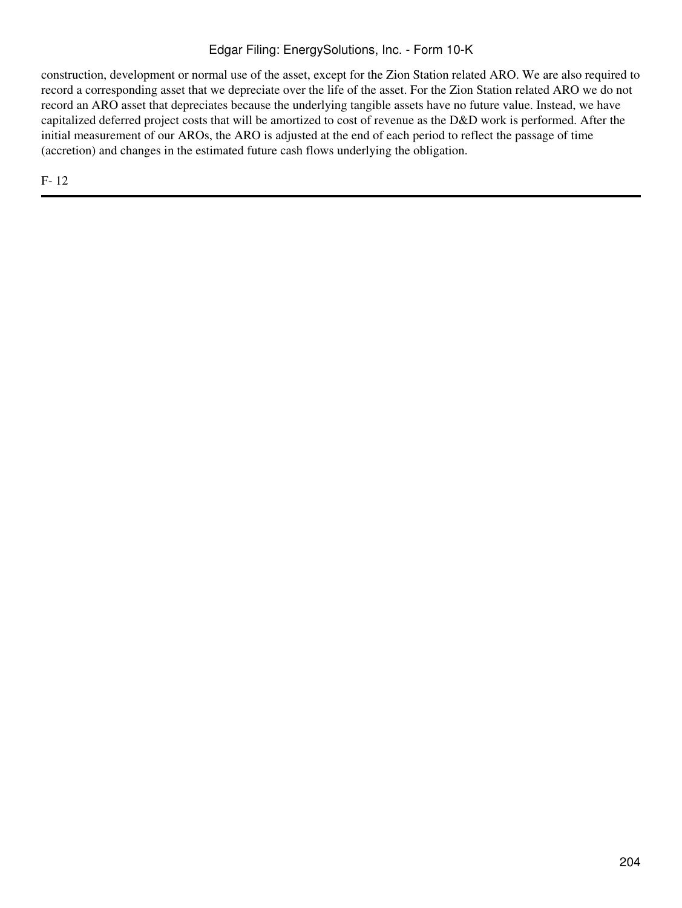construction, development or normal use of the asset, except for the Zion Station related ARO. We are also required to record a corresponding asset that we depreciate over the life of the asset. For the Zion Station related ARO we do not record an ARO asset that depreciates because the underlying tangible assets have no future value. Instead, we have capitalized deferred project costs that will be amortized to cost of revenue as the D&D work is performed. After the initial measurement of our AROs, the ARO is adjusted at the end of each period to reflect the passage of time (accretion) and changes in the estimated future cash flows underlying the obligation.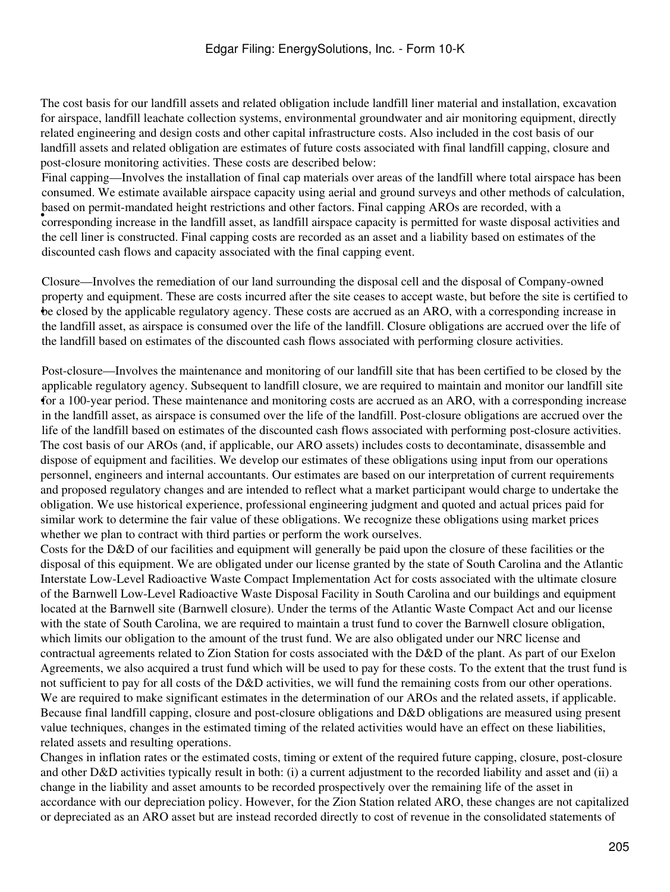The cost basis for our landfill assets and related obligation include landfill liner material and installation, excavation for airspace, landfill leachate collection systems, environmental groundwater and air monitoring equipment, directly related engineering and design costs and other capital infrastructure costs. Also included in the cost basis of our landfill assets and related obligation are estimates of future costs associated with final landfill capping, closure and post-closure monitoring activities. These costs are described below:

- Final capping—Involves the installation of final cap materials over areas of the landfill where total airspace has been consumed. We estimate available airspace capacity using aerial and ground surveys and other methods of calculation, based on permit-mandated height restrictions and other factors. Final capping AROs are recorded, with a corresponding increase in the landfill asset, as landfill airspace capacity is permitted for waste disposal activities and the cell liner is constructed. Final capping costs are recorded as an asset and a liability based on estimates of the discounted cash flows and capacity associated with the final capping event.

- Closure—Involves the remediation of our land surrounding the disposal cell and the disposal of Company-owned property and equipment. These are costs incurred after the site ceases to accept waste, but before the site is certified to be closed by the applicable regulatory agency. These costs are accrued as an ARO, with a corresponding increase in the landfill asset, as airspace is consumed over the life of the landfill. Closure obligations are accrued over the life of the landfill based on estimates of the discounted cash flows associated with performing closure activities.

- Post-closure—Involves the maintenance and monitoring of our landfill site that has been certified to be closed by the applicable regulatory agency. Subsequent to landfill closure, we are required to maintain and monitor our landfill site for a 100-year period. These maintenance and monitoring costs are accrued as an ARO, with a corresponding increase in the landfill asset, as airspace is consumed over the life of the landfill. Post-closure obligations are accrued over the life of the landfill based on estimates of the discounted cash flows associated with performing post-closure activities.

The cost basis of our AROs (and, if applicable, our ARO assets) includes costs to decontaminate, disassemble and dispose of equipment and facilities. We develop our estimates of these obligations using input from our operations personnel, engineers and internal accountants. Our estimates are based on our interpretation of current requirements and proposed regulatory changes and are intended to reflect what a market participant would charge to undertake the obligation. We use historical experience, professional engineering judgment and quoted and actual prices paid for similar work to determine the fair value of these obligations. We recognize these obligations using market prices whether we plan to contract with third parties or perform the work ourselves.

Costs for the D&D of our facilities and equipment will generally be paid upon the closure of these facilities or the disposal of this equipment. We are obligated under our license granted by the state of South Carolina and the Atlantic Interstate Low-Level Radioactive Waste Compact Implementation Act for costs associated with the ultimate closure of the Barnwell Low-Level Radioactive Waste Disposal Facility in South Carolina and our buildings and equipment located at the Barnwell site (Barnwell closure). Under the terms of the Atlantic Waste Compact Act and our license with the state of South Carolina, we are required to maintain a trust fund to cover the Barnwell closure obligation, which limits our obligation to the amount of the trust fund. We are also obligated under our NRC license and contractual agreements related to Zion Station for costs associated with the D&D of the plant. As part of our Exelon Agreements, we also acquired a trust fund which will be used to pay for these costs. To the extent that the trust fund is not sufficient to pay for all costs of the D&D activities, we will fund the remaining costs from our other operations.

We are required to make significant estimates in the determination of our AROs and the related assets, if applicable. Because final landfill capping, closure and post-closure obligations and D&D obligations are measured using present value techniques, changes in the estimated timing of the related activities would have an effect on these liabilities, related assets and resulting operations.

Changes in inflation rates or the estimated costs, timing or extent of the required future capping, closure, post-closure and other D&D activities typically result in both: (i) a current adjustment to the recorded liability and asset and (ii) a change in the liability and asset amounts to be recorded prospectively over the remaining life of the asset in accordance with our depreciation policy. However, for the Zion Station related ARO, these changes are not capitalized or depreciated as an ARO asset but are instead recorded directly to cost of revenue in the consolidated statements of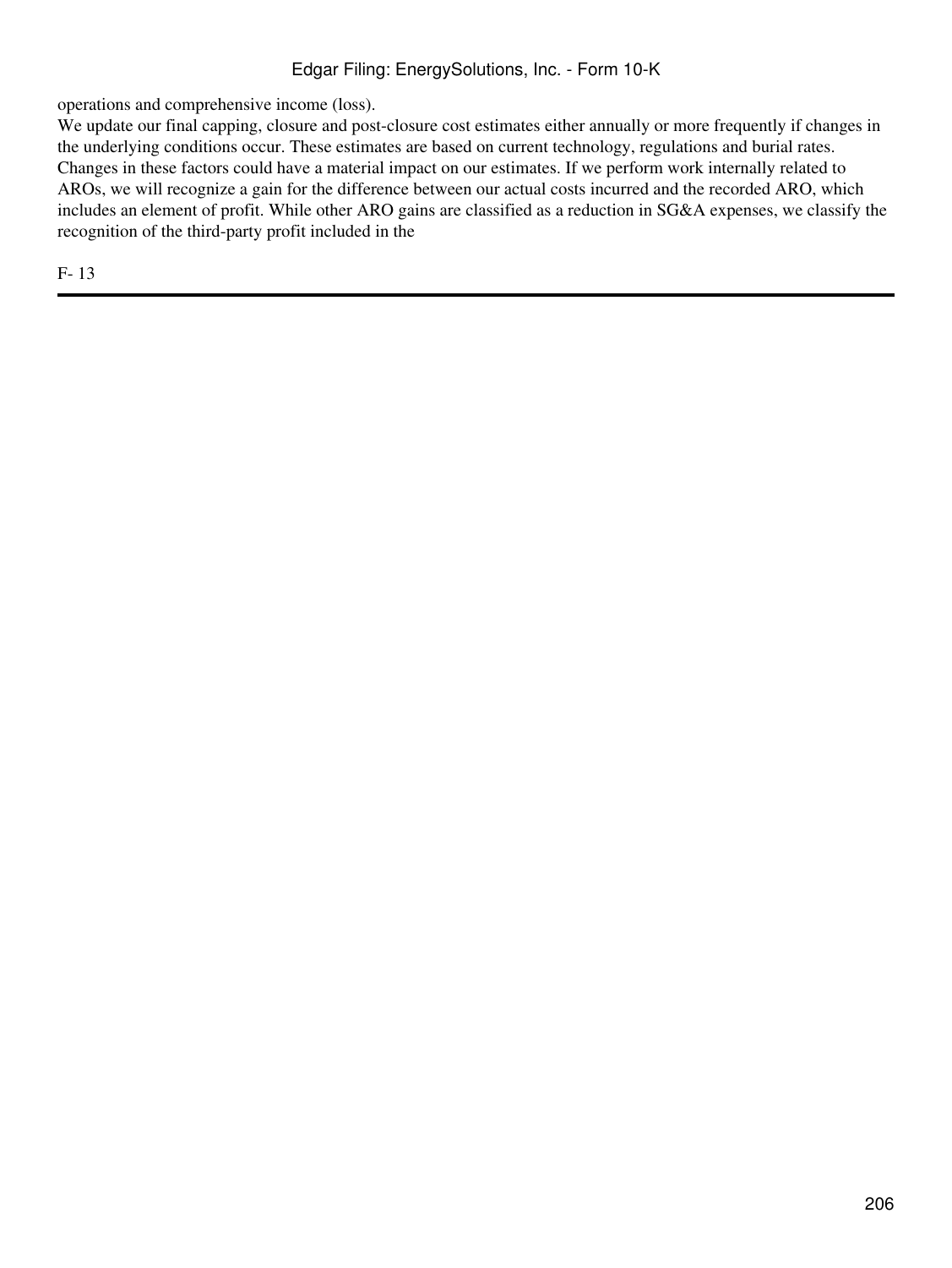operations and comprehensive income (loss).

We update our final capping, closure and post-closure cost estimates either annually or more frequently if changes in the underlying conditions occur. These estimates are based on current technology, regulations and burial rates. Changes in these factors could have a material impact on our estimates. If we perform work internally related to AROs, we will recognize a gain for the difference between our actual costs incurred and the recorded ARO, which includes an element of profit. While other ARO gains are classified as a reduction in SG&A expenses, we classify the recognition of the third-party profit included in the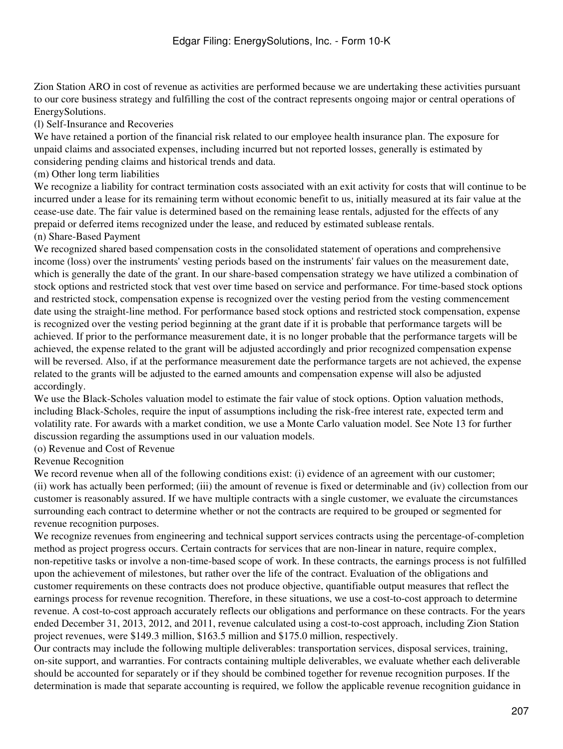Zion Station ARO in cost of revenue as activities are performed because we are undertaking these activities pursuant to our core business strategy and fulfilling the cost of the contract represents ongoing major or central operations of EnergySolutions.

(l) Self-Insurance and Recoveries

We have retained a portion of the financial risk related to our employee health insurance plan. The exposure for unpaid claims and associated expenses, including incurred but not reported losses, generally is estimated by considering pending claims and historical trends and data.

(m) Other long term liabilities

We recognize a liability for contract termination costs associated with an exit activity for costs that will continue to be incurred under a lease for its remaining term without economic benefit to us, initially measured at its fair value at the cease-use date. The fair value is determined based on the remaining lease rentals, adjusted for the effects of any prepaid or deferred items recognized under the lease, and reduced by estimated sublease rentals.

(n) Share-Based Payment

We recognized shared based compensation costs in the consolidated statement of operations and comprehensive income (loss) over the instruments' vesting periods based on the instruments' fair values on the measurement date, which is generally the date of the grant. In our share-based compensation strategy we have utilized a combination of stock options and restricted stock that vest over time based on service and performance. For time-based stock options and restricted stock, compensation expense is recognized over the vesting period from the vesting commencement date using the straight-line method. For performance based stock options and restricted stock compensation, expense is recognized over the vesting period beginning at the grant date if it is probable that performance targets will be achieved. If prior to the performance measurement date, it is no longer probable that the performance targets will be achieved, the expense related to the grant will be adjusted accordingly and prior recognized compensation expense will be reversed. Also, if at the performance measurement date the performance targets are not achieved, the expense related to the grants will be adjusted to the earned amounts and compensation expense will also be adjusted accordingly.

We use the Black-Scholes valuation model to estimate the fair value of stock options. Option valuation methods, including Black-Scholes, require the input of assumptions including the risk-free interest rate, expected term and volatility rate. For awards with a market condition, we use a Monte Carlo valuation model. See Note 13 for further discussion regarding the assumptions used in our valuation models.

(o) Revenue and Cost of Revenue

Revenue Recognition

We record revenue when all of the following conditions exist: (i) evidence of an agreement with our customer; (ii) work has actually been performed; (iii) the amount of revenue is fixed or determinable and (iv) collection from our customer is reasonably assured. If we have multiple contracts with a single customer, we evaluate the circumstances surrounding each contract to determine whether or not the contracts are required to be grouped or segmented for revenue recognition purposes.

We recognize revenues from engineering and technical support services contracts using the percentage-of-completion method as project progress occurs. Certain contracts for services that are non-linear in nature, require complex, non-repetitive tasks or involve a non-time-based scope of work. In these contracts, the earnings process is not fulfilled upon the achievement of milestones, but rather over the life of the contract. Evaluation of the obligations and customer requirements on these contracts does not produce objective, quantifiable output measures that reflect the earnings process for revenue recognition. Therefore, in these situations, we use a cost-to-cost approach to determine revenue. A cost-to-cost approach accurately reflects our obligations and performance on these contracts. For the years ended December 31, 2013, 2012, and 2011, revenue calculated using a cost-to-cost approach, including Zion Station project revenues, were $149.3 million, $163.5 million and $175.0 million, respectively.

Our contracts may include the following multiple deliverables: transportation services, disposal services, training, on-site support, and warranties. For contracts containing multiple deliverables, we evaluate whether each deliverable should be accounted for separately or if they should be combined together for revenue recognition purposes. If the determination is made that separate accounting is required, we follow the applicable revenue recognition guidance in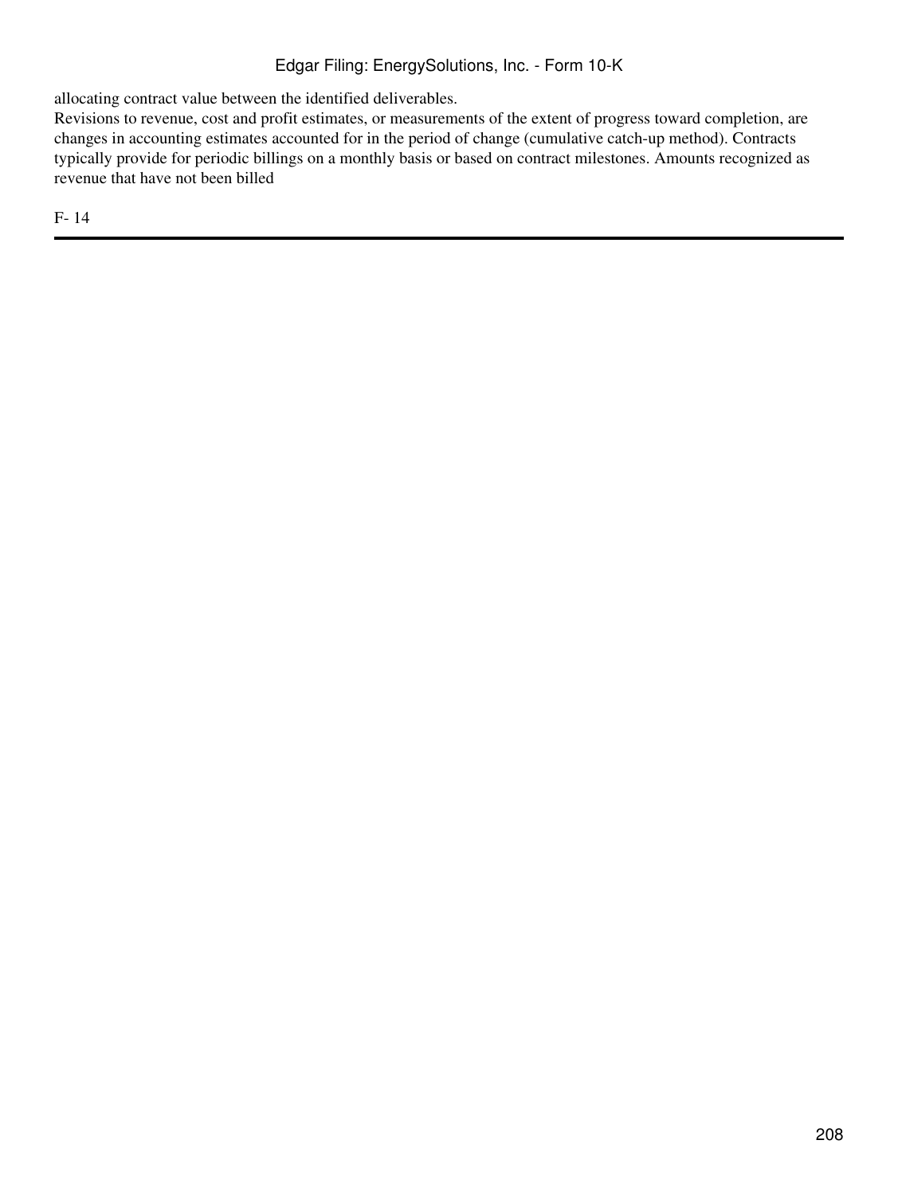allocating contract value between the identified deliverables.

Revisions to revenue, cost and profit estimates, or measurements of the extent of progress toward completion, are changes in accounting estimates accounted for in the period of change (cumulative catch-up method). Contracts typically provide for periodic billings on a monthly basis or based on contract milestones. Amounts recognized as revenue that have not been billed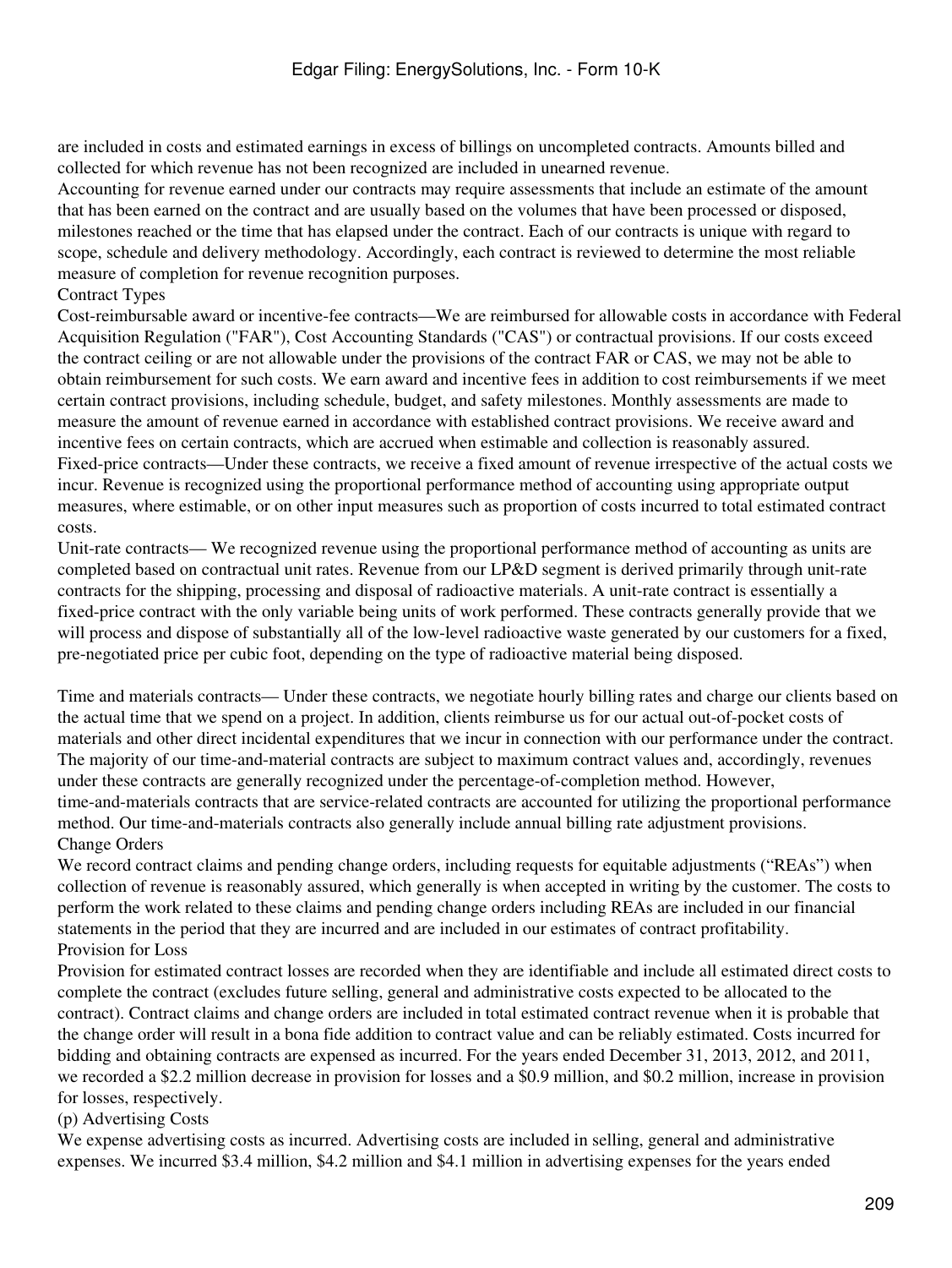are included in costs and estimated earnings in excess of billings on uncompleted contracts. Amounts billed and collected for which revenue has not been recognized are included in unearned revenue.

Accounting for revenue earned under our contracts may require assessments that include an estimate of the amount that has been earned on the contract and are usually based on the volumes that have been processed or disposed, milestones reached or the time that has elapsed under the contract. Each of our contracts is unique with regard to scope, schedule and delivery methodology. Accordingly, each contract is reviewed to determine the most reliable measure of completion for revenue recognition purposes.

Contract Types

Cost-reimbursable award or incentive-fee contracts—We are reimbursed for allowable costs in accordance with Federal Acquisition Regulation ("FAR"), Cost Accounting Standards ("CAS") or contractual provisions. If our costs exceed the contract ceiling or are not allowable under the provisions of the contract FAR or CAS, we may not be able to obtain reimbursement for such costs. We earn award and incentive fees in addition to cost reimbursements if we meet certain contract provisions, including schedule, budget, and safety milestones. Monthly assessments are made to measure the amount of revenue earned in accordance with established contract provisions. We receive award and incentive fees on certain contracts, which are accrued when estimable and collection is reasonably assured.

Fixed-price contracts—Under these contracts, we receive a fixed amount of revenue irrespective of the actual costs we incur. Revenue is recognized using the proportional performance method of accounting using appropriate output measures, where estimable, or on other input measures such as proportion of costs incurred to total estimated contract costs.

Unit-rate contracts— We recognized revenue using the proportional performance method of accounting as units are completed based on contractual unit rates. Revenue from our LP&D segment is derived primarily through unit-rate contracts for the shipping, processing and disposal of radioactive materials. A unit-rate contract is essentially a fixed-price contract with the only variable being units of work performed. These contracts generally provide that we will process and dispose of substantially all of the low-level radioactive waste generated by our customers for a fixed, pre-negotiated price per cubic foot, depending on the type of radioactive material being disposed.

Time and materials contracts— Under these contracts, we negotiate hourly billing rates and charge our clients based on the actual time that we spend on a project. In addition, clients reimburse us for our actual out-of-pocket costs of materials and other direct incidental expenditures that we incur in connection with our performance under the contract. The majority of our time-and-material contracts are subject to maximum contract values and, accordingly, revenues under these contracts are generally recognized under the percentage-of-completion method. However, time-and-materials contracts that are service-related contracts are accounted for utilizing the proportional performance method. Our time-and-materials contracts also generally include annual billing rate adjustment provisions.

Change Orders

We record contract claims and pending change orders, including requests for equitable adjustments ("REAs") when collection of revenue is reasonably assured, which generally is when accepted in writing by the customer. The costs to perform the work related to these claims and pending change orders including REAs are included in our financial statements in the period that they are incurred and are included in our estimates of contract profitability.

Provision for Loss

Provision for estimated contract losses are recorded when they are identifiable and include all estimated direct costs to complete the contract (excludes future selling, general and administrative costs expected to be allocated to the contract). Contract claims and change orders are included in total estimated contract revenue when it is probable that the change order will result in a bona fide addition to contract value and can be reliably estimated. Costs incurred for bidding and obtaining contracts are expensed as incurred. For the years ended December 31, 2013, 2012, and 2011, we recorded a $2.2 million decrease in provision for losses and a $0.9 million, and $0.2 million, increase in provision for losses, respectively.

(p) Advertising Costs

We expense advertising costs as incurred. Advertising costs are included in selling, general and administrative expenses. We incurred $3.4 million, $4.2 million and $4.1 million in advertising expenses for the years ended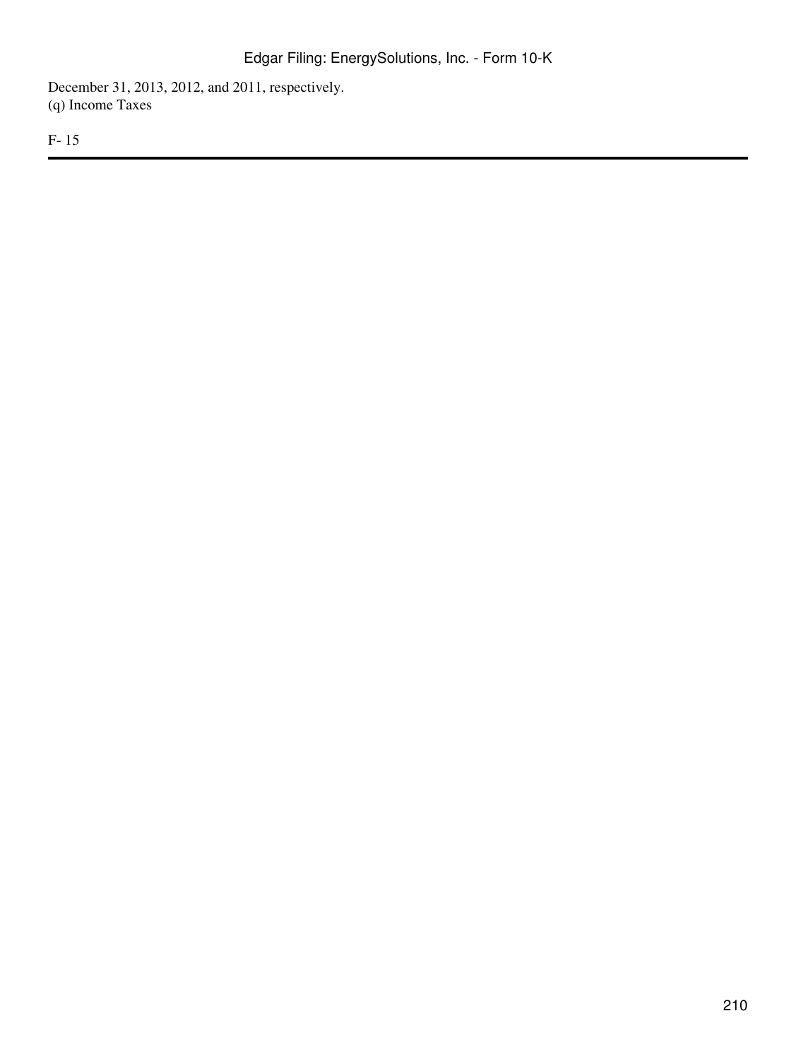December 31, 2013, 2012, and 2011, respectively.

(q) Income Taxes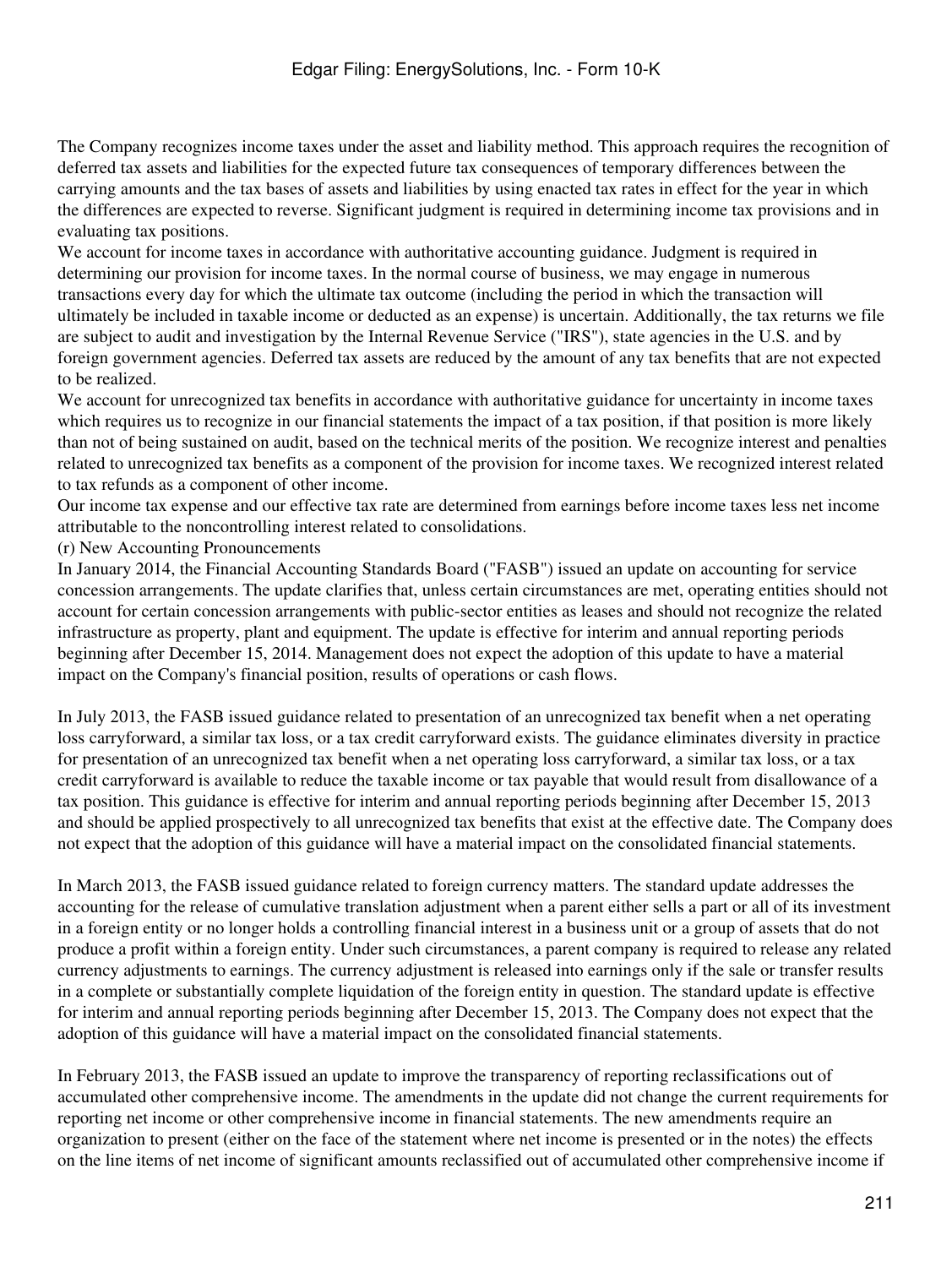The Company recognizes income taxes under the asset and liability method. This approach requires the recognition of deferred tax assets and liabilities for the expected future tax consequences of temporary differences between the carrying amounts and the tax bases of assets and liabilities by using enacted tax rates in effect for the year in which the differences are expected to reverse. Significant judgment is required in determining income tax provisions and in evaluating tax positions.

We account for income taxes in accordance with authoritative accounting guidance. Judgment is required in determining our provision for income taxes. In the normal course of business, we may engage in numerous transactions every day for which the ultimate tax outcome (including the period in which the transaction will ultimately be included in taxable income or deducted as an expense) is uncertain. Additionally, the tax returns we file are subject to audit and investigation by the Internal Revenue Service ("IRS"), state agencies in the U.S. and by foreign government agencies. Deferred tax assets are reduced by the amount of any tax benefits that are not expected to be realized.

We account for unrecognized tax benefits in accordance with authoritative guidance for uncertainty in income taxes which requires us to recognize in our financial statements the impact of a tax position, if that position is more likely than not of being sustained on audit, based on the technical merits of the position. We recognize interest and penalties related to unrecognized tax benefits as a component of the provision for income taxes. We recognized interest related to tax refunds as a component of other income.

Our income tax expense and our effective tax rate are determined from earnings before income taxes less net income attributable to the noncontrolling interest related to consolidations.

(r) New Accounting Pronouncements

In January 2014, the Financial Accounting Standards Board ("FASB") issued an update on accounting for service concession arrangements. The update clarifies that, unless certain circumstances are met, operating entities should not account for certain concession arrangements with public-sector entities as leases and should not recognize the related infrastructure as property, plant and equipment. The update is effective for interim and annual reporting periods beginning after December 15, 2014. Management does not expect the adoption of this update to have a material impact on the Company's financial position, results of operations or cash flows.

In July 2013, the FASB issued guidance related to presentation of an unrecognized tax benefit when a net operating loss carryforward, a similar tax loss, or a tax credit carryforward exists. The guidance eliminates diversity in practice for presentation of an unrecognized tax benefit when a net operating loss carryforward, a similar tax loss, or a tax credit carryforward is available to reduce the taxable income or tax payable that would result from disallowance of a tax position. This guidance is effective for interim and annual reporting periods beginning after December 15, 2013 and should be applied prospectively to all unrecognized tax benefits that exist at the effective date. The Company does not expect that the adoption of this guidance will have a material impact on the consolidated financial statements.

In March 2013, the FASB issued guidance related to foreign currency matters. The standard update addresses the accounting for the release of cumulative translation adjustment when a parent either sells a part or all of its investment in a foreign entity or no longer holds a controlling financial interest in a business unit or a group of assets that do not produce a profit within a foreign entity. Under such circumstances, a parent company is required to release any related currency adjustments to earnings. The currency adjustment is released into earnings only if the sale or transfer results in a complete or substantially complete liquidation of the foreign entity in question. The standard update is effective for interim and annual reporting periods beginning after December 15, 2013. The Company does not expect that the adoption of this guidance will have a material impact on the consolidated financial statements.

In February 2013, the FASB issued an update to improve the transparency of reporting reclassifications out of accumulated other comprehensive income. The amendments in the update did not change the current requirements for reporting net income or other comprehensive income in financial statements. The new amendments require an organization to present (either on the face of the statement where net income is presented or in the notes) the effects on the line items of net income of significant amounts reclassified out of accumulated other comprehensive income if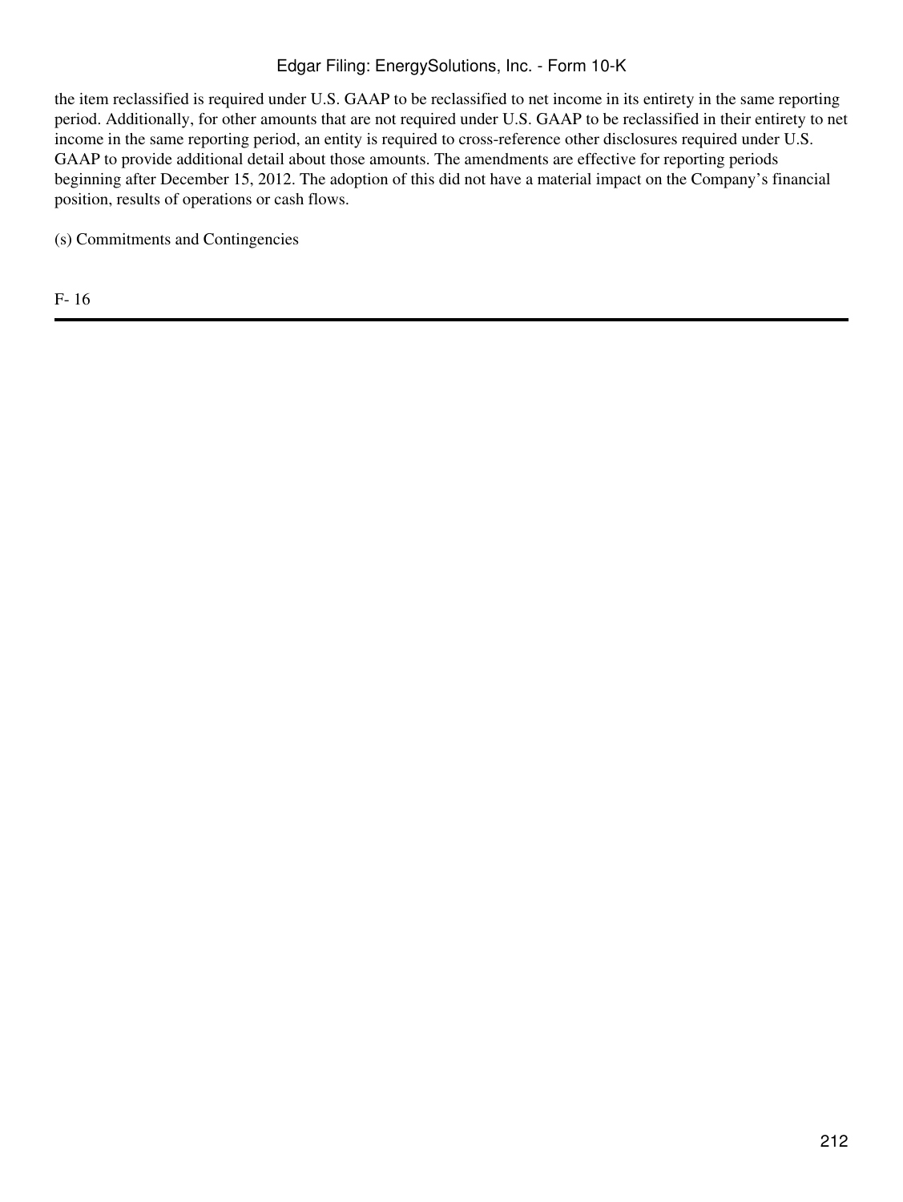the item reclassified is required under U.S. GAAP to be reclassified to net income in its entirety in the same reporting period. Additionally, for other amounts that are not required under U.S. GAAP to be reclassified in their entirety to net income in the same reporting period, an entity is required to cross-reference other disclosures required under U.S. GAAP to provide additional detail about those amounts. The amendments are effective for reporting periods beginning after December 15, 2012. The adoption of this did not have a material impact on the Company's financial position, results of operations or cash flows.

(s) Commitments and Contingencies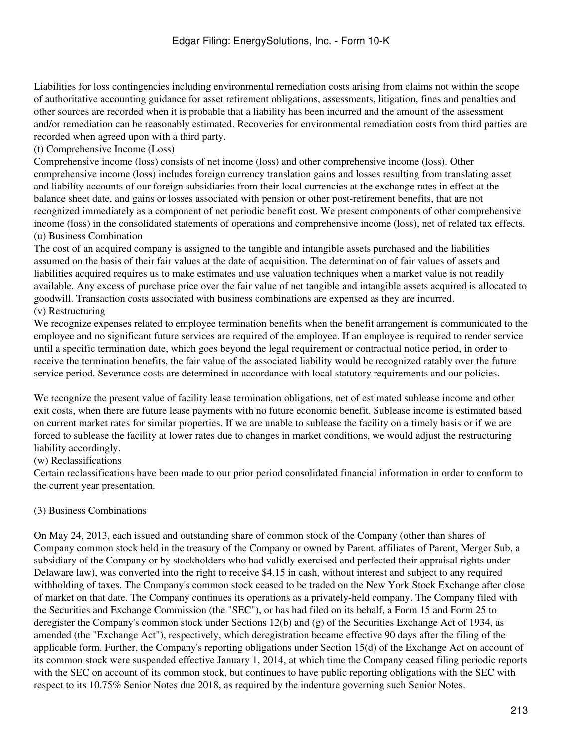Liabilities for loss contingencies including environmental remediation costs arising from claims not within the scope of authoritative accounting guidance for asset retirement obligations, assessments, litigation, fines and penalties and other sources are recorded when it is probable that a liability has been incurred and the amount of the assessment and/or remediation can be reasonably estimated. Recoveries for environmental remediation costs from third parties are recorded when agreed upon with a third party.

(t) Comprehensive Income (Loss)

Comprehensive income (loss) consists of net income (loss) and other comprehensive income (loss). Other comprehensive income (loss) includes foreign currency translation gains and losses resulting from translating asset and liability accounts of our foreign subsidiaries from their local currencies at the exchange rates in effect at the balance sheet date, and gains or losses associated with pension or other post-retirement benefits, that are not recognized immediately as a component of net periodic benefit cost. We present components of other comprehensive income (loss) in the consolidated statements of operations and comprehensive income (loss), net of related tax effects.

(u) Business Combination

The cost of an acquired company is assigned to the tangible and intangible assets purchased and the liabilities assumed on the basis of their fair values at the date of acquisition. The determination of fair values of assets and liabilities acquired requires us to make estimates and use valuation techniques when a market value is not readily available. Any excess of purchase price over the fair value of net tangible and intangible assets acquired is allocated to goodwill. Transaction costs associated with business combinations are expensed as they are incurred.

(v) Restructuring

We recognize expenses related to employee termination benefits when the benefit arrangement is communicated to the employee and no significant future services are required of the employee. If an employee is required to render service until a specific termination date, which goes beyond the legal requirement or contractual notice period, in order to receive the termination benefits, the fair value of the associated liability would be recognized ratably over the future service period. Severance costs are determined in accordance with local statutory requirements and our policies.

We recognize the present value of facility lease termination obligations, net of estimated sublease income and other exit costs, when there are future lease payments with no future economic benefit. Sublease income is estimated based on current market rates for similar properties. If we are unable to sublease the facility on a timely basis or if we are forced to sublease the facility at lower rates due to changes in market conditions, we would adjust the restructuring liability accordingly.

(w) Reclassifications

Certain reclassifications have been made to our prior period consolidated financial information in order to conform to the current year presentation.

(3) Business Combinations

On May 24, 2013, each issued and outstanding share of common stock of the Company (other than shares of Company common stock held in the treasury of the Company or owned by Parent, affiliates of Parent, Merger Sub, a subsidiary of the Company or by stockholders who had validly exercised and perfected their appraisal rights under Delaware law), was converted into the right to receive $4.15 in cash, without interest and subject to any required withholding of taxes. The Company's common stock ceased to be traded on the New York Stock Exchange after close of market on that date. The Company continues its operations as a privately-held company. The Company filed with the Securities and Exchange Commission (the "SEC"), or has had filed on its behalf, a Form 15 and Form 25 to deregister the Company's common stock under Sections 12(b) and (g) of the Securities Exchange Act of 1934, as amended (the "Exchange Act"), respectively, which deregistration became effective 90 days after the filing of the applicable form. Further, the Company's reporting obligations under Section 15(d) of the Exchange Act on account of its common stock were suspended effective January 1, 2014, at which time the Company ceased filing periodic reports with the SEC on account of its common stock, but continues to have public reporting obligations with the SEC with respect to its 10.75% Senior Notes due 2018, as required by the indenture governing such Senior Notes.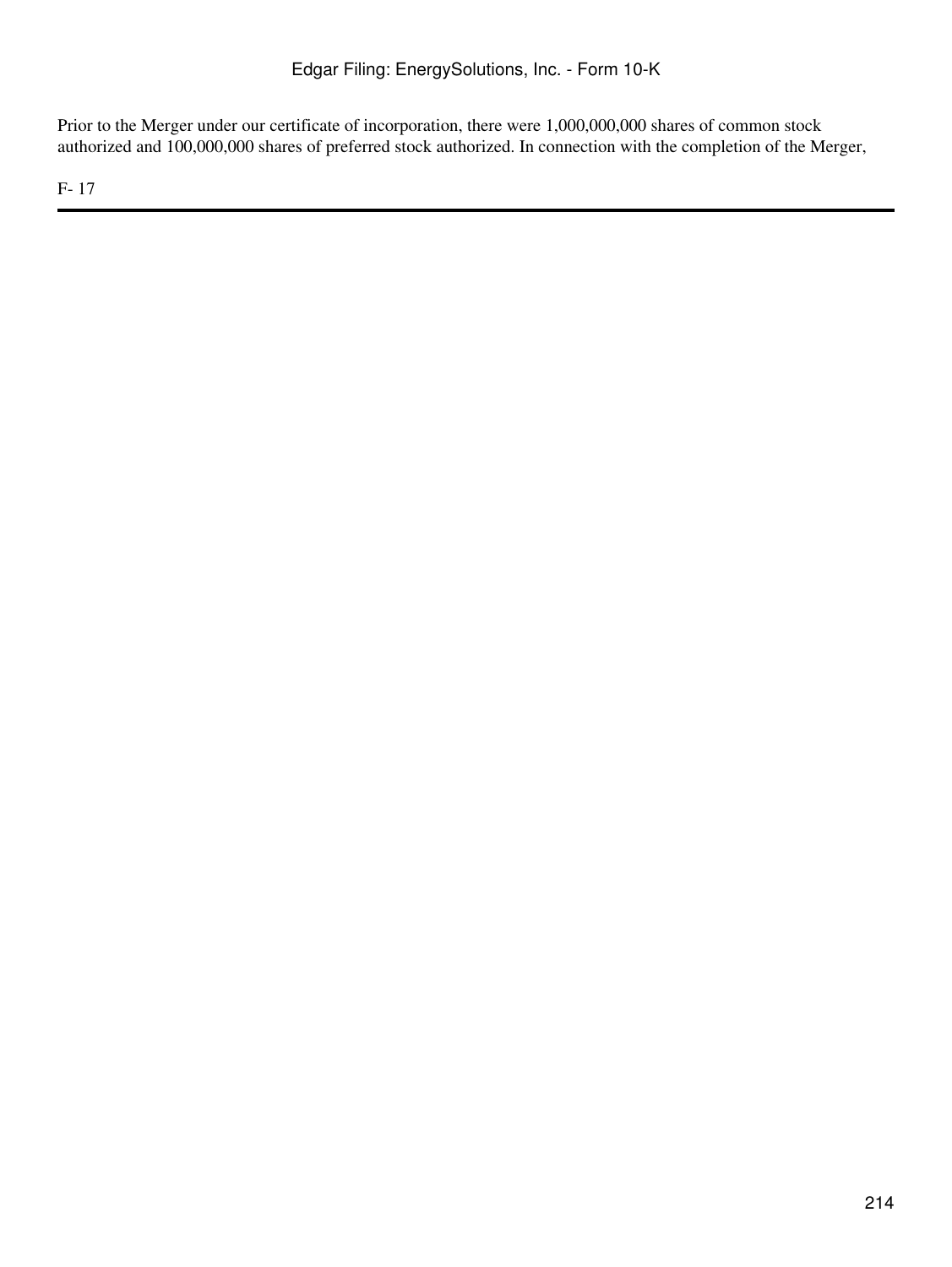Prior to the Merger under our certificate of incorporation, there were 1,000,000,000 shares of common stock authorized and 100,000,000 shares of preferred stock authorized. In connection with the completion of the Merger,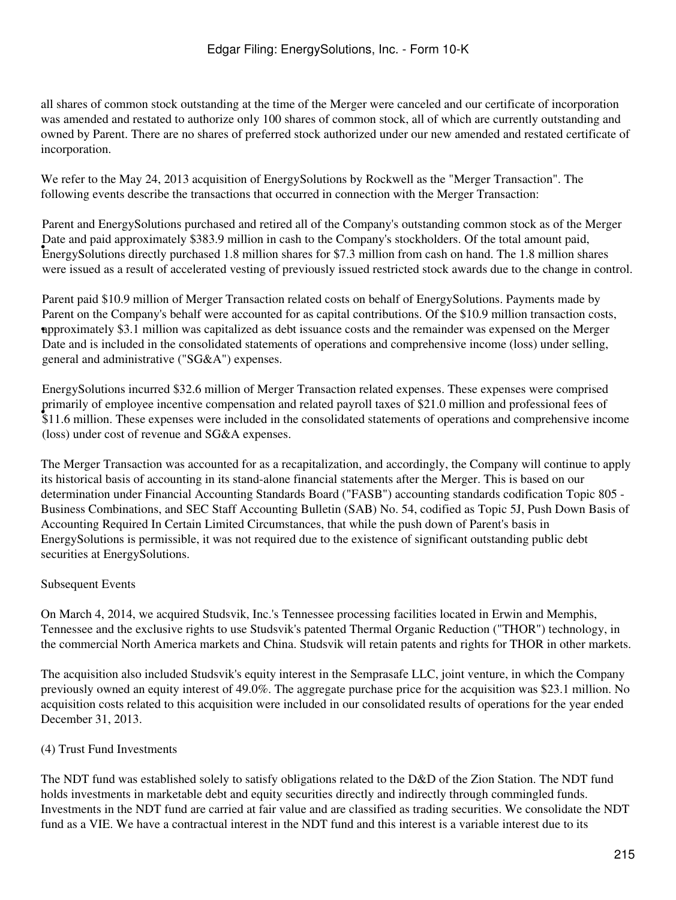all shares of common stock outstanding at the time of the Merger were canceled and our certificate of incorporation was amended and restated to authorize only 100 shares of common stock, all of which are currently outstanding and owned by Parent. There are no shares of preferred stock authorized under our new amended and restated certificate of incorporation.

We refer to the May 24, 2013 acquisition of EnergySolutions by Rockwell as the "Merger Transaction". The following events describe the transactions that occurred in connection with the Merger Transaction:

- Parent and EnergySolutions purchased and retired all of the Company's outstanding common stock as of the Merger Date and paid approximately $383.9 million in cash to the Company's stockholders. Of the total amount paid, EnergySolutions directly purchased 1.8 million shares for $7.3 million from cash on hand. The 1.8 million shares were issued as a result of accelerated vesting of previously issued restricted stock awards due to the change in control.
- Parent paid $10.9 million of Merger Transaction related costs on behalf of EnergySolutions. Payments made by Parent on the Company's behalf were accounted for as capital contributions. Of the $10.9 million transaction costs, approximately $3.1 million was capitalized as debt issuance costs and the remainder was expensed on the Merger Date and is included in the consolidated statements of operations and comprehensive income (loss) under selling, general and administrative ("SG&A") expenses.
- EnergySolutions incurred $32.6 million of Merger Transaction related expenses. These expenses were comprised primarily of employee incentive compensation and related payroll taxes of $21.0 million and professional fees of $11.6 million. These expenses were included in the consolidated statements of operations and comprehensive income (loss) under cost of revenue and SG&A expenses.

The Merger Transaction was accounted for as a recapitalization, and accordingly, the Company will continue to apply its historical basis of accounting in its stand-alone financial statements after the Merger. This is based on our determination under Financial Accounting Standards Board ("FASB") accounting standards codification Topic 805 - Business Combinations, and SEC Staff Accounting Bulletin (SAB) No. 54, codified as Topic 5J, Push Down Basis of Accounting Required In Certain Limited Circumstances, that while the push down of Parent's basis in EnergySolutions is permissible, it was not required due to the existence of significant outstanding public debt securities at EnergySolutions.

Subsequent Events

On March 4, 2014, we acquired Studsvik, Inc.'s Tennessee processing facilities located in Erwin and Memphis, Tennessee and the exclusive rights to use Studsvik's patented Thermal Organic Reduction ("THOR") technology, in the commercial North America markets and China. Studsvik will retain patents and rights for THOR in other markets.

The acquisition also included Studsvik's equity interest in the Semprasafe LLC, joint venture, in which the Company previously owned an equity interest of 49.0%. The aggregate purchase price for the acquisition was $23.1 million. No acquisition costs related to this acquisition were included in our consolidated results of operations for the year ended December 31, 2013.

(4) Trust Fund Investments

The NDT fund was established solely to satisfy obligations related to the D&D of the Zion Station. The NDT fund holds investments in marketable debt and equity securities directly and indirectly through commingled funds. Investments in the NDT fund are carried at fair value and are classified as trading securities. We consolidate the NDT fund as a VIE. We have a contractual interest in the NDT fund and this interest is a variable interest due to its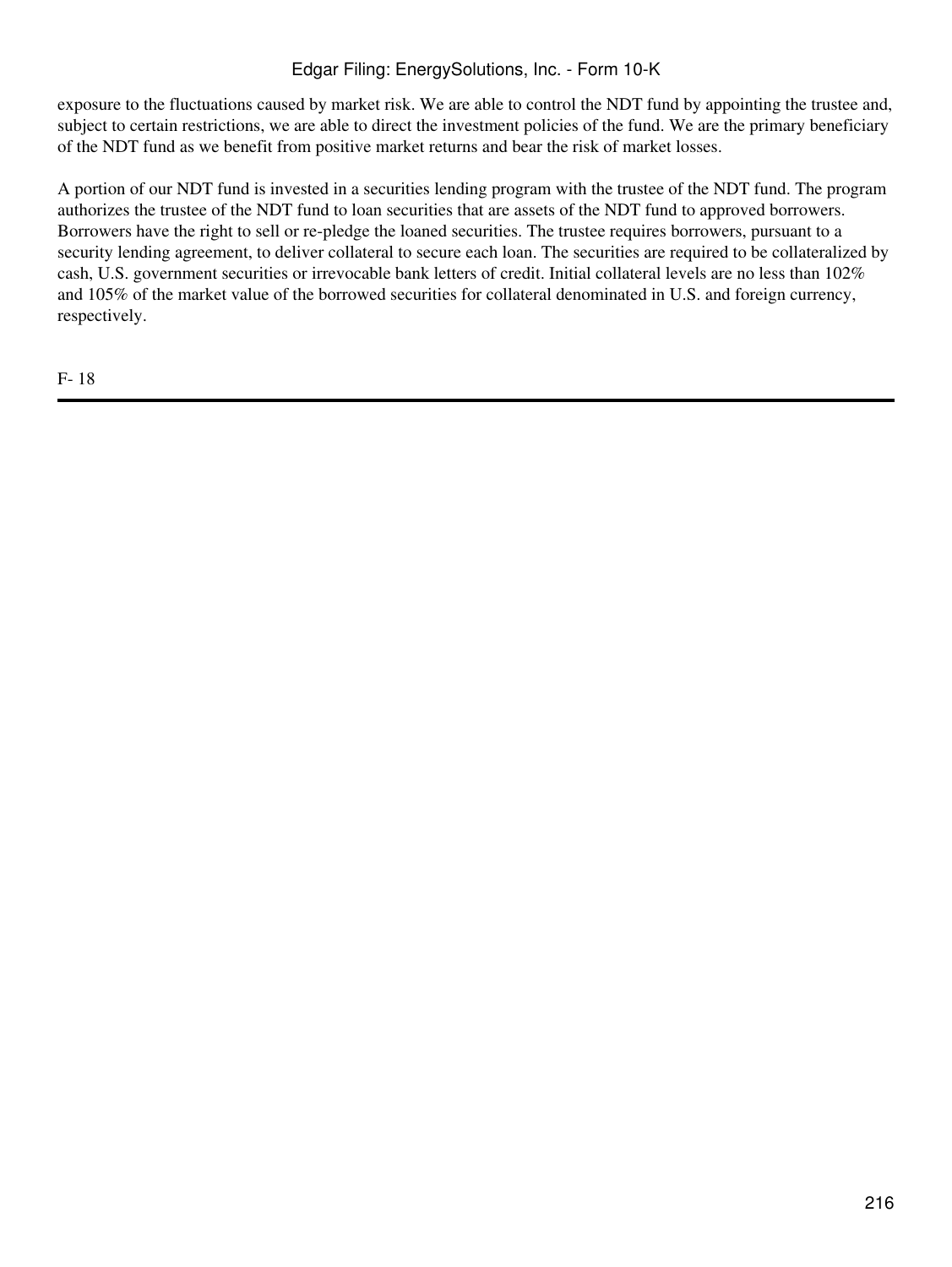exposure to the fluctuations caused by market risk. We are able to control the NDT fund by appointing the trustee and, subject to certain restrictions, we are able to direct the investment policies of the fund. We are the primary beneficiary of the NDT fund as we benefit from positive market returns and bear the risk of market losses.

A portion of our NDT fund is invested in a securities lending program with the trustee of the NDT fund. The program authorizes the trustee of the NDT fund to loan securities that are assets of the NDT fund to approved borrowers. Borrowers have the right to sell or re-pledge the loaned securities. The trustee requires borrowers, pursuant to a security lending agreement, to deliver collateral to secure each loan. The securities are required to be collateralized by cash, U.S. government securities or irrevocable bank letters of credit. Initial collateral levels are no less than 102% and 105% of the market value of the borrowed securities for collateral denominated in U.S. and foreign currency, respectively.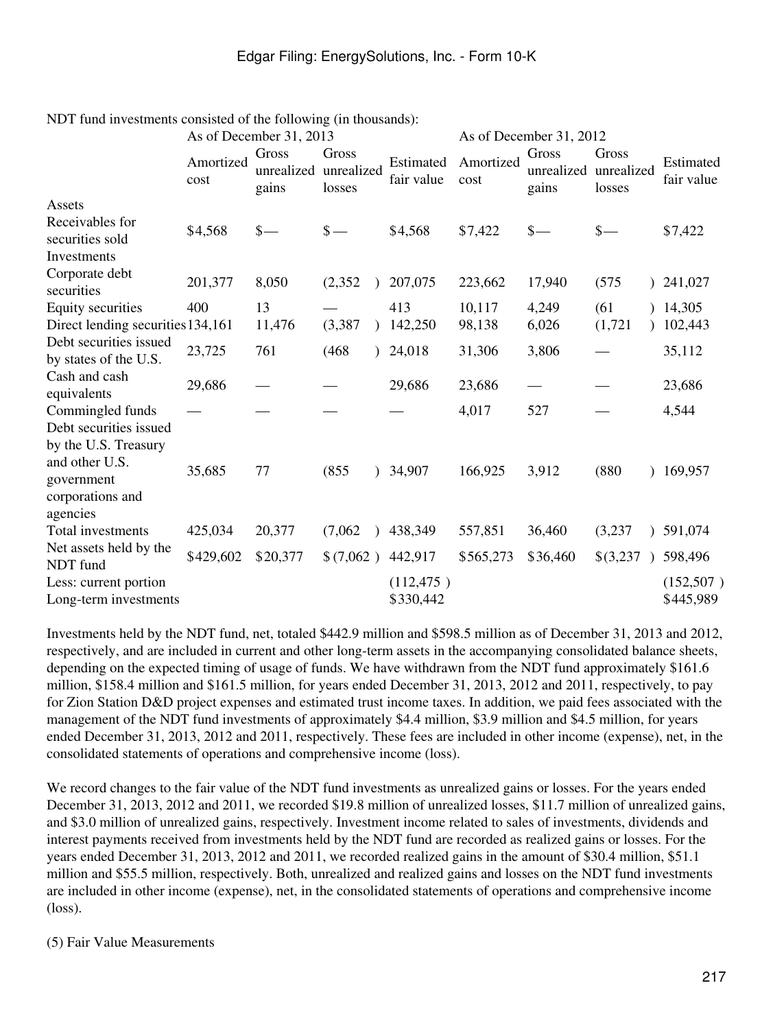NDT fund investments consisted of the following (in thousands):

| | As of December 31, 2013 | | | | As of December 31, 2012 | | | |
|---|---|---|---|---|---|---|---|---|
| | Amortized cost | Gross unrealized gains | Gross unrealized losses | Estimated fair value | Amortized cost | Gross unrealized gains | Gross unrealized losses | Estimated fair value |
| Assets | | | | | | | | |
| Receivables for securities sold | $4,568 | $— | $— | $4,568 | $7,422 | $— | $— | $7,422 |
| Investments | | | | | | | | |
| Corporate debt securities | 201,377 | 8,050 | (2,352 ) | 207,075 | 223,662 | 17,940 | (575 ) | 241,027 |
| Equity securities | 400 | 13 | — | 413 | 10,117 | 4,249 | (61 ) | 14,305 |
| Direct lending securities | 134,161 | 11,476 | (3,387 ) | 142,250 | 98,138 | 6,026 | (1,721 ) | 102,443 |
| Debt securities issued by states of the U.S. | 23,725 | 761 | (468 ) | 24,018 | 31,306 | 3,806 | — | 35,112 |
| Cash and cash equivalents | 29,686 | — | — | 29,686 | 23,686 | — | — | 23,686 |
| Commingled funds | — | — | — | — | 4,017 | 527 | — | 4,544 |
| Debt securities issued by the U.S. Treasury and other U.S. government corporations and agencies | 35,685 | 77 | (855 ) | 34,907 | 166,925 | 3,912 | (880 ) | 169,957 |
| Total investments | 425,034 | 20,377 | (7,062 ) | 438,349 | 557,851 | 36,460 | (3,237 ) | 591,074 |
| Net assets held by the NDT fund | $429,602 | $20,377 | $(7,062 ) | 442,917 | $565,273 | $36,460 | $(3,237 ) | 598,496 |
| Less: current portion | | | | (112,475 ) | | | | (152,507 ) |
| Long-term investments | | | | $330,442 | | | | $445,989 |

Investments held by the NDT fund, net, totaled $442.9 million and $598.5 million as of December 31, 2013 and 2012, respectively, and are included in current and other long-term assets in the accompanying consolidated balance sheets, depending on the expected timing of usage of funds. We have withdrawn from the NDT fund approximately $161.6 million, $158.4 million and $161.5 million, for years ended December 31, 2013, 2012 and 2011, respectively, to pay for Zion Station D&D project expenses and estimated trust income taxes. In addition, we paid fees associated with the management of the NDT fund investments of approximately $4.4 million, $3.9 million and $4.5 million, for years ended December 31, 2013, 2012 and 2011, respectively. These fees are included in other income (expense), net, in the consolidated statements of operations and comprehensive income (loss).

We record changes to the fair value of the NDT fund investments as unrealized gains or losses. For the years ended December 31, 2013, 2012 and 2011, we recorded $19.8 million of unrealized losses, $11.7 million of unrealized gains, and $3.0 million of unrealized gains, respectively. Investment income related to sales of investments, dividends and interest payments received from investments held by the NDT fund are recorded as realized gains or losses. For the years ended December 31, 2013, 2012 and 2011, we recorded realized gains in the amount of $30.4 million, $51.1 million and $55.5 million, respectively. Both, unrealized and realized gains and losses on the NDT fund investments are included in other income (expense), net, in the consolidated statements of operations and comprehensive income (loss).

(5) Fair Value Measurements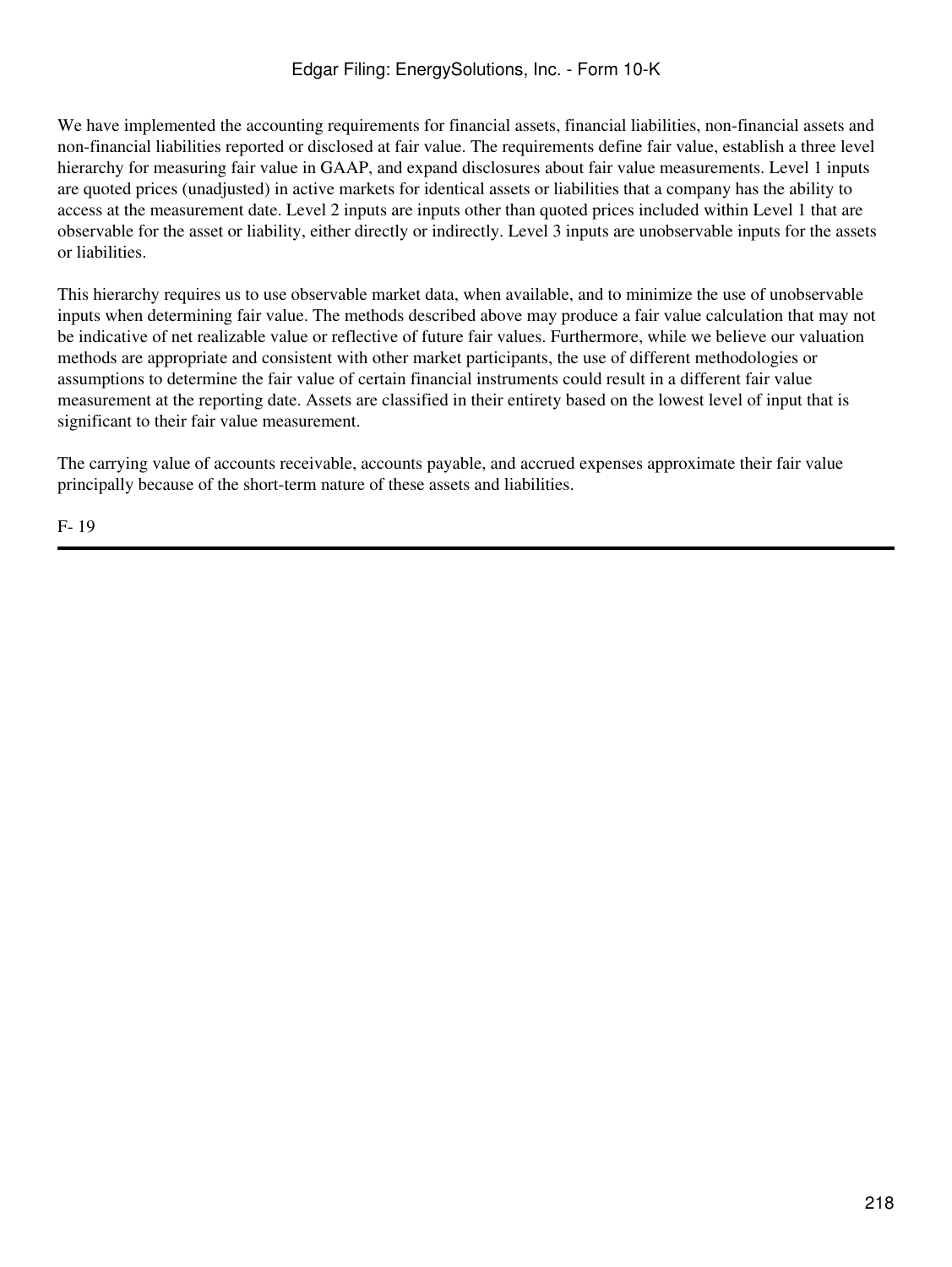We have implemented the accounting requirements for financial assets, financial liabilities, non-financial assets and non-financial liabilities reported or disclosed at fair value. The requirements define fair value, establish a three level hierarchy for measuring fair value in GAAP, and expand disclosures about fair value measurements. Level 1 inputs are quoted prices (unadjusted) in active markets for identical assets or liabilities that a company has the ability to access at the measurement date. Level 2 inputs are inputs other than quoted prices included within Level 1 that are observable for the asset or liability, either directly or indirectly. Level 3 inputs are unobservable inputs for the assets or liabilities.

This hierarchy requires us to use observable market data, when available, and to minimize the use of unobservable inputs when determining fair value. The methods described above may produce a fair value calculation that may not be indicative of net realizable value or reflective of future fair values. Furthermore, while we believe our valuation methods are appropriate and consistent with other market participants, the use of different methodologies or assumptions to determine the fair value of certain financial instruments could result in a different fair value measurement at the reporting date. Assets are classified in their entirety based on the lowest level of input that is significant to their fair value measurement.

The carrying value of accounts receivable, accounts payable, and accrued expenses approximate their fair value principally because of the short-term nature of these assets and liabilities.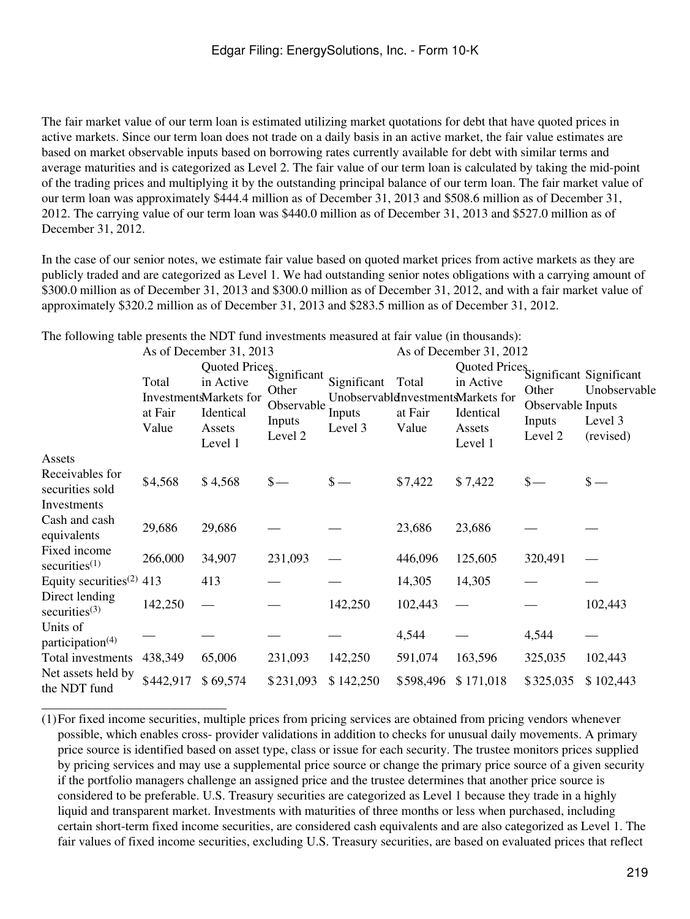The fair market value of our term loan is estimated utilizing market quotations for debt that have quoted prices in active markets. Since our term loan does not trade on a daily basis in an active market, the fair value estimates are based on market observable inputs based on borrowing rates currently available for debt with similar terms and average maturities and is categorized as Level 2. The fair value of our term loan is calculated by taking the mid-point of the trading prices and multiplying it by the outstanding principal balance of our term loan. The fair market value of our term loan was approximately $444.4 million as of December 31, 2013 and $508.6 million as of December 31, 2012. The carrying value of our term loan was $440.0 million as of December 31, 2013 and $527.0 million as of December 31, 2012.

In the case of our senior notes, we estimate fair value based on quoted market prices from active markets as they are publicly traded and are categorized as Level 1. We had outstanding senior notes obligations with a carrying amount of $300.0 million as of December 31, 2013 and $300.0 million as of December 31, 2012, and with a fair market value of approximately $320.2 million as of December 31, 2013 and $283.5 million as of December 31, 2012.

The following table presents the NDT fund investments measured at fair value (in thousands):

| | As of December 31, 2013 | | | | As of December 31, 2012 | | | |
|---|---|---|---|---|---|---|---|---|
| | Total Investments at Fair Value | Quoted Prices in Active Markets for Identical Assets Level 1 | Significant Other Observable Inputs Level 2 | Significant Unobservable Inputs Level 3 | Total Investments at Fair Value | Quoted Prices in Active Markets for Identical Assets Level 1 | Significant Other Observable Inputs Level 2 | Significant Unobservable Inputs Level 3 (revised) |
| Assets | | | | | | | | |
| Receivables for securities sold | $4,568 | $ 4,568 | $— | $ — | $7,422 | $ 7,422 | $— | $ — |
| Investments | | | | | | | | |
| Cash and cash equivalents | 29,686 | 29,686 | — | — | 23,686 | 23,686 | — | — |
| Fixed income securities(1) | 266,000 | 34,907 | 231,093 | — | 446,096 | 125,605 | 320,491 | — |
| Equity securities(2) | 413 | 413 | — | — | 14,305 | 14,305 | — | — |
| Direct lending securities(3) | 142,250 | — | — | 142,250 | 102,443 | — | — | 102,443 |
| Units of participation(4) | — | — | — | — | 4,544 | — | 4,544 | — |
| Total investments | 438,349 | 65,006 | 231,093 | 142,250 | 591,074 | 163,596 | 325,035 | 102,443 |
| Net assets held by the NDT fund | $442,917 | $ 69,574 | $231,093 | $ 142,250 | $598,496 | $ 171,018 | $325,035 | $ 102,443 |

(1) For fixed income securities, multiple prices from pricing services are obtained from pricing vendors whenever possible, which enables cross- provider validations in addition to checks for unusual daily movements. A primary price source is identified based on asset type, class or issue for each security. The trustee monitors prices supplied by pricing services and may use a supplemental price source or change the primary price source of a given security if the portfolio managers challenge an assigned price and the trustee determines that another price source is considered to be preferable. U.S. Treasury securities are categorized as Level 1 because they trade in a highly liquid and transparent market. Investments with maturities of three months or less when purchased, including certain short-term fixed income securities, are considered cash equivalents and are also categorized as Level 1. The fair values of fixed income securities, excluding U.S. Treasury securities, are based on evaluated prices that reflect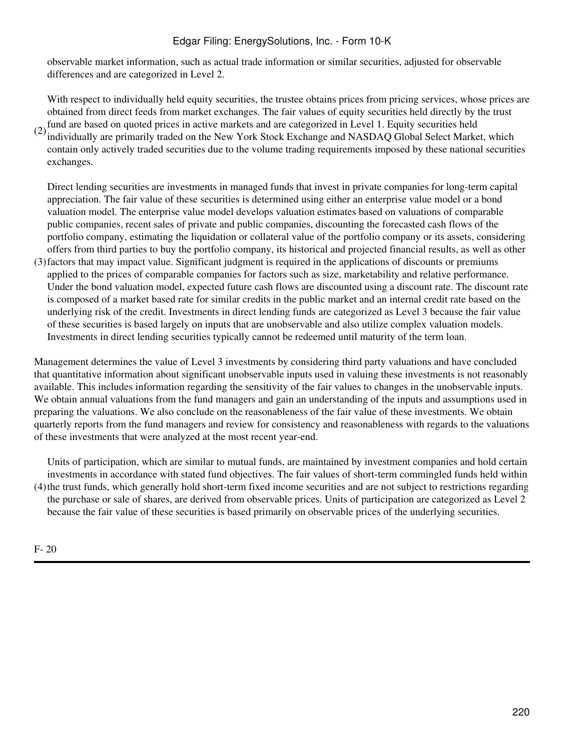observable market information, such as actual trade information or similar securities, adjusted for observable differences and are categorized in Level 2.

(2) With respect to individually held equity securities, the trustee obtains prices from pricing services, whose prices are obtained from direct feeds from market exchanges. The fair values of equity securities held directly by the trust fund are based on quoted prices in active markets and are categorized in Level 1. Equity securities held individually are primarily traded on the New York Stock Exchange and NASDAQ Global Select Market, which contain only actively traded securities due to the volume trading requirements imposed by these national securities exchanges.

(3) Direct lending securities are investments in managed funds that invest in private companies for long-term capital appreciation. The fair value of these securities is determined using either an enterprise value model or a bond valuation model. The enterprise value model develops valuation estimates based on valuations of comparable public companies, recent sales of private and public companies, discounting the forecasted cash flows of the portfolio company, estimating the liquidation or collateral value of the portfolio company or its assets, considering offers from third parties to buy the portfolio company, its historical and projected financial results, as well as other factors that may impact value. Significant judgment is required in the applications of discounts or premiums applied to the prices of comparable companies for factors such as size, marketability and relative performance. Under the bond valuation model, expected future cash flows are discounted using a discount rate. The discount rate is composed of a market based rate for similar credits in the public market and an internal credit rate based on the underlying risk of the credit. Investments in direct lending funds are categorized as Level 3 because the fair value of these securities is based largely on inputs that are unobservable and also utilize complex valuation models. Investments in direct lending securities typically cannot be redeemed until maturity of the term loan.

Management determines the value of Level 3 investments by considering third party valuations and have concluded that quantitative information about significant unobservable inputs used in valuing these investments is not reasonably available. This includes information regarding the sensitivity of the fair values to changes in the unobservable inputs. We obtain annual valuations from the fund managers and gain an understanding of the inputs and assumptions used in preparing the valuations. We also conclude on the reasonableness of the fair value of these investments. We obtain quarterly reports from the fund managers and review for consistency and reasonableness with regards to the valuations of these investments that were analyzed at the most recent year-end.

(4) Units of participation, which are similar to mutual funds, are maintained by investment companies and hold certain investments in accordance with stated fund objectives. The fair values of short-term commingled funds held within the trust funds, which generally hold short-term fixed income securities and are not subject to restrictions regarding the purchase or sale of shares, are derived from observable prices. Units of participation are categorized as Level 2 because the fair value of these securities is based primarily on observable prices of the underlying securities.

F- 20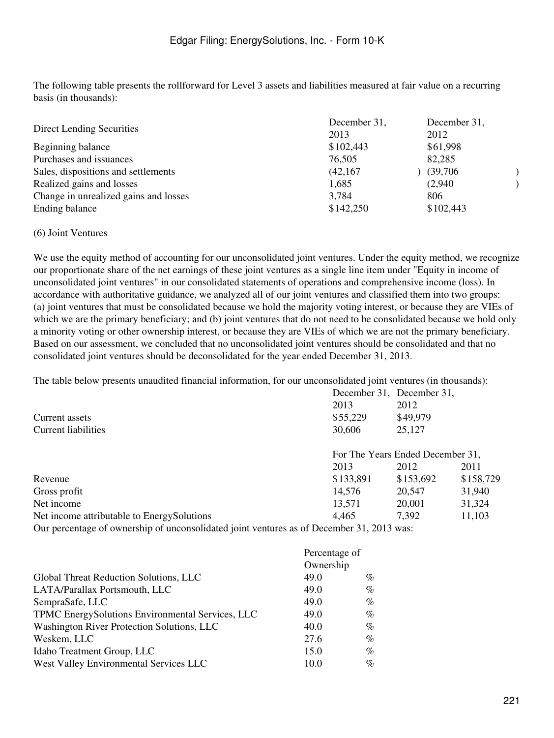The following table presents the rollforward for Level 3 assets and liabilities measured at fair value on a recurring basis (in thousands):

| Direct Lending Securities | December 31, 2013 | December 31, 2012 |
|---|---|---|
| Beginning balance | $102,443 | $61,998 |
| Purchases and issuances | 76,505 | 82,285 |
| Sales, dispositions and settlements | (42,167) | (39,706) |
| Realized gains and losses | 1,685 | (2,940) |
| Change in unrealized gains and losses | 3,784 | 806 |
| Ending balance | $142,250 | $102,443 |

(6) Joint Ventures

We use the equity method of accounting for our unconsolidated joint ventures. Under the equity method, we recognize our proportionate share of the net earnings of these joint ventures as a single line item under "Equity in income of unconsolidated joint ventures" in our consolidated statements of operations and comprehensive income (loss). In accordance with authoritative guidance, we analyzed all of our joint ventures and classified them into two groups: (a) joint ventures that must be consolidated because we hold the majority voting interest, or because they are VIEs of which we are the primary beneficiary; and (b) joint ventures that do not need to be consolidated because we hold only a minority voting or other ownership interest, or because they are VIEs of which we are not the primary beneficiary. Based on our assessment, we concluded that no unconsolidated joint ventures should be consolidated and that no consolidated joint ventures should be deconsolidated for the year ended December 31, 2013.

The table below presents unaudited financial information, for our unconsolidated joint ventures (in thousands):

| | December 31, 2013 | December 31, 2012 | |
|---|---|---|---|
| Current assets | $55,229 | $49,979 | |
| Current liabilities | 30,606 | 25,127 | |
| | For The Years Ended December 31, | | |
| | 2013 | 2012 | 2011 |
| Revenue | $133,891 | $153,692 | $158,729 |
| Gross profit | 14,576 | 20,547 | 31,940 |
| Net income | 13,571 | 20,001 | 31,324 |
| Net income attributable to EnergySolutions | 4,465 | 7,392 | 11,103 |

Our percentage of ownership of unconsolidated joint ventures as of December 31, 2013 was:

| | Percentage of Ownership |
|---|---|
| Global Threat Reduction Solutions, LLC | 49.0 % |
| LATA/Parallax Portsmouth, LLC | 49.0 % |
| SempraSafe, LLC | 49.0 % |
| TPMC EnergySolutions Environmental Services, LLC | 49.0 % |
| Washington River Protection Solutions, LLC | 40.0 % |
| Weskem, LLC | 27.6 % |
| Idaho Treatment Group, LLC | 15.0 % |
| West Valley Environmental Services LLC | 10.0 % |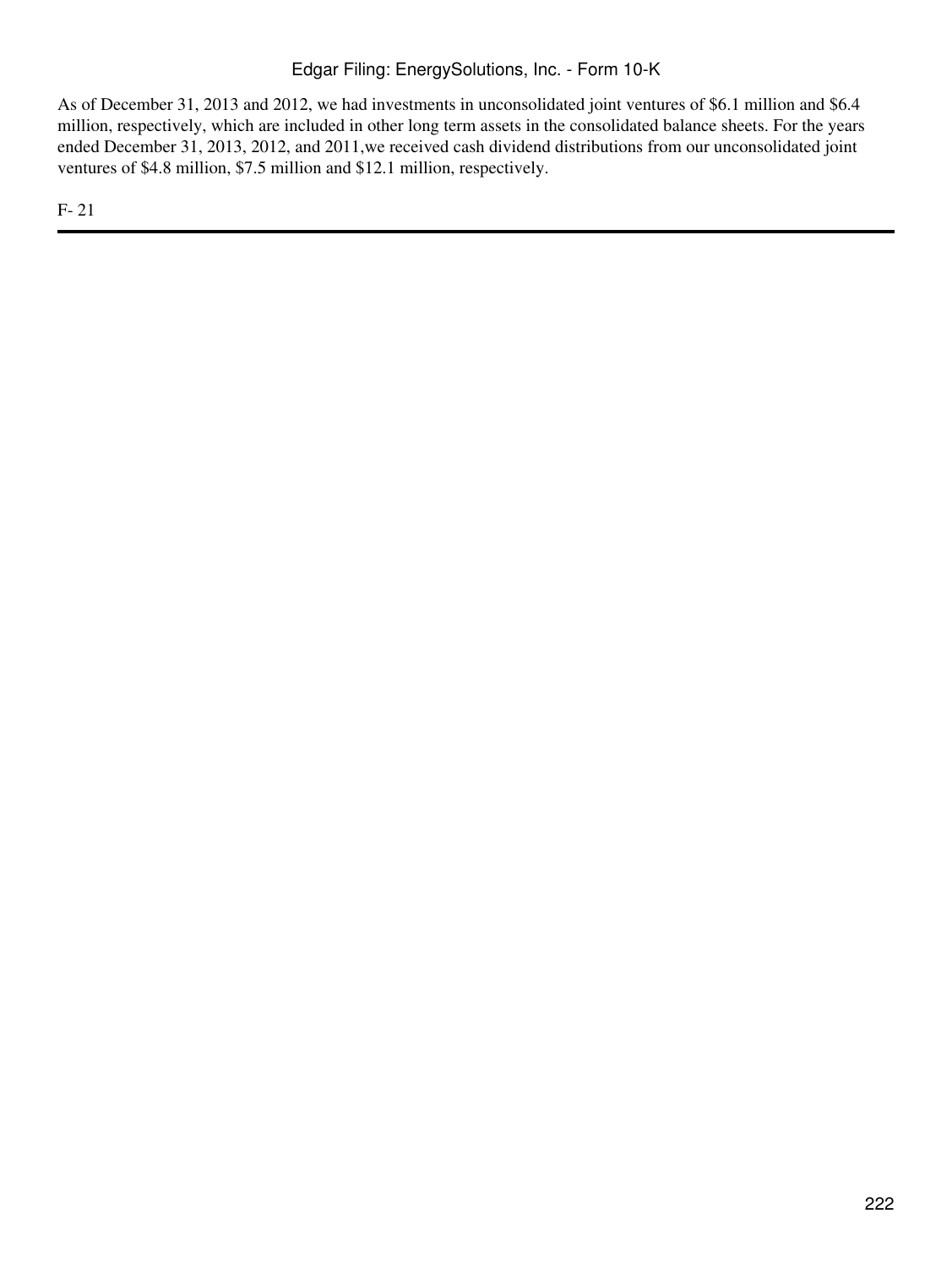As of December 31, 2013 and 2012, we had investments in unconsolidated joint ventures of $6.1 million and $6.4 million, respectively, which are included in other long term assets in the consolidated balance sheets. For the years ended December 31, 2013, 2012, and 2011,we received cash dividend distributions from our unconsolidated joint ventures of $4.8 million, $7.5 million and $12.1 million, respectively.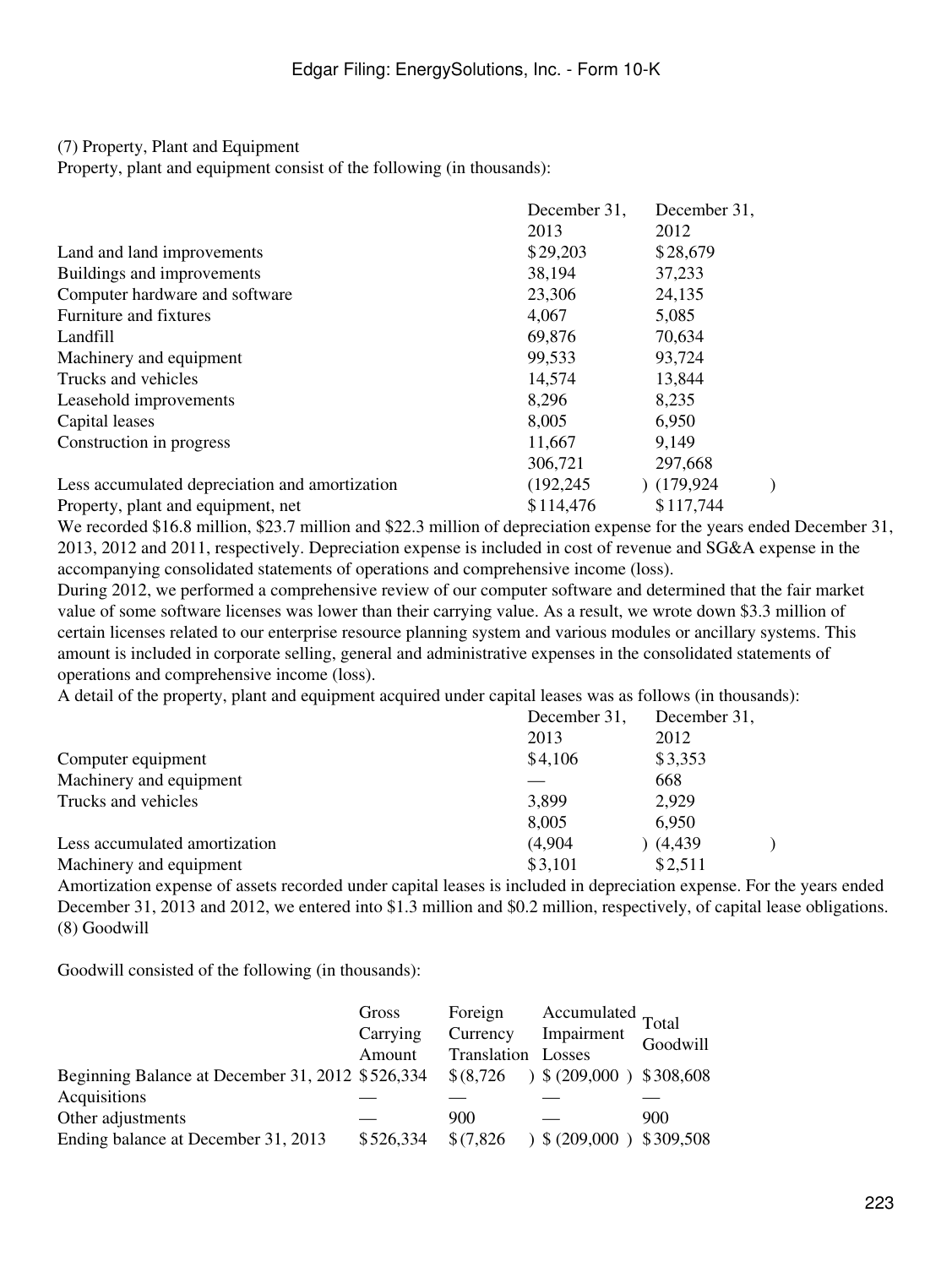(7) Property, Plant and Equipment

Property, plant and equipment consist of the following (in thousands):

| | December 31, 2013 | December 31, 2012 |
|---|---|---|
| Land and land improvements | $29,203 | $28,679 |
| Buildings and improvements | 38,194 | 37,233 |
| Computer hardware and software | 23,306 | 24,135 |
| Furniture and fixtures | 4,067 | 5,085 |
| Landfill | 69,876 | 70,634 |
| Machinery and equipment | 99,533 | 93,724 |
| Trucks and vehicles | 14,574 | 13,844 |
| Leasehold improvements | 8,296 | 8,235 |
| Capital leases | 8,005 | 6,950 |
| Construction in progress | 11,667 | 9,149 |
| | 306,721 | 297,668 |
| Less accumulated depreciation and amortization | (192,245) | (179,924) |
| Property, plant and equipment, net | $114,476 | $117,744 |

We recorded $16.8 million, $23.7 million and $22.3 million of depreciation expense for the years ended December 31, 2013, 2012 and 2011, respectively. Depreciation expense is included in cost of revenue and SG&A expense in the accompanying consolidated statements of operations and comprehensive income (loss).

During 2012, we performed a comprehensive review of our computer software and determined that the fair market value of some software licenses was lower than their carrying value. As a result, we wrote down $3.3 million of certain licenses related to our enterprise resource planning system and various modules or ancillary systems. This amount is included in corporate selling, general and administrative expenses in the consolidated statements of operations and comprehensive income (loss).

A detail of the property, plant and equipment acquired under capital leases was as follows (in thousands):

| | December 31, 2013 | December 31, 2012 |
|---|---|---|
| Computer equipment | $4,106 | $3,353 |
| Machinery and equipment | — | 668 |
| Trucks and vehicles | 3,899 | 2,929 |
| | 8,005 | 6,950 |
| Less accumulated amortization | (4,904) | (4,439) |
| Machinery and equipment | $3,101 | $2,511 |

Amortization expense of assets recorded under capital leases is included in depreciation expense. For the years ended December 31, 2013 and 2012, we entered into $1.3 million and $0.2 million, respectively, of capital lease obligations.

(8) Goodwill

Goodwill consisted of the following (in thousands):

| | Gross Carrying Amount | Foreign Currency Translation | Accumulated Impairment Losses | Total Goodwill |
|---|---|---|---|---|
| Beginning Balance at December 31, 2012 | $526,334 | $(8,726) | $(209,000) | $308,608 |
| Acquisitions | — | — | — | — |
| Other adjustments | — | 900 | — | 900 |
| Ending balance at December 31, 2013 | $526,334 | $(7,826) | $(209,000) | $309,508 |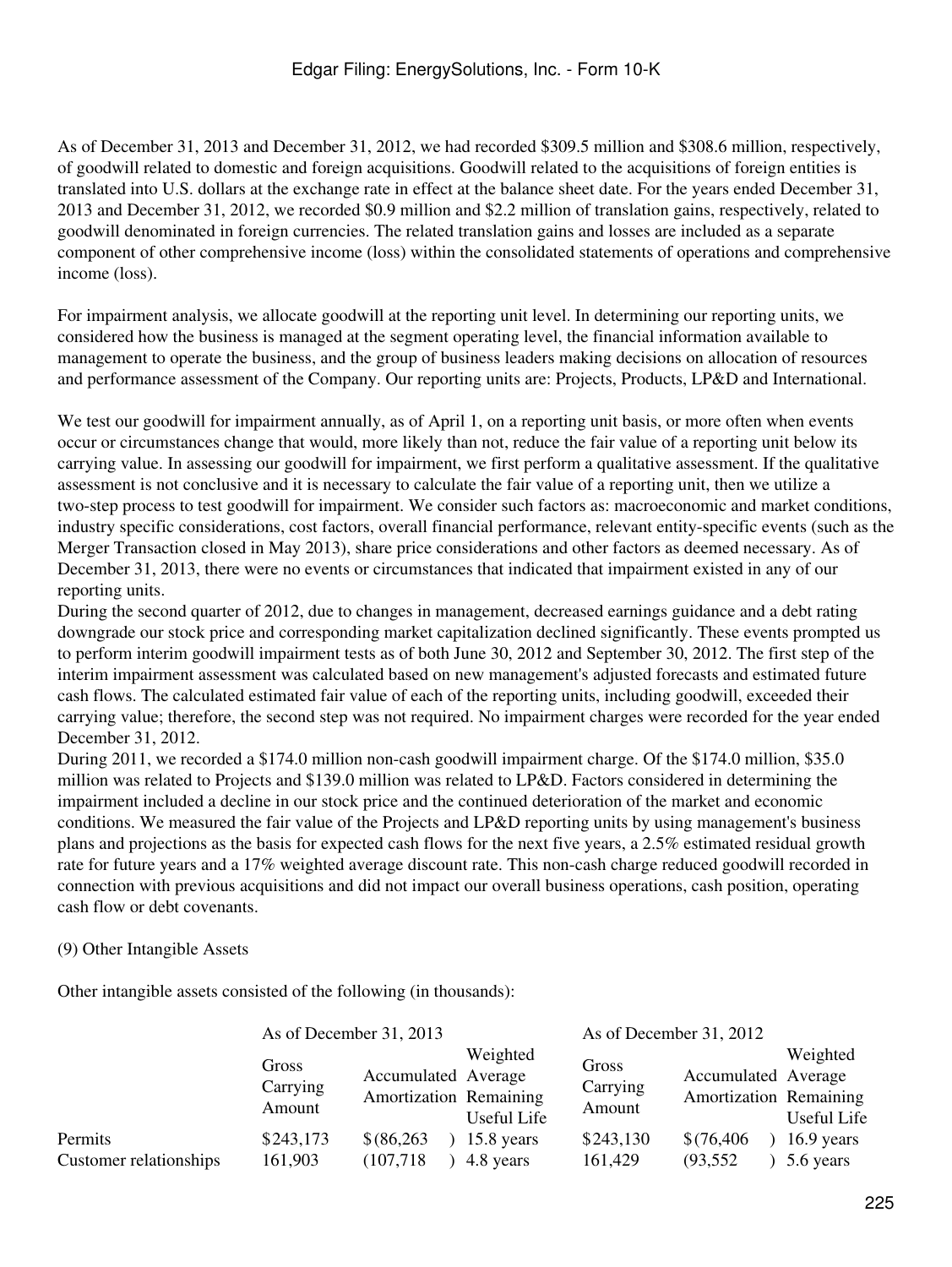As of December 31, 2013 and December 31, 2012, we had recorded $309.5 million and $308.6 million, respectively, of goodwill related to domestic and foreign acquisitions. Goodwill related to the acquisitions of foreign entities is translated into U.S. dollars at the exchange rate in effect at the balance sheet date. For the years ended December 31, 2013 and December 31, 2012, we recorded $0.9 million and $2.2 million of translation gains, respectively, related to goodwill denominated in foreign currencies. The related translation gains and losses are included as a separate component of other comprehensive income (loss) within the consolidated statements of operations and comprehensive income (loss).

For impairment analysis, we allocate goodwill at the reporting unit level. In determining our reporting units, we considered how the business is managed at the segment operating level, the financial information available to management to operate the business, and the group of business leaders making decisions on allocation of resources and performance assessment of the Company. Our reporting units are: Projects, Products, LP&D and International.

We test our goodwill for impairment annually, as of April 1, on a reporting unit basis, or more often when events occur or circumstances change that would, more likely than not, reduce the fair value of a reporting unit below its carrying value. In assessing our goodwill for impairment, we first perform a qualitative assessment. If the qualitative assessment is not conclusive and it is necessary to calculate the fair value of a reporting unit, then we utilize a two-step process to test goodwill for impairment. We consider such factors as: macroeconomic and market conditions, industry specific considerations, cost factors, overall financial performance, relevant entity-specific events (such as the Merger Transaction closed in May 2013), share price considerations and other factors as deemed necessary. As of December 31, 2013, there were no events or circumstances that indicated that impairment existed in any of our reporting units.

During the second quarter of 2012, due to changes in management, decreased earnings guidance and a debt rating downgrade our stock price and corresponding market capitalization declined significantly. These events prompted us to perform interim goodwill impairment tests as of both June 30, 2012 and September 30, 2012. The first step of the interim impairment assessment was calculated based on new management's adjusted forecasts and estimated future cash flows. The calculated estimated fair value of each of the reporting units, including goodwill, exceeded their carrying value; therefore, the second step was not required. No impairment charges were recorded for the year ended December 31, 2012.

During 2011, we recorded a $174.0 million non-cash goodwill impairment charge. Of the $174.0 million, $35.0 million was related to Projects and $139.0 million was related to LP&D. Factors considered in determining the impairment included a decline in our stock price and the continued deterioration of the market and economic conditions. We measured the fair value of the Projects and LP&D reporting units by using management's business plans and projections as the basis for expected cash flows for the next five years, a 2.5% estimated residual growth rate for future years and a 17% weighted average discount rate. This non-cash charge reduced goodwill recorded in connection with previous acquisitions and did not impact our overall business operations, cash position, operating cash flow or debt covenants.

(9) Other Intangible Assets

Other intangible assets consisted of the following (in thousands):

| | As of December 31, 2013 | | | As of December 31, 2012 | | |
|---|---|---|---|---|---|---|
| | Gross Carrying Amount | Accumulated Amortization | Weighted Average Remaining Useful Life | Gross Carrying Amount | Accumulated Amortization | Weighted Average Remaining Useful Life |
| Permits | $243,173 | $(86,263) | 15.8 years | $243,130 | $(76,406) | 16.9 years |
| Customer relationships | 161,903 | (107,718) | 4.8 years | 161,429 | (93,552) | 5.6 years |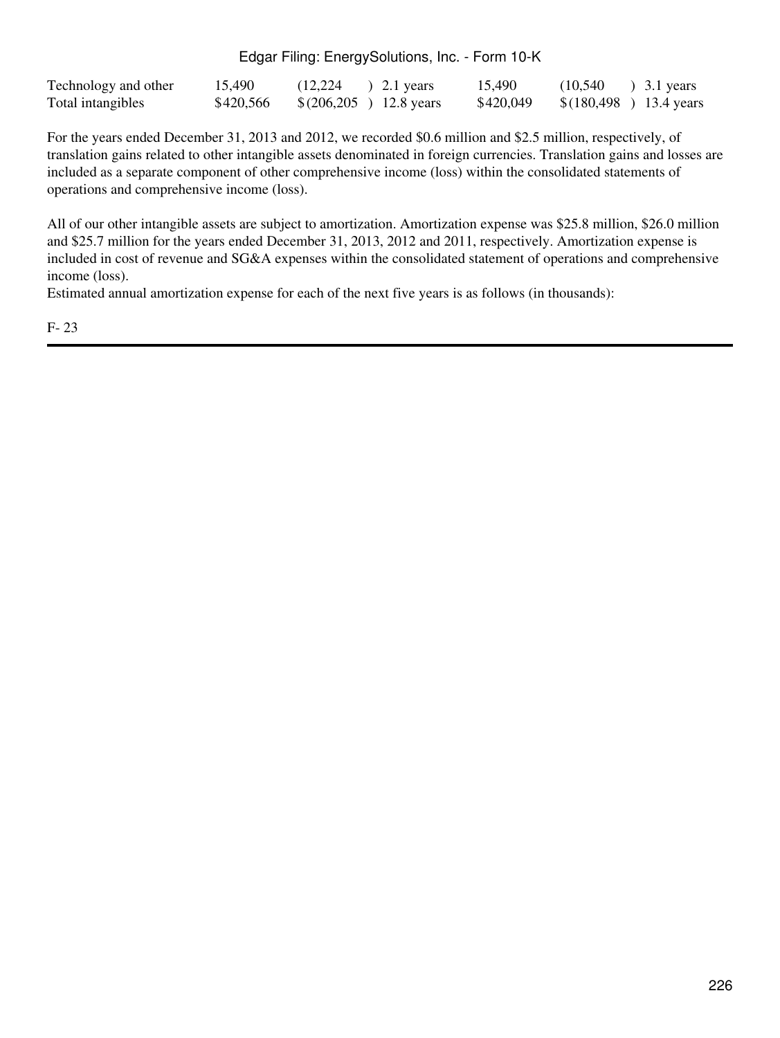| Technology and other | 15,490 | (12,224) | 2.1 years | 15,490 | (10,540) | 3.1 years |
|---|---|---|---|---|---|---|
| Total intangibles | $420,566 | $(206,205) | 12.8 years | $420,049 | $(180,498) | 13.4 years |

For the years ended December 31, 2013 and 2012, we recorded $0.6 million and $2.5 million, respectively, of translation gains related to other intangible assets denominated in foreign currencies. Translation gains and losses are included as a separate component of other comprehensive income (loss) within the consolidated statements of operations and comprehensive income (loss).

All of our other intangible assets are subject to amortization. Amortization expense was $25.8 million, $26.0 million and $25.7 million for the years ended December 31, 2013, 2012 and 2011, respectively. Amortization expense is included in cost of revenue and SG&A expenses within the consolidated statement of operations and comprehensive income (loss).

Estimated annual amortization expense for each of the next five years is as follows (in thousands):

F- 23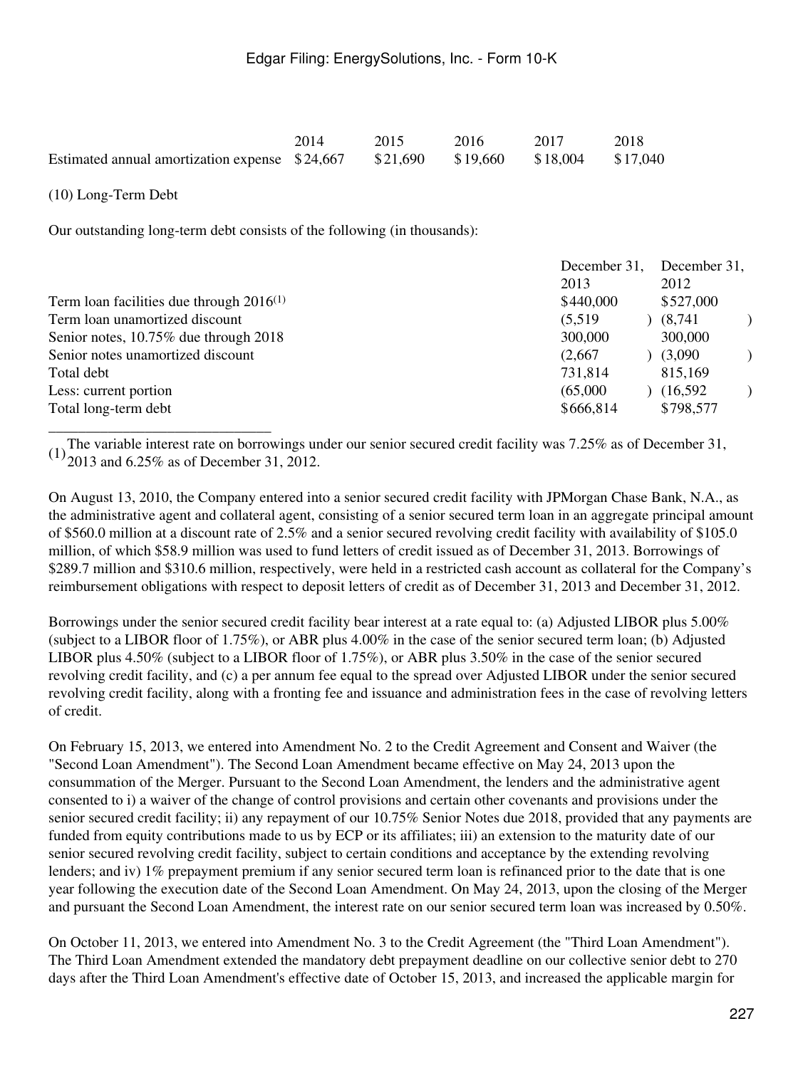| | 2014 | 2015 | 2016 | 2017 | 2018 |
|---|---|---|---|---|---|
| Estimated annual amortization expense | $24,667 | $21,690 | $19,660 | $18,004 | $17,040 |

(10) Long-Term Debt

Our outstanding long-term debt consists of the following (in thousands):

| | December 31, 2013 | December 31, 2012 |
|---|---|---|
| Term loan facilities due through 2016[(1)] | $440,000 | $527,000 |
| Term loan unamortized discount | (5,519) | (8,741) |
| Senior notes, 10.75% due through 2018 | 300,000 | 300,000 |
| Senior notes unamortized discount | (2,667) | (3,090) |
| Total debt | 731,814 | 815,169 |
| Less: current portion | (65,000) | (16,592) |
| Total long-term debt | $666,814 | $798,577 |

(1) The variable interest rate on borrowings under our senior secured credit facility was 7.25% as of December 31, 2013 and 6.25% as of December 31, 2012.

On August 13, 2010, the Company entered into a senior secured credit facility with JPMorgan Chase Bank, N.A., as the administrative agent and collateral agent, consisting of a senior secured term loan in an aggregate principal amount of $560.0 million at a discount rate of 2.5% and a senior secured revolving credit facility with availability of $105.0 million, of which $58.9 million was used to fund letters of credit issued as of December 31, 2013. Borrowings of $289.7 million and $310.6 million, respectively, were held in a restricted cash account as collateral for the Company's reimbursement obligations with respect to deposit letters of credit as of December 31, 2013 and December 31, 2012.

Borrowings under the senior secured credit facility bear interest at a rate equal to: (a) Adjusted LIBOR plus 5.00% (subject to a LIBOR floor of 1.75%), or ABR plus 4.00% in the case of the senior secured term loan; (b) Adjusted LIBOR plus 4.50% (subject to a LIBOR floor of 1.75%), or ABR plus 3.50% in the case of the senior secured revolving credit facility, and (c) a per annum fee equal to the spread over Adjusted LIBOR under the senior secured revolving credit facility, along with a fronting fee and issuance and administration fees in the case of revolving letters of credit.

On February 15, 2013, we entered into Amendment No. 2 to the Credit Agreement and Consent and Waiver (the "Second Loan Amendment"). The Second Loan Amendment became effective on May 24, 2013 upon the consummation of the Merger. Pursuant to the Second Loan Amendment, the lenders and the administrative agent consented to i) a waiver of the change of control provisions and certain other covenants and provisions under the senior secured credit facility; ii) any repayment of our 10.75% Senior Notes due 2018, provided that any payments are funded from equity contributions made to us by ECP or its affiliates; iii) an extension to the maturity date of our senior secured revolving credit facility, subject to certain conditions and acceptance by the extending revolving lenders; and iv) 1% prepayment premium if any senior secured term loan is refinanced prior to the date that is one year following the execution date of the Second Loan Amendment. On May 24, 2013, upon the closing of the Merger and pursuant the Second Loan Amendment, the interest rate on our senior secured term loan was increased by 0.50%.

On October 11, 2013, we entered into Amendment No. 3 to the Credit Agreement (the "Third Loan Amendment"). The Third Loan Amendment extended the mandatory debt prepayment deadline on our collective senior debt to 270 days after the Third Loan Amendment's effective date of October 15, 2013, and increased the applicable margin for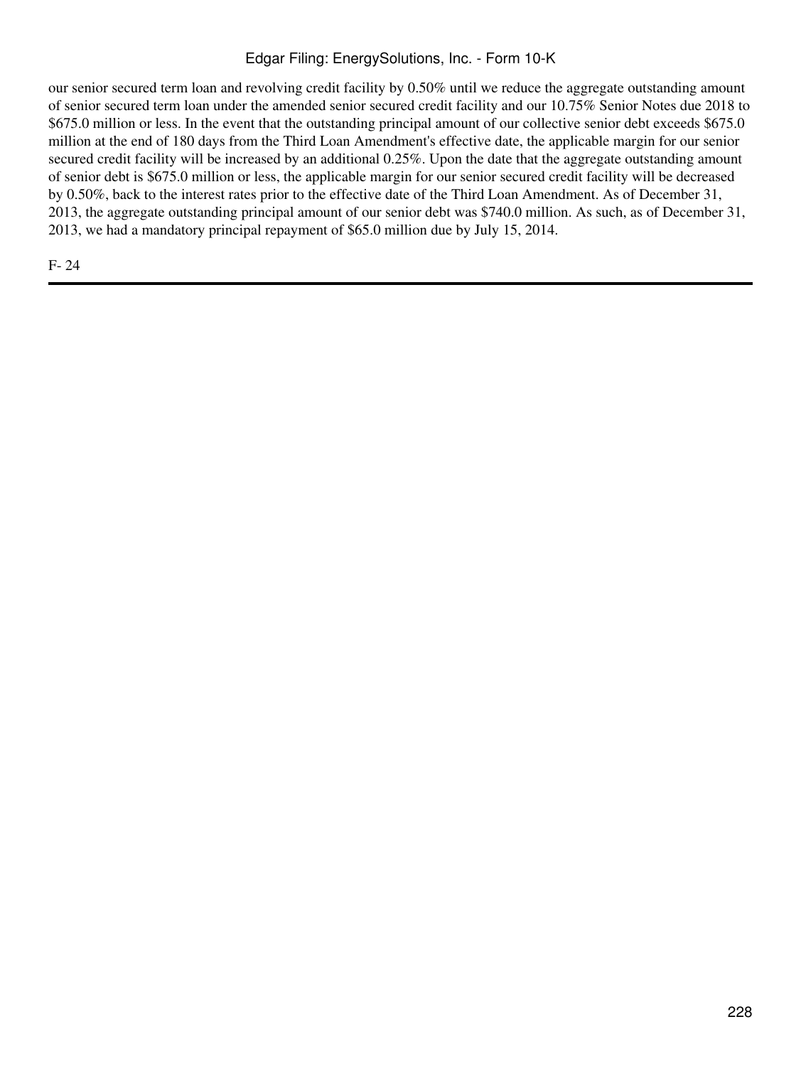our senior secured term loan and revolving credit facility by 0.50% until we reduce the aggregate outstanding amount of senior secured term loan under the amended senior secured credit facility and our 10.75% Senior Notes due 2018 to $675.0 million or less. In the event that the outstanding principal amount of our collective senior debt exceeds $675.0 million at the end of 180 days from the Third Loan Amendment's effective date, the applicable margin for our senior secured credit facility will be increased by an additional 0.25%. Upon the date that the aggregate outstanding amount of senior debt is $675.0 million or less, the applicable margin for our senior secured credit facility will be decreased by 0.50%, back to the interest rates prior to the effective date of the Third Loan Amendment. As of December 31, 2013, the aggregate outstanding principal amount of our senior debt was $740.0 million. As such, as of December 31, 2013, we had a mandatory principal repayment of $65.0 million due by July 15, 2014.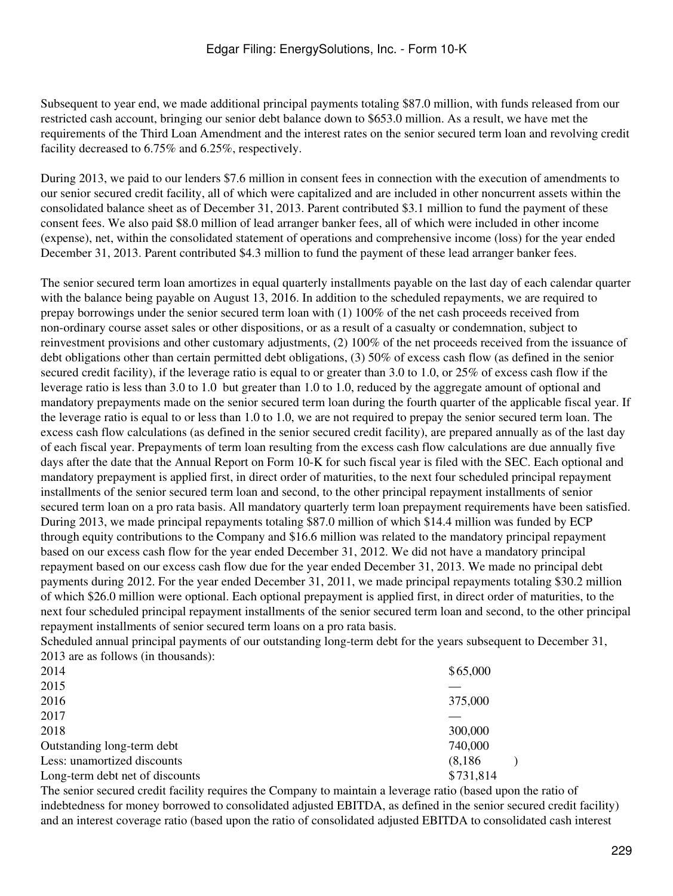Subsequent to year end, we made additional principal payments totaling $87.0 million, with funds released from our restricted cash account, bringing our senior debt balance down to $653.0 million. As a result, we have met the requirements of the Third Loan Amendment and the interest rates on the senior secured term loan and revolving credit facility decreased to 6.75% and 6.25%, respectively.

During 2013, we paid to our lenders $7.6 million in consent fees in connection with the execution of amendments to our senior secured credit facility, all of which were capitalized and are included in other noncurrent assets within the consolidated balance sheet as of December 31, 2013. Parent contributed $3.1 million to fund the payment of these consent fees. We also paid $8.0 million of lead arranger banker fees, all of which were included in other income (expense), net, within the consolidated statement of operations and comprehensive income (loss) for the year ended December 31, 2013. Parent contributed $4.3 million to fund the payment of these lead arranger banker fees.

The senior secured term loan amortizes in equal quarterly installments payable on the last day of each calendar quarter with the balance being payable on August 13, 2016. In addition to the scheduled repayments, we are required to prepay borrowings under the senior secured term loan with (1) 100% of the net cash proceeds received from non-ordinary course asset sales or other dispositions, or as a result of a casualty or condemnation, subject to reinvestment provisions and other customary adjustments, (2) 100% of the net proceeds received from the issuance of debt obligations other than certain permitted debt obligations, (3) 50% of excess cash flow (as defined in the senior secured credit facility), if the leverage ratio is equal to or greater than 3.0 to 1.0, or 25% of excess cash flow if the leverage ratio is less than 3.0 to 1.0 but greater than 1.0 to 1.0, reduced by the aggregate amount of optional and mandatory prepayments made on the senior secured term loan during the fourth quarter of the applicable fiscal year. If the leverage ratio is equal to or less than 1.0 to 1.0, we are not required to prepay the senior secured term loan. The excess cash flow calculations (as defined in the senior secured credit facility), are prepared annually as of the last day of each fiscal year. Prepayments of term loan resulting from the excess cash flow calculations are due annually five days after the date that the Annual Report on Form 10-K for such fiscal year is filed with the SEC. Each optional and mandatory prepayment is applied first, in direct order of maturities, to the next four scheduled principal repayment installments of the senior secured term loan and second, to the other principal repayment installments of senior secured term loan on a pro rata basis. All mandatory quarterly term loan prepayment requirements have been satisfied. During 2013, we made principal repayments totaling $87.0 million of which $14.4 million was funded by ECP through equity contributions to the Company and $16.6 million was related to the mandatory principal repayment based on our excess cash flow for the year ended December 31, 2012. We did not have a mandatory principal repayment based on our excess cash flow due for the year ended December 31, 2013. We made no principal debt payments during 2012. For the year ended December 31, 2011, we made principal repayments totaling $30.2 million of which $26.0 million were optional. Each optional prepayment is applied first, in direct order of maturities, to the next four scheduled principal repayment installments of the senior secured term loan and second, to the other principal repayment installments of senior secured term loans on a pro rata basis.

Scheduled annual principal payments of our outstanding long-term debt for the years subsequent to December 31, 2013 are as follows (in thousands):

| | |
|---|---|
| 2014 | $65,000 |
| 2015 | — |
| 2016 | 375,000 |
| 2017 | — |
| 2018 | 300,000 |
| Outstanding long-term debt | 740,000 |
| Less: unamortized discounts | (8,186) |
| Long-term debt net of discounts | $731,814 |

The senior secured credit facility requires the Company to maintain a leverage ratio (based upon the ratio of indebtedness for money borrowed to consolidated adjusted EBITDA, as defined in the senior secured credit facility) and an interest coverage ratio (based upon the ratio of consolidated adjusted EBITDA to consolidated cash interest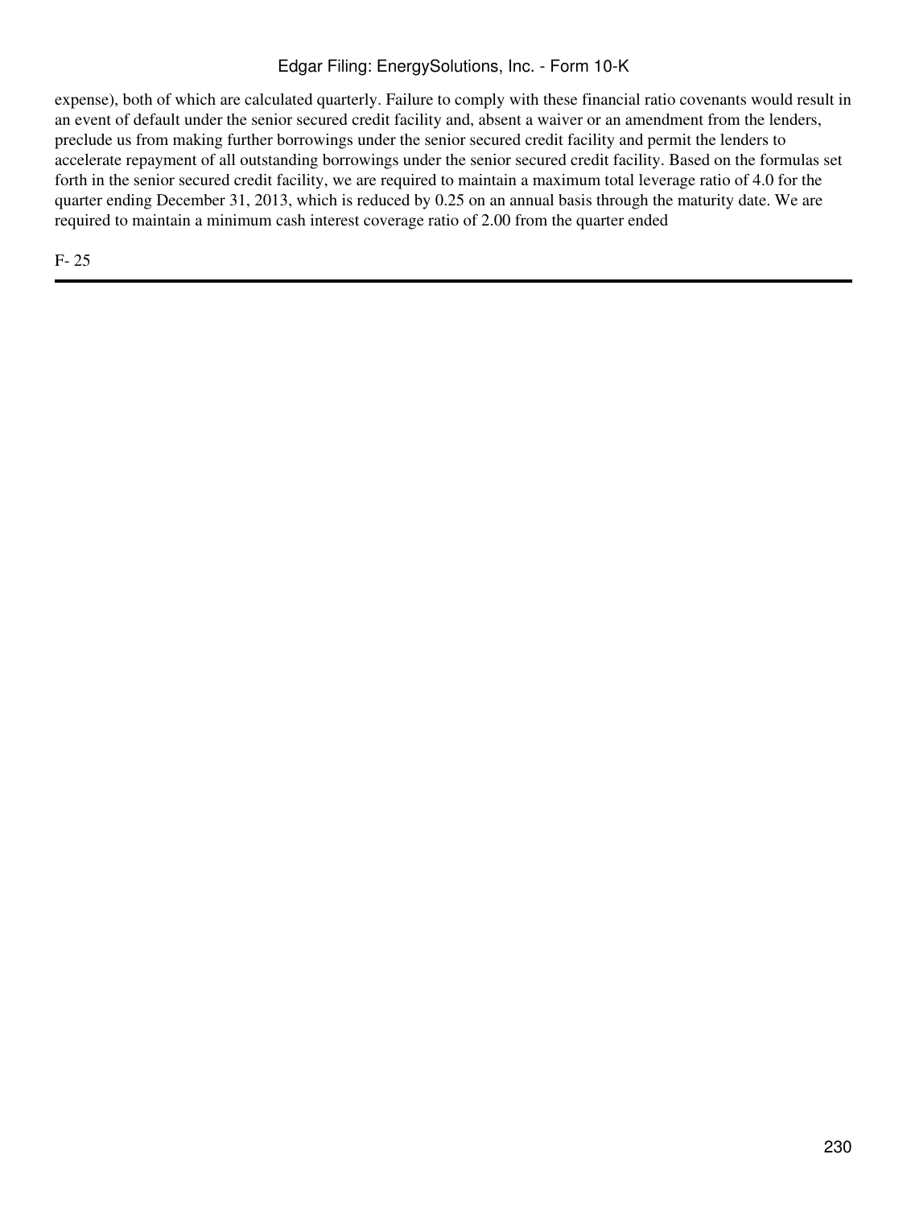expense), both of which are calculated quarterly. Failure to comply with these financial ratio covenants would result in an event of default under the senior secured credit facility and, absent a waiver or an amendment from the lenders, preclude us from making further borrowings under the senior secured credit facility and permit the lenders to accelerate repayment of all outstanding borrowings under the senior secured credit facility. Based on the formulas set forth in the senior secured credit facility, we are required to maintain a maximum total leverage ratio of 4.0 for the quarter ending December 31, 2013, which is reduced by 0.25 on an annual basis through the maturity date. We are required to maintain a minimum cash interest coverage ratio of 2.00 from the quarter ended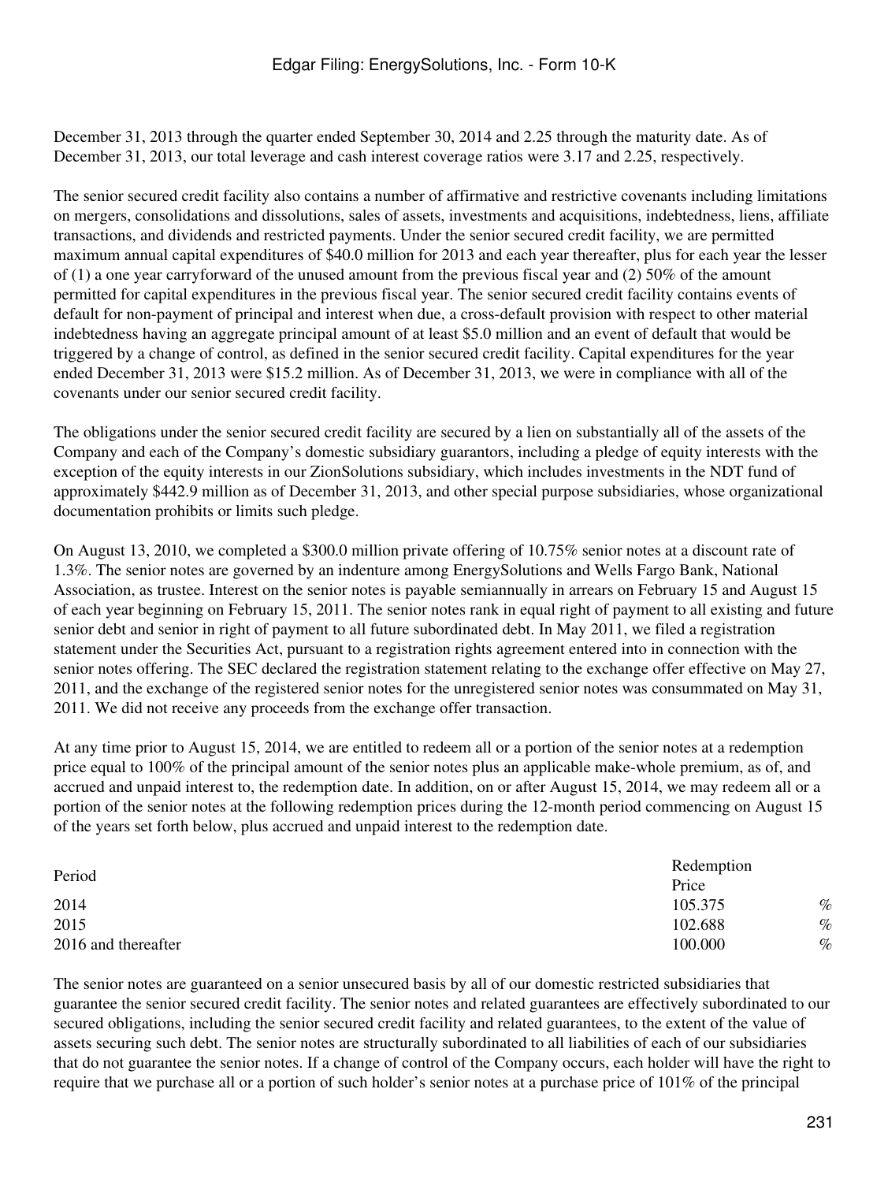December 31, 2013 through the quarter ended September 30, 2014 and 2.25 through the maturity date. As of December 31, 2013, our total leverage and cash interest coverage ratios were 3.17 and 2.25, respectively.

The senior secured credit facility also contains a number of affirmative and restrictive covenants including limitations on mergers, consolidations and dissolutions, sales of assets, investments and acquisitions, indebtedness, liens, affiliate transactions, and dividends and restricted payments. Under the senior secured credit facility, we are permitted maximum annual capital expenditures of $40.0 million for 2013 and each year thereafter, plus for each year the lesser of (1) a one year carryforward of the unused amount from the previous fiscal year and (2) 50% of the amount permitted for capital expenditures in the previous fiscal year. The senior secured credit facility contains events of default for non-payment of principal and interest when due, a cross-default provision with respect to other material indebtedness having an aggregate principal amount of at least $5.0 million and an event of default that would be triggered by a change of control, as defined in the senior secured credit facility. Capital expenditures for the year ended December 31, 2013 were $15.2 million. As of December 31, 2013, we were in compliance with all of the covenants under our senior secured credit facility.

The obligations under the senior secured credit facility are secured by a lien on substantially all of the assets of the Company and each of the Company's domestic subsidiary guarantors, including a pledge of equity interests with the exception of the equity interests in our ZionSolutions subsidiary, which includes investments in the NDT fund of approximately $442.9 million as of December 31, 2013, and other special purpose subsidiaries, whose organizational documentation prohibits or limits such pledge.

On August 13, 2010, we completed a $300.0 million private offering of 10.75% senior notes at a discount rate of 1.3%. The senior notes are governed by an indenture among EnergySolutions and Wells Fargo Bank, National Association, as trustee. Interest on the senior notes is payable semiannually in arrears on February 15 and August 15 of each year beginning on February 15, 2011. The senior notes rank in equal right of payment to all existing and future senior debt and senior in right of payment to all future subordinated debt. In May 2011, we filed a registration statement under the Securities Act, pursuant to a registration rights agreement entered into in connection with the senior notes offering. The SEC declared the registration statement relating to the exchange offer effective on May 27, 2011, and the exchange of the registered senior notes for the unregistered senior notes was consummated on May 31, 2011. We did not receive any proceeds from the exchange offer transaction.

At any time prior to August 15, 2014, we are entitled to redeem all or a portion of the senior notes at a redemption price equal to 100% of the principal amount of the senior notes plus an applicable make-whole premium, as of, and accrued and unpaid interest to, the redemption date. In addition, on or after August 15, 2014, we may redeem all or a portion of the senior notes at the following redemption prices during the 12-month period commencing on August 15 of the years set forth below, plus accrued and unpaid interest to the redemption date.

| Period | Redemption Price |
|---|---|
| 2014 | 105.375 % |
| 2015 | 102.688 % |
| 2016 and thereafter | 100.000 % |

The senior notes are guaranteed on a senior unsecured basis by all of our domestic restricted subsidiaries that guarantee the senior secured credit facility. The senior notes and related guarantees are effectively subordinated to our secured obligations, including the senior secured credit facility and related guarantees, to the extent of the value of assets securing such debt. The senior notes are structurally subordinated to all liabilities of each of our subsidiaries that do not guarantee the senior notes. If a change of control of the Company occurs, each holder will have the right to require that we purchase all or a portion of such holder's senior notes at a purchase price of 101% of the principal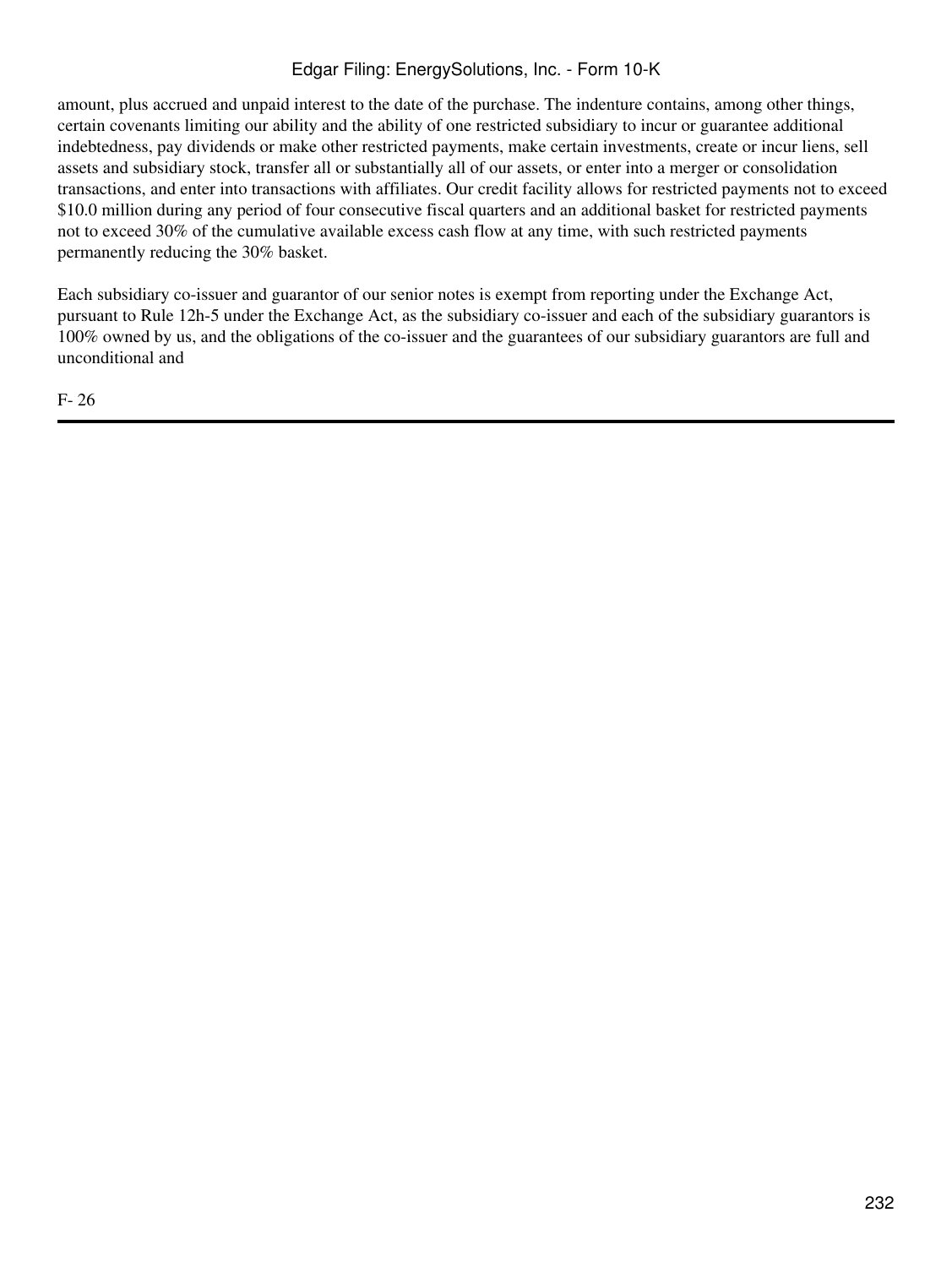amount, plus accrued and unpaid interest to the date of the purchase. The indenture contains, among other things, certain covenants limiting our ability and the ability of one restricted subsidiary to incur or guarantee additional indebtedness, pay dividends or make other restricted payments, make certain investments, create or incur liens, sell assets and subsidiary stock, transfer all or substantially all of our assets, or enter into a merger or consolidation transactions, and enter into transactions with affiliates. Our credit facility allows for restricted payments not to exceed $10.0 million during any period of four consecutive fiscal quarters and an additional basket for restricted payments not to exceed 30% of the cumulative available excess cash flow at any time, with such restricted payments permanently reducing the 30% basket.

Each subsidiary co-issuer and guarantor of our senior notes is exempt from reporting under the Exchange Act, pursuant to Rule 12h-5 under the Exchange Act, as the subsidiary co-issuer and each of the subsidiary guarantors is 100% owned by us, and the obligations of the co-issuer and the guarantees of our subsidiary guarantors are full and unconditional and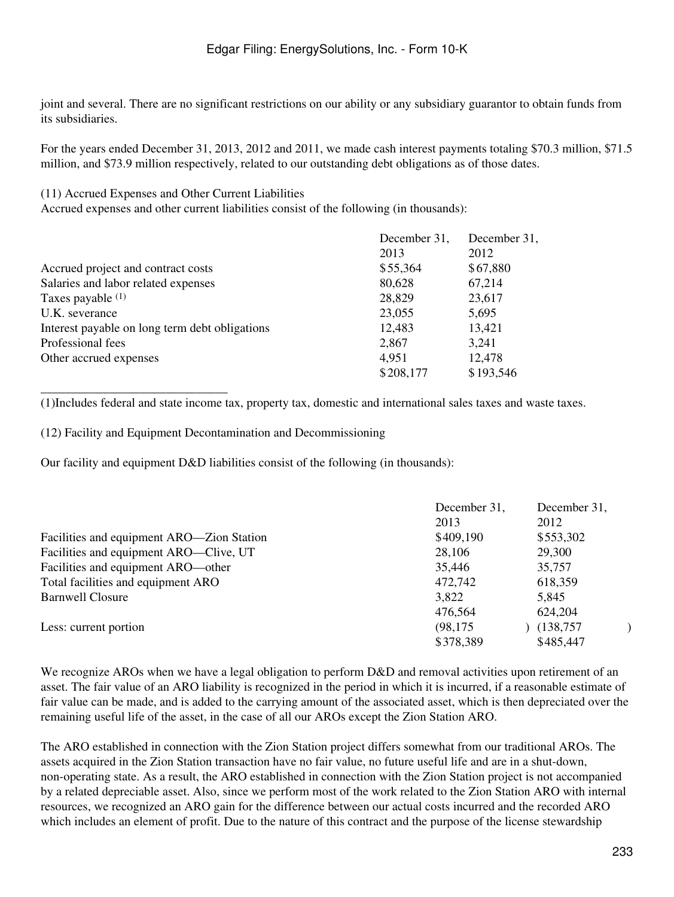joint and several. There are no significant restrictions on our ability or any subsidiary guarantor to obtain funds from its subsidiaries.

For the years ended December 31, 2013, 2012 and 2011, we made cash interest payments totaling $70.3 million, $71.5 million, and $73.9 million respectively, related to our outstanding debt obligations as of those dates.

(11) Accrued Expenses and Other Current Liabilities

Accrued expenses and other current liabilities consist of the following (in thousands):

| | December 31, 2013 | December 31, 2012 |
|---|---|---|
| Accrued project and contract costs | $55,364 | $67,880 |
| Salaries and labor related expenses | 80,628 | 67,214 |
| Taxes payable [(1)] | 28,829 | 23,617 |
| U.K. severance | 23,055 | 5,695 |
| Interest payable on long term debt obligations | 12,483 | 13,421 |
| Professional fees | 2,867 | 3,241 |
| Other accrued expenses | 4,951 | 12,478 |
| | $208,177 | $193,546 |

(1)Includes federal and state income tax, property tax, domestic and international sales taxes and waste taxes.

(12) Facility and Equipment Decontamination and Decommissioning

Our facility and equipment D&D liabilities consist of the following (in thousands):

| | December 31, 2013 | December 31, 2012 |
|---|---|---|
| Facilities and equipment ARO—Zion Station | $409,190 | $553,302 |
| Facilities and equipment ARO—Clive, UT | 28,106 | 29,300 |
| Facilities and equipment ARO—other | 35,446 | 35,757 |
| Total facilities and equipment ARO | 472,742 | 618,359 |
| Barnwell Closure | 3,822 | 5,845 |
| | 476,564 | 624,204 |
| Less: current portion | (98,175) | (138,757) |
| | $378,389 | $485,447 |

We recognize AROs when we have a legal obligation to perform D&D and removal activities upon retirement of an asset. The fair value of an ARO liability is recognized in the period in which it is incurred, if a reasonable estimate of fair value can be made, and is added to the carrying amount of the associated asset, which is then depreciated over the remaining useful life of the asset, in the case of all our AROs except the Zion Station ARO.

The ARO established in connection with the Zion Station project differs somewhat from our traditional AROs. The assets acquired in the Zion Station transaction have no fair value, no future useful life and are in a shut-down, non-operating state. As a result, the ARO established in connection with the Zion Station project is not accompanied by a related depreciable asset. Also, since we perform most of the work related to the Zion Station ARO with internal resources, we recognized an ARO gain for the difference between our actual costs incurred and the recorded ARO which includes an element of profit. Due to the nature of this contract and the purpose of the license stewardship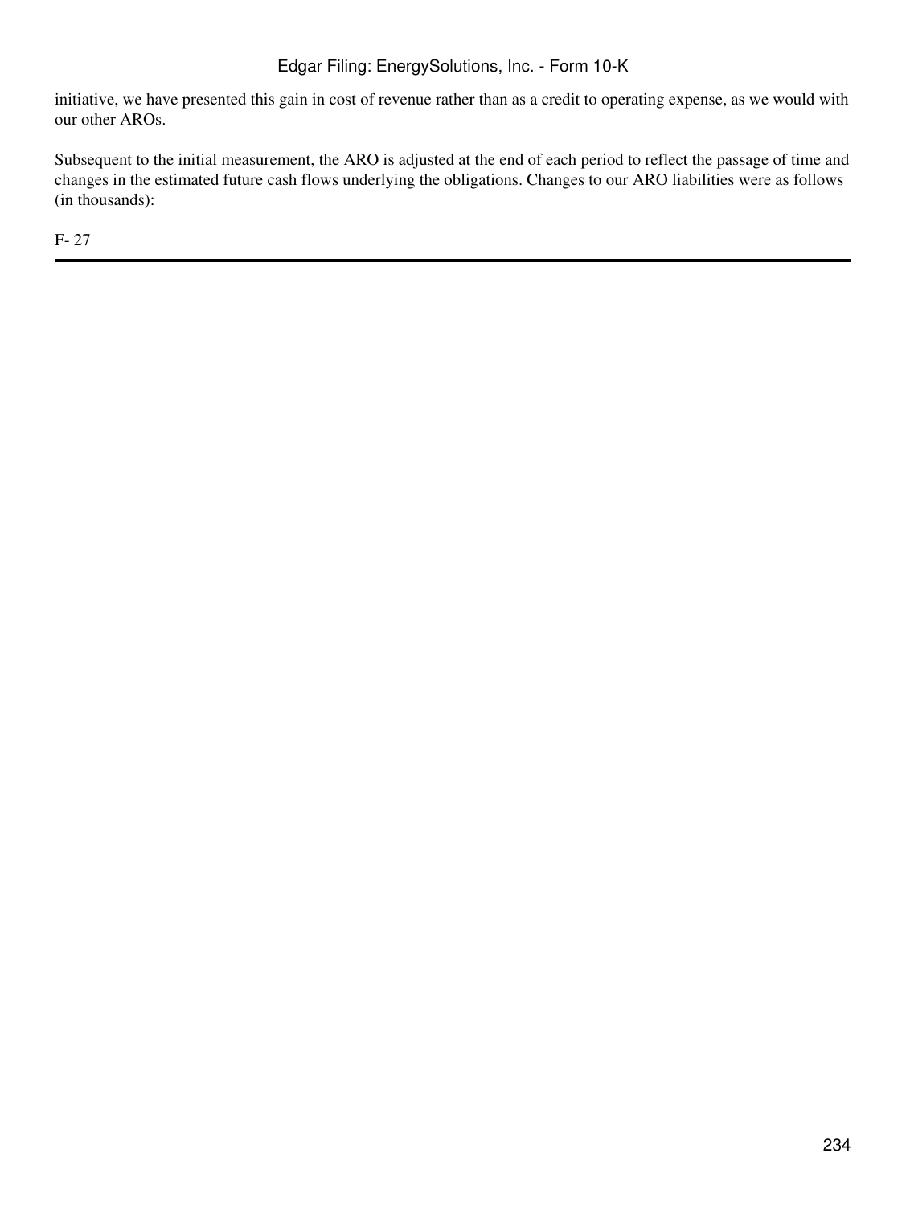initiative, we have presented this gain in cost of revenue rather than as a credit to operating expense, as we would with our other AROs.

Subsequent to the initial measurement, the ARO is adjusted at the end of each period to reflect the passage of time and changes in the estimated future cash flows underlying the obligations. Changes to our ARO liabilities were as follows (in thousands):

F- 27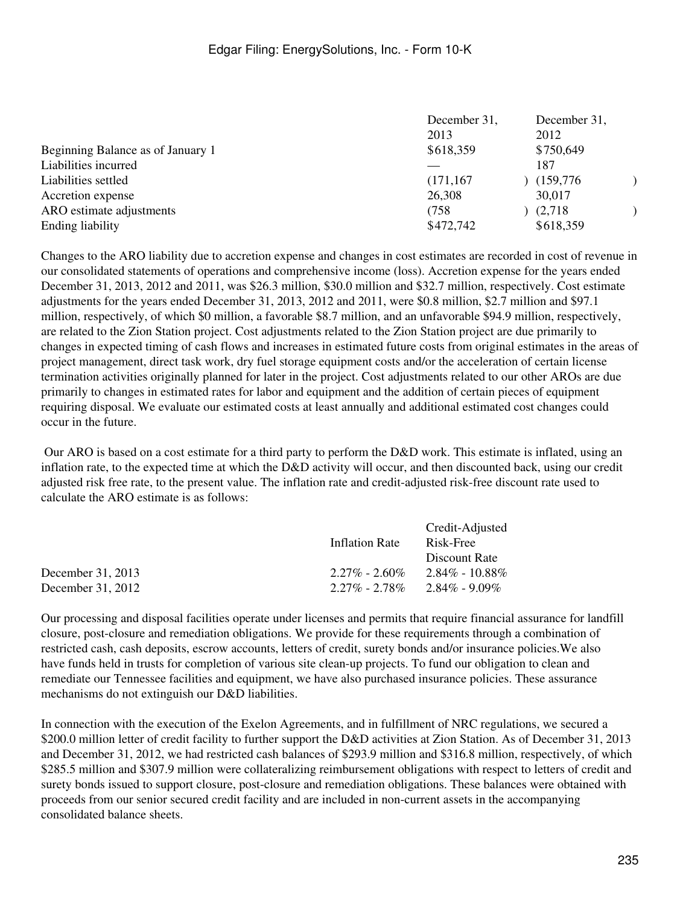| | December 31, 2013 | December 31, 2012 |
|---|---|---|
| Beginning Balance as of January 1 | $618,359 | $750,649 |
| Liabilities incurred | — | 187 |
| Liabilities settled | (171,167) | (159,776) |
| Accretion expense | 26,308 | 30,017 |
| ARO estimate adjustments | (758) | (2,718) |
| Ending liability | $472,742 | $618,359 |

Changes to the ARO liability due to accretion expense and changes in cost estimates are recorded in cost of revenue in our consolidated statements of operations and comprehensive income (loss). Accretion expense for the years ended December 31, 2013, 2012 and 2011, was $26.3 million, $30.0 million and $32.7 million, respectively. Cost estimate adjustments for the years ended December 31, 2013, 2012 and 2011, were $0.8 million, $2.7 million and $97.1 million, respectively, of which $0 million, a favorable $8.7 million, and an unfavorable $94.9 million, respectively, are related to the Zion Station project. Cost adjustments related to the Zion Station project are due primarily to changes in expected timing of cash flows and increases in estimated future costs from original estimates in the areas of project management, direct task work, dry fuel storage equipment costs and/or the acceleration of certain license termination activities originally planned for later in the project. Cost adjustments related to our other AROs are due primarily to changes in estimated rates for labor and equipment and the addition of certain pieces of equipment requiring disposal. We evaluate our estimated costs at least annually and additional estimated cost changes could occur in the future.

Our ARO is based on a cost estimate for a third party to perform the D&D work. This estimate is inflated, using an inflation rate, to the expected time at which the D&D activity will occur, and then discounted back, using our credit adjusted risk free rate, to the present value. The inflation rate and credit-adjusted risk-free discount rate used to calculate the ARO estimate is as follows:

| | Inflation Rate | Credit-Adjusted Risk-Free Discount Rate |
|---|---|---|
| December 31, 2013 | 2.27% - 2.60% | 2.84% - 10.88% |
| December 31, 2012 | 2.27% - 2.78% | 2.84% - 9.09% |

Our processing and disposal facilities operate under licenses and permits that require financial assurance for landfill closure, post-closure and remediation obligations. We provide for these requirements through a combination of restricted cash, cash deposits, escrow accounts, letters of credit, surety bonds and/or insurance policies.We also have funds held in trusts for completion of various site clean-up projects. To fund our obligation to clean and remediate our Tennessee facilities and equipment, we have also purchased insurance policies. These assurance mechanisms do not extinguish our D&D liabilities.

In connection with the execution of the Exelon Agreements, and in fulfillment of NRC regulations, we secured a $200.0 million letter of credit facility to further support the D&D activities at Zion Station. As of December 31, 2013 and December 31, 2012, we had restricted cash balances of $293.9 million and $316.8 million, respectively, of which $285.5 million and $307.9 million were collateralizing reimbursement obligations with respect to letters of credit and surety bonds issued to support closure, post-closure and remediation obligations. These balances were obtained with proceeds from our senior secured credit facility and are included in non-current assets in the accompanying consolidated balance sheets.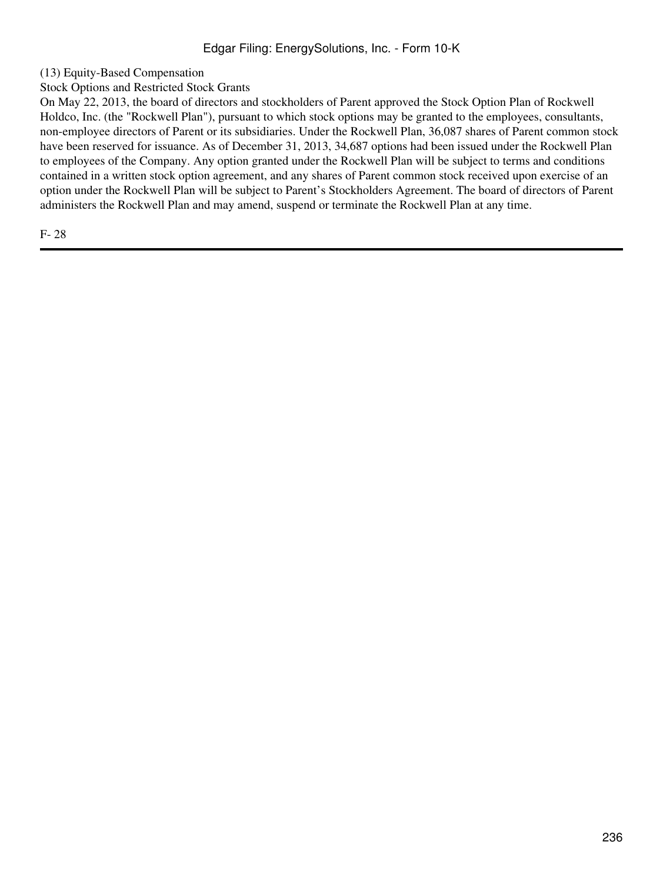## (13) Equity-Based Compensation

### Stock Options and Restricted Stock Grants

On May 22, 2013, the board of directors and stockholders of Parent approved the Stock Option Plan of Rockwell Holdco, Inc. (the "Rockwell Plan"), pursuant to which stock options may be granted to the employees, consultants, non-employee directors of Parent or its subsidiaries. Under the Rockwell Plan, 36,087 shares of Parent common stock have been reserved for issuance. As of December 31, 2013, 34,687 options had been issued under the Rockwell Plan to employees of the Company. Any option granted under the Rockwell Plan will be subject to terms and conditions contained in a written stock option agreement, and any shares of Parent common stock received upon exercise of an option under the Rockwell Plan will be subject to Parent's Stockholders Agreement. The board of directors of Parent administers the Rockwell Plan and may amend, suspend or terminate the Rockwell Plan at any time.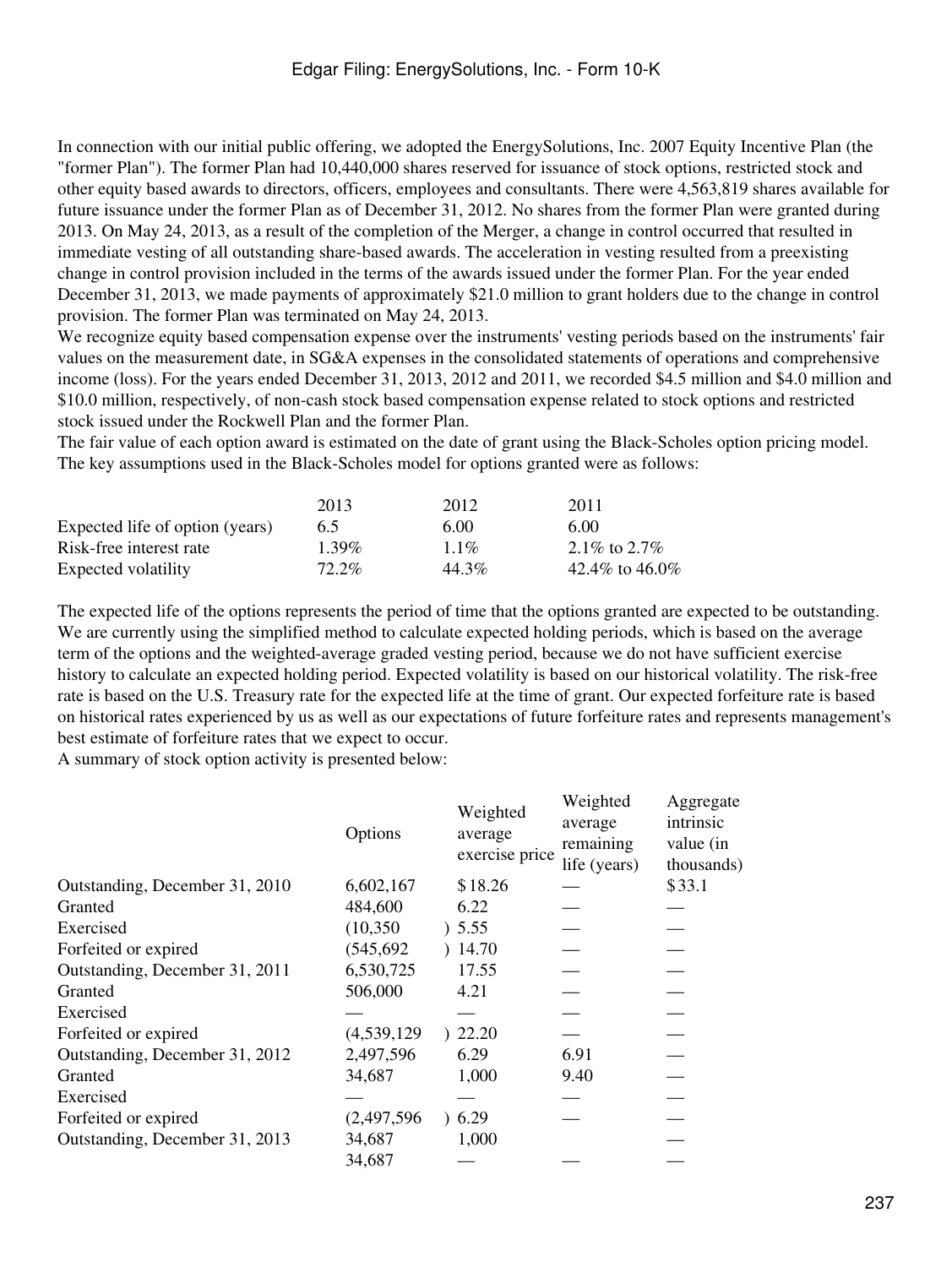In connection with our initial public offering, we adopted the EnergySolutions, Inc. 2007 Equity Incentive Plan (the "former Plan"). The former Plan had 10,440,000 shares reserved for issuance of stock options, restricted stock and other equity based awards to directors, officers, employees and consultants. There were 4,563,819 shares available for future issuance under the former Plan as of December 31, 2012. No shares from the former Plan were granted during 2013. On May 24, 2013, as a result of the completion of the Merger, a change in control occurred that resulted in immediate vesting of all outstanding share-based awards. The acceleration in vesting resulted from a preexisting change in control provision included in the terms of the awards issued under the former Plan. For the year ended December 31, 2013, we made payments of approximately $21.0 million to grant holders due to the change in control provision. The former Plan was terminated on May 24, 2013.

We recognize equity based compensation expense over the instruments' vesting periods based on the instruments' fair values on the measurement date, in SG&A expenses in the consolidated statements of operations and comprehensive income (loss). For the years ended December 31, 2013, 2012 and 2011, we recorded $4.5 million and $4.0 million and $10.0 million, respectively, of non-cash stock based compensation expense related to stock options and restricted stock issued under the Rockwell Plan and the former Plan.

The fair value of each option award is estimated on the date of grant using the Black-Scholes option pricing model. The key assumptions used in the Black-Scholes model for options granted were as follows:

| | 2013 | 2012 | 2011 |
|---|---|---|---|
| Expected life of option (years) | 6.5 | 6.00 | 6.00 |
| Risk-free interest rate | 1.39% | 1.1% | 2.1% to 2.7% |
| Expected volatility | 72.2% | 44.3% | 42.4% to 46.0% |

The expected life of the options represents the period of time that the options granted are expected to be outstanding. We are currently using the simplified method to calculate expected holding periods, which is based on the average term of the options and the weighted-average graded vesting period, because we do not have sufficient exercise history to calculate an expected holding period. Expected volatility is based on our historical volatility. The risk-free rate is based on the U.S. Treasury rate for the expected life at the time of grant. Our expected forfeiture rate is based on historical rates experienced by us as well as our expectations of future forfeiture rates and represents management's best estimate of forfeiture rates that we expect to occur.

A summary of stock option activity is presented below:

| | Options | Weighted average exercise price | Weighted average remaining life (years) | Aggregate intrinsic value (in thousands) |
|---|---|---|---|---|
| Outstanding, December 31, 2010 | 6,602,167 | $18.26 | — | $33.1 |
| Granted | 484,600 | 6.22 | — | — |
| Exercised | (10,350) | 5.55 | — | — |
| Forfeited or expired | (545,692) | 14.70 | — | — |
| Outstanding, December 31, 2011 | 6,530,725 | 17.55 | — | — |
| Granted | 506,000 | 4.21 | — | — |
| Exercised | — | — | — | — |
| Forfeited or expired | (4,539,129) | 22.20 | — | — |
| Outstanding, December 31, 2012 | 2,497,596 | 6.29 | 6.91 | — |
| Granted | 34,687 | 1,000 | 9.40 | — |
| Exercised | — | — | — | — |
| Forfeited or expired | (2,497,596) | 6.29 | — | — |
| Outstanding, December 31, 2013 | 34,687 | 1,000 | | — |
| | 34,687 | — | — | — |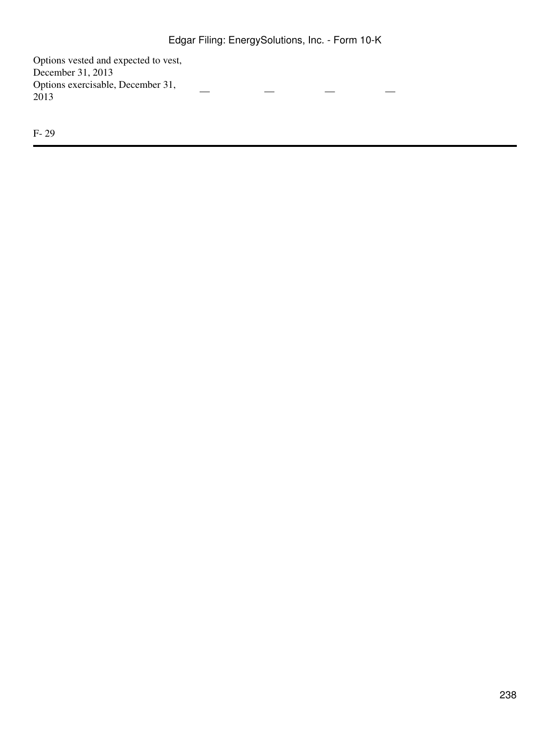| | | | | |
|---|---|---|---|---|
| Options vested and expected to vest, December 31, 2013 | | | | |
| Options exercisable, December 31, 2013 | — | — | — | — |

F- 29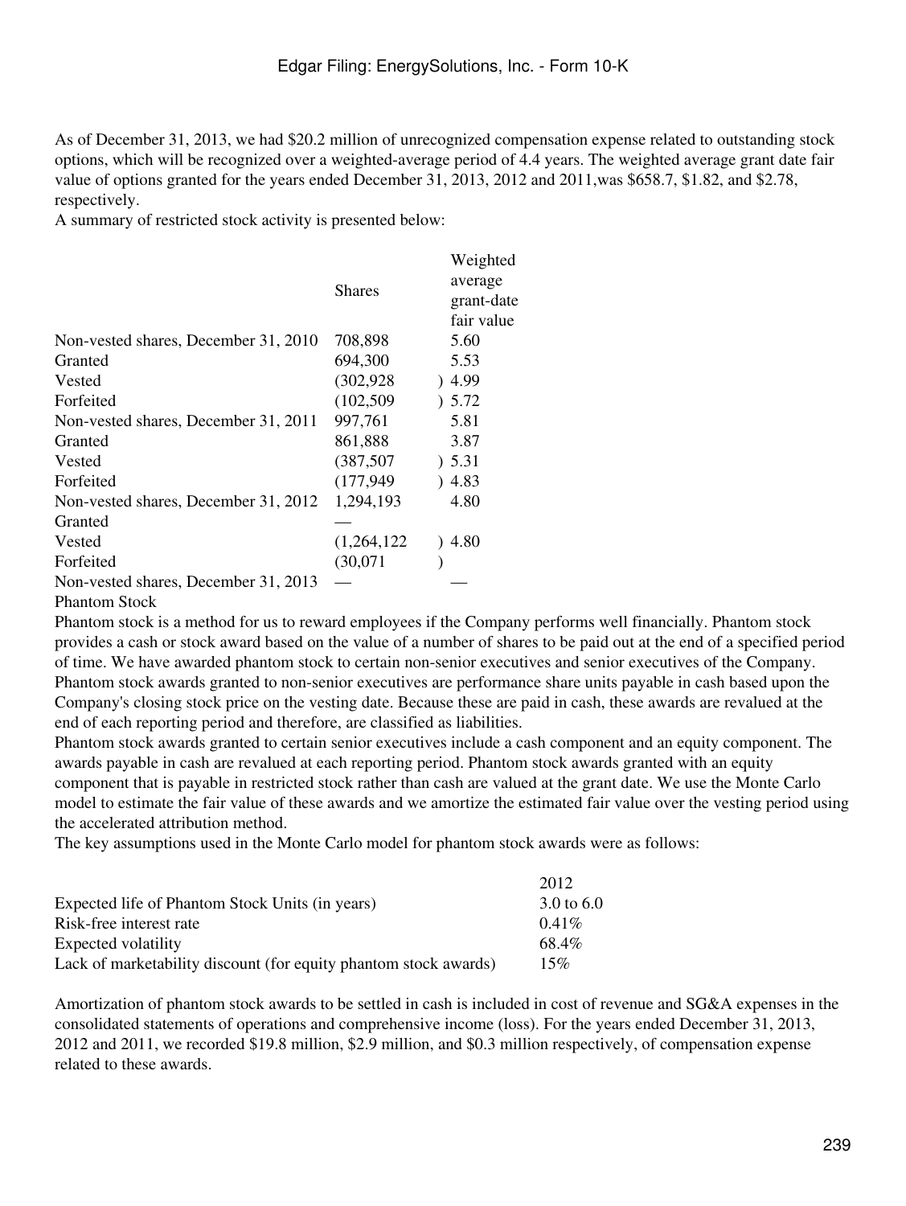As of December 31, 2013, we had $20.2 million of unrecognized compensation expense related to outstanding stock options, which will be recognized over a weighted-average period of 4.4 years. The weighted average grant date fair value of options granted for the years ended December 31, 2013, 2012 and 2011,was $658.7, $1.82, and $2.78, respectively.

A summary of restricted stock activity is presented below:

| | Shares | Weighted average grant-date fair value |
|---|---|---|
| Non-vested shares, December 31, 2010 | 708,898 | 5.60 |
| Granted | 694,300 | 5.53 |
| Vested | (302,928) | 4.99 |
| Forfeited | (102,509) | 5.72 |
| Non-vested shares, December 31, 2011 | 997,761 | 5.81 |
| Granted | 861,888 | 3.87 |
| Vested | (387,507) | 5.31 |
| Forfeited | (177,949) | 4.83 |
| Non-vested shares, December 31, 2012 | 1,294,193 | 4.80 |
| Granted | — | |
| Vested | (1,264,122) | 4.80 |
| Forfeited | (30,071) | |
| Non-vested shares, December 31, 2013 | — | — |

Phantom Stock

Phantom stock is a method for us to reward employees if the Company performs well financially. Phantom stock provides a cash or stock award based on the value of a number of shares to be paid out at the end of a specified period of time. We have awarded phantom stock to certain non-senior executives and senior executives of the Company. Phantom stock awards granted to non-senior executives are performance share units payable in cash based upon the Company's closing stock price on the vesting date. Because these are paid in cash, these awards are revalued at the end of each reporting period and therefore, are classified as liabilities.

Phantom stock awards granted to certain senior executives include a cash component and an equity component. The awards payable in cash are revalued at each reporting period. Phantom stock awards granted with an equity component that is payable in restricted stock rather than cash are valued at the grant date. We use the Monte Carlo model to estimate the fair value of these awards and we amortize the estimated fair value over the vesting period using the accelerated attribution method.

The key assumptions used in the Monte Carlo model for phantom stock awards were as follows:

| | 2012 |
|---|---|
| Expected life of Phantom Stock Units (in years) | 3.0 to 6.0 |
| Risk-free interest rate | 0.41% |
| Expected volatility | 68.4% |
| Lack of marketability discount (for equity phantom stock awards) | 15% |

Amortization of phantom stock awards to be settled in cash is included in cost of revenue and SG&A expenses in the consolidated statements of operations and comprehensive income (loss). For the years ended December 31, 2013, 2012 and 2011, we recorded $19.8 million, $2.9 million, and $0.3 million respectively, of compensation expense related to these awards.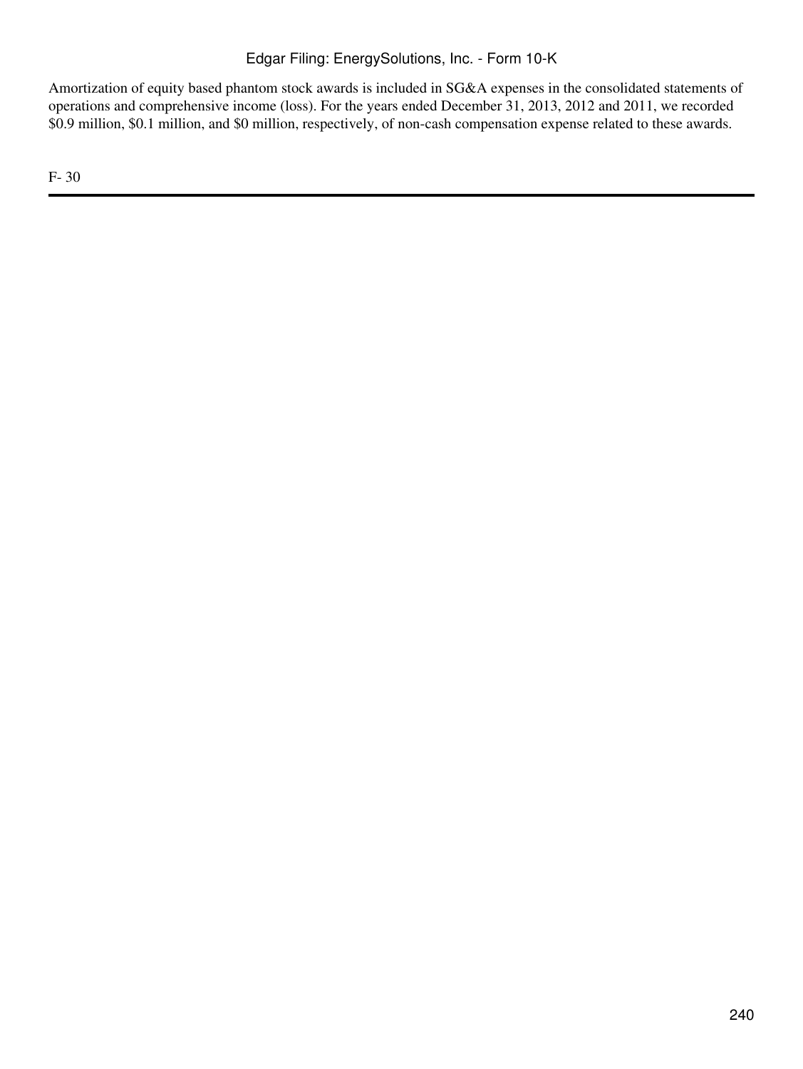Amortization of equity based phantom stock awards is included in SG&A expenses in the consolidated statements of operations and comprehensive income (loss). For the years ended December 31, 2013, 2012 and 2011, we recorded $0.9 million, $0.1 million, and $0 million, respectively, of non-cash compensation expense related to these awards.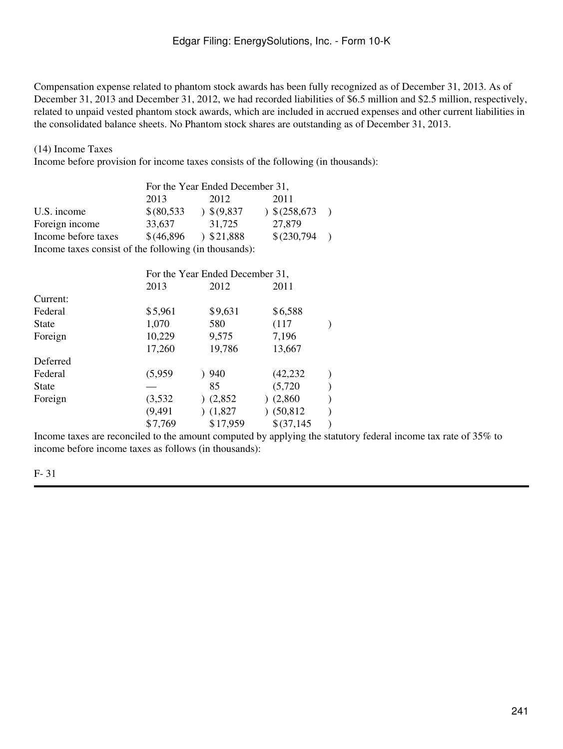Compensation expense related to phantom stock awards has been fully recognized as of December 31, 2013. As of December 31, 2013 and December 31, 2012, we had recorded liabilities of \$6.5 million and \$2.5 million, respectively, related to unpaid vested phantom stock awards, which are included in accrued expenses and other current liabilities in the consolidated balance sheets. No Phantom stock shares are outstanding as of December 31, 2013.

(14) Income Taxes

Income before provision for income taxes consists of the following (in thousands):

| | For the Year Ended December 31, | | |
|---|---|---|---|
| | 2013 | 2012 | 2011 |
| U.S. income | \$(80,533) | \$(9,837) | \$(258,673) |
| Foreign income | 33,637 | 31,725 | 27,879 |
| Income before taxes | \$(46,896) | \$21,888 | \$(230,794) |

Income taxes consist of the following (in thousands):

| | For the Year Ended December 31, | | |
|---|---|---|---|
| | 2013 | 2012 | 2011 |
| Current: | | | |
| Federal | \$5,961 | \$9,631 | \$6,588 |
| State | 1,070 | 580 | (117) |
| Foreign | 10,229 | 9,575 | 7,196 |
| | 17,260 | 19,786 | 13,667 |
| Deferred | | | |
| Federal | (5,959) | 940 | (42,232) |
| State | — | 85 | (5,720) |
| Foreign | (3,532) | (2,852) | (2,860) |
| | (9,491) | (1,827) | (50,812) |
| | \$7,769 | \$17,959 | \$(37,145) |

Income taxes are reconciled to the amount computed by applying the statutory federal income tax rate of 35% to income before income taxes as follows (in thousands):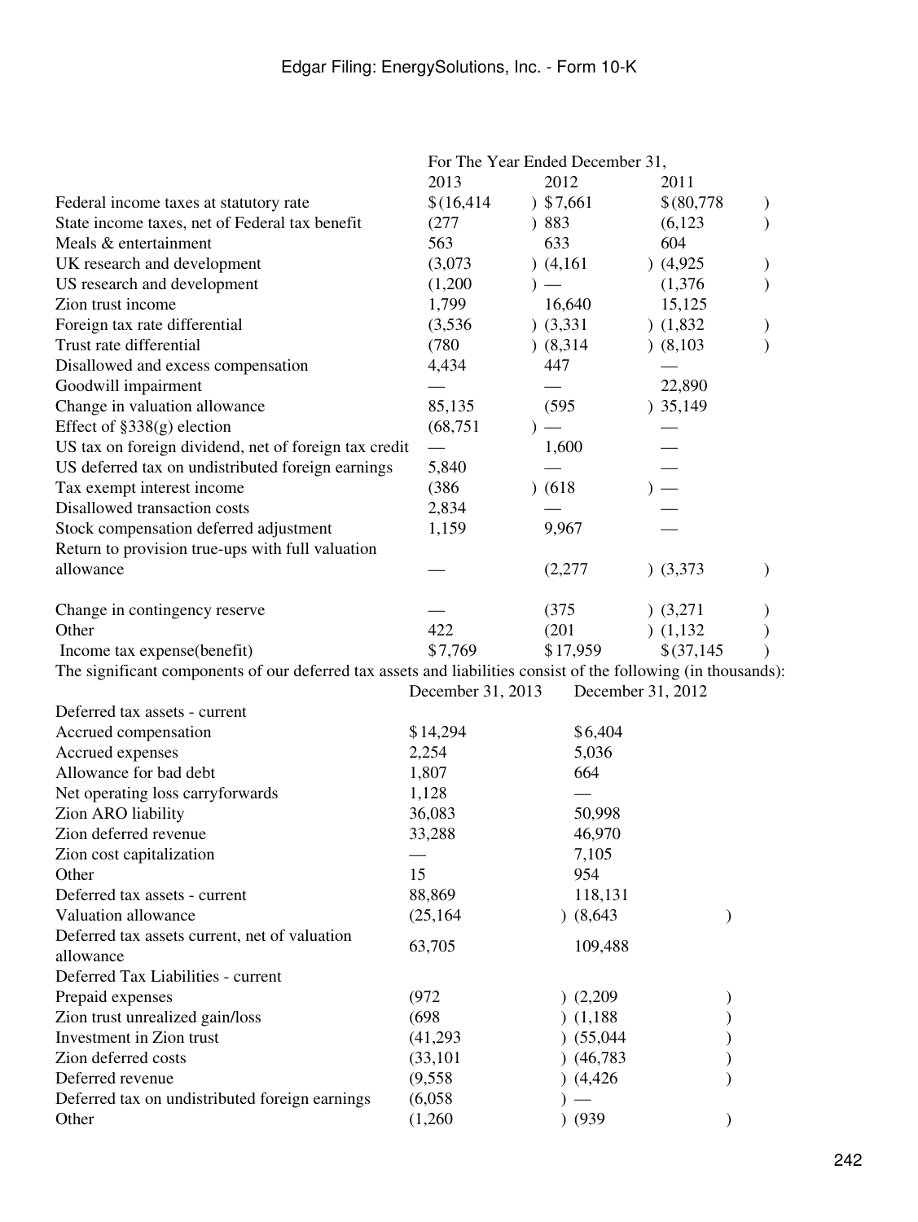| | For The Year Ended December 31, | | |
|---|---|---|---|
| | 2013 | 2012 | 2011 |
| Federal income taxes at statutory rate | $(16,414) | $7,661 | $(80,778) |
| State income taxes, net of Federal tax benefit | (277) | 883 | (6,123) |
| Meals & entertainment | 563 | 633 | 604 |
| UK research and development | (3,073) | (4,161) | (4,925) |
| US research and development | (1,200) | — | (1,376) |
| Zion trust income | 1,799 | 16,640 | 15,125 |
| Foreign tax rate differential | (3,536) | (3,331) | (1,832) |
| Trust rate differential | (780) | (8,314) | (8,103) |
| Disallowed and excess compensation | 4,434 | 447 | — |
| Goodwill impairment | — | — | 22,890 |
| Change in valuation allowance | 85,135 | (595) | 35,149 |
| Effect of §338(g) election | (68,751) | — | — |
| US tax on foreign dividend, net of foreign tax credit | — | 1,600 | — |
| US deferred tax on undistributed foreign earnings | 5,840 | — | — |
| Tax exempt interest income | (386) | (618) | — |
| Disallowed transaction costs | 2,834 | — | — |
| Stock compensation deferred adjustment | 1,159 | 9,967 | — |
| Return to provision true-ups with full valuation allowance | — | (2,277) | (3,373) |
| Change in contingency reserve | — | (375) | (3,271) |
| Other | 422 | (201) | (1,132) |
| Income tax expense(benefit) | $7,769 | $17,959 | $(37,145) |

The significant components of our deferred tax assets and liabilities consist of the following (in thousands):

| | December 31, 2013 | December 31, 2012 |
|---|---|---|
| Deferred tax assets - current | | |
| Accrued compensation | $14,294 | $6,404 |
| Accrued expenses | 2,254 | 5,036 |
| Allowance for bad debt | 1,807 | 664 |
| Net operating loss carryforwards | 1,128 | — |
| Zion ARO liability | 36,083 | 50,998 |
| Zion deferred revenue | 33,288 | 46,970 |
| Zion cost capitalization | — | 7,105 |
| Other | 15 | 954 |
| Deferred tax assets - current | 88,869 | 118,131 |
| Valuation allowance | (25,164) | (8,643) |
| Deferred tax assets current, net of valuation allowance | 63,705 | 109,488 |
| Deferred Tax Liabilities - current | | |
| Prepaid expenses | (972) | (2,209) |
| Zion trust unrealized gain/loss | (698) | (1,188) |
| Investment in Zion trust | (41,293) | (55,044) |
| Zion deferred costs | (33,101) | (46,783) |
| Deferred revenue | (9,558) | (4,426) |
| Deferred tax on undistributed foreign earnings | (6,058) | — |
| Other | (1,260) | (939) |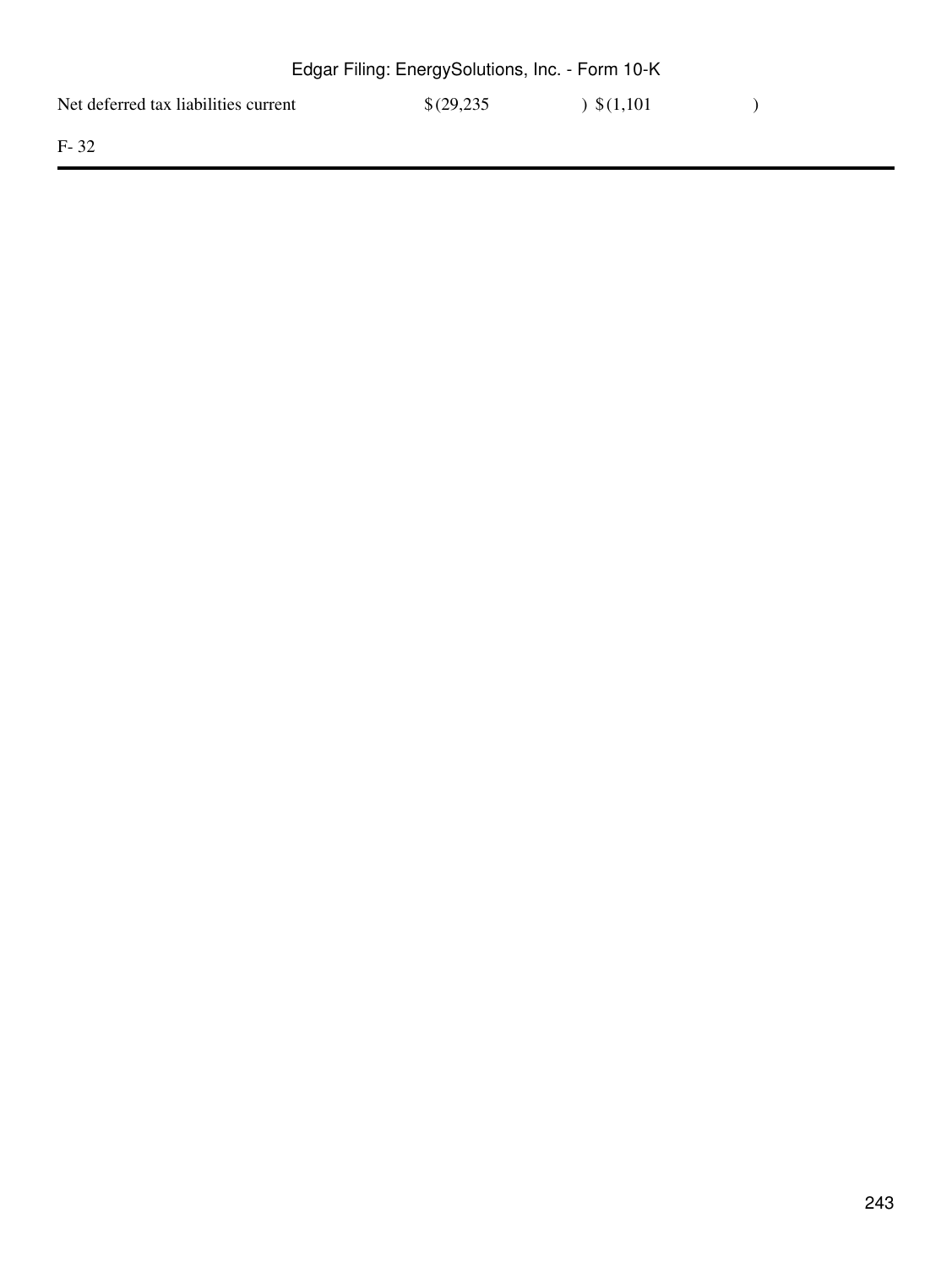| | | |
|---|---|---|
| Net deferred tax liabilities current | $(29,235) | $(1,101) |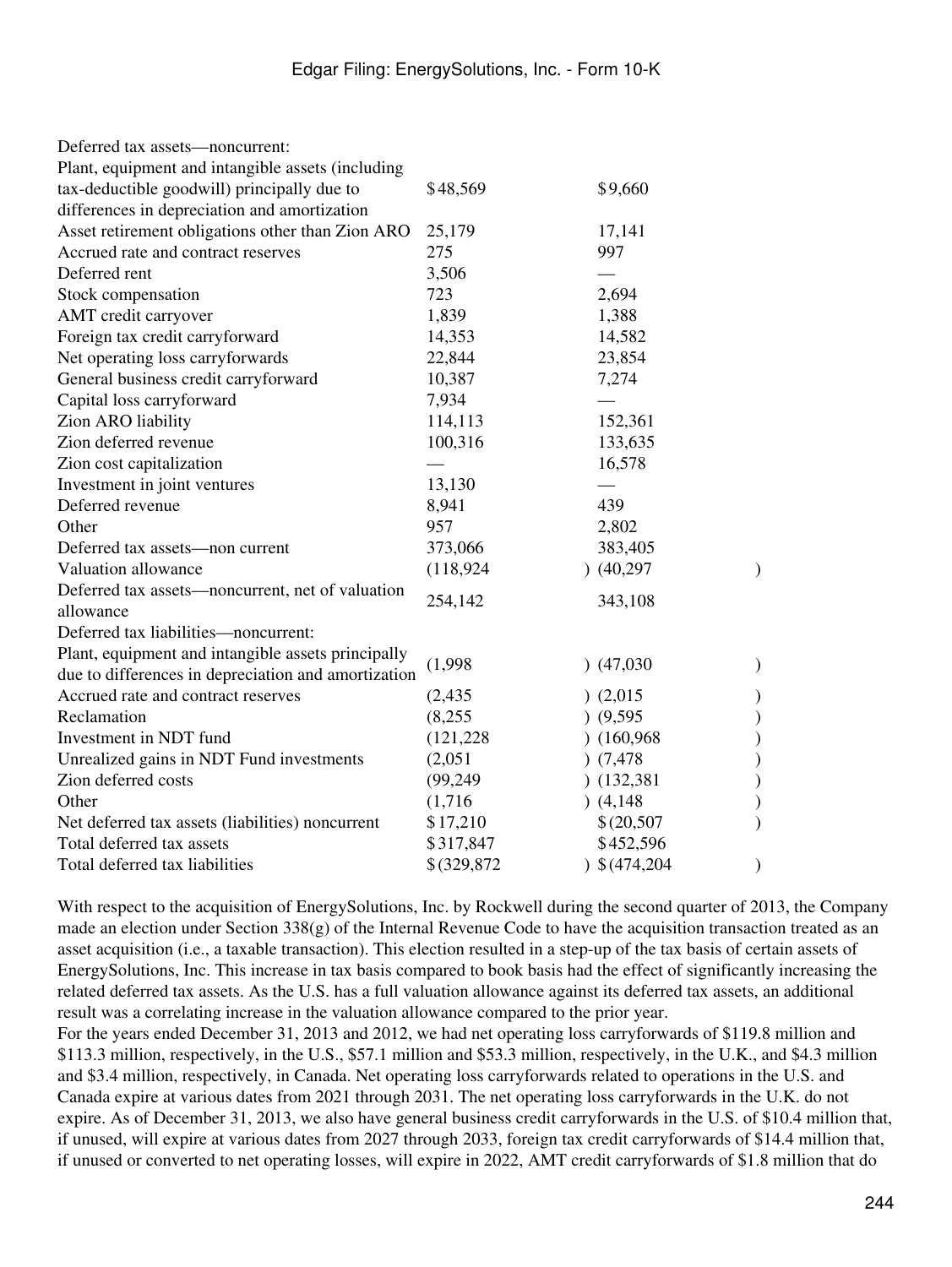| | | |
|---|---|---|
| Deferred tax assets—noncurrent: | | |
| Plant, equipment and intangible assets (including tax-deductible goodwill) principally due to differences in depreciation and amortization | $48,569 | $9,660 |
| Asset retirement obligations other than Zion ARO | 25,179 | 17,141 |
| Accrued rate and contract reserves | 275 | 997 |
| Deferred rent | 3,506 | — |
| Stock compensation | 723 | 2,694 |
| AMT credit carryover | 1,839 | 1,388 |
| Foreign tax credit carryforward | 14,353 | 14,582 |
| Net operating loss carryforwards | 22,844 | 23,854 |
| General business credit carryforward | 10,387 | 7,274 |
| Capital loss carryforward | 7,934 | — |
| Zion ARO liability | 114,113 | 152,361 |
| Zion deferred revenue | 100,316 | 133,635 |
| Zion cost capitalization | — | 16,578 |
| Investment in joint ventures | 13,130 | — |
| Deferred revenue | 8,941 | 439 |
| Other | 957 | 2,802 |
| Deferred tax assets—non current | 373,066 | 383,405 |
| Valuation allowance | (118,924) | (40,297) |
| Deferred tax assets—noncurrent, net of valuation allowance | 254,142 | 343,108 |
| Deferred tax liabilities—noncurrent: | | |
| Plant, equipment and intangible assets principally due to differences in depreciation and amortization | (1,998) | (47,030) |
| Accrued rate and contract reserves | (2,435) | (2,015) |
| Reclamation | (8,255) | (9,595) |
| Investment in NDT fund | (121,228) | (160,968) |
| Unrealized gains in NDT Fund investments | (2,051) | (7,478) |
| Zion deferred costs | (99,249) | (132,381) |
| Other | (1,716) | (4,148) |
| Net deferred tax assets (liabilities) noncurrent | $17,210 | $(20,507) |
| Total deferred tax assets | $317,847 | $452,596 |
| Total deferred tax liabilities | $(329,872) | $(474,204) |

With respect to the acquisition of EnergySolutions, Inc. by Rockwell during the second quarter of 2013, the Company made an election under Section 338(g) of the Internal Revenue Code to have the acquisition transaction treated as an asset acquisition (i.e., a taxable transaction). This election resulted in a step-up of the tax basis of certain assets of EnergySolutions, Inc. This increase in tax basis compared to book basis had the effect of significantly increasing the related deferred tax assets. As the U.S. has a full valuation allowance against its deferred tax assets, an additional result was a correlating increase in the valuation allowance compared to the prior year.

For the years ended December 31, 2013 and 2012, we had net operating loss carryforwards of $119.8 million and $113.3 million, respectively, in the U.S., $57.1 million and $53.3 million, respectively, in the U.K., and $4.3 million and $3.4 million, respectively, in Canada. Net operating loss carryforwards related to operations in the U.S. and Canada expire at various dates from 2021 through 2031. The net operating loss carryforwards in the U.K. do not expire. As of December 31, 2013, we also have general business credit carryforwards in the U.S. of $10.4 million that, if unused, will expire at various dates from 2027 through 2033, foreign tax credit carryforwards of $14.4 million that, if unused or converted to net operating losses, will expire in 2022, AMT credit carryforwards of $1.8 million that do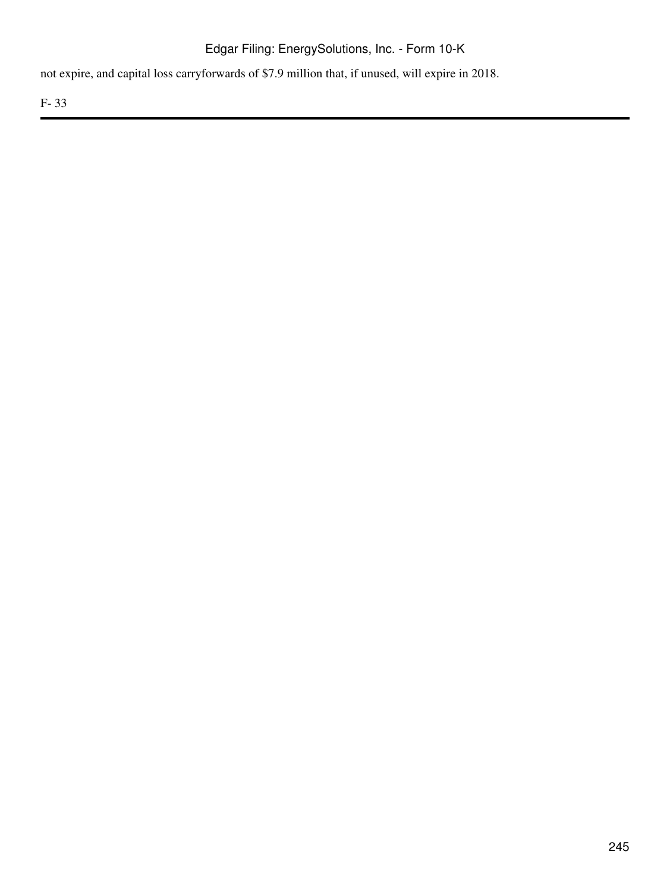not expire, and capital loss carryforwards of $7.9 million that, if unused, will expire in 2018.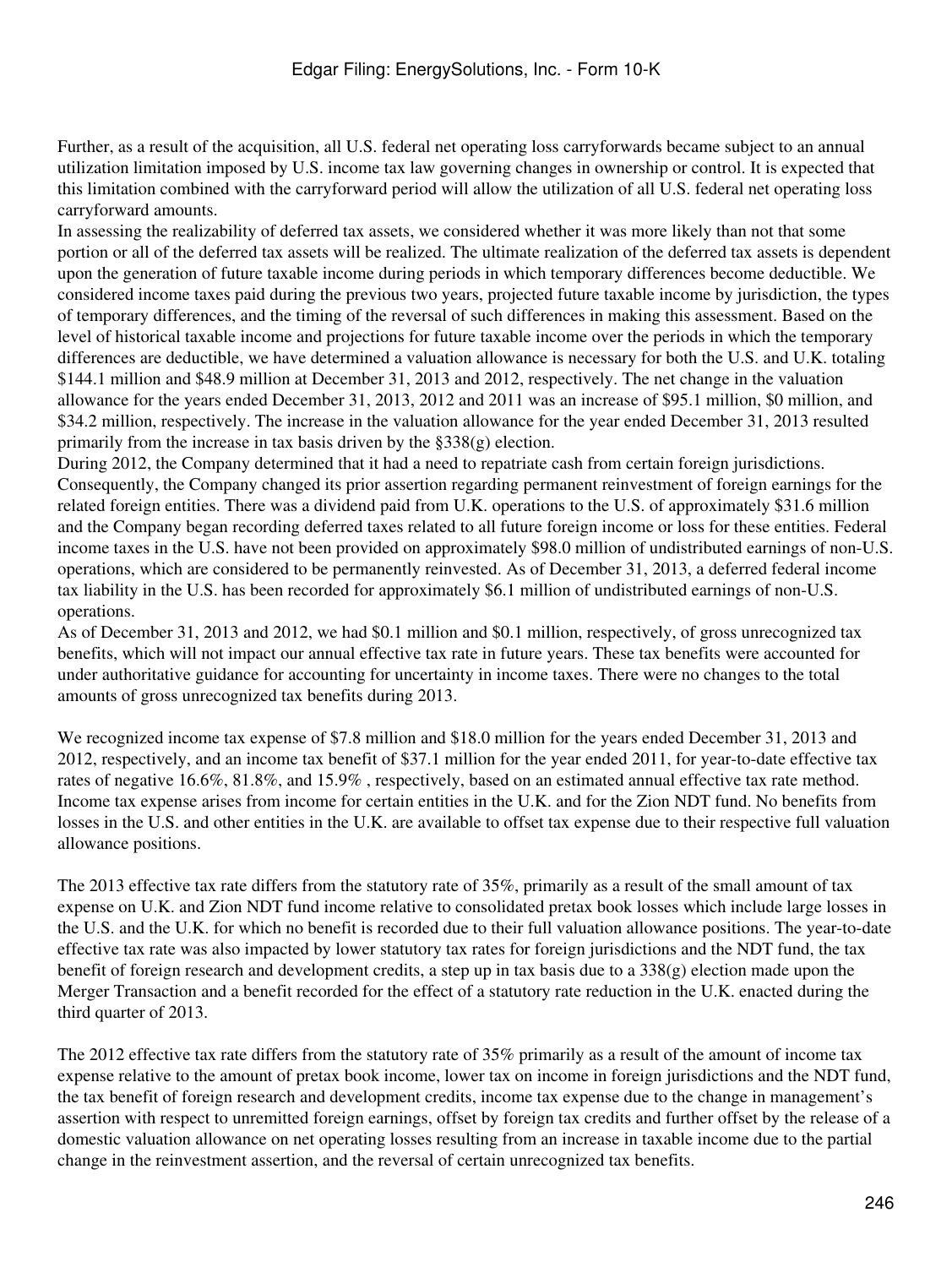Further, as a result of the acquisition, all U.S. federal net operating loss carryforwards became subject to an annual utilization limitation imposed by U.S. income tax law governing changes in ownership or control. It is expected that this limitation combined with the carryforward period will allow the utilization of all U.S. federal net operating loss carryforward amounts.

In assessing the realizability of deferred tax assets, we considered whether it was more likely than not that some portion or all of the deferred tax assets will be realized. The ultimate realization of the deferred tax assets is dependent upon the generation of future taxable income during periods in which temporary differences become deductible. We considered income taxes paid during the previous two years, projected future taxable income by jurisdiction, the types of temporary differences, and the timing of the reversal of such differences in making this assessment. Based on the level of historical taxable income and projections for future taxable income over the periods in which the temporary differences are deductible, we have determined a valuation allowance is necessary for both the U.S. and U.K. totaling \$144.1 million and \$48.9 million at December 31, 2013 and 2012, respectively. The net change in the valuation allowance for the years ended December 31, 2013, 2012 and 2011 was an increase of \$95.1 million, \$0 million, and \$34.2 million, respectively. The increase in the valuation allowance for the year ended December 31, 2013 resulted primarily from the increase in tax basis driven by the §338(g) election.

During 2012, the Company determined that it had a need to repatriate cash from certain foreign jurisdictions. Consequently, the Company changed its prior assertion regarding permanent reinvestment of foreign earnings for the related foreign entities. There was a dividend paid from U.K. operations to the U.S. of approximately \$31.6 million and the Company began recording deferred taxes related to all future foreign income or loss for these entities. Federal income taxes in the U.S. have not been provided on approximately \$98.0 million of undistributed earnings of non-U.S. operations, which are considered to be permanently reinvested. As of December 31, 2013, a deferred federal income tax liability in the U.S. has been recorded for approximately \$6.1 million of undistributed earnings of non-U.S. operations.

As of December 31, 2013 and 2012, we had \$0.1 million and \$0.1 million, respectively, of gross unrecognized tax benefits, which will not impact our annual effective tax rate in future years. These tax benefits were accounted for under authoritative guidance for accounting for uncertainty in income taxes. There were no changes to the total amounts of gross unrecognized tax benefits during 2013.

We recognized income tax expense of \$7.8 million and \$18.0 million for the years ended December 31, 2013 and 2012, respectively, and an income tax benefit of \$37.1 million for the year ended 2011, for year-to-date effective tax rates of negative 16.6%, 81.8%, and 15.9% , respectively, based on an estimated annual effective tax rate method. Income tax expense arises from income for certain entities in the U.K. and for the Zion NDT fund. No benefits from losses in the U.S. and other entities in the U.K. are available to offset tax expense due to their respective full valuation allowance positions.

The 2013 effective tax rate differs from the statutory rate of 35%, primarily as a result of the small amount of tax expense on U.K. and Zion NDT fund income relative to consolidated pretax book losses which include large losses in the U.S. and the U.K. for which no benefit is recorded due to their full valuation allowance positions. The year-to-date effective tax rate was also impacted by lower statutory tax rates for foreign jurisdictions and the NDT fund, the tax benefit of foreign research and development credits, a step up in tax basis due to a 338(g) election made upon the Merger Transaction and a benefit recorded for the effect of a statutory rate reduction in the U.K. enacted during the third quarter of 2013.

The 2012 effective tax rate differs from the statutory rate of 35% primarily as a result of the amount of income tax expense relative to the amount of pretax book income, lower tax on income in foreign jurisdictions and the NDT fund, the tax benefit of foreign research and development credits, income tax expense due to the change in management's assertion with respect to unremitted foreign earnings, offset by foreign tax credits and further offset by the release of a domestic valuation allowance on net operating losses resulting from an increase in taxable income due to the partial change in the reinvestment assertion, and the reversal of certain unrecognized tax benefits.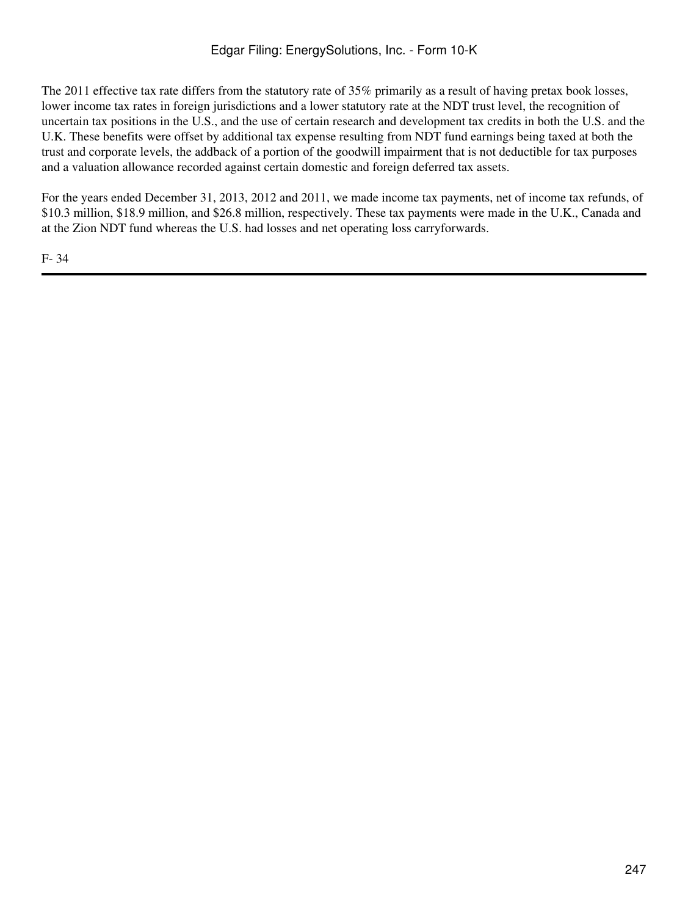The 2011 effective tax rate differs from the statutory rate of 35% primarily as a result of having pretax book losses, lower income tax rates in foreign jurisdictions and a lower statutory rate at the NDT trust level, the recognition of uncertain tax positions in the U.S., and the use of certain research and development tax credits in both the U.S. and the U.K. These benefits were offset by additional tax expense resulting from NDT fund earnings being taxed at both the trust and corporate levels, the addback of a portion of the goodwill impairment that is not deductible for tax purposes and a valuation allowance recorded against certain domestic and foreign deferred tax assets.

For the years ended December 31, 2013, 2012 and 2011, we made income tax payments, net of income tax refunds, of $10.3 million, $18.9 million, and $26.8 million, respectively. These tax payments were made in the U.K., Canada and at the Zion NDT fund whereas the U.S. had losses and net operating loss carryforwards.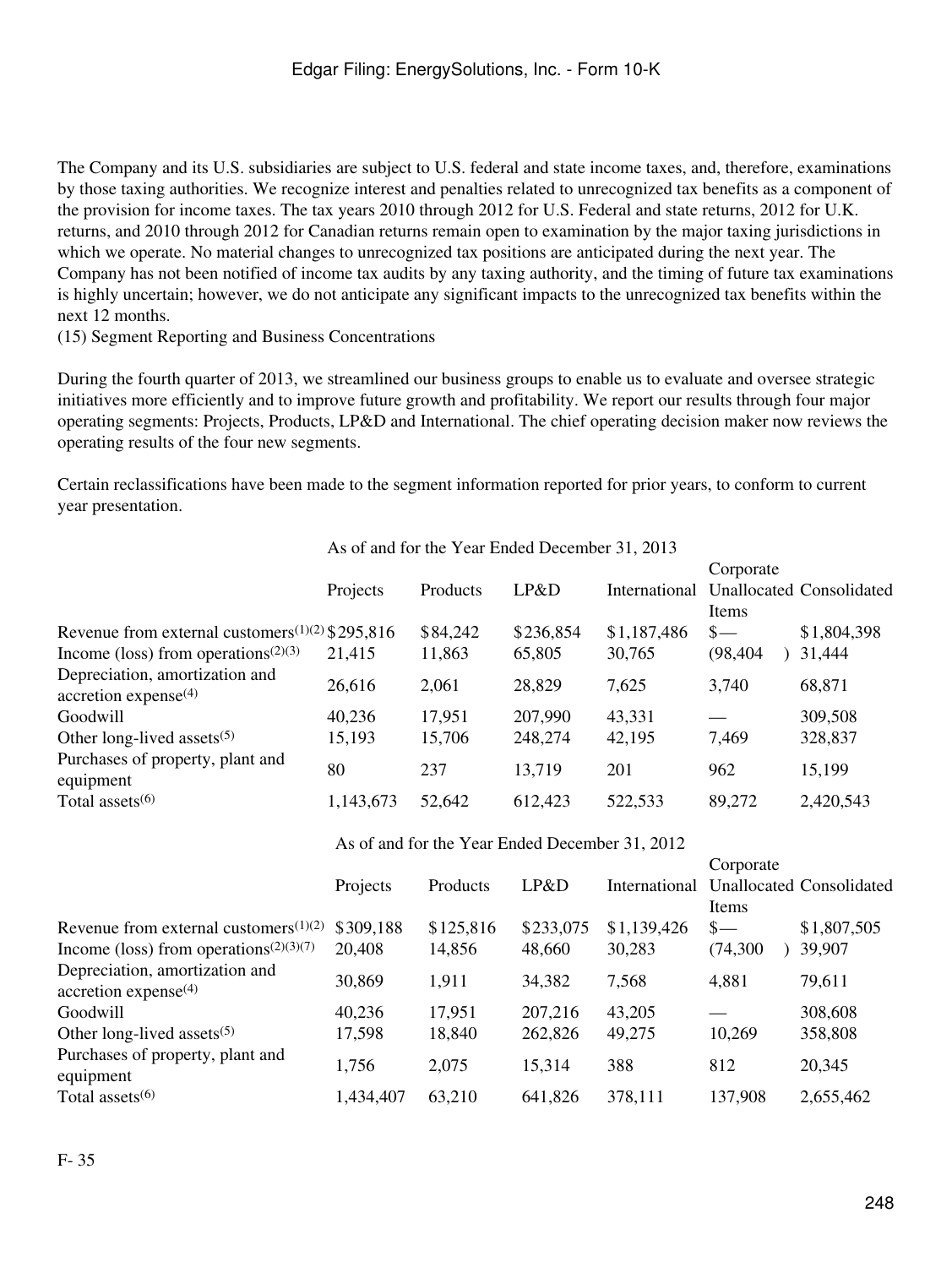The Company and its U.S. subsidiaries are subject to U.S. federal and state income taxes, and, therefore, examinations by those taxing authorities. We recognize interest and penalties related to unrecognized tax benefits as a component of the provision for income taxes. The tax years 2010 through 2012 for U.S. Federal and state returns, 2012 for U.K. returns, and 2010 through 2012 for Canadian returns remain open to examination by the major taxing jurisdictions in which we operate. No material changes to unrecognized tax positions are anticipated during the next year. The Company has not been notified of income tax audits by any taxing authority, and the timing of future tax examinations is highly uncertain; however, we do not anticipate any significant impacts to the unrecognized tax benefits within the next 12 months.

(15) Segment Reporting and Business Concentrations

During the fourth quarter of 2013, we streamlined our business groups to enable us to evaluate and oversee strategic initiatives more efficiently and to improve future growth and profitability. We report our results through four major operating segments: Projects, Products, LP&D and International. The chief operating decision maker now reviews the operating results of the four new segments.

Certain reclassifications have been made to the segment information reported for prior years, to conform to current year presentation.

| | As of and for the Year Ended December 31, 2013 | | | | | |
|---|---|---|---|---|---|---|
| | Projects | Products | LP&D | International | Corporate Unallocated Items | Consolidated |
| Revenue from external customers[1][2] | $295,816 | $84,242 | $236,854 | $1,187,486 | $— | $1,804,398 |
| Income (loss) from operations[2][3] | 21,415 | 11,863 | 65,805 | 30,765 | (98,404) | 31,444 |
| Depreciation, amortization and accretion expense[4] | 26,616 | 2,061 | 28,829 | 7,625 | 3,740 | 68,871 |
| Goodwill | 40,236 | 17,951 | 207,990 | 43,331 | — | 309,508 |
| Other long-lived assets[5] | 15,193 | 15,706 | 248,274 | 42,195 | 7,469 | 328,837 |
| Purchases of property, plant and equipment | 80 | 237 | 13,719 | 201 | 962 | 15,199 |
| Total assets[6] | 1,143,673 | 52,642 | 612,423 | 522,533 | 89,272 | 2,420,543 |

| | As of and for the Year Ended December 31, 2012 | | | | | |
|---|---|---|---|---|---|---|
| | Projects | Products | LP&D | International | Corporate Unallocated Items | Consolidated |
| Revenue from external customers[1][2] | $309,188 | $125,816 | $233,075 | $1,139,426 | $— | $1,807,505 |
| Income (loss) from operations[2][3][7] | 20,408 | 14,856 | 48,660 | 30,283 | (74,300) | 39,907 |
| Depreciation, amortization and accretion expense[4] | 30,869 | 1,911 | 34,382 | 7,568 | 4,881 | 79,611 |
| Goodwill | 40,236 | 17,951 | 207,216 | 43,205 | — | 308,608 |
| Other long-lived assets[5] | 17,598 | 18,840 | 262,826 | 49,275 | 10,269 | 358,808 |
| Purchases of property, plant and equipment | 1,756 | 2,075 | 15,314 | 388 | 812 | 20,345 |
| Total assets[6] | 1,434,407 | 63,210 | 641,826 | 378,111 | 137,908 | 2,655,462 |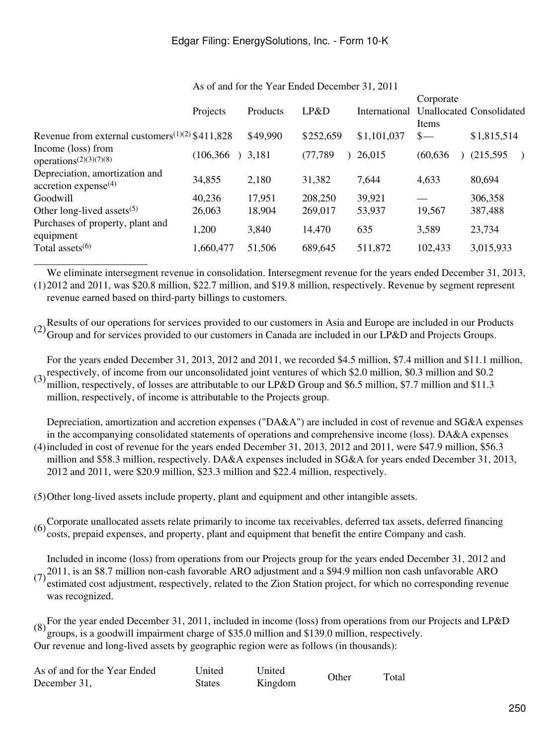| As of and for the Year Ended December 31, 2011 | Projects | Products | LP&D | International | Corporate Unallocated Items | Consolidated |
|---|---|---|---|---|---|---|
| Revenue from external customers[(1)(2)] | $411,828 | $49,990 | $252,659 | $1,101,037 | $— | $1,815,514 |
| Income (loss) from operations[(2)(3)(7)(8)] | (106,366) | 3,181 | (77,789) | 26,015 | (60,636) | (215,595) |
| Depreciation, amortization and accretion expense[(4)] | 34,855 | 2,180 | 31,382 | 7,644 | 4,633 | 80,694 |
| Goodwill | 40,236 | 17,951 | 208,250 | 39,921 | — | 306,358 |
| Other long-lived assets[(5)] | 26,063 | 18,904 | 269,017 | 53,937 | 19,567 | 387,488 |
| Purchases of property, plant and equipment | 1,200 | 3,840 | 14,470 | 635 | 3,589 | 23,734 |
| Total assets[(6)] | 1,660,477 | 51,506 | 689,645 | 511,872 | 102,433 | 3,015,933 |

(1) We eliminate intersegment revenue in consolidation. Intersegment revenue for the years ended December 31, 2013, 2012 and 2011, was $20.8 million, $22.7 million, and $19.8 million, respectively. Revenue by segment represent revenue earned based on third-party billings to customers.

(2) Results of our operations for services provided to our customers in Asia and Europe are included in our Products Group and for services provided to our customers in Canada are included in our LP&D and Projects Groups.

(3) For the years ended December 31, 2013, 2012 and 2011, we recorded $4.5 million, $7.4 million and $11.1 million, respectively, of income from our unconsolidated joint ventures of which $2.0 million, $0.3 million and $0.2 million, respectively, of losses are attributable to our LP&D Group and $6.5 million, $7.7 million and $11.3 million, respectively, of income is attributable to the Projects group.

(4) Depreciation, amortization and accretion expenses ("DA&A") are included in cost of revenue and SG&A expenses in the accompanying consolidated statements of operations and comprehensive income (loss). DA&A expenses included in cost of revenue for the years ended December 31, 2013, 2012 and 2011, were $47.9 million, $56.3 million and $58.3 million, respectively. DA&A expenses included in SG&A for years ended December 31, 2013, 2012 and 2011, were $20.9 million, $23.3 million and $22.4 million, respectively.

(5) Other long-lived assets include property, plant and equipment and other intangible assets.

(6) Corporate unallocated assets relate primarily to income tax receivables, deferred tax assets, deferred financing costs, prepaid expenses, and property, plant and equipment that benefit the entire Company and cash.

(7) Included in income (loss) from operations from our Projects group for the years ended December 31, 2012 and 2011, is an $8.7 million non-cash favorable ARO adjustment and a $94.9 million non cash unfavorable ARO estimated cost adjustment, respectively, related to the Zion Station project, for which no corresponding revenue was recognized.

(8) For the year ended December 31, 2011, included in income (loss) from operations from our Projects and LP&D groups, is a goodwill impairment charge of $35.0 million and $139.0 million, respectively.

Our revenue and long-lived assets by geographic region were as follows (in thousands):

| As of and for the Year Ended December 31, | United States | United Kingdom | Other | Total |
|---|---|---|---|---|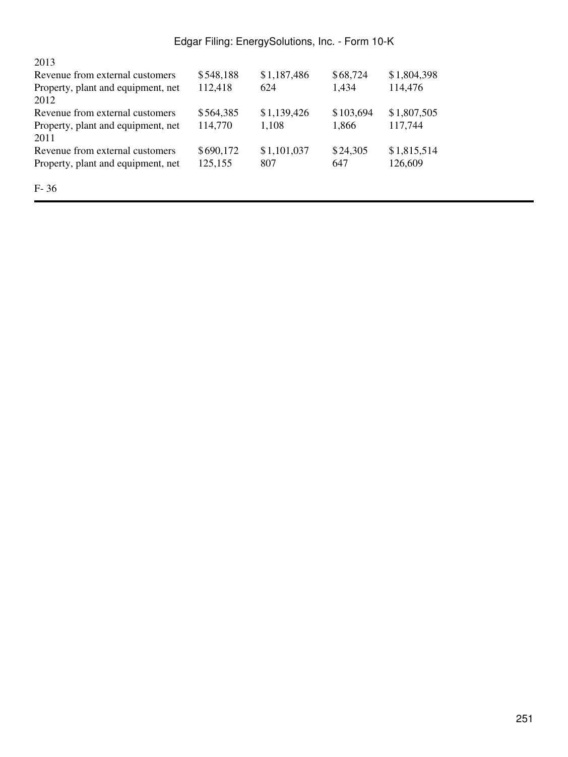| | | | | |
|---|---|---|---|---|
| 2013 | | | | |
| Revenue from external customers | $548,188 | $1,187,486 | $68,724 | $1,804,398 |
| Property, plant and equipment, net | 112,418 | 624 | 1,434 | 114,476 |
| 2012 | | | | |
| Revenue from external customers | $564,385 | $1,139,426 | $103,694 | $1,807,505 |
| Property, plant and equipment, net | 114,770 | 1,108 | 1,866 | 117,744 |
| 2011 | | | | |
| Revenue from external customers | $690,172 | $1,101,037 | $24,305 | $1,815,514 |
| Property, plant and equipment, net | 125,155 | 807 | 647 | 126,609 |

F- 36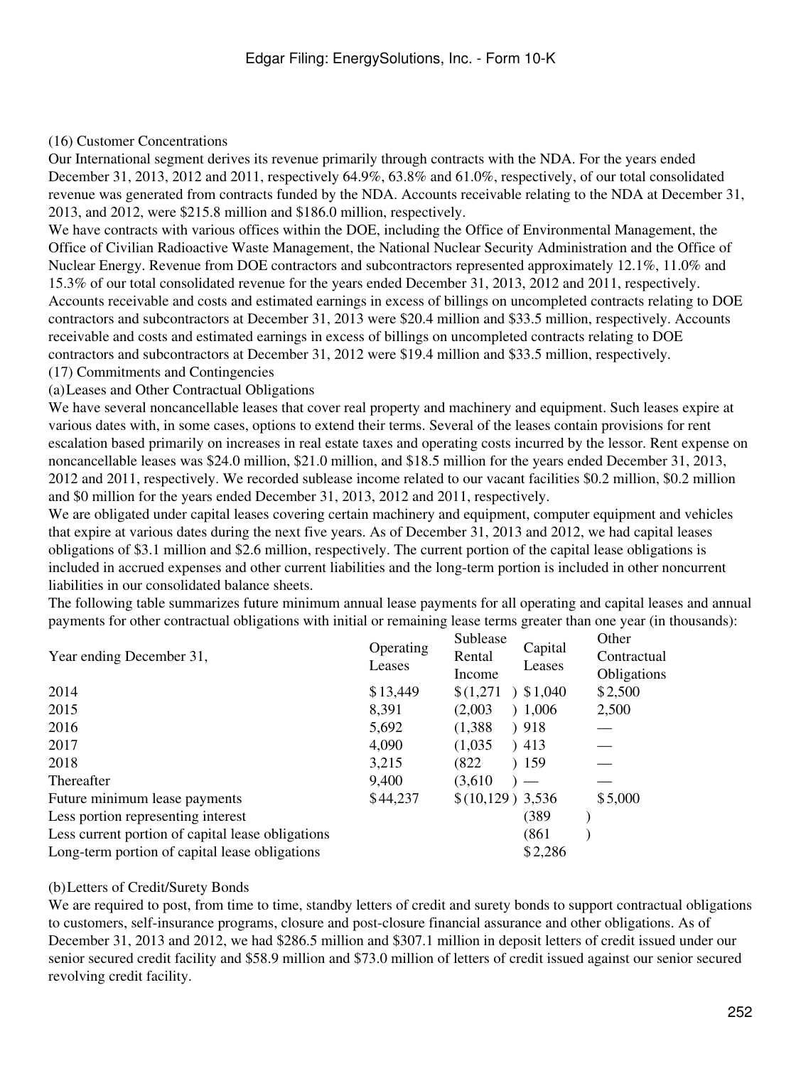(16) Customer Concentrations

Our International segment derives its revenue primarily through contracts with the NDA. For the years ended December 31, 2013, 2012 and 2011, respectively 64.9%, 63.8% and 61.0%, respectively, of our total consolidated revenue was generated from contracts funded by the NDA. Accounts receivable relating to the NDA at December 31, 2013, and 2012, were $215.8 million and $186.0 million, respectively.

We have contracts with various offices within the DOE, including the Office of Environmental Management, the Office of Civilian Radioactive Waste Management, the National Nuclear Security Administration and the Office of Nuclear Energy. Revenue from DOE contractors and subcontractors represented approximately 12.1%, 11.0% and 15.3% of our total consolidated revenue for the years ended December 31, 2013, 2012 and 2011, respectively. Accounts receivable and costs and estimated earnings in excess of billings on uncompleted contracts relating to DOE contractors and subcontractors at December 31, 2013 were $20.4 million and $33.5 million, respectively. Accounts receivable and costs and estimated earnings in excess of billings on uncompleted contracts relating to DOE contractors and subcontractors at December 31, 2012 were $19.4 million and $33.5 million, respectively.

(17) Commitments and Contingencies

(a) Leases and Other Contractual Obligations

We have several noncancellable leases that cover real property and machinery and equipment. Such leases expire at various dates with, in some cases, options to extend their terms. Several of the leases contain provisions for rent escalation based primarily on increases in real estate taxes and operating costs incurred by the lessor. Rent expense on noncancellable leases was $24.0 million, $21.0 million, and $18.5 million for the years ended December 31, 2013, 2012 and 2011, respectively. We recorded sublease income related to our vacant facilities $0.2 million, $0.2 million and $0 million for the years ended December 31, 2013, 2012 and 2011, respectively.

We are obligated under capital leases covering certain machinery and equipment, computer equipment and vehicles that expire at various dates during the next five years. As of December 31, 2013 and 2012, we had capital leases obligations of $3.1 million and $2.6 million, respectively. The current portion of the capital lease obligations is included in accrued expenses and other current liabilities and the long-term portion is included in other noncurrent liabilities in our consolidated balance sheets.

The following table summarizes future minimum annual lease payments for all operating and capital leases and annual payments for other contractual obligations with initial or remaining lease terms greater than one year (in thousands):

| Year ending December 31, | Operating Leases | Sublease Rental Income | Capital Leases | Other Contractual Obligations |
|---|---|---|---|---|
| 2014 | $13,449 | $(1,271) | $1,040 | $2,500 |
| 2015 | 8,391 | (2,003) | 1,006 | 2,500 |
| 2016 | 5,692 | (1,388) | 918 | — |
| 2017 | 4,090 | (1,035) | 413 | — |
| 2018 | 3,215 | (822) | 159 | — |
| Thereafter | 9,400 | (3,610) | — | — |
| Future minimum lease payments | $44,237 | $(10,129) | 3,536 | $5,000 |
| Less portion representing interest | | | (389) | |
| Less current portion of capital lease obligations | | | (861) | |
| Long-term portion of capital lease obligations | | | $2,286 | |

(b) Letters of Credit/Surety Bonds

We are required to post, from time to time, standby letters of credit and surety bonds to support contractual obligations to customers, self-insurance programs, closure and post-closure financial assurance and other obligations. As of December 31, 2013 and 2012, we had $286.5 million and $307.1 million in deposit letters of credit issued under our senior secured credit facility and $58.9 million and $73.0 million of letters of credit issued against our senior secured revolving credit facility.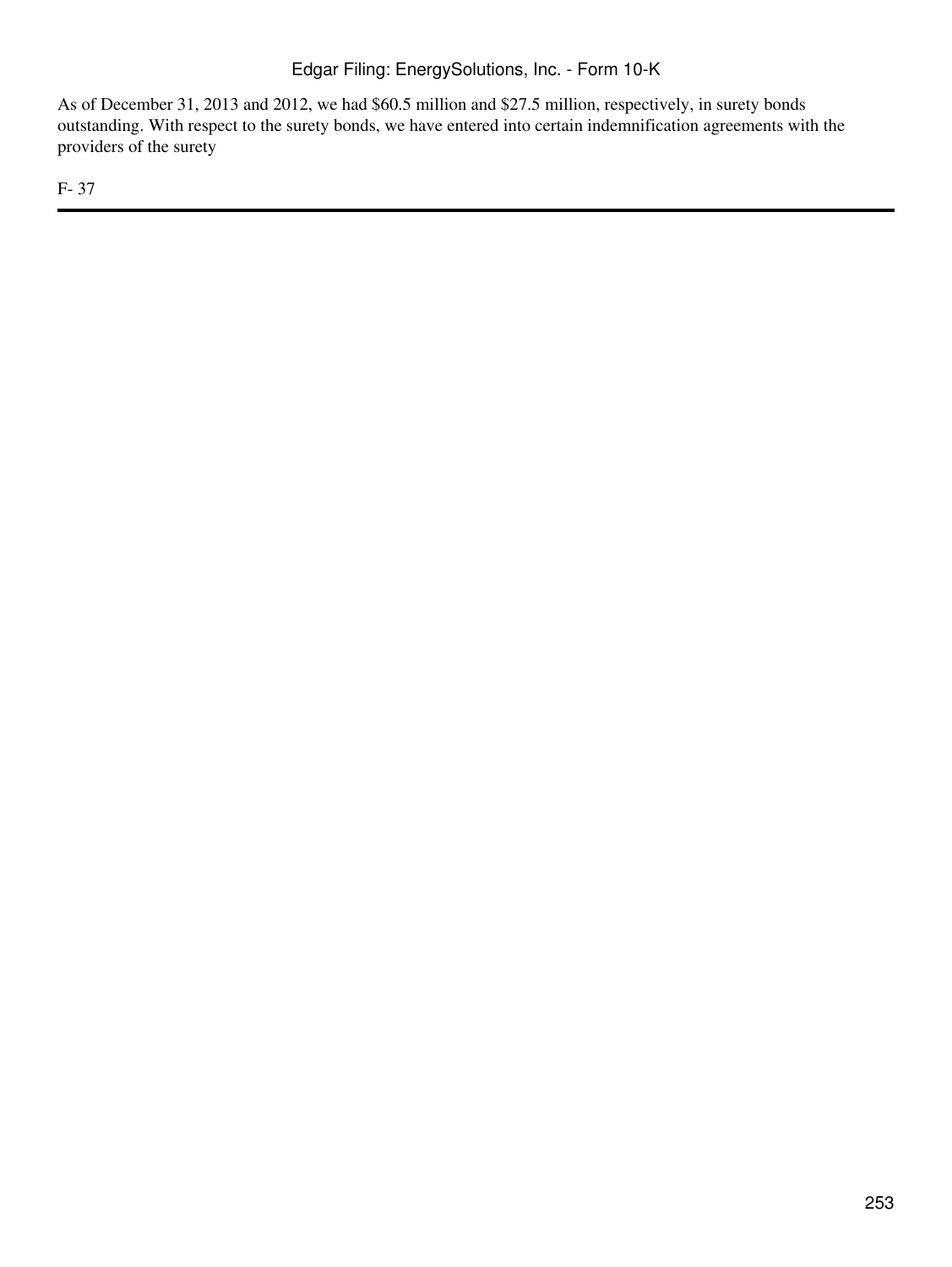As of December 31, 2013 and 2012, we had $60.5 million and $27.5 million, respectively, in surety bonds outstanding. With respect to the surety bonds, we have entered into certain indemnification agreements with the providers of the surety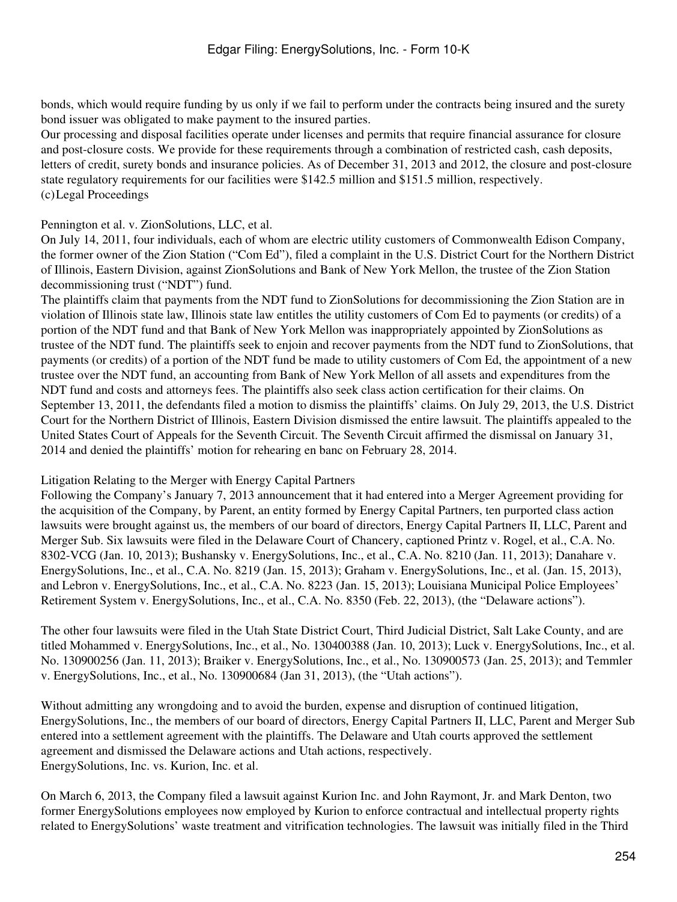bonds, which would require funding by us only if we fail to perform under the contracts being insured and the surety bond issuer was obligated to make payment to the insured parties.

Our processing and disposal facilities operate under licenses and permits that require financial assurance for closure and post-closure costs. We provide for these requirements through a combination of restricted cash, cash deposits, letters of credit, surety bonds and insurance policies. As of December 31, 2013 and 2012, the closure and post-closure state regulatory requirements for our facilities were $142.5 million and $151.5 million, respectively.

(c) Legal Proceedings

Pennington et al. v. ZionSolutions, LLC, et al.

On July 14, 2011, four individuals, each of whom are electric utility customers of Commonwealth Edison Company, the former owner of the Zion Station ("Com Ed"), filed a complaint in the U.S. District Court for the Northern District of Illinois, Eastern Division, against ZionSolutions and Bank of New York Mellon, the trustee of the Zion Station decommissioning trust ("NDT") fund.

The plaintiffs claim that payments from the NDT fund to ZionSolutions for decommissioning the Zion Station are in violation of Illinois state law, Illinois state law entitles the utility customers of Com Ed to payments (or credits) of a portion of the NDT fund and that Bank of New York Mellon was inappropriately appointed by ZionSolutions as trustee of the NDT fund. The plaintiffs seek to enjoin and recover payments from the NDT fund to ZionSolutions, that payments (or credits) of a portion of the NDT fund be made to utility customers of Com Ed, the appointment of a new trustee over the NDT fund, an accounting from Bank of New York Mellon of all assets and expenditures from the NDT fund and costs and attorneys fees. The plaintiffs also seek class action certification for their claims. On September 13, 2011, the defendants filed a motion to dismiss the plaintiffs' claims. On July 29, 2013, the U.S. District Court for the Northern District of Illinois, Eastern Division dismissed the entire lawsuit. The plaintiffs appealed to the United States Court of Appeals for the Seventh Circuit. The Seventh Circuit affirmed the dismissal on January 31, 2014 and denied the plaintiffs' motion for rehearing en banc on February 28, 2014.

Litigation Relating to the Merger with Energy Capital Partners

Following the Company's January 7, 2013 announcement that it had entered into a Merger Agreement providing for the acquisition of the Company, by Parent, an entity formed by Energy Capital Partners, ten purported class action lawsuits were brought against us, the members of our board of directors, Energy Capital Partners II, LLC, Parent and Merger Sub. Six lawsuits were filed in the Delaware Court of Chancery, captioned Printz v. Rogel, et al., C.A. No. 8302-VCG (Jan. 10, 2013); Bushansky v. EnergySolutions, Inc., et al., C.A. No. 8210 (Jan. 11, 2013); Danahare v. EnergySolutions, Inc., et al., C.A. No. 8219 (Jan. 15, 2013); Graham v. EnergySolutions, Inc., et al. (Jan. 15, 2013), and Lebron v. EnergySolutions, Inc., et al., C.A. No. 8223 (Jan. 15, 2013); Louisiana Municipal Police Employees' Retirement System v. EnergySolutions, Inc., et al., C.A. No. 8350 (Feb. 22, 2013), (the "Delaware actions").

The other four lawsuits were filed in the Utah State District Court, Third Judicial District, Salt Lake County, and are titled Mohammed v. EnergySolutions, Inc., et al., No. 130400388 (Jan. 10, 2013); Luck v. EnergySolutions, Inc., et al. No. 130900256 (Jan. 11, 2013); Braiker v. EnergySolutions, Inc., et al., No. 130900573 (Jan. 25, 2013); and Temmler v. EnergySolutions, Inc., et al., No. 130900684 (Jan 31, 2013), (the "Utah actions").

Without admitting any wrongdoing and to avoid the burden, expense and disruption of continued litigation, EnergySolutions, Inc., the members of our board of directors, Energy Capital Partners II, LLC, Parent and Merger Sub entered into a settlement agreement with the plaintiffs. The Delaware and Utah courts approved the settlement agreement and dismissed the Delaware actions and Utah actions, respectively.

EnergySolutions, Inc. vs. Kurion, Inc. et al.

On March 6, 2013, the Company filed a lawsuit against Kurion Inc. and John Raymont, Jr. and Mark Denton, two former EnergySolutions employees now employed by Kurion to enforce contractual and intellectual property rights related to EnergySolutions' waste treatment and vitrification technologies. The lawsuit was initially filed in the Third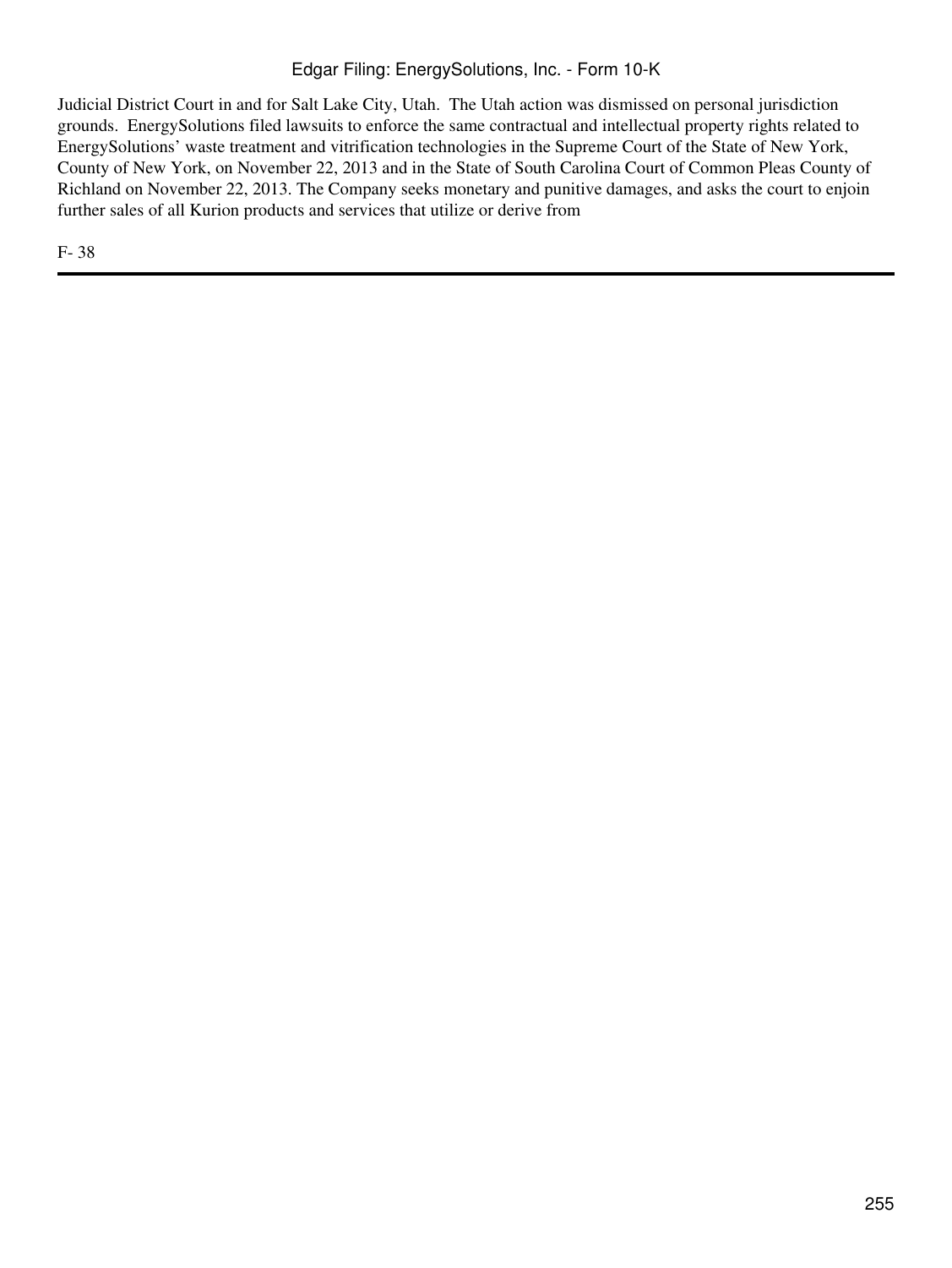Judicial District Court in and for Salt Lake City, Utah. The Utah action was dismissed on personal jurisdiction grounds. EnergySolutions filed lawsuits to enforce the same contractual and intellectual property rights related to EnergySolutions' waste treatment and vitrification technologies in the Supreme Court of the State of New York, County of New York, on November 22, 2013 and in the State of South Carolina Court of Common Pleas County of Richland on November 22, 2013. The Company seeks monetary and punitive damages, and asks the court to enjoin further sales of all Kurion products and services that utilize or derive from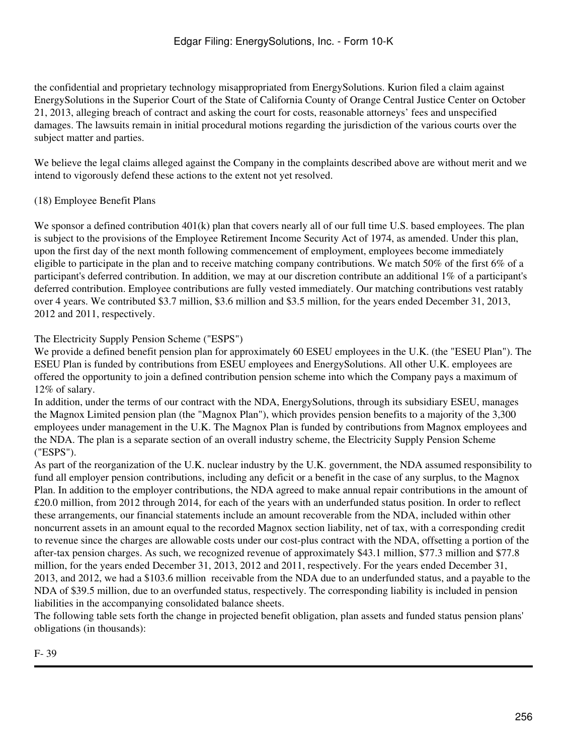the confidential and proprietary technology misappropriated from EnergySolutions. Kurion filed a claim against EnergySolutions in the Superior Court of the State of California County of Orange Central Justice Center on October 21, 2013, alleging breach of contract and asking the court for costs, reasonable attorneys' fees and unspecified damages. The lawsuits remain in initial procedural motions regarding the jurisdiction of the various courts over the subject matter and parties.

We believe the legal claims alleged against the Company in the complaints described above are without merit and we intend to vigorously defend these actions to the extent not yet resolved.

(18) Employee Benefit Plans

We sponsor a defined contribution 401(k) plan that covers nearly all of our full time U.S. based employees. The plan is subject to the provisions of the Employee Retirement Income Security Act of 1974, as amended. Under this plan, upon the first day of the next month following commencement of employment, employees become immediately eligible to participate in the plan and to receive matching company contributions. We match 50% of the first 6% of a participant's deferred contribution. In addition, we may at our discretion contribute an additional 1% of a participant's deferred contribution. Employee contributions are fully vested immediately. Our matching contributions vest ratably over 4 years. We contributed $3.7 million, $3.6 million and $3.5 million, for the years ended December 31, 2013, 2012 and 2011, respectively.

The Electricity Supply Pension Scheme ("ESPS")

We provide a defined benefit pension plan for approximately 60 ESEU employees in the U.K. (the "ESEU Plan"). The ESEU Plan is funded by contributions from ESEU employees and EnergySolutions. All other U.K. employees are offered the opportunity to join a defined contribution pension scheme into which the Company pays a maximum of 12% of salary.

In addition, under the terms of our contract with the NDA, EnergySolutions, through its subsidiary ESEU, manages the Magnox Limited pension plan (the "Magnox Plan"), which provides pension benefits to a majority of the 3,300 employees under management in the U.K. The Magnox Plan is funded by contributions from Magnox employees and the NDA. The plan is a separate section of an overall industry scheme, the Electricity Supply Pension Scheme ("ESPS").

As part of the reorganization of the U.K. nuclear industry by the U.K. government, the NDA assumed responsibility to fund all employer pension contributions, including any deficit or a benefit in the case of any surplus, to the Magnox Plan. In addition to the employer contributions, the NDA agreed to make annual repair contributions in the amount of £20.0 million, from 2012 through 2014, for each of the years with an underfunded status position. In order to reflect these arrangements, our financial statements include an amount recoverable from the NDA, included within other noncurrent assets in an amount equal to the recorded Magnox section liability, net of tax, with a corresponding credit to revenue since the charges are allowable costs under our cost-plus contract with the NDA, offsetting a portion of the after-tax pension charges. As such, we recognized revenue of approximately $43.1 million, $77.3 million and $77.8 million, for the years ended December 31, 2013, 2012 and 2011, respectively. For the years ended December 31, 2013, and 2012, we had a $103.6 million receivable from the NDA due to an underfunded status, and a payable to the NDA of $39.5 million, due to an overfunded status, respectively. The corresponding liability is included in pension liabilities in the accompanying consolidated balance sheets.

The following table sets forth the change in projected benefit obligation, plan assets and funded status pension plans' obligations (in thousands):

F- 39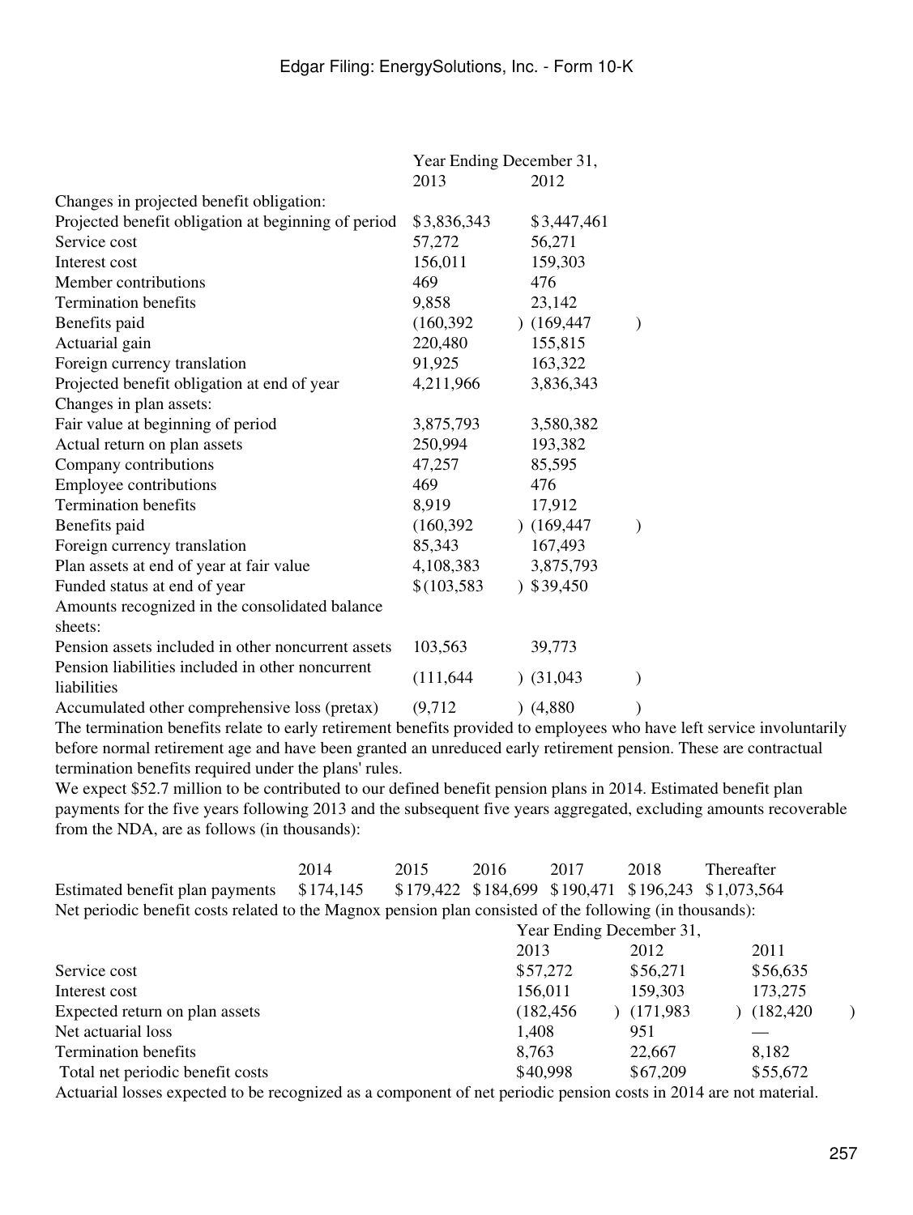| | Year Ending December 31, | |
|---|---|---|
| | 2013 | 2012 |
| Changes in projected benefit obligation: | | |
| Projected benefit obligation at beginning of period | $3,836,343 | $3,447,461 |
| Service cost | 57,272 | 56,271 |
| Interest cost | 156,011 | 159,303 |
| Member contributions | 469 | 476 |
| Termination benefits | 9,858 | 23,142 |
| Benefits paid | (160,392) | (169,447) |
| Actuarial gain | 220,480 | 155,815 |
| Foreign currency translation | 91,925 | 163,322 |
| Projected benefit obligation at end of year | 4,211,966 | 3,836,343 |
| Changes in plan assets: | | |
| Fair value at beginning of period | 3,875,793 | 3,580,382 |
| Actual return on plan assets | 250,994 | 193,382 |
| Company contributions | 47,257 | 85,595 |
| Employee contributions | 469 | 476 |
| Termination benefits | 8,919 | 17,912 |
| Benefits paid | (160,392) | (169,447) |
| Foreign currency translation | 85,343 | 167,493 |
| Plan assets at end of year at fair value | 4,108,383 | 3,875,793 |
| Funded status at end of year | $(103,583) | $39,450 |
| Amounts recognized in the consolidated balance sheets: | | |
| Pension assets included in other noncurrent assets | 103,563 | 39,773 |
| Pension liabilities included in other noncurrent liabilities | (111,644) | (31,043) |
| Accumulated other comprehensive loss (pretax) | (9,712) | (4,880) |

The termination benefits relate to early retirement benefits provided to employees who have left service involuntarily before normal retirement age and have been granted an unreduced early retirement pension. These are contractual termination benefits required under the plans' rules.

We expect $52.7 million to be contributed to our defined benefit pension plans in 2014. Estimated benefit plan payments for the five years following 2013 and the subsequent five years aggregated, excluding amounts recoverable from the NDA, are as follows (in thousands):

| | 2014 | 2015 | 2016 | 2017 | 2018 | Thereafter |
|---|---|---|---|---|---|---|
| Estimated benefit plan payments | $174,145 | $179,422 | $184,699 | $190,471 | $196,243 | $1,073,564 |

Net periodic benefit costs related to the Magnox pension plan consisted of the following (in thousands):

| | Year Ending December 31, | | |
|---|---|---|---|
| | 2013 | 2012 | 2011 |
| Service cost | $57,272 | $56,271 | $56,635 |
| Interest cost | 156,011 | 159,303 | 173,275 |
| Expected return on plan assets | (182,456) | (171,983) | (182,420) |
| Net actuarial loss | 1,408 | 951 | — |
| Termination benefits | 8,763 | 22,667 | 8,182 |
| Total net periodic benefit costs | $40,998 | $67,209 | $55,672 |

Actuarial losses expected to be recognized as a component of net periodic pension costs in 2014 are not material.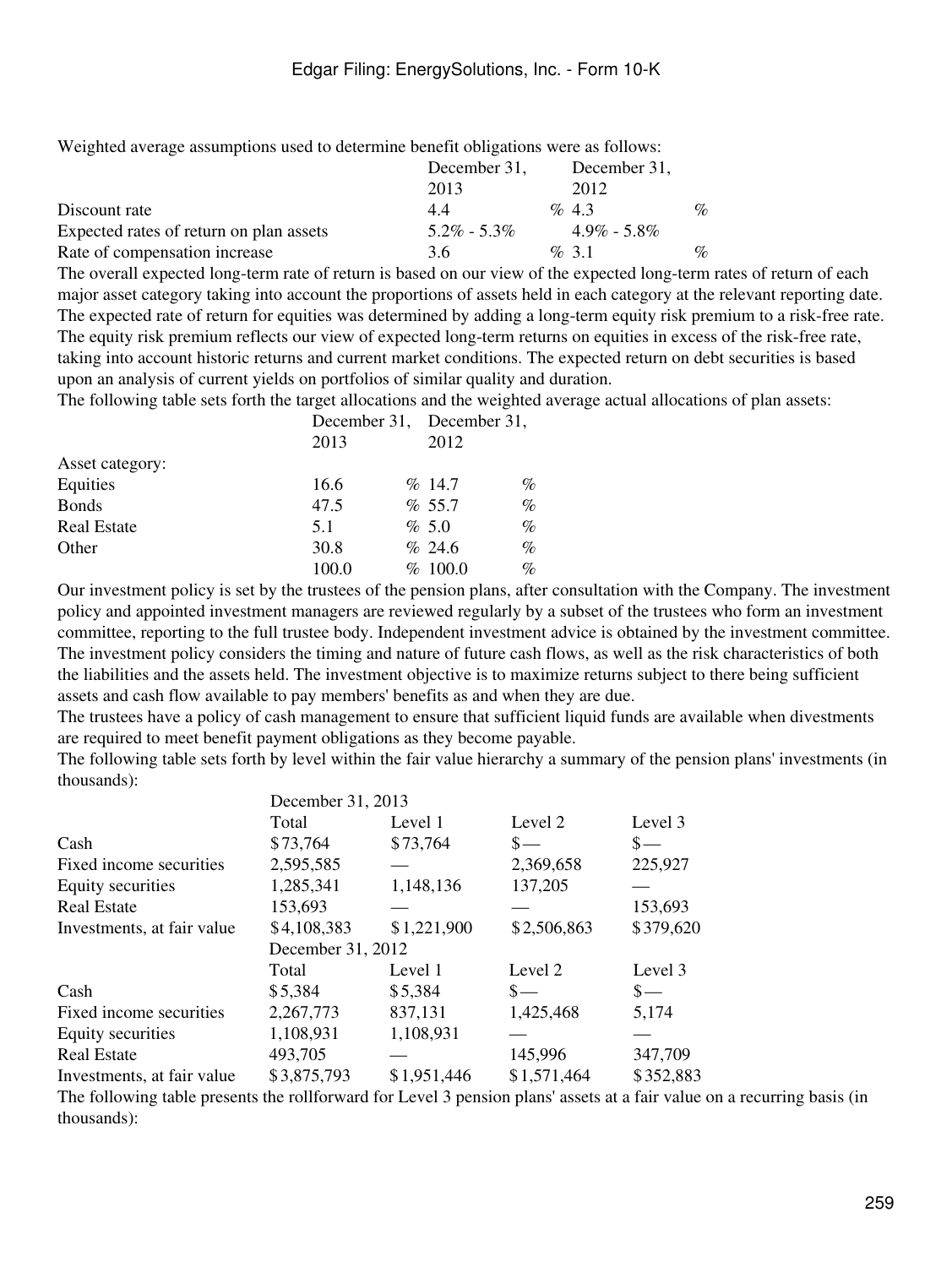Weighted average assumptions used to determine benefit obligations were as follows:

| | December 31, 2013 | December 31, 2012 |
|---|---|---|
| Discount rate | 4.4 % | 4.3 % |
| Expected rates of return on plan assets | 5.2% - 5.3% | 4.9% - 5.8% |
| Rate of compensation increase | 3.6 % | 3.1 % |

The overall expected long-term rate of return is based on our view of the expected long-term rates of return of each major asset category taking into account the proportions of assets held in each category at the relevant reporting date. The expected rate of return for equities was determined by adding a long-term equity risk premium to a risk-free rate. The equity risk premium reflects our view of expected long-term returns on equities in excess of the risk-free rate, taking into account historic returns and current market conditions. The expected return on debt securities is based upon an analysis of current yields on portfolios of similar quality and duration.

The following table sets forth the target allocations and the weighted average actual allocations of plan assets:

| | December 31, 2013 | December 31, 2012 |
|---|---|---|
| Asset category: | | |
| Equities | 16.6 % | 14.7 % |
| Bonds | 47.5 % | 55.7 % |
| Real Estate | 5.1 % | 5.0 % |
| Other | 30.8 % | 24.6 % |
| | 100.0 % | 100.0 % |

Our investment policy is set by the trustees of the pension plans, after consultation with the Company. The investment policy and appointed investment managers are reviewed regularly by a subset of the trustees who form an investment committee, reporting to the full trustee body. Independent investment advice is obtained by the investment committee. The investment policy considers the timing and nature of future cash flows, as well as the risk characteristics of both the liabilities and the assets held. The investment objective is to maximize returns subject to there being sufficient assets and cash flow available to pay members' benefits as and when they are due.

The trustees have a policy of cash management to ensure that sufficient liquid funds are available when divestments are required to meet benefit payment obligations as they become payable.

The following table sets forth by level within the fair value hierarchy a summary of the pension plans' investments (in thousands):

| | December 31, 2013 | | | |
|---|---|---|---|---|
| | Total | Level 1 | Level 2 | Level 3 |
| Cash | $73,764 | $73,764 | $— | $— |
| Fixed income securities | 2,595,585 | — | 2,369,658 | 225,927 |
| Equity securities | 1,285,341 | 1,148,136 | 137,205 | — |
| Real Estate | 153,693 | — | — | 153,693 |
| Investments, at fair value | $4,108,383 | $1,221,900 | $2,506,863 | $379,620 |
| | **December 31, 2012** | | | |
| | Total | Level 1 | Level 2 | Level 3 |
| Cash | $5,384 | $5,384 | $— | $— |
| Fixed income securities | 2,267,773 | 837,131 | 1,425,468 | 5,174 |
| Equity securities | 1,108,931 | 1,108,931 | — | — |
| Real Estate | 493,705 | — | 145,996 | 347,709 |
| Investments, at fair value | $3,875,793 | $1,951,446 | $1,571,464 | $352,883 |

The following table presents the rollforward for Level 3 pension plans' assets at a fair value on a recurring basis (in thousands):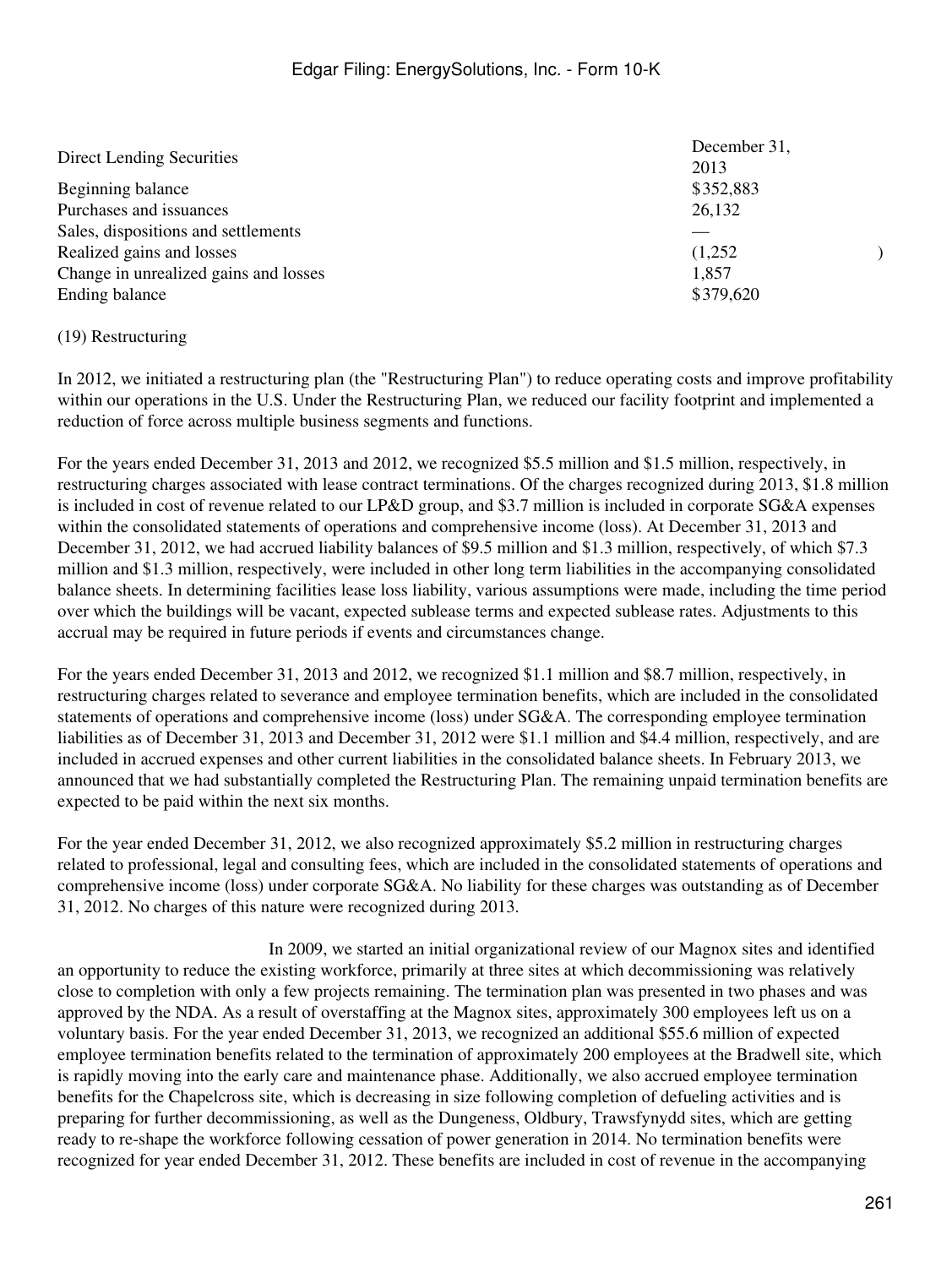| Direct Lending Securities | December 31, 2013 |
| --- | --- |
| Beginning balance | $352,883 |
| Purchases and issuances | 26,132 |
| Sales, dispositions and settlements | — |
| Realized gains and losses | (1,252) |
| Change in unrealized gains and losses | 1,857 |
| Ending balance | $379,620 |

(19) Restructuring

In 2012, we initiated a restructuring plan (the "Restructuring Plan") to reduce operating costs and improve profitability within our operations in the U.S. Under the Restructuring Plan, we reduced our facility footprint and implemented a reduction of force across multiple business segments and functions.

For the years ended December 31, 2013 and 2012, we recognized $5.5 million and $1.5 million, respectively, in restructuring charges associated with lease contract terminations. Of the charges recognized during 2013, $1.8 million is included in cost of revenue related to our LP&D group, and $3.7 million is included in corporate SG&A expenses within the consolidated statements of operations and comprehensive income (loss). At December 31, 2013 and December 31, 2012, we had accrued liability balances of $9.5 million and $1.3 million, respectively, of which $7.3 million and $1.3 million, respectively, were included in other long term liabilities in the accompanying consolidated balance sheets. In determining facilities lease loss liability, various assumptions were made, including the time period over which the buildings will be vacant, expected sublease terms and expected sublease rates. Adjustments to this accrual may be required in future periods if events and circumstances change.

For the years ended December 31, 2013 and 2012, we recognized $1.1 million and $8.7 million, respectively, in restructuring charges related to severance and employee termination benefits, which are included in the consolidated statements of operations and comprehensive income (loss) under SG&A. The corresponding employee termination liabilities as of December 31, 2013 and December 31, 2012 were $1.1 million and $4.4 million, respectively, and are included in accrued expenses and other current liabilities in the consolidated balance sheets. In February 2013, we announced that we had substantially completed the Restructuring Plan. The remaining unpaid termination benefits are expected to be paid within the next six months.

For the year ended December 31, 2012, we also recognized approximately $5.2 million in restructuring charges related to professional, legal and consulting fees, which are included in the consolidated statements of operations and comprehensive income (loss) under corporate SG&A. No liability for these charges was outstanding as of December 31, 2012. No charges of this nature were recognized during 2013.

In 2009, we started an initial organizational review of our Magnox sites and identified an opportunity to reduce the existing workforce, primarily at three sites at which decommissioning was relatively close to completion with only a few projects remaining. The termination plan was presented in two phases and was approved by the NDA. As a result of overstaffing at the Magnox sites, approximately 300 employees left us on a voluntary basis. For the year ended December 31, 2013, we recognized an additional $55.6 million of expected employee termination benefits related to the termination of approximately 200 employees at the Bradwell site, which is rapidly moving into the early care and maintenance phase. Additionally, we also accrued employee termination benefits for the Chapelcross site, which is decreasing in size following completion of defueling activities and is preparing for further decommissioning, as well as the Dungeness, Oldbury, Trawsfynydd sites, which are getting ready to re-shape the workforce following cessation of power generation in 2014. No termination benefits were recognized for year ended December 31, 2012. These benefits are included in cost of revenue in the accompanying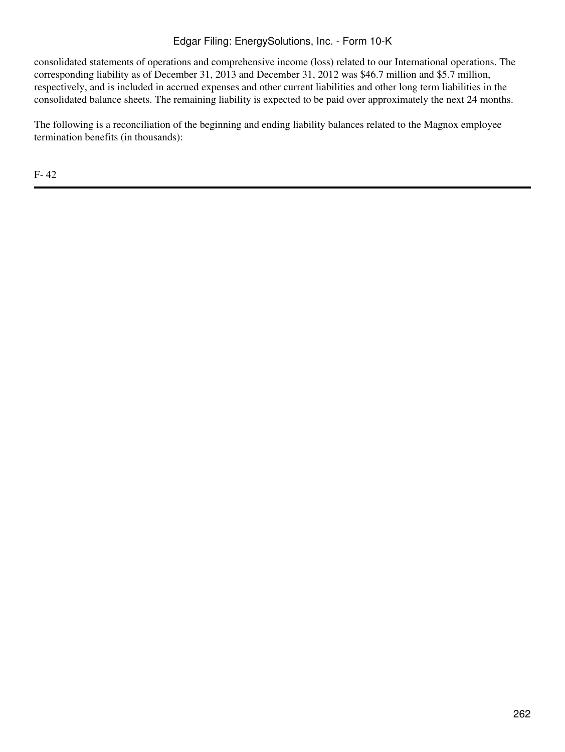consolidated statements of operations and comprehensive income (loss) related to our International operations. The corresponding liability as of December 31, 2013 and December 31, 2012 was $46.7 million and $5.7 million, respectively, and is included in accrued expenses and other current liabilities and other long term liabilities in the consolidated balance sheets. The remaining liability is expected to be paid over approximately the next 24 months.

The following is a reconciliation of the beginning and ending liability balances related to the Magnox employee termination benefits (in thousands):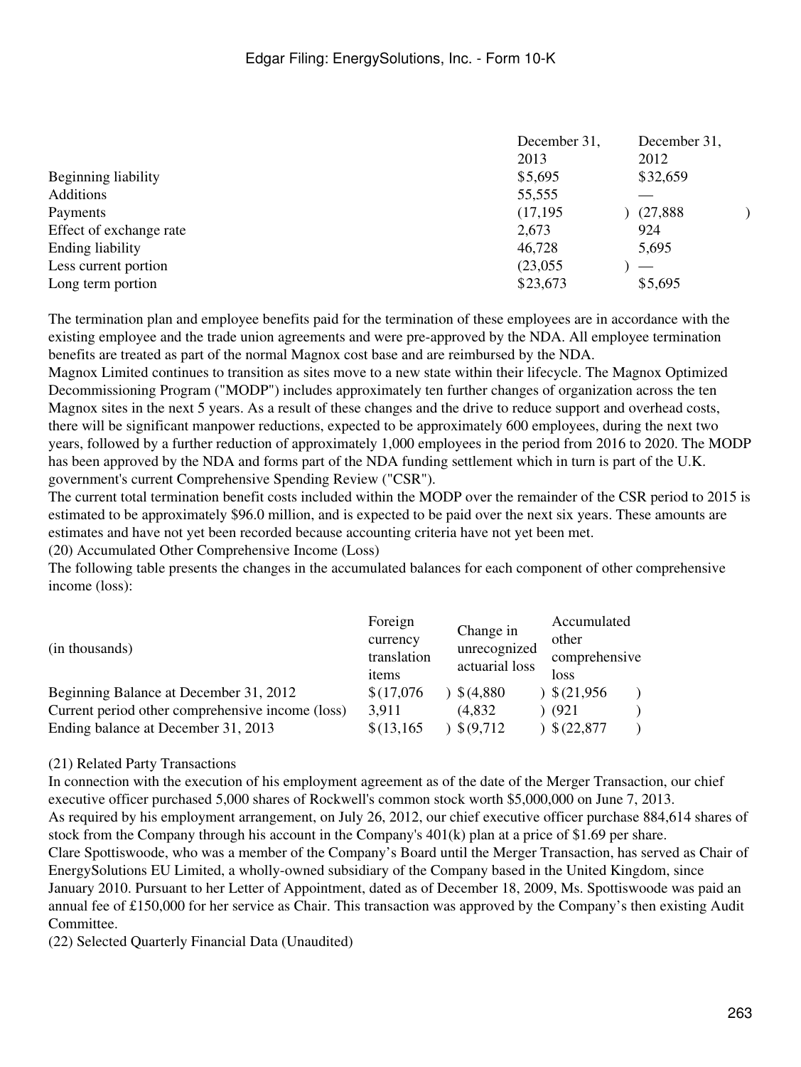| | December 31, 2013 | December 31, 2012 |
|---|---|---|
| Beginning liability | $5,695 | $32,659 |
| Additions | 55,555 | — |
| Payments | (17,195) | (27,888) |
| Effect of exchange rate | 2,673 | 924 |
| Ending liability | 46,728 | 5,695 |
| Less current portion | (23,055) | — |
| Long term portion | $23,673 | $5,695 |

The termination plan and employee benefits paid for the termination of these employees are in accordance with the existing employee and the trade union agreements and were pre-approved by the NDA. All employee termination benefits are treated as part of the normal Magnox cost base and are reimbursed by the NDA.

Magnox Limited continues to transition as sites move to a new state within their lifecycle. The Magnox Optimized Decommissioning Program ("MODP") includes approximately ten further changes of organization across the ten Magnox sites in the next 5 years. As a result of these changes and the drive to reduce support and overhead costs, there will be significant manpower reductions, expected to be approximately 600 employees, during the next two years, followed by a further reduction of approximately 1,000 employees in the period from 2016 to 2020. The MODP has been approved by the NDA and forms part of the NDA funding settlement which in turn is part of the U.K. government's current Comprehensive Spending Review ("CSR").

The current total termination benefit costs included within the MODP over the remainder of the CSR period to 2015 is estimated to be approximately $96.0 million, and is expected to be paid over the next six years. These amounts are estimates and have not yet been recorded because accounting criteria have not yet been met.

(20) Accumulated Other Comprehensive Income (Loss)

The following table presents the changes in the accumulated balances for each component of other comprehensive income (loss):

| (in thousands) | Foreign currency translation items | Change in unrecognized actuarial loss | Accumulated other comprehensive loss |
|---|---|---|---|
| Beginning Balance at December 31, 2012 | $(17,076) | $(4,880) | $(21,956) |
| Current period other comprehensive income (loss) | 3,911 | (4,832) | (921) |
| Ending balance at December 31, 2013 | $(13,165) | $(9,712) | $(22,877) |

(21) Related Party Transactions

In connection with the execution of his employment agreement as of the date of the Merger Transaction, our chief executive officer purchased 5,000 shares of Rockwell's common stock worth $5,000,000 on June 7, 2013.

As required by his employment arrangement, on July 26, 2012, our chief executive officer purchase 884,614 shares of stock from the Company through his account in the Company's 401(k) plan at a price of $1.69 per share.

Clare Spottiswoode, who was a member of the Company's Board until the Merger Transaction, has served as Chair of EnergySolutions EU Limited, a wholly-owned subsidiary of the Company based in the United Kingdom, since January 2010. Pursuant to her Letter of Appointment, dated as of December 18, 2009, Ms. Spottiswoode was paid an annual fee of £150,000 for her service as Chair. This transaction was approved by the Company's then existing Audit Committee.

(22) Selected Quarterly Financial Data (Unaudited)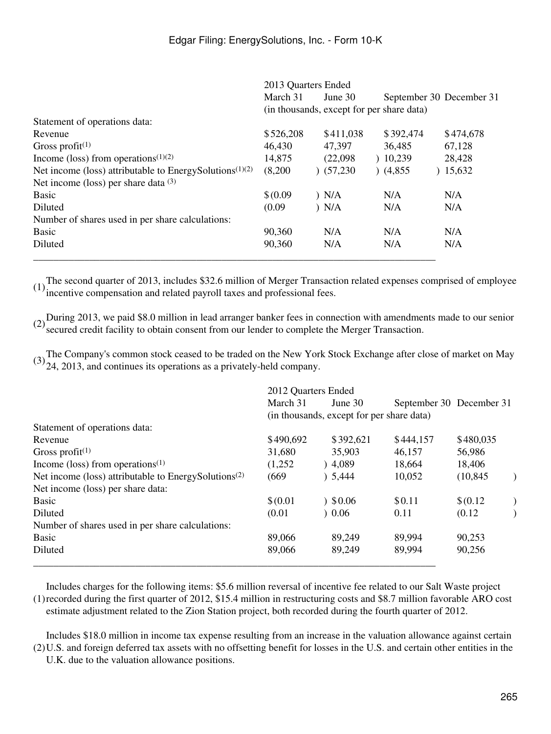| | 2013 Quarters Ended | | | |
|---|---|---|---|---|
| | March 31 | June 30 | September 30 | December 31 |
| | (in thousands, except for per share data) | | | |
| Statement of operations data: | | | | |
| Revenue | $526,208 | $411,038 | $392,474 | $474,678 |
| Gross profit[1] | 46,430 | 47,397 | 36,485 | 67,128 |
| Income (loss) from operations[1][2] | 14,875 | (22,098) | 10,239 | 28,428 |
| Net income (loss) attributable to EnergySolutions[1][2] | (8,200) | (57,230) | (4,855) | 15,632 |
| Net income (loss) per share data [3] | | | | |
| Basic | $(0.09) | N/A | N/A | N/A |
| Diluted | (0.09) | N/A | N/A | N/A |
| Number of shares used in per share calculations: | | | | |
| Basic | 90,360 | N/A | N/A | N/A |
| Diluted | 90,360 | N/A | N/A | N/A |

(1) The second quarter of 2013, includes $32.6 million of Merger Transaction related expenses comprised of employee incentive compensation and related payroll taxes and professional fees.

(2) During 2013, we paid $8.0 million in lead arranger banker fees in connection with amendments made to our senior secured credit facility to obtain consent from our lender to complete the Merger Transaction.

(3) The Company's common stock ceased to be traded on the New York Stock Exchange after close of market on May 24, 2013, and continues its operations as a privately-held company.

| | 2012 Quarters Ended | | | |
|---|---|---|---|---|
| | March 31 | June 30 | September 30 | December 31 |
| | (in thousands, except for per share data) | | | |
| Statement of operations data: | | | | |
| Revenue | $490,692 | $392,621 | $444,157 | $480,035 |
| Gross profit[1] | 31,680 | 35,903 | 46,157 | 56,986 |
| Income (loss) from operations[1] | (1,252) | 4,089 | 18,664 | 18,406 |
| Net income (loss) attributable to EnergySolutions[2] | (669) | 5,444 | 10,052 | (10,845) |
| Net income (loss) per share data: | | | | |
| Basic | $(0.01) | $0.06 | $0.11 | $(0.12) |
| Diluted | (0.01) | 0.06 | 0.11 | (0.12) |
| Number of shares used in per share calculations: | | | | |
| Basic | 89,066 | 89,249 | 89,994 | 90,253 |
| Diluted | 89,066 | 89,249 | 89,994 | 90,256 |

(1) Includes charges for the following items: $5.6 million reversal of incentive fee related to our Salt Waste project recorded during the first quarter of 2012, $15.4 million in restructuring costs and $8.7 million favorable ARO cost estimate adjustment related to the Zion Station project, both recorded during the fourth quarter of 2012.

(2) Includes $18.0 million in income tax expense resulting from an increase in the valuation allowance against certain U.S. and foreign deferred tax assets with no offsetting benefit for losses in the U.S. and certain other entities in the U.K. due to the valuation allowance positions.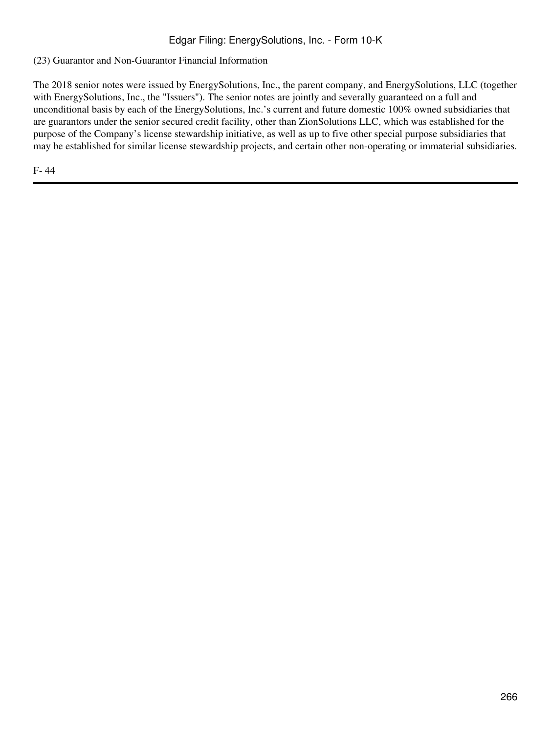(23) Guarantor and Non-Guarantor Financial Information

The 2018 senior notes were issued by EnergySolutions, Inc., the parent company, and EnergySolutions, LLC (together with EnergySolutions, Inc., the "Issuers"). The senior notes are jointly and severally guaranteed on a full and unconditional basis by each of the EnergySolutions, Inc.'s current and future domestic 100% owned subsidiaries that are guarantors under the senior secured credit facility, other than ZionSolutions LLC, which was established for the purpose of the Company's license stewardship initiative, as well as up to five other special purpose subsidiaries that may be established for similar license stewardship projects, and certain other non-operating or immaterial subsidiaries.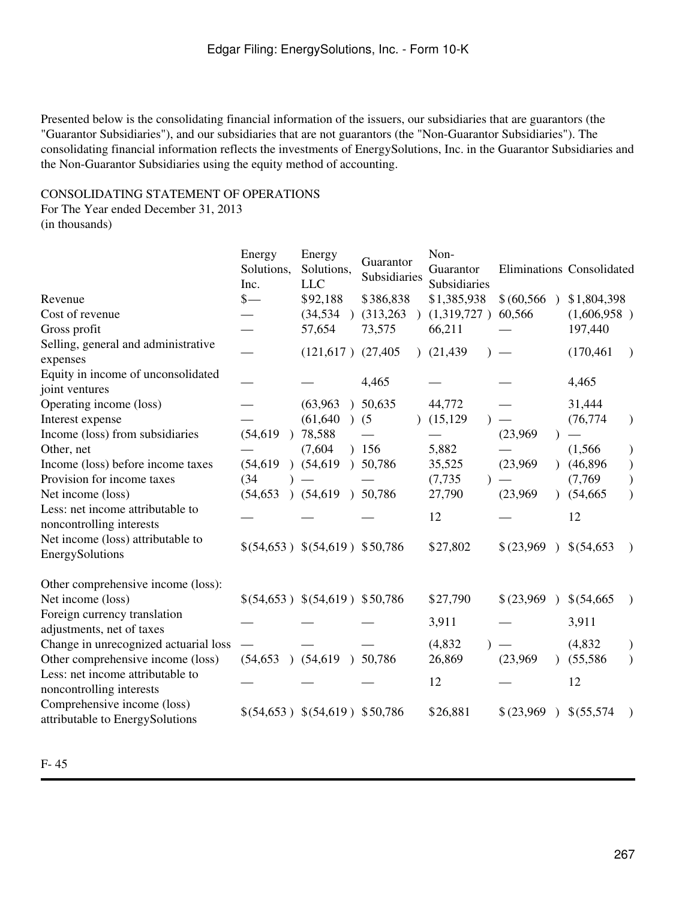Presented below is the consolidating financial information of the issuers, our subsidiaries that are guarantors (the "Guarantor Subsidiaries"), and our subsidiaries that are not guarantors (the "Non-Guarantor Subsidiaries"). The consolidating financial information reflects the investments of EnergySolutions, Inc. in the Guarantor Subsidiaries and the Non-Guarantor Subsidiaries using the equity method of accounting.

CONSOLIDATING STATEMENT OF OPERATIONS
For The Year ended December 31, 2013
(in thousands)

| | Energy Solutions, Inc. | Energy Solutions, LLC | Guarantor Subsidiaries | Non-Guarantor Subsidiaries | Eliminations | Consolidated |
|---|---|---|---|---|---|---|
| Revenue | $— | $92,188 | $386,838 | $1,385,938 | $(60,566) | $1,804,398 |
| Cost of revenue | — | (34,534) | (313,263) | (1,319,727) | 60,566 | (1,606,958) |
| Gross profit | — | 57,654 | 73,575 | 66,211 | — | 197,440 |
| Selling, general and administrative expenses | — | (121,617) | (27,405) | (21,439) | — | (170,461) |
| Equity in income of unconsolidated joint ventures | — | — | 4,465 | — | — | 4,465 |
| Operating income (loss) | — | (63,963) | 50,635 | 44,772 | — | 31,444 |
| Interest expense | — | (61,640) | (5) | (15,129) | — | (76,774) |
| Income (loss) from subsidiaries | (54,619) | 78,588 | — | — | (23,969) | — |
| Other, net | — | (7,604) | 156 | 5,882 | — | (1,566) |
| Income (loss) before income taxes | (54,619) | (54,619) | 50,786 | 35,525 | (23,969) | (46,896) |
| Provision for income taxes | (34) | — | — | (7,735) | — | (7,769) |
| Net income (loss) | (54,653) | (54,619) | 50,786 | 27,790 | (23,969) | (54,665) |
| Less: net income attributable to noncontrolling interests | — | — | — | 12 | — | 12 |
| Net income (loss) attributable to EnergySolutions | $(54,653) | $(54,619) | $50,786 | $27,802 | $(23,969) | $(54,653) |
| | | | | | | |
| Other comprehensive income (loss): | | | | | | |
| Net income (loss) | $(54,653) | $(54,619) | $50,786 | $27,790 | $(23,969) | $(54,665) |
| Foreign currency translation adjustments, net of taxes | — | — | — | 3,911 | — | 3,911 |
| Change in unrecognized actuarial loss | — | — | — | (4,832) | — | (4,832) |
| Other comprehensive income (loss) | (54,653) | (54,619) | 50,786 | 26,869 | (23,969) | (55,586) |
| Less: net income attributable to noncontrolling interests | — | — | — | 12 | — | 12 |
| Comprehensive income (loss) attributable to EnergySolutions | $(54,653) | $(54,619) | $50,786 | $26,881 | $(23,969) | $(55,574) |

F- 45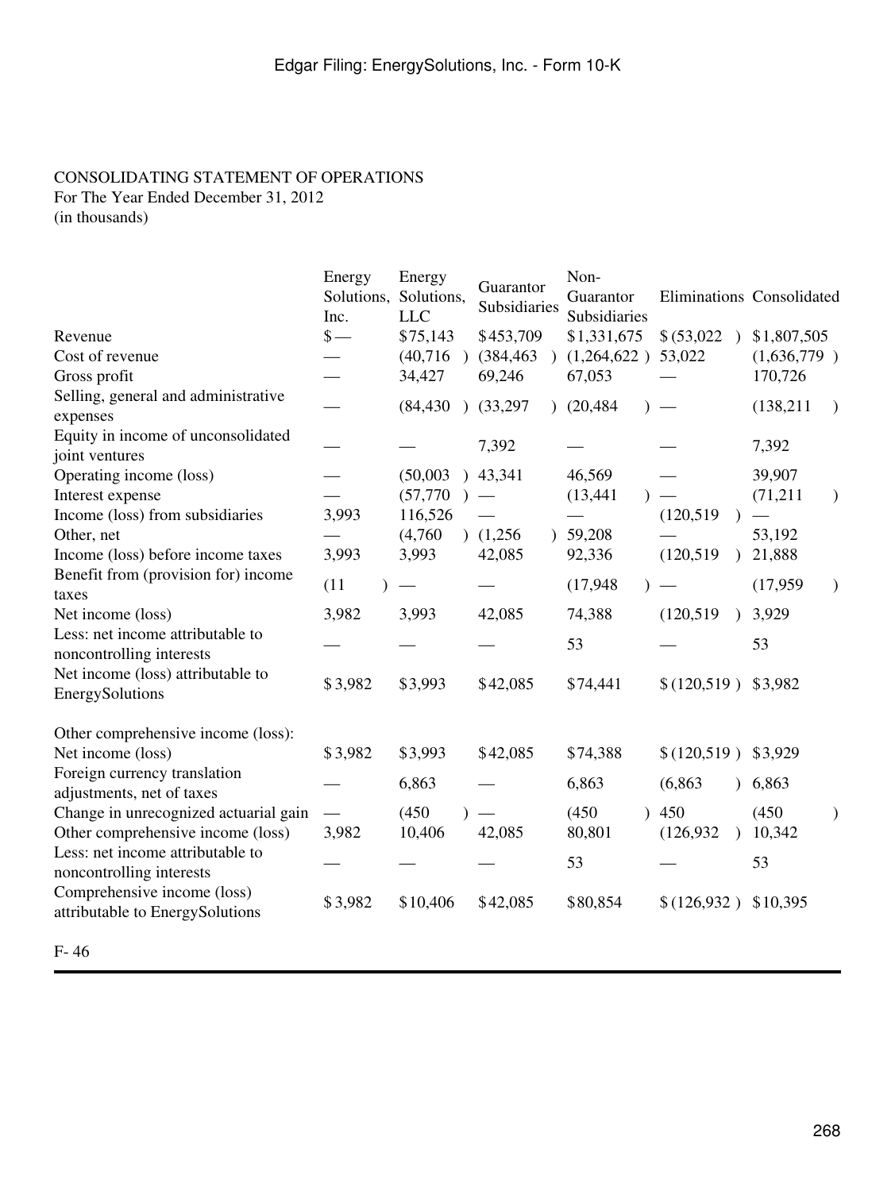CONSOLIDATING STATEMENT OF OPERATIONS
For The Year Ended December 31, 2012
(in thousands)

| | Energy Solutions, Inc. | Energy Solutions, LLC | Guarantor Subsidiaries | Non-Guarantor Subsidiaries | Eliminations | Consolidated |
|---|---|---|---|---|---|---|
| Revenue | $— | $75,143 | $453,709 | $1,331,675 | $(53,022) | $1,807,505 |
| Cost of revenue | — | (40,716) | (384,463) | (1,264,622) | 53,022 | (1,636,779) |
| Gross profit | — | 34,427 | 69,246 | 67,053 | — | 170,726 |
| Selling, general and administrative expenses | — | (84,430) | (33,297) | (20,484) | — | (138,211) |
| Equity in income of unconsolidated joint ventures | — | — | 7,392 | — | — | 7,392 |
| Operating income (loss) | — | (50,003) | 43,341 | 46,569 | — | 39,907 |
| Interest expense | — | (57,770) | — | (13,441) | — | (71,211) |
| Income (loss) from subsidiaries | 3,993 | 116,526 | — | — | (120,519) | — |
| Other, net | — | (4,760) | (1,256) | 59,208 | — | 53,192 |
| Income (loss) before income taxes | 3,993 | 3,993 | 42,085 | 92,336 | (120,519) | 21,888 |
| Benefit from (provision for) income taxes | (11) | — | — | (17,948) | — | (17,959) |
| Net income (loss) | 3,982 | 3,993 | 42,085 | 74,388 | (120,519) | 3,929 |
| Less: net income attributable to noncontrolling interests | — | — | — | 53 | — | 53 |
| Net income (loss) attributable to EnergySolutions | $3,982 | $3,993 | $42,085 | $74,441 | $(120,519) | $3,982 |
| | | | | | | |
| Other comprehensive income (loss): | | | | | | |
| Net income (loss) | $3,982 | $3,993 | $42,085 | $74,388 | $(120,519) | $3,929 |
| Foreign currency translation adjustments, net of taxes | — | 6,863 | — | 6,863 | (6,863) | 6,863 |
| Change in unrecognized actuarial gain | — | (450) | — | (450) | 450 | (450) |
| Other comprehensive income (loss) | 3,982 | 10,406 | 42,085 | 80,801 | (126,932) | 10,342 |
| Less: net income attributable to noncontrolling interests | — | — | — | 53 | — | 53 |
| Comprehensive income (loss) attributable to EnergySolutions | $3,982 | $10,406 | $42,085 | $80,854 | $(126,932) | $10,395 |

F- 46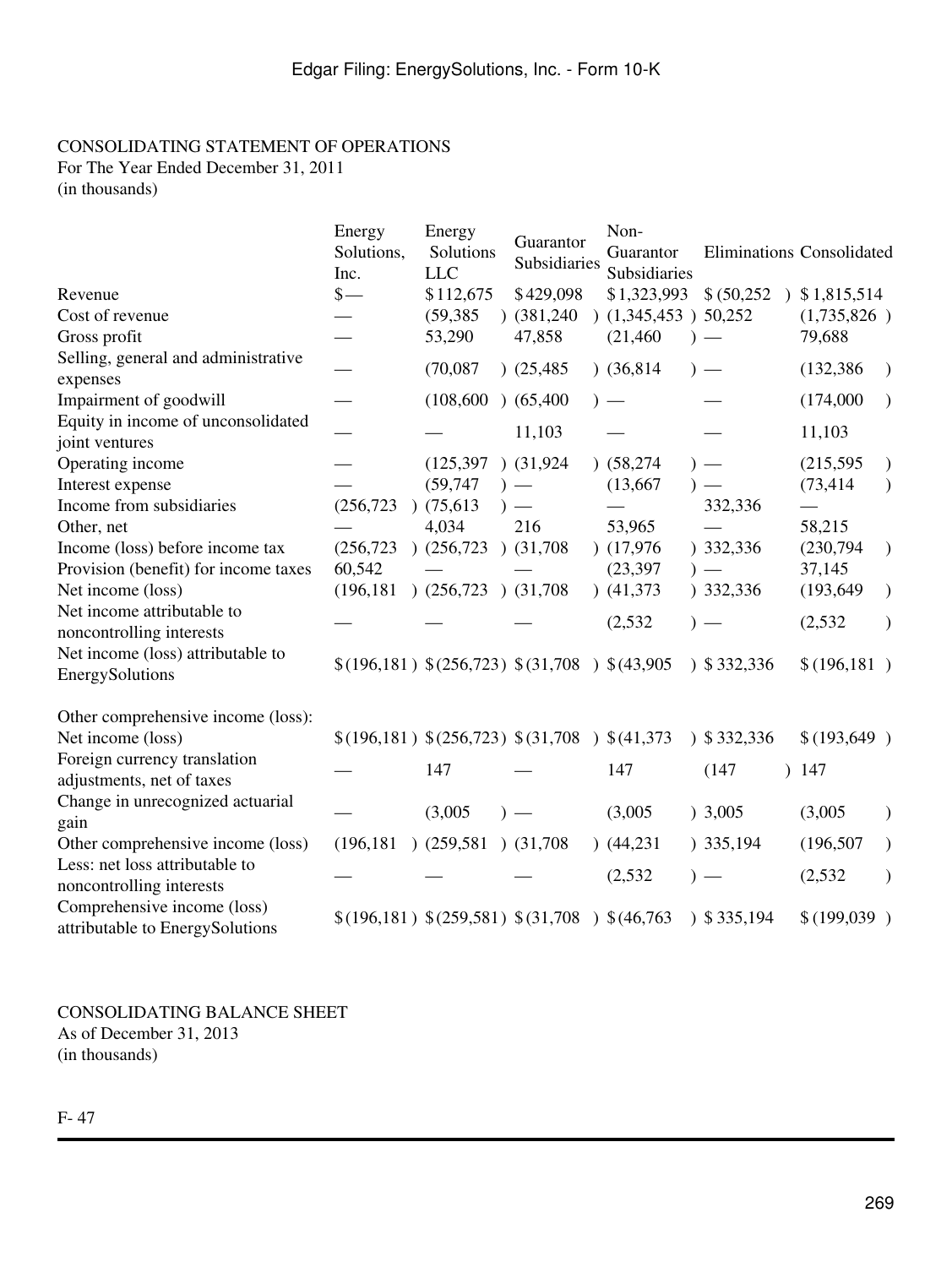CONSOLIDATING STATEMENT OF OPERATIONS
For The Year Ended December 31, 2011
(in thousands)

| | Energy Solutions, Inc. | Energy Solutions LLC | Guarantor Subsidiaries | Non-Guarantor Subsidiaries | Eliminations | Consolidated |
|---|---|---|---|---|---|---|
| Revenue | $— | $112,675 | $429,098 | $1,323,993 | $(50,252) | $1,815,514 |
| Cost of revenue | — | (59,385) | (381,240) | (1,345,453) | 50,252 | (1,735,826) |
| Gross profit | — | 53,290 | 47,858 | (21,460) | — | 79,688 |
| Selling, general and administrative expenses | — | (70,087) | (25,485) | (36,814) | — | (132,386) |
| Impairment of goodwill | — | (108,600) | (65,400) | — | — | (174,000) |
| Equity in income of unconsolidated joint ventures | — | — | 11,103 | — | — | 11,103 |
| Operating income | — | (125,397) | (31,924) | (58,274) | — | (215,595) |
| Interest expense | — | (59,747) | — | (13,667) | — | (73,414) |
| Income from subsidiaries | (256,723) | (75,613) | — | — | 332,336 | — |
| Other, net | — | 4,034 | 216 | 53,965 | — | 58,215 |
| Income (loss) before income tax | (256,723) | (256,723) | (31,708) | (17,976) | 332,336 | (230,794) |
| Provision (benefit) for income taxes | 60,542 | — | — | (23,397) | — | 37,145 |
| Net income (loss) | (196,181) | (256,723) | (31,708) | (41,373) | 332,336 | (193,649) |
| Net income attributable to noncontrolling interests | — | — | — | (2,532) | — | (2,532) |
| Net income (loss) attributable to EnergySolutions | $(196,181) | $(256,723) | $(31,708) | $(43,905) | $332,336 | $(196,181) |
| | | | | | | |
| Other comprehensive income (loss): | | | | | | |
| Net income (loss) | $(196,181) | $(256,723) | $(31,708) | $(41,373) | $332,336 | $(193,649) |
| Foreign currency translation adjustments, net of taxes | — | 147 | — | 147 | (147) | 147 |
| Change in unrecognized actuarial gain | — | (3,005) | — | (3,005) | 3,005 | (3,005) |
| Other comprehensive income (loss) | (196,181) | (259,581) | (31,708) | (44,231) | 335,194 | (196,507) |
| Less: net loss attributable to noncontrolling interests | — | — | — | (2,532) | — | (2,532) |
| Comprehensive income (loss) attributable to EnergySolutions | $(196,181) | $(259,581) | $(31,708) | $(46,763) | $335,194 | $(199,039) |

CONSOLIDATING BALANCE SHEET
As of December 31, 2013
(in thousands)

F- 47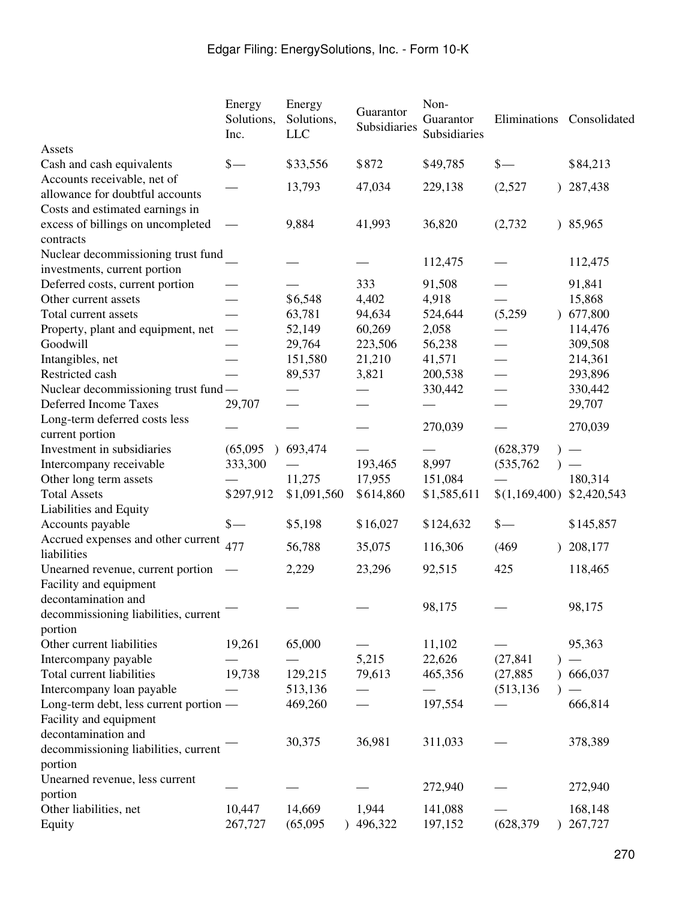| | Energy Solutions, Inc. | Energy Solutions, LLC | Guarantor Subsidiaries | Non-Guarantor Subsidiaries | Eliminations | Consolidated |
|---|---|---|---|---|---|---|
| Assets | | | | | | |
| Cash and cash equivalents | $— | $33,556 | $872 | $49,785 | $— | $84,213 |
| Accounts receivable, net of allowance for doubtful accounts | — | 13,793 | 47,034 | 229,138 | (2,527) | 287,438 |
| Costs and estimated earnings in excess of billings on uncompleted contracts | — | 9,884 | 41,993 | 36,820 | (2,732) | 85,965 |
| Nuclear decommissioning trust fund investments, current portion | — | — | — | 112,475 | — | 112,475 |
| Deferred costs, current portion | — | — | 333 | 91,508 | — | 91,841 |
| Other current assets | — | $6,548 | 4,402 | 4,918 | — | 15,868 |
| Total current assets | — | 63,781 | 94,634 | 524,644 | (5,259) | 677,800 |
| Property, plant and equipment, net | — | 52,149 | 60,269 | 2,058 | — | 114,476 |
| Goodwill | — | 29,764 | 223,506 | 56,238 | — | 309,508 |
| Intangibles, net | — | 151,580 | 21,210 | 41,571 | — | 214,361 |
| Restricted cash | — | 89,537 | 3,821 | 200,538 | — | 293,896 |
| Nuclear decommissioning trust fund | — | — | — | 330,442 | — | 330,442 |
| Deferred Income Taxes | 29,707 | — | — | — | — | 29,707 |
| Long-term deferred costs less current portion | — | — | — | 270,039 | — | 270,039 |
| Investment in subsidiaries | (65,095) | 693,474 | — | — | (628,379) | — |
| Intercompany receivable | 333,300 | — | 193,465 | 8,997 | (535,762) | — |
| Other long term assets | — | 11,275 | 17,955 | 151,084 | — | 180,314 |
| Total Assets | $297,912 | $1,091,560 | $614,860 | $1,585,611 | $(1,169,400) | $2,420,543 |
| Liabilities and Equity | | | | | | |
| Accounts payable | $— | $5,198 | $16,027 | $124,632 | $— | $145,857 |
| Accrued expenses and other current liabilities | 477 | 56,788 | 35,075 | 116,306 | (469) | 208,177 |
| Unearned revenue, current portion | — | 2,229 | 23,296 | 92,515 | 425 | 118,465 |
| Facility and equipment decontamination and decommissioning liabilities, current portion | — | — | — | 98,175 | — | 98,175 |
| Other current liabilities | 19,261 | 65,000 | — | 11,102 | — | 95,363 |
| Intercompany payable | — | — | 5,215 | 22,626 | (27,841) | — |
| Total current liabilities | 19,738 | 129,215 | 79,613 | 465,356 | (27,885) | 666,037 |
| Intercompany loan payable | — | 513,136 | — | — | (513,136) | — |
| Long-term debt, less current portion | — | 469,260 | — | 197,554 | — | 666,814 |
| Facility and equipment decontamination and decommissioning liabilities, current portion | — | 30,375 | 36,981 | 311,033 | — | 378,389 |
| Unearned revenue, less current portion | — | — | — | 272,940 | — | 272,940 |
| Other liabilities, net | 10,447 | 14,669 | 1,944 | 141,088 | — | 168,148 |
| Equity | 267,727 | (65,095) | 496,322 | 197,152 | (628,379) | 267,727 |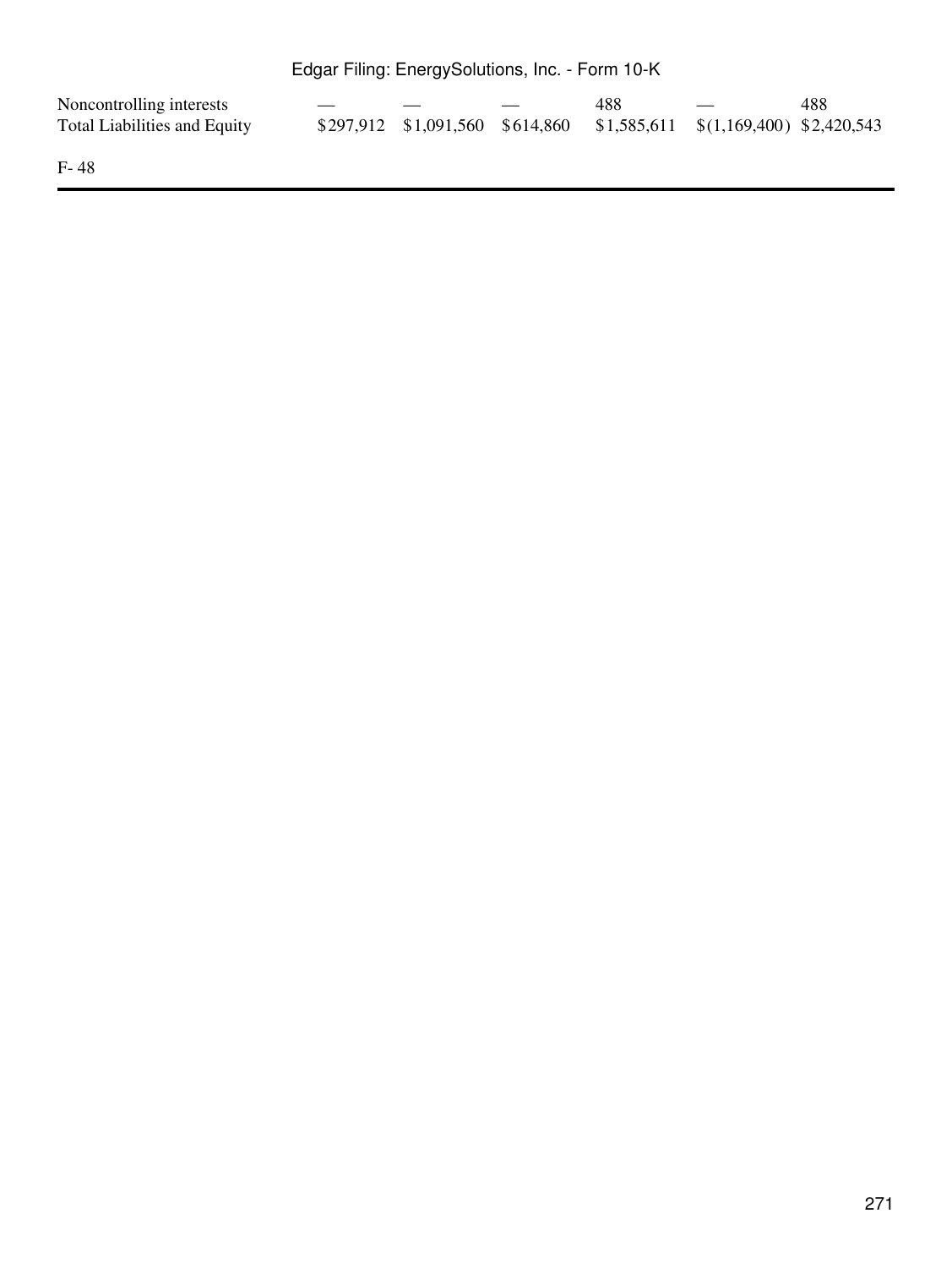| | | | | | | |
|---|---|---|---|---|---|---|
| Noncontrolling interests | — | — | — | 488 | — | 488 |
| Total Liabilities and Equity | $297,912 | $1,091,560 | $614,860 | $1,585,611 | $(1,169,400) | $2,420,543 |

F- 48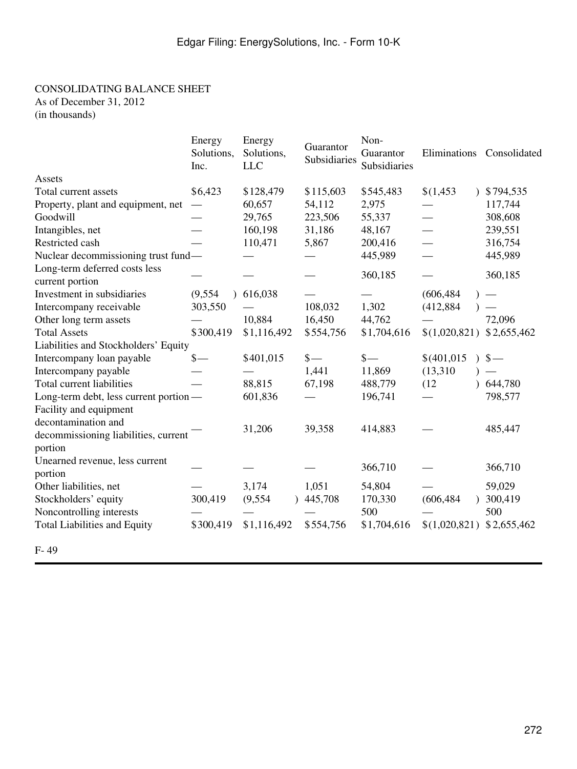CONSOLIDATING BALANCE SHEET
As of December 31, 2012
(in thousands)

| | Energy Solutions, Inc. | Energy Solutions, LLC | Guarantor Subsidiaries | Non-Guarantor Subsidiaries | Eliminations | Consolidated |
|---|---|---|---|---|---|---|
| Assets | | | | | | |
| Total current assets | $6,423 | $128,479 | $115,603 | $545,483 | $(1,453) | $794,535 |
| Property, plant and equipment, net | — | 60,657 | 54,112 | 2,975 | — | 117,744 |
| Goodwill | — | 29,765 | 223,506 | 55,337 | — | 308,608 |
| Intangibles, net | — | 160,198 | 31,186 | 48,167 | — | 239,551 |
| Restricted cash | — | 110,471 | 5,867 | 200,416 | — | 316,754 |
| Nuclear decommissioning trust fund | — | — | — | 445,989 | — | 445,989 |
| Long-term deferred costs less current portion | — | — | — | 360,185 | — | 360,185 |
| Investment in subsidiaries | (9,554) | 616,038 | — | — | (606,484) | — |
| Intercompany receivable | 303,550 | — | 108,032 | 1,302 | (412,884) | — |
| Other long term assets | — | 10,884 | 16,450 | 44,762 | — | 72,096 |
| Total Assets | $300,419 | $1,116,492 | $554,756 | $1,704,616 | $(1,020,821) | $2,655,462 |
| Liabilities and Stockholders' Equity | | | | | | |
| Intercompany loan payable | $— | $401,015 | $— | $— | $(401,015) | $— |
| Intercompany payable | — | — | 1,441 | 11,869 | (13,310) | — |
| Total current liabilities | — | 88,815 | 67,198 | 488,779 | (12) | 644,780 |
| Long-term debt, less current portion | — | 601,836 | — | 196,741 | — | 798,577 |
| Facility and equipment decontamination and decommissioning liabilities, current portion | — | 31,206 | 39,358 | 414,883 | — | 485,447 |
| Unearned revenue, less current portion | — | — | — | 366,710 | — | 366,710 |
| Other liabilities, net | — | 3,174 | 1,051 | 54,804 | — | 59,029 |
| Stockholders' equity | 300,419 | (9,554) | 445,708 | 170,330 | (606,484) | 300,419 |
| Noncontrolling interests | — | — | — | 500 | — | 500 |
| Total Liabilities and Equity | $300,419 | $1,116,492 | $554,756 | $1,704,616 | $(1,020,821) | $2,655,462 |

F- 49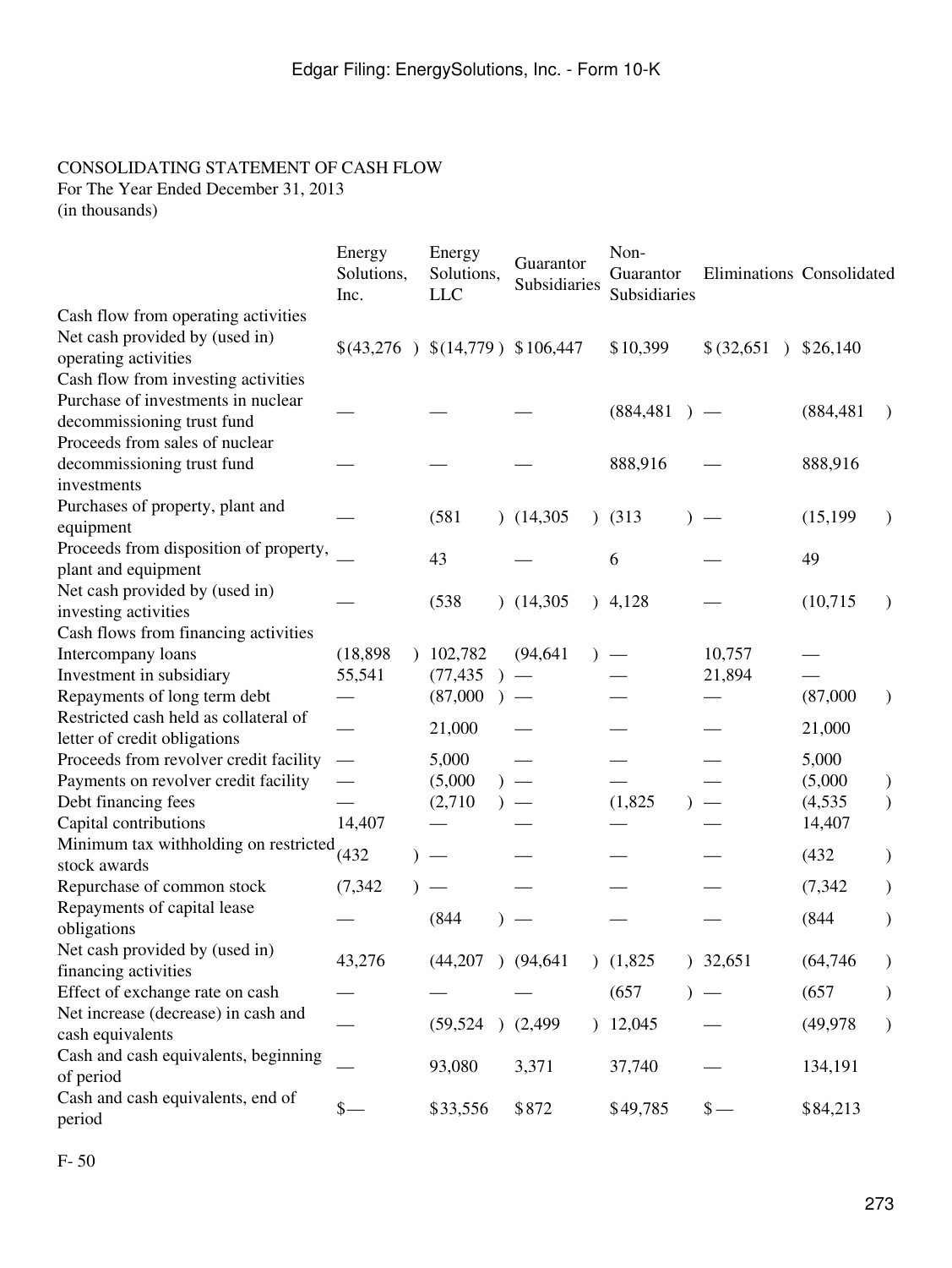CONSOLIDATING STATEMENT OF CASH FLOW
For The Year Ended December 31, 2013
(in thousands)

| | Energy Solutions, Inc. | Energy Solutions, LLC | Guarantor Subsidiaries | Non-Guarantor Subsidiaries | Eliminations | Consolidated |
|---|---|---|---|---|---|---|
| Cash flow from operating activities | | | | | | |
| Net cash provided by (used in) operating activities | $(43,276) | $(14,779) | $106,447 | $10,399 | $(32,651) | $26,140 |
| Cash flow from investing activities | | | | | | |
| Purchase of investments in nuclear decommissioning trust fund | — | — | — | (884,481) | — | (884,481) |
| Proceeds from sales of nuclear decommissioning trust fund investments | — | — | — | 888,916 | — | 888,916 |
| Purchases of property, plant and equipment | — | (581) | (14,305) | (313) | — | (15,199) |
| Proceeds from disposition of property, plant and equipment | — | 43 | — | 6 | — | 49 |
| Net cash provided by (used in) investing activities | — | (538) | (14,305) | 4,128 | — | (10,715) |
| Cash flows from financing activities | | | | | | |
| Intercompany loans | (18,898) | 102,782 | (94,641) | — | 10,757 | — |
| Investment in subsidiary | 55,541 | (77,435) | — | — | 21,894 | — |
| Repayments of long term debt | — | (87,000) | — | — | — | (87,000) |
| Restricted cash held as collateral of letter of credit obligations | — | 21,000 | — | — | — | 21,000 |
| Proceeds from revolver credit facility | — | 5,000 | — | — | — | 5,000 |
| Payments on revolver credit facility | — | (5,000) | — | — | — | (5,000) |
| Debt financing fees | — | (2,710) | — | (1,825) | — | (4,535) |
| Capital contributions | 14,407 | — | — | — | — | 14,407 |
| Minimum tax withholding on restricted stock awards | (432) | — | — | — | — | (432) |
| Repurchase of common stock | (7,342) | — | — | — | — | (7,342) |
| Repayments of capital lease obligations | — | (844) | — | — | — | (844) |
| Net cash provided by (used in) financing activities | 43,276 | (44,207) | (94,641) | (1,825) | 32,651 | (64,746) |
| Effect of exchange rate on cash | — | — | — | (657) | — | (657) |
| Net increase (decrease) in cash and cash equivalents | — | (59,524) | (2,499) | 12,045 | — | (49,978) |
| Cash and cash equivalents, beginning of period | — | 93,080 | 3,371 | 37,740 | — | 134,191 |
| Cash and cash equivalents, end of period | $— | $33,556 | $872 | $49,785 | $— | $84,213 |

F- 50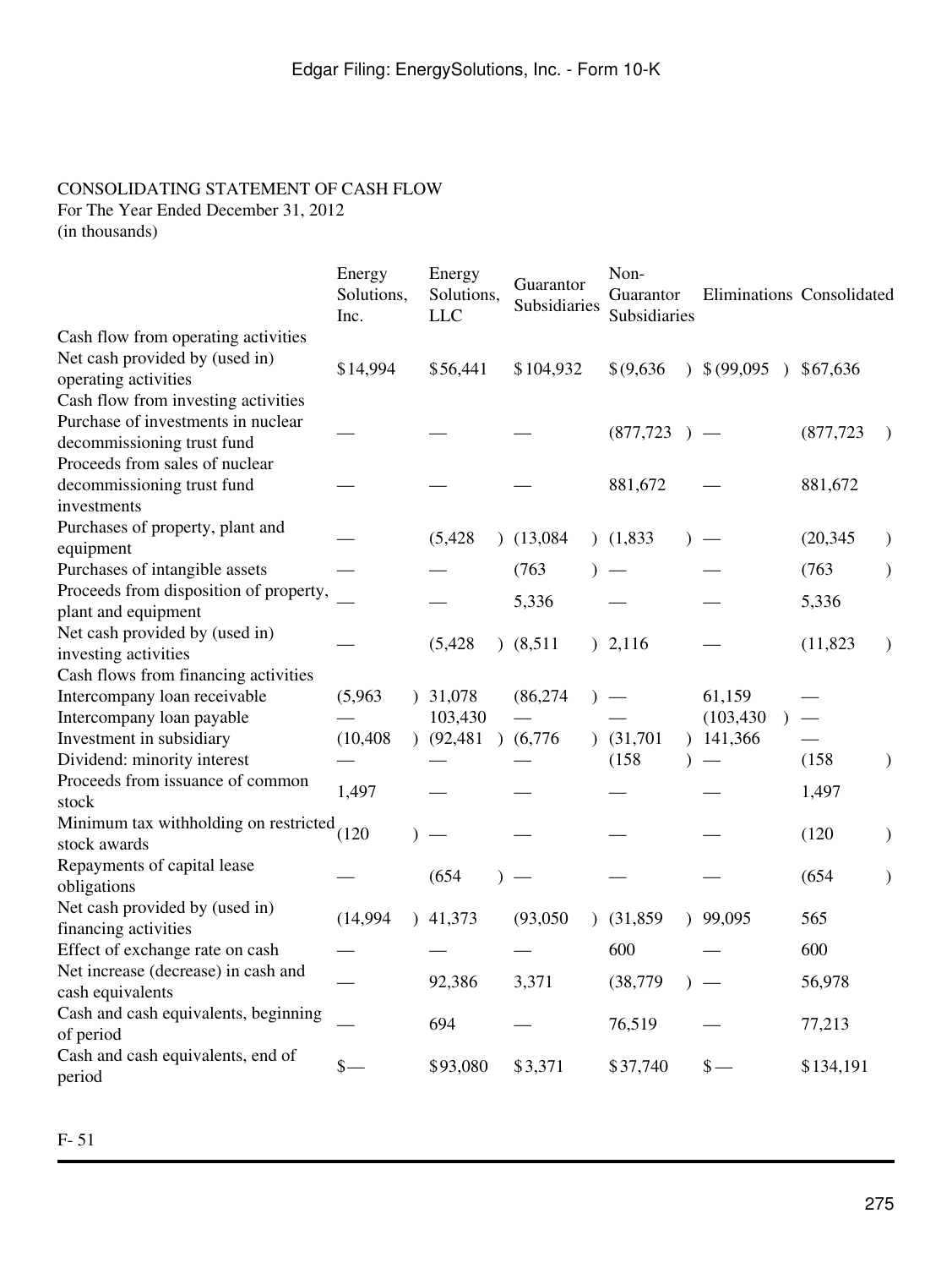CONSOLIDATING STATEMENT OF CASH FLOW
For The Year Ended December 31, 2012
(in thousands)

| | Energy Solutions, Inc. | Energy Solutions, LLC | Guarantor Subsidiaries | Non-Guarantor Subsidiaries | Eliminations | Consolidated |
|---|---|---|---|---|---|---|
| Cash flow from operating activities | | | | | | |
| Net cash provided by (used in) operating activities | $14,994 | $56,441 | $104,932 | $(9,636) | $(99,095) | $67,636 |
| Cash flow from investing activities | | | | | | |
| Purchase of investments in nuclear decommissioning trust fund | — | — | — | (877,723) | — | (877,723) |
| Proceeds from sales of nuclear decommissioning trust fund investments | — | — | — | 881,672 | — | 881,672 |
| Purchases of property, plant and equipment | — | (5,428) | (13,084) | (1,833) | — | (20,345) |
| Purchases of intangible assets | — | — | (763) | — | — | (763) |
| Proceeds from disposition of property, plant and equipment | — | — | 5,336 | — | — | 5,336 |
| Net cash provided by (used in) investing activities | — | (5,428) | (8,511) | 2,116 | — | (11,823) |
| Cash flows from financing activities | | | | | | |
| Intercompany loan receivable | (5,963) | 31,078 | (86,274) | — | 61,159 | — |
| Intercompany loan payable | — | 103,430 | — | — | (103,430) | — |
| Investment in subsidiary | (10,408) | (92,481) | (6,776) | (31,701) | 141,366 | — |
| Dividend: minority interest | — | — | — | (158) | — | (158) |
| Proceeds from issuance of common stock | 1,497 | — | — | — | — | 1,497 |
| Minimum tax withholding on restricted stock awards | (120) | — | — | — | — | (120) |
| Repayments of capital lease obligations | — | (654) | — | — | — | (654) |
| Net cash provided by (used in) financing activities | (14,994) | 41,373 | (93,050) | (31,859) | 99,095 | 565 |
| Effect of exchange rate on cash | — | — | — | 600 | — | 600 |
| Net increase (decrease) in cash and cash equivalents | — | 92,386 | 3,371 | (38,779) | — | 56,978 |
| Cash and cash equivalents, beginning of period | — | 694 | — | 76,519 | — | 77,213 |
| Cash and cash equivalents, end of period | $— | $93,080 | $3,371 | $37,740 | $— | $134,191 |

F- 51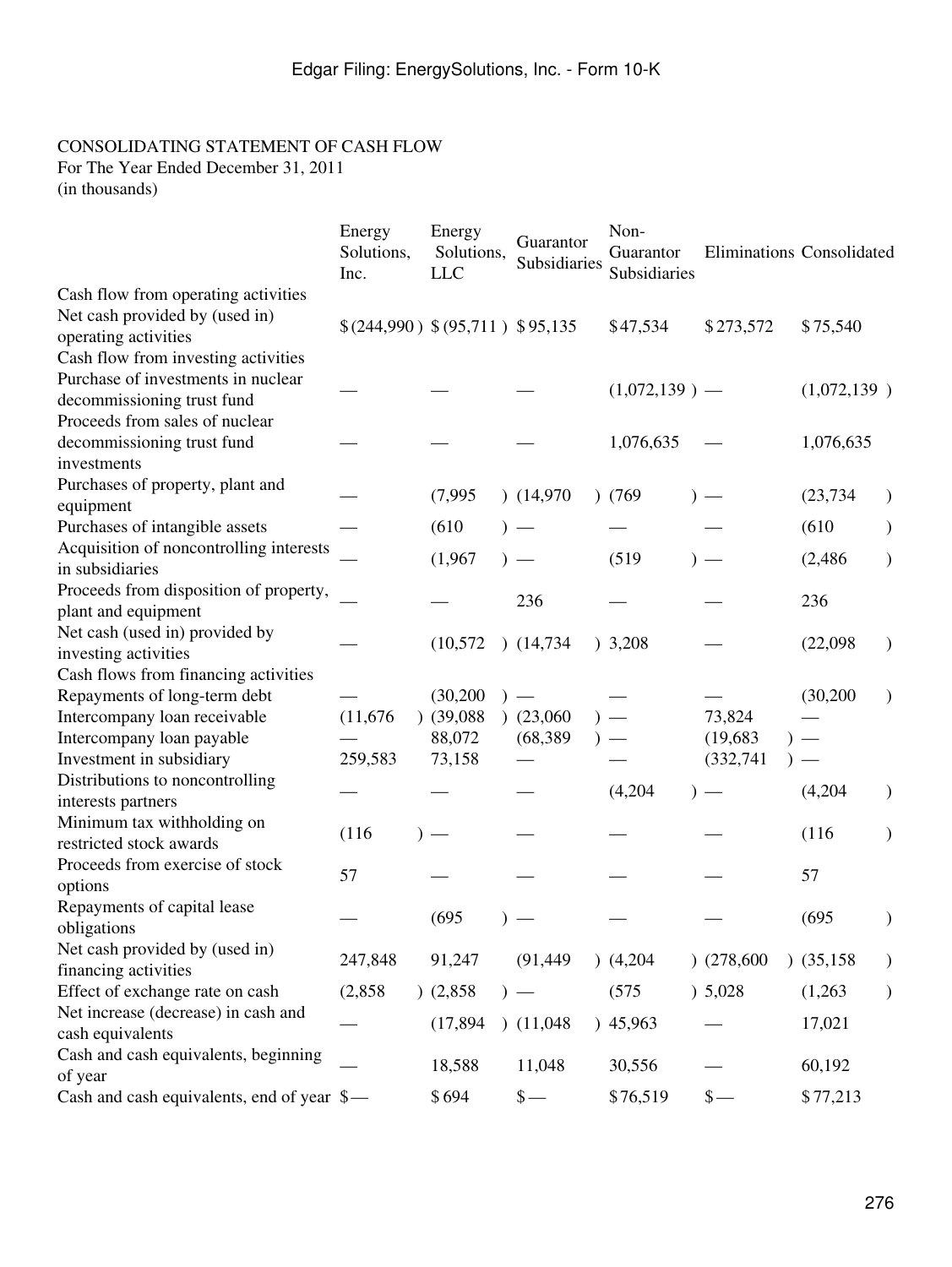CONSOLIDATING STATEMENT OF CASH FLOW
For The Year Ended December 31, 2011
(in thousands)

| | Energy Solutions, Inc. | Energy Solutions, LLC | Guarantor Subsidiaries | Non-Guarantor Subsidiaries | Eliminations | Consolidated |
|---|---|---|---|---|---|---|
| Cash flow from operating activities | | | | | | |
| Net cash provided by (used in) operating activities | $(244,990) | $(95,711) | $95,135 | $47,534 | $273,572 | $75,540 |
| Cash flow from investing activities | | | | | | |
| Purchase of investments in nuclear decommissioning trust fund | — | — | — | (1,072,139) | — | (1,072,139) |
| Proceeds from sales of nuclear decommissioning trust fund investments | — | — | — | 1,076,635 | — | 1,076,635 |
| Purchases of property, plant and equipment | — | (7,995) | (14,970) | (769) | — | (23,734) |
| Purchases of intangible assets | — | (610) | — | — | — | (610) |
| Acquisition of noncontrolling interests in subsidiaries | — | (1,967) | — | (519) | — | (2,486) |
| Proceeds from disposition of property, plant and equipment | — | — | 236 | — | — | 236 |
| Net cash (used in) provided by investing activities | — | (10,572) | (14,734) | 3,208 | — | (22,098) |
| Cash flows from financing activities | | | | | | |
| Repayments of long-term debt | — | (30,200) | — | — | — | (30,200) |
| Intercompany loan receivable | (11,676) | (39,088) | (23,060) | — | 73,824 | — |
| Intercompany loan payable | — | 88,072 | (68,389) | — | (19,683) | — |
| Investment in subsidiary | 259,583 | 73,158 | — | — | (332,741) | — |
| Distributions to noncontrolling interests partners | — | — | — | (4,204) | — | (4,204) |
| Minimum tax withholding on restricted stock awards | (116) | — | — | — | — | (116) |
| Proceeds from exercise of stock options | 57 | — | — | — | — | 57 |
| Repayments of capital lease obligations | — | (695) | — | — | — | (695) |
| Net cash provided by (used in) financing activities | 247,848 | 91,247 | (91,449) | (4,204) | (278,600) | (35,158) |
| Effect of exchange rate on cash | (2,858) | (2,858) | — | (575) | 5,028 | (1,263) |
| Net increase (decrease) in cash and cash equivalents | — | (17,894) | (11,048) | 45,963 | — | 17,021 |
| Cash and cash equivalents, beginning of year | — | 18,588 | 11,048 | 30,556 | — | 60,192 |
| Cash and cash equivalents, end of year | $— | $694 | $— | $76,519 | $— | $77,213 |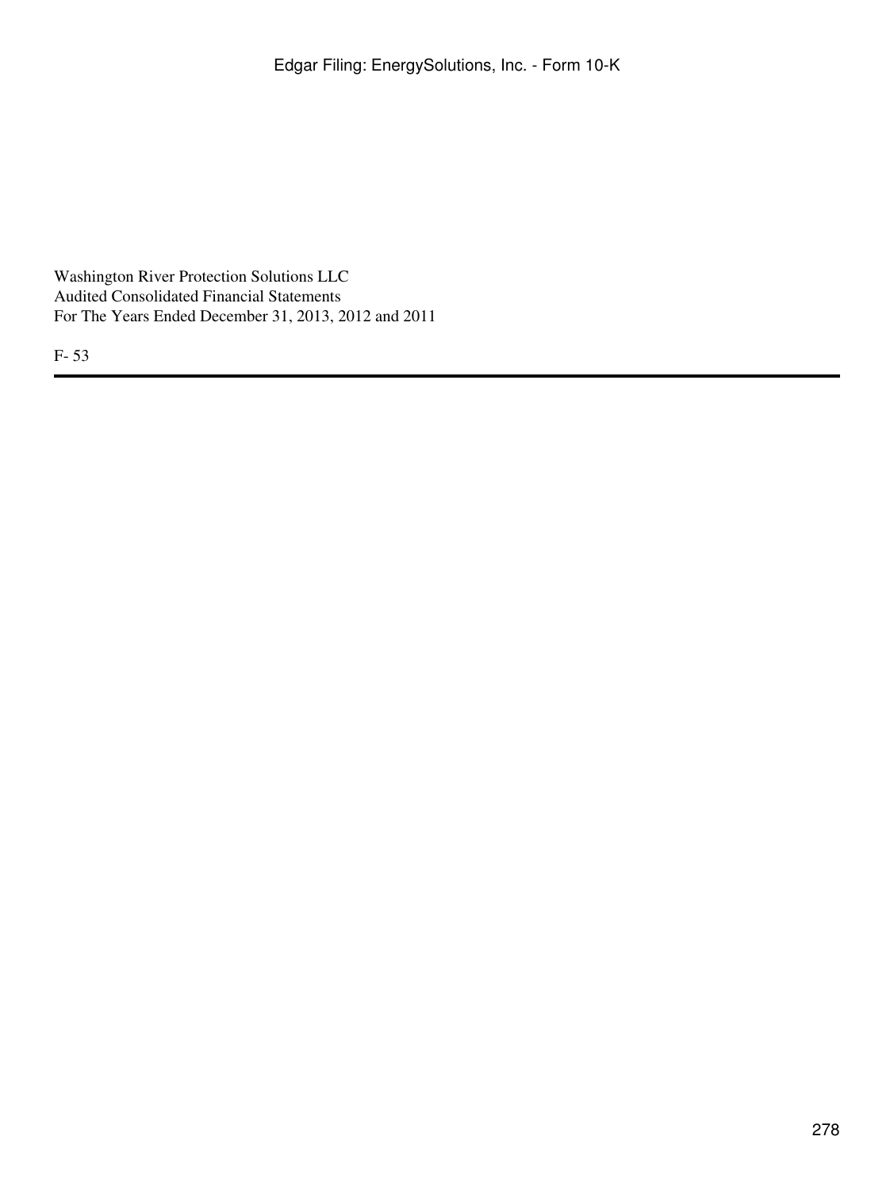Washington River Protection Solutions LLC
Audited Consolidated Financial Statements
For The Years Ended December 31, 2013, 2012 and 2011

F- 53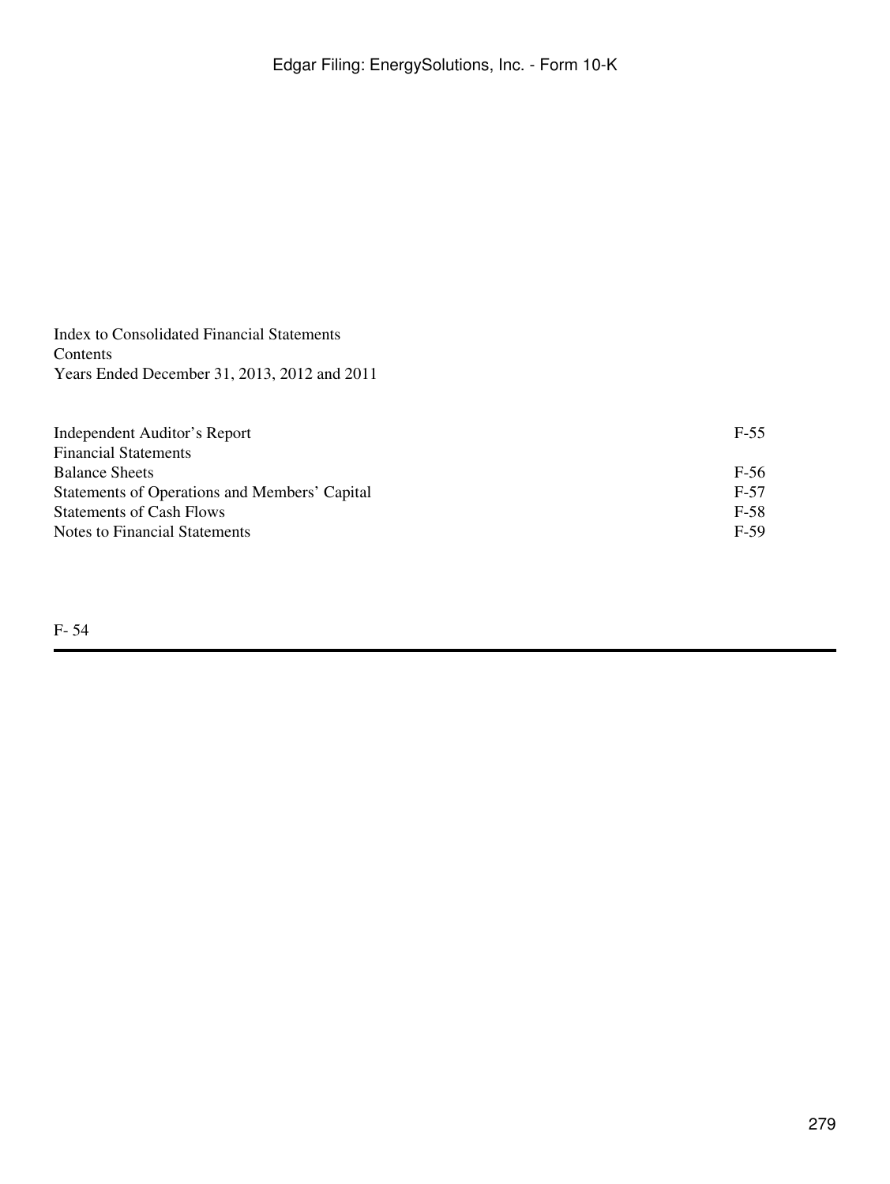Index to Consolidated Financial Statements
Contents
Years Ended December 31, 2013, 2012 and 2011

| | |
|---|---|
| Independent Auditor's Report | F-55 |
| Financial Statements | |
| Balance Sheets | F-56 |
| Statements of Operations and Members' Capital | F-57 |
| Statements of Cash Flows | F-58 |
| Notes to Financial Statements | F-59 |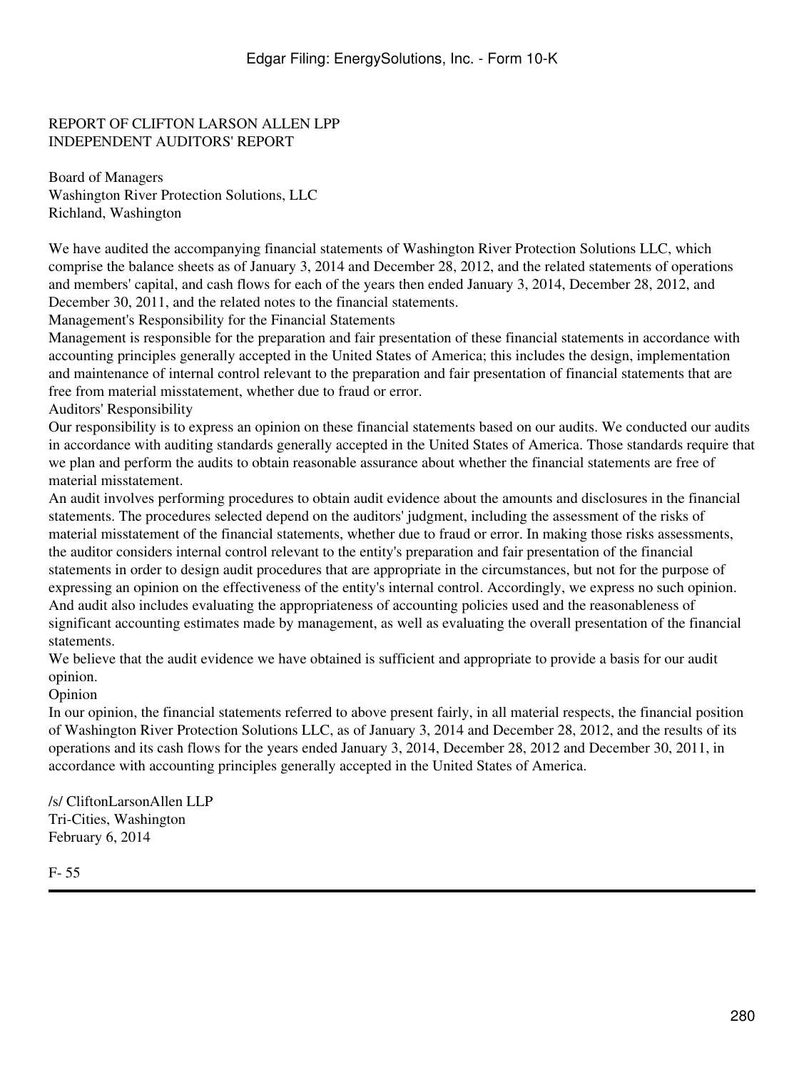REPORT OF CLIFTON LARSON ALLEN LPP
INDEPENDENT AUDITORS' REPORT

Board of Managers
Washington River Protection Solutions, LLC
Richland, Washington

We have audited the accompanying financial statements of Washington River Protection Solutions LLC, which comprise the balance sheets as of January 3, 2014 and December 28, 2012, and the related statements of operations and members' capital, and cash flows for each of the years then ended January 3, 2014, December 28, 2012, and December 30, 2011, and the related notes to the financial statements.

Management's Responsibility for the Financial Statements

Management is responsible for the preparation and fair presentation of these financial statements in accordance with accounting principles generally accepted in the United States of America; this includes the design, implementation and maintenance of internal control relevant to the preparation and fair presentation of financial statements that are free from material misstatement, whether due to fraud or error.

Auditors' Responsibility

Our responsibility is to express an opinion on these financial statements based on our audits. We conducted our audits in accordance with auditing standards generally accepted in the United States of America. Those standards require that we plan and perform the audits to obtain reasonable assurance about whether the financial statements are free of material misstatement.

An audit involves performing procedures to obtain audit evidence about the amounts and disclosures in the financial statements. The procedures selected depend on the auditors' judgment, including the assessment of the risks of material misstatement of the financial statements, whether due to fraud or error. In making those risks assessments, the auditor considers internal control relevant to the entity's preparation and fair presentation of the financial statements in order to design audit procedures that are appropriate in the circumstances, but not for the purpose of expressing an opinion on the effectiveness of the entity's internal control. Accordingly, we express no such opinion. And audit also includes evaluating the appropriateness of accounting policies used and the reasonableness of significant accounting estimates made by management, as well as evaluating the overall presentation of the financial statements.

We believe that the audit evidence we have obtained is sufficient and appropriate to provide a basis for our audit opinion.

Opinion

In our opinion, the financial statements referred to above present fairly, in all material respects, the financial position of Washington River Protection Solutions LLC, as of January 3, 2014 and December 28, 2012, and the results of its operations and its cash flows for the years ended January 3, 2014, December 28, 2012 and December 30, 2011, in accordance with accounting principles generally accepted in the United States of America.

/s/ CliftonLarsonAllen LLP
Tri-Cities, Washington
February 6, 2014

F- 55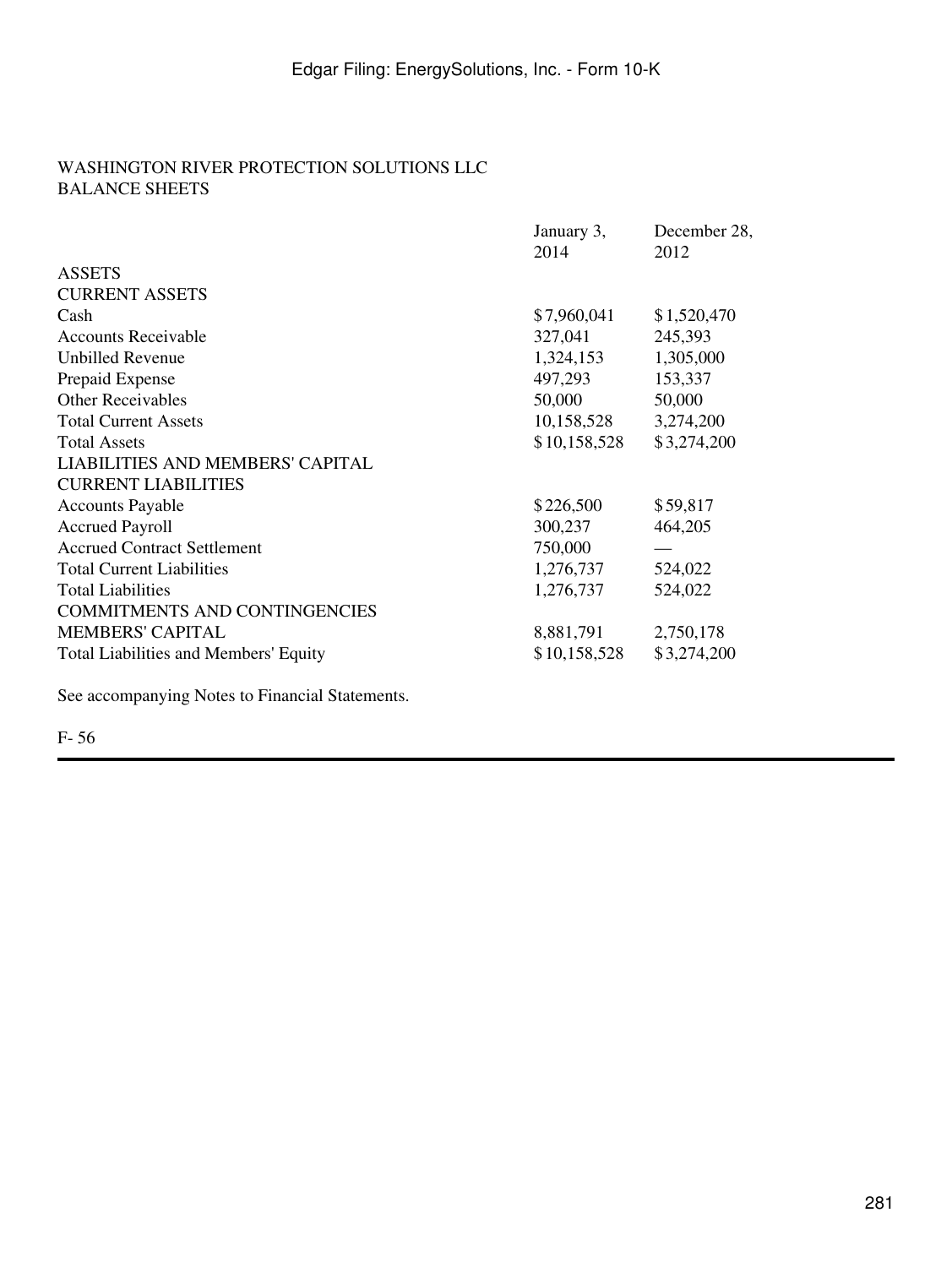WASHINGTON RIVER PROTECTION SOLUTIONS LLC
BALANCE SHEETS

| | January 3, 2014 | December 28, 2012 |
|---|---|---|
| ASSETS | | |
| CURRENT ASSETS | | |
| Cash | $7,960,041 | $1,520,470 |
| Accounts Receivable | 327,041 | 245,393 |
| Unbilled Revenue | 1,324,153 | 1,305,000 |
| Prepaid Expense | 497,293 | 153,337 |
| Other Receivables | 50,000 | 50,000 |
| Total Current Assets | 10,158,528 | 3,274,200 |
| Total Assets | $10,158,528 | $3,274,200 |
| LIABILITIES AND MEMBERS' CAPITAL | | |
| CURRENT LIABILITIES | | |
| Accounts Payable | $226,500 | $59,817 |
| Accrued Payroll | 300,237 | 464,205 |
| Accrued Contract Settlement | 750,000 | — |
| Total Current Liabilities | 1,276,737 | 524,022 |
| Total Liabilities | 1,276,737 | 524,022 |
| COMMITMENTS AND CONTINGENCIES | | |
| MEMBERS' CAPITAL | 8,881,791 | 2,750,178 |
| Total Liabilities and Members' Equity | $10,158,528 | $3,274,200 |

See accompanying Notes to Financial Statements.

F- 56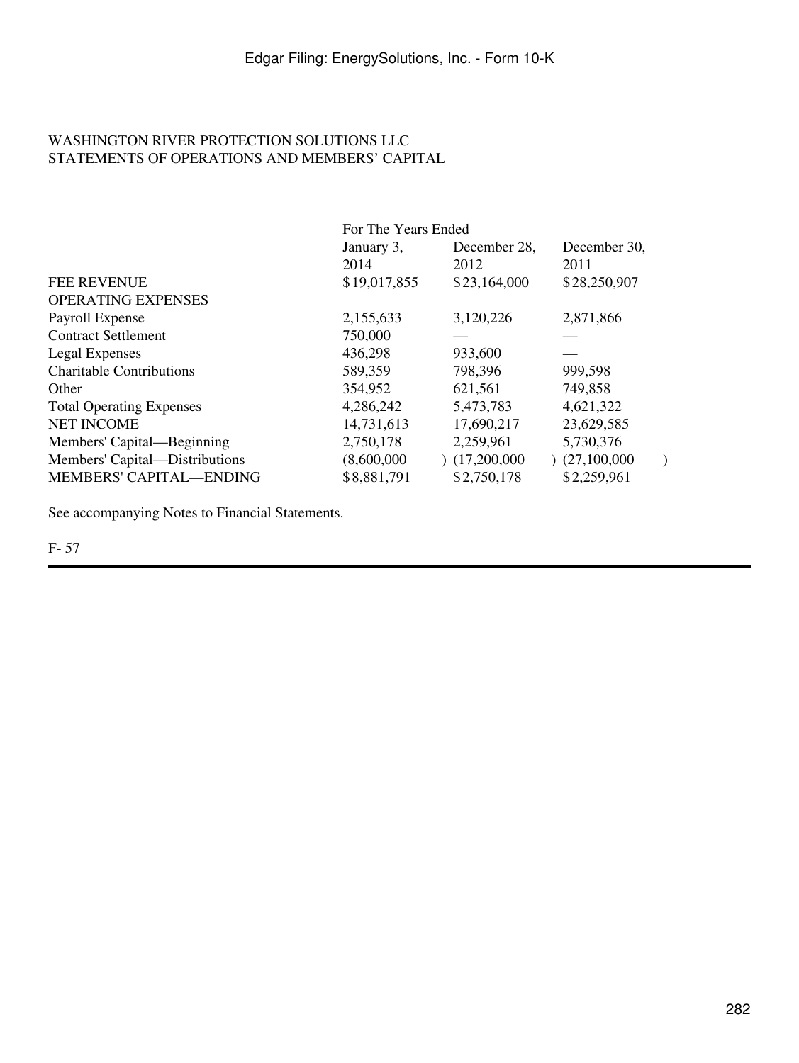WASHINGTON RIVER PROTECTION SOLUTIONS LLC
STATEMENTS OF OPERATIONS AND MEMBERS' CAPITAL

| | For The Years Ended | | |
|---|---|---|---|
| | January 3, 2014 | December 28, 2012 | December 30, 2011 |
| FEE REVENUE | $19,017,855 | $23,164,000 | $28,250,907 |
| OPERATING EXPENSES | | | |
| Payroll Expense | 2,155,633 | 3,120,226 | 2,871,866 |
| Contract Settlement | 750,000 | — | — |
| Legal Expenses | 436,298 | 933,600 | — |
| Charitable Contributions | 589,359 | 798,396 | 999,598 |
| Other | 354,952 | 621,561 | 749,858 |
| Total Operating Expenses | 4,286,242 | 5,473,783 | 4,621,322 |
| NET INCOME | 14,731,613 | 17,690,217 | 23,629,585 |
| Members' Capital—Beginning | 2,750,178 | 2,259,961 | 5,730,376 |
| Members' Capital—Distributions | (8,600,000) | (17,200,000) | (27,100,000) |
| MEMBERS' CAPITAL—ENDING | $8,881,791 | $2,750,178 | $2,259,961 |

See accompanying Notes to Financial Statements.

F- 57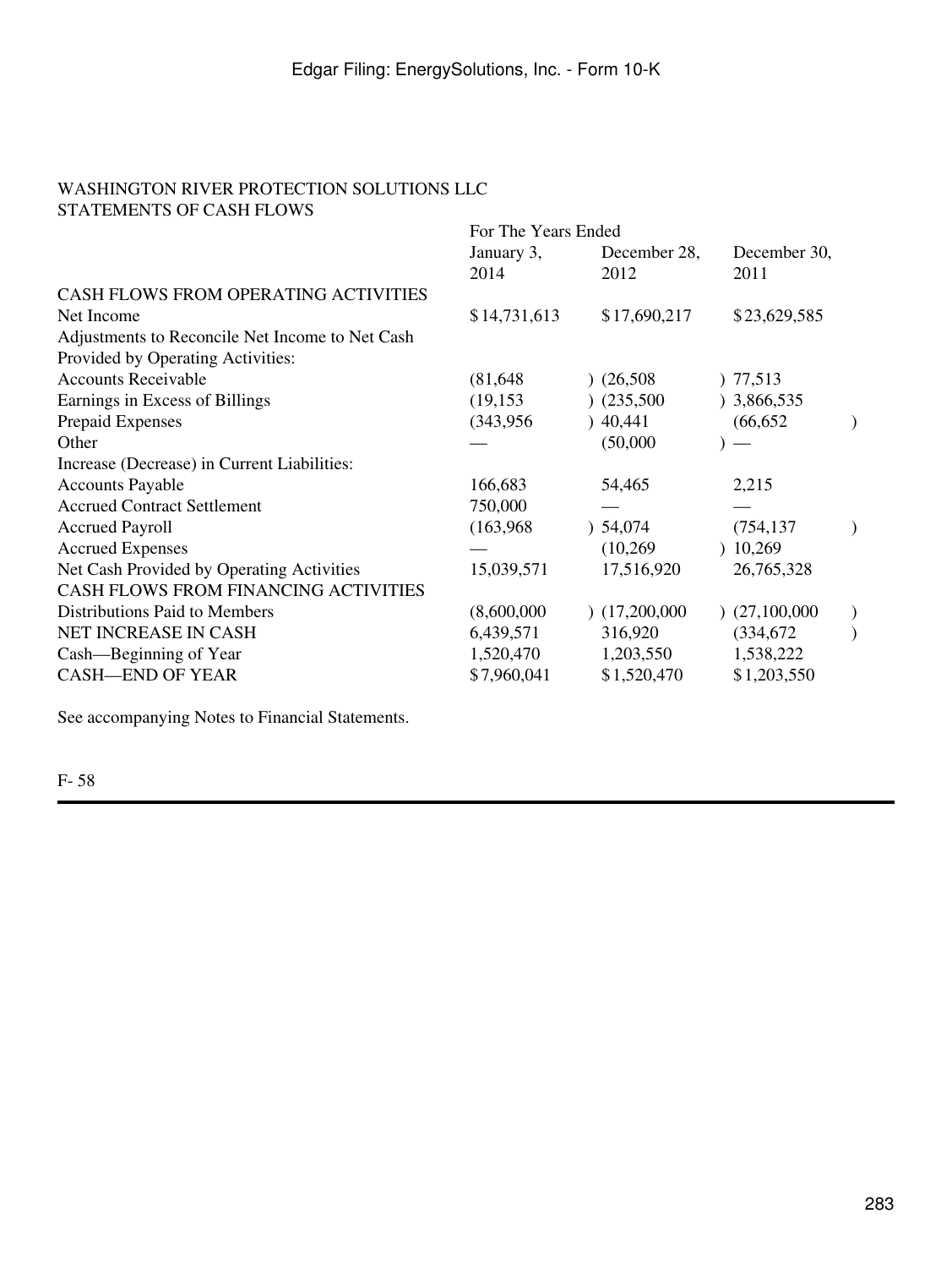WASHINGTON RIVER PROTECTION SOLUTIONS LLC
STATEMENTS OF CASH FLOWS

| | For The Years Ended | | |
|---|---|---|---|
| | January 3, 2014 | December 28, 2012 | December 30, 2011 |
| CASH FLOWS FROM OPERATING ACTIVITIES | | | |
| Net Income | $14,731,613 | $17,690,217 | $23,629,585 |
| Adjustments to Reconcile Net Income to Net Cash Provided by Operating Activities: | | | |
| Accounts Receivable | (81,648) | (26,508) | 77,513 |
| Earnings in Excess of Billings | (19,153) | (235,500) | 3,866,535 |
| Prepaid Expenses | (343,956) | 40,441 | (66,652) |
| Other | — | (50,000) | — |
| Increase (Decrease) in Current Liabilities: | | | |
| Accounts Payable | 166,683 | 54,465 | 2,215 |
| Accrued Contract Settlement | 750,000 | — | — |
| Accrued Payroll | (163,968) | 54,074 | (754,137) |
| Accrued Expenses | — | (10,269) | 10,269 |
| Net Cash Provided by Operating Activities | 15,039,571 | 17,516,920 | 26,765,328 |
| CASH FLOWS FROM FINANCING ACTIVITIES | | | |
| Distributions Paid to Members | (8,600,000) | (17,200,000) | (27,100,000) |
| NET INCREASE IN CASH | 6,439,571 | 316,920 | (334,672) |
| Cash—Beginning of Year | 1,520,470 | 1,203,550 | 1,538,222 |
| CASH—END OF YEAR | $7,960,041 | $1,520,470 | $1,203,550 |

See accompanying Notes to Financial Statements.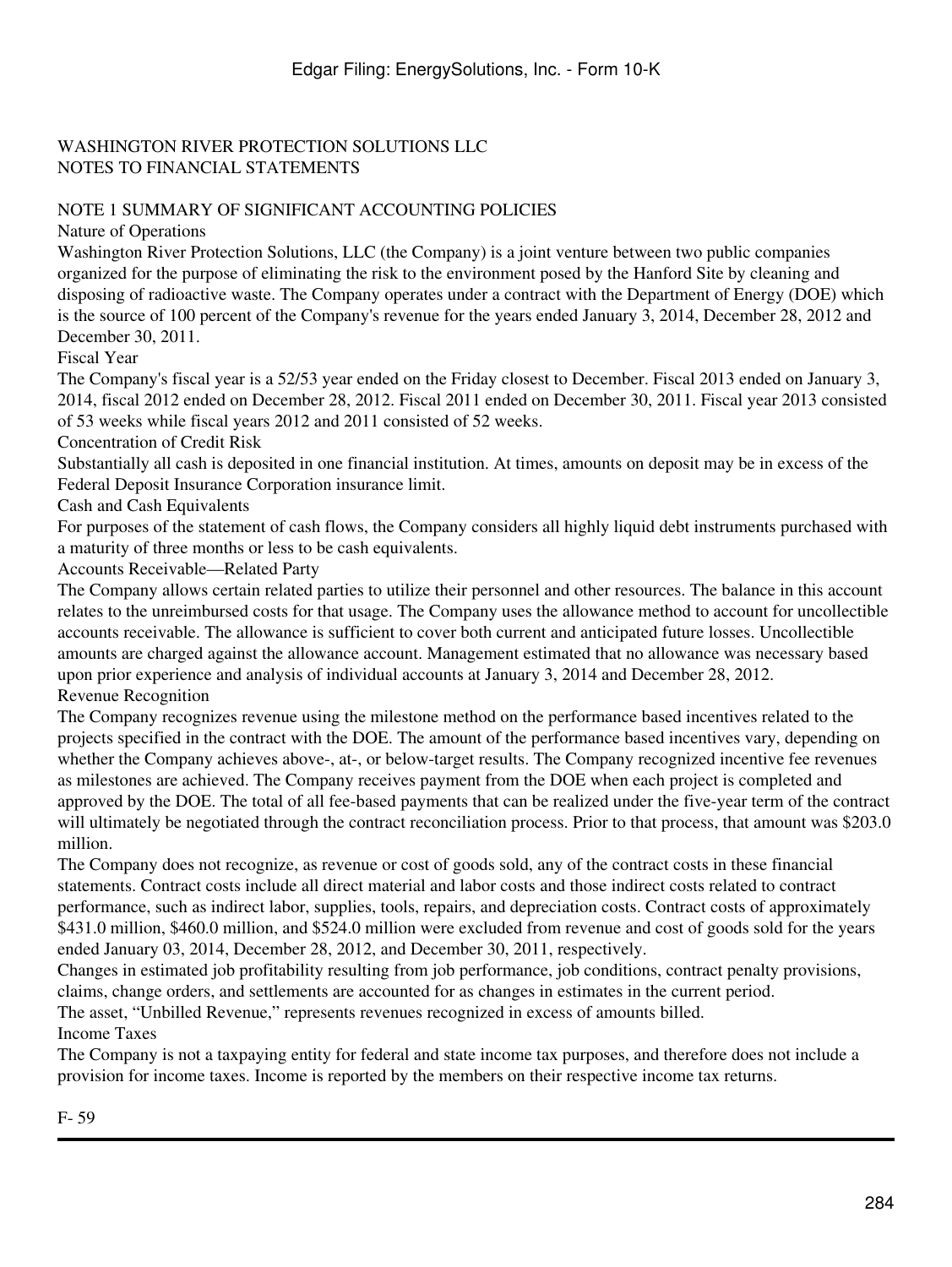WASHINGTON RIVER PROTECTION SOLUTIONS LLC
NOTES TO FINANCIAL STATEMENTS

## NOTE 1 SUMMARY OF SIGNIFICANT ACCOUNTING POLICIES

### Nature of Operations

Washington River Protection Solutions, LLC (the Company) is a joint venture between two public companies organized for the purpose of eliminating the risk to the environment posed by the Hanford Site by cleaning and disposing of radioactive waste. The Company operates under a contract with the Department of Energy (DOE) which is the source of 100 percent of the Company's revenue for the years ended January 3, 2014, December 28, 2012 and December 30, 2011.

### Fiscal Year

The Company's fiscal year is a 52/53 year ended on the Friday closest to December. Fiscal 2013 ended on January 3, 2014, fiscal 2012 ended on December 28, 2012. Fiscal 2011 ended on December 30, 2011. Fiscal year 2013 consisted of 53 weeks while fiscal years 2012 and 2011 consisted of 52 weeks.

### Concentration of Credit Risk

Substantially all cash is deposited in one financial institution. At times, amounts on deposit may be in excess of the Federal Deposit Insurance Corporation insurance limit.

### Cash and Cash Equivalents

For purposes of the statement of cash flows, the Company considers all highly liquid debt instruments purchased with a maturity of three months or less to be cash equivalents.

### Accounts Receivable—Related Party

The Company allows certain related parties to utilize their personnel and other resources. The balance in this account relates to the unreimbursed costs for that usage. The Company uses the allowance method to account for uncollectible accounts receivable. The allowance is sufficient to cover both current and anticipated future losses. Uncollectible amounts are charged against the allowance account. Management estimated that no allowance was necessary based upon prior experience and analysis of individual accounts at January 3, 2014 and December 28, 2012.

### Revenue Recognition

The Company recognizes revenue using the milestone method on the performance based incentives related to the projects specified in the contract with the DOE. The amount of the performance based incentives vary, depending on whether the Company achieves above-, at-, or below-target results. The Company recognized incentive fee revenues as milestones are achieved. The Company receives payment from the DOE when each project is completed and approved by the DOE. The total of all fee-based payments that can be realized under the five-year term of the contract will ultimately be negotiated through the contract reconciliation process. Prior to that process, that amount was $203.0 million.

The Company does not recognize, as revenue or cost of goods sold, any of the contract costs in these financial statements. Contract costs include all direct material and labor costs and those indirect costs related to contract performance, such as indirect labor, supplies, tools, repairs, and depreciation costs. Contract costs of approximately $431.0 million, $460.0 million, and $524.0 million were excluded from revenue and cost of goods sold for the years ended January 03, 2014, December 28, 2012, and December 30, 2011, respectively.

Changes in estimated job profitability resulting from job performance, job conditions, contract penalty provisions, claims, change orders, and settlements are accounted for as changes in estimates in the current period.

The asset, "Unbilled Revenue," represents revenues recognized in excess of amounts billed.

### Income Taxes

The Company is not a taxpaying entity for federal and state income tax purposes, and therefore does not include a provision for income taxes. Income is reported by the members on their respective income tax returns.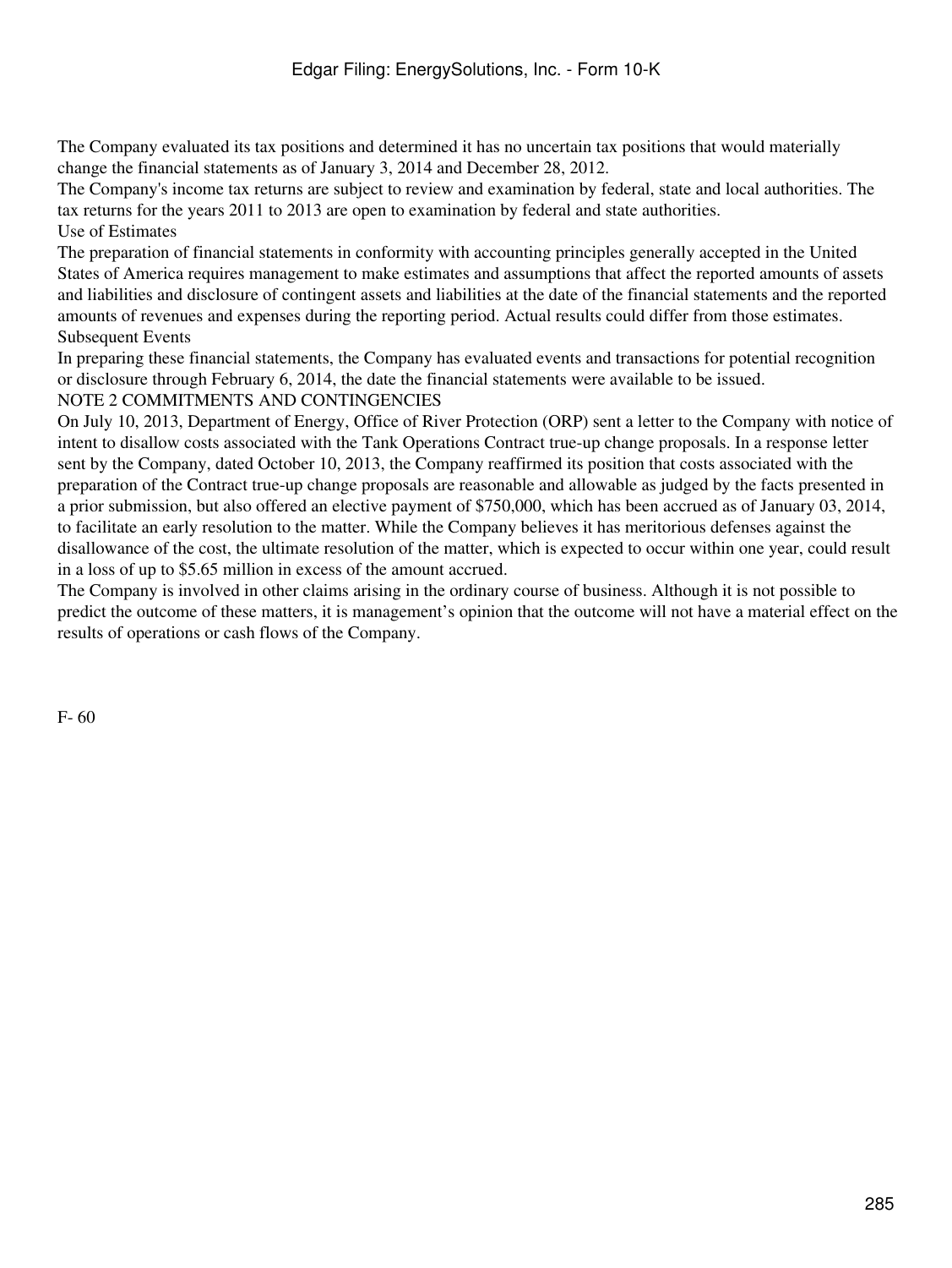The Company evaluated its tax positions and determined it has no uncertain tax positions that would materially change the financial statements as of January 3, 2014 and December 28, 2012.

The Company's income tax returns are subject to review and examination by federal, state and local authorities. The tax returns for the years 2011 to 2013 are open to examination by federal and state authorities.

### Use of Estimates

The preparation of financial statements in conformity with accounting principles generally accepted in the United States of America requires management to make estimates and assumptions that affect the reported amounts of assets and liabilities and disclosure of contingent assets and liabilities at the date of the financial statements and the reported amounts of revenues and expenses during the reporting period. Actual results could differ from those estimates.

### Subsequent Events

In preparing these financial statements, the Company has evaluated events and transactions for potential recognition or disclosure through February 6, 2014, the date the financial statements were available to be issued.

## NOTE 2 COMMITMENTS AND CONTINGENCIES

On July 10, 2013, Department of Energy, Office of River Protection (ORP) sent a letter to the Company with notice of intent to disallow costs associated with the Tank Operations Contract true-up change proposals. In a response letter sent by the Company, dated October 10, 2013, the Company reaffirmed its position that costs associated with the preparation of the Contract true-up change proposals are reasonable and allowable as judged by the facts presented in a prior submission, but also offered an elective payment of $750,000, which has been accrued as of January 03, 2014, to facilitate an early resolution to the matter. While the Company believes it has meritorious defenses against the disallowance of the cost, the ultimate resolution of the matter, which is expected to occur within one year, could result in a loss of up to $5.65 million in excess of the amount accrued.

The Company is involved in other claims arising in the ordinary course of business. Although it is not possible to predict the outcome of these matters, it is management's opinion that the outcome will not have a material effect on the results of operations or cash flows of the Company.